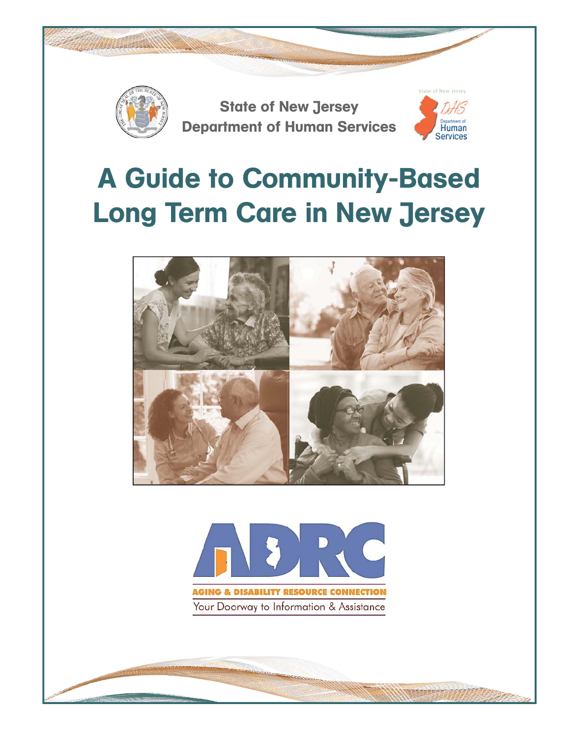State of New Jersey
Department of Human Services

# A Guide to Community-Based Long Term Care in New Jersey

ADRC

AGING & DISABILITY RESOURCE CONNECTION

Your Doorway to Information & Assistance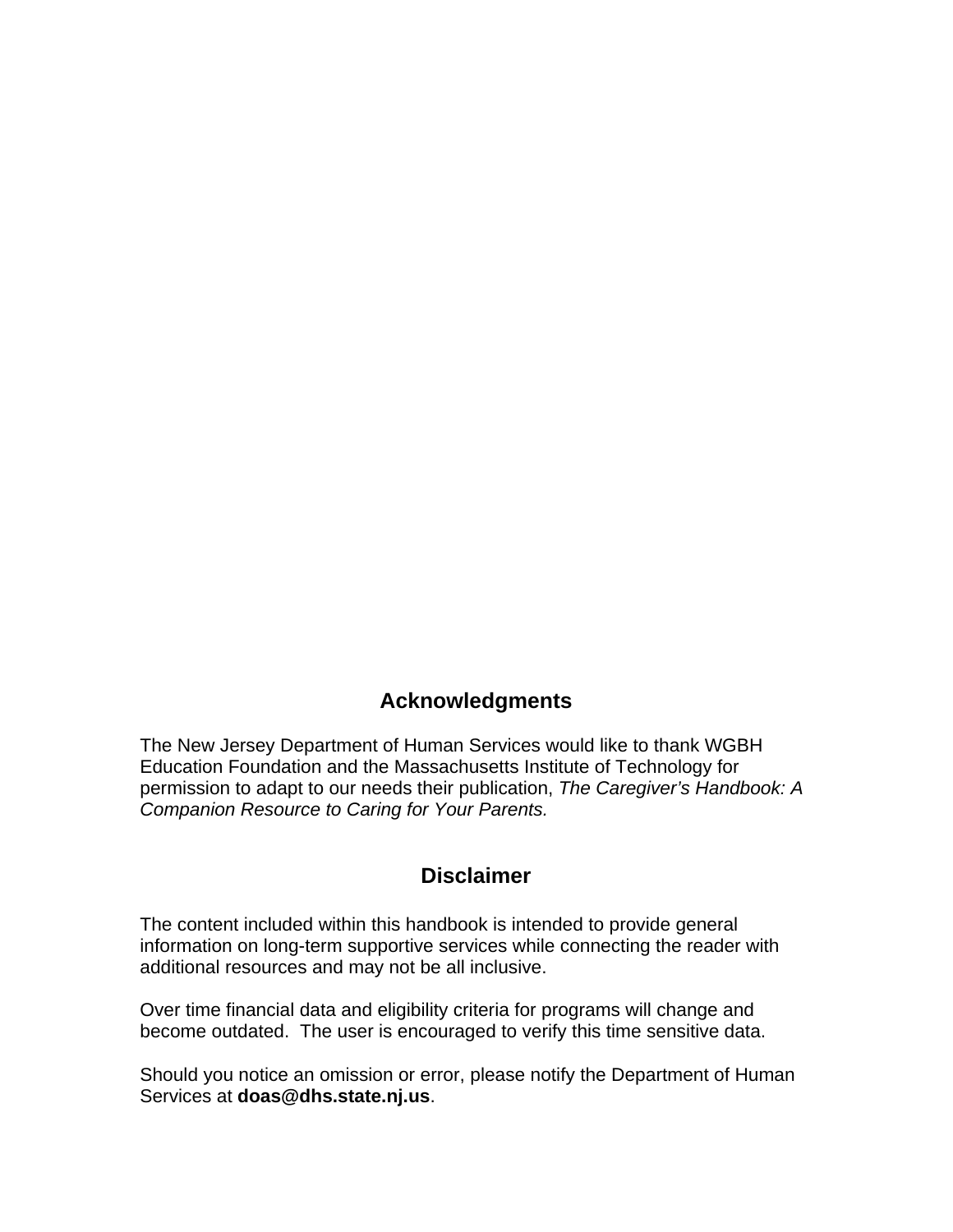## Acknowledgments

The New Jersey Department of Human Services would like to thank WGBH Education Foundation and the Massachusetts Institute of Technology for permission to adapt to our needs their publication, *The Caregiver's Handbook: A Companion Resource to Caring for Your Parents.*

## Disclaimer

The content included within this handbook is intended to provide general information on long-term supportive services while connecting the reader with additional resources and may not be all inclusive.

Over time financial data and eligibility criteria for programs will change and become outdated. The user is encouraged to verify this time sensitive data.

Should you notice an omission or error, please notify the Department of Human Services at **doas@dhs.state.nj.us**.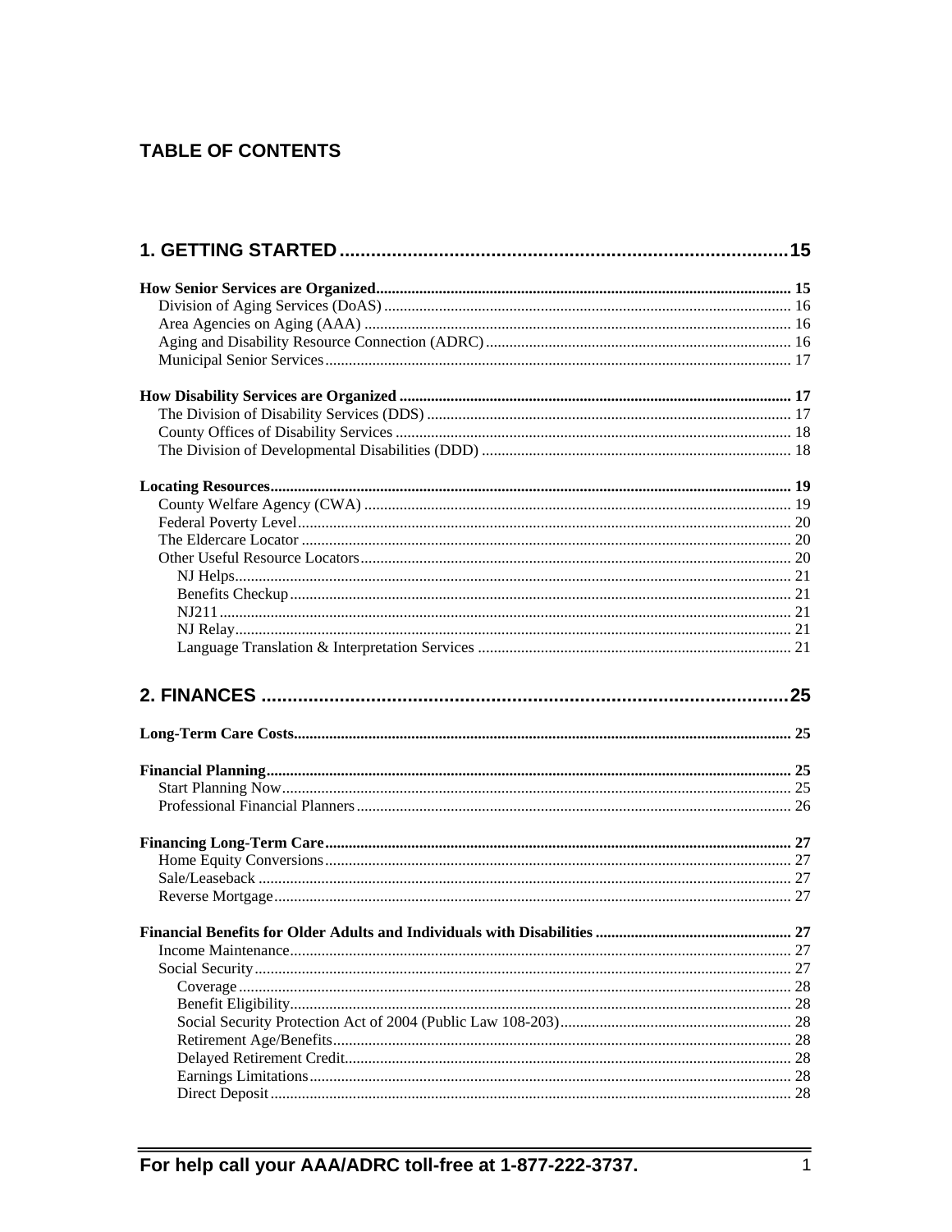# TABLE OF CONTENTS

## 1. GETTING STARTED ....................................................................... 15

**How Senior Services are Organized** ........................................................................................................ 15
- Division of Aging Services (DoAS) ...................................................................................................... 16
- Area Agencies on Aging (AAA) ........................................................................................................... 16
- Aging and Disability Resource Connection (ADRC) ............................................................................. 16
- Municipal Senior Services ..................................................................................................................... 17

**How Disability Services are Organized** .................................................................................................. 17
- The Division of Disability Services (DDS) ............................................................................................ 17
- County Offices of Disability Services .................................................................................................... 18
- The Division of Developmental Disabilities (DDD) .............................................................................. 18

**Locating Resources** ................................................................................................................................... 19
- County Welfare Agency (CWA) ........................................................................................................... 19
- Federal Poverty Level ............................................................................................................................ 20
- The Eldercare Locator ........................................................................................................................... 20
- Other Useful Resource Locators ............................................................................................................ 20
  - NJ Helps ............................................................................................................................................ 21
  - Benefits Checkup .............................................................................................................................. 21
  - NJ211 ................................................................................................................................................ 21
  - NJ Relay ............................................................................................................................................ 21
  - Language Translation & Interpretation Services ............................................................................... 21

## 2. FINANCES ...................................................................................................... 25

**Long-Term Care Costs** ............................................................................................................................. 25

**Financial Planning** .................................................................................................................................... 25
- Start Planning Now ................................................................................................................................ 25
- Professional Financial Planners ............................................................................................................. 26

**Financing Long-Term Care** ..................................................................................................................... 27
- Home Equity Conversions ..................................................................................................................... 27
- Sale/Leaseback ...................................................................................................................................... 27
- Reverse Mortgage .................................................................................................................................. 27

**Financial Benefits for Older Adults and Individuals with Disabilities** ................................................. 27
- Income Maintenance .............................................................................................................................. 27
- Social Security ....................................................................................................................................... 27
  - Coverage ........................................................................................................................................... 28
  - Benefit Eligibility .............................................................................................................................. 28
  - Social Security Protection Act of 2004 (Public Law 108-203) .......................................................... 28
  - Retirement Age/Benefits ................................................................................................................... 28
  - Delayed Retirement Credit ................................................................................................................ 28
  - Earnings Limitations ......................................................................................................................... 28
  - Direct Deposit ................................................................................................................................... 28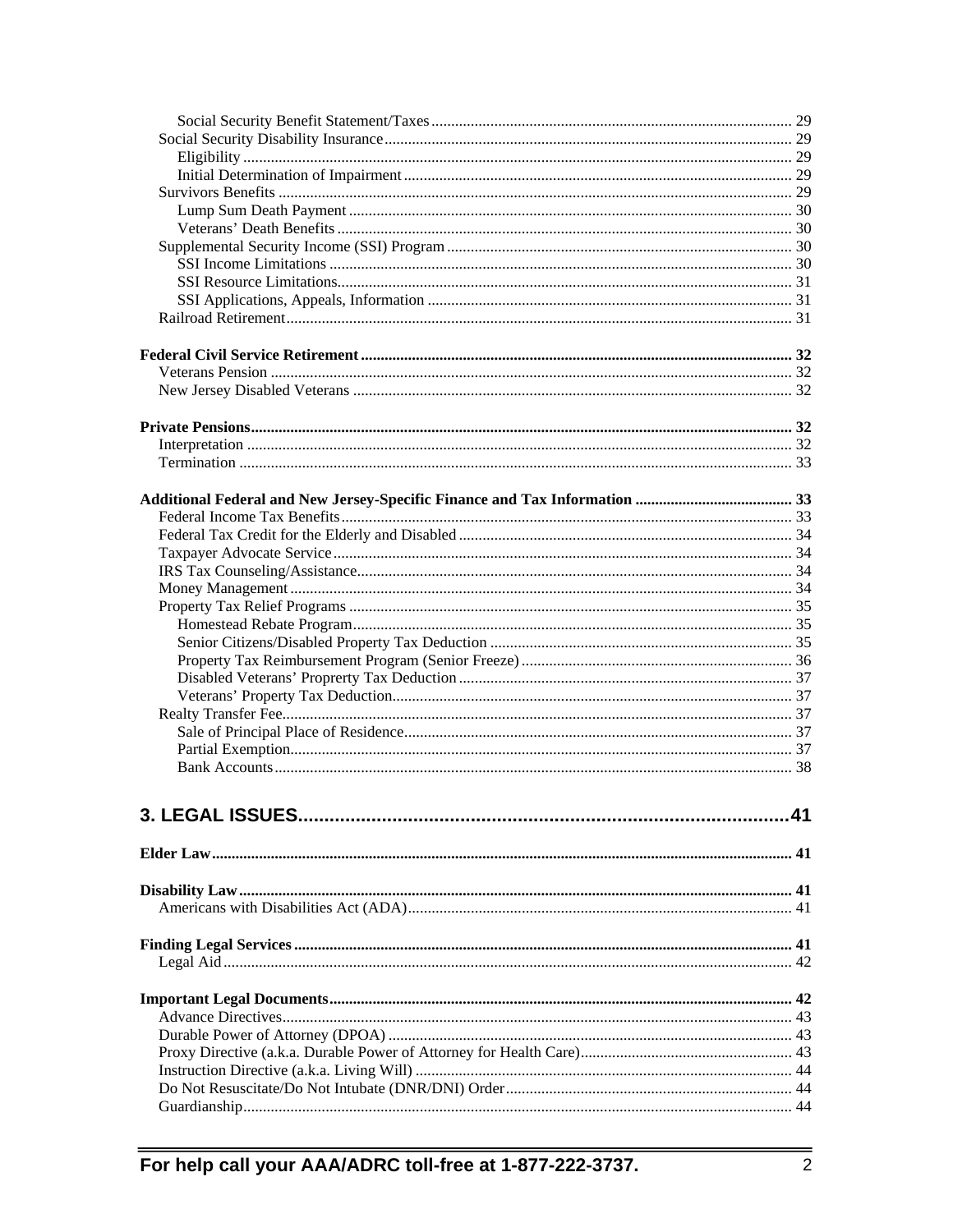Social Security Benefit Statement/Taxes ... 29
Social Security Disability Insurance ... 29
Eligibility ... 29
Initial Determination of Impairment ... 29
Survivors Benefits ... 29
Lump Sum Death Payment ... 30
Veterans' Death Benefits ... 30
Supplemental Security Income (SSI) Program ... 30
SSI Income Limitations ... 30
SSI Resource Limitations ... 31
SSI Applications, Appeals, Information ... 31
Railroad Retirement ... 31

**Federal Civil Service Retirement ... 32**
Veterans Pension ... 32
New Jersey Disabled Veterans ... 32

**Private Pensions ... 32**
Interpretation ... 32
Termination ... 33

**Additional Federal and New Jersey-Specific Finance and Tax Information ... 33**
Federal Income Tax Benefits ... 33
Federal Tax Credit for the Elderly and Disabled ... 34
Taxpayer Advocate Service ... 34
IRS Tax Counseling/Assistance ... 34
Money Management ... 34
Property Tax Relief Programs ... 35
Homestead Rebate Program ... 35
Senior Citizens/Disabled Property Tax Deduction ... 35
Property Tax Reimbursement Program (Senior Freeze) ... 36
Disabled Veterans' Proprerty Tax Deduction ... 37
Veterans' Property Tax Deduction ... 37
Realty Transfer Fee ... 37
Sale of Principal Place of Residence ... 37
Partial Exemption ... 37
Bank Accounts ... 38

# 3. LEGAL ISSUES ... 41

**Elder Law ... 41**

**Disability Law ... 41**
Americans with Disabilities Act (ADA) ... 41

**Finding Legal Services ... 41**
Legal Aid ... 42

**Important Legal Documents ... 42**
Advance Directives ... 43
Durable Power of Attorney (DPOA) ... 43
Proxy Directive (a.k.a. Durable Power of Attorney for Health Care) ... 43
Instruction Directive (a.k.a. Living Will) ... 44
Do Not Resuscitate/Do Not Intubate (DNR/DNI) Order ... 44
Guardianship ... 44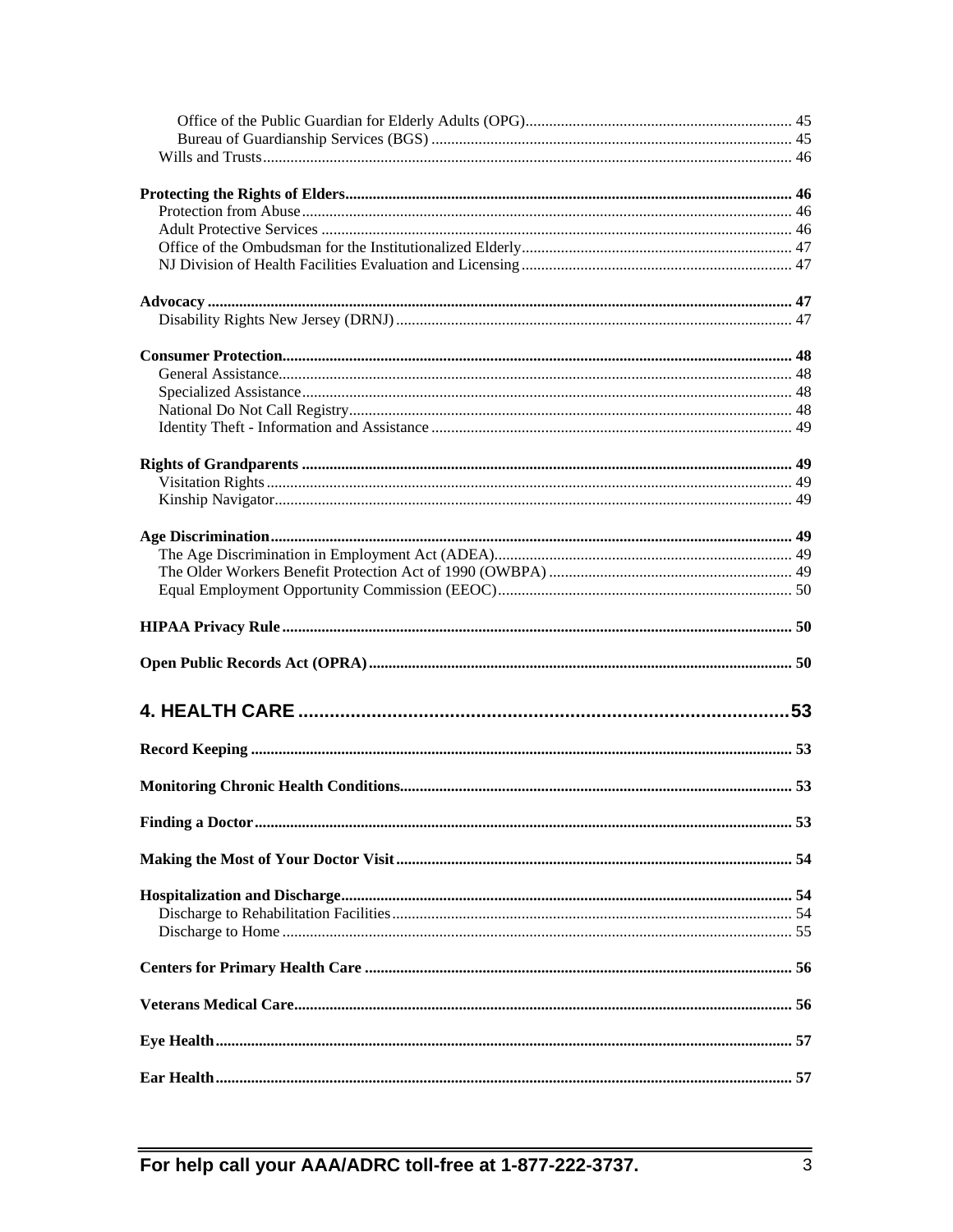Office of the Public Guardian for Elderly Adults (OPG) ... 45
Bureau of Guardianship Services (BGS) ... 45
Wills and Trusts ... 46

**Protecting the Rights of Elders ... 46**
Protection from Abuse ... 46
Adult Protective Services ... 46
Office of the Ombudsman for the Institutionalized Elderly ... 47
NJ Division of Health Facilities Evaluation and Licensing ... 47

**Advocacy ... 47**
Disability Rights New Jersey (DRNJ) ... 47

**Consumer Protection ... 48**
General Assistance ... 48
Specialized Assistance ... 48
National Do Not Call Registry ... 48
Identity Theft - Information and Assistance ... 49

**Rights of Grandparents ... 49**
Visitation Rights ... 49
Kinship Navigator ... 49

**Age Discrimination ... 49**
The Age Discrimination in Employment Act (ADEA) ... 49
The Older Workers Benefit Protection Act of 1990 (OWBPA) ... 49
Equal Employment Opportunity Commission (EEOC) ... 50

**HIPAA Privacy Rule ... 50**

**Open Public Records Act (OPRA) ... 50**

**4. HEALTH CARE ... 53**

**Record Keeping ... 53**

**Monitoring Chronic Health Conditions ... 53**

**Finding a Doctor ... 53**

**Making the Most of Your Doctor Visit ... 54**

**Hospitalization and Discharge ... 54**
Discharge to Rehabilitation Facilities ... 54
Discharge to Home ... 55

**Centers for Primary Health Care ... 56**

**Veterans Medical Care ... 56**

**Eye Health ... 57**

**Ear Health ... 57**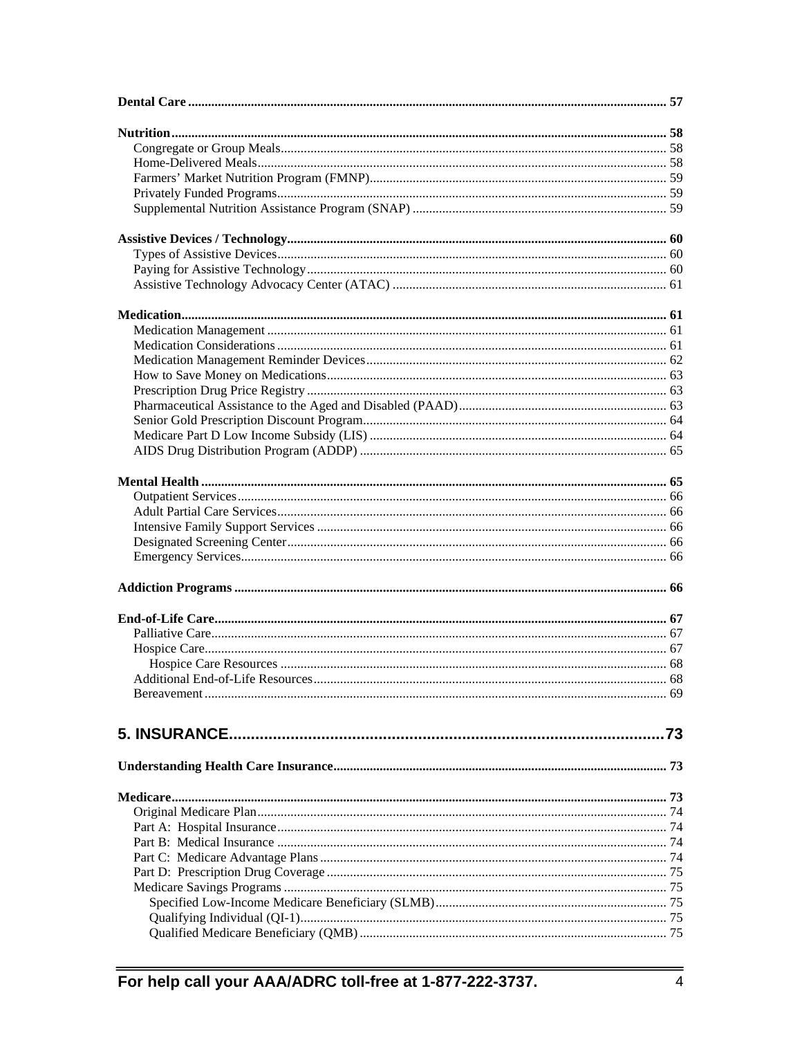**Dental Care** ........ 57

**Nutrition** ........ 58
- Congregate or Group Meals ........ 58
- Home-Delivered Meals ........ 58
- Farmers' Market Nutrition Program (FMNP) ........ 59
- Privately Funded Programs ........ 59
- Supplemental Nutrition Assistance Program (SNAP) ........ 59

**Assistive Devices / Technology** ........ 60
- Types of Assistive Devices ........ 60
- Paying for Assistive Technology ........ 60
- Assistive Technology Advocacy Center (ATAC) ........ 61

**Medication** ........ 61
- Medication Management ........ 61
- Medication Considerations ........ 61
- Medication Management Reminder Devices ........ 62
- How to Save Money on Medications ........ 63
- Prescription Drug Price Registry ........ 63
- Pharmaceutical Assistance to the Aged and Disabled (PAAD) ........ 63
- Senior Gold Prescription Discount Program ........ 64
- Medicare Part D Low Income Subsidy (LIS) ........ 64
- AIDS Drug Distribution Program (ADDP) ........ 65

**Mental Health** ........ 65
- Outpatient Services ........ 66
- Adult Partial Care Services ........ 66
- Intensive Family Support Services ........ 66
- Designated Screening Center ........ 66
- Emergency Services ........ 66

**Addiction Programs** ........ 66

**End-of-Life Care** ........ 67
- Palliative Care ........ 67
- Hospice Care ........ 67
  - Hospice Care Resources ........ 68
- Additional End-of-Life Resources ........ 68
- Bereavement ........ 69

## 5. INSURANCE ........ 73

**Understanding Health Care Insurance** ........ 73

**Medicare** ........ 73
- Original Medicare Plan ........ 74
- Part A: Hospital Insurance ........ 74
- Part B: Medical Insurance ........ 74
- Part C: Medicare Advantage Plans ........ 74
- Part D: Prescription Drug Coverage ........ 75
- Medicare Savings Programs ........ 75
  - Specified Low-Income Medicare Beneficiary (SLMB) ........ 75
  - Qualifying Individual (QI-1) ........ 75
  - Qualified Medicare Beneficiary (QMB) ........ 75

**For help call your AAA/ADRC toll-free at 1-877-222-3737.**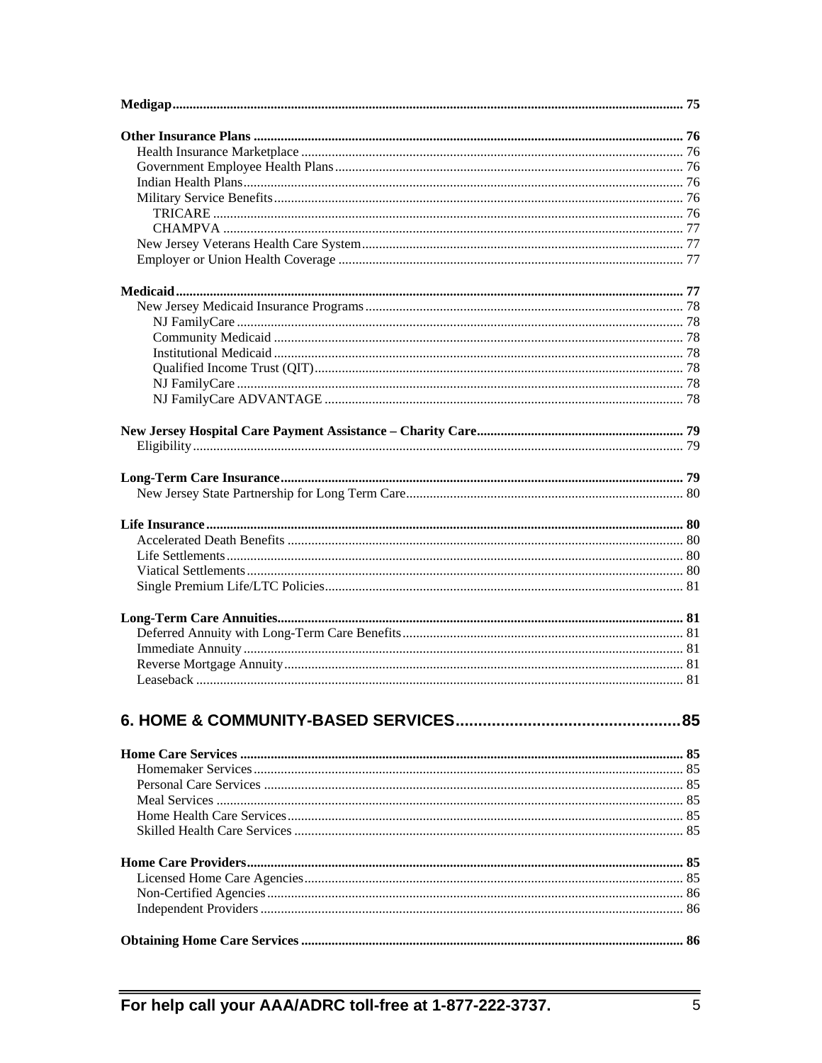**Medigap** ........ 75

**Other Insurance Plans** ........ 76
- Health Insurance Marketplace ........ 76
- Government Employee Health Plans ........ 76
- Indian Health Plans ........ 76
- Military Service Benefits ........ 76
  - TRICARE ........ 76
  - CHAMPVA ........ 77
- New Jersey Veterans Health Care System ........ 77
- Employer or Union Health Coverage ........ 77

**Medicaid** ........ 77
- New Jersey Medicaid Insurance Programs ........ 78
  - NJ FamilyCare ........ 78
  - Community Medicaid ........ 78
  - Institutional Medicaid ........ 78
  - Qualified Income Trust (QIT) ........ 78
  - NJ FamilyCare ........ 78
  - NJ FamilyCare ADVANTAGE ........ 78

**New Jersey Hospital Care Payment Assistance – Charity Care** ........ 79
- Eligibility ........ 79

**Long-Term Care Insurance** ........ 79
- New Jersey State Partnership for Long Term Care ........ 80

**Life Insurance** ........ 80
- Accelerated Death Benefits ........ 80
- Life Settlements ........ 80
- Viatical Settlements ........ 80
- Single Premium Life/LTC Policies ........ 81

**Long-Term Care Annuities** ........ 81
- Deferred Annuity with Long-Term Care Benefits ........ 81
- Immediate Annuity ........ 81
- Reverse Mortgage Annuity ........ 81
- Leaseback ........ 81

## 6. HOME & COMMUNITY-BASED SERVICES ........ 85

**Home Care Services** ........ 85
- Homemaker Services ........ 85
- Personal Care Services ........ 85
- Meal Services ........ 85
- Home Health Care Services ........ 85
- Skilled Health Care Services ........ 85

**Home Care Providers** ........ 85
- Licensed Home Care Agencies ........ 85
- Non-Certified Agencies ........ 86
- Independent Providers ........ 86

**Obtaining Home Care Services** ........ 86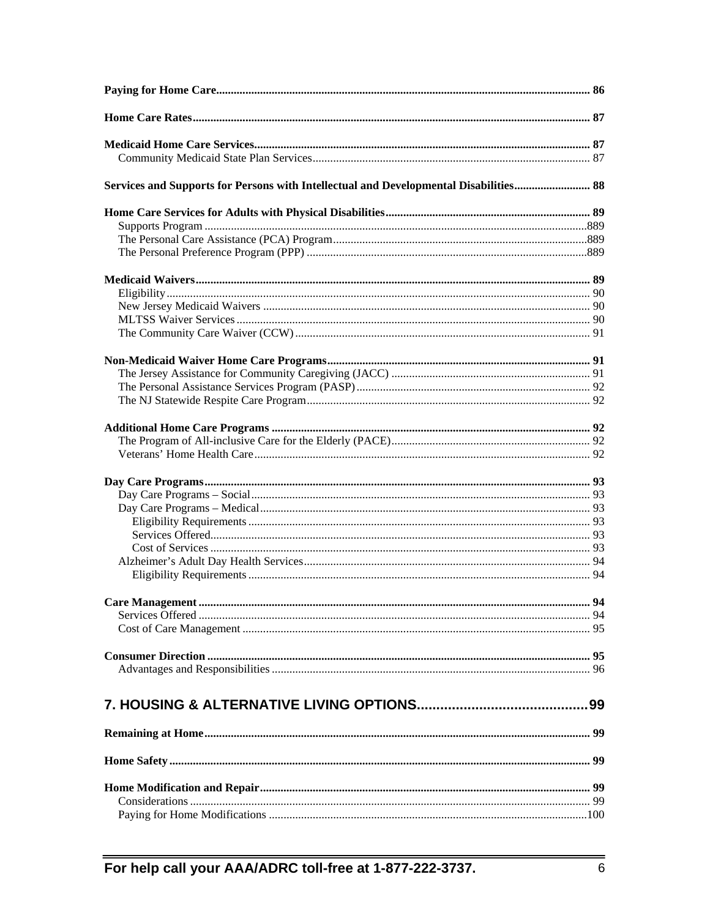**Paying for Home Care** .......... 86

**Home Care Rates** .......... 87

**Medicaid Home Care Services** .......... 87
- Community Medicaid State Plan Services .......... 87

**Services and Supports for Persons with Intellectual and Developmental Disabilities** .......... 88

**Home Care Services for Adults with Physical Disabilities** .......... 89
- Supports Program .......... 889
- The Personal Care Assistance (PCA) Program .......... 889
- The Personal Preference Program (PPP) .......... 889

**Medicaid Waivers** .......... 89
- Eligibility .......... 90
- New Jersey Medicaid Waivers .......... 90
- MLTSS Waiver Services .......... 90
- The Community Care Waiver (CCW) .......... 91

**Non-Medicaid Waiver Home Care Programs** .......... 91
- The Jersey Assistance for Community Caregiving (JACC) .......... 91
- The Personal Assistance Services Program (PASP) .......... 92
- The NJ Statewide Respite Care Program .......... 92

**Additional Home Care Programs** .......... 92
- The Program of All-inclusive Care for the Elderly (PACE) .......... 92
- Veterans' Home Health Care .......... 92

**Day Care Programs** .......... 93
- Day Care Programs – Social .......... 93
- Day Care Programs – Medical .......... 93
  - Eligibility Requirements .......... 93
  - Services Offered .......... 93
  - Cost of Services .......... 93
- Alzheimer's Adult Day Health Services .......... 94
  - Eligibility Requirements .......... 94

**Care Management** .......... 94
- Services Offered .......... 94
- Cost of Care Management .......... 95

**Consumer Direction** .......... 95
- Advantages and Responsibilities .......... 96

## 7. HOUSING & ALTERNATIVE LIVING OPTIONS .......... 99

**Remaining at Home** .......... 99

**Home Safety** .......... 99

**Home Modification and Repair** .......... 99
- Considerations .......... 99
- Paying for Home Modifications .......... 100

**For help call your AAA/ADRC toll-free at 1-877-222-3737.**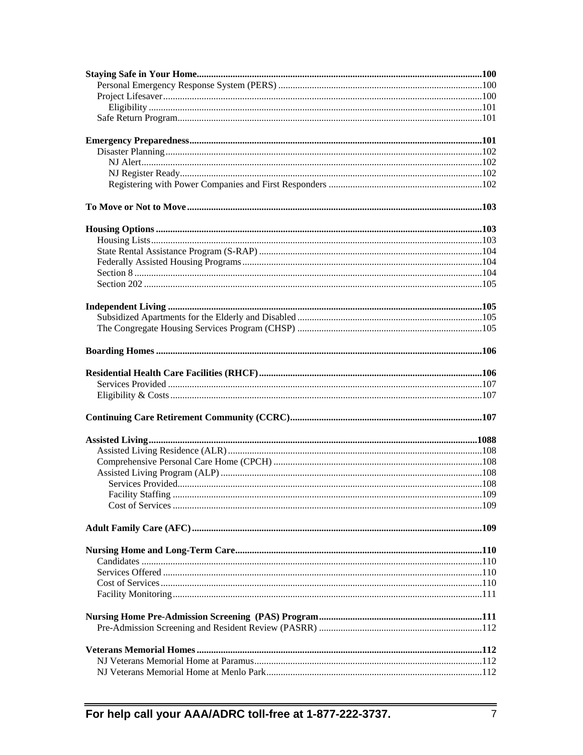**Staying Safe in Your Home** ..... **100**
- Personal Emergency Response System (PERS) ..... 100
- Project Lifesaver ..... 100
  - Eligibility ..... 101
- Safe Return Program ..... 101

**Emergency Preparedness** ..... **101**
- Disaster Planning ..... 102
  - NJ Alert ..... 102
  - NJ Register Ready ..... 102
  - Registering with Power Companies and First Responders ..... 102

**To Move or Not to Move** ..... **103**

**Housing Options** ..... **103**
- Housing Lists ..... 103
- State Rental Assistance Program (S-RAP) ..... 104
- Federally Assisted Housing Programs ..... 104
- Section 8 ..... 104
- Section 202 ..... 105

**Independent Living** ..... **105**
- Subsidized Apartments for the Elderly and Disabled ..... 105
- The Congregate Housing Services Program (CHSP) ..... 105

**Boarding Homes** ..... **106**

**Residential Health Care Facilities (RHCF)** ..... **106**
- Services Provided ..... 107
- Eligibility & Costs ..... 107

**Continuing Care Retirement Community (CCRC)** ..... **107**

**Assisted Living** ..... **1088**
- Assisted Living Residence (ALR) ..... 108
- Comprehensive Personal Care Home (CPCH) ..... 108
- Assisted Living Program (ALP) ..... 108
  - Services Provided ..... 108
  - Facility Staffing ..... 109
  - Cost of Services ..... 109

**Adult Family Care (AFC)** ..... **109**

**Nursing Home and Long-Term Care** ..... **110**
- Candidates ..... 110
- Services Offered ..... 110
- Cost of Services ..... 110
- Facility Monitoring ..... 111

**Nursing Home Pre-Admission Screening (PAS) Program** ..... **111**
- Pre-Admission Screening and Resident Review (PASRR) ..... 112

**Veterans Memorial Homes** ..... **112**
- NJ Veterans Memorial Home at Paramus ..... 112
- NJ Veterans Memorial Home at Menlo Park ..... 112

**For help call your AAA/ADRC toll-free at 1-877-222-3737.**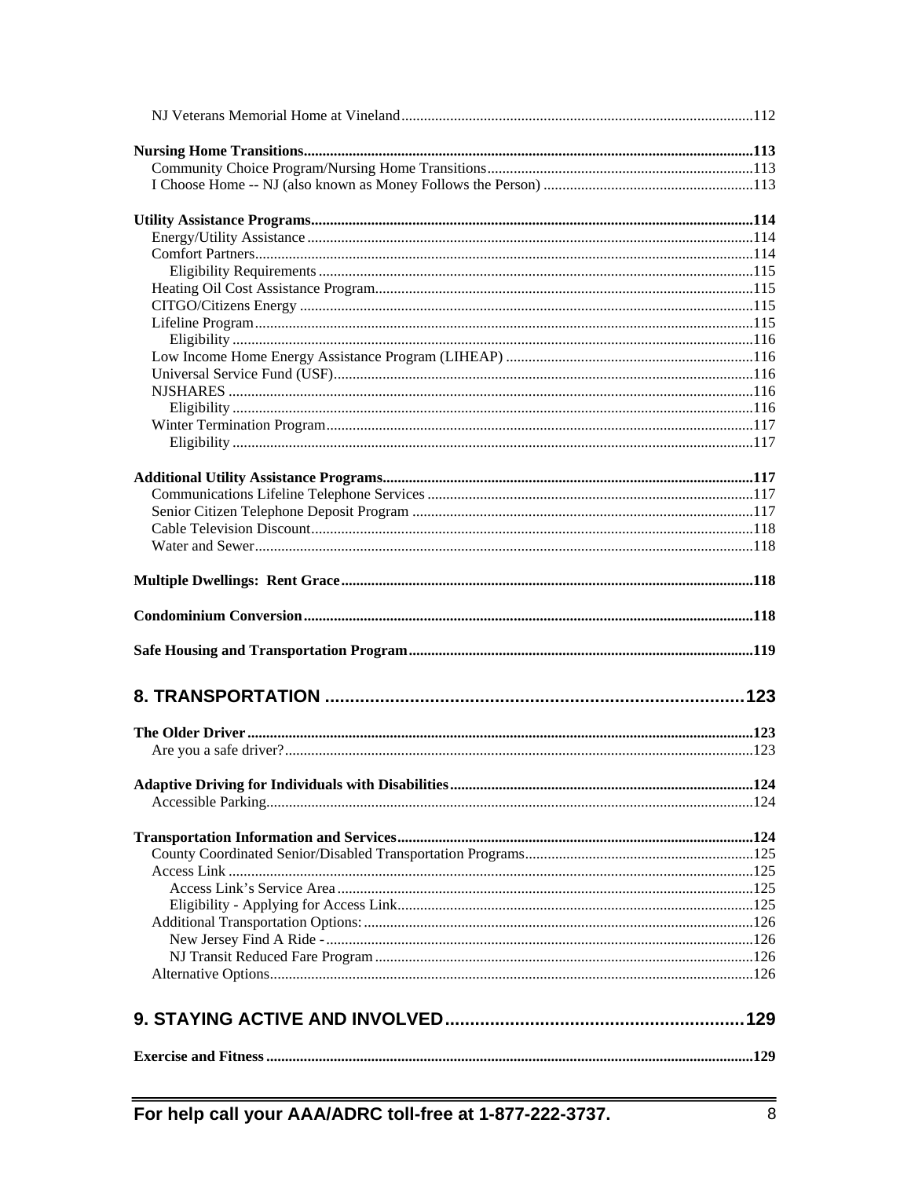NJ Veterans Memorial Home at Vineland ............................................................................................112

**Nursing Home Transitions........................................................................................................................113**

Community Choice Program/Nursing Home Transitions......................................................................113

I Choose Home -- NJ (also known as Money Follows the Person) .......................................................113

**Utility Assistance Programs.....................................................................................................................114**

Energy/Utility Assistance .....................................................................................................................114

Comfort Partners...................................................................................................................................114

Eligibility Requirements ..................................................................................................................115

Heating Oil Cost Assistance Program...................................................................................................115

CITGO/Citizens Energy .......................................................................................................................115

Lifeline Program...................................................................................................................................115

Eligibility .........................................................................................................................................116

Low Income Home Energy Assistance Program (LIHEAP) .................................................................116

Universal Service Fund (USF)..............................................................................................................116

NJSHARES ..........................................................................................................................................116

Eligibility .........................................................................................................................................116

Winter Termination Program................................................................................................................117

Eligibility .........................................................................................................................................117

**Additional Utility Assistance Programs..................................................................................................117**

Communications Lifeline Telephone Services .....................................................................................117

Senior Citizen Telephone Deposit Program .........................................................................................117

Cable Television Discount....................................................................................................................118

Water and Sewer...................................................................................................................................118

**Multiple Dwellings: Rent Grace.............................................................................................................118**

**Condominium Conversion.......................................................................................................................118**

**Safe Housing and Transportation Program...........................................................................................119**

## 8. TRANSPORTATION .....................................................................................123

**The Older Driver......................................................................................................................................123**

Are you a safe driver?...........................................................................................................................123

**Adaptive Driving for Individuals with Disabilities................................................................................124**

Accessible Parking................................................................................................................................124

**Transportation Information and Services..............................................................................................124**

County Coordinated Senior/Disabled Transportation Programs...........................................................125

Access Link ..........................................................................................................................................125

Access Link's Service Area .............................................................................................................125

Eligibility - Applying for Access Link..............................................................................................125

Additional Transportation Options:......................................................................................................126

New Jersey Find A Ride - .................................................................................................................126

NJ Transit Reduced Fare Program ...................................................................................................126

Alternative Options...............................................................................................................................126

## 9. STAYING ACTIVE AND INVOLVED............................................................129

**Exercise and Fitness ................................................................................................................................129**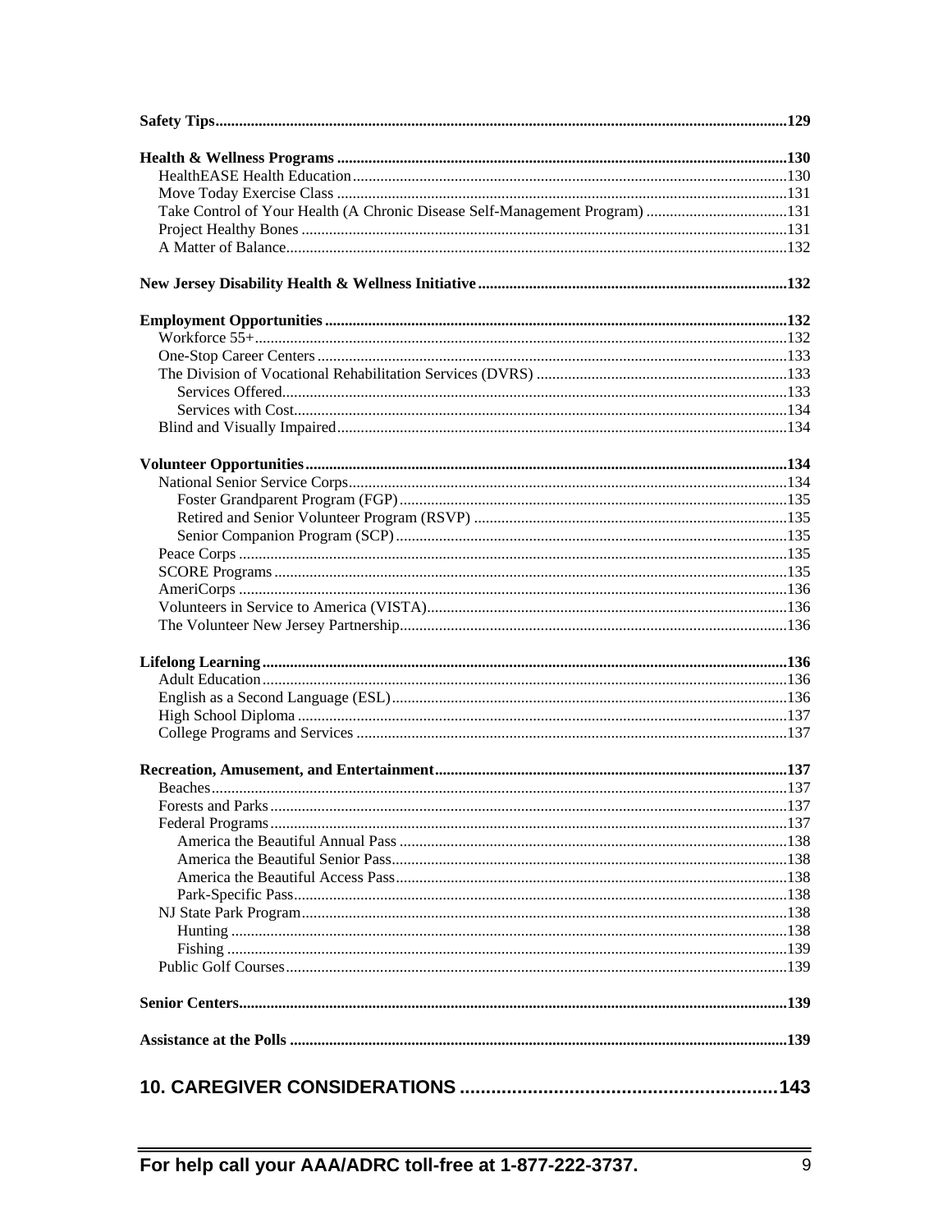**Safety Tips** .......... 129

**Health & Wellness Programs** .......... 130
- HealthEASE Health Education .......... 130
- Move Today Exercise Class .......... 131
- Take Control of Your Health (A Chronic Disease Self-Management Program) .......... 131
- Project Healthy Bones .......... 131
- A Matter of Balance .......... 132

**New Jersey Disability Health & Wellness Initiative** .......... 132

**Employment Opportunities** .......... 132
- Workforce 55+ .......... 132
- One-Stop Career Centers .......... 133
- The Division of Vocational Rehabilitation Services (DVRS) .......... 133
  - Services Offered .......... 133
  - Services with Cost .......... 134
- Blind and Visually Impaired .......... 134

**Volunteer Opportunities** .......... 134
- National Senior Service Corps .......... 134
  - Foster Grandparent Program (FGP) .......... 135
  - Retired and Senior Volunteer Program (RSVP) .......... 135
  - Senior Companion Program (SCP) .......... 135
- Peace Corps .......... 135
- SCORE Programs .......... 135
- AmeriCorps .......... 136
- Volunteers in Service to America (VISTA) .......... 136
- The Volunteer New Jersey Partnership .......... 136

**Lifelong Learning** .......... 136
- Adult Education .......... 136
- English as a Second Language (ESL) .......... 136
- High School Diploma .......... 137
- College Programs and Services .......... 137

**Recreation, Amusement, and Entertainment** .......... 137
- Beaches .......... 137
- Forests and Parks .......... 137
- Federal Programs .......... 137
  - America the Beautiful Annual Pass .......... 138
  - America the Beautiful Senior Pass .......... 138
  - America the Beautiful Access Pass .......... 138
  - Park-Specific Pass .......... 138
- NJ State Park Program .......... 138
  - Hunting .......... 138
  - Fishing .......... 139
- Public Golf Courses .......... 139

**Senior Centers** .......... 139

**Assistance at the Polls** .......... 139

## 10. CAREGIVER CONSIDERATIONS .......... 143

**For help call your AAA/ADRC toll-free at 1-877-222-3737.**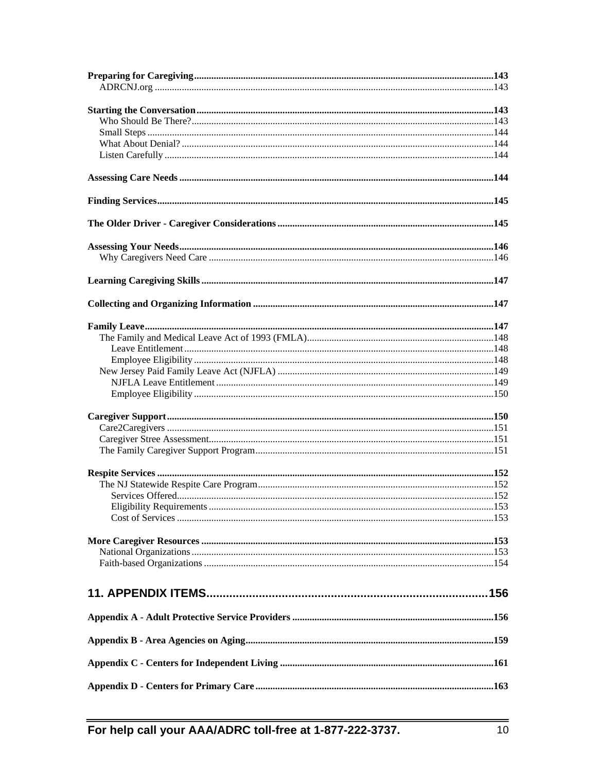**Preparing for Caregiving** .....143
ADRCNJ.org .....143

**Starting the Conversation** .....143
Who Should Be There? .....143
Small Steps .....144
What About Denial? .....144
Listen Carefully .....144

**Assessing Care Needs** .....144

**Finding Services** .....145

**The Older Driver - Caregiver Considerations** .....145

**Assessing Your Needs** .....146
Why Caregivers Need Care .....146

**Learning Caregiving Skills** .....147

**Collecting and Organizing Information** .....147

**Family Leave** .....147
The Family and Medical Leave Act of 1993 (FMLA) .....148
Leave Entitlement .....148
Employee Eligibility .....148
New Jersey Paid Family Leave Act (NJFLA) .....149
NJFLA Leave Entitlement .....149
Employee Eligibility .....150

**Caregiver Support** .....150
Care2Caregivers .....151
Caregiver Stree Assessment .....151
The Family Caregiver Support Program .....151

**Respite Services** .....152
The NJ Statewide Respite Care Program .....152
Services Offered .....152
Eligibility Requirements .....153
Cost of Services .....153

**More Caregiver Resources** .....153
National Organizations .....153
Faith-based Organizations .....154

**11. APPENDIX ITEMS** .....156

**Appendix A - Adult Protective Service Providers** .....156

**Appendix B - Area Agencies on Aging** .....159

**Appendix C - Centers for Independent Living** .....161

**Appendix D - Centers for Primary Care** .....163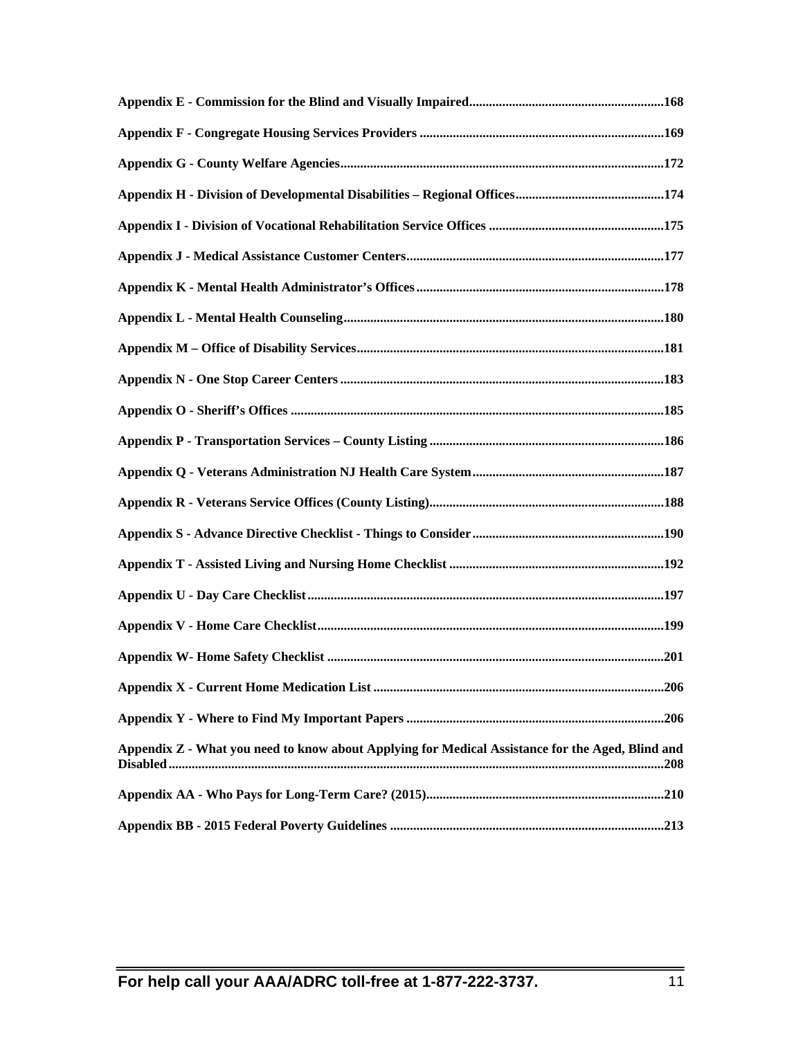**Appendix E - Commission for the Blind and Visually Impaired..........................................................168**

**Appendix F - Congregate Housing Services Providers .........................................................................169**

**Appendix G - County Welfare Agencies.................................................................................................172**

**Appendix H - Division of Developmental Disabilities – Regional Offices............................................174**

**Appendix I - Division of Vocational Rehabilitation Service Offices ....................................................175**

**Appendix J - Medical Assistance Customer Centers.............................................................................177**

**Appendix K - Mental Health Administrator's Offices..........................................................................178**

**Appendix L - Mental Health Counseling................................................................................................180**

**Appendix M – Office of Disability Services............................................................................................181**

**Appendix N - One Stop Career Centers ................................................................................................183**

**Appendix O - Sheriff's Offices ...............................................................................................................185**

**Appendix P - Transportation Services – County Listing ......................................................................186**

**Appendix Q - Veterans Administration NJ Health Care System..........................................................187**

**Appendix R - Veterans Service Offices (County Listing)......................................................................188**

**Appendix S - Advance Directive Checklist - Things to Consider.........................................................190**

**Appendix T - Assisted Living and Nursing Home Checklist ................................................................192**

**Appendix U - Day Care Checklist..........................................................................................................197**

**Appendix V - Home Care Checklist.......................................................................................................199**

**Appendix W- Home Safety Checklist ....................................................................................................201**

**Appendix X - Current Home Medication List .......................................................................................206**

**Appendix Y - Where to Find My Important Papers .............................................................................206**

**Appendix Z - What you need to know about Applying for Medical Assistance for the Aged, Blind and Disabled...................................................................................................................................................208**

**Appendix AA - Who Pays for Long-Term Care? (2015).......................................................................210**

**Appendix BB - 2015 Federal Poverty Guidelines .................................................................................213**

**For help call your AAA/ADRC toll-free at 1-877-222-3737.**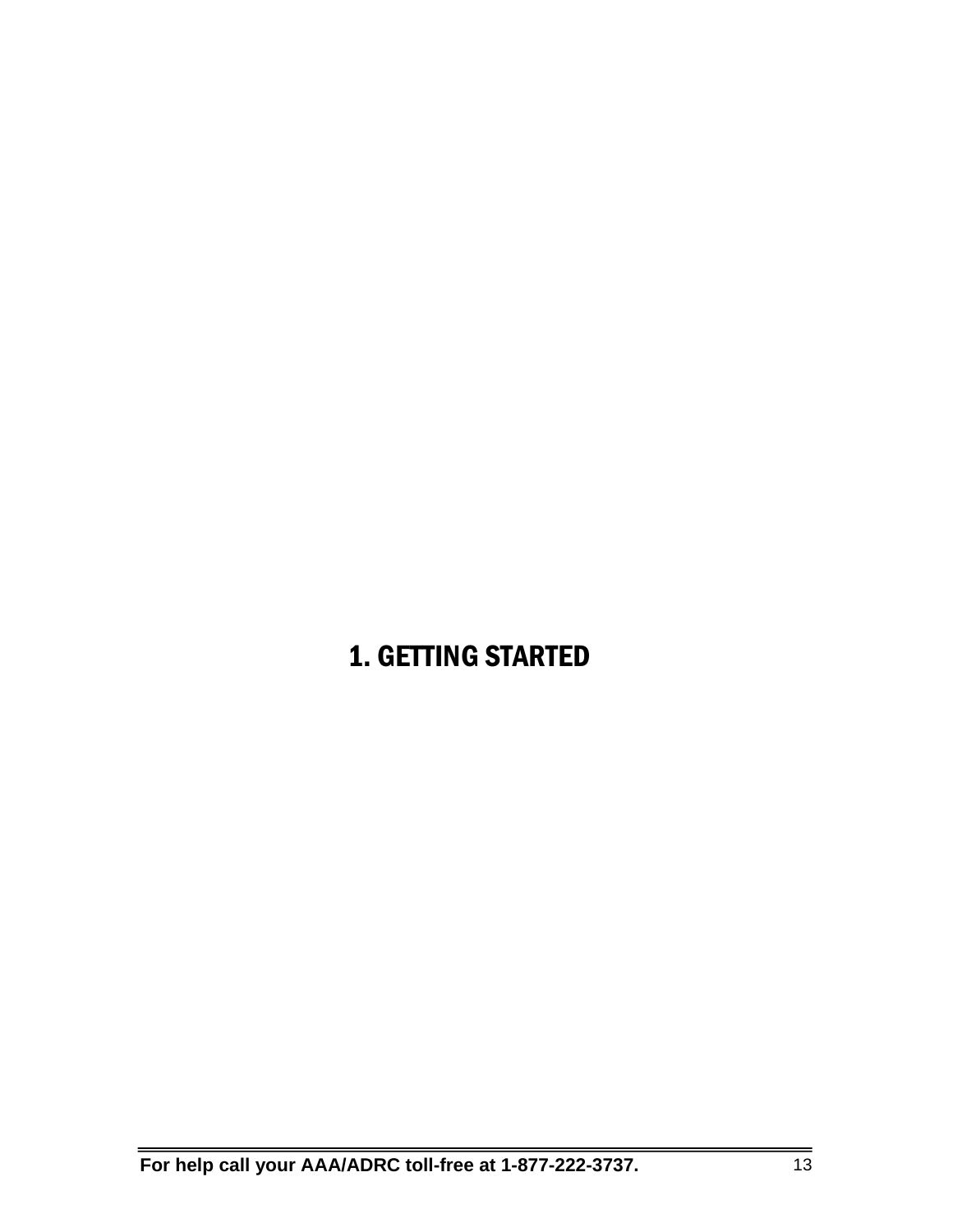# 1. GETTING STARTED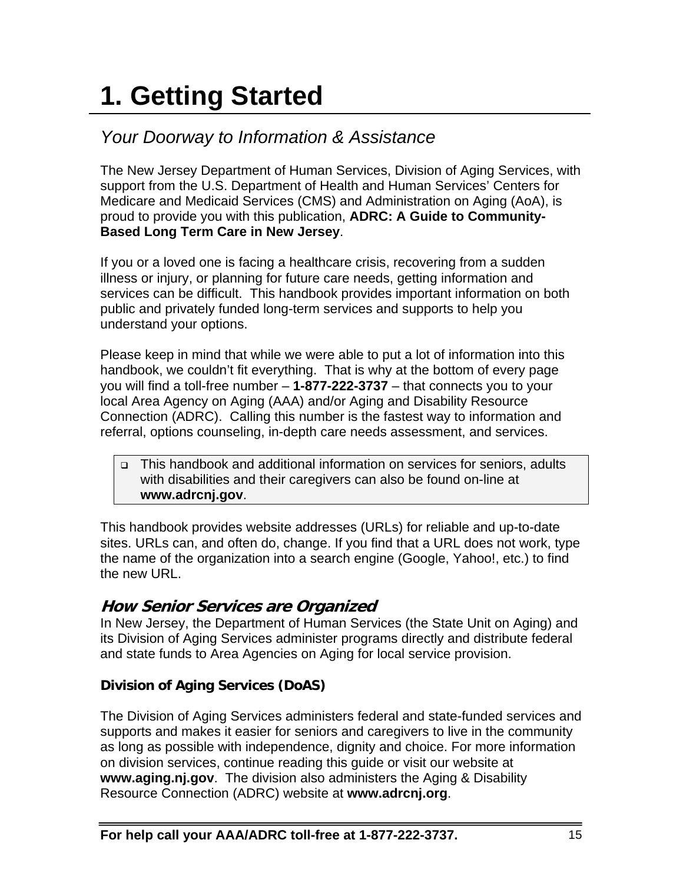# 1. Getting Started

## *Your Doorway to Information & Assistance*

The New Jersey Department of Human Services, Division of Aging Services, with support from the U.S. Department of Health and Human Services' Centers for Medicare and Medicaid Services (CMS) and Administration on Aging (AoA), is proud to provide you with this publication, **ADRC: A Guide to Community-Based Long Term Care in New Jersey**.

If you or a loved one is facing a healthcare crisis, recovering from a sudden illness or injury, or planning for future care needs, getting information and services can be difficult. This handbook provides important information on both public and privately funded long-term services and supports to help you understand your options.

Please keep in mind that while we were able to put a lot of information into this handbook, we couldn't fit everything. That is why at the bottom of every page you will find a toll-free number – **1-877-222-3737** – that connects you to your local Area Agency on Aging (AAA) and/or Aging and Disability Resource Connection (ADRC). Calling this number is the fastest way to information and referral, options counseling, in-depth care needs assessment, and services.

- This handbook and additional information on services for seniors, adults with disabilities and their caregivers can also be found on-line at **www.adrcnj.gov**.

This handbook provides website addresses (URLs) for reliable and up-to-date sites. URLs can, and often do, change. If you find that a URL does not work, type the name of the organization into a search engine (Google, Yahoo!, etc.) to find the new URL.

### *How Senior Services are Organized*

In New Jersey, the Department of Human Services (the State Unit on Aging) and its Division of Aging Services administer programs directly and distribute federal and state funds to Area Agencies on Aging for local service provision.

**Division of Aging Services (DoAS)**

The Division of Aging Services administers federal and state-funded services and supports and makes it easier for seniors and caregivers to live in the community as long as possible with independence, dignity and choice. For more information on division services, continue reading this guide or visit our website at **www.aging.nj.gov**. The division also administers the Aging & Disability Resource Connection (ADRC) website at **www.adrcnj.org**.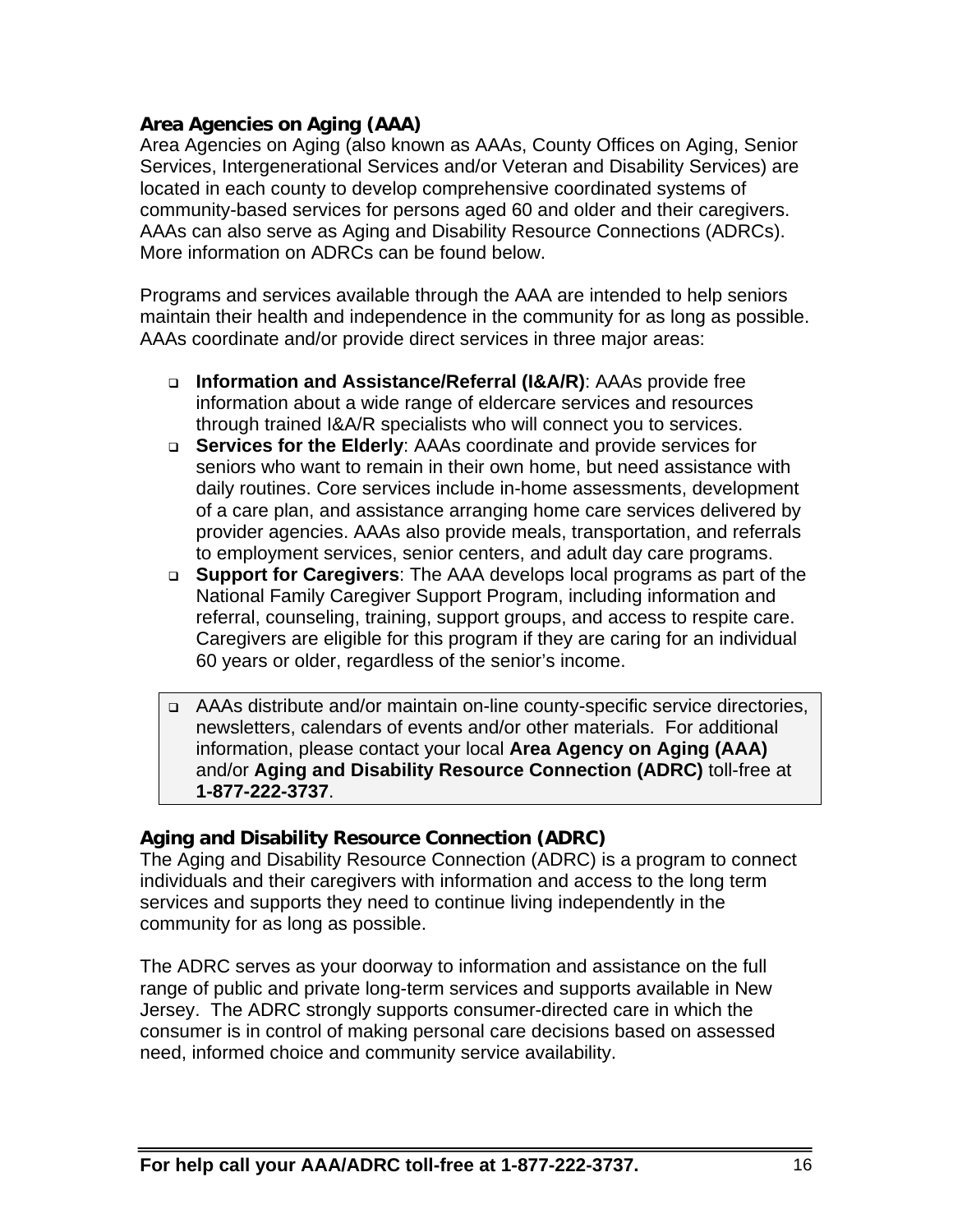### Area Agencies on Aging (AAA)

Area Agencies on Aging (also known as AAAs, County Offices on Aging, Senior Services, Intergenerational Services and/or Veteran and Disability Services) are located in each county to develop comprehensive coordinated systems of community-based services for persons aged 60 and older and their caregivers. AAAs can also serve as Aging and Disability Resource Connections (ADRCs). More information on ADRCs can be found below.

Programs and services available through the AAA are intended to help seniors maintain their health and independence in the community for as long as possible. AAAs coordinate and/or provide direct services in three major areas:

- **Information and Assistance/Referral (I&A/R)**: AAAs provide free information about a wide range of eldercare services and resources through trained I&A/R specialists who will connect you to services.
- **Services for the Elderly**: AAAs coordinate and provide services for seniors who want to remain in their own home, but need assistance with daily routines. Core services include in-home assessments, development of a care plan, and assistance arranging home care services delivered by provider agencies. AAAs also provide meals, transportation, and referrals to employment services, senior centers, and adult day care programs.
- **Support for Caregivers**: The AAA develops local programs as part of the National Family Caregiver Support Program, including information and referral, counseling, training, support groups, and access to respite care. Caregivers are eligible for this program if they are caring for an individual 60 years or older, regardless of the senior's income.

- AAAs distribute and/or maintain on-line county-specific service directories, newsletters, calendars of events and/or other materials. For additional information, please contact your local **Area Agency on Aging (AAA)** and/or **Aging and Disability Resource Connection (ADRC)** toll-free at **1-877-222-3737**.

### Aging and Disability Resource Connection (ADRC)

The Aging and Disability Resource Connection (ADRC) is a program to connect individuals and their caregivers with information and access to the long term services and supports they need to continue living independently in the community for as long as possible.

The ADRC serves as your doorway to information and assistance on the full range of public and private long-term services and supports available in New Jersey. The ADRC strongly supports consumer-directed care in which the consumer is in control of making personal care decisions based on assessed need, informed choice and community service availability.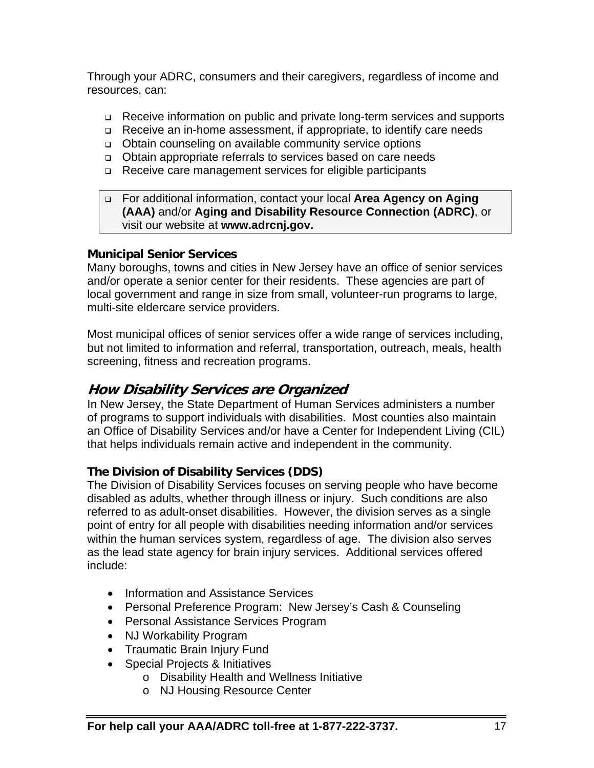Through your ADRC, consumers and their caregivers, regardless of income and resources, can:

- Receive information on public and private long-term services and supports
- Receive an in-home assessment, if appropriate, to identify care needs
- Obtain counseling on available community service options
- Obtain appropriate referrals to services based on care needs
- Receive care management services for eligible participants

- For additional information, contact your local **Area Agency on Aging (AAA)** and/or **Aging and Disability Resource Connection (ADRC)**, or visit our website at **www.adrcnj.gov.**

### Municipal Senior Services

Many boroughs, towns and cities in New Jersey have an office of senior services and/or operate a senior center for their residents. These agencies are part of local government and range in size from small, volunteer-run programs to large, multi-site eldercare service providers.

Most municipal offices of senior services offer a wide range of services including, but not limited to information and referral, transportation, outreach, meals, health screening, fitness and recreation programs.

## *How Disability Services are Organized*

In New Jersey, the State Department of Human Services administers a number of programs to support individuals with disabilities. Most counties also maintain an Office of Disability Services and/or have a Center for Independent Living (CIL) that helps individuals remain active and independent in the community.

### The Division of Disability Services (DDS)

The Division of Disability Services focuses on serving people who have become disabled as adults, whether through illness or injury. Such conditions are also referred to as adult-onset disabilities. However, the division serves as a single point of entry for all people with disabilities needing information and/or services within the human services system, regardless of age. The division also serves as the lead state agency for brain injury services. Additional services offered include:

- Information and Assistance Services
- Personal Preference Program: New Jersey's Cash & Counseling
- Personal Assistance Services Program
- NJ Workability Program
- Traumatic Brain Injury Fund
- Special Projects & Initiatives
  - Disability Health and Wellness Initiative
  - NJ Housing Resource Center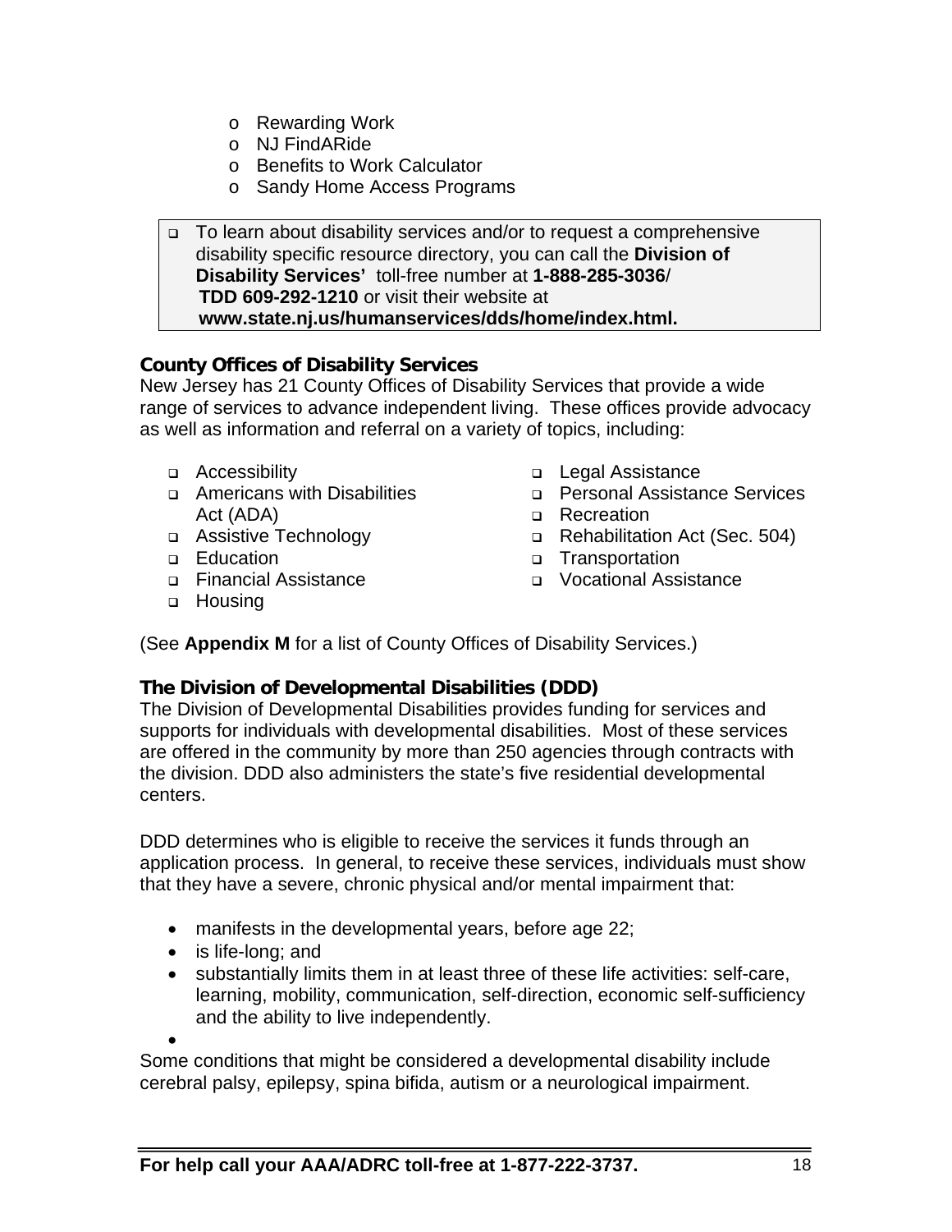- Rewarding Work
- NJ FindARide
- Benefits to Work Calculator
- Sandy Home Access Programs

- To learn about disability services and/or to request a comprehensive disability specific resource directory, you can call the **Division of Disability Services'** toll-free number at **1-888-285-3036**/ **TDD 609-292-1210** or visit their website at **www.state.nj.us/humanservices/dds/home/index.html.**

### County Offices of Disability Services

New Jersey has 21 County Offices of Disability Services that provide a wide range of services to advance independent living. These offices provide advocacy as well as information and referral on a variety of topics, including:

- Accessibility
- Americans with Disabilities Act (ADA)
- Assistive Technology
- Education
- Financial Assistance
- Housing
- Legal Assistance
- Personal Assistance Services
- Recreation
- Rehabilitation Act (Sec. 504)
- Transportation
- Vocational Assistance

(See **Appendix M** for a list of County Offices of Disability Services.)

### The Division of Developmental Disabilities (DDD)

The Division of Developmental Disabilities provides funding for services and supports for individuals with developmental disabilities. Most of these services are offered in the community by more than 250 agencies through contracts with the division. DDD also administers the state's five residential developmental centers.

DDD determines who is eligible to receive the services it funds through an application process. In general, to receive these services, individuals must show that they have a severe, chronic physical and/or mental impairment that:

- manifests in the developmental years, before age 22;
- is life-long; and
- substantially limits them in at least three of these life activities: self-care, learning, mobility, communication, self-direction, economic self-sufficiency and the ability to live independently.

Some conditions that might be considered a developmental disability include cerebral palsy, epilepsy, spina bifida, autism or a neurological impairment.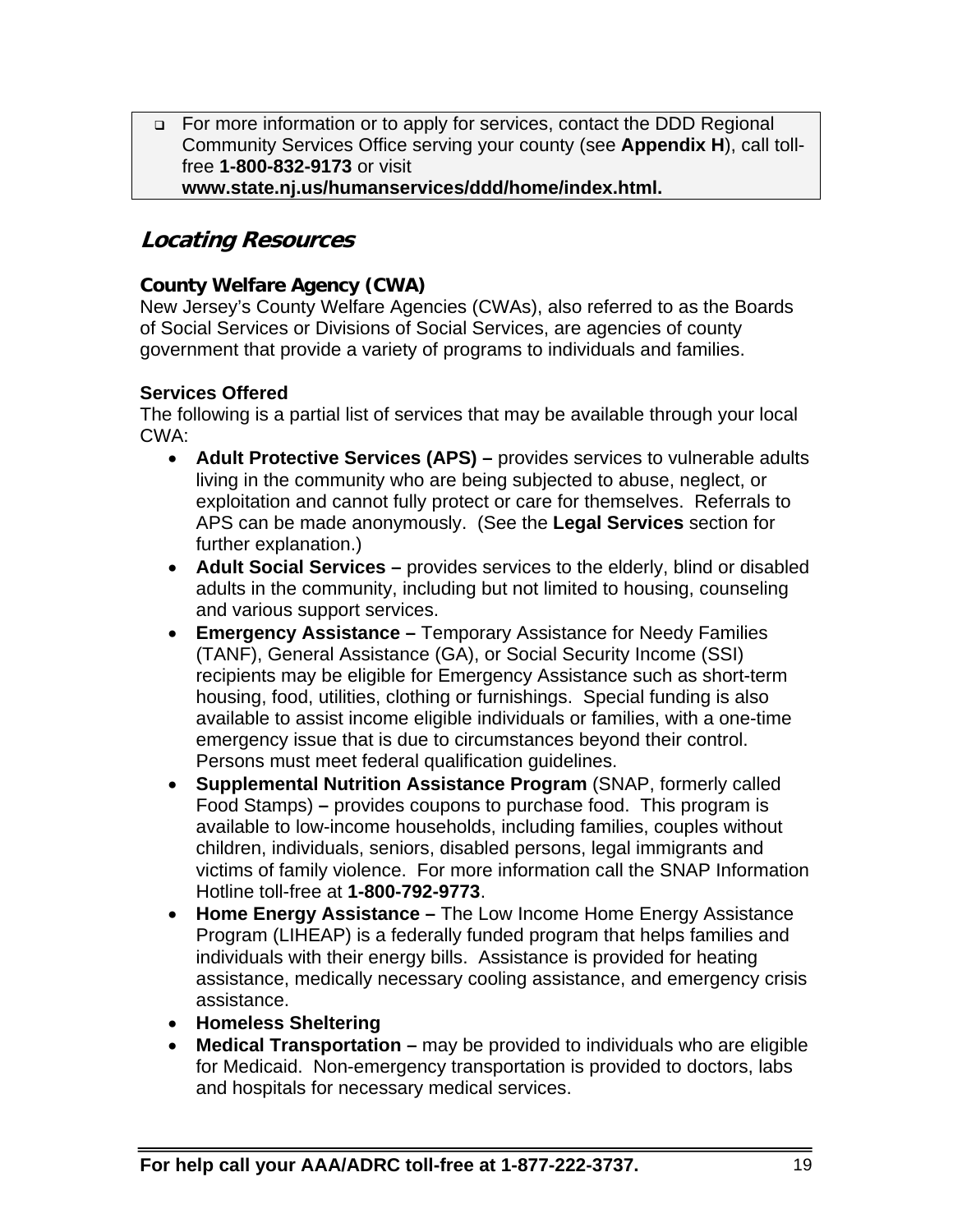- For more information or to apply for services, contact the DDD Regional Community Services Office serving your county (see **Appendix H**), call toll-free **1-800-832-9173** or visit **www.state.nj.us/humanservices/ddd/home/index.html.**

## *Locating Resources*

### County Welfare Agency (CWA)

New Jersey's County Welfare Agencies (CWAs), also referred to as the Boards of Social Services or Divisions of Social Services, are agencies of county government that provide a variety of programs to individuals and families.

**Services Offered**

The following is a partial list of services that may be available through your local CWA:

- **Adult Protective Services (APS) –** provides services to vulnerable adults living in the community who are being subjected to abuse, neglect, or exploitation and cannot fully protect or care for themselves. Referrals to APS can be made anonymously. (See the **Legal Services** section for further explanation.)
- **Adult Social Services –** provides services to the elderly, blind or disabled adults in the community, including but not limited to housing, counseling and various support services.
- **Emergency Assistance –** Temporary Assistance for Needy Families (TANF), General Assistance (GA), or Social Security Income (SSI) recipients may be eligible for Emergency Assistance such as short-term housing, food, utilities, clothing or furnishings. Special funding is also available to assist income eligible individuals or families, with a one-time emergency issue that is due to circumstances beyond their control. Persons must meet federal qualification guidelines.
- **Supplemental Nutrition Assistance Program** (SNAP, formerly called Food Stamps) **–** provides coupons to purchase food. This program is available to low-income households, including families, couples without children, individuals, seniors, disabled persons, legal immigrants and victims of family violence. For more information call the SNAP Information Hotline toll-free at **1-800-792-9773**.
- **Home Energy Assistance –** The Low Income Home Energy Assistance Program (LIHEAP) is a federally funded program that helps families and individuals with their energy bills. Assistance is provided for heating assistance, medically necessary cooling assistance, and emergency crisis assistance.
- **Homeless Sheltering**
- **Medical Transportation –** may be provided to individuals who are eligible for Medicaid. Non-emergency transportation is provided to doctors, labs and hospitals for necessary medical services.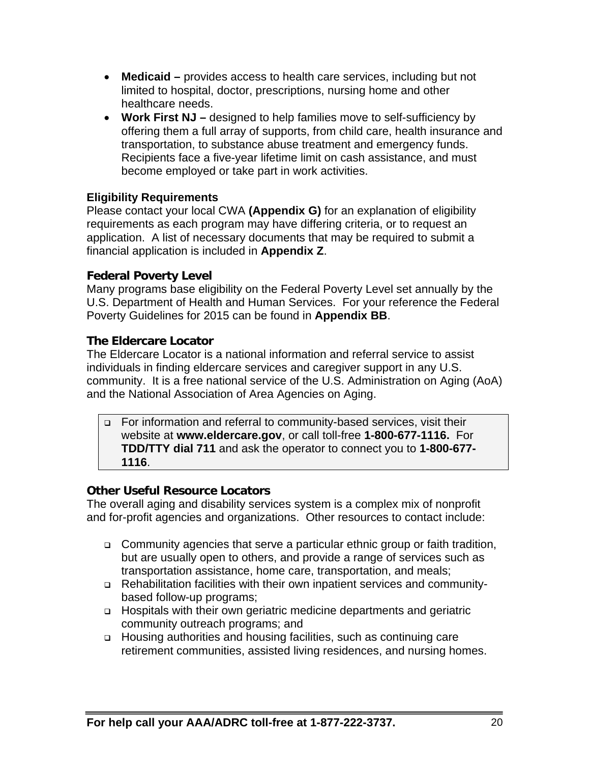- **Medicaid –** provides access to health care services, including but not limited to hospital, doctor, prescriptions, nursing home and other healthcare needs.
- **Work First NJ –** designed to help families move to self-sufficiency by offering them a full array of supports, from child care, health insurance and transportation, to substance abuse treatment and emergency funds. Recipients face a five-year lifetime limit on cash assistance, and must become employed or take part in work activities.

### Eligibility Requirements

Please contact your local CWA **(Appendix G)** for an explanation of eligibility requirements as each program may have differing criteria, or to request an application. A list of necessary documents that may be required to submit a financial application is included in **Appendix Z**.

### Federal Poverty Level

Many programs base eligibility on the Federal Poverty Level set annually by the U.S. Department of Health and Human Services. For your reference the Federal Poverty Guidelines for 2015 can be found in **Appendix BB**.

### The Eldercare Locator

The Eldercare Locator is a national information and referral service to assist individuals in finding eldercare services and caregiver support in any U.S. community. It is a free national service of the U.S. Administration on Aging (AoA) and the National Association of Area Agencies on Aging.

- For information and referral to community-based services, visit their website at **www.eldercare.gov**, or call toll-free **1-800-677-1116.** For **TDD/TTY dial 711** and ask the operator to connect you to **1-800-677-1116**.

### Other Useful Resource Locators

The overall aging and disability services system is a complex mix of nonprofit and for-profit agencies and organizations. Other resources to contact include:

- Community agencies that serve a particular ethnic group or faith tradition, but are usually open to others, and provide a range of services such as transportation assistance, home care, transportation, and meals;
- Rehabilitation facilities with their own inpatient services and community-based follow-up programs;
- Hospitals with their own geriatric medicine departments and geriatric community outreach programs; and
- Housing authorities and housing facilities, such as continuing care retirement communities, assisted living residences, and nursing homes.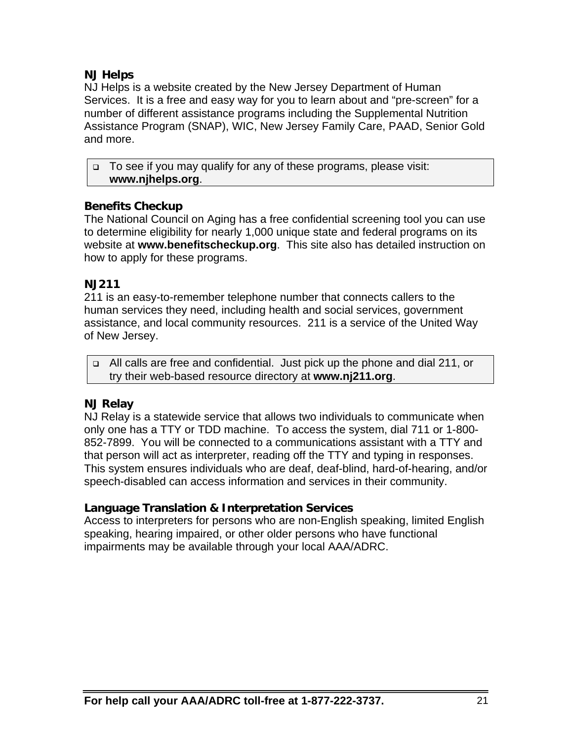### NJ Helps

NJ Helps is a website created by the New Jersey Department of Human Services. It is a free and easy way for you to learn about and "pre-screen" for a number of different assistance programs including the Supplemental Nutrition Assistance Program (SNAP), WIC, New Jersey Family Care, PAAD, Senior Gold and more.

- To see if you may qualify for any of these programs, please visit: **www.njhelps.org**.

### Benefits Checkup

The National Council on Aging has a free confidential screening tool you can use to determine eligibility for nearly 1,000 unique state and federal programs on its website at **www.benefitscheckup.org**. This site also has detailed instruction on how to apply for these programs.

### NJ211

211 is an easy-to-remember telephone number that connects callers to the human services they need, including health and social services, government assistance, and local community resources. 211 is a service of the United Way of New Jersey.

- All calls are free and confidential. Just pick up the phone and dial 211, or try their web-based resource directory at **www.nj211.org**.

### NJ Relay

NJ Relay is a statewide service that allows two individuals to communicate when only one has a TTY or TDD machine. To access the system, dial 711 or 1-800-852-7899. You will be connected to a communications assistant with a TTY and that person will act as interpreter, reading off the TTY and typing in responses. This system ensures individuals who are deaf, deaf-blind, hard-of-hearing, and/or speech-disabled can access information and services in their community.

### Language Translation & Interpretation Services

Access to interpreters for persons who are non-English speaking, limited English speaking, hearing impaired, or other older persons who have functional impairments may be available through your local AAA/ADRC.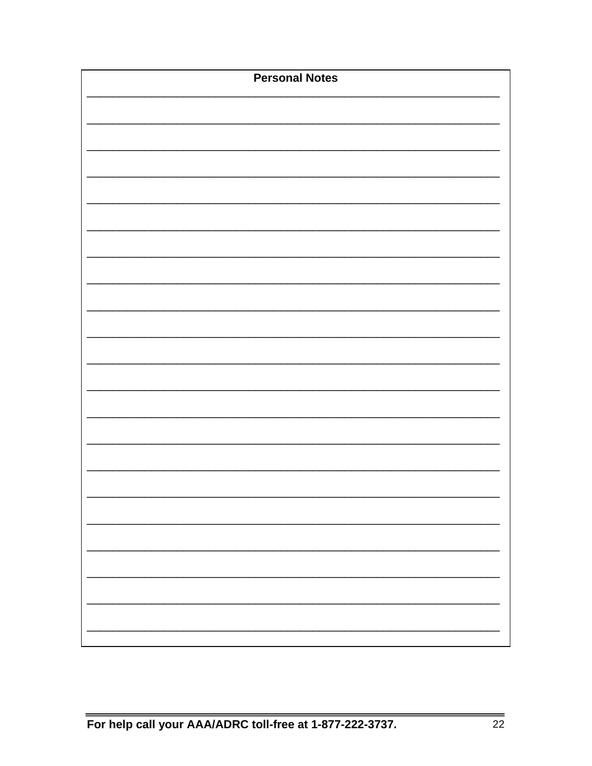**Personal Notes**

\_\_\_\_\_\_\_\_\_\_\_\_\_\_\_\_\_\_\_\_\_\_\_\_\_\_\_\_\_\_\_\_\_\_\_\_\_\_\_\_\_\_\_\_\_\_\_\_\_\_\_\_\_\_\_\_\_\_\_\_\_\_\_\_\_\_\_\_\_\_\_\_\_\_\_\_\_\_\_\_\_\_\_\_\_\_\_\_\_\_\_\_

\_\_\_\_\_\_\_\_\_\_\_\_\_\_\_\_\_\_\_\_\_\_\_\_\_\_\_\_\_\_\_\_\_\_\_\_\_\_\_\_\_\_\_\_\_\_\_\_\_\_\_\_\_\_\_\_\_\_\_\_\_\_\_\_\_\_\_\_\_\_\_\_\_\_\_\_\_\_\_\_\_\_\_\_\_\_\_\_\_\_\_\_

\_\_\_\_\_\_\_\_\_\_\_\_\_\_\_\_\_\_\_\_\_\_\_\_\_\_\_\_\_\_\_\_\_\_\_\_\_\_\_\_\_\_\_\_\_\_\_\_\_\_\_\_\_\_\_\_\_\_\_\_\_\_\_\_\_\_\_\_\_\_\_\_\_\_\_\_\_\_\_\_\_\_\_\_\_\_\_\_\_\_\_\_

\_\_\_\_\_\_\_\_\_\_\_\_\_\_\_\_\_\_\_\_\_\_\_\_\_\_\_\_\_\_\_\_\_\_\_\_\_\_\_\_\_\_\_\_\_\_\_\_\_\_\_\_\_\_\_\_\_\_\_\_\_\_\_\_\_\_\_\_\_\_\_\_\_\_\_\_\_\_\_\_\_\_\_\_\_\_\_\_\_\_\_\_

\_\_\_\_\_\_\_\_\_\_\_\_\_\_\_\_\_\_\_\_\_\_\_\_\_\_\_\_\_\_\_\_\_\_\_\_\_\_\_\_\_\_\_\_\_\_\_\_\_\_\_\_\_\_\_\_\_\_\_\_\_\_\_\_\_\_\_\_\_\_\_\_\_\_\_\_\_\_\_\_\_\_\_\_\_\_\_\_\_\_\_\_

\_\_\_\_\_\_\_\_\_\_\_\_\_\_\_\_\_\_\_\_\_\_\_\_\_\_\_\_\_\_\_\_\_\_\_\_\_\_\_\_\_\_\_\_\_\_\_\_\_\_\_\_\_\_\_\_\_\_\_\_\_\_\_\_\_\_\_\_\_\_\_\_\_\_\_\_\_\_\_\_\_\_\_\_\_\_\_\_\_\_\_\_

\_\_\_\_\_\_\_\_\_\_\_\_\_\_\_\_\_\_\_\_\_\_\_\_\_\_\_\_\_\_\_\_\_\_\_\_\_\_\_\_\_\_\_\_\_\_\_\_\_\_\_\_\_\_\_\_\_\_\_\_\_\_\_\_\_\_\_\_\_\_\_\_\_\_\_\_\_\_\_\_\_\_\_\_\_\_\_\_\_\_\_\_

\_\_\_\_\_\_\_\_\_\_\_\_\_\_\_\_\_\_\_\_\_\_\_\_\_\_\_\_\_\_\_\_\_\_\_\_\_\_\_\_\_\_\_\_\_\_\_\_\_\_\_\_\_\_\_\_\_\_\_\_\_\_\_\_\_\_\_\_\_\_\_\_\_\_\_\_\_\_\_\_\_\_\_\_\_\_\_\_\_\_\_\_

\_\_\_\_\_\_\_\_\_\_\_\_\_\_\_\_\_\_\_\_\_\_\_\_\_\_\_\_\_\_\_\_\_\_\_\_\_\_\_\_\_\_\_\_\_\_\_\_\_\_\_\_\_\_\_\_\_\_\_\_\_\_\_\_\_\_\_\_\_\_\_\_\_\_\_\_\_\_\_\_\_\_\_\_\_\_\_\_\_\_\_\_

\_\_\_\_\_\_\_\_\_\_\_\_\_\_\_\_\_\_\_\_\_\_\_\_\_\_\_\_\_\_\_\_\_\_\_\_\_\_\_\_\_\_\_\_\_\_\_\_\_\_\_\_\_\_\_\_\_\_\_\_\_\_\_\_\_\_\_\_\_\_\_\_\_\_\_\_\_\_\_\_\_\_\_\_\_\_\_\_\_\_\_\_

\_\_\_\_\_\_\_\_\_\_\_\_\_\_\_\_\_\_\_\_\_\_\_\_\_\_\_\_\_\_\_\_\_\_\_\_\_\_\_\_\_\_\_\_\_\_\_\_\_\_\_\_\_\_\_\_\_\_\_\_\_\_\_\_\_\_\_\_\_\_\_\_\_\_\_\_\_\_\_\_\_\_\_\_\_\_\_\_\_\_\_\_

\_\_\_\_\_\_\_\_\_\_\_\_\_\_\_\_\_\_\_\_\_\_\_\_\_\_\_\_\_\_\_\_\_\_\_\_\_\_\_\_\_\_\_\_\_\_\_\_\_\_\_\_\_\_\_\_\_\_\_\_\_\_\_\_\_\_\_\_\_\_\_\_\_\_\_\_\_\_\_\_\_\_\_\_\_\_\_\_\_\_\_\_

\_\_\_\_\_\_\_\_\_\_\_\_\_\_\_\_\_\_\_\_\_\_\_\_\_\_\_\_\_\_\_\_\_\_\_\_\_\_\_\_\_\_\_\_\_\_\_\_\_\_\_\_\_\_\_\_\_\_\_\_\_\_\_\_\_\_\_\_\_\_\_\_\_\_\_\_\_\_\_\_\_\_\_\_\_\_\_\_\_\_\_\_

\_\_\_\_\_\_\_\_\_\_\_\_\_\_\_\_\_\_\_\_\_\_\_\_\_\_\_\_\_\_\_\_\_\_\_\_\_\_\_\_\_\_\_\_\_\_\_\_\_\_\_\_\_\_\_\_\_\_\_\_\_\_\_\_\_\_\_\_\_\_\_\_\_\_\_\_\_\_\_\_\_\_\_\_\_\_\_\_\_\_\_\_

\_\_\_\_\_\_\_\_\_\_\_\_\_\_\_\_\_\_\_\_\_\_\_\_\_\_\_\_\_\_\_\_\_\_\_\_\_\_\_\_\_\_\_\_\_\_\_\_\_\_\_\_\_\_\_\_\_\_\_\_\_\_\_\_\_\_\_\_\_\_\_\_\_\_\_\_\_\_\_\_\_\_\_\_\_\_\_\_\_\_\_\_

\_\_\_\_\_\_\_\_\_\_\_\_\_\_\_\_\_\_\_\_\_\_\_\_\_\_\_\_\_\_\_\_\_\_\_\_\_\_\_\_\_\_\_\_\_\_\_\_\_\_\_\_\_\_\_\_\_\_\_\_\_\_\_\_\_\_\_\_\_\_\_\_\_\_\_\_\_\_\_\_\_\_\_\_\_\_\_\_\_\_\_\_

\_\_\_\_\_\_\_\_\_\_\_\_\_\_\_\_\_\_\_\_\_\_\_\_\_\_\_\_\_\_\_\_\_\_\_\_\_\_\_\_\_\_\_\_\_\_\_\_\_\_\_\_\_\_\_\_\_\_\_\_\_\_\_\_\_\_\_\_\_\_\_\_\_\_\_\_\_\_\_\_\_\_\_\_\_\_\_\_\_\_\_\_

\_\_\_\_\_\_\_\_\_\_\_\_\_\_\_\_\_\_\_\_\_\_\_\_\_\_\_\_\_\_\_\_\_\_\_\_\_\_\_\_\_\_\_\_\_\_\_\_\_\_\_\_\_\_\_\_\_\_\_\_\_\_\_\_\_\_\_\_\_\_\_\_\_\_\_\_\_\_\_\_\_\_\_\_\_\_\_\_\_\_\_\_

\_\_\_\_\_\_\_\_\_\_\_\_\_\_\_\_\_\_\_\_\_\_\_\_\_\_\_\_\_\_\_\_\_\_\_\_\_\_\_\_\_\_\_\_\_\_\_\_\_\_\_\_\_\_\_\_\_\_\_\_\_\_\_\_\_\_\_\_\_\_\_\_\_\_\_\_\_\_\_\_\_\_\_\_\_\_\_\_\_\_\_\_

\_\_\_\_\_\_\_\_\_\_\_\_\_\_\_\_\_\_\_\_\_\_\_\_\_\_\_\_\_\_\_\_\_\_\_\_\_\_\_\_\_\_\_\_\_\_\_\_\_\_\_\_\_\_\_\_\_\_\_\_\_\_\_\_\_\_\_\_\_\_\_\_\_\_\_\_\_\_\_\_\_\_\_\_\_\_\_\_\_\_\_\_

\_\_\_\_\_\_\_\_\_\_\_\_\_\_\_\_\_\_\_\_\_\_\_\_\_\_\_\_\_\_\_\_\_\_\_\_\_\_\_\_\_\_\_\_\_\_\_\_\_\_\_\_\_\_\_\_\_\_\_\_\_\_\_\_\_\_\_\_\_\_\_\_\_\_\_\_\_\_\_\_\_\_\_\_\_\_\_\_\_\_\_\_

\_\_\_\_\_\_\_\_\_\_\_\_\_\_\_\_\_\_\_\_\_\_\_\_\_\_\_\_\_\_\_\_\_\_\_\_\_\_\_\_\_\_\_\_\_\_\_\_\_\_\_\_\_\_\_\_\_\_\_\_\_\_\_\_\_\_\_\_\_\_\_\_\_\_\_\_\_\_\_\_\_\_\_\_\_\_\_\_\_\_\_\_

\_\_\_\_\_\_\_\_\_\_\_\_\_\_\_\_\_\_\_\_\_\_\_\_\_\_\_\_\_\_\_\_\_\_\_\_\_\_\_\_\_\_\_\_\_\_\_\_\_\_\_\_\_\_\_\_\_\_\_\_\_\_\_\_\_\_\_\_\_\_\_\_\_\_\_\_\_\_\_\_\_\_\_\_\_\_\_\_\_\_\_\_

**For help call your AAA/ADRC toll-free at 1-877-222-3737.**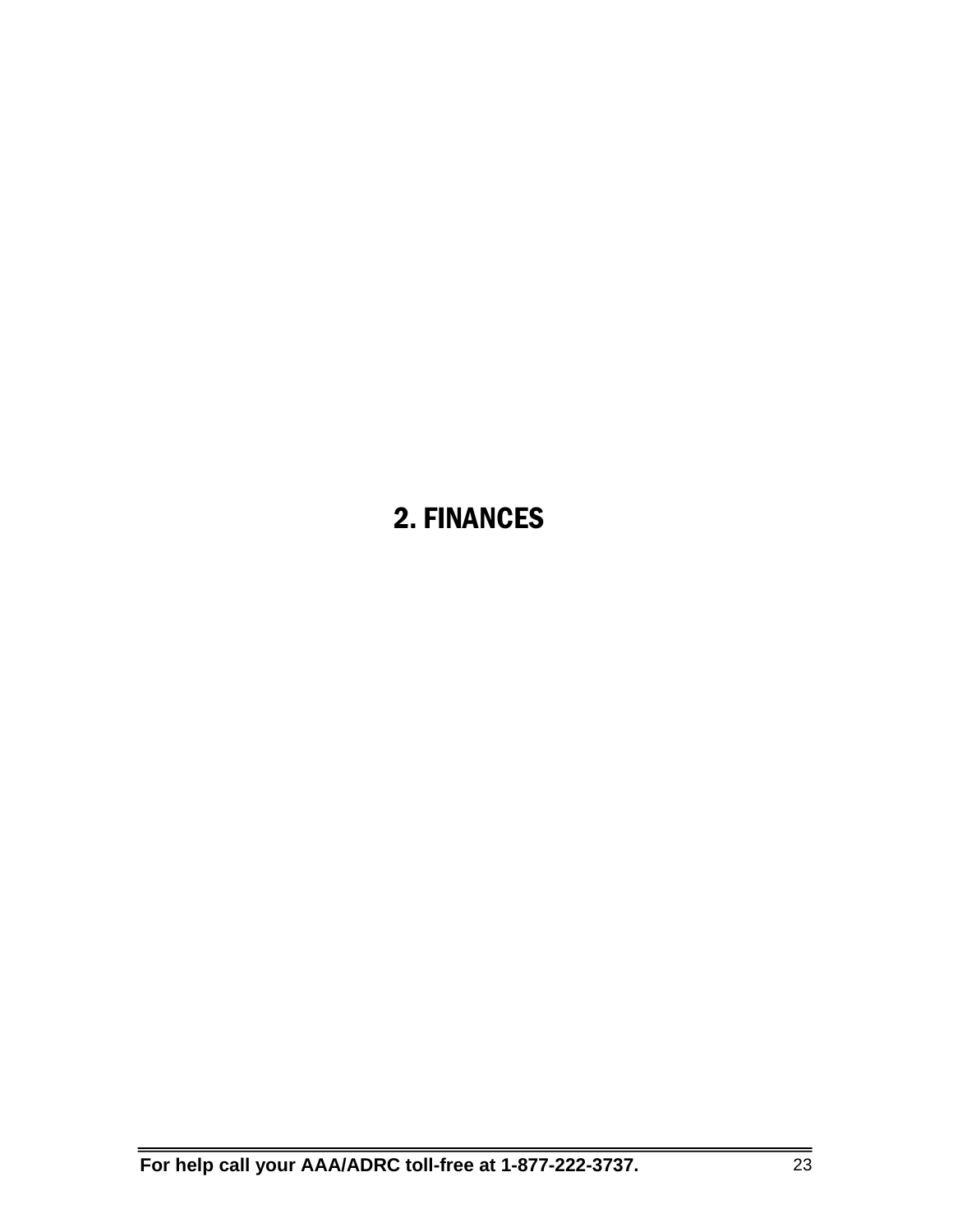# 2. FINANCES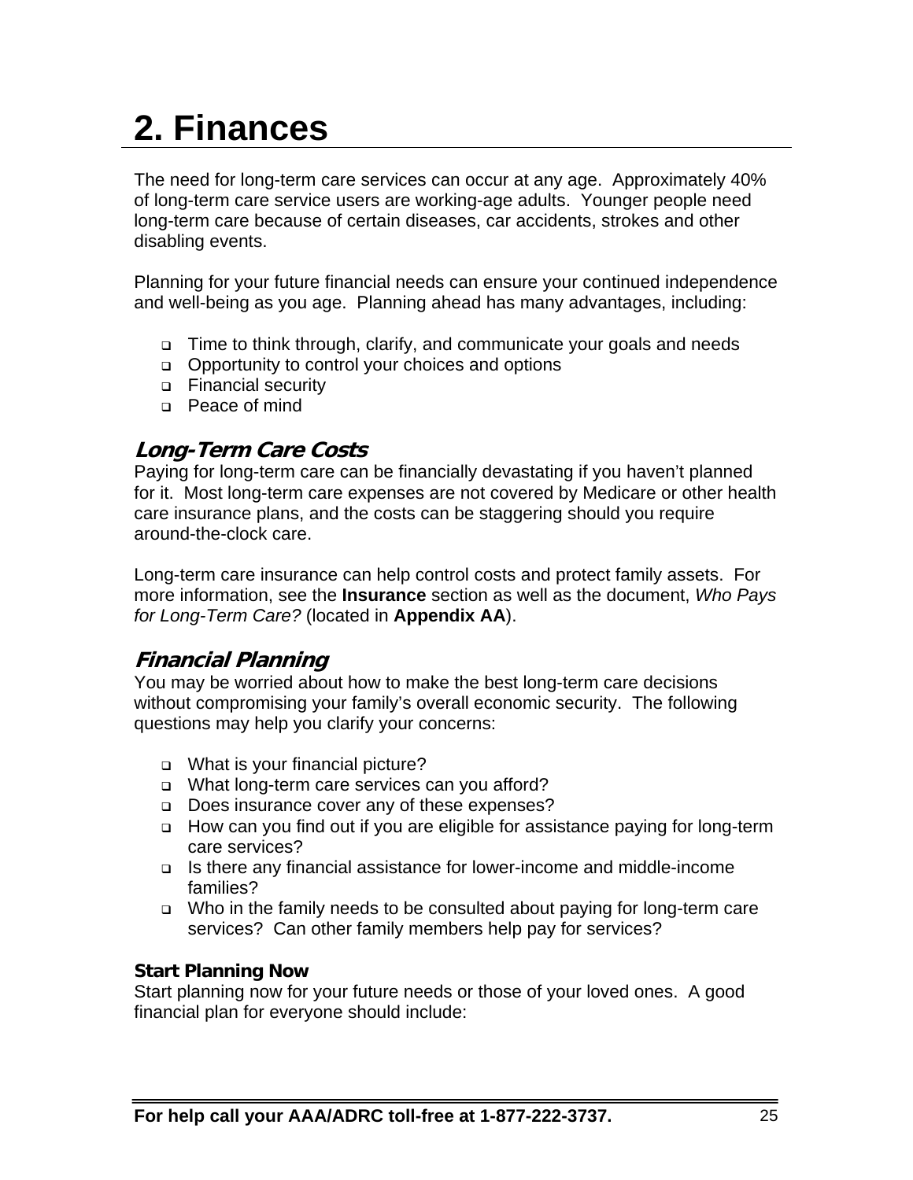# 2. Finances

The need for long-term care services can occur at any age. Approximately 40% of long-term care service users are working-age adults. Younger people need long-term care because of certain diseases, car accidents, strokes and other disabling events.

Planning for your future financial needs can ensure your continued independence and well-being as you age. Planning ahead has many advantages, including:

- Time to think through, clarify, and communicate your goals and needs
- Opportunity to control your choices and options
- Financial security
- Peace of mind

## *Long-Term Care Costs*

Paying for long-term care can be financially devastating if you haven't planned for it. Most long-term care expenses are not covered by Medicare or other health care insurance plans, and the costs can be staggering should you require around-the-clock care.

Long-term care insurance can help control costs and protect family assets. For more information, see the **Insurance** section as well as the document, *Who Pays for Long-Term Care?* (located in **Appendix AA**).

## *Financial Planning*

You may be worried about how to make the best long-term care decisions without compromising your family's overall economic security. The following questions may help you clarify your concerns:

- What is your financial picture?
- What long-term care services can you afford?
- Does insurance cover any of these expenses?
- How can you find out if you are eligible for assistance paying for long-term care services?
- Is there any financial assistance for lower-income and middle-income families?
- Who in the family needs to be consulted about paying for long-term care services? Can other family members help pay for services?

### Start Planning Now

Start planning now for your future needs or those of your loved ones. A good financial plan for everyone should include: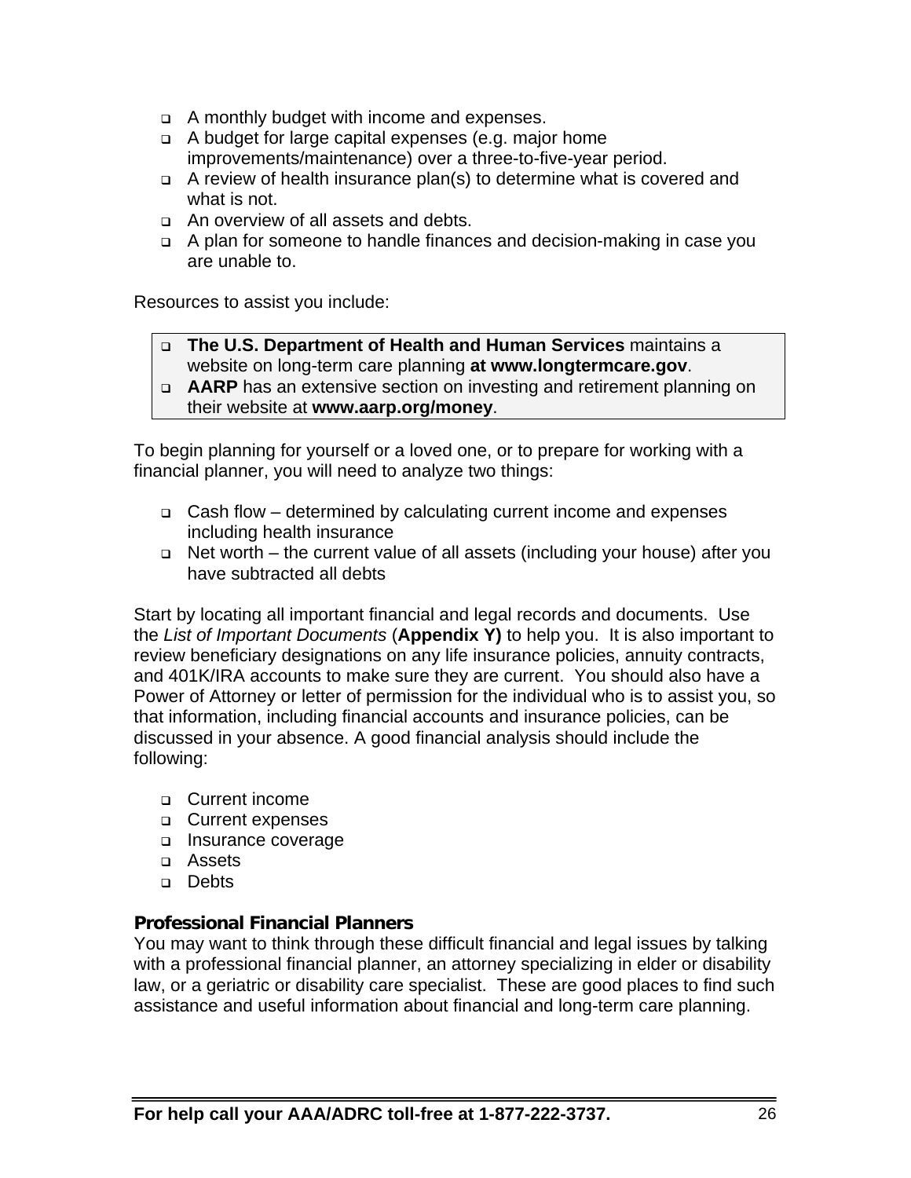- A monthly budget with income and expenses.
- A budget for large capital expenses (e.g. major home improvements/maintenance) over a three-to-five-year period.
- A review of health insurance plan(s) to determine what is covered and what is not.
- An overview of all assets and debts.
- A plan for someone to handle finances and decision-making in case you are unable to.

Resources to assist you include:

- **The U.S. Department of Health and Human Services** maintains a website on long-term care planning **at www.longtermcare.gov**.
- **AARP** has an extensive section on investing and retirement planning on their website at **www.aarp.org/money**.

To begin planning for yourself or a loved one, or to prepare for working with a financial planner, you will need to analyze two things:

- Cash flow – determined by calculating current income and expenses including health insurance
- Net worth – the current value of all assets (including your house) after you have subtracted all debts

Start by locating all important financial and legal records and documents. Use the *List of Important Documents* (**Appendix Y)** to help you. It is also important to review beneficiary designations on any life insurance policies, annuity contracts, and 401K/IRA accounts to make sure they are current. You should also have a Power of Attorney or letter of permission for the individual who is to assist you, so that information, including financial accounts and insurance policies, can be discussed in your absence. A good financial analysis should include the following:

- Current income
- Current expenses
- Insurance coverage
- Assets
- Debts

### Professional Financial Planners

You may want to think through these difficult financial and legal issues by talking with a professional financial planner, an attorney specializing in elder or disability law, or a geriatric or disability care specialist. These are good places to find such assistance and useful information about financial and long-term care planning.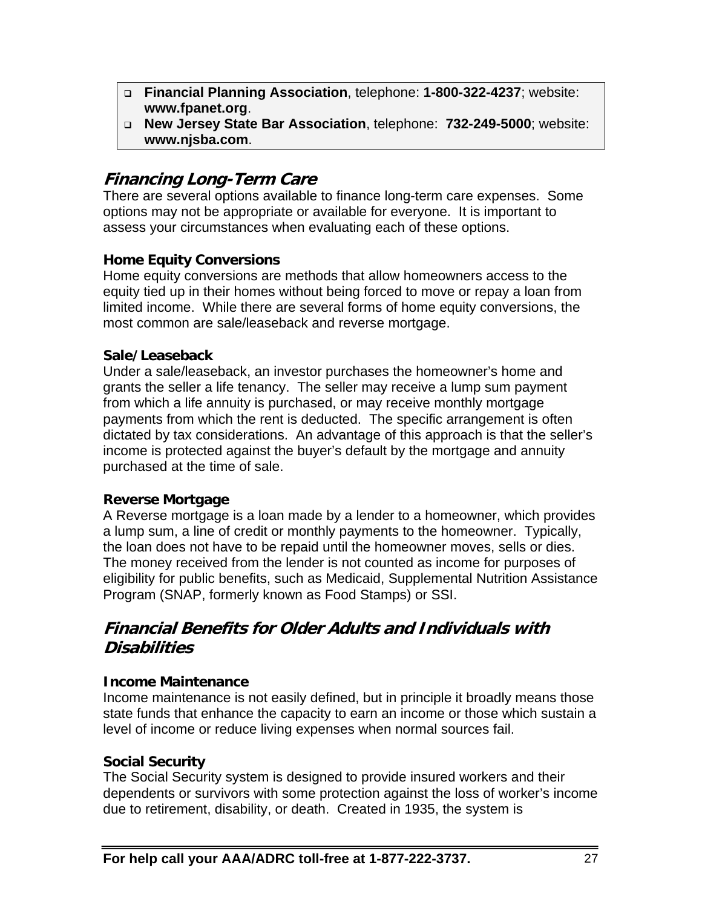- **Financial Planning Association**, telephone: **1-800-322-4237**; website: **www.fpanet.org**.
- **New Jersey State Bar Association**, telephone: **732-249-5000**; website: **www.njsba.com**.

## *Financing Long-Term Care*

There are several options available to finance long-term care expenses. Some options may not be appropriate or available for everyone. It is important to assess your circumstances when evaluating each of these options.

### Home Equity Conversions

Home equity conversions are methods that allow homeowners access to the equity tied up in their homes without being forced to move or repay a loan from limited income. While there are several forms of home equity conversions, the most common are sale/leaseback and reverse mortgage.

### Sale/Leaseback

Under a sale/leaseback, an investor purchases the homeowner's home and grants the seller a life tenancy. The seller may receive a lump sum payment from which a life annuity is purchased, or may receive monthly mortgage payments from which the rent is deducted. The specific arrangement is often dictated by tax considerations. An advantage of this approach is that the seller's income is protected against the buyer's default by the mortgage and annuity purchased at the time of sale.

### Reverse Mortgage

A Reverse mortgage is a loan made by a lender to a homeowner, which provides a lump sum, a line of credit or monthly payments to the homeowner. Typically, the loan does not have to be repaid until the homeowner moves, sells or dies. The money received from the lender is not counted as income for purposes of eligibility for public benefits, such as Medicaid, Supplemental Nutrition Assistance Program (SNAP, formerly known as Food Stamps) or SSI.

## *Financial Benefits for Older Adults and Individuals with Disabilities*

### Income Maintenance

Income maintenance is not easily defined, but in principle it broadly means those state funds that enhance the capacity to earn an income or those which sustain a level of income or reduce living expenses when normal sources fail.

### Social Security

The Social Security system is designed to provide insured workers and their dependents or survivors with some protection against the loss of worker's income due to retirement, disability, or death. Created in 1935, the system is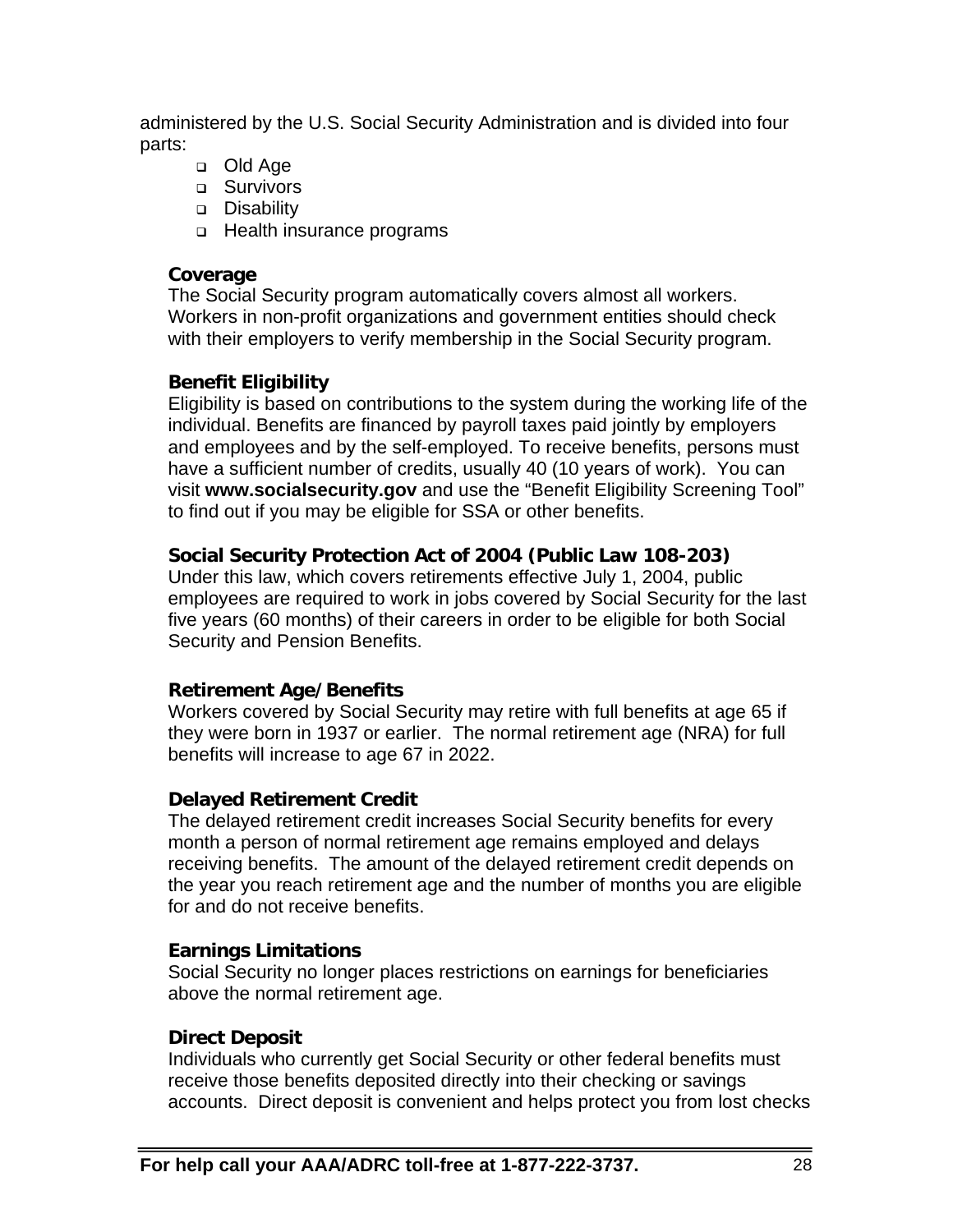administered by the U.S. Social Security Administration and is divided into four parts:

- Old Age
- Survivors
- Disability
- Health insurance programs

**Coverage**
The Social Security program automatically covers almost all workers. Workers in non-profit organizations and government entities should check with their employers to verify membership in the Social Security program.

**Benefit Eligibility**
Eligibility is based on contributions to the system during the working life of the individual. Benefits are financed by payroll taxes paid jointly by employers and employees and by the self-employed. To receive benefits, persons must have a sufficient number of credits, usually 40 (10 years of work). You can visit **www.socialsecurity.gov** and use the "Benefit Eligibility Screening Tool" to find out if you may be eligible for SSA or other benefits.

**Social Security Protection Act of 2004 (Public Law 108-203)**
Under this law, which covers retirements effective July 1, 2004, public employees are required to work in jobs covered by Social Security for the last five years (60 months) of their careers in order to be eligible for both Social Security and Pension Benefits.

**Retirement Age/Benefits**
Workers covered by Social Security may retire with full benefits at age 65 if they were born in 1937 or earlier. The normal retirement age (NRA) for full benefits will increase to age 67 in 2022.

**Delayed Retirement Credit**
The delayed retirement credit increases Social Security benefits for every month a person of normal retirement age remains employed and delays receiving benefits. The amount of the delayed retirement credit depends on the year you reach retirement age and the number of months you are eligible for and do not receive benefits.

**Earnings Limitations**
Social Security no longer places restrictions on earnings for beneficiaries above the normal retirement age.

**Direct Deposit**
Individuals who currently get Social Security or other federal benefits must receive those benefits deposited directly into their checking or savings accounts. Direct deposit is convenient and helps protect you from lost checks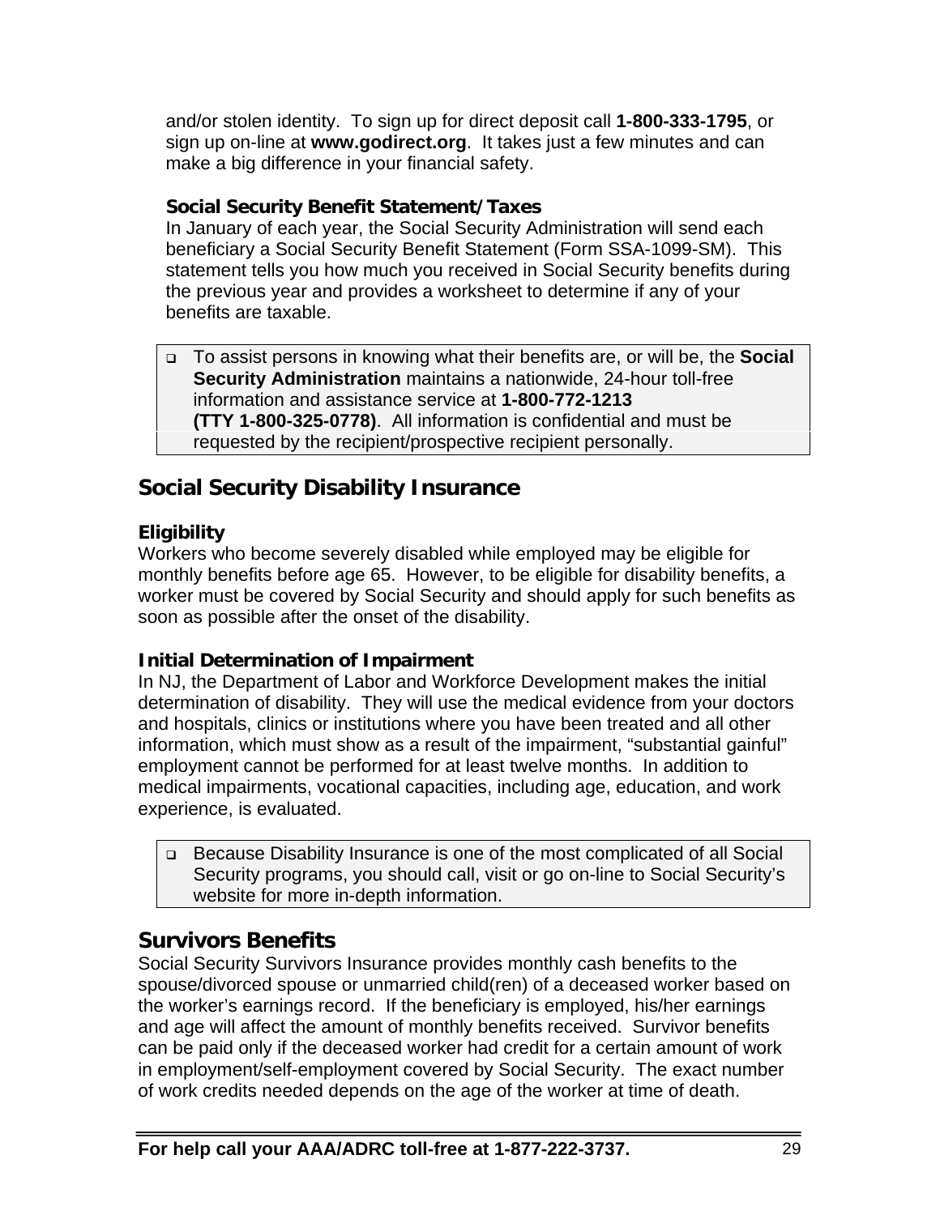and/or stolen identity. To sign up for direct deposit call **1-800-333-1795**, or sign up on-line at **www.godirect.org**. It takes just a few minutes and can make a big difference in your financial safety.

**Social Security Benefit Statement/Taxes**

In January of each year, the Social Security Administration will send each beneficiary a Social Security Benefit Statement (Form SSA-1099-SM). This statement tells you how much you received in Social Security benefits during the previous year and provides a worksheet to determine if any of your benefits are taxable.

- To assist persons in knowing what their benefits are, or will be, the **Social Security Administration** maintains a nationwide, 24-hour toll-free information and assistance service at **1-800-772-1213 (TTY 1-800-325-0778)**. All information is confidential and must be requested by the recipient/prospective recipient personally.

## Social Security Disability Insurance

**Eligibility**

Workers who become severely disabled while employed may be eligible for monthly benefits before age 65. However, to be eligible for disability benefits, a worker must be covered by Social Security and should apply for such benefits as soon as possible after the onset of the disability.

**Initial Determination of Impairment**

In NJ, the Department of Labor and Workforce Development makes the initial determination of disability. They will use the medical evidence from your doctors and hospitals, clinics or institutions where you have been treated and all other information, which must show as a result of the impairment, "substantial gainful" employment cannot be performed for at least twelve months. In addition to medical impairments, vocational capacities, including age, education, and work experience, is evaluated.

- Because Disability Insurance is one of the most complicated of all Social Security programs, you should call, visit or go on-line to Social Security's website for more in-depth information.

## Survivors Benefits

Social Security Survivors Insurance provides monthly cash benefits to the spouse/divorced spouse or unmarried child(ren) of a deceased worker based on the worker's earnings record. If the beneficiary is employed, his/her earnings and age will affect the amount of monthly benefits received. Survivor benefits can be paid only if the deceased worker had credit for a certain amount of work in employment/self-employment covered by Social Security. The exact number of work credits needed depends on the age of the worker at time of death.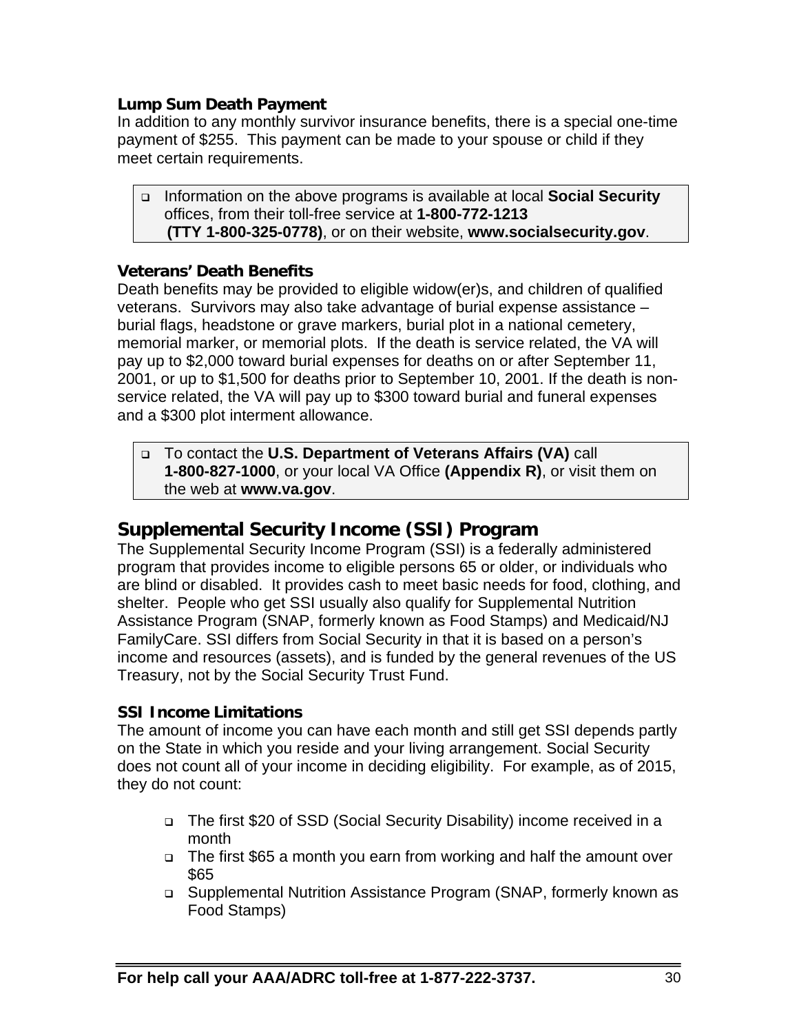### Lump Sum Death Payment

In addition to any monthly survivor insurance benefits, there is a special one-time payment of $255. This payment can be made to your spouse or child if they meet certain requirements.

- Information on the above programs is available at local **Social Security** offices, from their toll-free service at **1-800-772-1213 (TTY 1-800-325-0778)**, or on their website, **www.socialsecurity.gov**.

### Veterans' Death Benefits

Death benefits may be provided to eligible widow(er)s, and children of qualified veterans. Survivors may also take advantage of burial expense assistance – burial flags, headstone or grave markers, burial plot in a national cemetery, memorial marker, or memorial plots. If the death is service related, the VA will pay up to $2,000 toward burial expenses for deaths on or after September 11, 2001, or up to $1,500 for deaths prior to September 10, 2001. If the death is non-service related, the VA will pay up to $300 toward burial and funeral expenses and a $300 plot interment allowance.

- To contact the **U.S. Department of Veterans Affairs (VA)** call **1-800-827-1000**, or your local VA Office **(Appendix R)**, or visit them on the web at **www.va.gov**.

## Supplemental Security Income (SSI) Program

The Supplemental Security Income Program (SSI) is a federally administered program that provides income to eligible persons 65 or older, or individuals who are blind or disabled. It provides cash to meet basic needs for food, clothing, and shelter. People who get SSI usually also qualify for Supplemental Nutrition Assistance Program (SNAP, formerly known as Food Stamps) and Medicaid/NJ FamilyCare. SSI differs from Social Security in that it is based on a person's income and resources (assets), and is funded by the general revenues of the US Treasury, not by the Social Security Trust Fund.

### SSI Income Limitations

The amount of income you can have each month and still get SSI depends partly on the State in which you reside and your living arrangement. Social Security does not count all of your income in deciding eligibility. For example, as of 2015, they do not count:

- The first $20 of SSD (Social Security Disability) income received in a month
- The first $65 a month you earn from working and half the amount over $65
- Supplemental Nutrition Assistance Program (SNAP, formerly known as Food Stamps)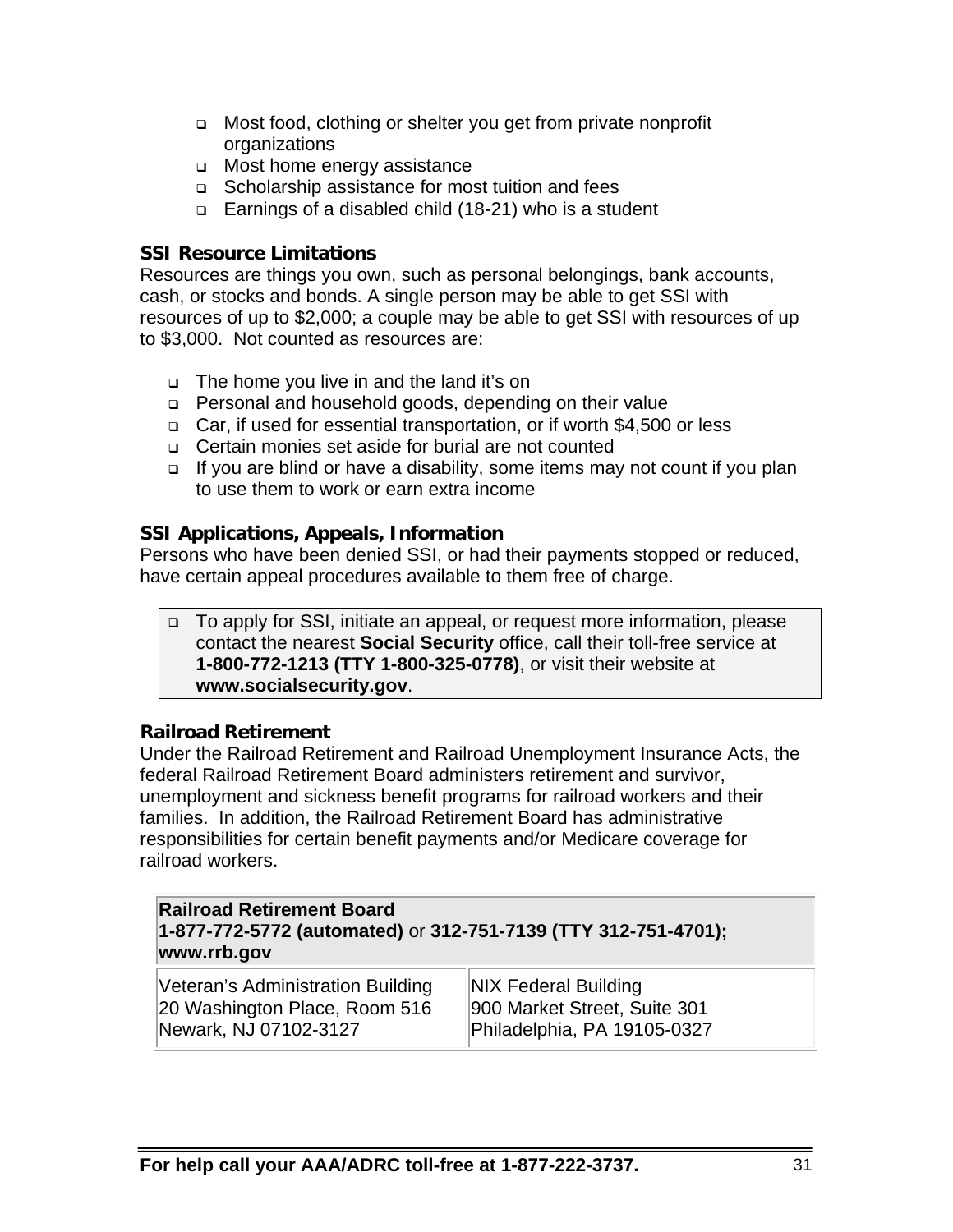- Most food, clothing or shelter you get from private nonprofit organizations
- Most home energy assistance
- Scholarship assistance for most tuition and fees
- Earnings of a disabled child (18-21) who is a student

### SSI Resource Limitations

Resources are things you own, such as personal belongings, bank accounts, cash, or stocks and bonds. A single person may be able to get SSI with resources of up to $2,000; a couple may be able to get SSI with resources of up to $3,000. Not counted as resources are:

- The home you live in and the land it's on
- Personal and household goods, depending on their value
- Car, if used for essential transportation, or if worth $4,500 or less
- Certain monies set aside for burial are not counted
- If you are blind or have a disability, some items may not count if you plan to use them to work or earn extra income

### SSI Applications, Appeals, Information

Persons who have been denied SSI, or had their payments stopped or reduced, have certain appeal procedures available to them free of charge.

- To apply for SSI, initiate an appeal, or request more information, please contact the nearest **Social Security** office, call their toll-free service at **1-800-772-1213 (TTY 1-800-325-0778)**, or visit their website at **www.socialsecurity.gov**.

### Railroad Retirement

Under the Railroad Retirement and Railroad Unemployment Insurance Acts, the federal Railroad Retirement Board administers retirement and survivor, unemployment and sickness benefit programs for railroad workers and their families. In addition, the Railroad Retirement Board has administrative responsibilities for certain benefit payments and/or Medicare coverage for railroad workers.

| **Railroad Retirement Board**<br>**1-877-772-5772 (automated)** or **312-751-7139 (TTY 312-751-4701); www.rrb.gov** | |
|---|---|
| Veteran's Administration Building<br>20 Washington Place, Room 516<br>Newark, NJ 07102-3127 | NIX Federal Building<br>900 Market Street, Suite 301<br>Philadelphia, PA 19105-0327 |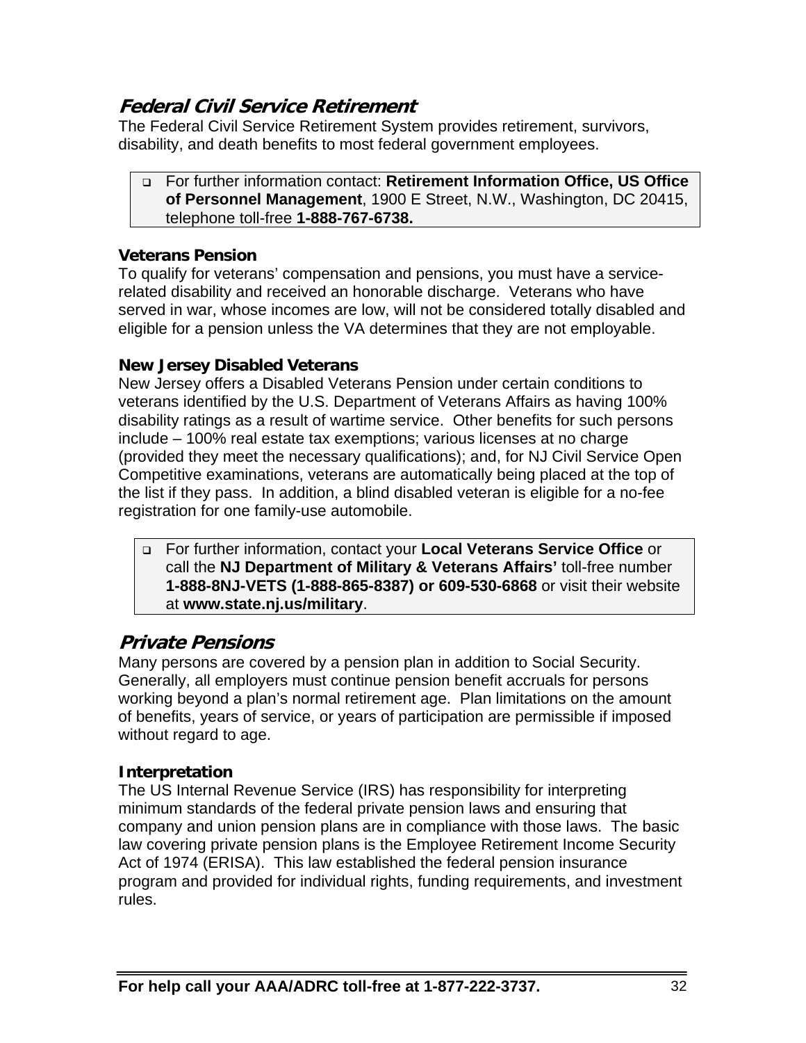## *Federal Civil Service Retirement*

The Federal Civil Service Retirement System provides retirement, survivors, disability, and death benefits to most federal government employees.

- For further information contact: **Retirement Information Office, US Office of Personnel Management**, 1900 E Street, N.W., Washington, DC 20415, telephone toll-free **1-888-767-6738.**

### Veterans Pension

To qualify for veterans' compensation and pensions, you must have a service-related disability and received an honorable discharge. Veterans who have served in war, whose incomes are low, will not be considered totally disabled and eligible for a pension unless the VA determines that they are not employable.

### New Jersey Disabled Veterans

New Jersey offers a Disabled Veterans Pension under certain conditions to veterans identified by the U.S. Department of Veterans Affairs as having 100% disability ratings as a result of wartime service. Other benefits for such persons include – 100% real estate tax exemptions; various licenses at no charge (provided they meet the necessary qualifications); and, for NJ Civil Service Open Competitive examinations, veterans are automatically being placed at the top of the list if they pass. In addition, a blind disabled veteran is eligible for a no-fee registration for one family-use automobile.

- For further information, contact your **Local Veterans Service Office** or call the **NJ Department of Military & Veterans Affairs'** toll-free number **1-888-8NJ-VETS (1-888-865-8387) or 609-530-6868** or visit their website at **www.state.nj.us/military**.

## *Private Pensions*

Many persons are covered by a pension plan in addition to Social Security. Generally, all employers must continue pension benefit accruals for persons working beyond a plan's normal retirement age. Plan limitations on the amount of benefits, years of service, or years of participation are permissible if imposed without regard to age.

### Interpretation

The US Internal Revenue Service (IRS) has responsibility for interpreting minimum standards of the federal private pension laws and ensuring that company and union pension plans are in compliance with those laws. The basic law covering private pension plans is the Employee Retirement Income Security Act of 1974 (ERISA). This law established the federal pension insurance program and provided for individual rights, funding requirements, and investment rules.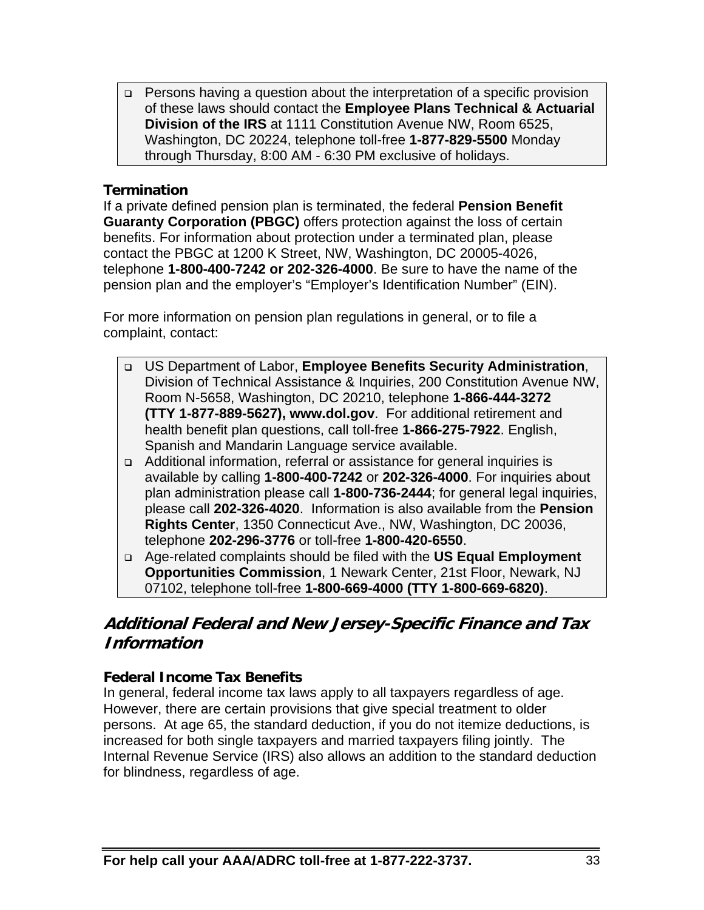- Persons having a question about the interpretation of a specific provision of these laws should contact the **Employee Plans Technical & Actuarial Division of the IRS** at 1111 Constitution Avenue NW, Room 6525, Washington, DC 20224, telephone toll-free **1-877-829-5500** Monday through Thursday, 8:00 AM - 6:30 PM exclusive of holidays.

**Termination**

If a private defined pension plan is terminated, the federal **Pension Benefit Guaranty Corporation (PBGC)** offers protection against the loss of certain benefits. For information about protection under a terminated plan, please contact the PBGC at 1200 K Street, NW, Washington, DC 20005-4026, telephone **1-800-400-7242 or 202-326-4000**. Be sure to have the name of the pension plan and the employer's "Employer's Identification Number" (EIN).

For more information on pension plan regulations in general, or to file a complaint, contact:

- US Department of Labor, **Employee Benefits Security Administration**, Division of Technical Assistance & Inquiries, 200 Constitution Avenue NW, Room N-5658, Washington, DC 20210, telephone **1-866-444-3272 (TTY 1-877-889-5627), www.dol.gov**. For additional retirement and health benefit plan questions, call toll-free **1-866-275-7922**. English, Spanish and Mandarin Language service available.
- Additional information, referral or assistance for general inquiries is available by calling **1-800-400-7242** or **202-326-4000**. For inquiries about plan administration please call **1-800-736-2444**; for general legal inquiries, please call **202-326-4020**. Information is also available from the **Pension Rights Center**, 1350 Connecticut Ave., NW, Washington, DC 20036, telephone **202-296-3776** or toll-free **1-800-420-6550**.
- Age-related complaints should be filed with the **US Equal Employment Opportunities Commission**, 1 Newark Center, 21st Floor, Newark, NJ 07102, telephone toll-free **1-800-669-4000 (TTY 1-800-669-6820)**.

## *Additional Federal and New Jersey-Specific Finance and Tax Information*

**Federal Income Tax Benefits**

In general, federal income tax laws apply to all taxpayers regardless of age. However, there are certain provisions that give special treatment to older persons. At age 65, the standard deduction, if you do not itemize deductions, is increased for both single taxpayers and married taxpayers filing jointly. The Internal Revenue Service (IRS) also allows an addition to the standard deduction for blindness, regardless of age.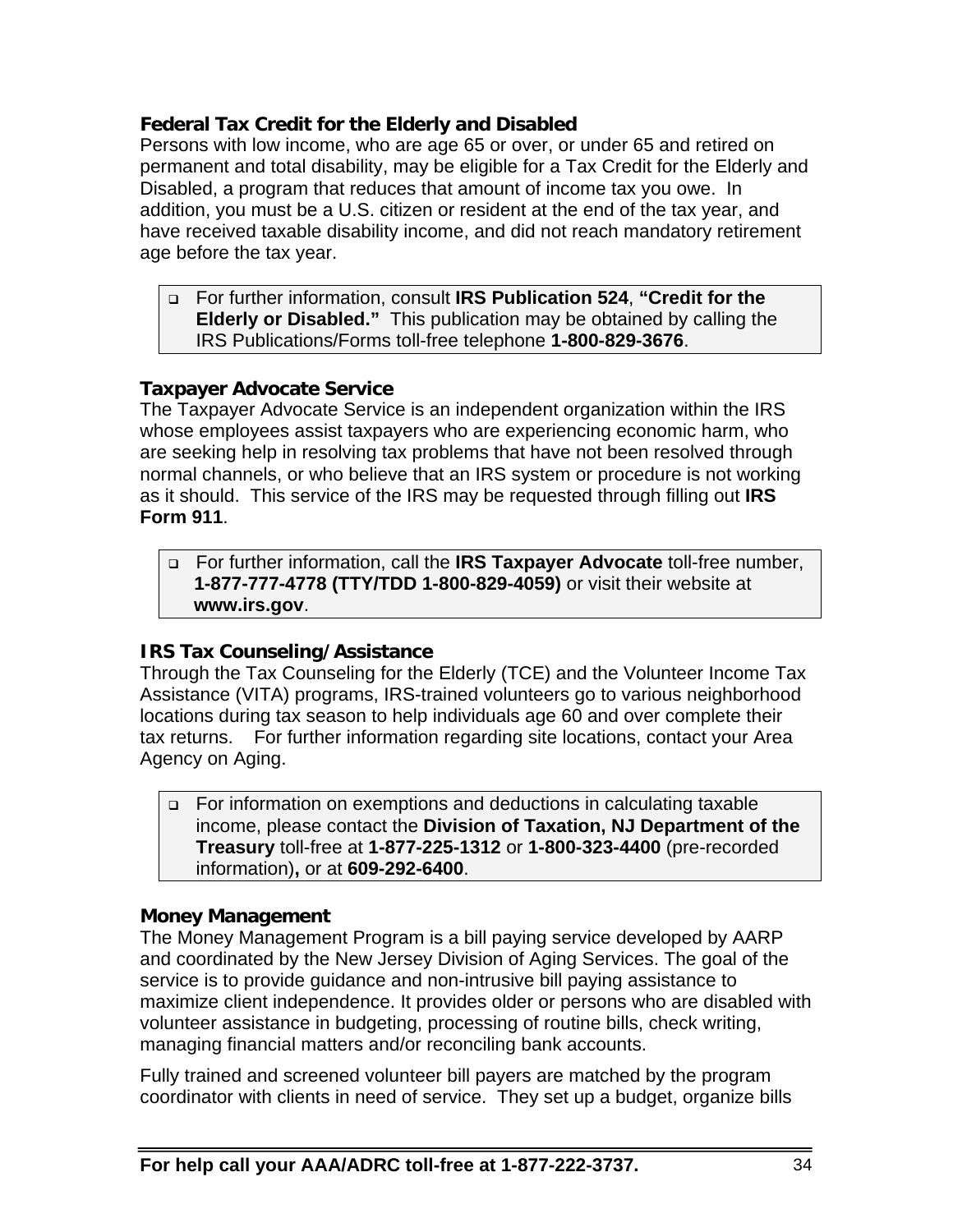### Federal Tax Credit for the Elderly and Disabled

Persons with low income, who are age 65 or over, or under 65 and retired on permanent and total disability, may be eligible for a Tax Credit for the Elderly and Disabled, a program that reduces that amount of income tax you owe. In addition, you must be a U.S. citizen or resident at the end of the tax year, and have received taxable disability income, and did not reach mandatory retirement age before the tax year.

- For further information, consult **IRS Publication 524**, **"Credit for the Elderly or Disabled."** This publication may be obtained by calling the IRS Publications/Forms toll-free telephone **1-800-829-3676**.

### Taxpayer Advocate Service

The Taxpayer Advocate Service is an independent organization within the IRS whose employees assist taxpayers who are experiencing economic harm, who are seeking help in resolving tax problems that have not been resolved through normal channels, or who believe that an IRS system or procedure is not working as it should. This service of the IRS may be requested through filling out **IRS Form 911**.

- For further information, call the **IRS Taxpayer Advocate** toll-free number, **1-877-777-4778 (TTY/TDD 1-800-829-4059)** or visit their website at **www.irs.gov**.

### IRS Tax Counseling/Assistance

Through the Tax Counseling for the Elderly (TCE) and the Volunteer Income Tax Assistance (VITA) programs, IRS-trained volunteers go to various neighborhood locations during tax season to help individuals age 60 and over complete their tax returns. For further information regarding site locations, contact your Area Agency on Aging.

- For information on exemptions and deductions in calculating taxable income, please contact the **Division of Taxation, NJ Department of the Treasury** toll-free at **1-877-225-1312** or **1-800-323-4400** (pre-recorded information), or at **609-292-6400**.

### Money Management

The Money Management Program is a bill paying service developed by AARP and coordinated by the New Jersey Division of Aging Services. The goal of the service is to provide guidance and non-intrusive bill paying assistance to maximize client independence. It provides older or persons who are disabled with volunteer assistance in budgeting, processing of routine bills, check writing, managing financial matters and/or reconciling bank accounts.

Fully trained and screened volunteer bill payers are matched by the program coordinator with clients in need of service. They set up a budget, organize bills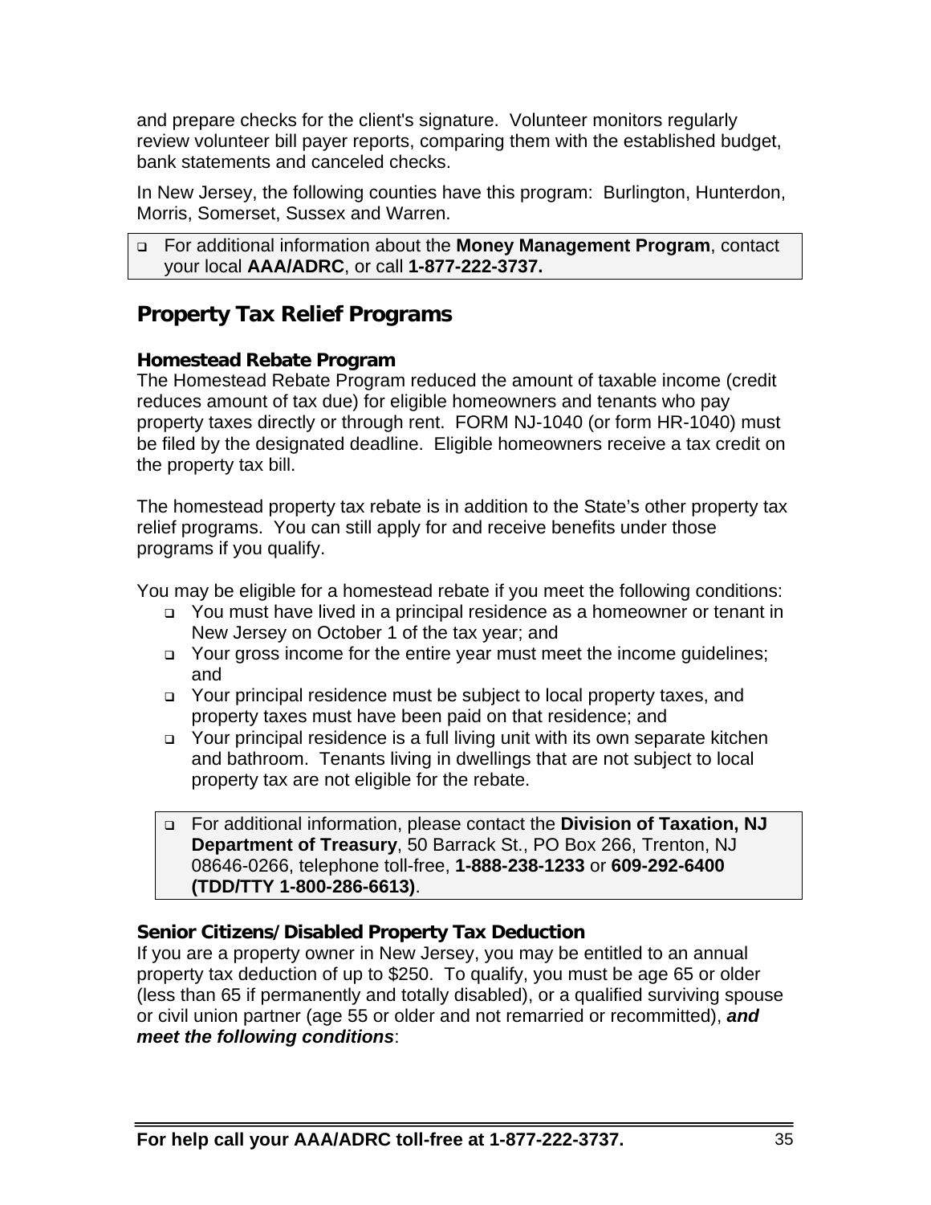and prepare checks for the client's signature.  Volunteer monitors regularly review volunteer bill payer reports, comparing them with the established budget, bank statements and canceled checks.

In New Jersey, the following counties have this program:  Burlington, Hunterdon, Morris, Somerset, Sussex and Warren.

- For additional information about the **Money Management Program**, contact your local **AAA/ADRC**, or call **1-877-222-3737.**

## Property Tax Relief Programs

### Homestead Rebate Program

The Homestead Rebate Program reduced the amount of taxable income (credit reduces amount of tax due) for eligible homeowners and tenants who pay property taxes directly or through rent.  FORM NJ-1040 (or form HR-1040) must be filed by the designated deadline.  Eligible homeowners receive a tax credit on the property tax bill.

The homestead property tax rebate is in addition to the State's other property tax relief programs.  You can still apply for and receive benefits under those programs if you qualify.

You may be eligible for a homestead rebate if you meet the following conditions:

- You must have lived in a principal residence as a homeowner or tenant in New Jersey on October 1 of the tax year; and
- Your gross income for the entire year must meet the income guidelines; and
- Your principal residence must be subject to local property taxes, and property taxes must have been paid on that residence; and
- Your principal residence is a full living unit with its own separate kitchen and bathroom.  Tenants living in dwellings that are not subject to local property tax are not eligible for the rebate.

- For additional information, please contact the **Division of Taxation, NJ Department of Treasury**, 50 Barrack St., PO Box 266, Trenton, NJ 08646-0266, telephone toll-free, **1-888-238-1233** or **609-292-6400 (TDD/TTY 1-800-286-6613)**.

### Senior Citizens/Disabled Property Tax Deduction

If you are a property owner in New Jersey, you may be entitled to an annual property tax deduction of up to $250.  To qualify, you must be age 65 or older (less than 65 if permanently and totally disabled), or a qualified surviving spouse or civil union partner (age 55 or older and not remarried or recommitted), ***and meet the following conditions***: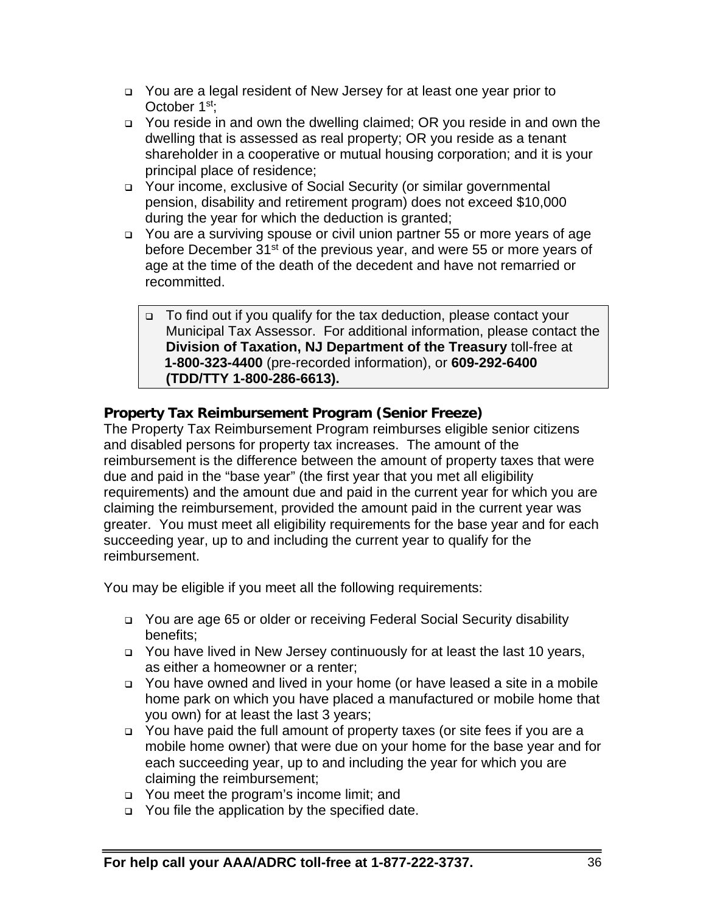- You are a legal resident of New Jersey for at least one year prior to October 1st;
- You reside in and own the dwelling claimed; OR you reside in and own the dwelling that is assessed as real property; OR you reside as a tenant shareholder in a cooperative or mutual housing corporation; and it is your principal place of residence;
- Your income, exclusive of Social Security (or similar governmental pension, disability and retirement program) does not exceed $10,000 during the year for which the deduction is granted;
- You are a surviving spouse or civil union partner 55 or more years of age before December 31st of the previous year, and were 55 or more years of age at the time of the death of the decedent and have not remarried or recommitted.

> - To find out if you qualify for the tax deduction, please contact your Municipal Tax Assessor. For additional information, please contact the **Division of Taxation, NJ Department of the Treasury** toll-free at **1-800-323-4400** (pre-recorded information), or **609-292-6400 (TDD/TTY 1-800-286-6613).**

**Property Tax Reimbursement Program (Senior Freeze)**

The Property Tax Reimbursement Program reimburses eligible senior citizens and disabled persons for property tax increases. The amount of the reimbursement is the difference between the amount of property taxes that were due and paid in the "base year" (the first year that you met all eligibility requirements) and the amount due and paid in the current year for which you are claiming the reimbursement, provided the amount paid in the current year was greater. You must meet all eligibility requirements for the base year and for each succeeding year, up to and including the current year to qualify for the reimbursement.

You may be eligible if you meet all the following requirements:

- You are age 65 or older or receiving Federal Social Security disability benefits;
- You have lived in New Jersey continuously for at least the last 10 years, as either a homeowner or a renter;
- You have owned and lived in your home (or have leased a site in a mobile home park on which you have placed a manufactured or mobile home that you own) for at least the last 3 years;
- You have paid the full amount of property taxes (or site fees if you are a mobile home owner) that were due on your home for the base year and for each succeeding year, up to and including the year for which you are claiming the reimbursement;
- You meet the program's income limit; and
- You file the application by the specified date.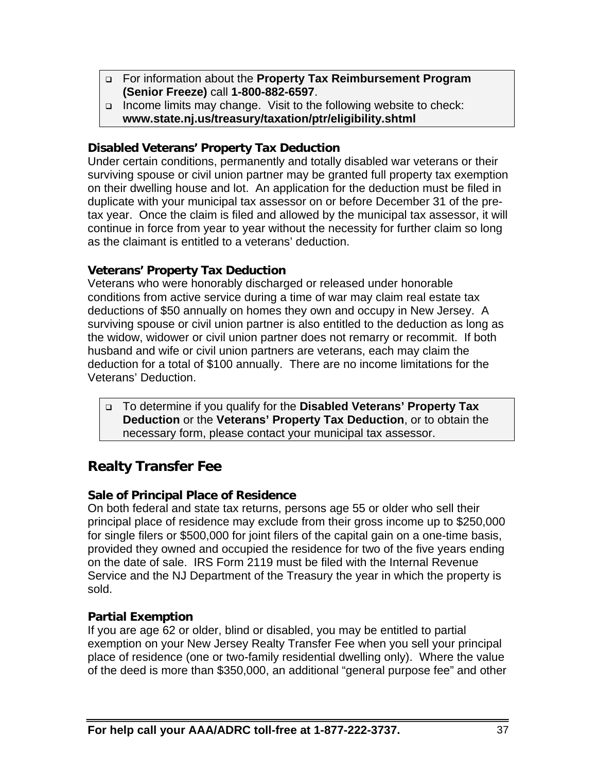- For information about the **Property Tax Reimbursement Program (Senior Freeze)** call **1-800-882-6597**.
- Income limits may change. Visit to the following website to check: **www.state.nj.us/treasury/taxation/ptr/eligibility.shtml**

### Disabled Veterans' Property Tax Deduction

Under certain conditions, permanently and totally disabled war veterans or their surviving spouse or civil union partner may be granted full property tax exemption on their dwelling house and lot. An application for the deduction must be filed in duplicate with your municipal tax assessor on or before December 31 of the pre-tax year. Once the claim is filed and allowed by the municipal tax assessor, it will continue in force from year to year without the necessity for further claim so long as the claimant is entitled to a veterans' deduction.

### Veterans' Property Tax Deduction

Veterans who were honorably discharged or released under honorable conditions from active service during a time of war may claim real estate tax deductions of $50 annually on homes they own and occupy in New Jersey. A surviving spouse or civil union partner is also entitled to the deduction as long as the widow, widower or civil union partner does not remarry or recommit. If both husband and wife or civil union partners are veterans, each may claim the deduction for a total of $100 annually. There are no income limitations for the Veterans' Deduction.

- To determine if you qualify for the **Disabled Veterans' Property Tax Deduction** or the **Veterans' Property Tax Deduction**, or to obtain the necessary form, please contact your municipal tax assessor.

## Realty Transfer Fee

### Sale of Principal Place of Residence

On both federal and state tax returns, persons age 55 or older who sell their principal place of residence may exclude from their gross income up to $250,000 for single filers or $500,000 for joint filers of the capital gain on a one-time basis, provided they owned and occupied the residence for two of the five years ending on the date of sale. IRS Form 2119 must be filed with the Internal Revenue Service and the NJ Department of the Treasury the year in which the property is sold.

### Partial Exemption

If you are age 62 or older, blind or disabled, you may be entitled to partial exemption on your New Jersey Realty Transfer Fee when you sell your principal place of residence (one or two-family residential dwelling only). Where the value of the deed is more than $350,000, an additional "general purpose fee" and other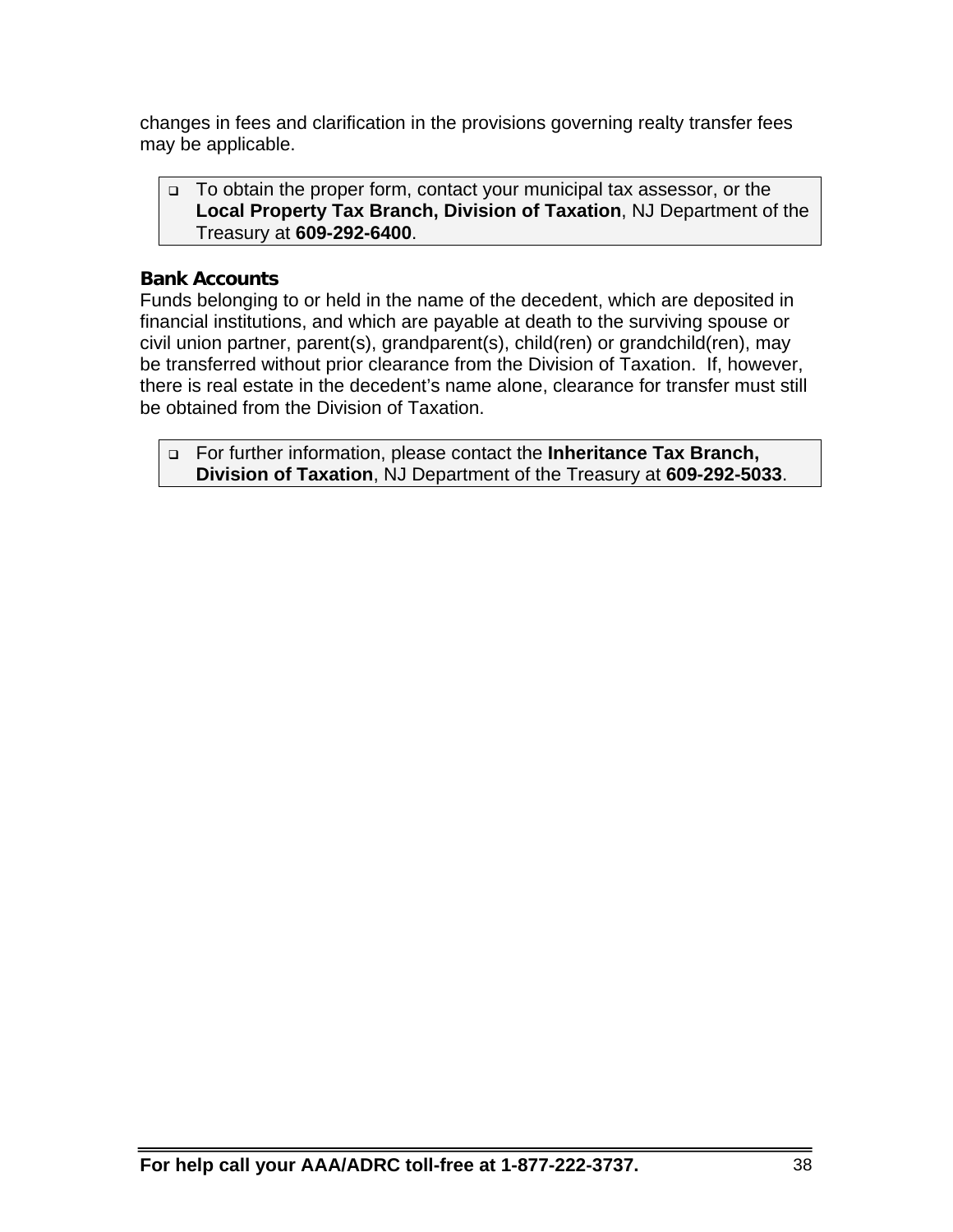changes in fees and clarification in the provisions governing realty transfer fees may be applicable.

- To obtain the proper form, contact your municipal tax assessor, or the **Local Property Tax Branch, Division of Taxation**, NJ Department of the Treasury at **609-292-6400**.

### Bank Accounts

Funds belonging to or held in the name of the decedent, which are deposited in financial institutions, and which are payable at death to the surviving spouse or civil union partner, parent(s), grandparent(s), child(ren) or grandchild(ren), may be transferred without prior clearance from the Division of Taxation. If, however, there is real estate in the decedent's name alone, clearance for transfer must still be obtained from the Division of Taxation.

- For further information, please contact the **Inheritance Tax Branch, Division of Taxation**, NJ Department of the Treasury at **609-292-5033**.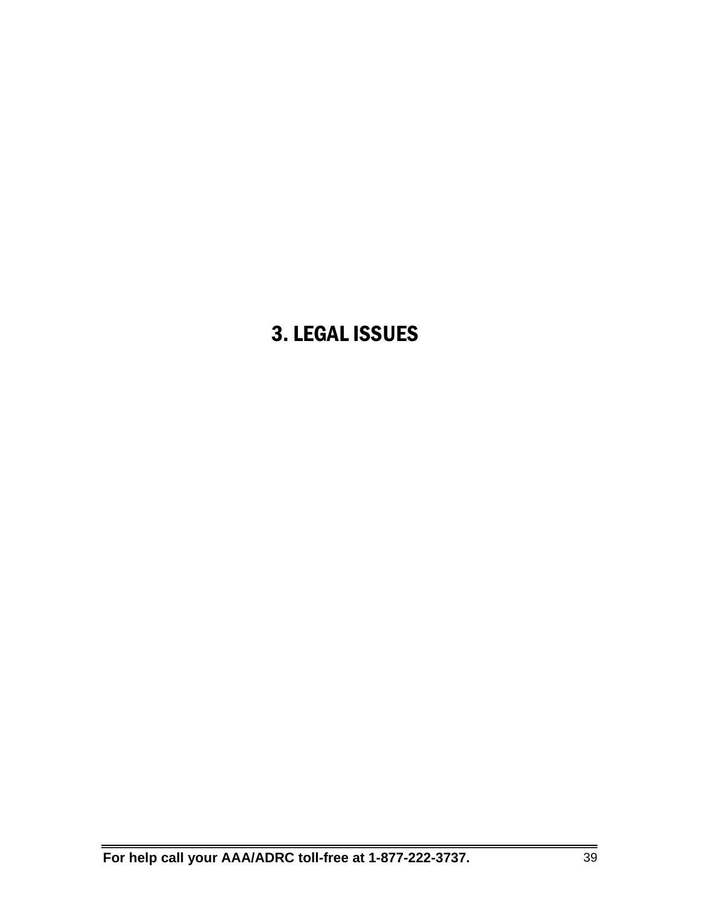# 3. LEGAL ISSUES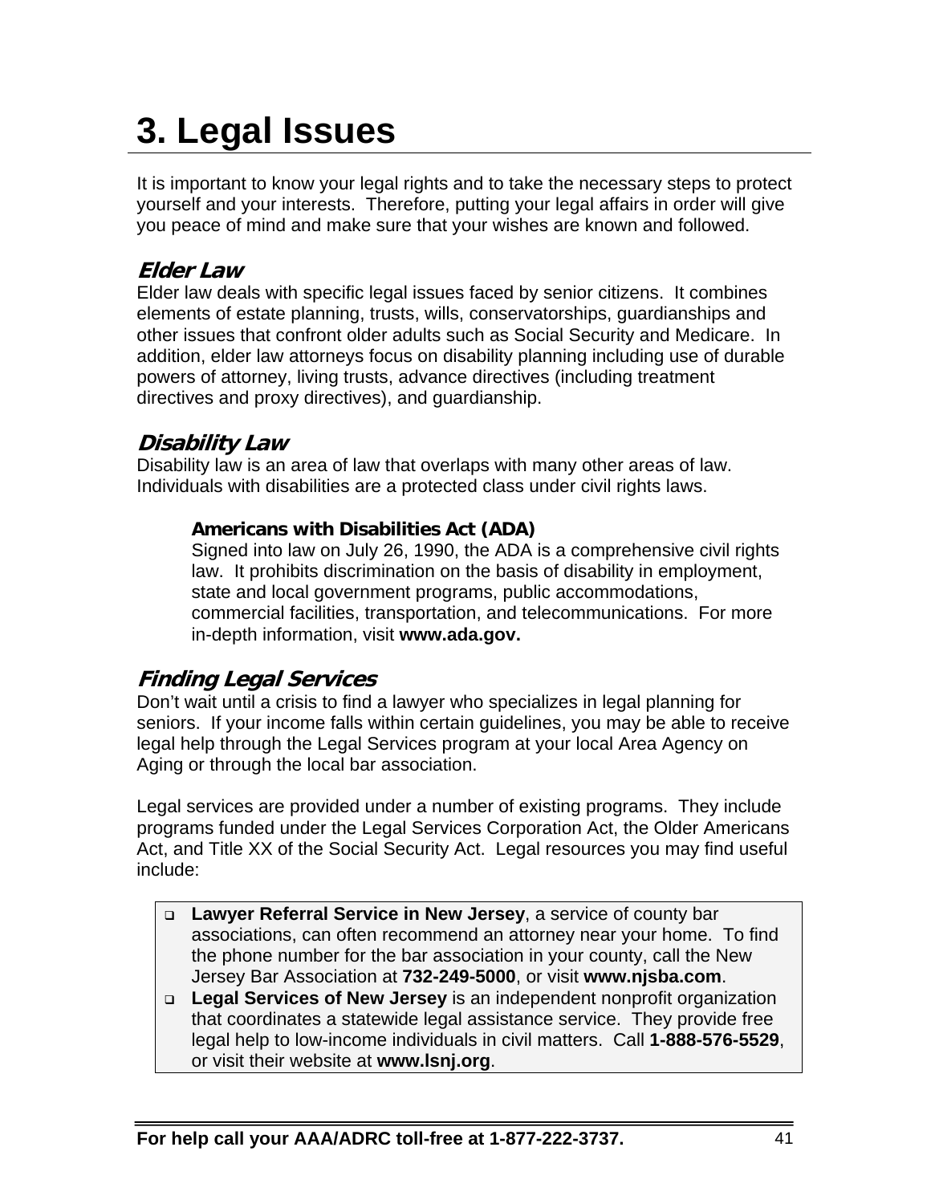# 3. Legal Issues

It is important to know your legal rights and to take the necessary steps to protect yourself and your interests. Therefore, putting your legal affairs in order will give you peace of mind and make sure that your wishes are known and followed.

## *Elder Law*

Elder law deals with specific legal issues faced by senior citizens. It combines elements of estate planning, trusts, wills, conservatorships, guardianships and other issues that confront older adults such as Social Security and Medicare. In addition, elder law attorneys focus on disability planning including use of durable powers of attorney, living trusts, advance directives (including treatment directives and proxy directives), and guardianship.

## *Disability Law*

Disability law is an area of law that overlaps with many other areas of law. Individuals with disabilities are a protected class under civil rights laws.

### Americans with Disabilities Act (ADA)

Signed into law on July 26, 1990, the ADA is a comprehensive civil rights law. It prohibits discrimination on the basis of disability in employment, state and local government programs, public accommodations, commercial facilities, transportation, and telecommunications. For more in-depth information, visit **www.ada.gov.**

## *Finding Legal Services*

Don't wait until a crisis to find a lawyer who specializes in legal planning for seniors. If your income falls within certain guidelines, you may be able to receive legal help through the Legal Services program at your local Area Agency on Aging or through the local bar association.

Legal services are provided under a number of existing programs. They include programs funded under the Legal Services Corporation Act, the Older Americans Act, and Title XX of the Social Security Act. Legal resources you may find useful include:

- **Lawyer Referral Service in New Jersey**, a service of county bar associations, can often recommend an attorney near your home. To find the phone number for the bar association in your county, call the New Jersey Bar Association at **732-249-5000**, or visit **www.njsba.com**.
- **Legal Services of New Jersey** is an independent nonprofit organization that coordinates a statewide legal assistance service. They provide free legal help to low-income individuals in civil matters. Call **1-888-576-5529**, or visit their website at **www.lsnj.org**.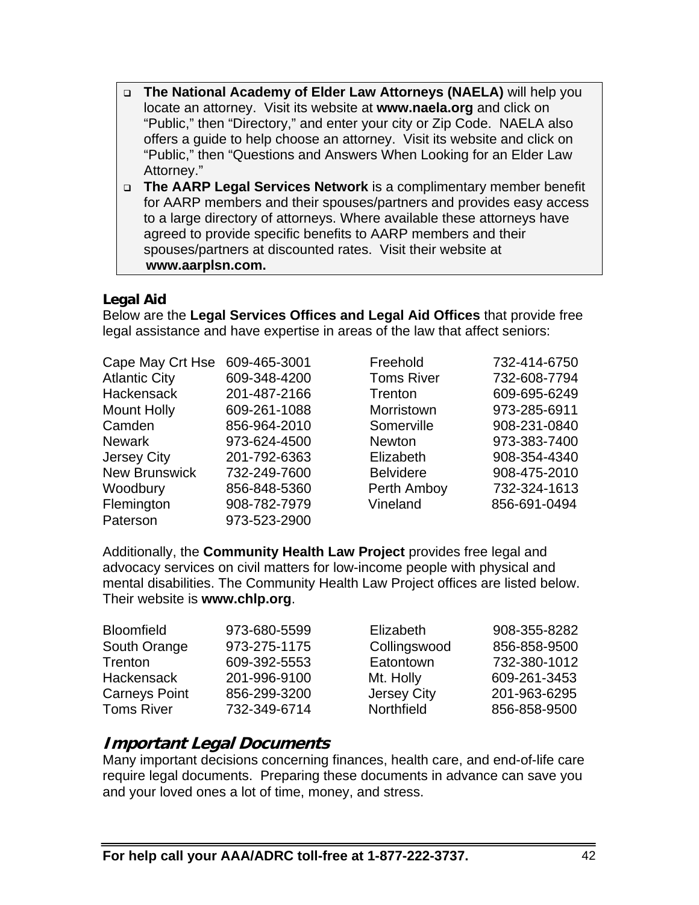- **The National Academy of Elder Law Attorneys (NAELA)** will help you locate an attorney. Visit its website at **www.naela.org** and click on "Public," then "Directory," and enter your city or Zip Code. NAELA also offers a guide to help choose an attorney. Visit its website and click on "Public," then "Questions and Answers When Looking for an Elder Law Attorney."
- **The AARP Legal Services Network** is a complimentary member benefit for AARP members and their spouses/partners and provides easy access to a large directory of attorneys. Where available these attorneys have agreed to provide specific benefits to AARP members and their spouses/partners at discounted rates. Visit their website at **www.aarplsn.com.**

### Legal Aid

Below are the **Legal Services Offices and Legal Aid Offices** that provide free legal assistance and have expertise in areas of the law that affect seniors:

| | | | |
|---|---|---|---|
| Cape May Crt Hse | 609-465-3001 | Freehold | 732-414-6750 |
| Atlantic City | 609-348-4200 | Toms River | 732-608-7794 |
| Hackensack | 201-487-2166 | Trenton | 609-695-6249 |
| Mount Holly | 609-261-1088 | Morristown | 973-285-6911 |
| Camden | 856-964-2010 | Somerville | 908-231-0840 |
| Newark | 973-624-4500 | Newton | 973-383-7400 |
| Jersey City | 201-792-6363 | Elizabeth | 908-354-4340 |
| New Brunswick | 732-249-7600 | Belvidere | 908-475-2010 |
| Woodbury | 856-848-5360 | Perth Amboy | 732-324-1613 |
| Flemington | 908-782-7979 | Vineland | 856-691-0494 |
| Paterson | 973-523-2900 | | |

Additionally, the **Community Health Law Project** provides free legal and advocacy services on civil matters for low-income people with physical and mental disabilities. The Community Health Law Project offices are listed below. Their website is **www.chlp.org**.

| | | | |
|---|---|---|---|
| Bloomfield | 973-680-5599 | Elizabeth | 908-355-8282 |
| South Orange | 973-275-1175 | Collingswood | 856-858-9500 |
| Trenton | 609-392-5553 | Eatontown | 732-380-1012 |
| Hackensack | 201-996-9100 | Mt. Holly | 609-261-3453 |
| Carneys Point | 856-299-3200 | Jersey City | 201-963-6295 |
| Toms River | 732-349-6714 | Northfield | 856-858-9500 |

## *Important Legal Documents*

Many important decisions concerning finances, health care, and end-of-life care require legal documents. Preparing these documents in advance can save you and your loved ones a lot of time, money, and stress.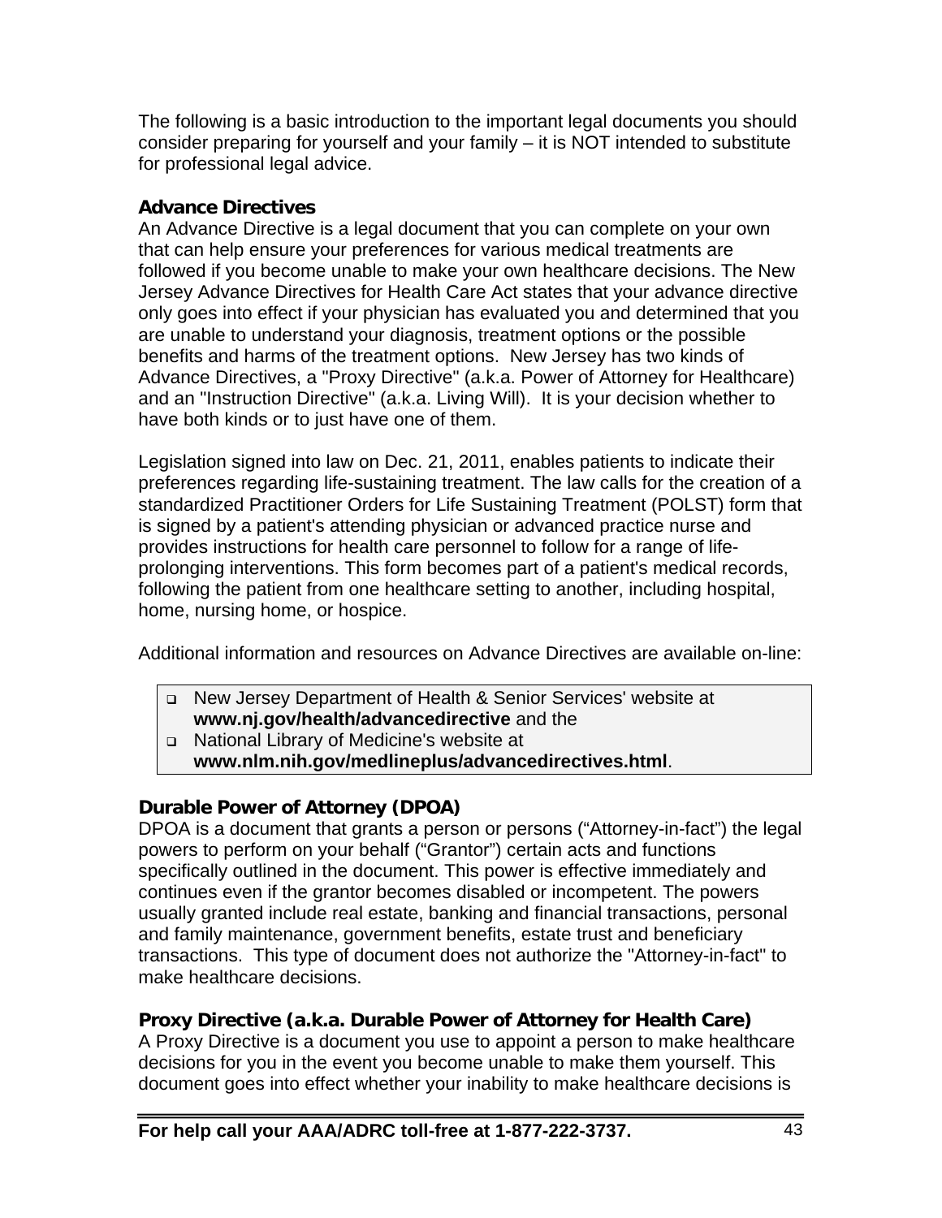The following is a basic introduction to the important legal documents you should consider preparing for yourself and your family – it is NOT intended to substitute for professional legal advice.

### Advance Directives

An Advance Directive is a legal document that you can complete on your own that can help ensure your preferences for various medical treatments are followed if you become unable to make your own healthcare decisions. The New Jersey Advance Directives for Health Care Act states that your advance directive only goes into effect if your physician has evaluated you and determined that you are unable to understand your diagnosis, treatment options or the possible benefits and harms of the treatment options. New Jersey has two kinds of Advance Directives, a "Proxy Directive" (a.k.a. Power of Attorney for Healthcare) and an "Instruction Directive" (a.k.a. Living Will). It is your decision whether to have both kinds or to just have one of them.

Legislation signed into law on Dec. 21, 2011, enables patients to indicate their preferences regarding life-sustaining treatment. The law calls for the creation of a standardized Practitioner Orders for Life Sustaining Treatment (POLST) form that is signed by a patient's attending physician or advanced practice nurse and provides instructions for health care personnel to follow for a range of life-prolonging interventions. This form becomes part of a patient's medical records, following the patient from one healthcare setting to another, including hospital, home, nursing home, or hospice.

Additional information and resources on Advance Directives are available on-line:

- New Jersey Department of Health & Senior Services' website at **www.nj.gov/health/advancedirective** and the
- National Library of Medicine's website at **www.nlm.nih.gov/medlineplus/advancedirectives.html**.

### Durable Power of Attorney (DPOA)

DPOA is a document that grants a person or persons (“Attorney-in-fact”) the legal powers to perform on your behalf (“Grantor”) certain acts and functions specifically outlined in the document. This power is effective immediately and continues even if the grantor becomes disabled or incompetent. The powers usually granted include real estate, banking and financial transactions, personal and family maintenance, government benefits, estate trust and beneficiary transactions. This type of document does not authorize the "Attorney-in-fact" to make healthcare decisions.

### Proxy Directive (a.k.a. Durable Power of Attorney for Health Care)

A Proxy Directive is a document you use to appoint a person to make healthcare decisions for you in the event you become unable to make them yourself. This document goes into effect whether your inability to make healthcare decisions is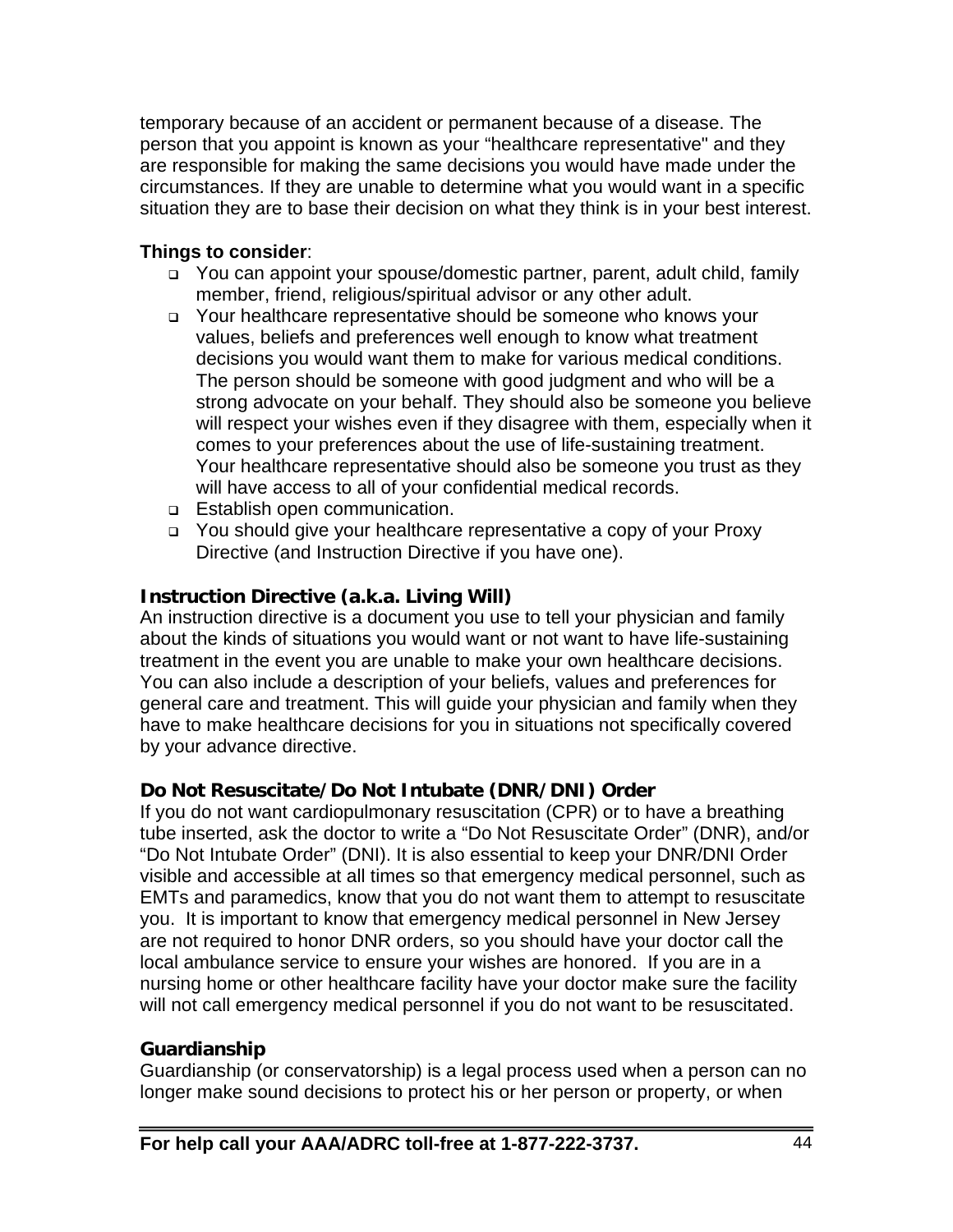temporary because of an accident or permanent because of a disease. The person that you appoint is known as your "healthcare representative" and they are responsible for making the same decisions you would have made under the circumstances. If they are unable to determine what you would want in a specific situation they are to base their decision on what they think is in your best interest.

**Things to consider**:

- You can appoint your spouse/domestic partner, parent, adult child, family member, friend, religious/spiritual advisor or any other adult.
- Your healthcare representative should be someone who knows your values, beliefs and preferences well enough to know what treatment decisions you would want them to make for various medical conditions. The person should be someone with good judgment and who will be a strong advocate on your behalf. They should also be someone you believe will respect your wishes even if they disagree with them, especially when it comes to your preferences about the use of life-sustaining treatment. Your healthcare representative should also be someone you trust as they will have access to all of your confidential medical records.
- Establish open communication.
- You should give your healthcare representative a copy of your Proxy Directive (and Instruction Directive if you have one).

### Instruction Directive (a.k.a. Living Will)

An instruction directive is a document you use to tell your physician and family about the kinds of situations you would want or not want to have life-sustaining treatment in the event you are unable to make your own healthcare decisions. You can also include a description of your beliefs, values and preferences for general care and treatment. This will guide your physician and family when they have to make healthcare decisions for you in situations not specifically covered by your advance directive.

### Do Not Resuscitate/Do Not Intubate (DNR/DNI) Order

If you do not want cardiopulmonary resuscitation (CPR) or to have a breathing tube inserted, ask the doctor to write a "Do Not Resuscitate Order" (DNR), and/or "Do Not Intubate Order" (DNI). It is also essential to keep your DNR/DNI Order visible and accessible at all times so that emergency medical personnel, such as EMTs and paramedics, know that you do not want them to attempt to resuscitate you. It is important to know that emergency medical personnel in New Jersey are not required to honor DNR orders, so you should have your doctor call the local ambulance service to ensure your wishes are honored. If you are in a nursing home or other healthcare facility have your doctor make sure the facility will not call emergency medical personnel if you do not want to be resuscitated.

### Guardianship

Guardianship (or conservatorship) is a legal process used when a person can no longer make sound decisions to protect his or her person or property, or when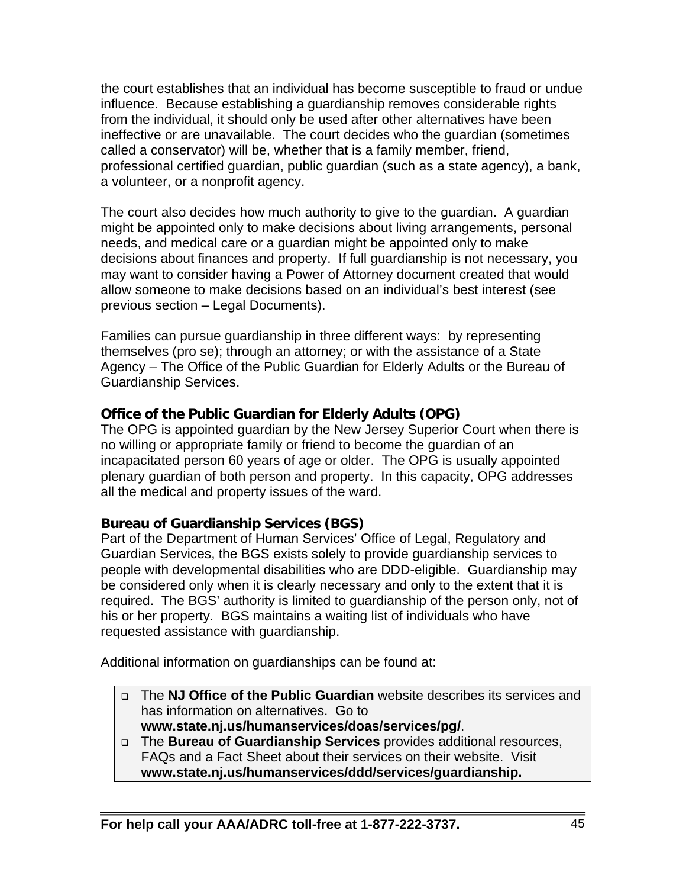the court establishes that an individual has become susceptible to fraud or undue influence. Because establishing a guardianship removes considerable rights from the individual, it should only be used after other alternatives have been ineffective or are unavailable. The court decides who the guardian (sometimes called a conservator) will be, whether that is a family member, friend, professional certified guardian, public guardian (such as a state agency), a bank, a volunteer, or a nonprofit agency.

The court also decides how much authority to give to the guardian. A guardian might be appointed only to make decisions about living arrangements, personal needs, and medical care or a guardian might be appointed only to make decisions about finances and property. If full guardianship is not necessary, you may want to consider having a Power of Attorney document created that would allow someone to make decisions based on an individual's best interest (see previous section – Legal Documents).

Families can pursue guardianship in three different ways: by representing themselves (pro se); through an attorney; or with the assistance of a State Agency – The Office of the Public Guardian for Elderly Adults or the Bureau of Guardianship Services.

### Office of the Public Guardian for Elderly Adults (OPG)

The OPG is appointed guardian by the New Jersey Superior Court when there is no willing or appropriate family or friend to become the guardian of an incapacitated person 60 years of age or older. The OPG is usually appointed plenary guardian of both person and property. In this capacity, OPG addresses all the medical and property issues of the ward.

### Bureau of Guardianship Services (BGS)

Part of the Department of Human Services' Office of Legal, Regulatory and Guardian Services, the BGS exists solely to provide guardianship services to people with developmental disabilities who are DDD-eligible. Guardianship may be considered only when it is clearly necessary and only to the extent that it is required. The BGS' authority is limited to guardianship of the person only, not of his or her property. BGS maintains a waiting list of individuals who have requested assistance with guardianship.

Additional information on guardianships can be found at:

- The **NJ Office of the Public Guardian** website describes its services and has information on alternatives. Go to **www.state.nj.us/humanservices/doas/services/pg/**.
- The **Bureau of Guardianship Services** provides additional resources, FAQs and a Fact Sheet about their services on their website. Visit **www.state.nj.us/humanservices/ddd/services/guardianship.**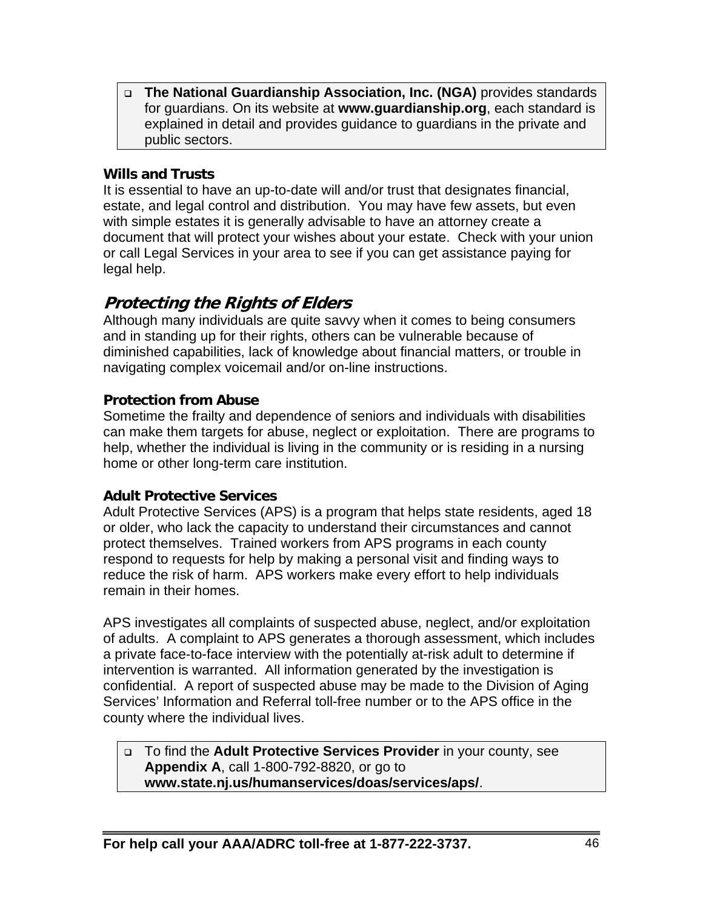- **The National Guardianship Association, Inc. (NGA)** provides standards for guardians. On its website at **www.guardianship.org**, each standard is explained in detail and provides guidance to guardians in the private and public sectors.

### Wills and Trusts

It is essential to have an up-to-date will and/or trust that designates financial, estate, and legal control and distribution. You may have few assets, but even with simple estates it is generally advisable to have an attorney create a document that will protect your wishes about your estate. Check with your union or call Legal Services in your area to see if you can get assistance paying for legal help.

## *Protecting the Rights of Elders*

Although many individuals are quite savvy when it comes to being consumers and in standing up for their rights, others can be vulnerable because of diminished capabilities, lack of knowledge about financial matters, or trouble in navigating complex voicemail and/or on-line instructions.

### Protection from Abuse

Sometime the frailty and dependence of seniors and individuals with disabilities can make them targets for abuse, neglect or exploitation. There are programs to help, whether the individual is living in the community or is residing in a nursing home or other long-term care institution.

### Adult Protective Services

Adult Protective Services (APS) is a program that helps state residents, aged 18 or older, who lack the capacity to understand their circumstances and cannot protect themselves. Trained workers from APS programs in each county respond to requests for help by making a personal visit and finding ways to reduce the risk of harm. APS workers make every effort to help individuals remain in their homes.

APS investigates all complaints of suspected abuse, neglect, and/or exploitation of adults. A complaint to APS generates a thorough assessment, which includes a private face-to-face interview with the potentially at-risk adult to determine if intervention is warranted. All information generated by the investigation is confidential. A report of suspected abuse may be made to the Division of Aging Services' Information and Referral toll-free number or to the APS office in the county where the individual lives.

- To find the **Adult Protective Services Provider** in your county, see **Appendix A**, call 1-800-792-8820, or go to **www.state.nj.us/humanservices/doas/services/aps/**.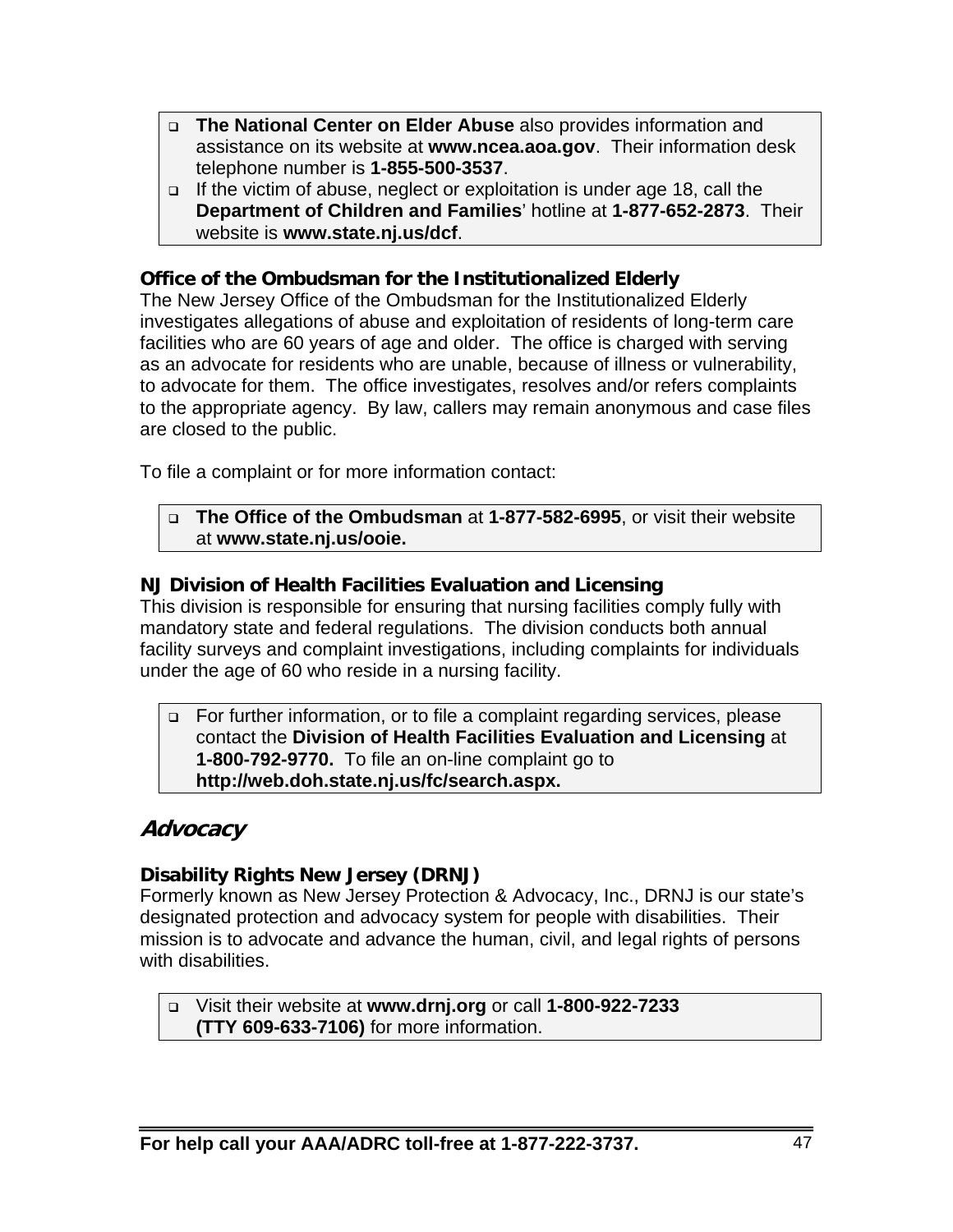- **The National Center on Elder Abuse** also provides information and assistance on its website at **www.ncea.aoa.gov**. Their information desk telephone number is **1-855-500-3537**.
- If the victim of abuse, neglect or exploitation is under age 18, call the **Department of Children and Families**' hotline at **1-877-652-2873**. Their website is **www.state.nj.us/dcf**.

### Office of the Ombudsman for the Institutionalized Elderly

The New Jersey Office of the Ombudsman for the Institutionalized Elderly investigates allegations of abuse and exploitation of residents of long-term care facilities who are 60 years of age and older. The office is charged with serving as an advocate for residents who are unable, because of illness or vulnerability, to advocate for them. The office investigates, resolves and/or refers complaints to the appropriate agency. By law, callers may remain anonymous and case files are closed to the public.

To file a complaint or for more information contact:

- **The Office of the Ombudsman** at **1-877-582-6995**, or visit their website at **www.state.nj.us/ooie.**

### NJ Division of Health Facilities Evaluation and Licensing

This division is responsible for ensuring that nursing facilities comply fully with mandatory state and federal regulations. The division conducts both annual facility surveys and complaint investigations, including complaints for individuals under the age of 60 who reside in a nursing facility.

- For further information, or to file a complaint regarding services, please contact the **Division of Health Facilities Evaluation and Licensing** at **1-800-792-9770.** To file an on-line complaint go to **http://web.doh.state.nj.us/fc/search.aspx.**

## *Advocacy*

### Disability Rights New Jersey (DRNJ)

Formerly known as New Jersey Protection & Advocacy, Inc., DRNJ is our state's designated protection and advocacy system for people with disabilities. Their mission is to advocate and advance the human, civil, and legal rights of persons with disabilities.

- Visit their website at **www.drnj.org** or call **1-800-922-7233 (TTY 609-633-7106)** for more information.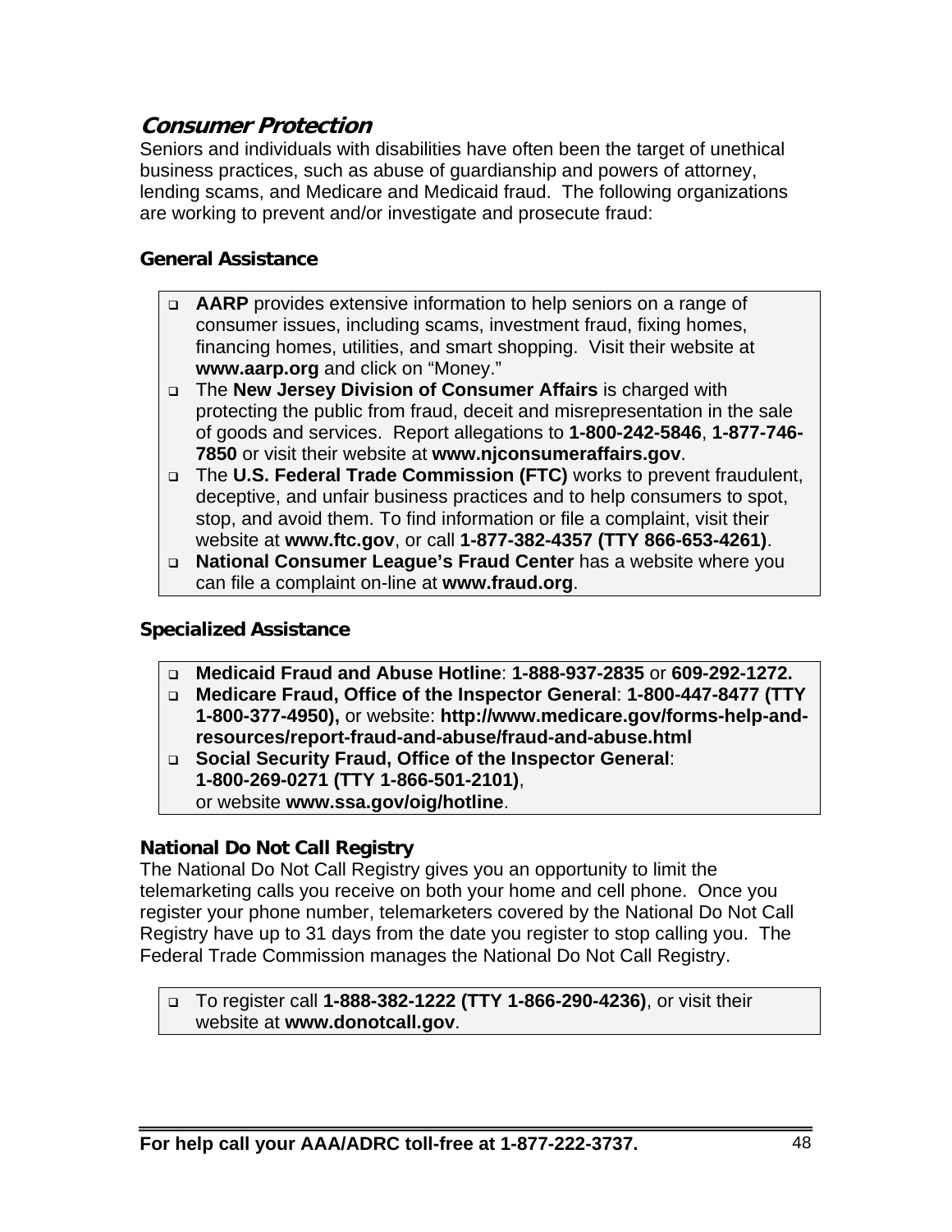## ***Consumer Protection***

Seniors and individuals with disabilities have often been the target of unethical business practices, such as abuse of guardianship and powers of attorney, lending scams, and Medicare and Medicaid fraud. The following organizations are working to prevent and/or investigate and prosecute fraud:

### General Assistance

- **AARP** provides extensive information to help seniors on a range of consumer issues, including scams, investment fraud, fixing homes, financing homes, utilities, and smart shopping. Visit their website at **www.aarp.org** and click on "Money."
- The **New Jersey Division of Consumer Affairs** is charged with protecting the public from fraud, deceit and misrepresentation in the sale of goods and services. Report allegations to **1-800-242-5846**, **1-877-746-7850** or visit their website at **www.njconsumeraffairs.gov**.
- The **U.S. Federal Trade Commission (FTC)** works to prevent fraudulent, deceptive, and unfair business practices and to help consumers to spot, stop, and avoid them. To find information or file a complaint, visit their website at **www.ftc.gov**, or call **1-877-382-4357 (TTY 866-653-4261)**.
- **National Consumer League's Fraud Center** has a website where you can file a complaint on-line at **www.fraud.org**.

### Specialized Assistance

- **Medicaid Fraud and Abuse Hotline**: **1-888-937-2835** or **609-292-1272.**
- **Medicare Fraud, Office of the Inspector General**: **1-800-447-8477 (TTY 1-800-377-4950),** or website: **http://www.medicare.gov/forms-help-and-resources/report-fraud-and-abuse/fraud-and-abuse.html**
- **Social Security Fraud, Office of the Inspector General**: **1-800-269-0271 (TTY 1-866-501-2101)**, or website **www.ssa.gov/oig/hotline**.

### National Do Not Call Registry

The National Do Not Call Registry gives you an opportunity to limit the telemarketing calls you receive on both your home and cell phone. Once you register your phone number, telemarketers covered by the National Do Not Call Registry have up to 31 days from the date you register to stop calling you. The Federal Trade Commission manages the National Do Not Call Registry.

- To register call **1-888-382-1222 (TTY 1-866-290-4236)**, or visit their website at **www.donotcall.gov**.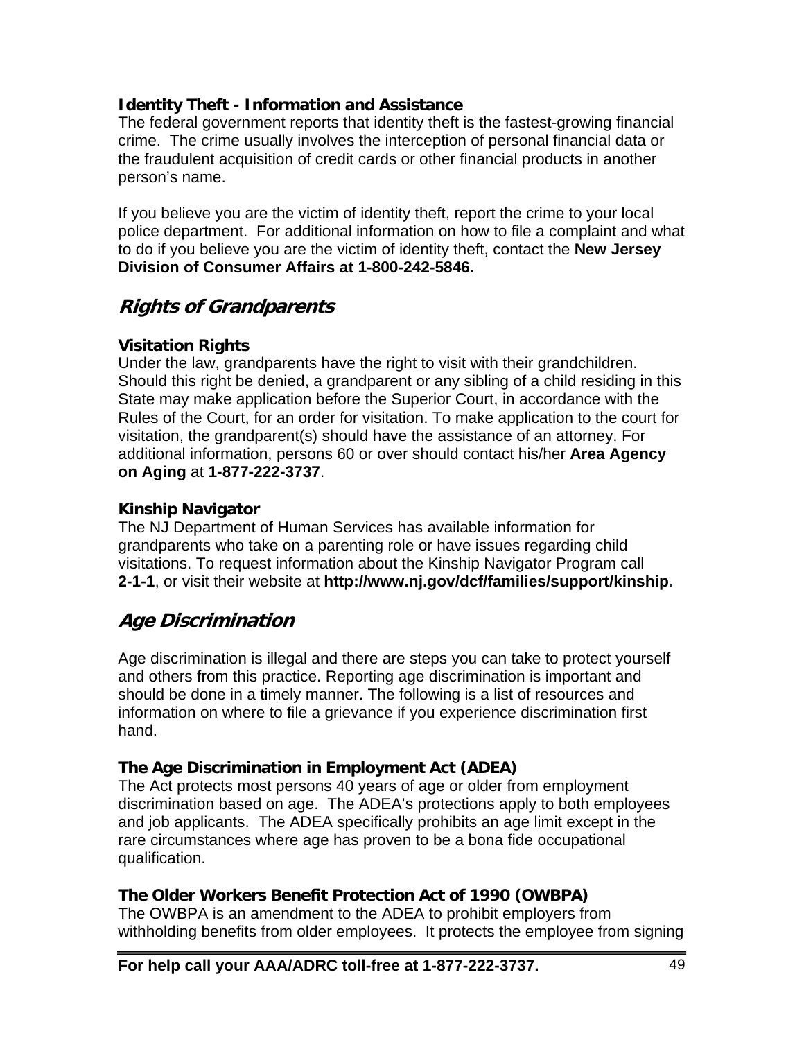### Identity Theft - Information and Assistance

The federal government reports that identity theft is the fastest-growing financial crime. The crime usually involves the interception of personal financial data or the fraudulent acquisition of credit cards or other financial products in another person's name.

If you believe you are the victim of identity theft, report the crime to your local police department. For additional information on how to file a complaint and what to do if you believe you are the victim of identity theft, contact the **New Jersey Division of Consumer Affairs at 1-800-242-5846.**

## *Rights of Grandparents*

### Visitation Rights

Under the law, grandparents have the right to visit with their grandchildren. Should this right be denied, a grandparent or any sibling of a child residing in this State may make application before the Superior Court, in accordance with the Rules of the Court, for an order for visitation. To make application to the court for visitation, the grandparent(s) should have the assistance of an attorney. For additional information, persons 60 or over should contact his/her **Area Agency on Aging** at **1-877-222-3737**.

### Kinship Navigator

The NJ Department of Human Services has available information for grandparents who take on a parenting role or have issues regarding child visitations. To request information about the Kinship Navigator Program call **2-1-1**, or visit their website at **http://www.nj.gov/dcf/families/support/kinship.**

## *Age Discrimination*

Age discrimination is illegal and there are steps you can take to protect yourself and others from this practice. Reporting age discrimination is important and should be done in a timely manner. The following is a list of resources and information on where to file a grievance if you experience discrimination first hand.

### The Age Discrimination in Employment Act (ADEA)

The Act protects most persons 40 years of age or older from employment discrimination based on age. The ADEA's protections apply to both employees and job applicants. The ADEA specifically prohibits an age limit except in the rare circumstances where age has proven to be a bona fide occupational qualification.

### The Older Workers Benefit Protection Act of 1990 (OWBPA)

The OWBPA is an amendment to the ADEA to prohibit employers from withholding benefits from older employees. It protects the employee from signing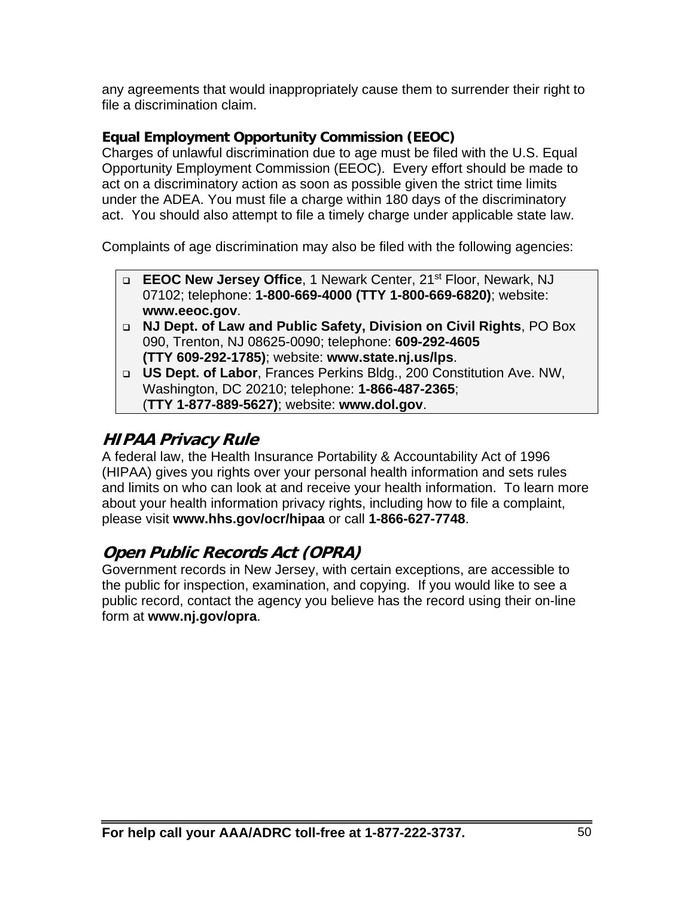any agreements that would inappropriately cause them to surrender their right to file a discrimination claim.

### Equal Employment Opportunity Commission (EEOC)

Charges of unlawful discrimination due to age must be filed with the U.S. Equal Opportunity Employment Commission (EEOC). Every effort should be made to act on a discriminatory action as soon as possible given the strict time limits under the ADEA. You must file a charge within 180 days of the discriminatory act. You should also attempt to file a timely charge under applicable state law.

Complaints of age discrimination may also be filed with the following agencies:

- **EEOC New Jersey Office**, 1 Newark Center, 21st Floor, Newark, NJ 07102; telephone: **1-800-669-4000 (TTY 1-800-669-6820)**; website: **www.eeoc.gov**.
- **NJ Dept. of Law and Public Safety, Division on Civil Rights**, PO Box 090, Trenton, NJ 08625-0090; telephone: **609-292-4605 (TTY 609-292-1785)**; website: **www.state.nj.us/lps**.
- **US Dept. of Labor**, Frances Perkins Bldg., 200 Constitution Ave. NW, Washington, DC 20210; telephone: **1-866-487-2365**; (**TTY 1-877-889-5627)**; website: **www.dol.gov**.

## *HIPAA Privacy Rule*

A federal law, the Health Insurance Portability & Accountability Act of 1996 (HIPAA) gives you rights over your personal health information and sets rules and limits on who can look at and receive your health information. To learn more about your health information privacy rights, including how to file a complaint, please visit **www.hhs.gov/ocr/hipaa** or call **1-866-627-7748**.

## *Open Public Records Act (OPRA)*

Government records in New Jersey, with certain exceptions, are accessible to the public for inspection, examination, and copying. If you would like to see a public record, contact the agency you believe has the record using their on-line form at **www.nj.gov/opra**.

**For help call your AAA/ADRC toll-free at 1-877-222-3737.**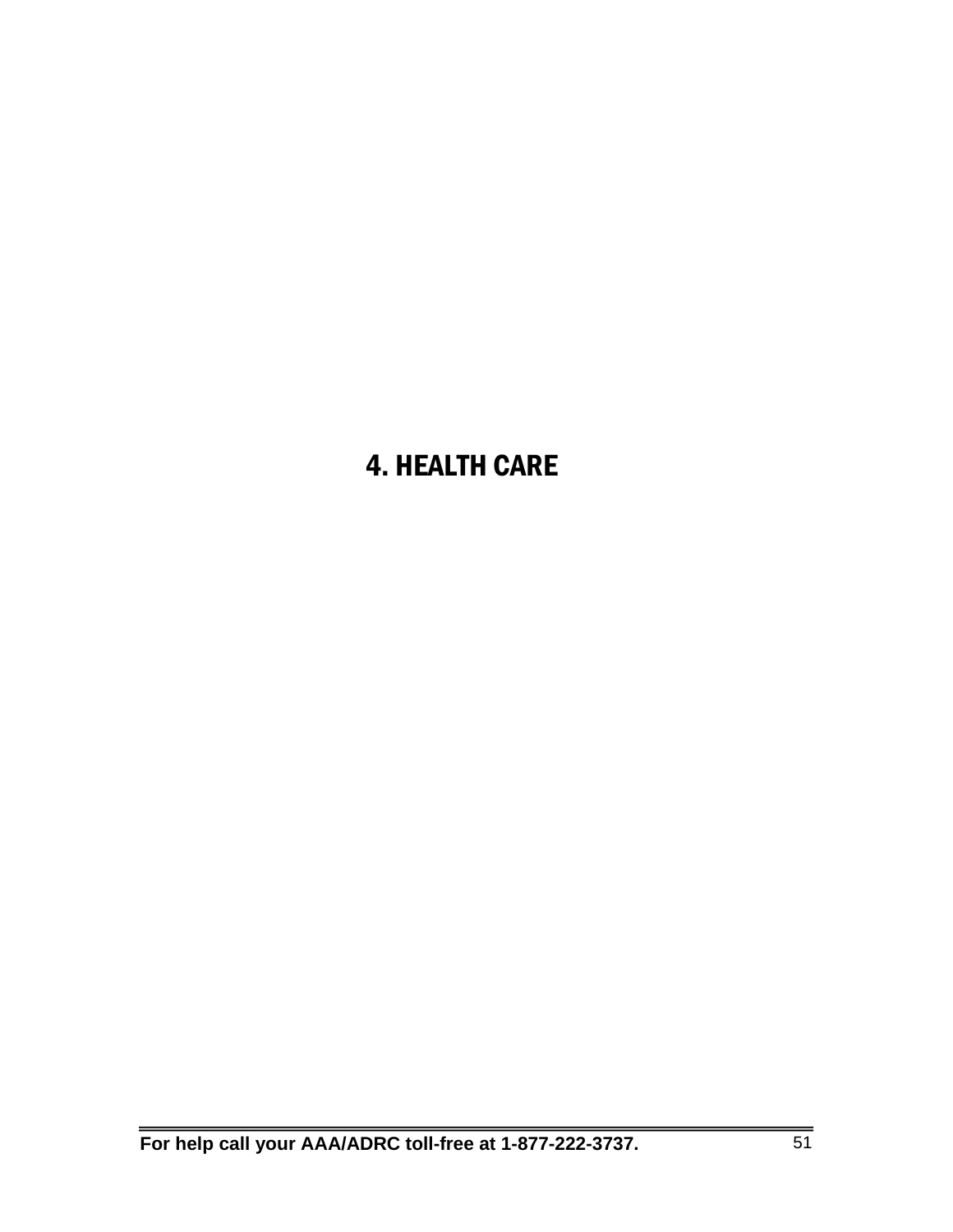# 4. HEALTH CARE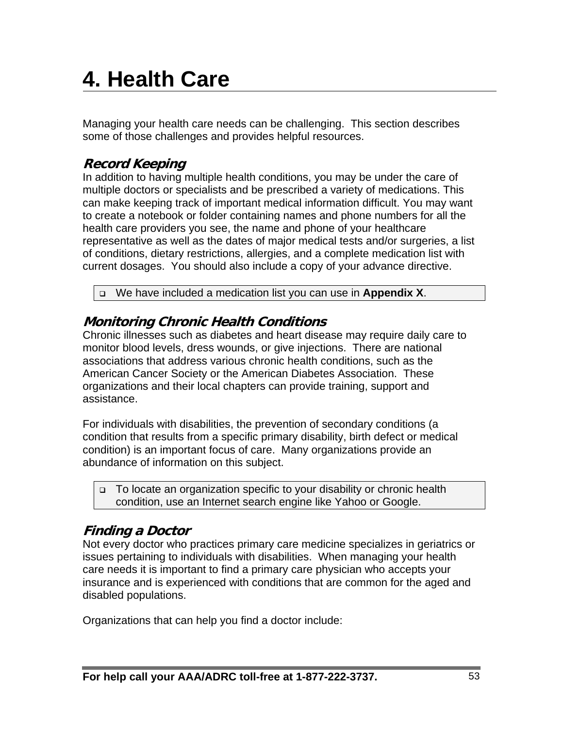# 4. Health Care

Managing your health care needs can be challenging. This section describes some of those challenges and provides helpful resources.

### *Record Keeping*

In addition to having multiple health conditions, you may be under the care of multiple doctors or specialists and be prescribed a variety of medications. This can make keeping track of important medical information difficult. You may want to create a notebook or folder containing names and phone numbers for all the health care providers you see, the name and phone of your healthcare representative as well as the dates of major medical tests and/or surgeries, a list of conditions, dietary restrictions, allergies, and a complete medication list with current dosages. You should also include a copy of your advance directive.

- We have included a medication list you can use in **Appendix X**.

### *Monitoring Chronic Health Conditions*

Chronic illnesses such as diabetes and heart disease may require daily care to monitor blood levels, dress wounds, or give injections. There are national associations that address various chronic health conditions, such as the American Cancer Society or the American Diabetes Association. These organizations and their local chapters can provide training, support and assistance.

For individuals with disabilities, the prevention of secondary conditions (a condition that results from a specific primary disability, birth defect or medical condition) is an important focus of care. Many organizations provide an abundance of information on this subject.

- To locate an organization specific to your disability or chronic health condition, use an Internet search engine like Yahoo or Google.

### *Finding a Doctor*

Not every doctor who practices primary care medicine specializes in geriatrics or issues pertaining to individuals with disabilities. When managing your health care needs it is important to find a primary care physician who accepts your insurance and is experienced with conditions that are common for the aged and disabled populations.

Organizations that can help you find a doctor include: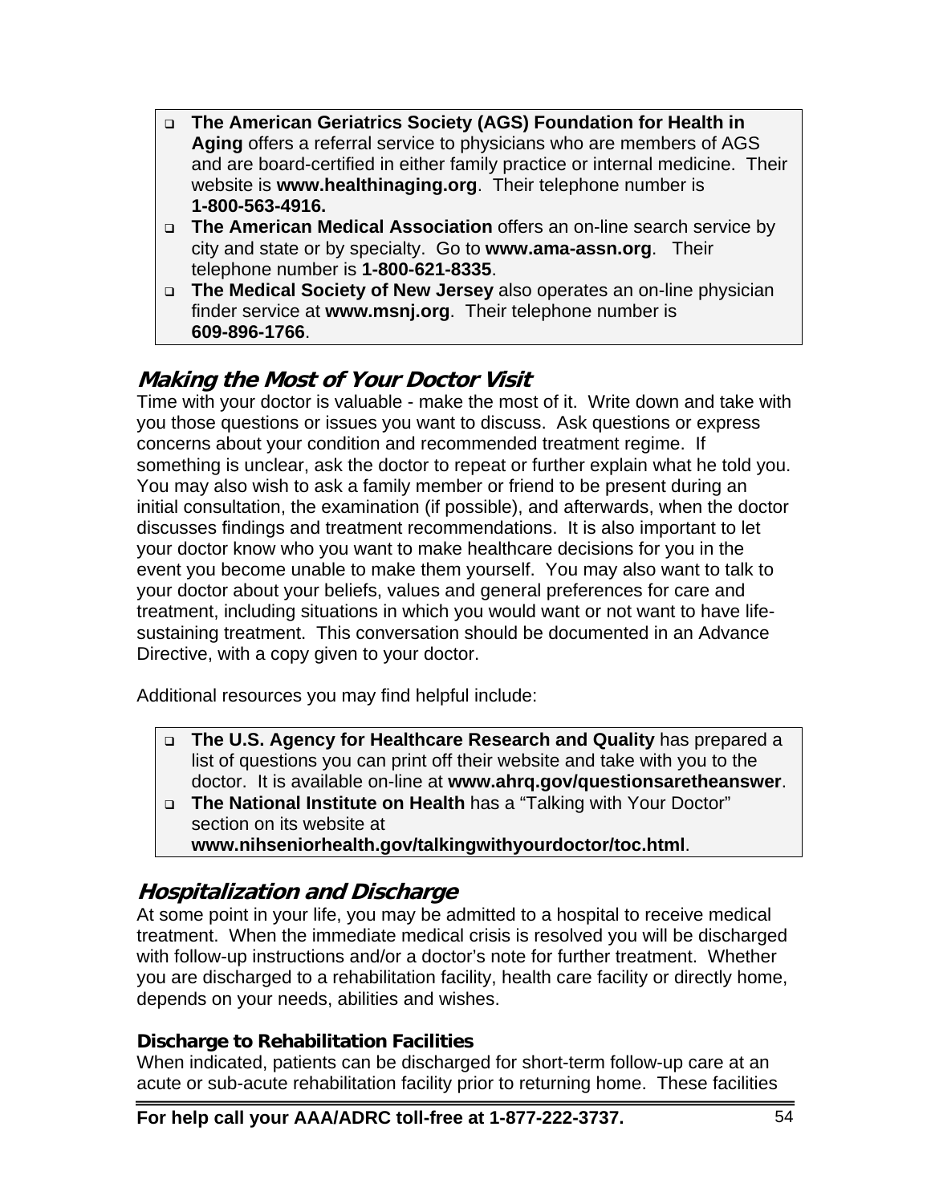- **The American Geriatrics Society (AGS) Foundation for Health in Aging** offers a referral service to physicians who are members of AGS and are board-certified in either family practice or internal medicine. Their website is **www.healthinaging.org**. Their telephone number is **1-800-563-4916.**
- **The American Medical Association** offers an on-line search service by city and state or by specialty. Go to **www.ama-assn.org**. Their telephone number is **1-800-621-8335**.
- **The Medical Society of New Jersey** also operates an on-line physician finder service at **www.msnj.org**. Their telephone number is **609-896-1766**.

## *Making the Most of Your Doctor Visit*

Time with your doctor is valuable - make the most of it. Write down and take with you those questions or issues you want to discuss. Ask questions or express concerns about your condition and recommended treatment regime. If something is unclear, ask the doctor to repeat or further explain what he told you. You may also wish to ask a family member or friend to be present during an initial consultation, the examination (if possible), and afterwards, when the doctor discusses findings and treatment recommendations. It is also important to let your doctor know who you want to make healthcare decisions for you in the event you become unable to make them yourself. You may also want to talk to your doctor about your beliefs, values and general preferences for care and treatment, including situations in which you would want or not want to have life-sustaining treatment. This conversation should be documented in an Advance Directive, with a copy given to your doctor.

Additional resources you may find helpful include:

- **The U.S. Agency for Healthcare Research and Quality** has prepared a list of questions you can print off their website and take with you to the doctor. It is available on-line at **www.ahrq.gov/questionsaretheanswer**.
- **The National Institute on Health** has a "Talking with Your Doctor" section on its website at **www.nihseniorhealth.gov/talkingwithyourdoctor/toc.html**.

## *Hospitalization and Discharge*

At some point in your life, you may be admitted to a hospital to receive medical treatment. When the immediate medical crisis is resolved you will be discharged with follow-up instructions and/or a doctor's note for further treatment. Whether you are discharged to a rehabilitation facility, health care facility or directly home, depends on your needs, abilities and wishes.

### Discharge to Rehabilitation Facilities

When indicated, patients can be discharged for short-term follow-up care at an acute or sub-acute rehabilitation facility prior to returning home. These facilities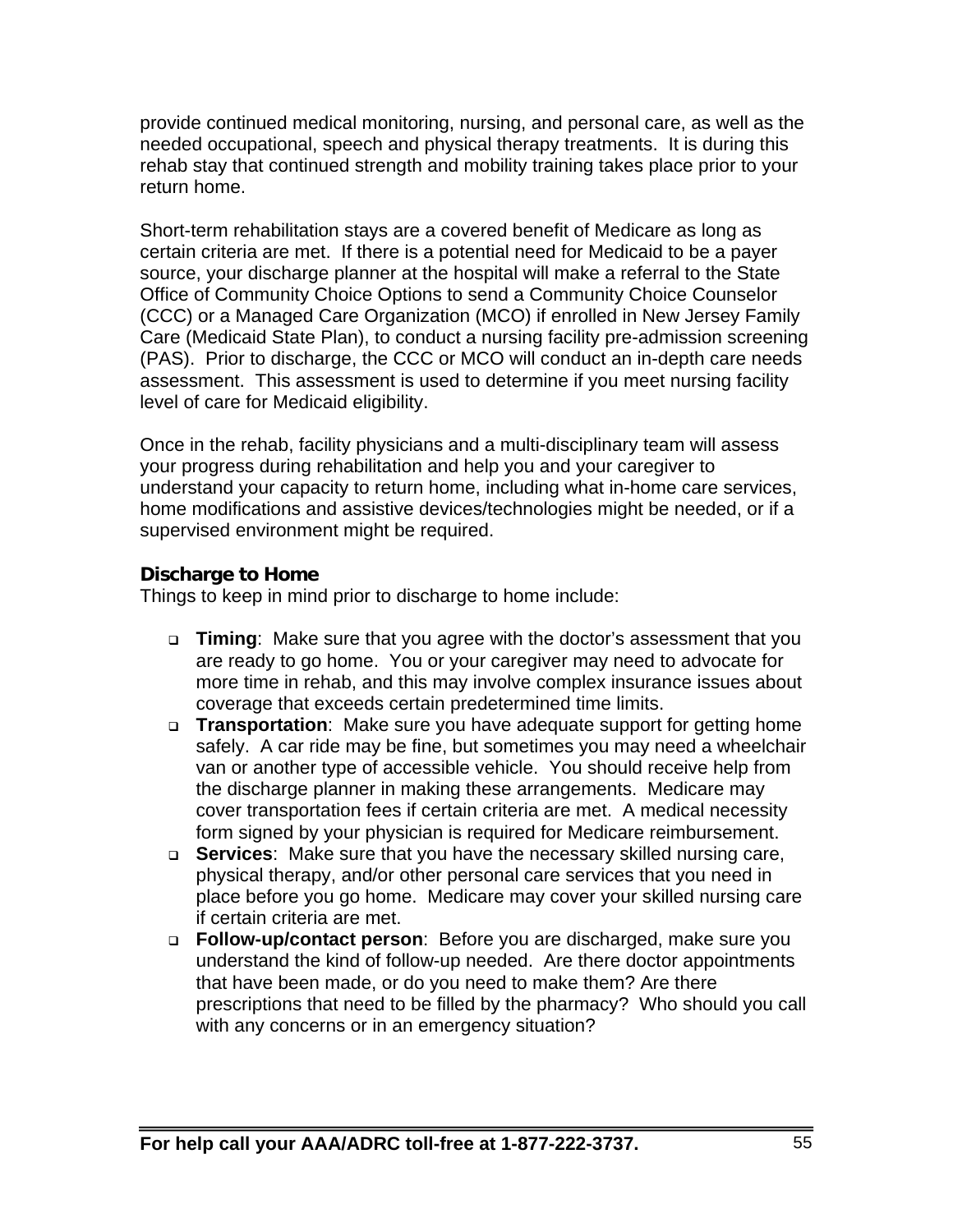provide continued medical monitoring, nursing, and personal care, as well as the needed occupational, speech and physical therapy treatments. It is during this rehab stay that continued strength and mobility training takes place prior to your return home.

Short-term rehabilitation stays are a covered benefit of Medicare as long as certain criteria are met. If there is a potential need for Medicaid to be a payer source, your discharge planner at the hospital will make a referral to the State Office of Community Choice Options to send a Community Choice Counselor (CCC) or a Managed Care Organization (MCO) if enrolled in New Jersey Family Care (Medicaid State Plan), to conduct a nursing facility pre-admission screening (PAS). Prior to discharge, the CCC or MCO will conduct an in-depth care needs assessment. This assessment is used to determine if you meet nursing facility level of care for Medicaid eligibility.

Once in the rehab, facility physicians and a multi-disciplinary team will assess your progress during rehabilitation and help you and your caregiver to understand your capacity to return home, including what in-home care services, home modifications and assistive devices/technologies might be needed, or if a supervised environment might be required.

### Discharge to Home

Things to keep in mind prior to discharge to home include:

- **Timing**: Make sure that you agree with the doctor's assessment that you are ready to go home. You or your caregiver may need to advocate for more time in rehab, and this may involve complex insurance issues about coverage that exceeds certain predetermined time limits.
- **Transportation**: Make sure you have adequate support for getting home safely. A car ride may be fine, but sometimes you may need a wheelchair van or another type of accessible vehicle. You should receive help from the discharge planner in making these arrangements. Medicare may cover transportation fees if certain criteria are met. A medical necessity form signed by your physician is required for Medicare reimbursement.
- **Services**: Make sure that you have the necessary skilled nursing care, physical therapy, and/or other personal care services that you need in place before you go home. Medicare may cover your skilled nursing care if certain criteria are met.
- **Follow-up/contact person**: Before you are discharged, make sure you understand the kind of follow-up needed. Are there doctor appointments that have been made, or do you need to make them? Are there prescriptions that need to be filled by the pharmacy? Who should you call with any concerns or in an emergency situation?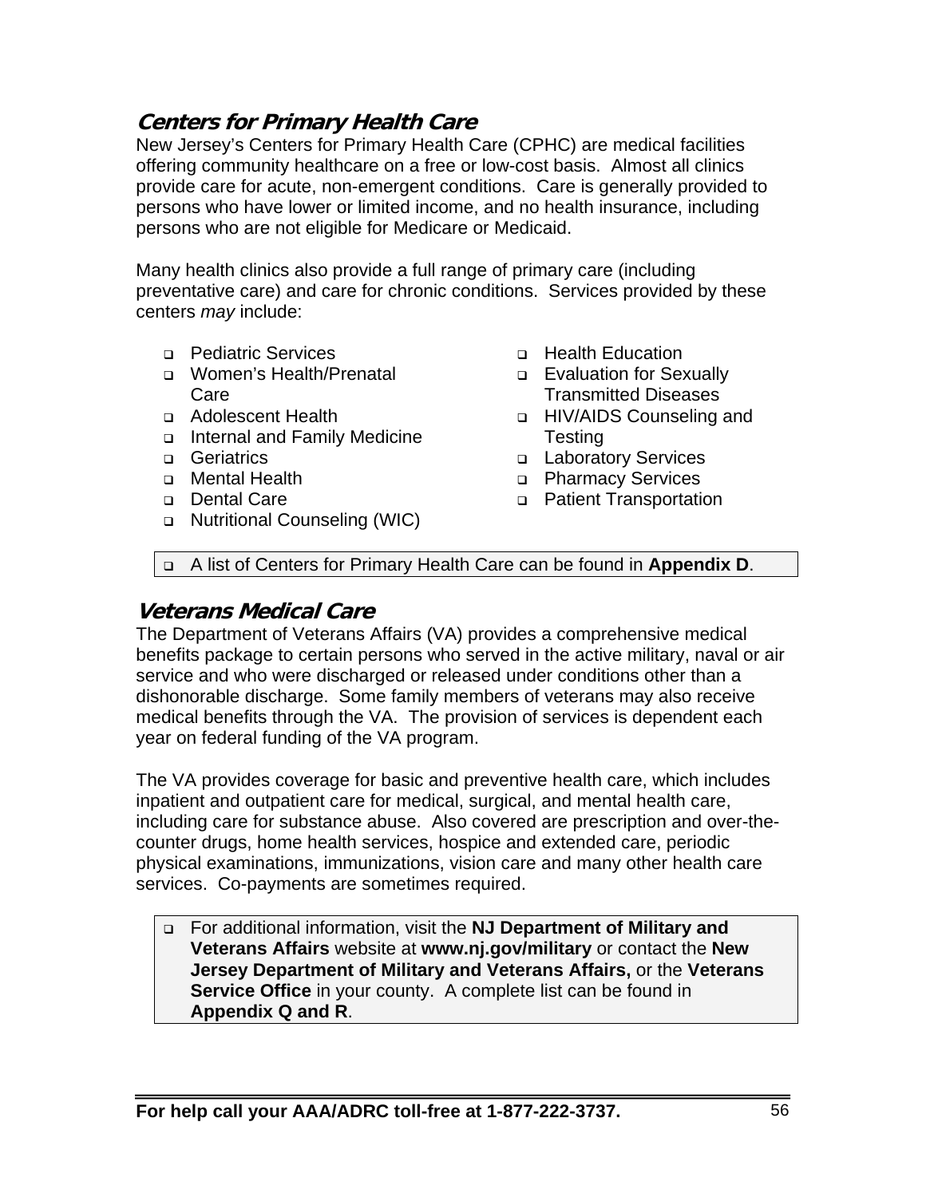## Centers for Primary Health Care

New Jersey's Centers for Primary Health Care (CPHC) are medical facilities offering community healthcare on a free or low-cost basis. Almost all clinics provide care for acute, non-emergent conditions. Care is generally provided to persons who have lower or limited income, and no health insurance, including persons who are not eligible for Medicare or Medicaid.

Many health clinics also provide a full range of primary care (including preventative care) and care for chronic conditions. Services provided by these centers *may* include:

- Pediatric Services
- Women's Health/Prenatal Care
- Adolescent Health
- Internal and Family Medicine
- Geriatrics
- Mental Health
- Dental Care
- Nutritional Counseling (WIC)
- Health Education
- Evaluation for Sexually Transmitted Diseases
- HIV/AIDS Counseling and Testing
- Laboratory Services
- Pharmacy Services
- Patient Transportation

- A list of Centers for Primary Health Care can be found in **Appendix D**.

## Veterans Medical Care

The Department of Veterans Affairs (VA) provides a comprehensive medical benefits package to certain persons who served in the active military, naval or air service and who were discharged or released under conditions other than a dishonorable discharge. Some family members of veterans may also receive medical benefits through the VA. The provision of services is dependent each year on federal funding of the VA program.

The VA provides coverage for basic and preventive health care, which includes inpatient and outpatient care for medical, surgical, and mental health care, including care for substance abuse. Also covered are prescription and over-the-counter drugs, home health services, hospice and extended care, periodic physical examinations, immunizations, vision care and many other health care services. Co-payments are sometimes required.

- For additional information, visit the **NJ Department of Military and Veterans Affairs** website at **www.nj.gov/military** or contact the **New Jersey Department of Military and Veterans Affairs,** or the **Veterans Service Office** in your county. A complete list can be found in **Appendix Q and R**.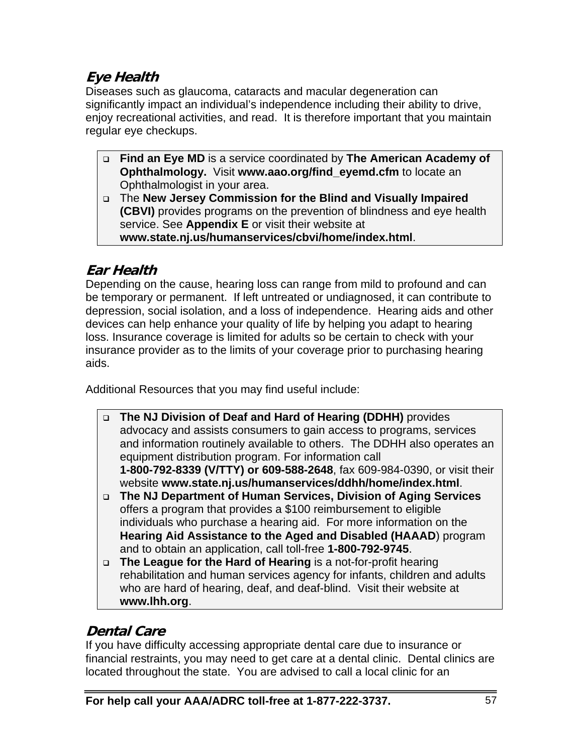## *Eye Health*

Diseases such as glaucoma, cataracts and macular degeneration can significantly impact an individual's independence including their ability to drive, enjoy recreational activities, and read. It is therefore important that you maintain regular eye checkups.

- **Find an Eye MD** is a service coordinated by **The American Academy of Ophthalmology.** Visit **www.aao.org/find_eyemd.cfm** to locate an Ophthalmologist in your area.
- The **New Jersey Commission for the Blind and Visually Impaired (CBVI)** provides programs on the prevention of blindness and eye health service. See **Appendix E** or visit their website at **www.state.nj.us/humanservices/cbvi/home/index.html**.

## *Ear Health*

Depending on the cause, hearing loss can range from mild to profound and can be temporary or permanent. If left untreated or undiagnosed, it can contribute to depression, social isolation, and a loss of independence. Hearing aids and other devices can help enhance your quality of life by helping you adapt to hearing loss. Insurance coverage is limited for adults so be certain to check with your insurance provider as to the limits of your coverage prior to purchasing hearing aids.

Additional Resources that you may find useful include:

- **The NJ Division of Deaf and Hard of Hearing (DDHH)** provides advocacy and assists consumers to gain access to programs, services and information routinely available to others. The DDHH also operates an equipment distribution program. For information call **1-800-792-8339 (V/TTY) or 609-588-2648**, fax 609-984-0390, or visit their website **www.state.nj.us/humanservices/ddhh/home/index.html**.
- **The NJ Department of Human Services, Division of Aging Services** offers a program that provides a $100 reimbursement to eligible individuals who purchase a hearing aid. For more information on the **Hearing Aid Assistance to the Aged and Disabled (HAAAD**) program and to obtain an application, call toll-free **1-800-792-9745**.
- **The League for the Hard of Hearing** is a not-for-profit hearing rehabilitation and human services agency for infants, children and adults who are hard of hearing, deaf, and deaf-blind. Visit their website at **www.lhh.org**.

## *Dental Care*

If you have difficulty accessing appropriate dental care due to insurance or financial restraints, you may need to get care at a dental clinic. Dental clinics are located throughout the state. You are advised to call a local clinic for an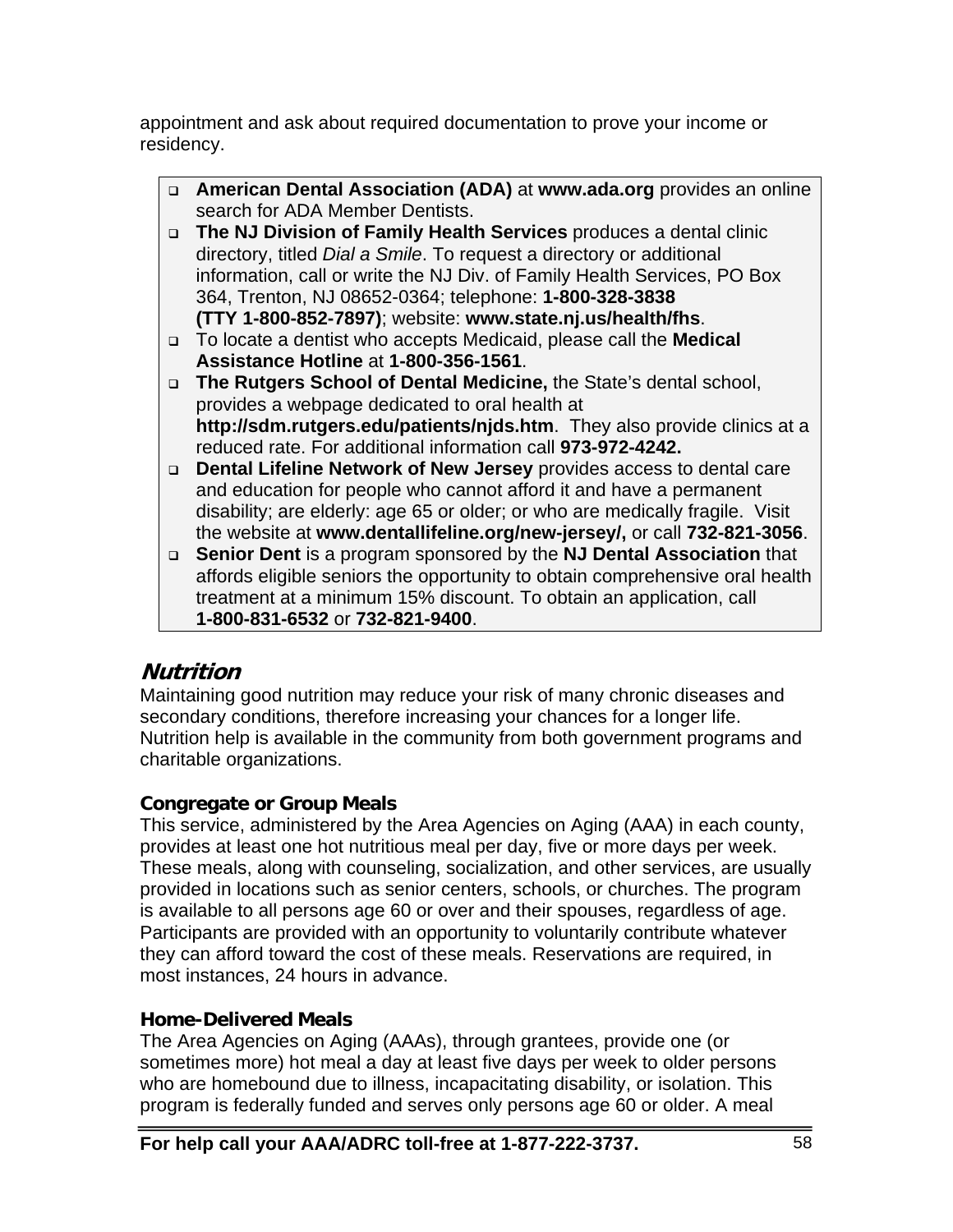appointment and ask about required documentation to prove your income or residency.

- **American Dental Association (ADA)** at **www.ada.org** provides an online search for ADA Member Dentists.
- **The NJ Division of Family Health Services** produces a dental clinic directory, titled *Dial a Smile*. To request a directory or additional information, call or write the NJ Div. of Family Health Services, PO Box 364, Trenton, NJ 08652-0364; telephone: **1-800-328-3838 (TTY 1-800-852-7897)**; website: **www.state.nj.us/health/fhs**.
- To locate a dentist who accepts Medicaid, please call the **Medical Assistance Hotline** at **1-800-356-1561**.
- **The Rutgers School of Dental Medicine,** the State's dental school, provides a webpage dedicated to oral health at **http://sdm.rutgers.edu/patients/njds.htm**. They also provide clinics at a reduced rate. For additional information call **973-972-4242.**
- **Dental Lifeline Network of New Jersey** provides access to dental care and education for people who cannot afford it and have a permanent disability; are elderly: age 65 or older; or who are medically fragile. Visit the website at **www.dentallifeline.org/new-jersey/,** or call **732-821-3056**.
- **Senior Dent** is a program sponsored by the **NJ Dental Association** that affords eligible seniors the opportunity to obtain comprehensive oral health treatment at a minimum 15% discount. To obtain an application, call **1-800-831-6532** or **732-821-9400**.

## *Nutrition*

Maintaining good nutrition may reduce your risk of many chronic diseases and secondary conditions, therefore increasing your chances for a longer life. Nutrition help is available in the community from both government programs and charitable organizations.

### Congregate or Group Meals

This service, administered by the Area Agencies on Aging (AAA) in each county, provides at least one hot nutritious meal per day, five or more days per week. These meals, along with counseling, socialization, and other services, are usually provided in locations such as senior centers, schools, or churches. The program is available to all persons age 60 or over and their spouses, regardless of age. Participants are provided with an opportunity to voluntarily contribute whatever they can afford toward the cost of these meals. Reservations are required, in most instances, 24 hours in advance.

### Home-Delivered Meals

The Area Agencies on Aging (AAAs), through grantees, provide one (or sometimes more) hot meal a day at least five days per week to older persons who are homebound due to illness, incapacitating disability, or isolation. This program is federally funded and serves only persons age 60 or older. A meal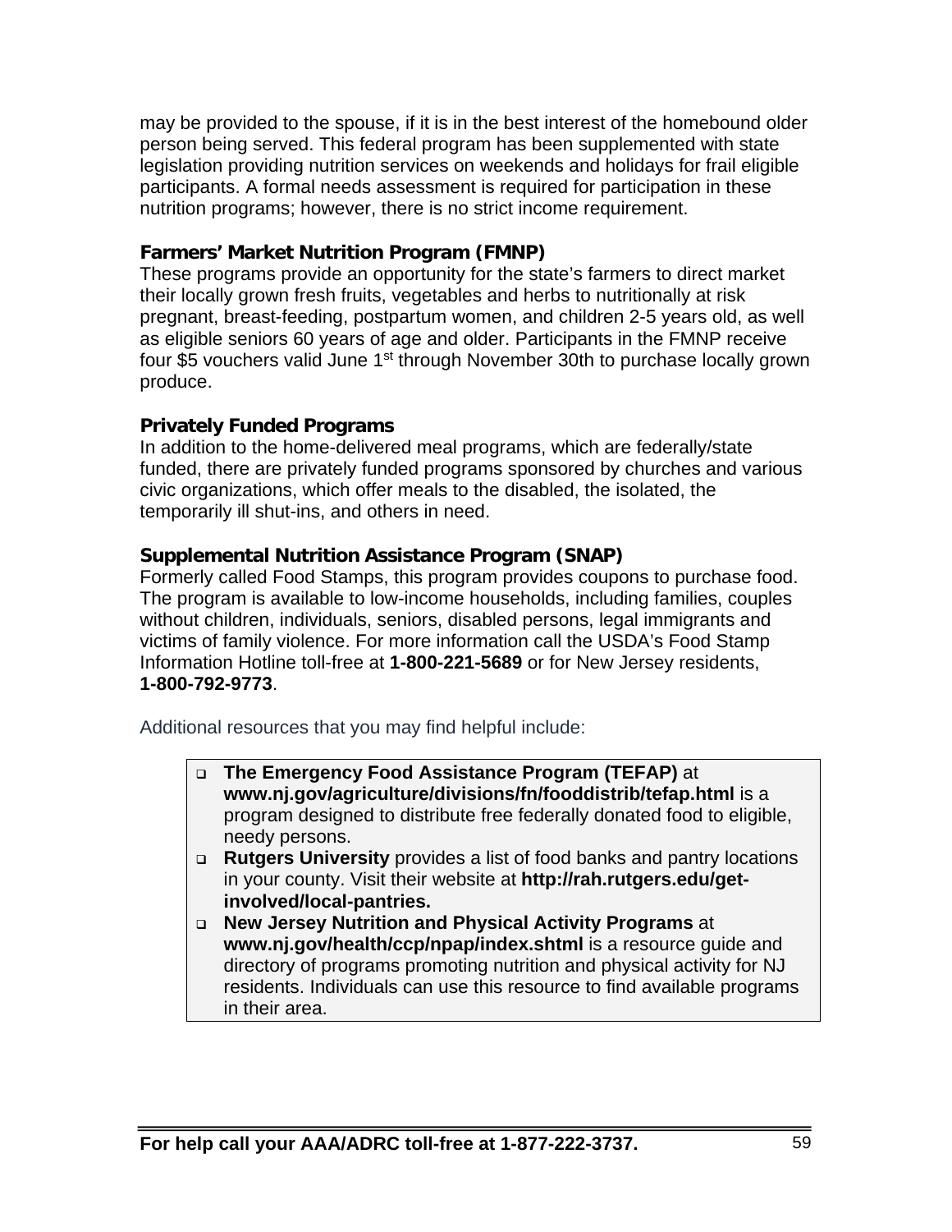may be provided to the spouse, if it is in the best interest of the homebound older person being served. This federal program has been supplemented with state legislation providing nutrition services on weekends and holidays for frail eligible participants. A formal needs assessment is required for participation in these nutrition programs; however, there is no strict income requirement.

**Farmers' Market Nutrition Program (FMNP)**
These programs provide an opportunity for the state's farmers to direct market their locally grown fresh fruits, vegetables and herbs to nutritionally at risk pregnant, breast-feeding, postpartum women, and children 2-5 years old, as well as eligible seniors 60 years of age and older. Participants in the FMNP receive four $5 vouchers valid June 1st through November 30th to purchase locally grown produce.

**Privately Funded Programs**
In addition to the home-delivered meal programs, which are federally/state funded, there are privately funded programs sponsored by churches and various civic organizations, which offer meals to the disabled, the isolated, the temporarily ill shut-ins, and others in need.

**Supplemental Nutrition Assistance Program (SNAP)**
Formerly called Food Stamps, this program provides coupons to purchase food. The program is available to low-income households, including families, couples without children, individuals, seniors, disabled persons, legal immigrants and victims of family violence. For more information call the USDA's Food Stamp Information Hotline toll-free at **1-800-221-5689** or for New Jersey residents, **1-800-792-9773**.

Additional resources that you may find helpful include:

- **The Emergency Food Assistance Program (TEFAP)** at **www.nj.gov/agriculture/divisions/fn/fooddistrib/tefap.html** is a program designed to distribute free federally donated food to eligible, needy persons.
- **Rutgers University** provides a list of food banks and pantry locations in your county. Visit their website at **http://rah.rutgers.edu/get-involved/local-pantries.**
- **New Jersey Nutrition and Physical Activity Programs** at **www.nj.gov/health/ccp/npap/index.shtml** is a resource guide and directory of programs promoting nutrition and physical activity for NJ residents. Individuals can use this resource to find available programs in their area.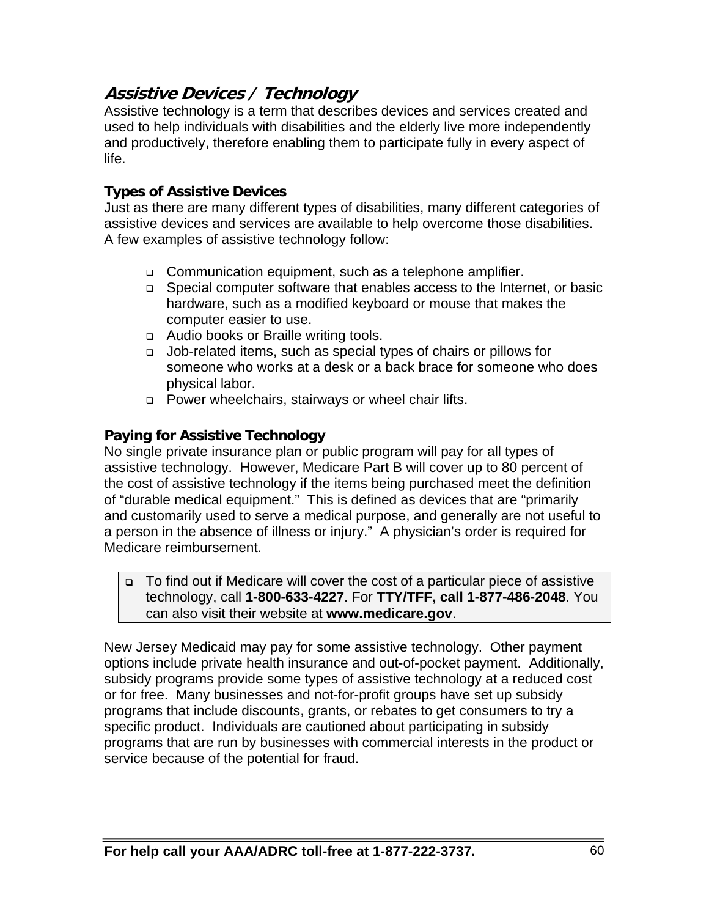## Assistive Devices / Technology

Assistive technology is a term that describes devices and services created and used to help individuals with disabilities and the elderly live more independently and productively, therefore enabling them to participate fully in every aspect of life.

### Types of Assistive Devices

Just as there are many different types of disabilities, many different categories of assistive devices and services are available to help overcome those disabilities. A few examples of assistive technology follow:

- Communication equipment, such as a telephone amplifier.
- Special computer software that enables access to the Internet, or basic hardware, such as a modified keyboard or mouse that makes the computer easier to use.
- Audio books or Braille writing tools.
- Job-related items, such as special types of chairs or pillows for someone who works at a desk or a back brace for someone who does physical labor.
- Power wheelchairs, stairways or wheel chair lifts.

### Paying for Assistive Technology

No single private insurance plan or public program will pay for all types of assistive technology. However, Medicare Part B will cover up to 80 percent of the cost of assistive technology if the items being purchased meet the definition of "durable medical equipment." This is defined as devices that are "primarily and customarily used to serve a medical purpose, and generally are not useful to a person in the absence of illness or injury." A physician's order is required for Medicare reimbursement.

- To find out if Medicare will cover the cost of a particular piece of assistive technology, call **1-800-633-4227**. For **TTY/TFF, call 1-877-486-2048**. You can also visit their website at **www.medicare.gov**.

New Jersey Medicaid may pay for some assistive technology. Other payment options include private health insurance and out-of-pocket payment. Additionally, subsidy programs provide some types of assistive technology at a reduced cost or for free. Many businesses and not-for-profit groups have set up subsidy programs that include discounts, grants, or rebates to get consumers to try a specific product. Individuals are cautioned about participating in subsidy programs that are run by businesses with commercial interests in the product or service because of the potential for fraud.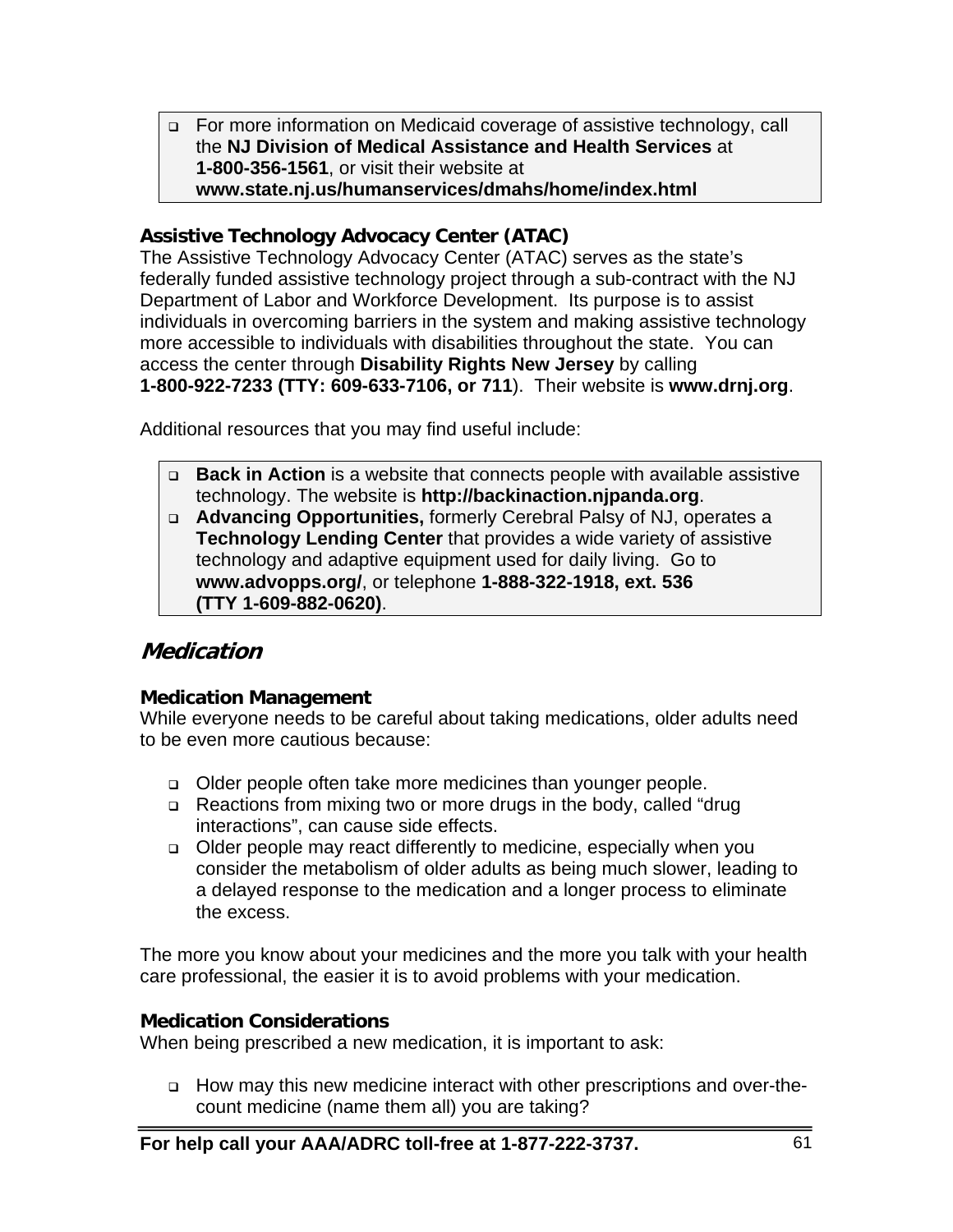- For more information on Medicaid coverage of assistive technology, call the **NJ Division of Medical Assistance and Health Services** at **1-800-356-1561**, or visit their website at **www.state.nj.us/humanservices/dmahs/home/index.html**

### Assistive Technology Advocacy Center (ATAC)

The Assistive Technology Advocacy Center (ATAC) serves as the state's federally funded assistive technology project through a sub-contract with the NJ Department of Labor and Workforce Development. Its purpose is to assist individuals in overcoming barriers in the system and making assistive technology more accessible to individuals with disabilities throughout the state. You can access the center through **Disability Rights New Jersey** by calling **1-800-922-7233 (TTY: 609-633-7106, or 711**). Their website is **www.drnj.org**.

Additional resources that you may find useful include:

- **Back in Action** is a website that connects people with available assistive technology. The website is **http://backinaction.njpanda.org**.
- **Advancing Opportunities,** formerly Cerebral Palsy of NJ, operates a **Technology Lending Center** that provides a wide variety of assistive technology and adaptive equipment used for daily living. Go to **www.advopps.org/**, or telephone **1-888-322-1918, ext. 536 (TTY 1-609-882-0620)**.

## *Medication*

### Medication Management

While everyone needs to be careful about taking medications, older adults need to be even more cautious because:

- Older people often take more medicines than younger people.
- Reactions from mixing two or more drugs in the body, called "drug interactions", can cause side effects.
- Older people may react differently to medicine, especially when you consider the metabolism of older adults as being much slower, leading to a delayed response to the medication and a longer process to eliminate the excess.

The more you know about your medicines and the more you talk with your health care professional, the easier it is to avoid problems with your medication.

### Medication Considerations

When being prescribed a new medication, it is important to ask:

- How may this new medicine interact with other prescriptions and over-the-count medicine (name them all) you are taking?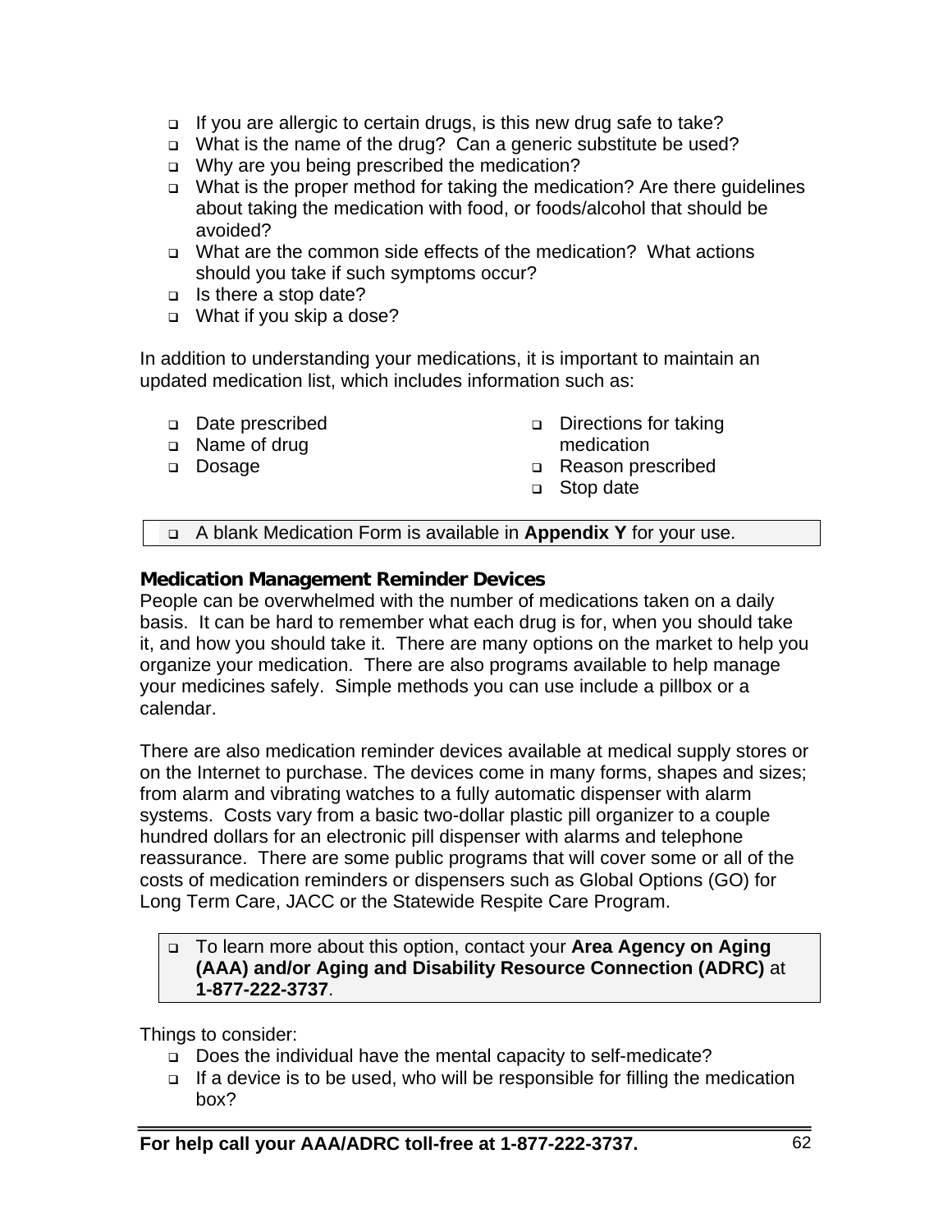- If you are allergic to certain drugs, is this new drug safe to take?
- What is the name of the drug? Can a generic substitute be used?
- Why are you being prescribed the medication?
- What is the proper method for taking the medication? Are there guidelines about taking the medication with food, or foods/alcohol that should be avoided?
- What are the common side effects of the medication? What actions should you take if such symptoms occur?
- Is there a stop date?
- What if you skip a dose?

In addition to understanding your medications, it is important to maintain an updated medication list, which includes information such as:

- Date prescribed
- Name of drug
- Dosage
- Directions for taking medication
- Reason prescribed
- Stop date

- A blank Medication Form is available in **Appendix Y** for your use.

**Medication Management Reminder Devices**

People can be overwhelmed with the number of medications taken on a daily basis. It can be hard to remember what each drug is for, when you should take it, and how you should take it. There are many options on the market to help you organize your medication. There are also programs available to help manage your medicines safely. Simple methods you can use include a pillbox or a calendar.

There are also medication reminder devices available at medical supply stores or on the Internet to purchase. The devices come in many forms, shapes and sizes; from alarm and vibrating watches to a fully automatic dispenser with alarm systems. Costs vary from a basic two-dollar plastic pill organizer to a couple hundred dollars for an electronic pill dispenser with alarms and telephone reassurance. There are some public programs that will cover some or all of the costs of medication reminders or dispensers such as Global Options (GO) for Long Term Care, JACC or the Statewide Respite Care Program.

- To learn more about this option, contact your **Area Agency on Aging (AAA) and/or Aging and Disability Resource Connection (ADRC)** at **1-877-222-3737**.

Things to consider:

- Does the individual have the mental capacity to self-medicate?
- If a device is to be used, who will be responsible for filling the medication box?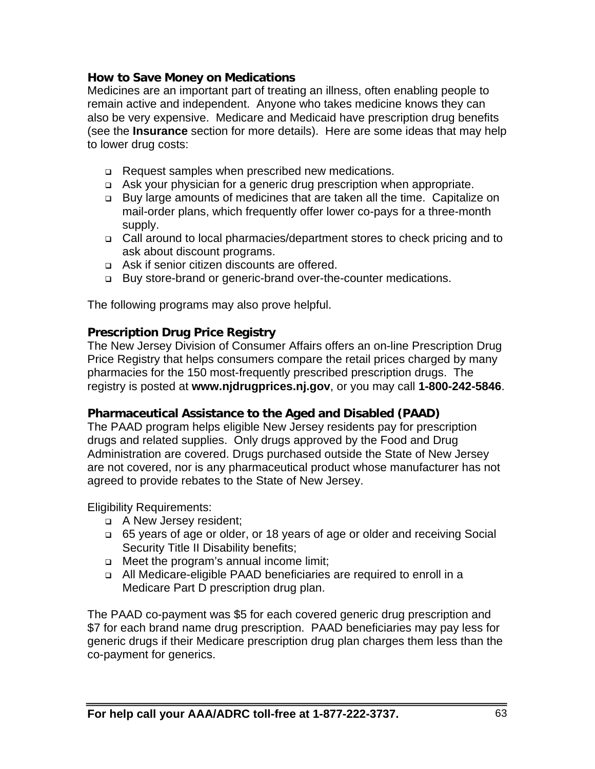### How to Save Money on Medications

Medicines are an important part of treating an illness, often enabling people to remain active and independent. Anyone who takes medicine knows they can also be very expensive. Medicare and Medicaid have prescription drug benefits (see the **Insurance** section for more details). Here are some ideas that may help to lower drug costs:

- Request samples when prescribed new medications.
- Ask your physician for a generic drug prescription when appropriate.
- Buy large amounts of medicines that are taken all the time. Capitalize on mail-order plans, which frequently offer lower co-pays for a three-month supply.
- Call around to local pharmacies/department stores to check pricing and to ask about discount programs.
- Ask if senior citizen discounts are offered.
- Buy store-brand or generic-brand over-the-counter medications.

The following programs may also prove helpful.

### Prescription Drug Price Registry

The New Jersey Division of Consumer Affairs offers an on-line Prescription Drug Price Registry that helps consumers compare the retail prices charged by many pharmacies for the 150 most-frequently prescribed prescription drugs. The registry is posted at **www.njdrugprices.nj.gov**, or you may call **1-800-242-5846**.

### Pharmaceutical Assistance to the Aged and Disabled (PAAD)

The PAAD program helps eligible New Jersey residents pay for prescription drugs and related supplies. Only drugs approved by the Food and Drug Administration are covered. Drugs purchased outside the State of New Jersey are not covered, nor is any pharmaceutical product whose manufacturer has not agreed to provide rebates to the State of New Jersey.

Eligibility Requirements:

- A New Jersey resident;
- 65 years of age or older, or 18 years of age or older and receiving Social Security Title II Disability benefits;
- Meet the program's annual income limit;
- All Medicare-eligible PAAD beneficiaries are required to enroll in a Medicare Part D prescription drug plan.

The PAAD co-payment was $5 for each covered generic drug prescription and $7 for each brand name drug prescription. PAAD beneficiaries may pay less for generic drugs if their Medicare prescription drug plan charges them less than the co-payment for generics.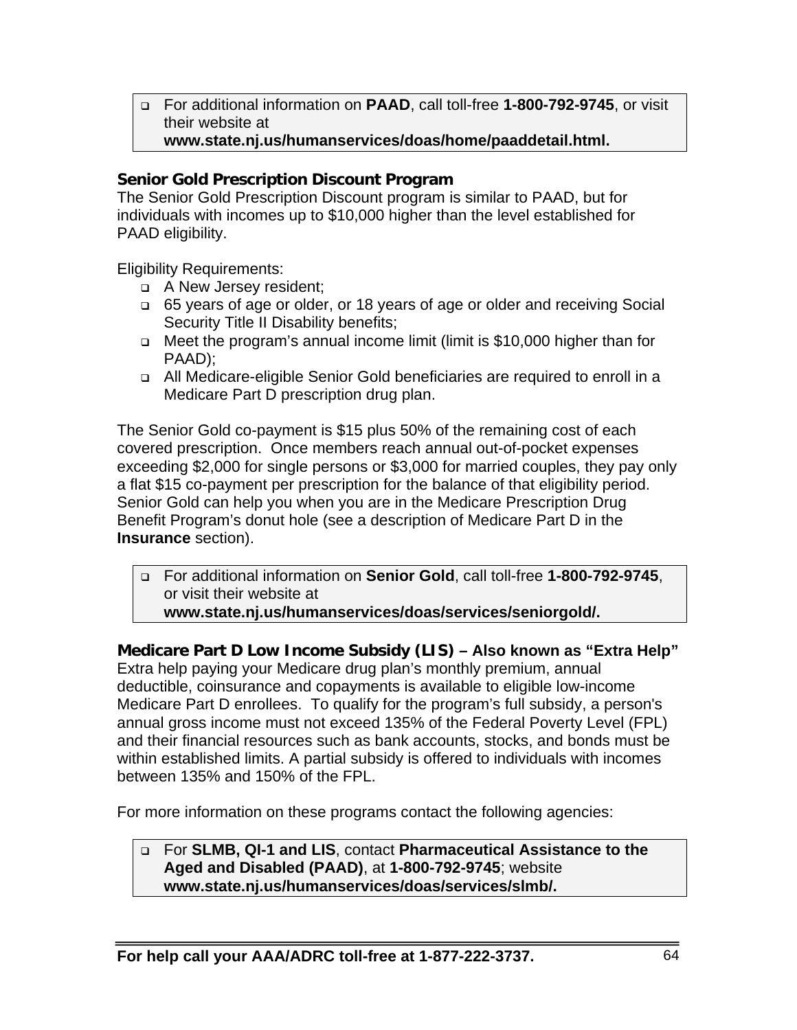- For additional information on **PAAD**, call toll-free **1-800-792-9745**, or visit their website at **www.state.nj.us/humanservices/doas/home/paaddetail.html.**

### Senior Gold Prescription Discount Program

The Senior Gold Prescription Discount program is similar to PAAD, but for individuals with incomes up to $10,000 higher than the level established for PAAD eligibility.

Eligibility Requirements:

- A New Jersey resident;
- 65 years of age or older, or 18 years of age or older and receiving Social Security Title II Disability benefits;
- Meet the program's annual income limit (limit is $10,000 higher than for PAAD);
- All Medicare-eligible Senior Gold beneficiaries are required to enroll in a Medicare Part D prescription drug plan.

The Senior Gold co-payment is $15 plus 50% of the remaining cost of each covered prescription. Once members reach annual out-of-pocket expenses exceeding $2,000 for single persons or $3,000 for married couples, they pay only a flat $15 co-payment per prescription for the balance of that eligibility period. Senior Gold can help you when you are in the Medicare Prescription Drug Benefit Program's donut hole (see a description of Medicare Part D in the **Insurance** section).

- For additional information on **Senior Gold**, call toll-free **1-800-792-9745**, or visit their website at **www.state.nj.us/humanservices/doas/services/seniorgold/.**

### Medicare Part D Low Income Subsidy (LIS) – Also known as "Extra Help"

Extra help paying your Medicare drug plan's monthly premium, annual deductible, coinsurance and copayments is available to eligible low-income Medicare Part D enrollees. To qualify for the program's full subsidy, a person's annual gross income must not exceed 135% of the Federal Poverty Level (FPL) and their financial resources such as bank accounts, stocks, and bonds must be within established limits. A partial subsidy is offered to individuals with incomes between 135% and 150% of the FPL.

For more information on these programs contact the following agencies:

- For **SLMB, QI-1 and LIS**, contact **Pharmaceutical Assistance to the Aged and Disabled (PAAD)**, at **1-800-792-9745**; website **www.state.nj.us/humanservices/doas/services/slmb/.**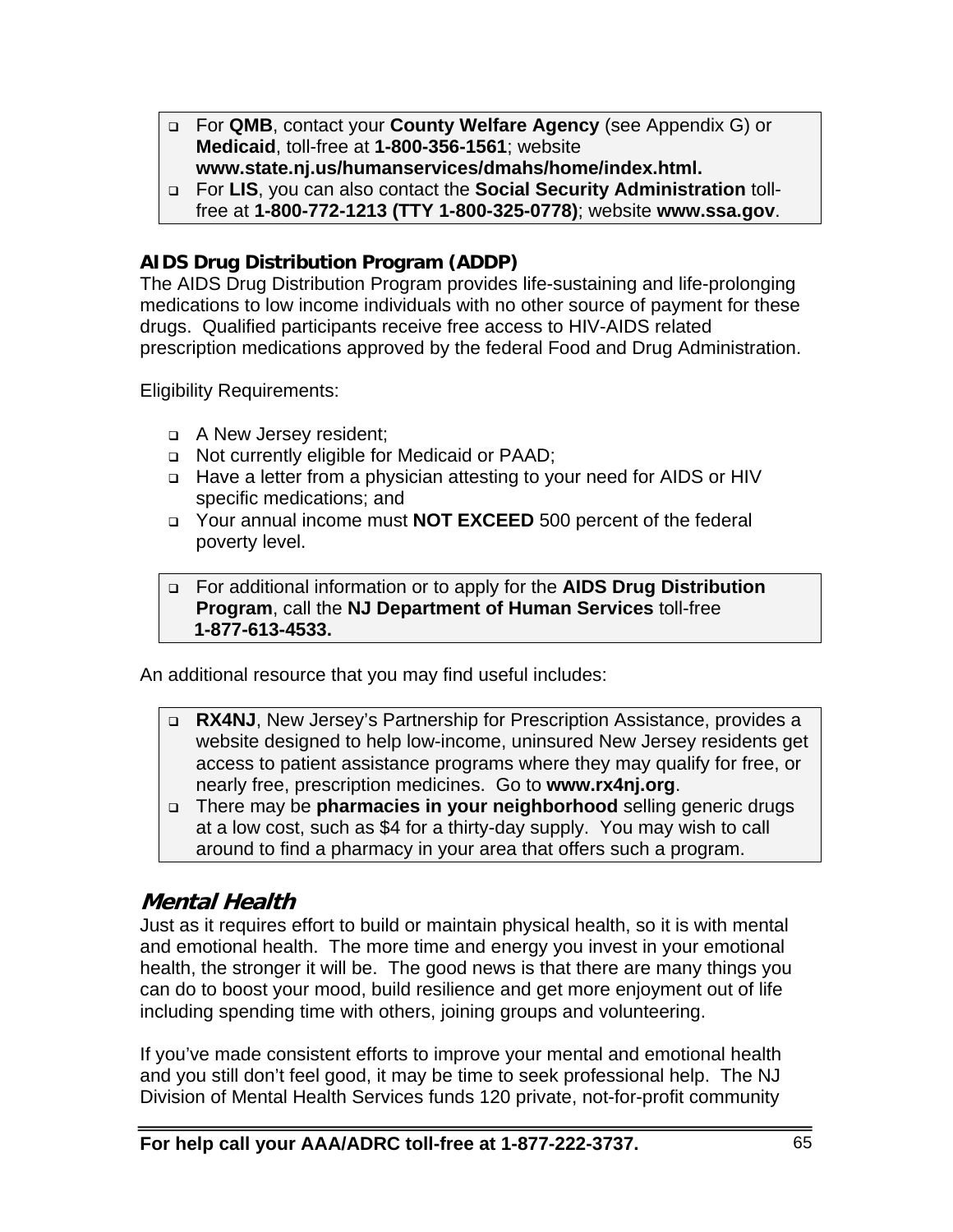- For **QMB**, contact your **County Welfare Agency** (see Appendix G) or **Medicaid**, toll-free at **1-800-356-1561**; website **www.state.nj.us/humanservices/dmahs/home/index.html.**
- For **LIS**, you can also contact the **Social Security Administration** toll-free at **1-800-772-1213 (TTY 1-800-325-0778)**; website **www.ssa.gov**.

### AIDS Drug Distribution Program (ADDP)

The AIDS Drug Distribution Program provides life-sustaining and life-prolonging medications to low income individuals with no other source of payment for these drugs. Qualified participants receive free access to HIV-AIDS related prescription medications approved by the federal Food and Drug Administration.

Eligibility Requirements:

- A New Jersey resident;
- Not currently eligible for Medicaid or PAAD;
- Have a letter from a physician attesting to your need for AIDS or HIV specific medications; and
- Your annual income must **NOT EXCEED** 500 percent of the federal poverty level.

- For additional information or to apply for the **AIDS Drug Distribution Program**, call the **NJ Department of Human Services** toll-free **1-877-613-4533.**

An additional resource that you may find useful includes:

- **RX4NJ**, New Jersey's Partnership for Prescription Assistance, provides a website designed to help low-income, uninsured New Jersey residents get access to patient assistance programs where they may qualify for free, or nearly free, prescription medicines. Go to **www.rx4nj.org**.
- There may be **pharmacies in your neighborhood** selling generic drugs at a low cost, such as $4 for a thirty-day supply. You may wish to call around to find a pharmacy in your area that offers such a program.

## *Mental Health*

Just as it requires effort to build or maintain physical health, so it is with mental and emotional health. The more time and energy you invest in your emotional health, the stronger it will be. The good news is that there are many things you can do to boost your mood, build resilience and get more enjoyment out of life including spending time with others, joining groups and volunteering.

If you've made consistent efforts to improve your mental and emotional health and you still don't feel good, it may be time to seek professional help. The NJ Division of Mental Health Services funds 120 private, not-for-profit community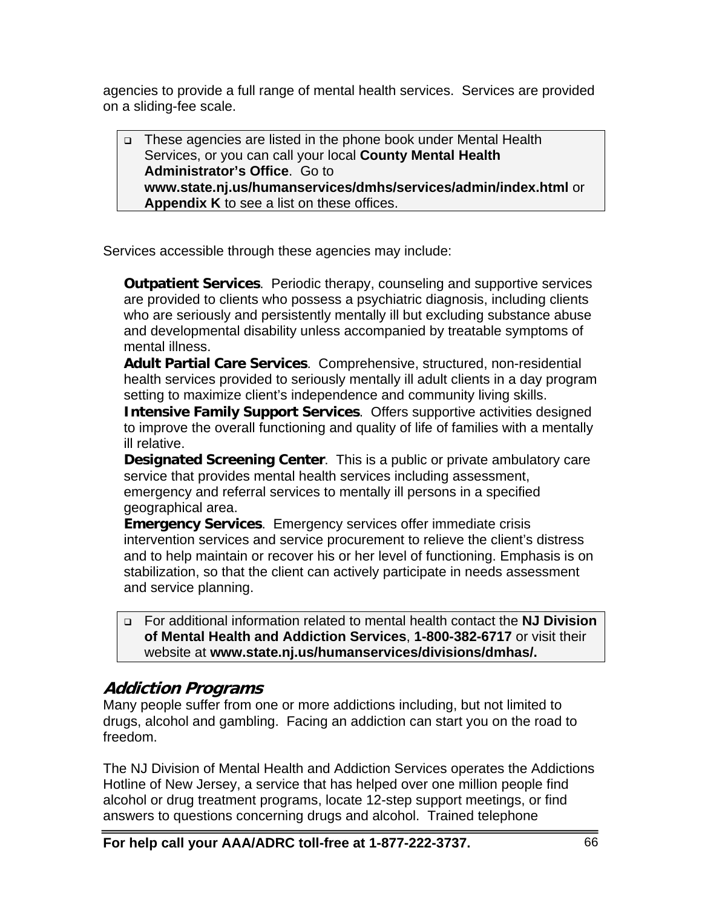agencies to provide a full range of mental health services. Services are provided on a sliding-fee scale.

- These agencies are listed in the phone book under Mental Health Services, or you can call your local **County Mental Health Administrator's Office**. Go to **www.state.nj.us/humanservices/dmhs/services/admin/index.html** or **Appendix K** to see a list on these offices.

Services accessible through these agencies may include:

**Outpatient Services**. Periodic therapy, counseling and supportive services are provided to clients who possess a psychiatric diagnosis, including clients who are seriously and persistently mentally ill but excluding substance abuse and developmental disability unless accompanied by treatable symptoms of mental illness.

**Adult Partial Care Services**. Comprehensive, structured, non-residential health services provided to seriously mentally ill adult clients in a day program setting to maximize client's independence and community living skills.

**Intensive Family Support Services**. Offers supportive activities designed to improve the overall functioning and quality of life of families with a mentally ill relative.

**Designated Screening Center**. This is a public or private ambulatory care service that provides mental health services including assessment, emergency and referral services to mentally ill persons in a specified geographical area.

**Emergency Services**. Emergency services offer immediate crisis intervention services and service procurement to relieve the client's distress and to help maintain or recover his or her level of functioning. Emphasis is on stabilization, so that the client can actively participate in needs assessment and service planning.

- For additional information related to mental health contact the **NJ Division of Mental Health and Addiction Services**, **1-800-382-6717** or visit their website at **www.state.nj.us/humanservices/divisions/dmhas/.**

## *Addiction Programs*

Many people suffer from one or more addictions including, but not limited to drugs, alcohol and gambling. Facing an addiction can start you on the road to freedom.

The NJ Division of Mental Health and Addiction Services operates the Addictions Hotline of New Jersey, a service that has helped over one million people find alcohol or drug treatment programs, locate 12-step support meetings, or find answers to questions concerning drugs and alcohol. Trained telephone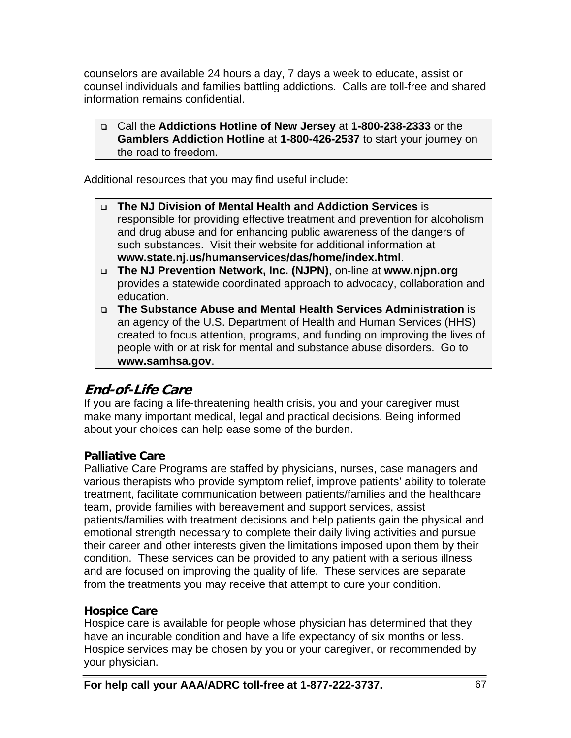counselors are available 24 hours a day, 7 days a week to educate, assist or counsel individuals and families battling addictions. Calls are toll-free and shared information remains confidential.

- Call the **Addictions Hotline of New Jersey** at **1-800-238-2333** or the **Gamblers Addiction Hotline** at **1-800-426-2537** to start your journey on the road to freedom.

Additional resources that you may find useful include:

- **The NJ Division of Mental Health and Addiction Services** is responsible for providing effective treatment and prevention for alcoholism and drug abuse and for enhancing public awareness of the dangers of such substances. Visit their website for additional information at **www.state.nj.us/humanservices/das/home/index.html**.
- **The NJ Prevention Network, Inc. (NJPN)**, on-line at **www.njpn.org** provides a statewide coordinated approach to advocacy, collaboration and education.
- **The Substance Abuse and Mental Health Services Administration** is an agency of the U.S. Department of Health and Human Services (HHS) created to focus attention, programs, and funding on improving the lives of people with or at risk for mental and substance abuse disorders. Go to **www.samhsa.gov**.

## *End-of-Life Care*

If you are facing a life-threatening health crisis, you and your caregiver must make many important medical, legal and practical decisions. Being informed about your choices can help ease some of the burden.

### Palliative Care

Palliative Care Programs are staffed by physicians, nurses, case managers and various therapists who provide symptom relief, improve patients' ability to tolerate treatment, facilitate communication between patients/families and the healthcare team, provide families with bereavement and support services, assist patients/families with treatment decisions and help patients gain the physical and emotional strength necessary to complete their daily living activities and pursue their career and other interests given the limitations imposed upon them by their condition. These services can be provided to any patient with a serious illness and are focused on improving the quality of life. These services are separate from the treatments you may receive that attempt to cure your condition.

### Hospice Care

Hospice care is available for people whose physician has determined that they have an incurable condition and have a life expectancy of six months or less. Hospice services may be chosen by you or your caregiver, or recommended by your physician.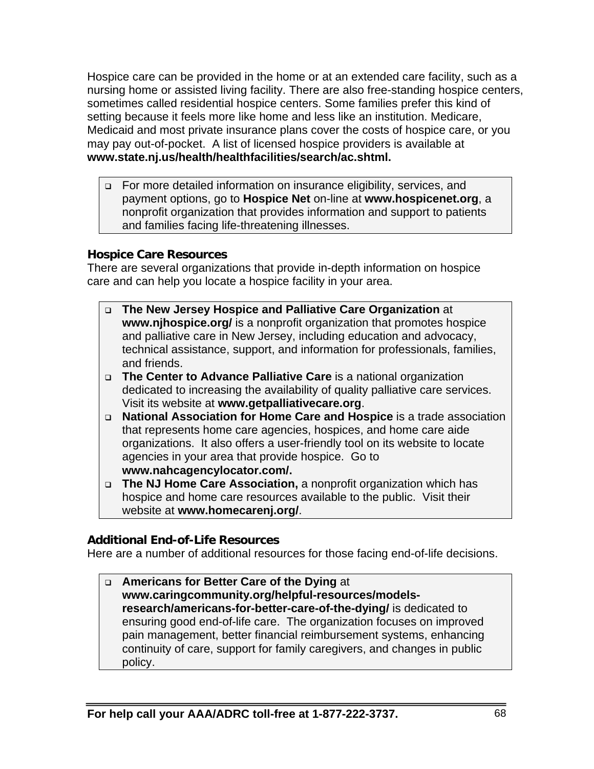Hospice care can be provided in the home or at an extended care facility, such as a nursing home or assisted living facility. There are also free-standing hospice centers, sometimes called residential hospice centers. Some families prefer this kind of setting because it feels more like home and less like an institution. Medicare, Medicaid and most private insurance plans cover the costs of hospice care, or you may pay out-of-pocket. A list of licensed hospice providers is available at **www.state.nj.us/health/healthfacilities/search/ac.shtml.**

- For more detailed information on insurance eligibility, services, and payment options, go to **Hospice Net** on-line at **www.hospicenet.org**, a nonprofit organization that provides information and support to patients and families facing life-threatening illnesses.

### Hospice Care Resources

There are several organizations that provide in-depth information on hospice care and can help you locate a hospice facility in your area.

- **The New Jersey Hospice and Palliative Care Organization** at **www.njhospice.org/** is a nonprofit organization that promotes hospice and palliative care in New Jersey, including education and advocacy, technical assistance, support, and information for professionals, families, and friends.
- **The Center to Advance Palliative Care** is a national organization dedicated to increasing the availability of quality palliative care services. Visit its website at **www.getpalliativecare.org**.
- **National Association for Home Care and Hospice** is a trade association that represents home care agencies, hospices, and home care aide organizations. It also offers a user-friendly tool on its website to locate agencies in your area that provide hospice. Go to **www.nahcagencylocator.com/.**
- **The NJ Home Care Association,** a nonprofit organization which has hospice and home care resources available to the public. Visit their website at **www.homecarenj.org/**.

### Additional End-of-Life Resources

Here are a number of additional resources for those facing end-of-life decisions.

- **Americans for Better Care of the Dying** at **www.caringcommunity.org/helpful-resources/models-research/americans-for-better-care-of-the-dying/** is dedicated to ensuring good end-of-life care. The organization focuses on improved pain management, better financial reimbursement systems, enhancing continuity of care, support for family caregivers, and changes in public policy.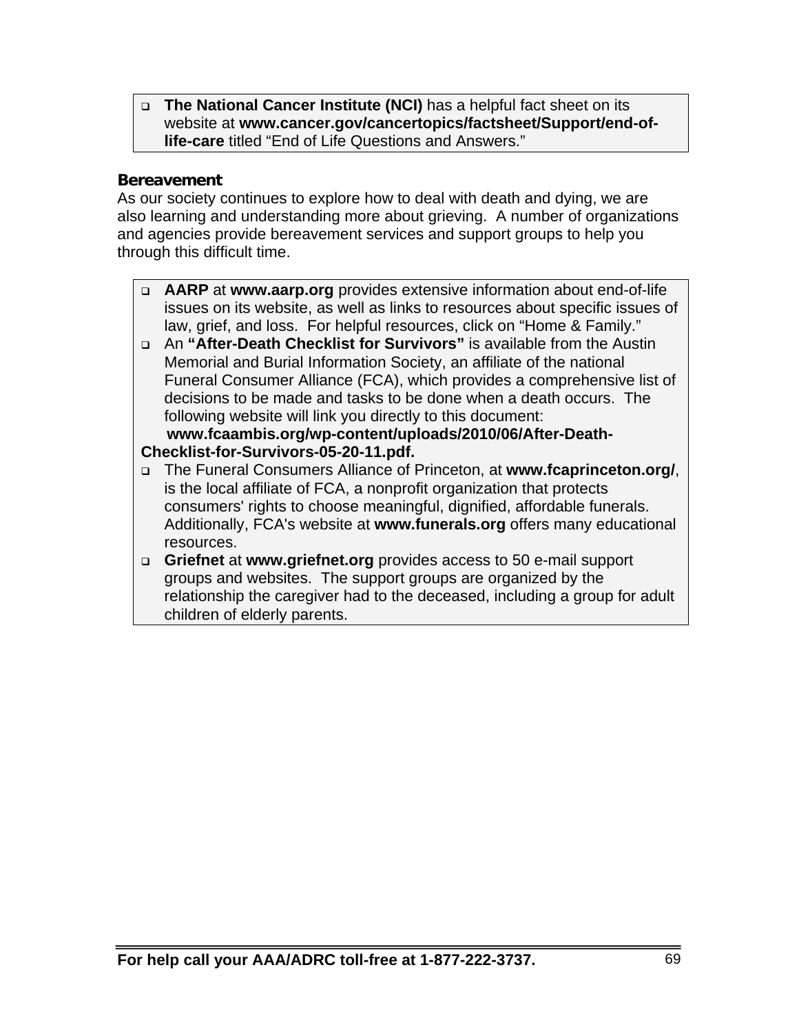- **The National Cancer Institute (NCI)** has a helpful fact sheet on its website at **www.cancer.gov/cancertopics/factsheet/Support/end-of-life-care** titled "End of Life Questions and Answers."

**Bereavement**

As our society continues to explore how to deal with death and dying, we are also learning and understanding more about grieving. A number of organizations and agencies provide bereavement services and support groups to help you through this difficult time.

- **AARP** at **www.aarp.org** provides extensive information about end-of-life issues on its website, as well as links to resources about specific issues of law, grief, and loss. For helpful resources, click on "Home & Family."
- An **"After-Death Checklist for Survivors"** is available from the Austin Memorial and Burial Information Society, an affiliate of the national Funeral Consumer Alliance (FCA), which provides a comprehensive list of decisions to be made and tasks to be done when a death occurs. The following website will link you directly to this document: **www.fcaambis.org/wp-content/uploads/2010/06/After-Death-Checklist-for-Survivors-05-20-11.pdf.**
- The Funeral Consumers Alliance of Princeton, at **www.fcaprinceton.org/**, is the local affiliate of FCA, a nonprofit organization that protects consumers' rights to choose meaningful, dignified, affordable funerals. Additionally, FCA's website at **www.funerals.org** offers many educational resources.
- **Griefnet** at **www.griefnet.org** provides access to 50 e-mail support groups and websites. The support groups are organized by the relationship the caregiver had to the deceased, including a group for adult children of elderly parents.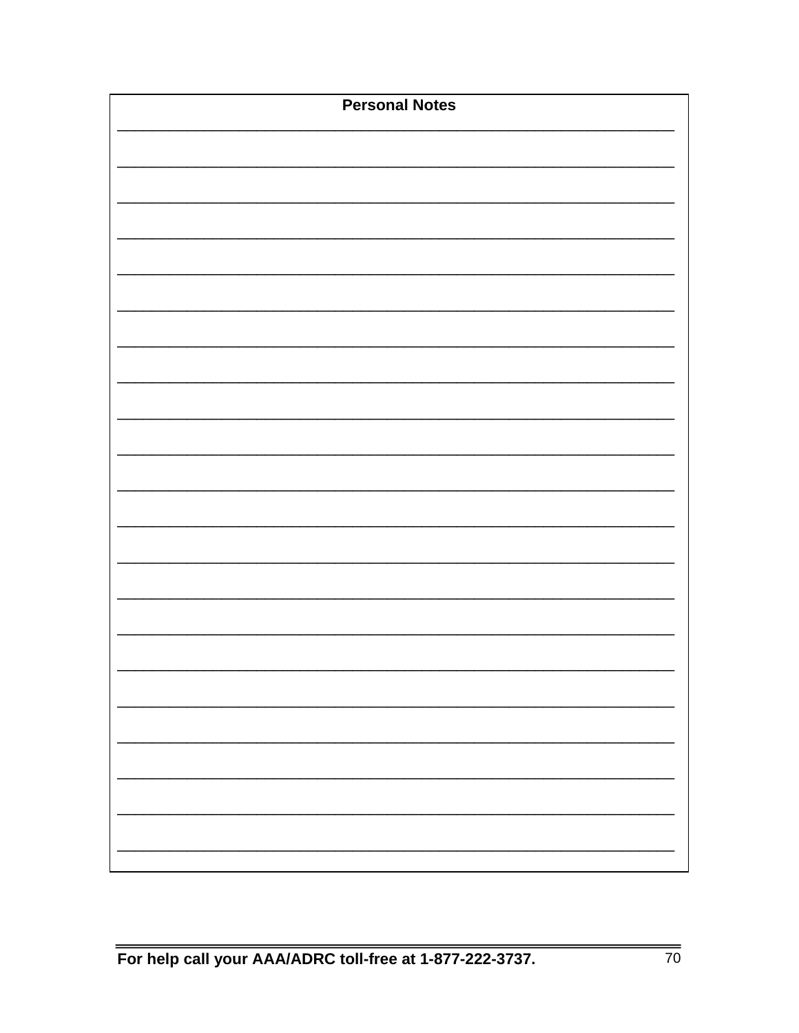**Personal Notes**

_______________________________________________________________________

_______________________________________________________________________

_______________________________________________________________________

_______________________________________________________________________

_______________________________________________________________________

_______________________________________________________________________

_______________________________________________________________________

_______________________________________________________________________

_______________________________________________________________________

_______________________________________________________________________

_______________________________________________________________________

_______________________________________________________________________

_______________________________________________________________________

_______________________________________________________________________

_______________________________________________________________________

_______________________________________________________________________

_______________________________________________________________________

_______________________________________________________________________

_______________________________________________________________________

_______________________________________________________________________

_______________________________________________________________________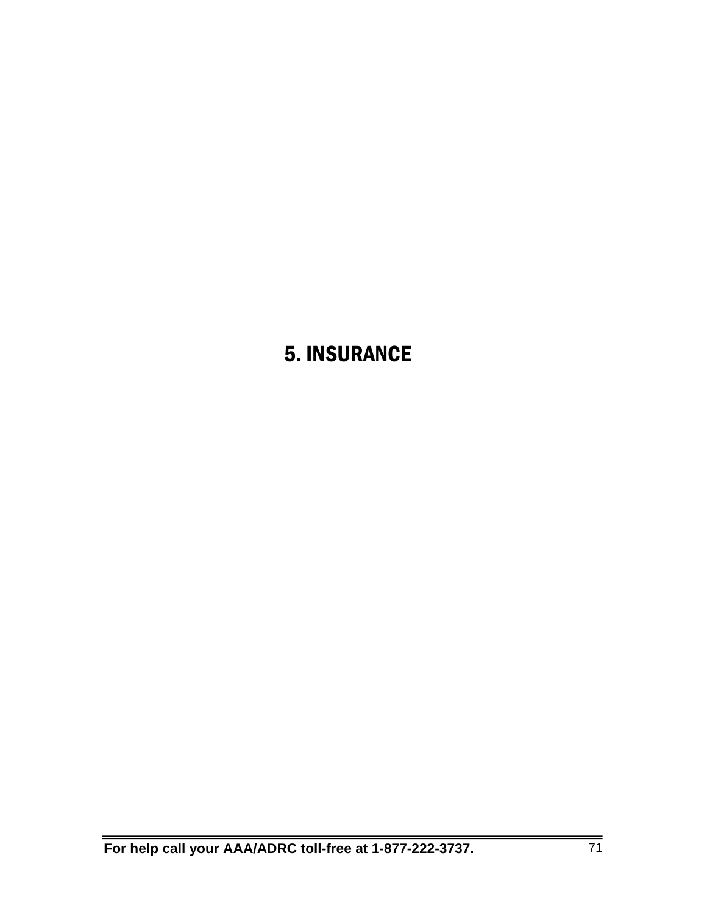# 5. INSURANCE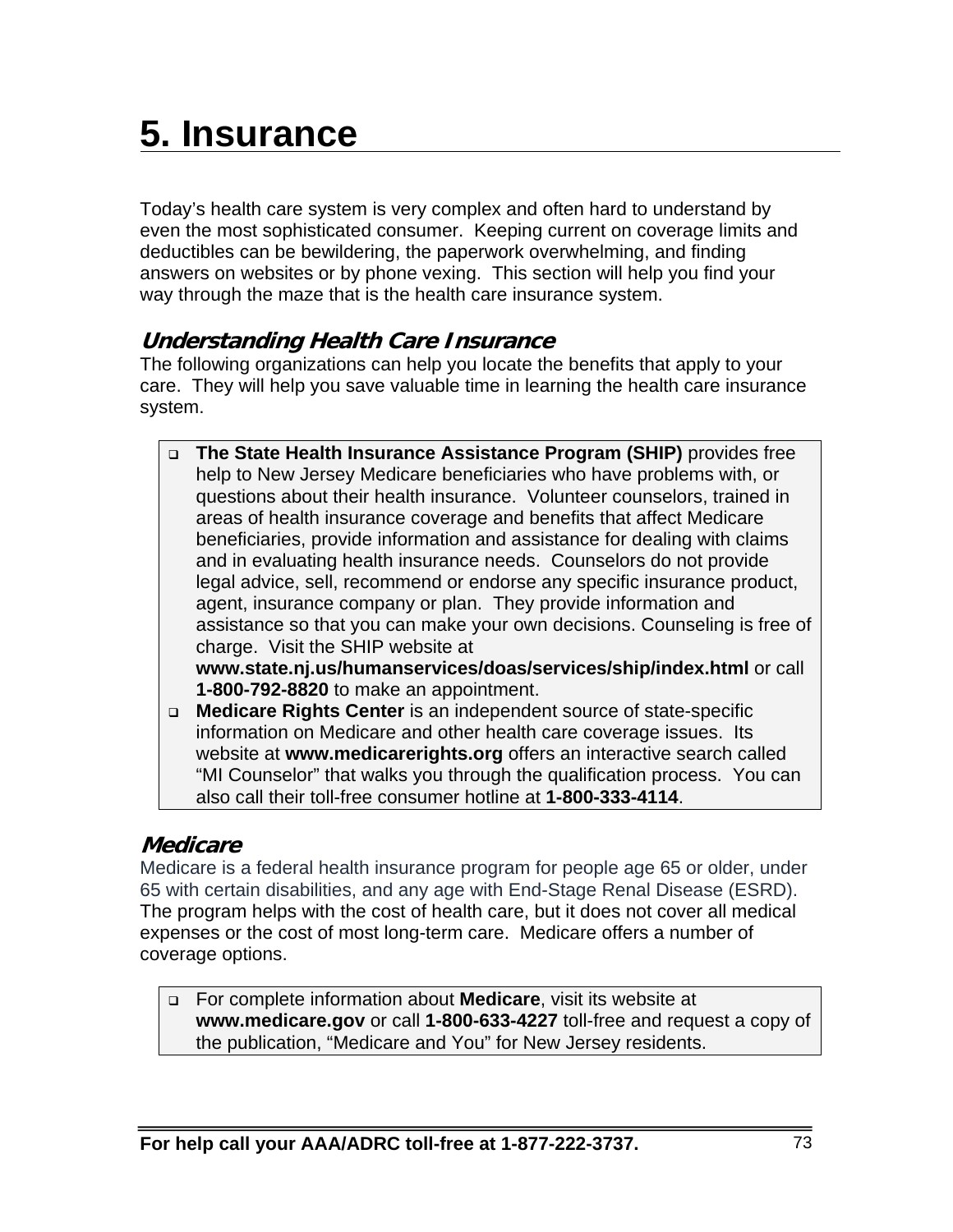# 5. Insurance

Today's health care system is very complex and often hard to understand by even the most sophisticated consumer. Keeping current on coverage limits and deductibles can be bewildering, the paperwork overwhelming, and finding answers on websites or by phone vexing. This section will help you find your way through the maze that is the health care insurance system.

### *Understanding Health Care Insurance*

The following organizations can help you locate the benefits that apply to your care. They will help you save valuable time in learning the health care insurance system.

- **The State Health Insurance Assistance Program (SHIP)** provides free help to New Jersey Medicare beneficiaries who have problems with, or questions about their health insurance. Volunteer counselors, trained in areas of health insurance coverage and benefits that affect Medicare beneficiaries, provide information and assistance for dealing with claims and in evaluating health insurance needs. Counselors do not provide legal advice, sell, recommend or endorse any specific insurance product, agent, insurance company or plan. They provide information and assistance so that you can make your own decisions. Counseling is free of charge. Visit the SHIP website at **www.state.nj.us/humanservices/doas/services/ship/index.html** or call **1-800-792-8820** to make an appointment.
- **Medicare Rights Center** is an independent source of state-specific information on Medicare and other health care coverage issues. Its website at **www.medicarerights.org** offers an interactive search called "MI Counselor" that walks you through the qualification process. You can also call their toll-free consumer hotline at **1-800-333-4114**.

### *Medicare*

Medicare is a federal health insurance program for people age 65 or older, under 65 with certain disabilities, and any age with End-Stage Renal Disease (ESRD). The program helps with the cost of health care, but it does not cover all medical expenses or the cost of most long-term care. Medicare offers a number of coverage options.

- For complete information about **Medicare**, visit its website at **www.medicare.gov** or call **1-800-633-4227** toll-free and request a copy of the publication, "Medicare and You" for New Jersey residents.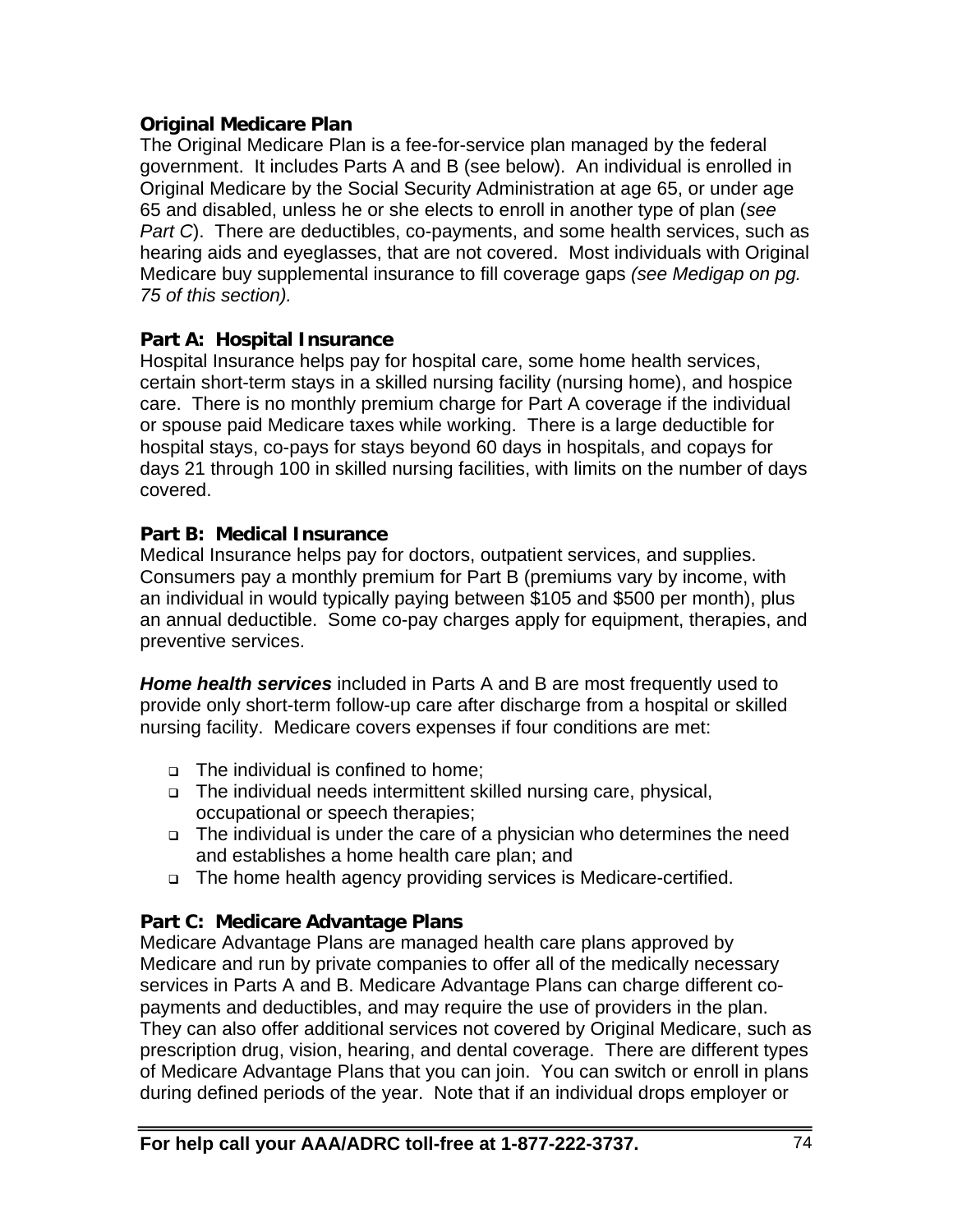### Original Medicare Plan

The Original Medicare Plan is a fee-for-service plan managed by the federal government. It includes Parts A and B (see below). An individual is enrolled in Original Medicare by the Social Security Administration at age 65, or under age 65 and disabled, unless he or she elects to enroll in another type of plan (*see Part C*). There are deductibles, co-payments, and some health services, such as hearing aids and eyeglasses, that are not covered. Most individuals with Original Medicare buy supplemental insurance to fill coverage gaps *(see Medigap on pg. 75 of this section).*

### Part A: Hospital Insurance

Hospital Insurance helps pay for hospital care, some home health services, certain short-term stays in a skilled nursing facility (nursing home), and hospice care. There is no monthly premium charge for Part A coverage if the individual or spouse paid Medicare taxes while working. There is a large deductible for hospital stays, co-pays for stays beyond 60 days in hospitals, and copays for days 21 through 100 in skilled nursing facilities, with limits on the number of days covered.

### Part B: Medical Insurance

Medical Insurance helps pay for doctors, outpatient services, and supplies. Consumers pay a monthly premium for Part B (premiums vary by income, with an individual in would typically paying between $105 and $500 per month), plus an annual deductible. Some co-pay charges apply for equipment, therapies, and preventive services.

***Home health services*** included in Parts A and B are most frequently used to provide only short-term follow-up care after discharge from a hospital or skilled nursing facility. Medicare covers expenses if four conditions are met:

- The individual is confined to home;
- The individual needs intermittent skilled nursing care, physical, occupational or speech therapies;
- The individual is under the care of a physician who determines the need and establishes a home health care plan; and
- The home health agency providing services is Medicare-certified.

### Part C: Medicare Advantage Plans

Medicare Advantage Plans are managed health care plans approved by Medicare and run by private companies to offer all of the medically necessary services in Parts A and B. Medicare Advantage Plans can charge different co-payments and deductibles, and may require the use of providers in the plan. They can also offer additional services not covered by Original Medicare, such as prescription drug, vision, hearing, and dental coverage. There are different types of Medicare Advantage Plans that you can join. You can switch or enroll in plans during defined periods of the year. Note that if an individual drops employer or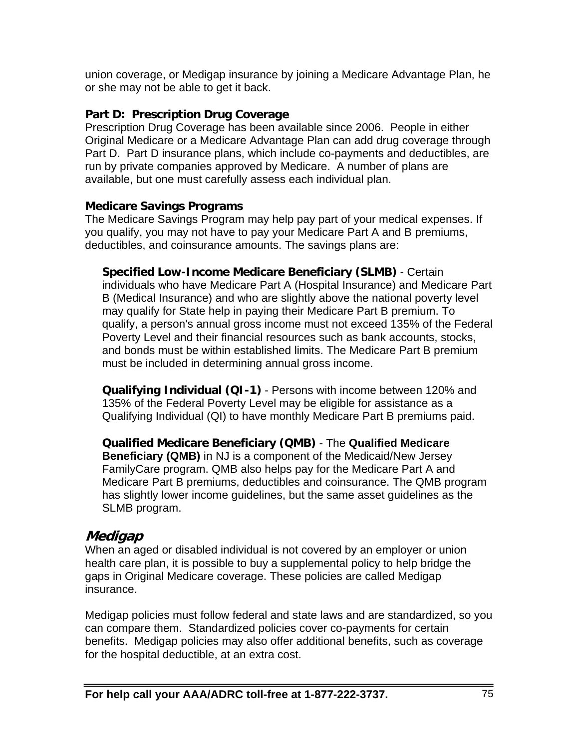union coverage, or Medigap insurance by joining a Medicare Advantage Plan, he or she may not be able to get it back.

**Part D: Prescription Drug Coverage**
Prescription Drug Coverage has been available since 2006. People in either Original Medicare or a Medicare Advantage Plan can add drug coverage through Part D. Part D insurance plans, which include co-payments and deductibles, are run by private companies approved by Medicare. A number of plans are available, but one must carefully assess each individual plan.

**Medicare Savings Programs**
The Medicare Savings Program may help pay part of your medical expenses. If you qualify, you may not have to pay your Medicare Part A and B premiums, deductibles, and coinsurance amounts. The savings plans are:

**Specified Low-Income Medicare Beneficiary (SLMB)** - Certain individuals who have Medicare Part A (Hospital Insurance) and Medicare Part B (Medical Insurance) and who are slightly above the national poverty level may qualify for State help in paying their Medicare Part B premium. To qualify, a person's annual gross income must not exceed 135% of the Federal Poverty Level and their financial resources such as bank accounts, stocks, and bonds must be within established limits. The Medicare Part B premium must be included in determining annual gross income.

**Qualifying Individual (QI-1)** - Persons with income between 120% and 135% of the Federal Poverty Level may be eligible for assistance as a Qualifying Individual (QI) to have monthly Medicare Part B premiums paid.

**Qualified Medicare Beneficiary (QMB)** - The **Qualified Medicare Beneficiary (QMB)** in NJ is a component of the Medicaid/New Jersey FamilyCare program. QMB also helps pay for the Medicare Part A and Medicare Part B premiums, deductibles and coinsurance. The QMB program has slightly lower income guidelines, but the same asset guidelines as the SLMB program.

## *Medigap*

When an aged or disabled individual is not covered by an employer or union health care plan, it is possible to buy a supplemental policy to help bridge the gaps in Original Medicare coverage. These policies are called Medigap insurance.

Medigap policies must follow federal and state laws and are standardized, so you can compare them. Standardized policies cover co-payments for certain benefits. Medigap policies may also offer additional benefits, such as coverage for the hospital deductible, at an extra cost.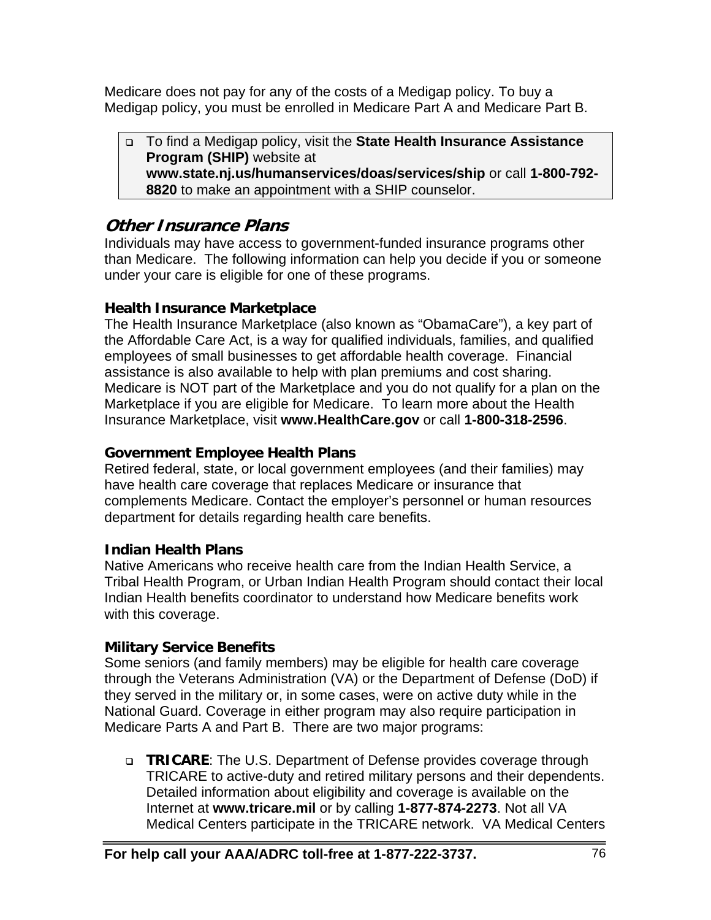Medicare does not pay for any of the costs of a Medigap policy. To buy a Medigap policy, you must be enrolled in Medicare Part A and Medicare Part B.

- To find a Medigap policy, visit the **State Health Insurance Assistance Program (SHIP)** website at **www.state.nj.us/humanservices/doas/services/ship** or call **1-800-792-8820** to make an appointment with a SHIP counselor.

## *Other Insurance Plans*

Individuals may have access to government-funded insurance programs other than Medicare. The following information can help you decide if you or someone under your care is eligible for one of these programs.

### Health Insurance Marketplace

The Health Insurance Marketplace (also known as "ObamaCare"), a key part of the Affordable Care Act, is a way for qualified individuals, families, and qualified employees of small businesses to get affordable health coverage. Financial assistance is also available to help with plan premiums and cost sharing. Medicare is NOT part of the Marketplace and you do not qualify for a plan on the Marketplace if you are eligible for Medicare. To learn more about the Health Insurance Marketplace, visit **www.HealthCare.gov** or call **1-800-318-2596**.

### Government Employee Health Plans

Retired federal, state, or local government employees (and their families) may have health care coverage that replaces Medicare or insurance that complements Medicare. Contact the employer's personnel or human resources department for details regarding health care benefits.

### Indian Health Plans

Native Americans who receive health care from the Indian Health Service, a Tribal Health Program, or Urban Indian Health Program should contact their local Indian Health benefits coordinator to understand how Medicare benefits work with this coverage.

### Military Service Benefits

Some seniors (and family members) may be eligible for health care coverage through the Veterans Administration (VA) or the Department of Defense (DoD) if they served in the military or, in some cases, were on active duty while in the National Guard. Coverage in either program may also require participation in Medicare Parts A and Part B. There are two major programs:

- **TRICARE**: The U.S. Department of Defense provides coverage through TRICARE to active-duty and retired military persons and their dependents. Detailed information about eligibility and coverage is available on the Internet at **www.tricare.mil** or by calling **1-877-874-2273**. Not all VA Medical Centers participate in the TRICARE network. VA Medical Centers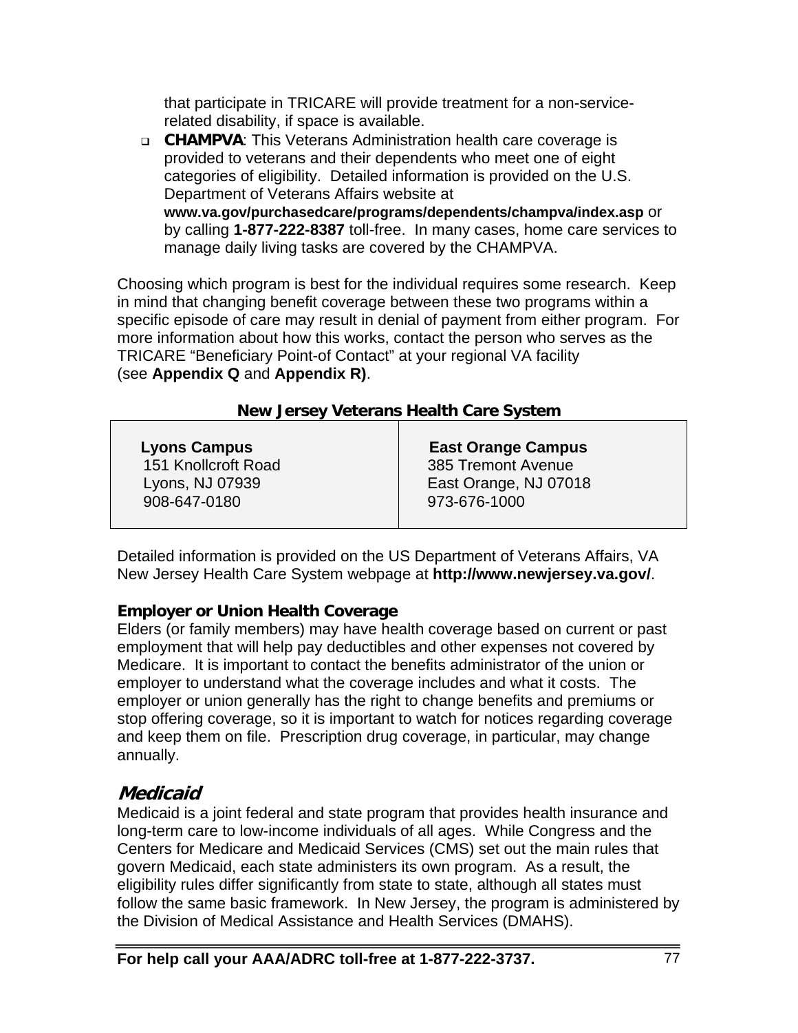that participate in TRICARE will provide treatment for a non-service-related disability, if space is available.

- **CHAMPVA**: This Veterans Administration health care coverage is provided to veterans and their dependents who meet one of eight categories of eligibility. Detailed information is provided on the U.S. Department of Veterans Affairs website at **www.va.gov/purchasedcare/programs/dependents/champva/index.asp** or by calling **1-877-222-8387** toll-free. In many cases, home care services to manage daily living tasks are covered by the CHAMPVA.

Choosing which program is best for the individual requires some research. Keep in mind that changing benefit coverage between these two programs within a specific episode of care may result in denial of payment from either program. For more information about how this works, contact the person who serves as the TRICARE "Beneficiary Point-of Contact" at your regional VA facility (see **Appendix Q** and **Appendix R)**.

**New Jersey Veterans Health Care System**

| **Lyons Campus** | **East Orange Campus** |
|---|---|
| 151 Knollcroft Road<br>Lyons, NJ 07939<br>908-647-0180 | 385 Tremont Avenue<br>East Orange, NJ 07018<br>973-676-1000 |

Detailed information is provided on the US Department of Veterans Affairs, VA New Jersey Health Care System webpage at **http://www.newjersey.va.gov/**.

### Employer or Union Health Coverage

Elders (or family members) may have health coverage based on current or past employment that will help pay deductibles and other expenses not covered by Medicare. It is important to contact the benefits administrator of the union or employer to understand what the coverage includes and what it costs. The employer or union generally has the right to change benefits and premiums or stop offering coverage, so it is important to watch for notices regarding coverage and keep them on file. Prescription drug coverage, in particular, may change annually.

## *Medicaid*

Medicaid is a joint federal and state program that provides health insurance and long-term care to low-income individuals of all ages. While Congress and the Centers for Medicare and Medicaid Services (CMS) set out the main rules that govern Medicaid, each state administers its own program. As a result, the eligibility rules differ significantly from state to state, although all states must follow the same basic framework. In New Jersey, the program is administered by the Division of Medical Assistance and Health Services (DMAHS).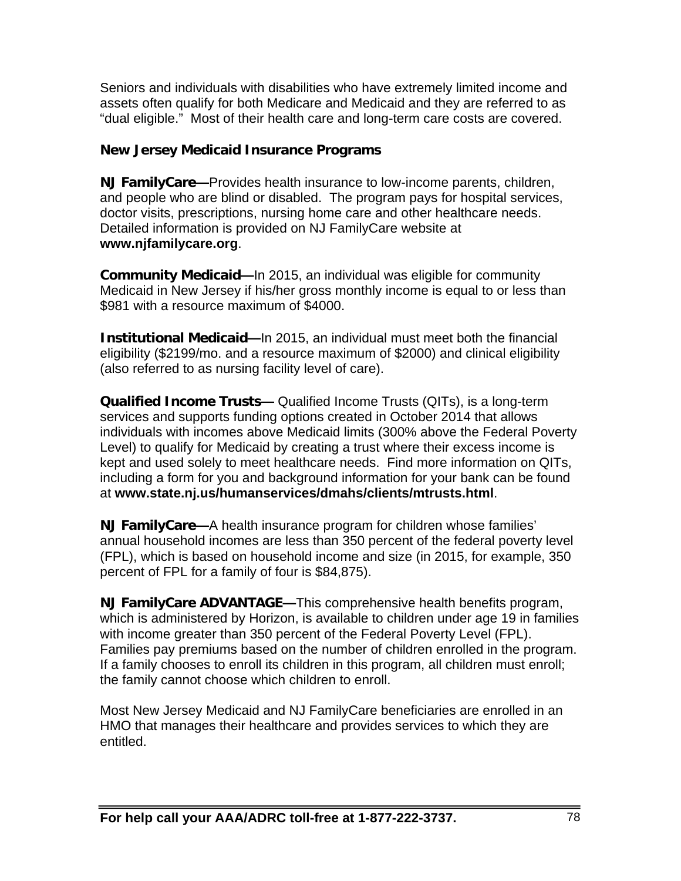Seniors and individuals with disabilities who have extremely limited income and assets often qualify for both Medicare and Medicaid and they are referred to as "dual eligible." Most of their health care and long-term care costs are covered.

**New Jersey Medicaid Insurance Programs**

**NJ FamilyCare—**Provides health insurance to low-income parents, children, and people who are blind or disabled. The program pays for hospital services, doctor visits, prescriptions, nursing home care and other healthcare needs. Detailed information is provided on NJ FamilyCare website at **www.njfamilycare.org**.

**Community Medicaid—**In 2015, an individual was eligible for community Medicaid in New Jersey if his/her gross monthly income is equal to or less than $981 with a resource maximum of $4000.

**Institutional Medicaid—**In 2015, an individual must meet both the financial eligibility ($2199/mo. and a resource maximum of $2000) and clinical eligibility (also referred to as nursing facility level of care).

**Qualified Income Trusts—** Qualified Income Trusts (QITs), is a long-term services and supports funding options created in October 2014 that allows individuals with incomes above Medicaid limits (300% above the Federal Poverty Level) to qualify for Medicaid by creating a trust where their excess income is kept and used solely to meet healthcare needs. Find more information on QITs, including a form for you and background information for your bank can be found at **www.state.nj.us/humanservices/dmahs/clients/mtrusts.html**.

**NJ FamilyCare—**A health insurance program for children whose families' annual household incomes are less than 350 percent of the federal poverty level (FPL), which is based on household income and size (in 2015, for example, 350 percent of FPL for a family of four is $84,875).

**NJ FamilyCare ADVANTAGE—**This comprehensive health benefits program, which is administered by Horizon, is available to children under age 19 in families with income greater than 350 percent of the Federal Poverty Level (FPL). Families pay premiums based on the number of children enrolled in the program. If a family chooses to enroll its children in this program, all children must enroll; the family cannot choose which children to enroll.

Most New Jersey Medicaid and NJ FamilyCare beneficiaries are enrolled in an HMO that manages their healthcare and provides services to which they are entitled.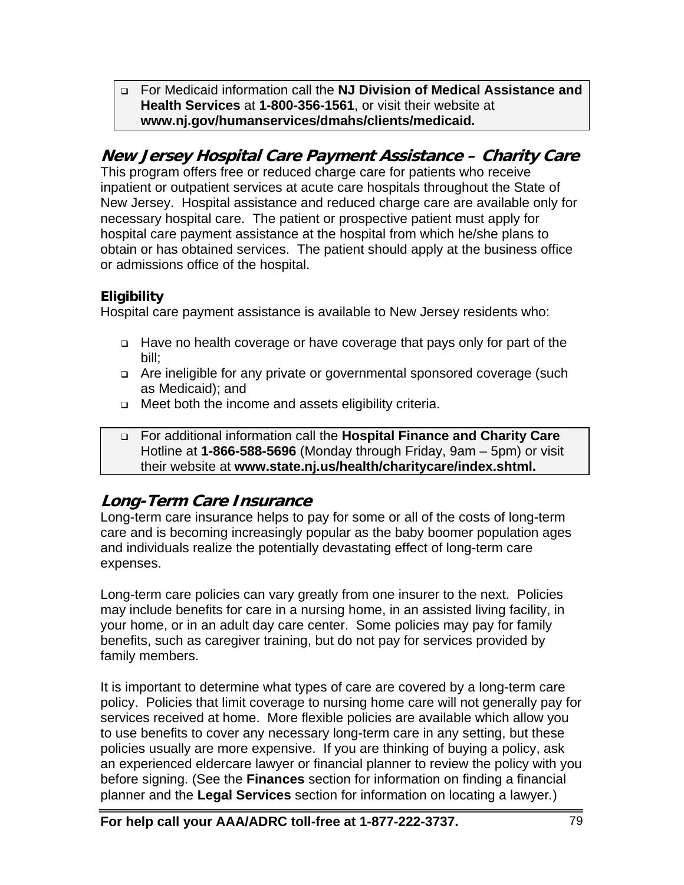- For Medicaid information call the **NJ Division of Medical Assistance and Health Services** at **1-800-356-1561**, or visit their website at **www.nj.gov/humanservices/dmahs/clients/medicaid.**

## *New Jersey Hospital Care Payment Assistance – Charity Care*

This program offers free or reduced charge care for patients who receive inpatient or outpatient services at acute care hospitals throughout the State of New Jersey. Hospital assistance and reduced charge care are available only for necessary hospital care. The patient or prospective patient must apply for hospital care payment assistance at the hospital from which he/she plans to obtain or has obtained services. The patient should apply at the business office or admissions office of the hospital.

### Eligibility

Hospital care payment assistance is available to New Jersey residents who:

- Have no health coverage or have coverage that pays only for part of the bill;
- Are ineligible for any private or governmental sponsored coverage (such as Medicaid); and
- Meet both the income and assets eligibility criteria.

- For additional information call the **Hospital Finance and Charity Care** Hotline at **1-866-588-5696** (Monday through Friday, 9am – 5pm) or visit their website at **www.state.nj.us/health/charitycare/index.shtml.**

## *Long-Term Care Insurance*

Long-term care insurance helps to pay for some or all of the costs of long-term care and is becoming increasingly popular as the baby boomer population ages and individuals realize the potentially devastating effect of long-term care expenses.

Long-term care policies can vary greatly from one insurer to the next. Policies may include benefits for care in a nursing home, in an assisted living facility, in your home, or in an adult day care center. Some policies may pay for family benefits, such as caregiver training, but do not pay for services provided by family members.

It is important to determine what types of care are covered by a long-term care policy. Policies that limit coverage to nursing home care will not generally pay for services received at home. More flexible policies are available which allow you to use benefits to cover any necessary long-term care in any setting, but these policies usually are more expensive. If you are thinking of buying a policy, ask an experienced eldercare lawyer or financial planner to review the policy with you before signing. (See the **Finances** section for information on finding a financial planner and the **Legal Services** section for information on locating a lawyer.)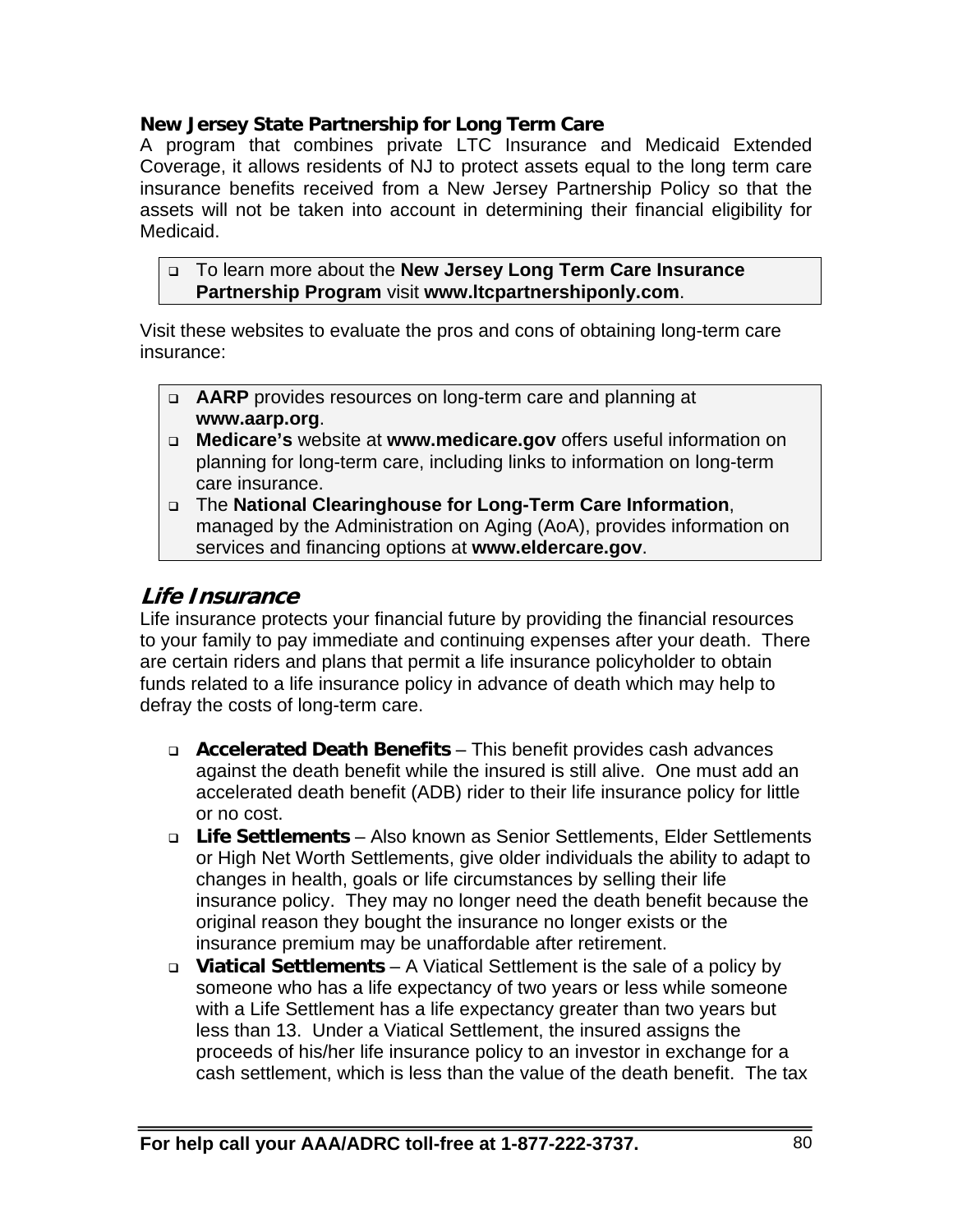**New Jersey State Partnership for Long Term Care**

A program that combines private LTC Insurance and Medicaid Extended Coverage, it allows residents of NJ to protect assets equal to the long term care insurance benefits received from a New Jersey Partnership Policy so that the assets will not be taken into account in determining their financial eligibility for Medicaid.

- To learn more about the **New Jersey Long Term Care Insurance Partnership Program** visit **www.ltcpartnershiponly.com**.

Visit these websites to evaluate the pros and cons of obtaining long-term care insurance:

- **AARP** provides resources on long-term care and planning at **www.aarp.org**.
- **Medicare's** website at **www.medicare.gov** offers useful information on planning for long-term care, including links to information on long-term care insurance.
- The **National Clearinghouse for Long-Term Care Information**, managed by the Administration on Aging (AoA), provides information on services and financing options at **www.eldercare.gov**.

## *Life Insurance*

Life insurance protects your financial future by providing the financial resources to your family to pay immediate and continuing expenses after your death. There are certain riders and plans that permit a life insurance policyholder to obtain funds related to a life insurance policy in advance of death which may help to defray the costs of long-term care.

- **Accelerated Death Benefits** – This benefit provides cash advances against the death benefit while the insured is still alive. One must add an accelerated death benefit (ADB) rider to their life insurance policy for little or no cost.
- **Life Settlements** – Also known as Senior Settlements, Elder Settlements or High Net Worth Settlements, give older individuals the ability to adapt to changes in health, goals or life circumstances by selling their life insurance policy. They may no longer need the death benefit because the original reason they bought the insurance no longer exists or the insurance premium may be unaffordable after retirement.
- **Viatical Settlements** – A Viatical Settlement is the sale of a policy by someone who has a life expectancy of two years or less while someone with a Life Settlement has a life expectancy greater than two years but less than 13. Under a Viatical Settlement, the insured assigns the proceeds of his/her life insurance policy to an investor in exchange for a cash settlement, which is less than the value of the death benefit. The tax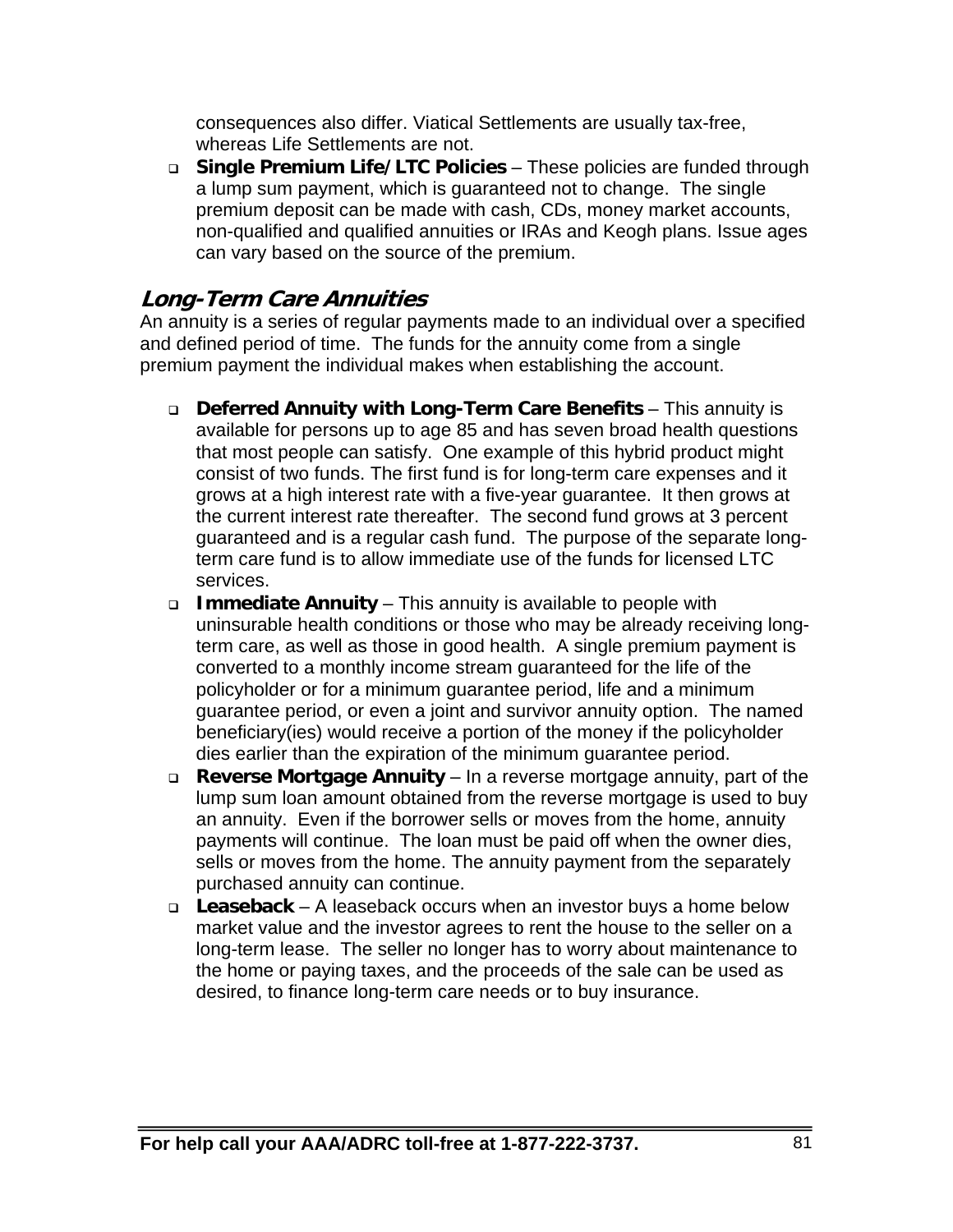consequences also differ. Viatical Settlements are usually tax-free, whereas Life Settlements are not.

- **Single Premium Life/LTC Policies** – These policies are funded through a lump sum payment, which is guaranteed not to change. The single premium deposit can be made with cash, CDs, money market accounts, non-qualified and qualified annuities or IRAs and Keogh plans. Issue ages can vary based on the source of the premium.

## *Long-Term Care Annuities*

An annuity is a series of regular payments made to an individual over a specified and defined period of time. The funds for the annuity come from a single premium payment the individual makes when establishing the account.

- **Deferred Annuity with Long-Term Care Benefits** – This annuity is available for persons up to age 85 and has seven broad health questions that most people can satisfy. One example of this hybrid product might consist of two funds. The first fund is for long-term care expenses and it grows at a high interest rate with a five-year guarantee. It then grows at the current interest rate thereafter. The second fund grows at 3 percent guaranteed and is a regular cash fund. The purpose of the separate long-term care fund is to allow immediate use of the funds for licensed LTC services.
- **Immediate Annuity** – This annuity is available to people with uninsurable health conditions or those who may be already receiving long-term care, as well as those in good health. A single premium payment is converted to a monthly income stream guaranteed for the life of the policyholder or for a minimum guarantee period, life and a minimum guarantee period, or even a joint and survivor annuity option. The named beneficiary(ies) would receive a portion of the money if the policyholder dies earlier than the expiration of the minimum guarantee period.
- **Reverse Mortgage Annuity** – In a reverse mortgage annuity, part of the lump sum loan amount obtained from the reverse mortgage is used to buy an annuity. Even if the borrower sells or moves from the home, annuity payments will continue. The loan must be paid off when the owner dies, sells or moves from the home. The annuity payment from the separately purchased annuity can continue.
- **Leaseback** – A leaseback occurs when an investor buys a home below market value and the investor agrees to rent the house to the seller on a long-term lease. The seller no longer has to worry about maintenance to the home or paying taxes, and the proceeds of the sale can be used as desired, to finance long-term care needs or to buy insurance.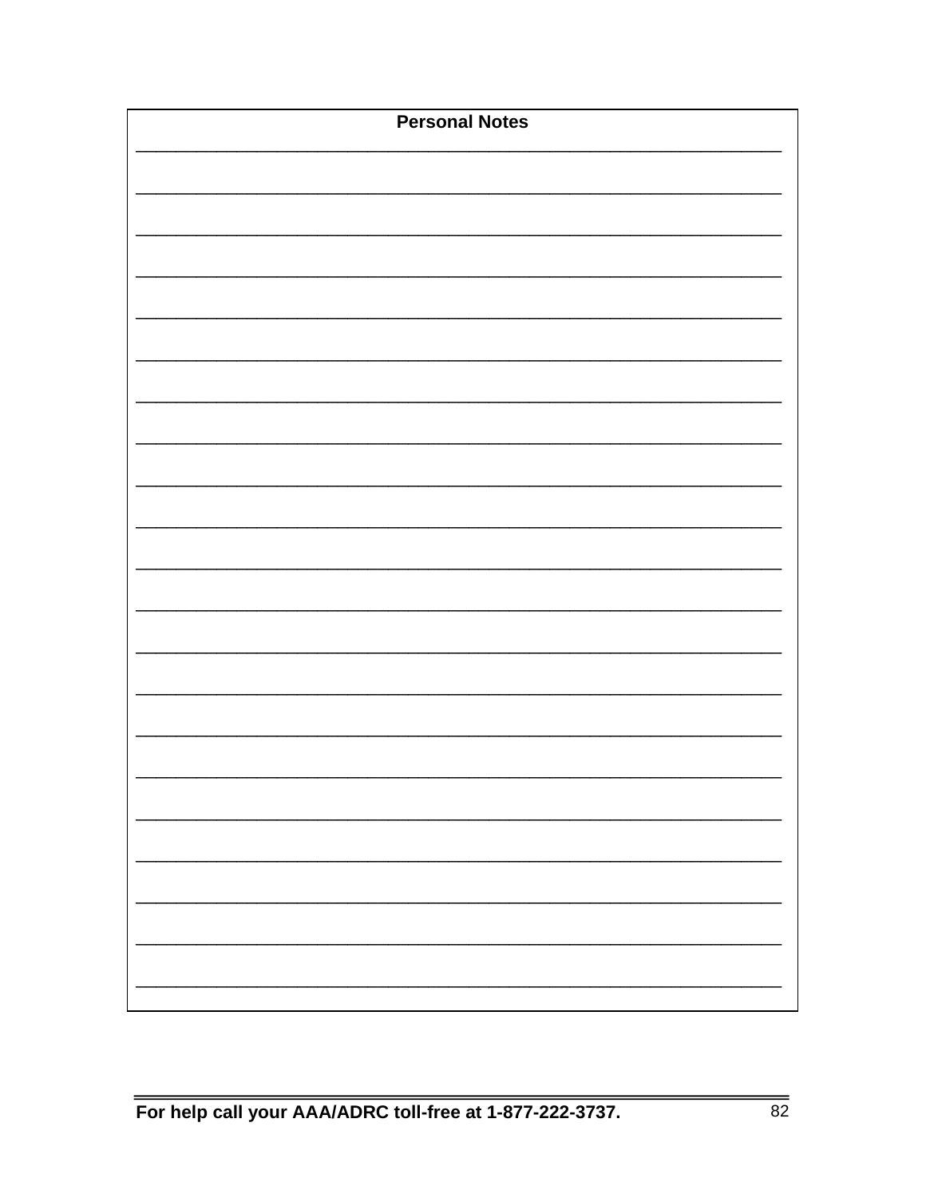**Personal Notes**

_______________________________________________________________________

_______________________________________________________________________

_______________________________________________________________________

_______________________________________________________________________

_______________________________________________________________________

_______________________________________________________________________

_______________________________________________________________________

_______________________________________________________________________

_______________________________________________________________________

_______________________________________________________________________

_______________________________________________________________________

_______________________________________________________________________

_______________________________________________________________________

_______________________________________________________________________

_______________________________________________________________________

_______________________________________________________________________

_______________________________________________________________________

_______________________________________________________________________

_______________________________________________________________________

_______________________________________________________________________

_______________________________________________________________________

**For help call your AAA/ADRC toll-free at 1-877-222-3737.**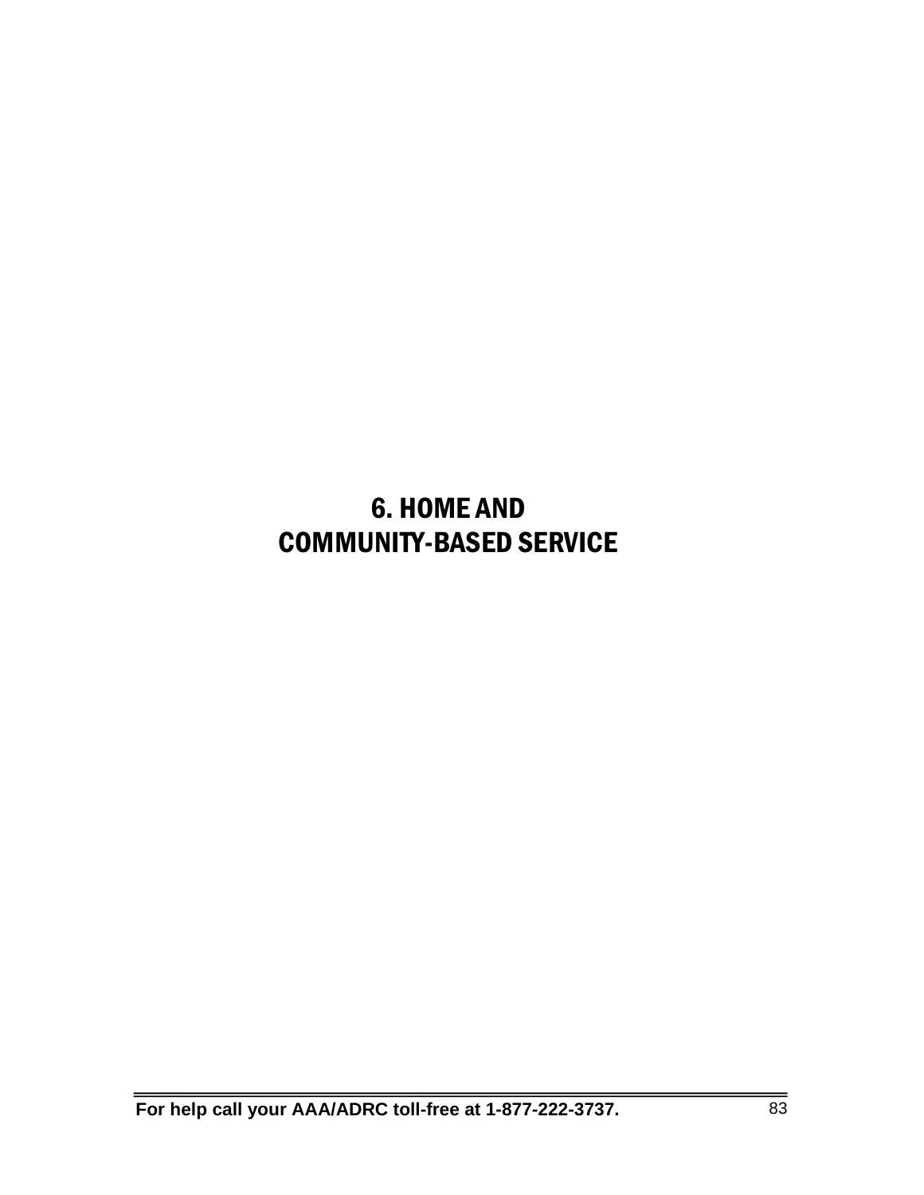# 6. HOME AND COMMUNITY-BASED SERVICE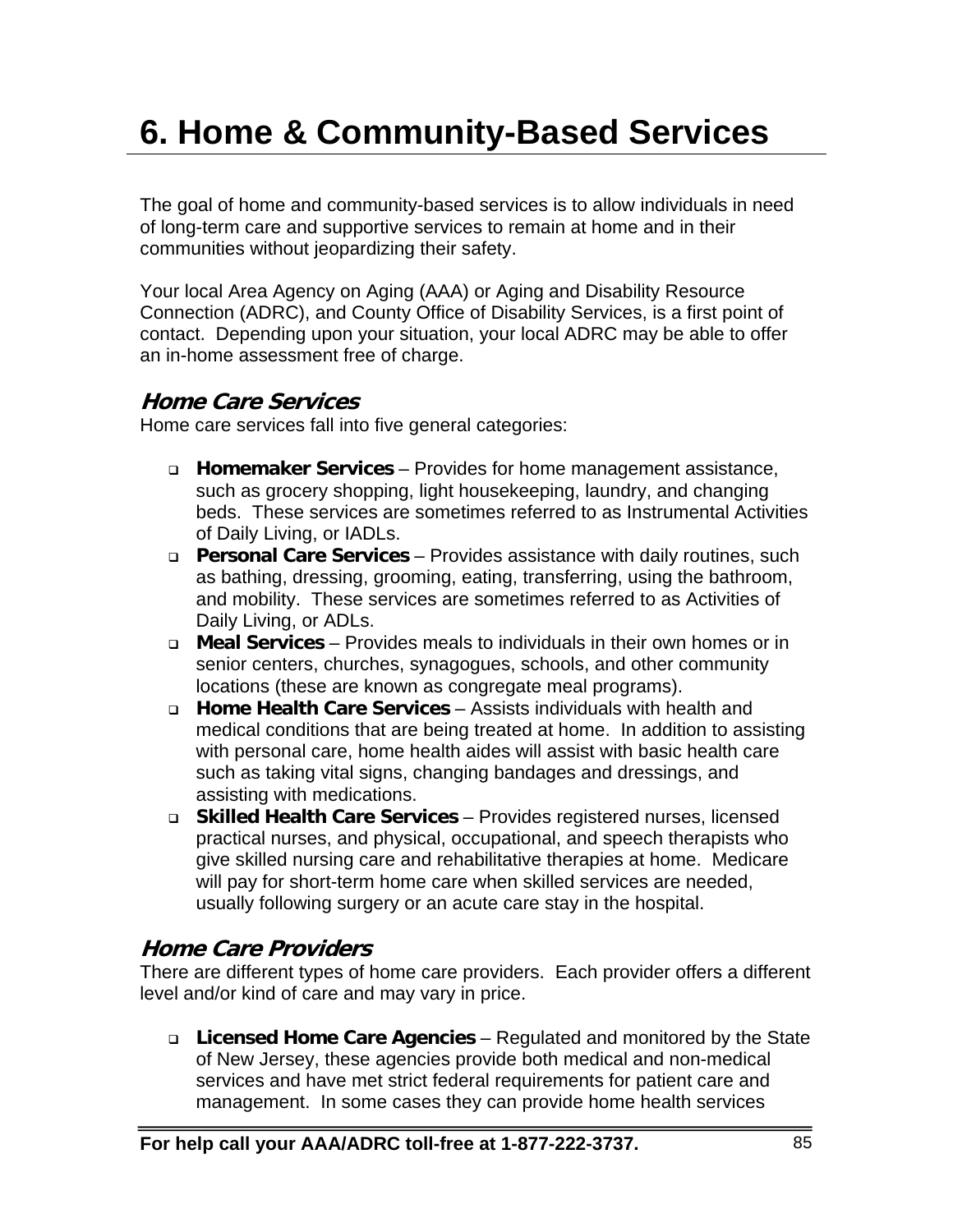# 6. Home & Community-Based Services

The goal of home and community-based services is to allow individuals in need of long-term care and supportive services to remain at home and in their communities without jeopardizing their safety.

Your local Area Agency on Aging (AAA) or Aging and Disability Resource Connection (ADRC), and County Office of Disability Services, is a first point of contact. Depending upon your situation, your local ADRC may be able to offer an in-home assessment free of charge.

### *Home Care Services*

Home care services fall into five general categories:

- **Homemaker Services** – Provides for home management assistance, such as grocery shopping, light housekeeping, laundry, and changing beds. These services are sometimes referred to as Instrumental Activities of Daily Living, or IADLs.
- **Personal Care Services** – Provides assistance with daily routines, such as bathing, dressing, grooming, eating, transferring, using the bathroom, and mobility. These services are sometimes referred to as Activities of Daily Living, or ADLs.
- **Meal Services** – Provides meals to individuals in their own homes or in senior centers, churches, synagogues, schools, and other community locations (these are known as congregate meal programs).
- **Home Health Care Services** – Assists individuals with health and medical conditions that are being treated at home. In addition to assisting with personal care, home health aides will assist with basic health care such as taking vital signs, changing bandages and dressings, and assisting with medications.
- **Skilled Health Care Services** – Provides registered nurses, licensed practical nurses, and physical, occupational, and speech therapists who give skilled nursing care and rehabilitative therapies at home. Medicare will pay for short-term home care when skilled services are needed, usually following surgery or an acute care stay in the hospital.

### *Home Care Providers*

There are different types of home care providers. Each provider offers a different level and/or kind of care and may vary in price.

- **Licensed Home Care Agencies** – Regulated and monitored by the State of New Jersey, these agencies provide both medical and non-medical services and have met strict federal requirements for patient care and management. In some cases they can provide home health services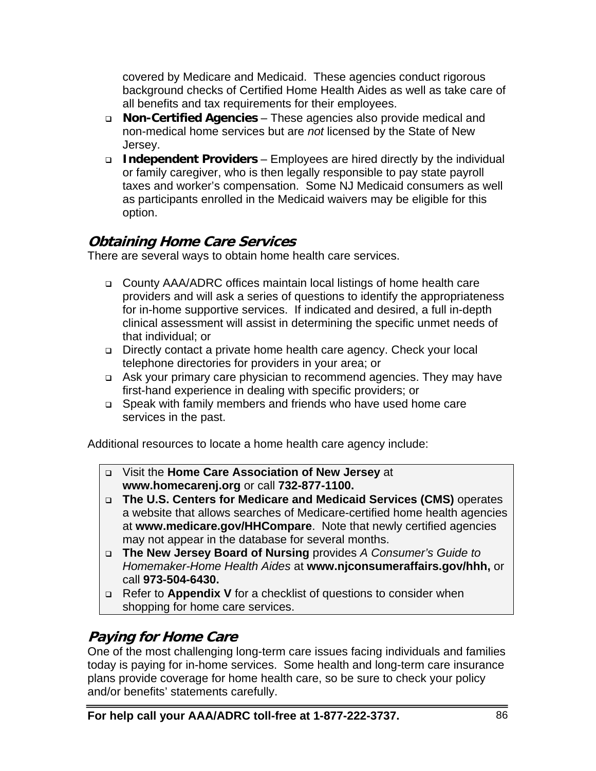covered by Medicare and Medicaid. These agencies conduct rigorous background checks of Certified Home Health Aides as well as take care of all benefits and tax requirements for their employees.

- **Non-Certified Agencies** – These agencies also provide medical and non-medical home services but are *not* licensed by the State of New Jersey.
- **Independent Providers** – Employees are hired directly by the individual or family caregiver, who is then legally responsible to pay state payroll taxes and worker's compensation. Some NJ Medicaid consumers as well as participants enrolled in the Medicaid waivers may be eligible for this option.

## Obtaining Home Care Services

There are several ways to obtain home health care services.

- County AAA/ADRC offices maintain local listings of home health care providers and will ask a series of questions to identify the appropriateness for in-home supportive services. If indicated and desired, a full in-depth clinical assessment will assist in determining the specific unmet needs of that individual; or
- Directly contact a private home health care agency. Check your local telephone directories for providers in your area; or
- Ask your primary care physician to recommend agencies. They may have first-hand experience in dealing with specific providers; or
- Speak with family members and friends who have used home care services in the past.

Additional resources to locate a home health care agency include:

- Visit the **Home Care Association of New Jersey** at **www.homecarenj.org** or call **732-877-1100.**
- **The U.S. Centers for Medicare and Medicaid Services (CMS)** operates a website that allows searches of Medicare-certified home health agencies at **www.medicare.gov/HHCompare**. Note that newly certified agencies may not appear in the database for several months.
- **The New Jersey Board of Nursing** provides *A Consumer's Guide to Homemaker-Home Health Aides* at **www.njconsumeraffairs.gov/hhh,** or call **973-504-6430.**
- Refer to **Appendix V** for a checklist of questions to consider when shopping for home care services.

## Paying for Home Care

One of the most challenging long-term care issues facing individuals and families today is paying for in-home services. Some health and long-term care insurance plans provide coverage for home health care, so be sure to check your policy and/or benefits' statements carefully.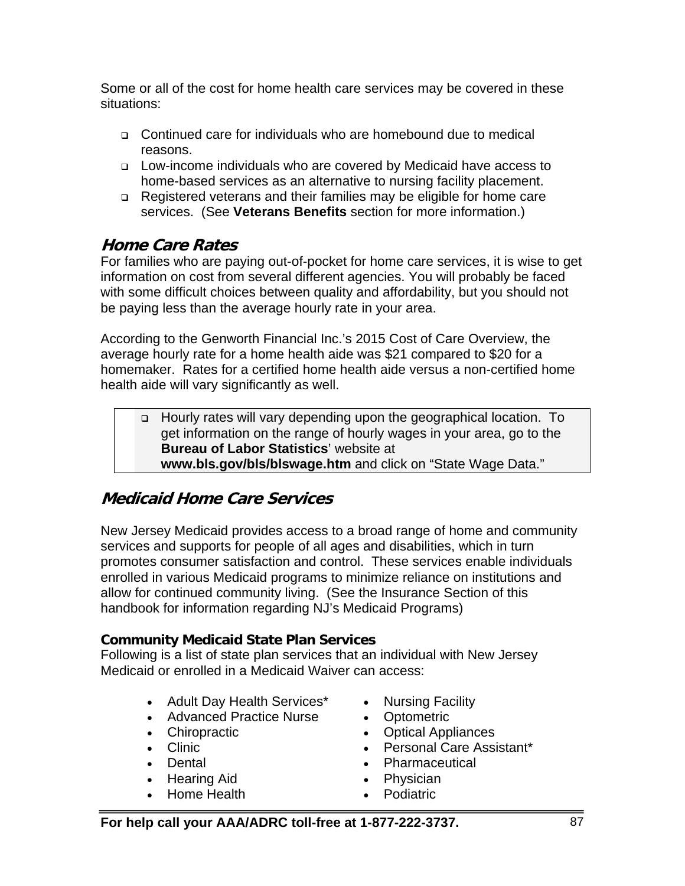Some or all of the cost for home health care services may be covered in these situations:

- Continued care for individuals who are homebound due to medical reasons.
- Low-income individuals who are covered by Medicaid have access to home-based services as an alternative to nursing facility placement.
- Registered veterans and their families may be eligible for home care services. (See **Veterans Benefits** section for more information.)

## *Home Care Rates*

For families who are paying out-of-pocket for home care services, it is wise to get information on cost from several different agencies. You will probably be faced with some difficult choices between quality and affordability, but you should not be paying less than the average hourly rate in your area.

According to the Genworth Financial Inc.'s 2015 Cost of Care Overview, the average hourly rate for a home health aide was $21 compared to $20 for a homemaker. Rates for a certified home health aide versus a non-certified home health aide will vary significantly as well.

- Hourly rates will vary depending upon the geographical location. To get information on the range of hourly wages in your area, go to the **Bureau of Labor Statistics**' website at **www.bls.gov/bls/blswage.htm** and click on "State Wage Data."

## *Medicaid Home Care Services*

New Jersey Medicaid provides access to a broad range of home and community services and supports for people of all ages and disabilities, which in turn promotes consumer satisfaction and control. These services enable individuals enrolled in various Medicaid programs to minimize reliance on institutions and allow for continued community living. (See the Insurance Section of this handbook for information regarding NJ's Medicaid Programs)

**Community Medicaid State Plan Services**

Following is a list of state plan services that an individual with New Jersey Medicaid or enrolled in a Medicaid Waiver can access:

- Adult Day Health Services*
- Advanced Practice Nurse
- Chiropractic
- Clinic
- Dental
- Hearing Aid
- Home Health
- Nursing Facility
- Optometric
- Optical Appliances
- Personal Care Assistant*
- Pharmaceutical
- Physician
- Podiatric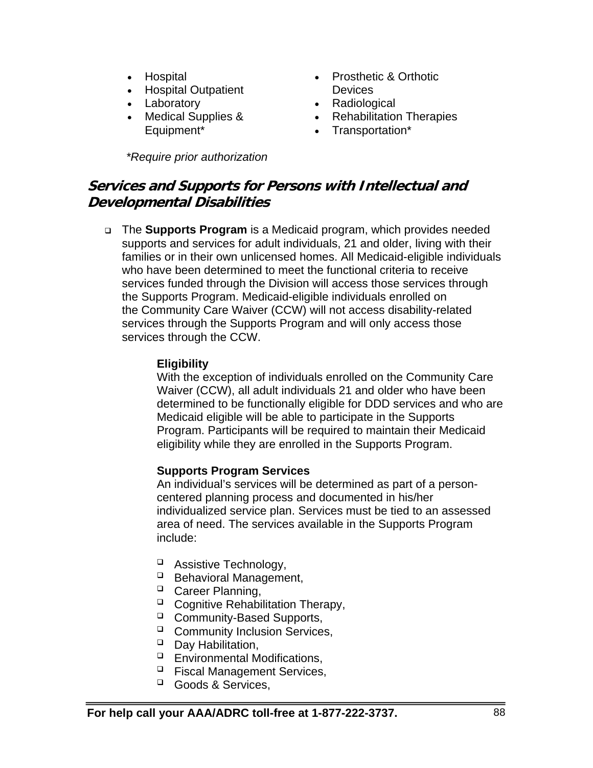- Hospital
- Hospital Outpatient
- Laboratory
- Medical Supplies & Equipment*
- Prosthetic & Orthotic Devices
- Radiological
- Rehabilitation Therapies
- Transportation*

*\*Require prior authorization*

## *Services and Supports for Persons with Intellectual and Developmental Disabilities*

- The **Supports Program** is a Medicaid program, which provides needed supports and services for adult individuals, 21 and older, living with their families or in their own unlicensed homes. All Medicaid-eligible individuals who have been determined to meet the functional criteria to receive services funded through the Division will access those services through the Supports Program. Medicaid-eligible individuals enrolled on the Community Care Waiver (CCW) will not access disability-related services through the Supports Program and will only access those services through the CCW.

  **Eligibility**
  With the exception of individuals enrolled on the Community Care Waiver (CCW), all adult individuals 21 and older who have been determined to be functionally eligible for DDD services and who are Medicaid eligible will be able to participate in the Supports Program. Participants will be required to maintain their Medicaid eligibility while they are enrolled in the Supports Program.

  **Supports Program Services**
  An individual's services will be determined as part of a person-centered planning process and documented in his/her individualized service plan. Services must be tied to an assessed area of need. The services available in the Supports Program include:

  - Assistive Technology,
  - Behavioral Management,
  - Career Planning,
  - Cognitive Rehabilitation Therapy,
  - Community-Based Supports,
  - Community Inclusion Services,
  - Day Habilitation,
  - Environmental Modifications,
  - Fiscal Management Services,
  - Goods & Services,

**For help call your AAA/ADRC toll-free at 1-877-222-3737.**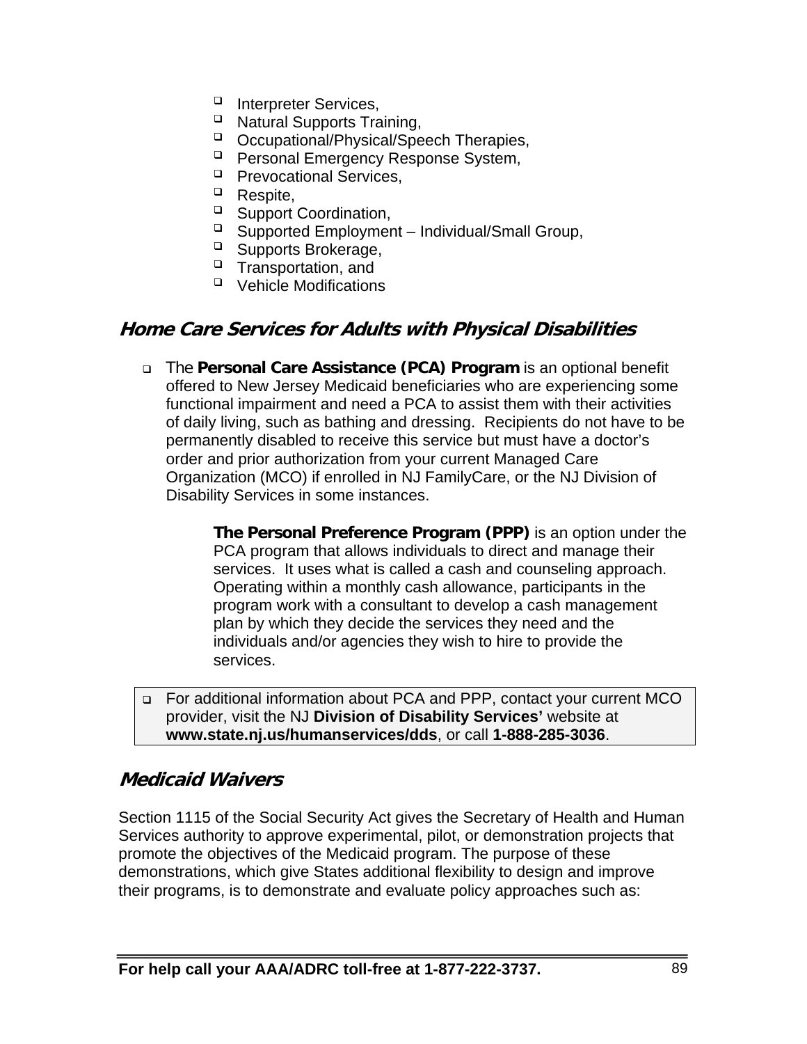- Interpreter Services,
- Natural Supports Training,
- Occupational/Physical/Speech Therapies,
- Personal Emergency Response System,
- Prevocational Services,
- Respite,
- Support Coordination,
- Supported Employment – Individual/Small Group,
- Supports Brokerage,
- Transportation, and
- Vehicle Modifications

## *Home Care Services for Adults with Physical Disabilities*

- The **Personal Care Assistance (PCA) Program** is an optional benefit offered to New Jersey Medicaid beneficiaries who are experiencing some functional impairment and need a PCA to assist them with their activities of daily living, such as bathing and dressing. Recipients do not have to be permanently disabled to receive this service but must have a doctor's order and prior authorization from your current Managed Care Organization (MCO) if enrolled in NJ FamilyCare, or the NJ Division of Disability Services in some instances.

  **The Personal Preference Program (PPP)** is an option under the PCA program that allows individuals to direct and manage their services. It uses what is called a cash and counseling approach. Operating within a monthly cash allowance, participants in the program work with a consultant to develop a cash management plan by which they decide the services they need and the individuals and/or agencies they wish to hire to provide the services.

- For additional information about PCA and PPP, contact your current MCO provider, visit the NJ **Division of Disability Services'** website at **www.state.nj.us/humanservices/dds**, or call **1-888-285-3036**.

## *Medicaid Waivers*

Section 1115 of the Social Security Act gives the Secretary of Health and Human Services authority to approve experimental, pilot, or demonstration projects that promote the objectives of the Medicaid program. The purpose of these demonstrations, which give States additional flexibility to design and improve their programs, is to demonstrate and evaluate policy approaches such as: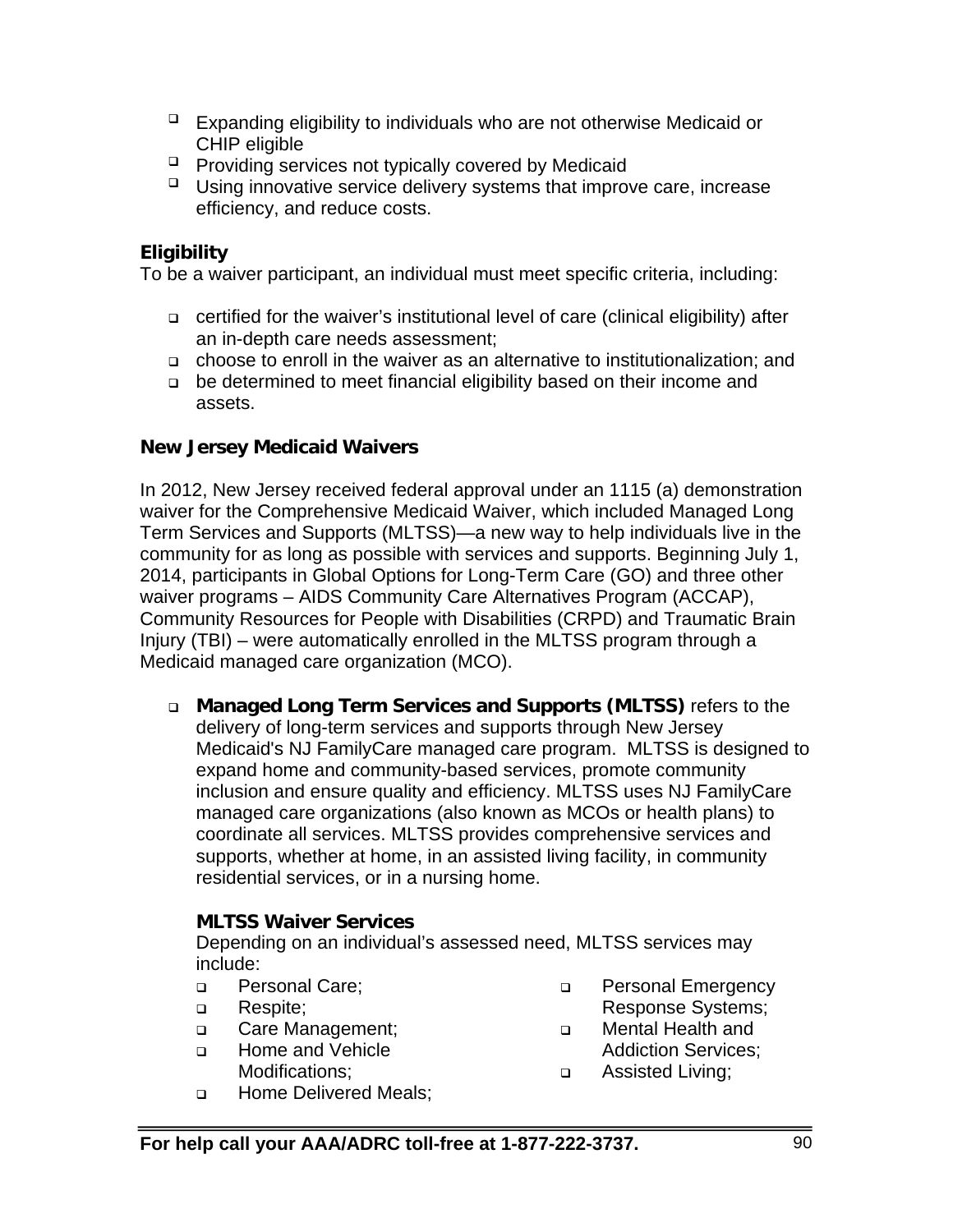- Expanding eligibility to individuals who are not otherwise Medicaid or CHIP eligible
- Providing services not typically covered by Medicaid
- Using innovative service delivery systems that improve care, increase efficiency, and reduce costs.

**Eligibility**

To be a waiver participant, an individual must meet specific criteria, including:

- certified for the waiver's institutional level of care (clinical eligibility) after an in-depth care needs assessment;
- choose to enroll in the waiver as an alternative to institutionalization; and
- be determined to meet financial eligibility based on their income and assets.

**New Jersey Medicaid Waivers**

In 2012, New Jersey received federal approval under an 1115 (a) demonstration waiver for the Comprehensive Medicaid Waiver, which included Managed Long Term Services and Supports (MLTSS)—a new way to help individuals live in the community for as long as possible with services and supports. Beginning July 1, 2014, participants in Global Options for Long-Term Care (GO) and three other waiver programs – AIDS Community Care Alternatives Program (ACCAP), Community Resources for People with Disabilities (CRPD) and Traumatic Brain Injury (TBI) – were automatically enrolled in the MLTSS program through a Medicaid managed care organization (MCO).

- **Managed Long Term Services and Supports (MLTSS)** refers to the delivery of long-term services and supports through New Jersey Medicaid's NJ FamilyCare managed care program. MLTSS is designed to expand home and community-based services, promote community inclusion and ensure quality and efficiency. MLTSS uses NJ FamilyCare managed care organizations (also known as MCOs or health plans) to coordinate all services. MLTSS provides comprehensive services and supports, whether at home, in an assisted living facility, in community residential services, or in a nursing home.

  **MLTSS Waiver Services**

  Depending on an individual's assessed need, MLTSS services may include:

  - Personal Care;
  - Respite;
  - Care Management;
  - Home and Vehicle Modifications;
  - Home Delivered Meals;
  - Personal Emergency Response Systems;
  - Mental Health and Addiction Services;
  - Assisted Living;

**For help call your AAA/ADRC toll-free at 1-877-222-3737.**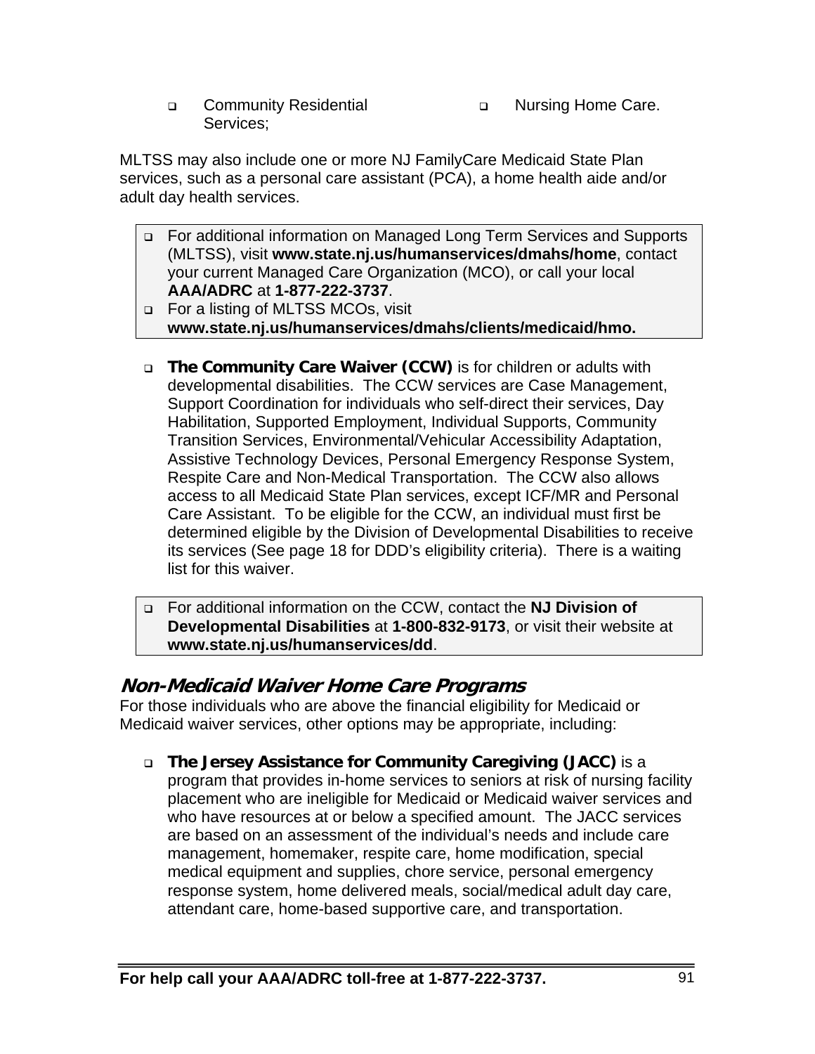- Community Residential Services;
- Nursing Home Care.

MLTSS may also include one or more NJ FamilyCare Medicaid State Plan services, such as a personal care assistant (PCA), a home health aide and/or adult day health services.

> - For additional information on Managed Long Term Services and Supports (MLTSS), visit **www.state.nj.us/humanservices/dmahs/home**, contact your current Managed Care Organization (MCO), or call your local **AAA/ADRC** at **1-877-222-3737**.
> - For a listing of MLTSS MCOs, visit **www.state.nj.us/humanservices/dmahs/clients/medicaid/hmo.**

- **The Community Care Waiver (CCW)** is for children or adults with developmental disabilities. The CCW services are Case Management, Support Coordination for individuals who self-direct their services, Day Habilitation, Supported Employment, Individual Supports, Community Transition Services, Environmental/Vehicular Accessibility Adaptation, Assistive Technology Devices, Personal Emergency Response System, Respite Care and Non-Medical Transportation. The CCW also allows access to all Medicaid State Plan services, except ICF/MR and Personal Care Assistant. To be eligible for the CCW, an individual must first be determined eligible by the Division of Developmental Disabilities to receive its services (See page 18 for DDD's eligibility criteria). There is a waiting list for this waiver.

> - For additional information on the CCW, contact the **NJ Division of Developmental Disabilities** at **1-800-832-9173**, or visit their website at **www.state.nj.us/humanservices/dd**.

## *Non-Medicaid Waiver Home Care Programs*

For those individuals who are above the financial eligibility for Medicaid or Medicaid waiver services, other options may be appropriate, including:

- **The Jersey Assistance for Community Caregiving (JACC)** is a program that provides in-home services to seniors at risk of nursing facility placement who are ineligible for Medicaid or Medicaid waiver services and who have resources at or below a specified amount. The JACC services are based on an assessment of the individual's needs and include care management, homemaker, respite care, home modification, special medical equipment and supplies, chore service, personal emergency response system, home delivered meals, social/medical adult day care, attendant care, home-based supportive care, and transportation.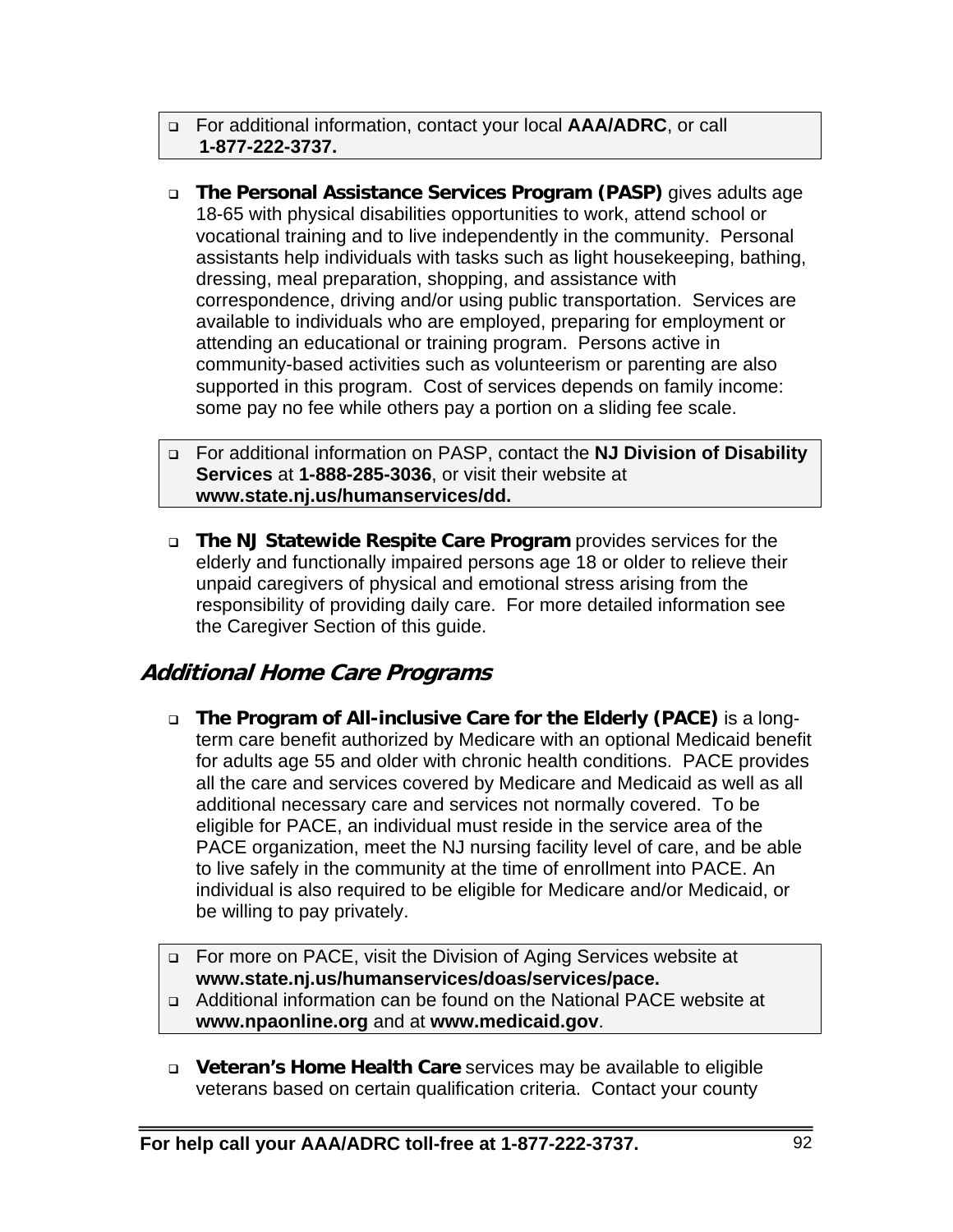- For additional information, contact your local **AAA/ADRC**, or call **1-877-222-3737.**

- **The Personal Assistance Services Program (PASP)** gives adults age 18-65 with physical disabilities opportunities to work, attend school or vocational training and to live independently in the community. Personal assistants help individuals with tasks such as light housekeeping, bathing, dressing, meal preparation, shopping, and assistance with correspondence, driving and/or using public transportation. Services are available to individuals who are employed, preparing for employment or attending an educational or training program. Persons active in community-based activities such as volunteerism or parenting are also supported in this program. Cost of services depends on family income: some pay no fee while others pay a portion on a sliding fee scale.

- For additional information on PASP, contact the **NJ Division of Disability Services** at **1-888-285-3036**, or visit their website at **www.state.nj.us/humanservices/dd.**

- **The NJ Statewide Respite Care Program** provides services for the elderly and functionally impaired persons age 18 or older to relieve their unpaid caregivers of physical and emotional stress arising from the responsibility of providing daily care. For more detailed information see the Caregiver Section of this guide.

## *Additional Home Care Programs*

- **The Program of All-inclusive Care for the Elderly (PACE)** is a long-term care benefit authorized by Medicare with an optional Medicaid benefit for adults age 55 and older with chronic health conditions. PACE provides all the care and services covered by Medicare and Medicaid as well as all additional necessary care and services not normally covered. To be eligible for PACE, an individual must reside in the service area of the PACE organization, meet the NJ nursing facility level of care, and be able to live safely in the community at the time of enrollment into PACE. An individual is also required to be eligible for Medicare and/or Medicaid, or be willing to pay privately.

- For more on PACE, visit the Division of Aging Services website at **www.state.nj.us/humanservices/doas/services/pace.**
- Additional information can be found on the National PACE website at **www.npaonline.org** and at **www.medicaid.gov**.

- **Veteran's Home Health Care** services may be available to eligible veterans based on certain qualification criteria. Contact your county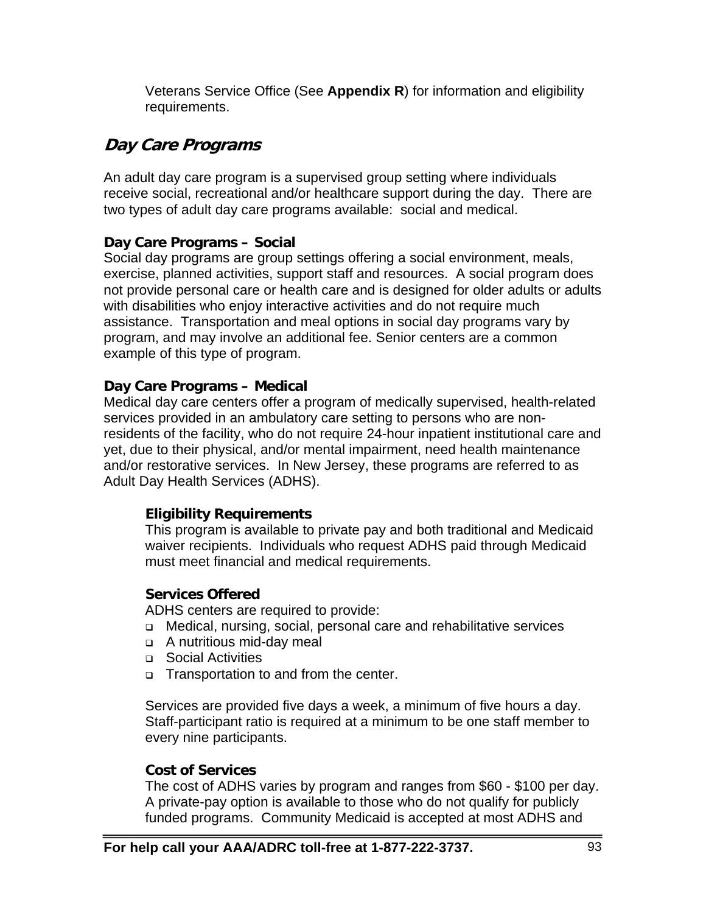Veterans Service Office (See **Appendix R**) for information and eligibility requirements.

## *Day Care Programs*

An adult day care program is a supervised group setting where individuals receive social, recreational and/or healthcare support during the day. There are two types of adult day care programs available: social and medical.

### Day Care Programs – Social

Social day programs are group settings offering a social environment, meals, exercise, planned activities, support staff and resources. A social program does not provide personal care or health care and is designed for older adults or adults with disabilities who enjoy interactive activities and do not require much assistance. Transportation and meal options in social day programs vary by program, and may involve an additional fee. Senior centers are a common example of this type of program.

### Day Care Programs – Medical

Medical day care centers offer a program of medically supervised, health-related services provided in an ambulatory care setting to persons who are non-residents of the facility, who do not require 24-hour inpatient institutional care and yet, due to their physical, and/or mental impairment, need health maintenance and/or restorative services. In New Jersey, these programs are referred to as Adult Day Health Services (ADHS).

#### Eligibility Requirements

This program is available to private pay and both traditional and Medicaid waiver recipients. Individuals who request ADHS paid through Medicaid must meet financial and medical requirements.

#### Services Offered

ADHS centers are required to provide:

- Medical, nursing, social, personal care and rehabilitative services
- A nutritious mid-day meal
- Social Activities
- Transportation to and from the center.

Services are provided five days a week, a minimum of five hours a day. Staff-participant ratio is required at a minimum to be one staff member to every nine participants.

#### Cost of Services

The cost of ADHS varies by program and ranges from $60 - $100 per day. A private-pay option is available to those who do not qualify for publicly funded programs. Community Medicaid is accepted at most ADHS and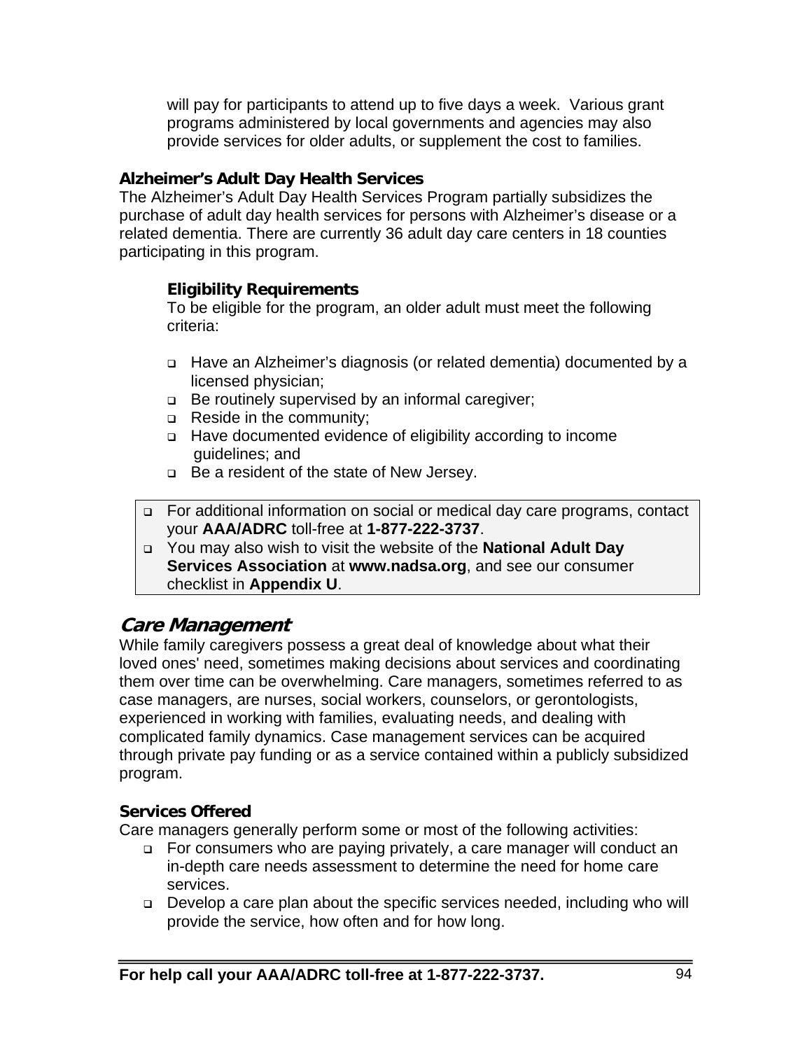will pay for participants to attend up to five days a week. Various grant programs administered by local governments and agencies may also provide services for older adults, or supplement the cost to families.

### Alzheimer's Adult Day Health Services

The Alzheimer's Adult Day Health Services Program partially subsidizes the purchase of adult day health services for persons with Alzheimer's disease or a related dementia. There are currently 36 adult day care centers in 18 counties participating in this program.

#### Eligibility Requirements

To be eligible for the program, an older adult must meet the following criteria:

- Have an Alzheimer's diagnosis (or related dementia) documented by a licensed physician;
- Be routinely supervised by an informal caregiver;
- Reside in the community;
- Have documented evidence of eligibility according to income guidelines; and
- Be a resident of the state of New Jersey.

> - For additional information on social or medical day care programs, contact your **AAA/ADRC** toll-free at **1-877-222-3737**.
> - You may also wish to visit the website of the **National Adult Day Services Association** at **www.nadsa.org**, and see our consumer checklist in **Appendix U**.

## *Care Management*

While family caregivers possess a great deal of knowledge about what their loved ones' need, sometimes making decisions about services and coordinating them over time can be overwhelming. Care managers, sometimes referred to as case managers, are nurses, social workers, counselors, or gerontologists, experienced in working with families, evaluating needs, and dealing with complicated family dynamics. Case management services can be acquired through private pay funding or as a service contained within a publicly subsidized program.

### Services Offered

Care managers generally perform some or most of the following activities:

- For consumers who are paying privately, a care manager will conduct an in-depth care needs assessment to determine the need for home care services.
- Develop a care plan about the specific services needed, including who will provide the service, how often and for how long.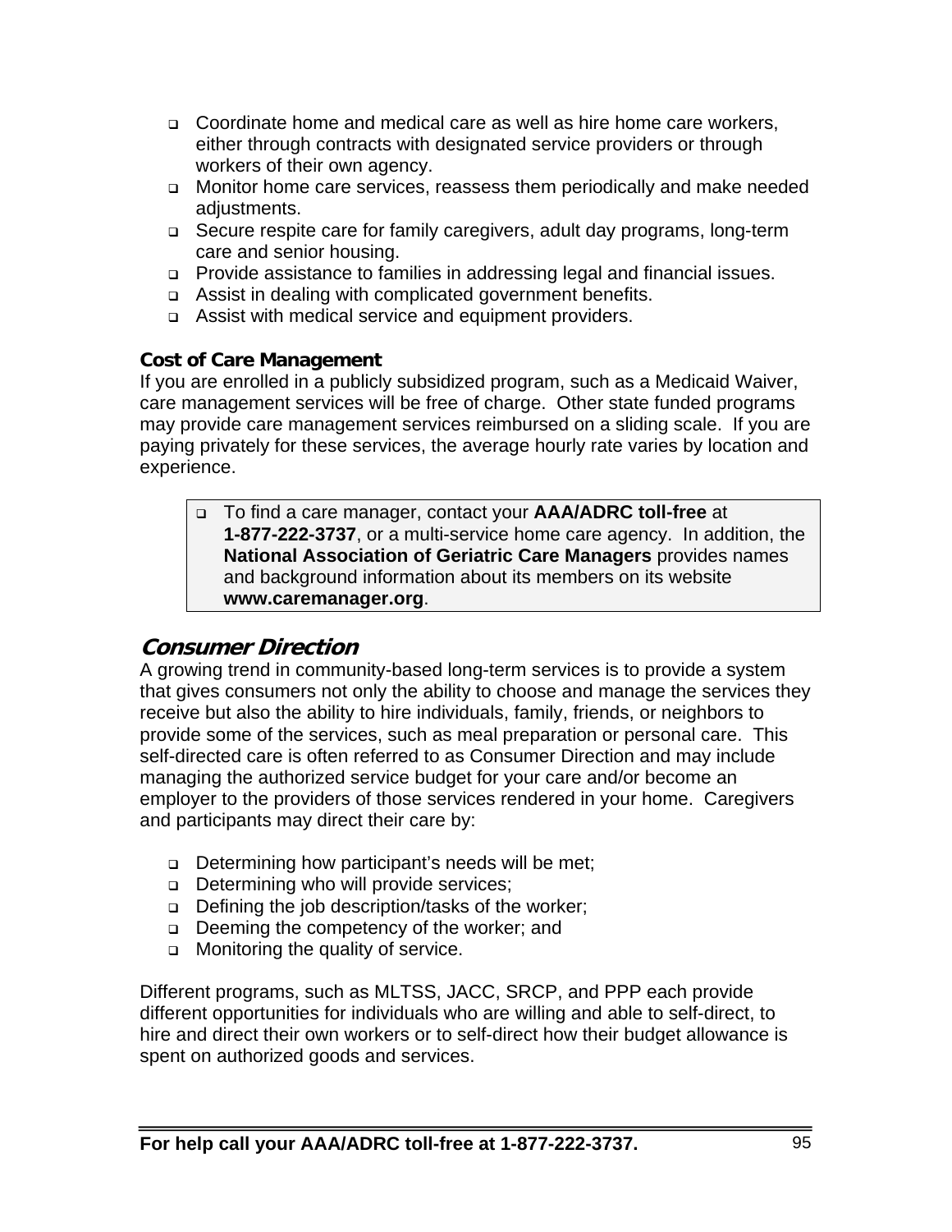- Coordinate home and medical care as well as hire home care workers, either through contracts with designated service providers or through workers of their own agency.
- Monitor home care services, reassess them periodically and make needed adjustments.
- Secure respite care for family caregivers, adult day programs, long-term care and senior housing.
- Provide assistance to families in addressing legal and financial issues.
- Assist in dealing with complicated government benefits.
- Assist with medical service and equipment providers.

**Cost of Care Management**

If you are enrolled in a publicly subsidized program, such as a Medicaid Waiver, care management services will be free of charge. Other state funded programs may provide care management services reimbursed on a sliding scale. If you are paying privately for these services, the average hourly rate varies by location and experience.

> - To find a care manager, contact your **AAA/ADRC toll-free** at **1-877-222-3737**, or a multi-service home care agency. In addition, the **National Association of Geriatric Care Managers** provides names and background information about its members on its website **www.caremanager.org**.

## *Consumer Direction*

A growing trend in community-based long-term services is to provide a system that gives consumers not only the ability to choose and manage the services they receive but also the ability to hire individuals, family, friends, or neighbors to provide some of the services, such as meal preparation or personal care. This self-directed care is often referred to as Consumer Direction and may include managing the authorized service budget for your care and/or become an employer to the providers of those services rendered in your home. Caregivers and participants may direct their care by:

- Determining how participant's needs will be met;
- Determining who will provide services;
- Defining the job description/tasks of the worker;
- Deeming the competency of the worker; and
- Monitoring the quality of service.

Different programs, such as MLTSS, JACC, SRCP, and PPP each provide different opportunities for individuals who are willing and able to self-direct, to hire and direct their own workers or to self-direct how their budget allowance is spent on authorized goods and services.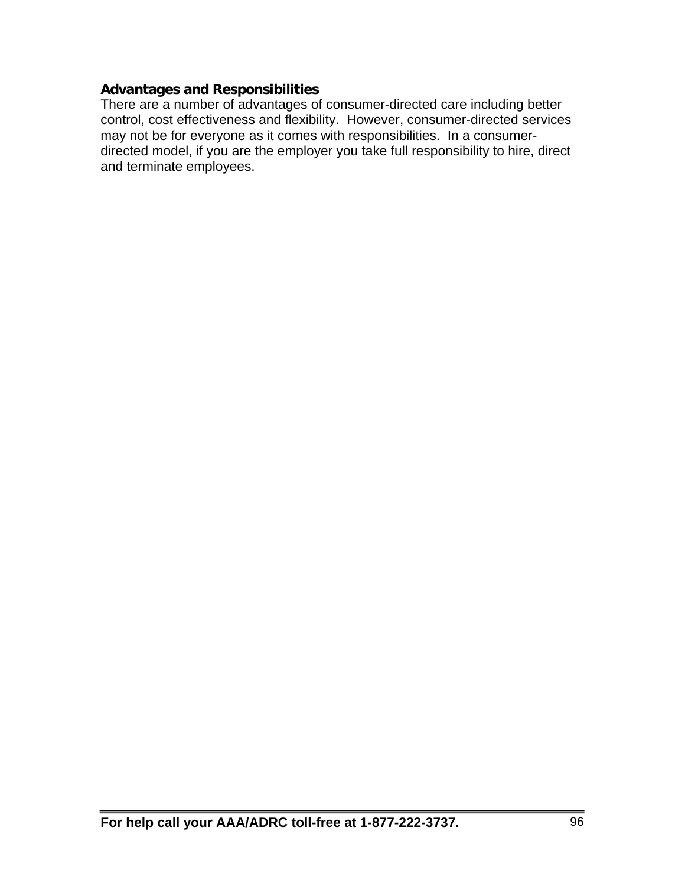**Advantages and Responsibilities**

There are a number of advantages of consumer-directed care including better control, cost effectiveness and flexibility. However, consumer-directed services may not be for everyone as it comes with responsibilities. In a consumer-directed model, if you are the employer you take full responsibility to hire, direct and terminate employees.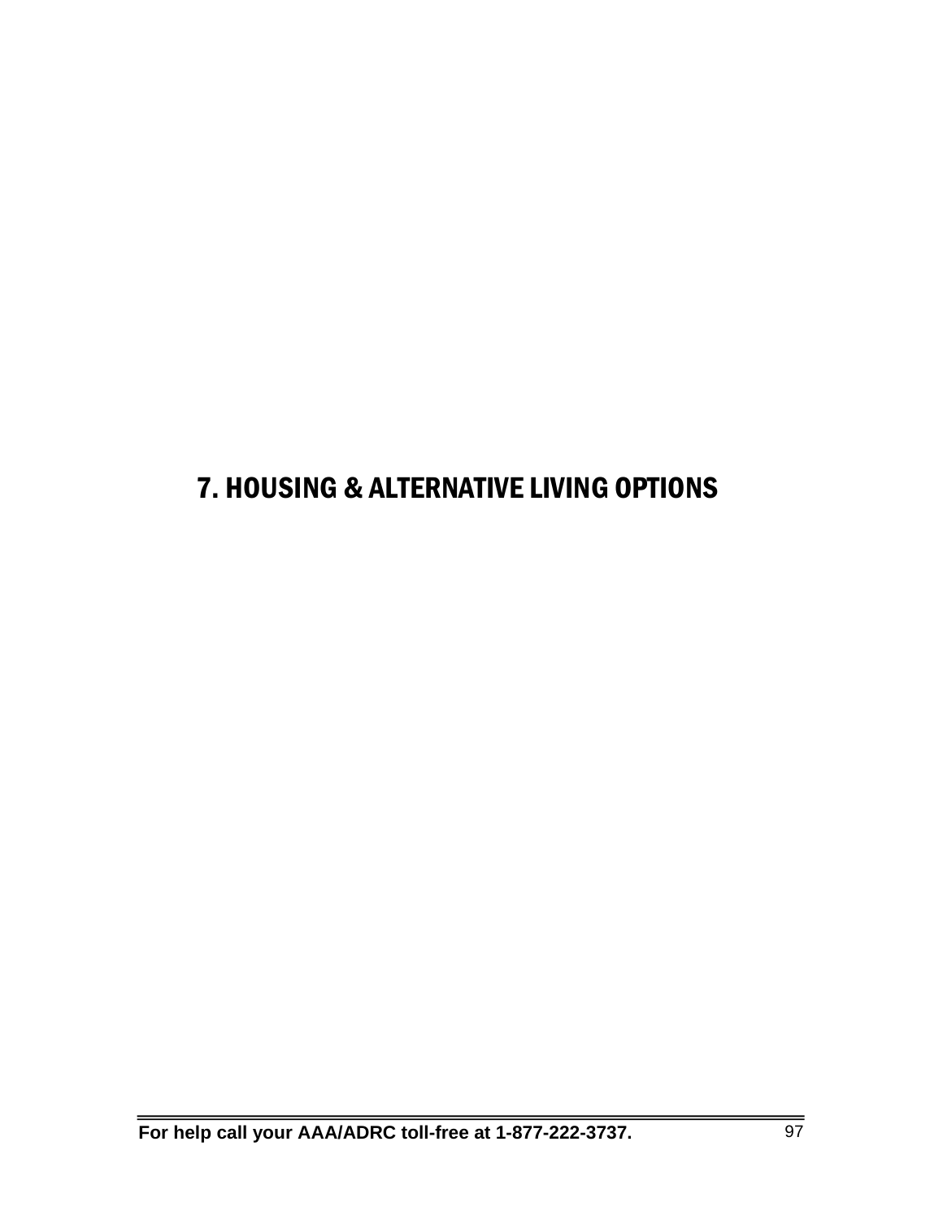# 7. HOUSING & ALTERNATIVE LIVING OPTIONS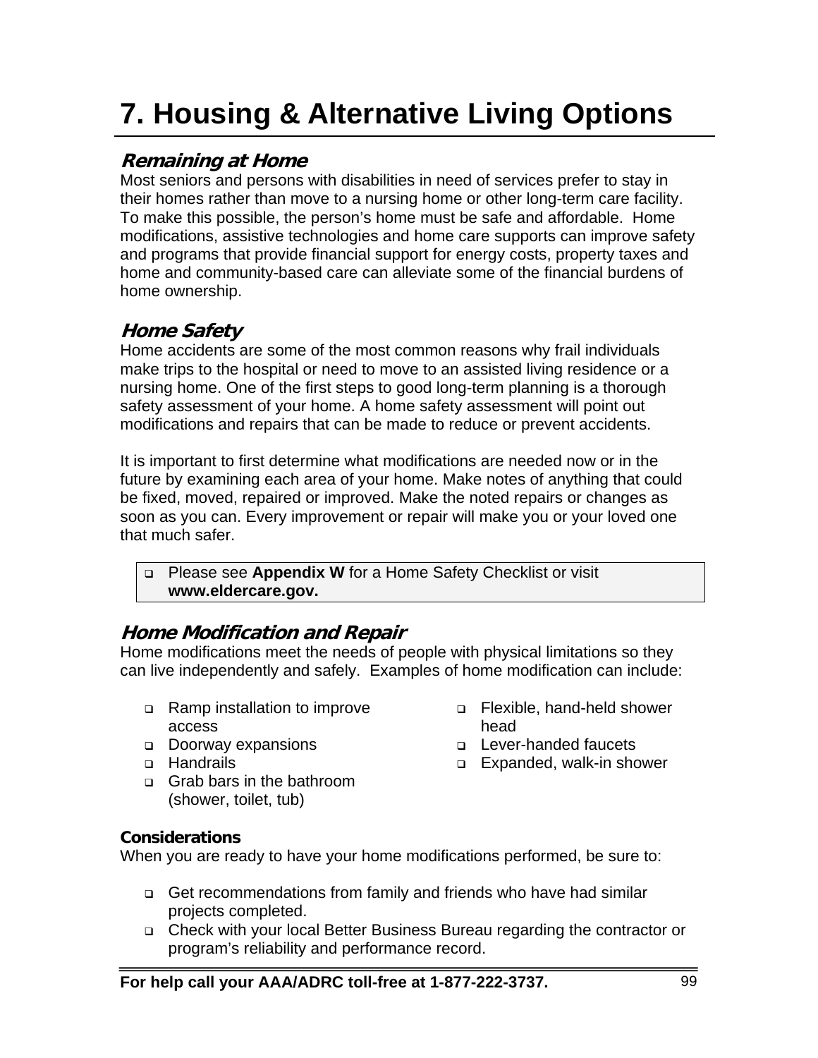# 7. Housing & Alternative Living Options

## *Remaining at Home*

Most seniors and persons with disabilities in need of services prefer to stay in their homes rather than move to a nursing home or other long-term care facility. To make this possible, the person's home must be safe and affordable. Home modifications, assistive technologies and home care supports can improve safety and programs that provide financial support for energy costs, property taxes and home and community-based care can alleviate some of the financial burdens of home ownership.

## *Home Safety*

Home accidents are some of the most common reasons why frail individuals make trips to the hospital or need to move to an assisted living residence or a nursing home. One of the first steps to good long-term planning is a thorough safety assessment of your home. A home safety assessment will point out modifications and repairs that can be made to reduce or prevent accidents.

It is important to first determine what modifications are needed now or in the future by examining each area of your home. Make notes of anything that could be fixed, moved, repaired or improved. Make the noted repairs or changes as soon as you can. Every improvement or repair will make you or your loved one that much safer.

- Please see **Appendix W** for a Home Safety Checklist or visit **www.eldercare.gov.**

## *Home Modification and Repair*

Home modifications meet the needs of people with physical limitations so they can live independently and safely. Examples of home modification can include:

- Ramp installation to improve access
- Doorway expansions
- Handrails
- Grab bars in the bathroom (shower, toilet, tub)
- Flexible, hand-held shower head
- Lever-handed faucets
- Expanded, walk-in shower

### Considerations

When you are ready to have your home modifications performed, be sure to:

- Get recommendations from family and friends who have had similar projects completed.
- Check with your local Better Business Bureau regarding the contractor or program's reliability and performance record.

**For help call your AAA/ADRC toll-free at 1-877-222-3737.**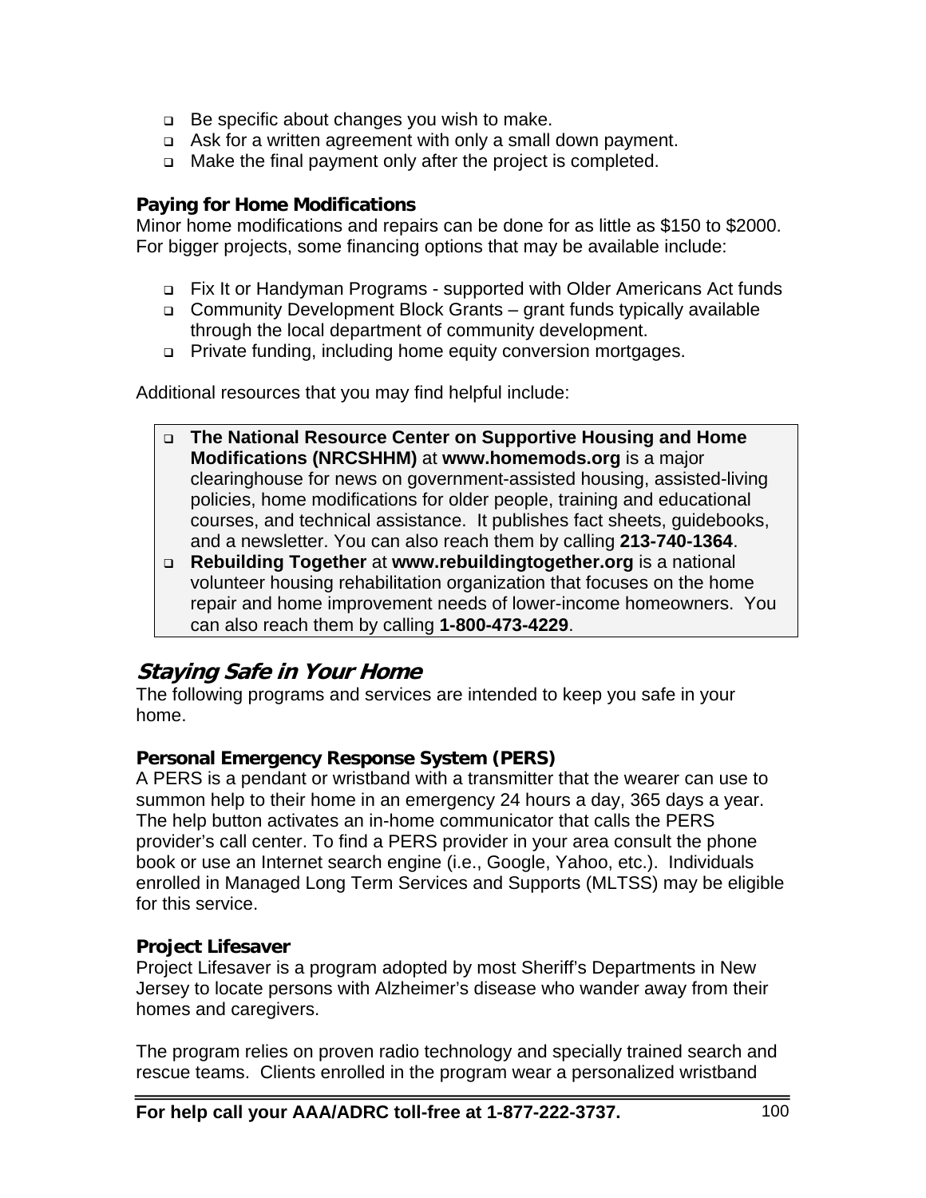- Be specific about changes you wish to make.
- Ask for a written agreement with only a small down payment.
- Make the final payment only after the project is completed.

### Paying for Home Modifications

Minor home modifications and repairs can be done for as little as $150 to $2000. For bigger projects, some financing options that may be available include:

- Fix It or Handyman Programs - supported with Older Americans Act funds
- Community Development Block Grants – grant funds typically available through the local department of community development.
- Private funding, including home equity conversion mortgages.

Additional resources that you may find helpful include:

- **The National Resource Center on Supportive Housing and Home Modifications (NRCSHHM)** at **www.homemods.org** is a major clearinghouse for news on government-assisted housing, assisted-living policies, home modifications for older people, training and educational courses, and technical assistance. It publishes fact sheets, guidebooks, and a newsletter. You can also reach them by calling **213-740-1364**.
- **Rebuilding Together** at **www.rebuildingtogether.org** is a national volunteer housing rehabilitation organization that focuses on the home repair and home improvement needs of lower-income homeowners. You can also reach them by calling **1-800-473-4229**.

## *Staying Safe in Your Home*

The following programs and services are intended to keep you safe in your home.

### Personal Emergency Response System (PERS)

A PERS is a pendant or wristband with a transmitter that the wearer can use to summon help to their home in an emergency 24 hours a day, 365 days a year. The help button activates an in-home communicator that calls the PERS provider's call center. To find a PERS provider in your area consult the phone book or use an Internet search engine (i.e., Google, Yahoo, etc.). Individuals enrolled in Managed Long Term Services and Supports (MLTSS) may be eligible for this service.

### Project Lifesaver

Project Lifesaver is a program adopted by most Sheriff's Departments in New Jersey to locate persons with Alzheimer's disease who wander away from their homes and caregivers.

The program relies on proven radio technology and specially trained search and rescue teams. Clients enrolled in the program wear a personalized wristband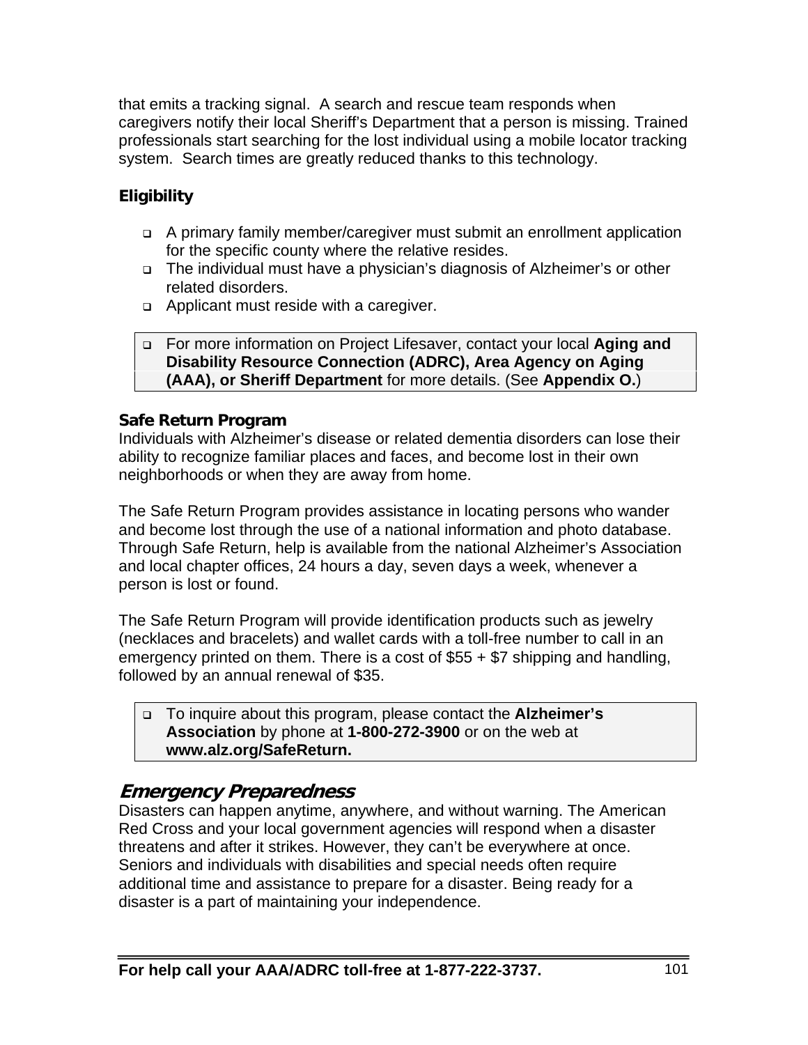that emits a tracking signal. A search and rescue team responds when caregivers notify their local Sheriff's Department that a person is missing. Trained professionals start searching for the lost individual using a mobile locator tracking system. Search times are greatly reduced thanks to this technology.

**Eligibility**

- A primary family member/caregiver must submit an enrollment application for the specific county where the relative resides.
- The individual must have a physician's diagnosis of Alzheimer's or other related disorders.
- Applicant must reside with a caregiver.

> - For more information on Project Lifesaver, contact your local **Aging and Disability Resource Connection (ADRC), Area Agency on Aging (AAA), or Sheriff Department** for more details. (See **Appendix O.**)

**Safe Return Program**

Individuals with Alzheimer's disease or related dementia disorders can lose their ability to recognize familiar places and faces, and become lost in their own neighborhoods or when they are away from home.

The Safe Return Program provides assistance in locating persons who wander and become lost through the use of a national information and photo database. Through Safe Return, help is available from the national Alzheimer's Association and local chapter offices, 24 hours a day, seven days a week, whenever a person is lost or found.

The Safe Return Program will provide identification products such as jewelry (necklaces and bracelets) and wallet cards with a toll-free number to call in an emergency printed on them. There is a cost of $55 + $7 shipping and handling, followed by an annual renewal of $35.

> - To inquire about this program, please contact the **Alzheimer's Association** by phone at **1-800-272-3900** or on the web at **www.alz.org/SafeReturn.**

## *Emergency Preparedness*

Disasters can happen anytime, anywhere, and without warning. The American Red Cross and your local government agencies will respond when a disaster threatens and after it strikes. However, they can't be everywhere at once. Seniors and individuals with disabilities and special needs often require additional time and assistance to prepare for a disaster. Being ready for a disaster is a part of maintaining your independence.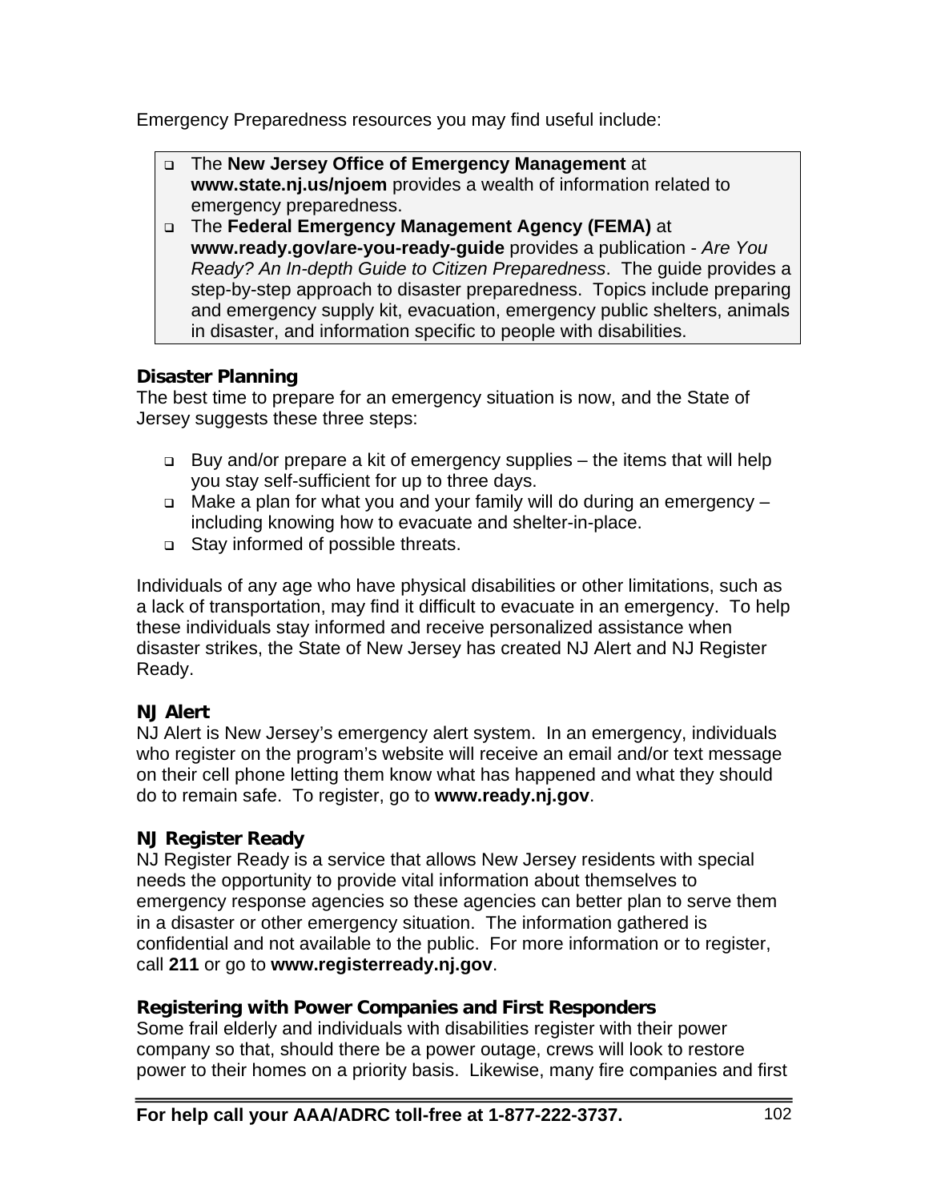Emergency Preparedness resources you may find useful include:

- The **New Jersey Office of Emergency Management** at **www.state.nj.us/njoem** provides a wealth of information related to emergency preparedness.
- The **Federal Emergency Management Agency (FEMA)** at **www.ready.gov/are-you-ready-guide** provides a publication - *Are You Ready? An In-depth Guide to Citizen Preparedness*. The guide provides a step-by-step approach to disaster preparedness. Topics include preparing and emergency supply kit, evacuation, emergency public shelters, animals in disaster, and information specific to people with disabilities.

### Disaster Planning

The best time to prepare for an emergency situation is now, and the State of Jersey suggests these three steps:

- Buy and/or prepare a kit of emergency supplies – the items that will help you stay self-sufficient for up to three days.
- Make a plan for what you and your family will do during an emergency – including knowing how to evacuate and shelter-in-place.
- Stay informed of possible threats.

Individuals of any age who have physical disabilities or other limitations, such as a lack of transportation, may find it difficult to evacuate in an emergency. To help these individuals stay informed and receive personalized assistance when disaster strikes, the State of New Jersey has created NJ Alert and NJ Register Ready.

### NJ Alert

NJ Alert is New Jersey's emergency alert system. In an emergency, individuals who register on the program's website will receive an email and/or text message on their cell phone letting them know what has happened and what they should do to remain safe. To register, go to **www.ready.nj.gov**.

### NJ Register Ready

NJ Register Ready is a service that allows New Jersey residents with special needs the opportunity to provide vital information about themselves to emergency response agencies so these agencies can better plan to serve them in a disaster or other emergency situation. The information gathered is confidential and not available to the public. For more information or to register, call **211** or go to **www.registerready.nj.gov**.

### Registering with Power Companies and First Responders

Some frail elderly and individuals with disabilities register with their power company so that, should there be a power outage, crews will look to restore power to their homes on a priority basis. Likewise, many fire companies and first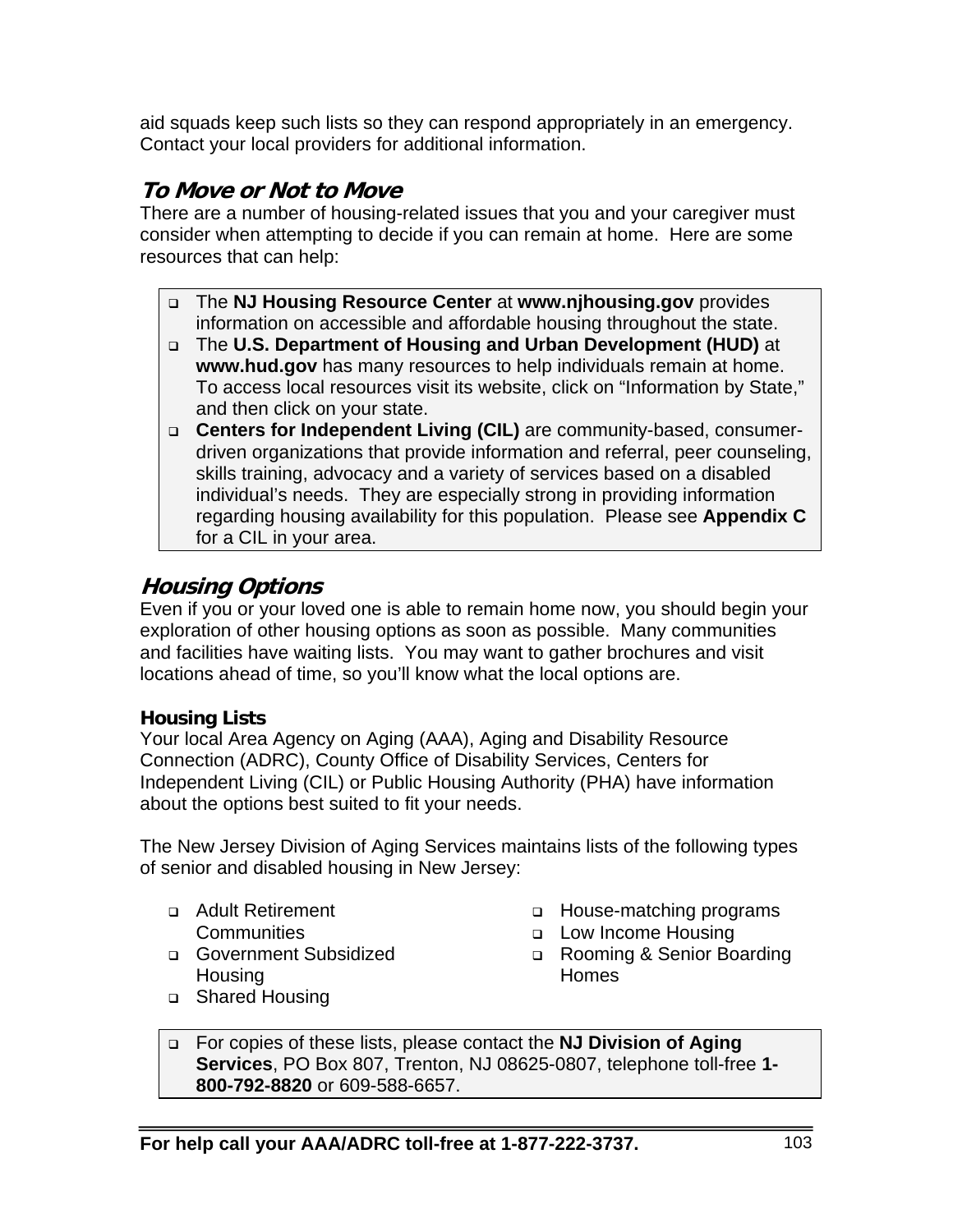aid squads keep such lists so they can respond appropriately in an emergency. Contact your local providers for additional information.

## *To Move or Not to Move*

There are a number of housing-related issues that you and your caregiver must consider when attempting to decide if you can remain at home. Here are some resources that can help:

- The **NJ Housing Resource Center** at **www.njhousing.gov** provides information on accessible and affordable housing throughout the state.
- The **U.S. Department of Housing and Urban Development (HUD)** at **www.hud.gov** has many resources to help individuals remain at home. To access local resources visit its website, click on "Information by State," and then click on your state.
- **Centers for Independent Living (CIL)** are community-based, consumer-driven organizations that provide information and referral, peer counseling, skills training, advocacy and a variety of services based on a disabled individual's needs. They are especially strong in providing information regarding housing availability for this population. Please see **Appendix C** for a CIL in your area.

## *Housing Options*

Even if you or your loved one is able to remain home now, you should begin your exploration of other housing options as soon as possible. Many communities and facilities have waiting lists. You may want to gather brochures and visit locations ahead of time, so you'll know what the local options are.

### Housing Lists

Your local Area Agency on Aging (AAA), Aging and Disability Resource Connection (ADRC), County Office of Disability Services, Centers for Independent Living (CIL) or Public Housing Authority (PHA) have information about the options best suited to fit your needs.

The New Jersey Division of Aging Services maintains lists of the following types of senior and disabled housing in New Jersey:

- Adult Retirement Communities
- Government Subsidized Housing
- Shared Housing
- House-matching programs
- Low Income Housing
- Rooming & Senior Boarding Homes

- For copies of these lists, please contact the **NJ Division of Aging Services**, PO Box 807, Trenton, NJ 08625-0807, telephone toll-free **1-800-792-8820** or 609-588-6657.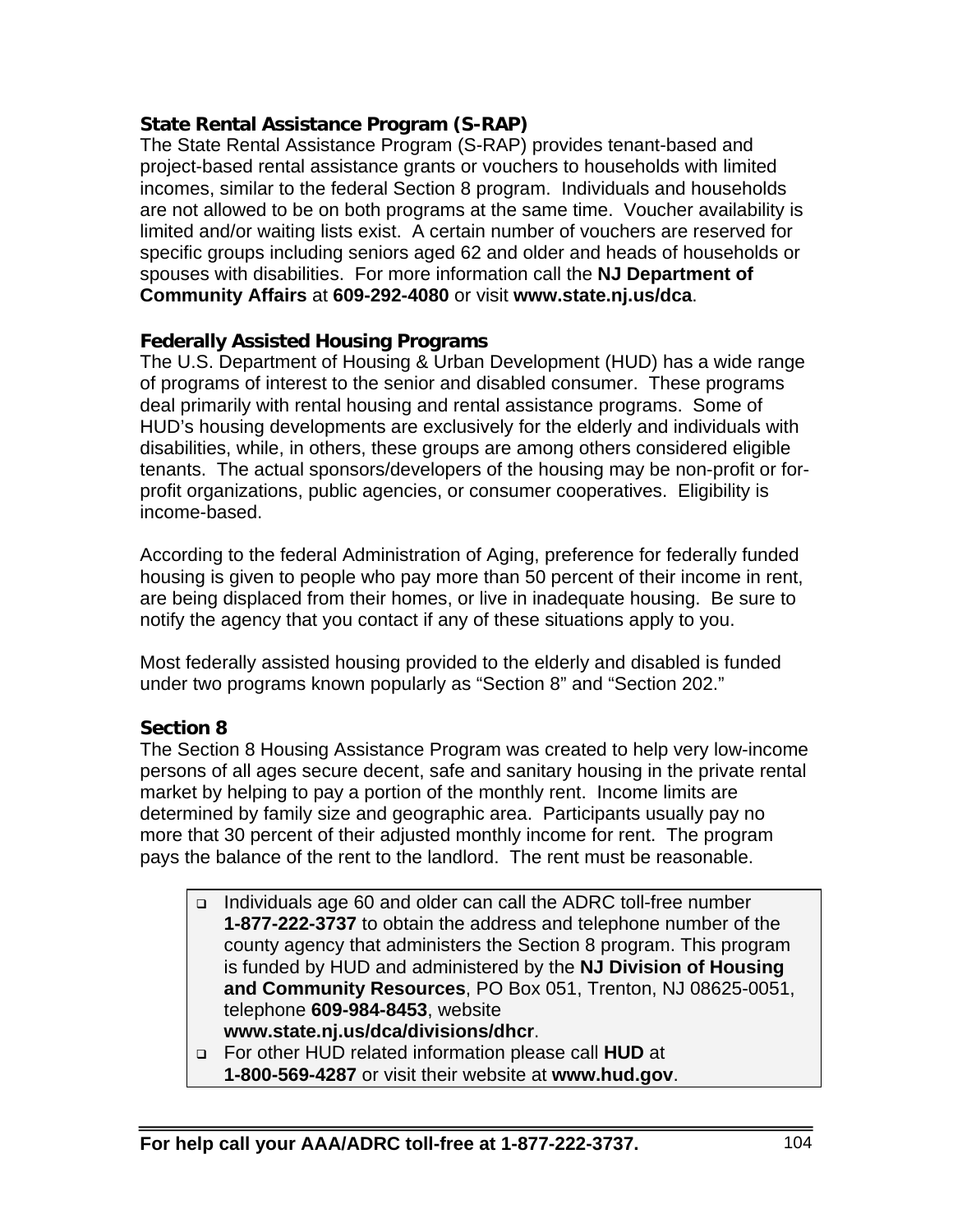### State Rental Assistance Program (S-RAP)

The State Rental Assistance Program (S-RAP) provides tenant-based and project-based rental assistance grants or vouchers to households with limited incomes, similar to the federal Section 8 program. Individuals and households are not allowed to be on both programs at the same time. Voucher availability is limited and/or waiting lists exist. A certain number of vouchers are reserved for specific groups including seniors aged 62 and older and heads of households or spouses with disabilities. For more information call the **NJ Department of Community Affairs** at **609-292-4080** or visit **www.state.nj.us/dca**.

### Federally Assisted Housing Programs

The U.S. Department of Housing & Urban Development (HUD) has a wide range of programs of interest to the senior and disabled consumer. These programs deal primarily with rental housing and rental assistance programs. Some of HUD's housing developments are exclusively for the elderly and individuals with disabilities, while, in others, these groups are among others considered eligible tenants. The actual sponsors/developers of the housing may be non-profit or for-profit organizations, public agencies, or consumer cooperatives. Eligibility is income-based.

According to the federal Administration of Aging, preference for federally funded housing is given to people who pay more than 50 percent of their income in rent, are being displaced from their homes, or live in inadequate housing. Be sure to notify the agency that you contact if any of these situations apply to you.

Most federally assisted housing provided to the elderly and disabled is funded under two programs known popularly as "Section 8" and "Section 202."

### Section 8

The Section 8 Housing Assistance Program was created to help very low-income persons of all ages secure decent, safe and sanitary housing in the private rental market by helping to pay a portion of the monthly rent. Income limits are determined by family size and geographic area. Participants usually pay no more that 30 percent of their adjusted monthly income for rent. The program pays the balance of the rent to the landlord. The rent must be reasonable.

- Individuals age 60 and older can call the ADRC toll-free number **1-877-222-3737** to obtain the address and telephone number of the county agency that administers the Section 8 program. This program is funded by HUD and administered by the **NJ Division of Housing and Community Resources**, PO Box 051, Trenton, NJ 08625-0051, telephone **609-984-8453**, website **www.state.nj.us/dca/divisions/dhcr**.
- For other HUD related information please call **HUD** at **1-800-569-4287** or visit their website at **www.hud.gov**.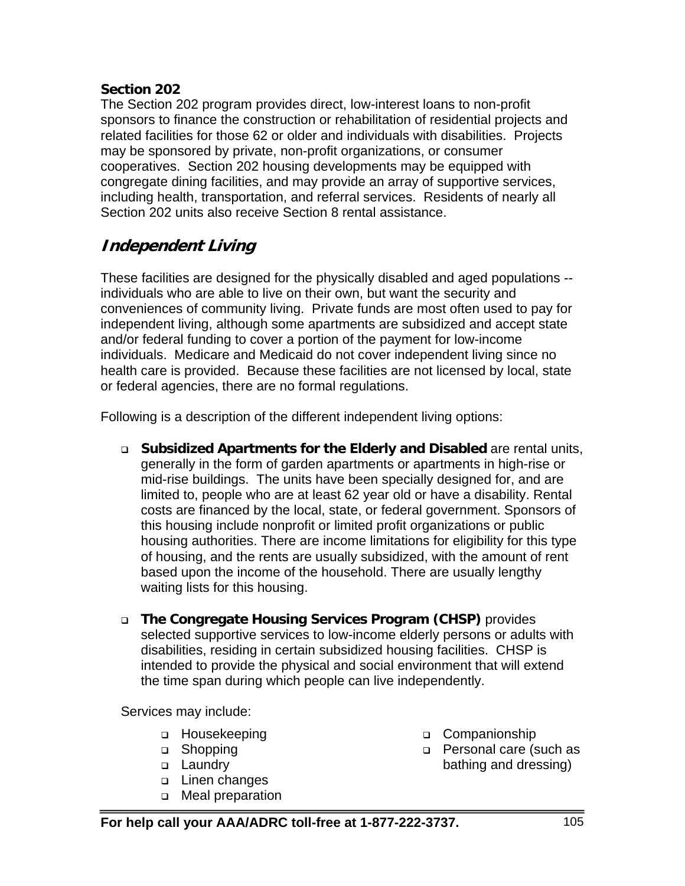**Section 202**
The Section 202 program provides direct, low-interest loans to non-profit sponsors to finance the construction or rehabilitation of residential projects and related facilities for those 62 or older and individuals with disabilities. Projects may be sponsored by private, non-profit organizations, or consumer cooperatives. Section 202 housing developments may be equipped with congregate dining facilities, and may provide an array of supportive services, including health, transportation, and referral services. Residents of nearly all Section 202 units also receive Section 8 rental assistance.

## *Independent Living*

These facilities are designed for the physically disabled and aged populations -- individuals who are able to live on their own, but want the security and conveniences of community living. Private funds are most often used to pay for independent living, although some apartments are subsidized and accept state and/or federal funding to cover a portion of the payment for low-income individuals. Medicare and Medicaid do not cover independent living since no health care is provided. Because these facilities are not licensed by local, state or federal agencies, there are no formal regulations.

Following is a description of the different independent living options:

- **Subsidized Apartments for the Elderly and Disabled** are rental units, generally in the form of garden apartments or apartments in high-rise or mid-rise buildings. The units have been specially designed for, and are limited to, people who are at least 62 year old or have a disability. Rental costs are financed by the local, state, or federal government. Sponsors of this housing include nonprofit or limited profit organizations or public housing authorities. There are income limitations for eligibility for this type of housing, and the rents are usually subsidized, with the amount of rent based upon the income of the household. There are usually lengthy waiting lists for this housing.

- **The Congregate Housing Services Program (CHSP)** provides selected supportive services to low-income elderly persons or adults with disabilities, residing in certain subsidized housing facilities. CHSP is intended to provide the physical and social environment that will extend the time span during which people can live independently.

Services may include:

- Housekeeping
- Shopping
- Laundry
- Linen changes
- Meal preparation
- Companionship
- Personal care (such as bathing and dressing)

**For help call your AAA/ADRC toll-free at 1-877-222-3737.**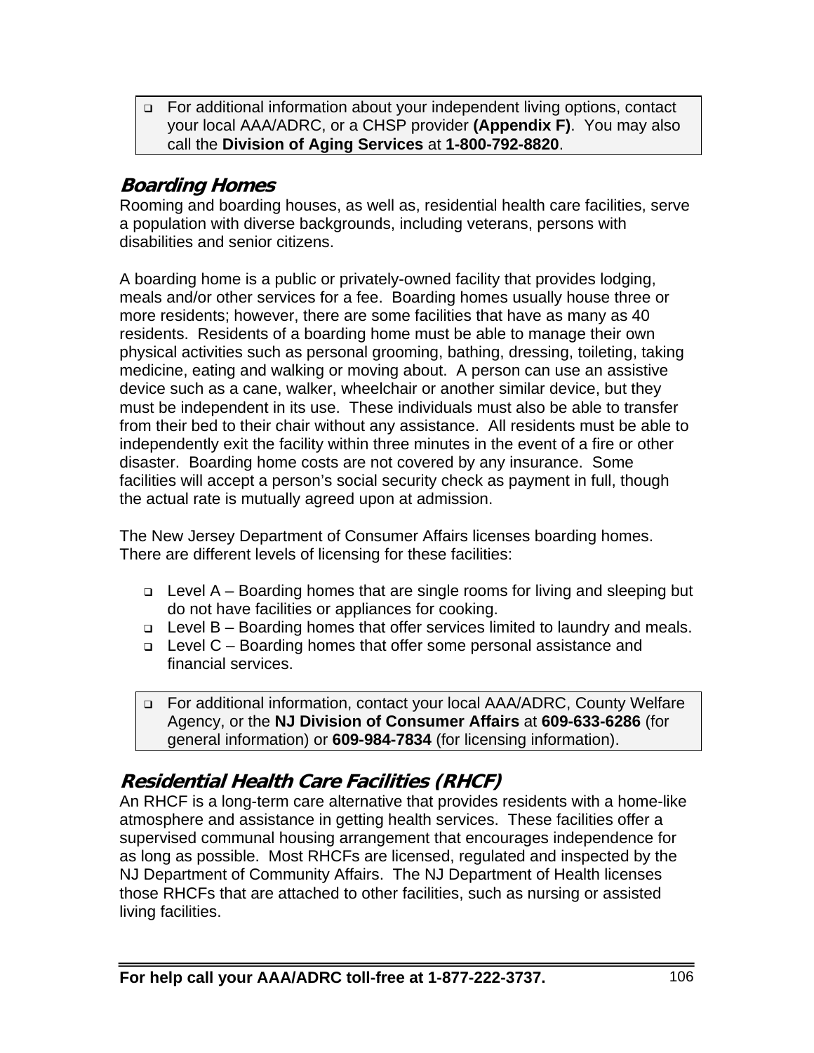- For additional information about your independent living options, contact your local AAA/ADRC, or a CHSP provider **(Appendix F)**. You may also call the **Division of Aging Services** at **1-800-792-8820**.

## *Boarding Homes*

Rooming and boarding houses, as well as, residential health care facilities, serve a population with diverse backgrounds, including veterans, persons with disabilities and senior citizens.

A boarding home is a public or privately-owned facility that provides lodging, meals and/or other services for a fee. Boarding homes usually house three or more residents; however, there are some facilities that have as many as 40 residents. Residents of a boarding home must be able to manage their own physical activities such as personal grooming, bathing, dressing, toileting, taking medicine, eating and walking or moving about. A person can use an assistive device such as a cane, walker, wheelchair or another similar device, but they must be independent in its use. These individuals must also be able to transfer from their bed to their chair without any assistance. All residents must be able to independently exit the facility within three minutes in the event of a fire or other disaster. Boarding home costs are not covered by any insurance. Some facilities will accept a person's social security check as payment in full, though the actual rate is mutually agreed upon at admission.

The New Jersey Department of Consumer Affairs licenses boarding homes. There are different levels of licensing for these facilities:

- Level A – Boarding homes that are single rooms for living and sleeping but do not have facilities or appliances for cooking.
- Level B – Boarding homes that offer services limited to laundry and meals.
- Level C – Boarding homes that offer some personal assistance and financial services.

- For additional information, contact your local AAA/ADRC, County Welfare Agency, or the **NJ Division of Consumer Affairs** at **609-633-6286** (for general information) or **609-984-7834** (for licensing information).

## *Residential Health Care Facilities (RHCF)*

An RHCF is a long-term care alternative that provides residents with a home-like atmosphere and assistance in getting health services. These facilities offer a supervised communal housing arrangement that encourages independence for as long as possible. Most RHCFs are licensed, regulated and inspected by the NJ Department of Community Affairs. The NJ Department of Health licenses those RHCFs that are attached to other facilities, such as nursing or assisted living facilities.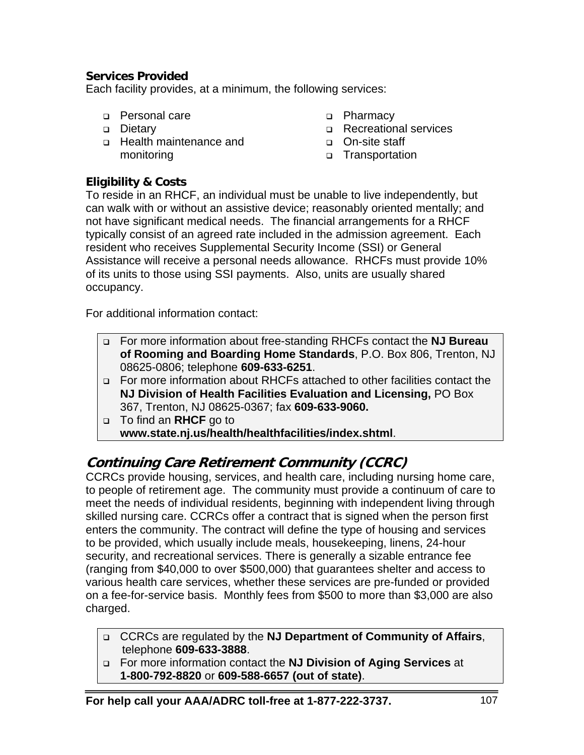### Services Provided

Each facility provides, at a minimum, the following services:

- Personal care
- Dietary
- Health maintenance and monitoring
- Pharmacy
- Recreational services
- On-site staff
- Transportation

### Eligibility & Costs

To reside in an RHCF, an individual must be unable to live independently, but can walk with or without an assistive device; reasonably oriented mentally; and not have significant medical needs. The financial arrangements for a RHCF typically consist of an agreed rate included in the admission agreement. Each resident who receives Supplemental Security Income (SSI) or General Assistance will receive a personal needs allowance. RHCFs must provide 10% of its units to those using SSI payments. Also, units are usually shared occupancy.

For additional information contact:

- For more information about free-standing RHCFs contact the **NJ Bureau of Rooming and Boarding Home Standards**, P.O. Box 806, Trenton, NJ 08625-0806; telephone **609-633-6251**.
- For more information about RHCFs attached to other facilities contact the **NJ Division of Health Facilities Evaluation and Licensing,** PO Box 367, Trenton, NJ 08625-0367; fax **609-633-9060.**
- To find an **RHCF** go to **www.state.nj.us/health/healthfacilities/index.shtml**.

## *Continuing Care Retirement Community (CCRC)*

CCRCs provide housing, services, and health care, including nursing home care, to people of retirement age. The community must provide a continuum of care to meet the needs of individual residents, beginning with independent living through skilled nursing care. CCRCs offer a contract that is signed when the person first enters the community. The contract will define the type of housing and services to be provided, which usually include meals, housekeeping, linens, 24-hour security, and recreational services. There is generally a sizable entrance fee (ranging from $40,000 to over $500,000) that guarantees shelter and access to various health care services, whether these services are pre-funded or provided on a fee-for-service basis. Monthly fees from $500 to more than $3,000 are also charged.

- CCRCs are regulated by the **NJ Department of Community of Affairs**, telephone **609-633-3888**.
- For more information contact the **NJ Division of Aging Services** at **1-800-792-8820** or **609-588-6657 (out of state)**.

**For help call your AAA/ADRC toll-free at 1-877-222-3737.**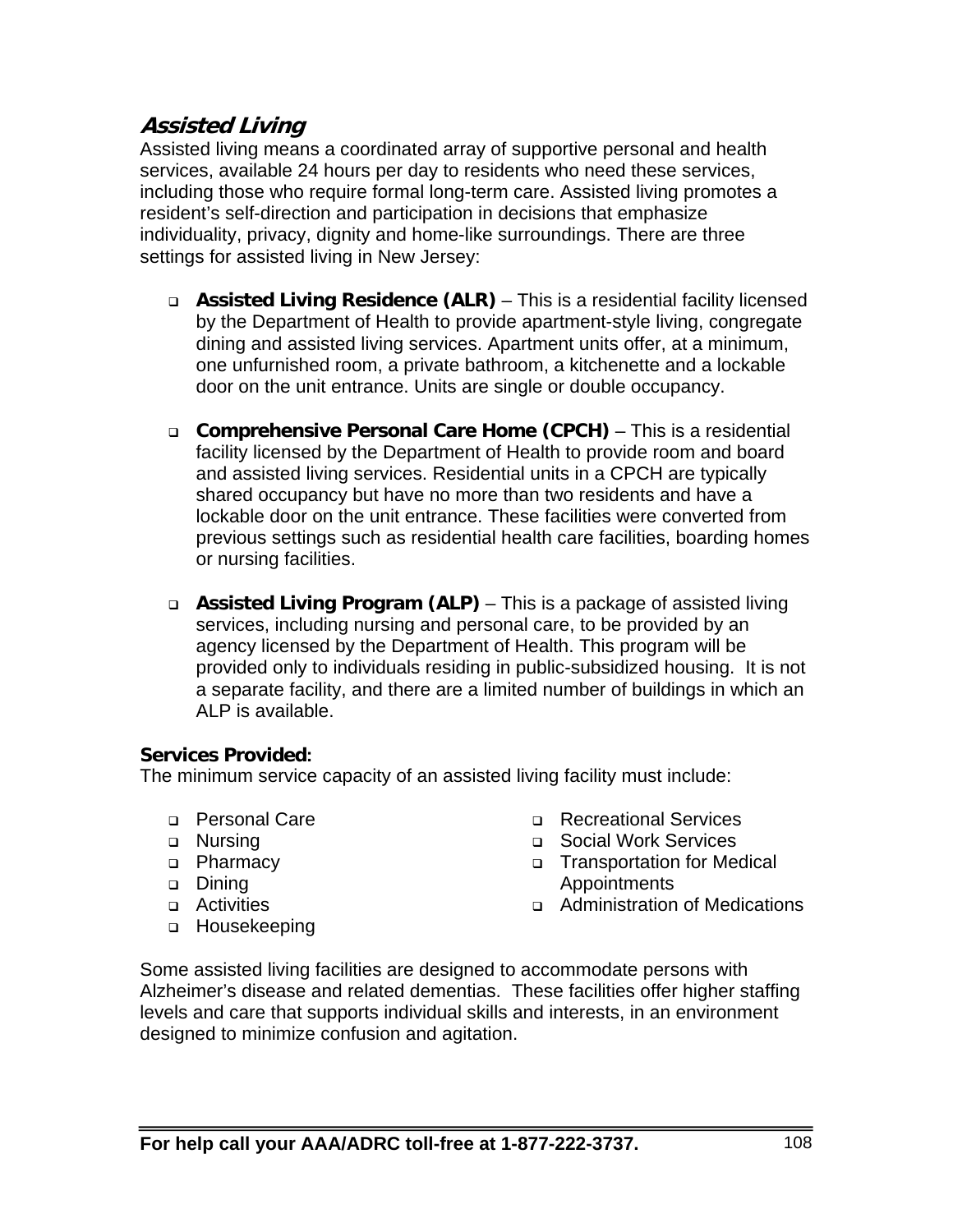## *Assisted Living*

Assisted living means a coordinated array of supportive personal and health services, available 24 hours per day to residents who need these services, including those who require formal long-term care. Assisted living promotes a resident's self-direction and participation in decisions that emphasize individuality, privacy, dignity and home-like surroundings. There are three settings for assisted living in New Jersey:

- **Assisted Living Residence (ALR)** – This is a residential facility licensed by the Department of Health to provide apartment-style living, congregate dining and assisted living services. Apartment units offer, at a minimum, one unfurnished room, a private bathroom, a kitchenette and a lockable door on the unit entrance. Units are single or double occupancy.

- **Comprehensive Personal Care Home (CPCH)** – This is a residential facility licensed by the Department of Health to provide room and board and assisted living services. Residential units in a CPCH are typically shared occupancy but have no more than two residents and have a lockable door on the unit entrance. These facilities were converted from previous settings such as residential health care facilities, boarding homes or nursing facilities.

- **Assisted Living Program (ALP)** – This is a package of assisted living services, including nursing and personal care, to be provided by an agency licensed by the Department of Health. This program will be provided only to individuals residing in public-subsidized housing. It is not a separate facility, and there are a limited number of buildings in which an ALP is available.

**Services Provided:**
The minimum service capacity of an assisted living facility must include:

- Personal Care
- Nursing
- Pharmacy
- Dining
- Activities
- Housekeeping
- Recreational Services
- Social Work Services
- Transportation for Medical Appointments
- Administration of Medications

Some assisted living facilities are designed to accommodate persons with Alzheimer's disease and related dementias. These facilities offer higher staffing levels and care that supports individual skills and interests, in an environment designed to minimize confusion and agitation.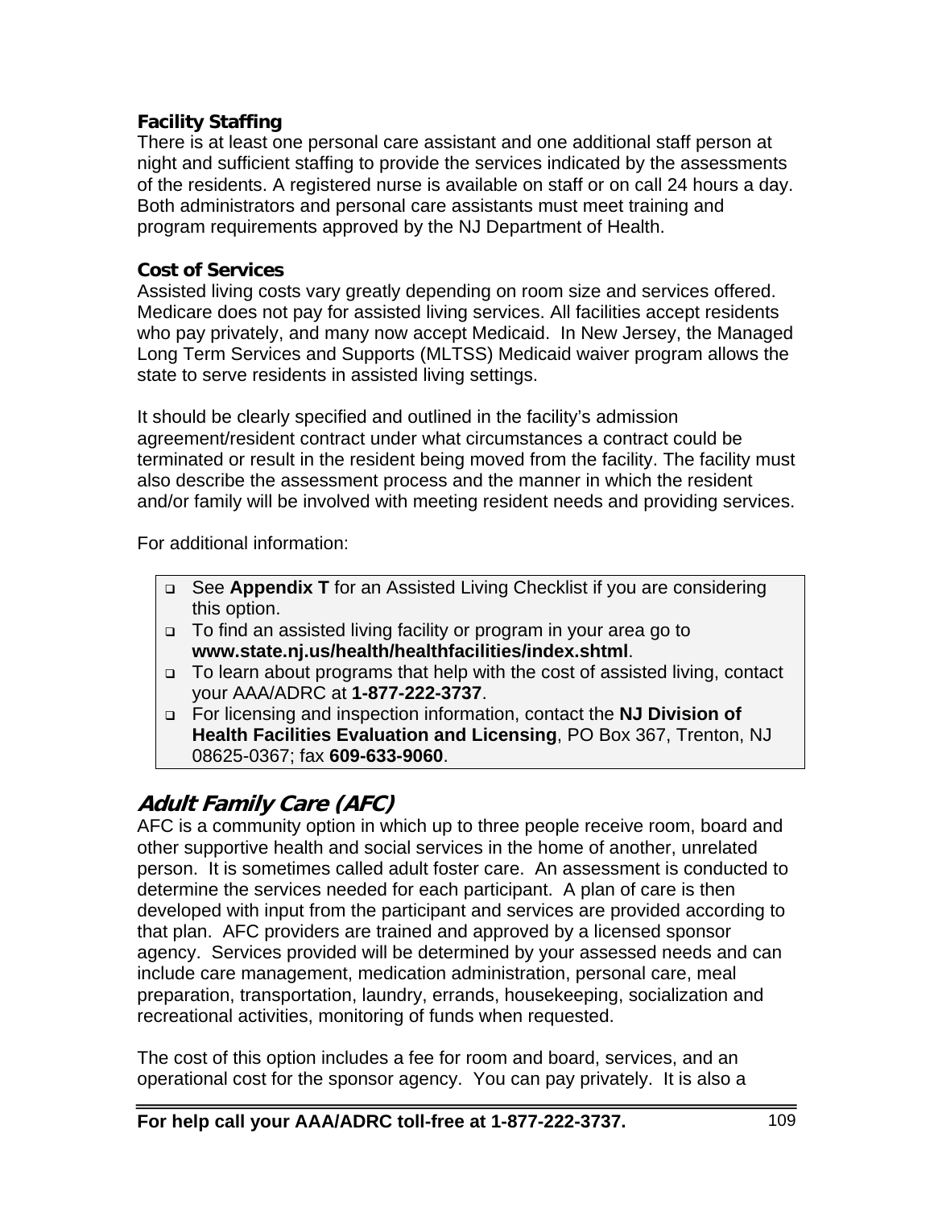**Facility Staffing**

There is at least one personal care assistant and one additional staff person at night and sufficient staffing to provide the services indicated by the assessments of the residents. A registered nurse is available on staff or on call 24 hours a day. Both administrators and personal care assistants must meet training and program requirements approved by the NJ Department of Health.

**Cost of Services**

Assisted living costs vary greatly depending on room size and services offered. Medicare does not pay for assisted living services. All facilities accept residents who pay privately, and many now accept Medicaid. In New Jersey, the Managed Long Term Services and Supports (MLTSS) Medicaid waiver program allows the state to serve residents in assisted living settings.

It should be clearly specified and outlined in the facility's admission agreement/resident contract under what circumstances a contract could be terminated or result in the resident being moved from the facility. The facility must also describe the assessment process and the manner in which the resident and/or family will be involved with meeting resident needs and providing services.

For additional information:

- See **Appendix T** for an Assisted Living Checklist if you are considering this option.
- To find an assisted living facility or program in your area go to **www.state.nj.us/health/healthfacilities/index.shtml**.
- To learn about programs that help with the cost of assisted living, contact your AAA/ADRC at **1-877-222-3737**.
- For licensing and inspection information, contact the **NJ Division of Health Facilities Evaluation and Licensing**, PO Box 367, Trenton, NJ 08625-0367; fax **609-633-9060**.

## *Adult Family Care (AFC)*

AFC is a community option in which up to three people receive room, board and other supportive health and social services in the home of another, unrelated person. It is sometimes called adult foster care. An assessment is conducted to determine the services needed for each participant. A plan of care is then developed with input from the participant and services are provided according to that plan. AFC providers are trained and approved by a licensed sponsor agency. Services provided will be determined by your assessed needs and can include care management, medication administration, personal care, meal preparation, transportation, laundry, errands, housekeeping, socialization and recreational activities, monitoring of funds when requested.

The cost of this option includes a fee for room and board, services, and an operational cost for the sponsor agency. You can pay privately. It is also a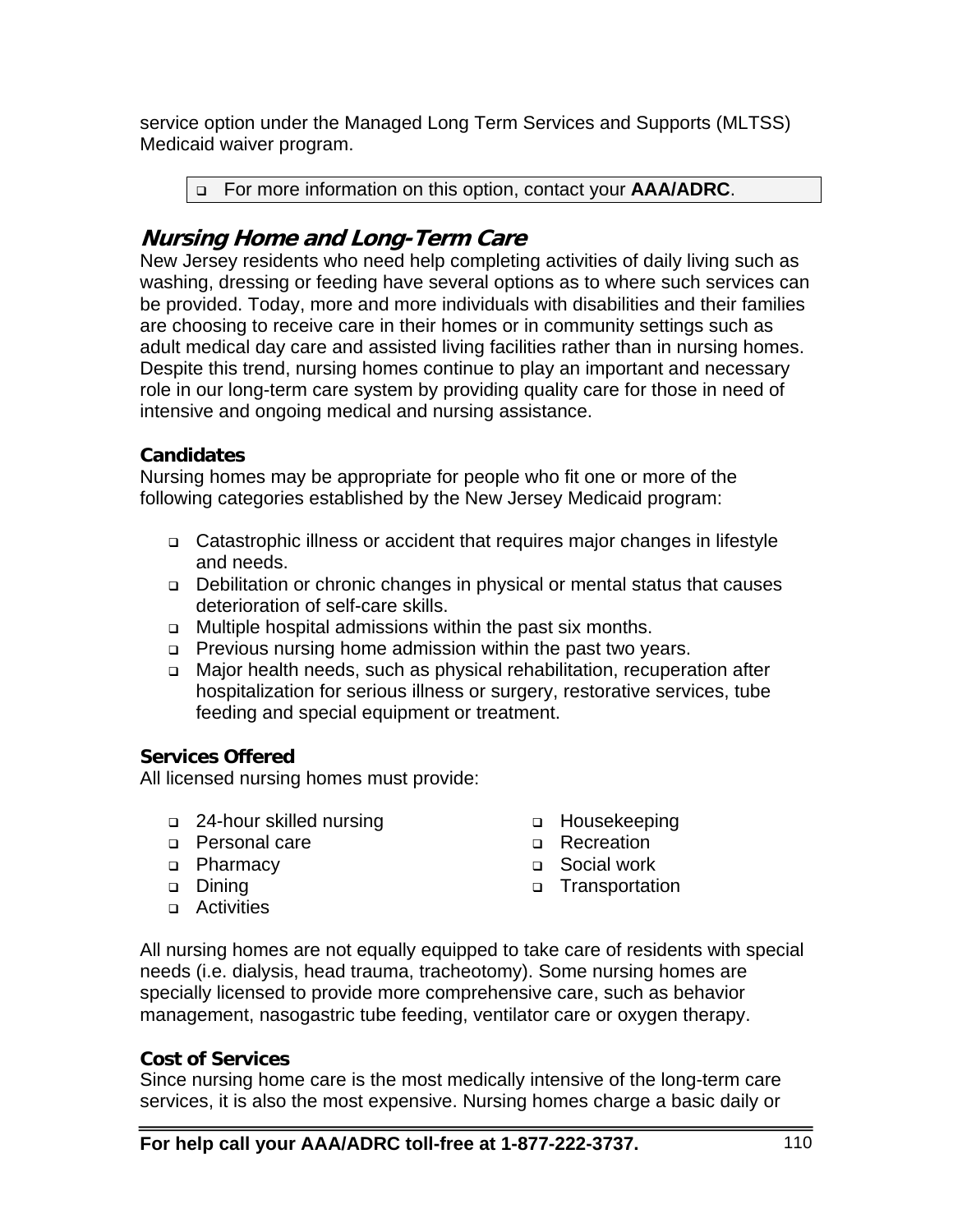service option under the Managed Long Term Services and Supports (MLTSS) Medicaid waiver program.

- For more information on this option, contact your **AAA/ADRC**.

## Nursing Home and Long-Term Care

New Jersey residents who need help completing activities of daily living such as washing, dressing or feeding have several options as to where such services can be provided. Today, more and more individuals with disabilities and their families are choosing to receive care in their homes or in community settings such as adult medical day care and assisted living facilities rather than in nursing homes. Despite this trend, nursing homes continue to play an important and necessary role in our long-term care system by providing quality care for those in need of intensive and ongoing medical and nursing assistance.

### Candidates

Nursing homes may be appropriate for people who fit one or more of the following categories established by the New Jersey Medicaid program:

- Catastrophic illness or accident that requires major changes in lifestyle and needs.
- Debilitation or chronic changes in physical or mental status that causes deterioration of self-care skills.
- Multiple hospital admissions within the past six months.
- Previous nursing home admission within the past two years.
- Major health needs, such as physical rehabilitation, recuperation after hospitalization for serious illness or surgery, restorative services, tube feeding and special equipment or treatment.

### Services Offered

All licensed nursing homes must provide:

- 24-hour skilled nursing
- Personal care
- Pharmacy
- Dining
- Activities
- Housekeeping
- Recreation
- Social work
- Transportation

All nursing homes are not equally equipped to take care of residents with special needs (i.e. dialysis, head trauma, tracheotomy). Some nursing homes are specially licensed to provide more comprehensive care, such as behavior management, nasogastric tube feeding, ventilator care or oxygen therapy.

### Cost of Services

Since nursing home care is the most medically intensive of the long-term care services, it is also the most expensive. Nursing homes charge a basic daily or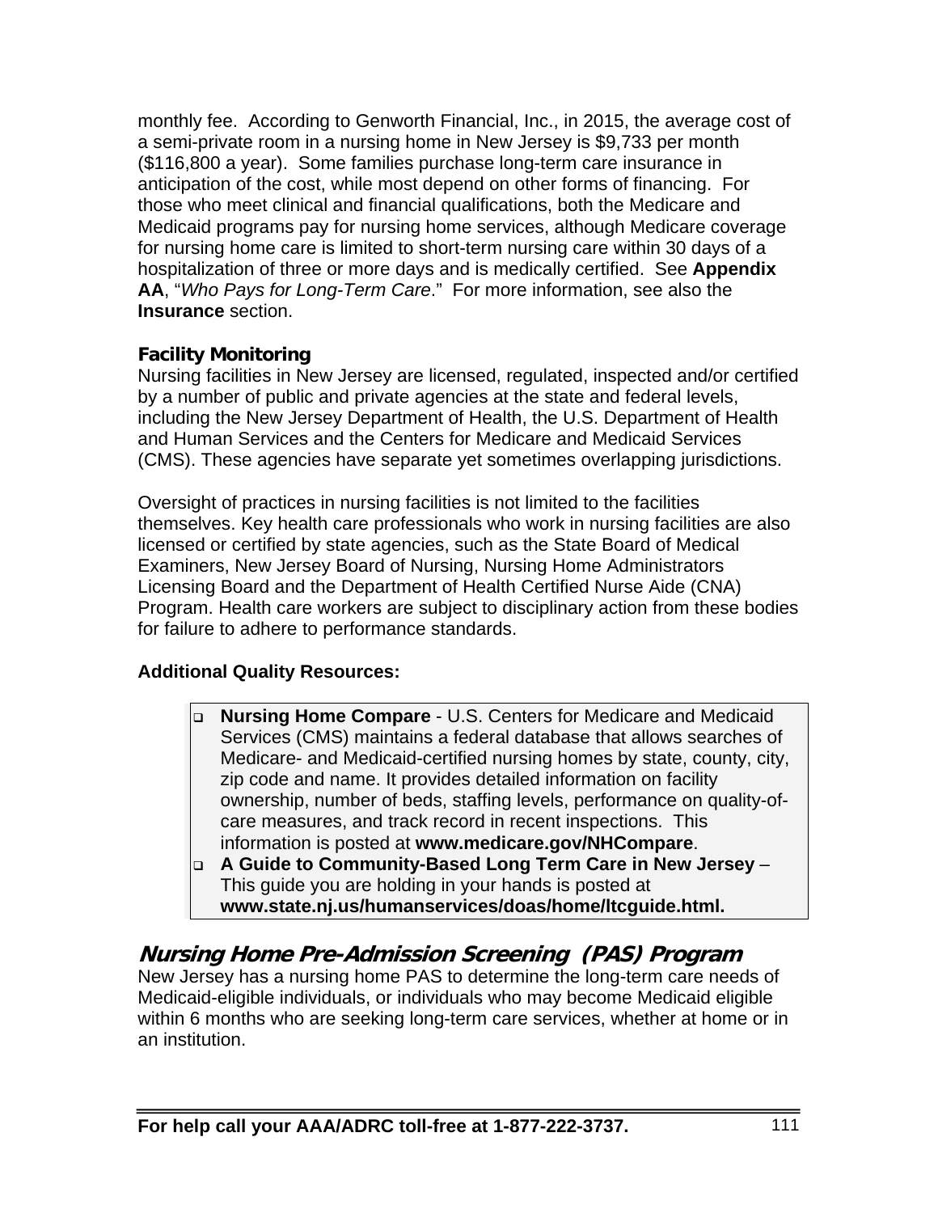monthly fee. According to Genworth Financial, Inc., in 2015, the average cost of a semi-private room in a nursing home in New Jersey is $9,733 per month ($116,800 a year). Some families purchase long-term care insurance in anticipation of the cost, while most depend on other forms of financing. For those who meet clinical and financial qualifications, both the Medicare and Medicaid programs pay for nursing home services, although Medicare coverage for nursing home care is limited to short-term nursing care within 30 days of a hospitalization of three or more days and is medically certified. See **Appendix AA**, "*Who Pays for Long-Term Care*." For more information, see also the **Insurance** section.

### Facility Monitoring

Nursing facilities in New Jersey are licensed, regulated, inspected and/or certified by a number of public and private agencies at the state and federal levels, including the New Jersey Department of Health, the U.S. Department of Health and Human Services and the Centers for Medicare and Medicaid Services (CMS). These agencies have separate yet sometimes overlapping jurisdictions.

Oversight of practices in nursing facilities is not limited to the facilities themselves. Key health care professionals who work in nursing facilities are also licensed or certified by state agencies, such as the State Board of Medical Examiners, New Jersey Board of Nursing, Nursing Home Administrators Licensing Board and the Department of Health Certified Nurse Aide (CNA) Program. Health care workers are subject to disciplinary action from these bodies for failure to adhere to performance standards.

**Additional Quality Resources:**

- **Nursing Home Compare** - U.S. Centers for Medicare and Medicaid Services (CMS) maintains a federal database that allows searches of Medicare- and Medicaid-certified nursing homes by state, county, city, zip code and name. It provides detailed information on facility ownership, number of beds, staffing levels, performance on quality-of-care measures, and track record in recent inspections. This information is posted at **www.medicare.gov/NHCompare**.
- **A Guide to Community-Based Long Term Care in New Jersey** – This guide you are holding in your hands is posted at **www.state.nj.us/humanservices/doas/home/ltcguide.html.**

## *Nursing Home Pre-Admission Screening (PAS) Program*

New Jersey has a nursing home PAS to determine the long-term care needs of Medicaid-eligible individuals, or individuals who may become Medicaid eligible within 6 months who are seeking long-term care services, whether at home or in an institution.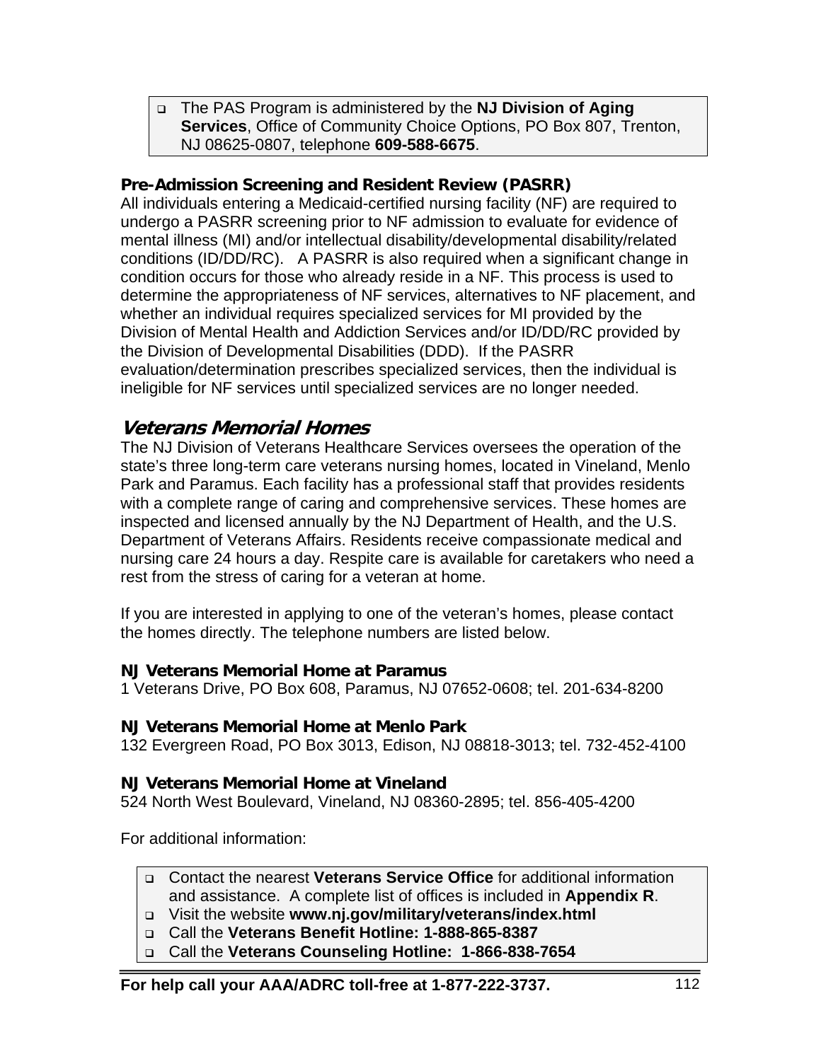- The PAS Program is administered by the **NJ Division of Aging Services**, Office of Community Choice Options, PO Box 807, Trenton, NJ 08625-0807, telephone **609-588-6675**.

### Pre-Admission Screening and Resident Review (PASRR)

All individuals entering a Medicaid-certified nursing facility (NF) are required to undergo a PASRR screening prior to NF admission to evaluate for evidence of mental illness (MI) and/or intellectual disability/developmental disability/related conditions (ID/DD/RC). A PASRR is also required when a significant change in condition occurs for those who already reside in a NF. This process is used to determine the appropriateness of NF services, alternatives to NF placement, and whether an individual requires specialized services for MI provided by the Division of Mental Health and Addiction Services and/or ID/DD/RC provided by the Division of Developmental Disabilities (DDD). If the PASRR evaluation/determination prescribes specialized services, then the individual is ineligible for NF services until specialized services are no longer needed.

## *Veterans Memorial Homes*

The NJ Division of Veterans Healthcare Services oversees the operation of the state's three long-term care veterans nursing homes, located in Vineland, Menlo Park and Paramus. Each facility has a professional staff that provides residents with a complete range of caring and comprehensive services. These homes are inspected and licensed annually by the NJ Department of Health, and the U.S. Department of Veterans Affairs. Residents receive compassionate medical and nursing care 24 hours a day. Respite care is available for caretakers who need a rest from the stress of caring for a veteran at home.

If you are interested in applying to one of the veteran's homes, please contact the homes directly. The telephone numbers are listed below.

**NJ Veterans Memorial Home at Paramus**
1 Veterans Drive, PO Box 608, Paramus, NJ 07652-0608; tel. 201-634-8200

**NJ Veterans Memorial Home at Menlo Park**
132 Evergreen Road, PO Box 3013, Edison, NJ 08818-3013; tel. 732-452-4100

**NJ Veterans Memorial Home at Vineland**
524 North West Boulevard, Vineland, NJ 08360-2895; tel. 856-405-4200

For additional information:

- Contact the nearest **Veterans Service Office** for additional information and assistance. A complete list of offices is included in **Appendix R**.
- Visit the website **www.nj.gov/military/veterans/index.html**
- Call the **Veterans Benefit Hotline: 1-888-865-8387**
- Call the **Veterans Counseling Hotline: 1-866-838-7654**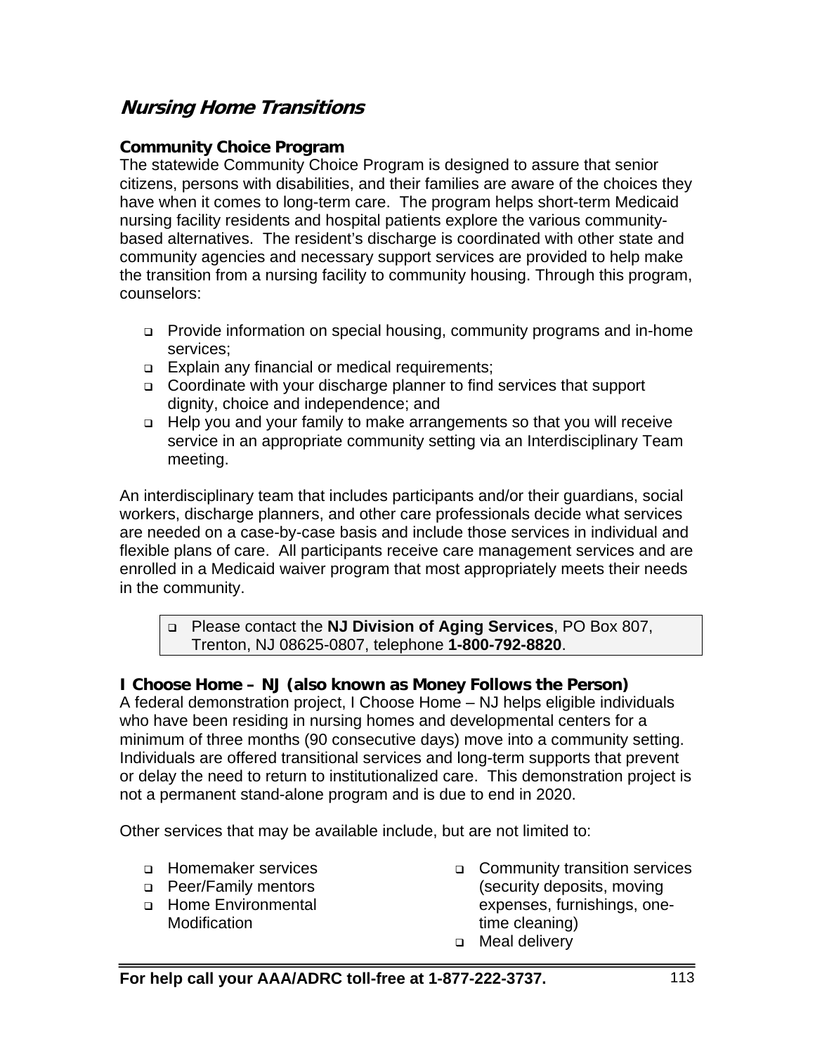# *Nursing Home Transitions*

## Community Choice Program

The statewide Community Choice Program is designed to assure that senior citizens, persons with disabilities, and their families are aware of the choices they have when it comes to long-term care. The program helps short-term Medicaid nursing facility residents and hospital patients explore the various community-based alternatives. The resident's discharge is coordinated with other state and community agencies and necessary support services are provided to help make the transition from a nursing facility to community housing. Through this program, counselors:

- Provide information on special housing, community programs and in-home services;
- Explain any financial or medical requirements;
- Coordinate with your discharge planner to find services that support dignity, choice and independence; and
- Help you and your family to make arrangements so that you will receive service in an appropriate community setting via an Interdisciplinary Team meeting.

An interdisciplinary team that includes participants and/or their guardians, social workers, discharge planners, and other care professionals decide what services are needed on a case-by-case basis and include those services in individual and flexible plans of care. All participants receive care management services and are enrolled in a Medicaid waiver program that most appropriately meets their needs in the community.

- Please contact the **NJ Division of Aging Services**, PO Box 807, Trenton, NJ 08625-0807, telephone **1-800-792-8820**.

## I Choose Home – NJ (also known as Money Follows the Person)

A federal demonstration project, I Choose Home – NJ helps eligible individuals who have been residing in nursing homes and developmental centers for a minimum of three months (90 consecutive days) move into a community setting. Individuals are offered transitional services and long-term supports that prevent or delay the need to return to institutionalized care. This demonstration project is not a permanent stand-alone program and is due to end in 2020.

Other services that may be available include, but are not limited to:

- Homemaker services
- Peer/Family mentors
- Home Environmental Modification
- Community transition services (security deposits, moving expenses, furnishings, one-time cleaning)
- Meal delivery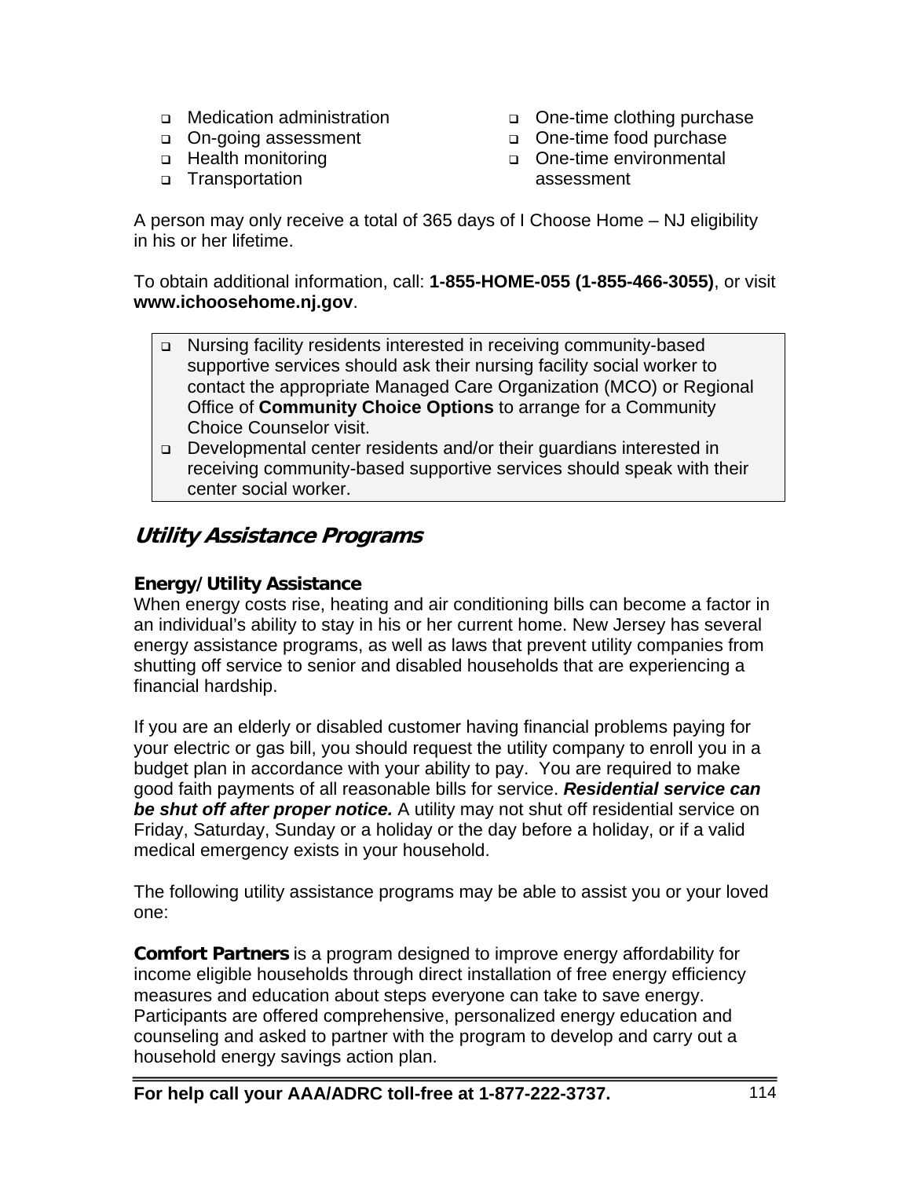- Medication administration
- On-going assessment
- Health monitoring
- Transportation
- One-time clothing purchase
- One-time food purchase
- One-time environmental assessment

A person may only receive a total of 365 days of I Choose Home – NJ eligibility in his or her lifetime.

To obtain additional information, call: **1-855-HOME-055 (1-855-466-3055)**, or visit **www.ichoosehome.nj.gov**.

- Nursing facility residents interested in receiving community-based supportive services should ask their nursing facility social worker to contact the appropriate Managed Care Organization (MCO) or Regional Office of **Community Choice Options** to arrange for a Community Choice Counselor visit.
- Developmental center residents and/or their guardians interested in receiving community-based supportive services should speak with their center social worker.

## Utility Assistance Programs

### Energy/Utility Assistance

When energy costs rise, heating and air conditioning bills can become a factor in an individual's ability to stay in his or her current home. New Jersey has several energy assistance programs, as well as laws that prevent utility companies from shutting off service to senior and disabled households that are experiencing a financial hardship.

If you are an elderly or disabled customer having financial problems paying for your electric or gas bill, you should request the utility company to enroll you in a budget plan in accordance with your ability to pay. You are required to make good faith payments of all reasonable bills for service. ***Residential service can be shut off after proper notice.*** A utility may not shut off residential service on Friday, Saturday, Sunday or a holiday or the day before a holiday, or if a valid medical emergency exists in your household.

The following utility assistance programs may be able to assist you or your loved one:

**Comfort Partners** is a program designed to improve energy affordability for income eligible households through direct installation of free energy efficiency measures and education about steps everyone can take to save energy. Participants are offered comprehensive, personalized energy education and counseling and asked to partner with the program to develop and carry out a household energy savings action plan.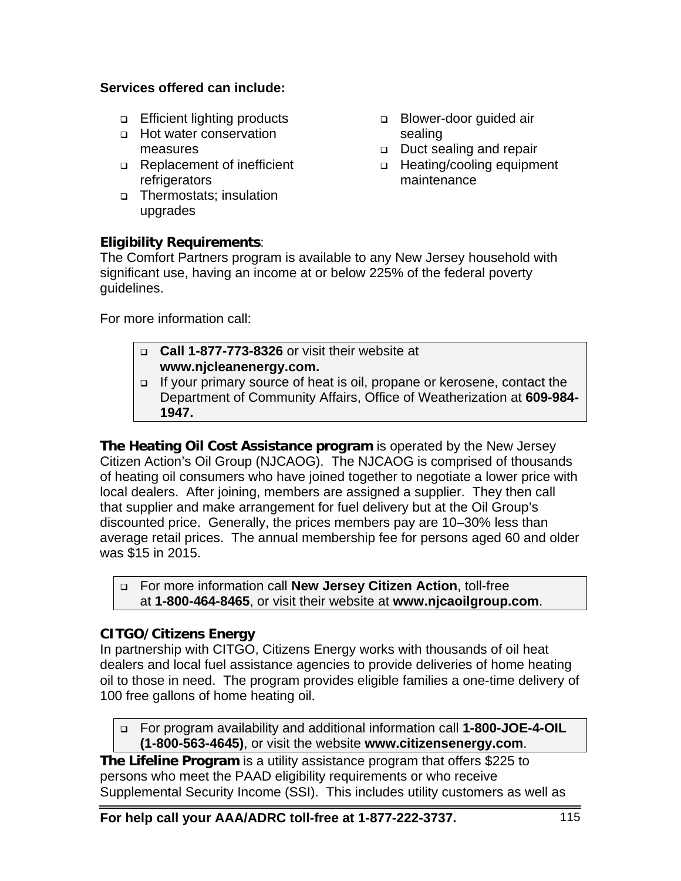**Services offered can include:**

- Efficient lighting products
- Hot water conservation measures
- Replacement of inefficient refrigerators
- Thermostats; insulation upgrades
- Blower-door guided air sealing
- Duct sealing and repair
- Heating/cooling equipment maintenance

**Eligibility Requirements**:
The Comfort Partners program is available to any New Jersey household with significant use, having an income at or below 225% of the federal poverty guidelines.

For more information call:

- **Call 1-877-773-8326** or visit their website at **www.njcleanenergy.com.**
- If your primary source of heat is oil, propane or kerosene, contact the Department of Community Affairs, Office of Weatherization at **609-984-1947.**

**The Heating Oil Cost Assistance program** is operated by the New Jersey Citizen Action's Oil Group (NJCAOG). The NJCAOG is comprised of thousands of heating oil consumers who have joined together to negotiate a lower price with local dealers. After joining, members are assigned a supplier. They then call that supplier and make arrangement for fuel delivery but at the Oil Group's discounted price. Generally, the prices members pay are 10–30% less than average retail prices. The annual membership fee for persons aged 60 and older was $15 in 2015.

- For more information call **New Jersey Citizen Action**, toll-free at **1-800-464-8465**, or visit their website at **www.njcaoilgroup.com**.

**CITGO/Citizens Energy**
In partnership with CITGO, Citizens Energy works with thousands of oil heat dealers and local fuel assistance agencies to provide deliveries of home heating oil to those in need. The program provides eligible families a one-time delivery of 100 free gallons of home heating oil.

- For program availability and additional information call **1-800-JOE-4-OIL (1-800-563-4645)**, or visit the website **www.citizensenergy.com**.

**The Lifeline Program** is a utility assistance program that offers $225 to persons who meet the PAAD eligibility requirements or who receive Supplemental Security Income (SSI). This includes utility customers as well as

**For help call your AAA/ADRC toll-free at 1-877-222-3737.**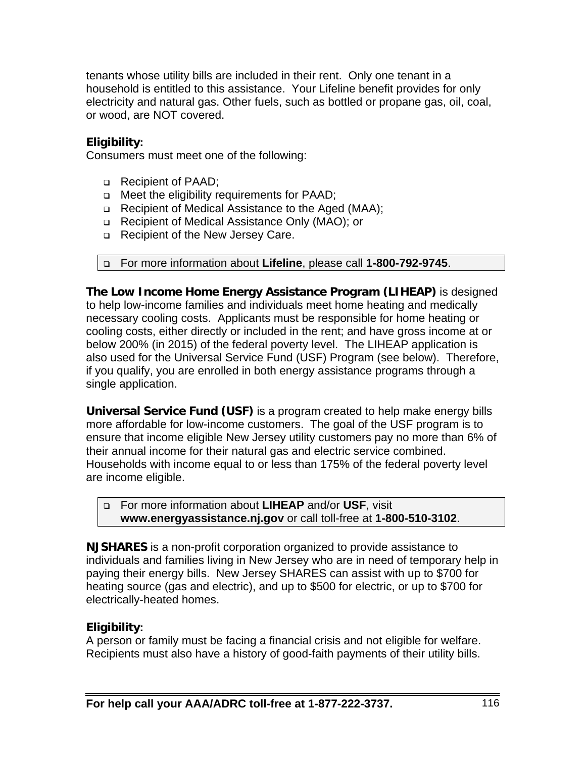tenants whose utility bills are included in their rent. Only one tenant in a household is entitled to this assistance. Your Lifeline benefit provides for only electricity and natural gas. Other fuels, such as bottled or propane gas, oil, coal, or wood, are NOT covered.

**Eligibility:**
Consumers must meet one of the following:

- Recipient of PAAD;
- Meet the eligibility requirements for PAAD;
- Recipient of Medical Assistance to the Aged (MAA);
- Recipient of Medical Assistance Only (MAO); or
- Recipient of the New Jersey Care.

- For more information about **Lifeline**, please call **1-800-792-9745**.

**The Low Income Home Energy Assistance Program (LIHEAP)** is designed to help low-income families and individuals meet home heating and medically necessary cooling costs. Applicants must be responsible for home heating or cooling costs, either directly or included in the rent; and have gross income at or below 200% (in 2015) of the federal poverty level. The LIHEAP application is also used for the Universal Service Fund (USF) Program (see below). Therefore, if you qualify, you are enrolled in both energy assistance programs through a single application.

**Universal Service Fund (USF)** is a program created to help make energy bills more affordable for low-income customers. The goal of the USF program is to ensure that income eligible New Jersey utility customers pay no more than 6% of their annual income for their natural gas and electric service combined. Households with income equal to or less than 175% of the federal poverty level are income eligible.

- For more information about **LIHEAP** and/or **USF**, visit **www.energyassistance.nj.gov** or call toll-free at **1-800-510-3102**.

**NJSHARES** is a non-profit corporation organized to provide assistance to individuals and families living in New Jersey who are in need of temporary help in paying their energy bills. New Jersey SHARES can assist with up to $700 for heating source (gas and electric), and up to $500 for electric, or up to $700 for electrically-heated homes.

**Eligibility:**
A person or family must be facing a financial crisis and not eligible for welfare. Recipients must also have a history of good-faith payments of their utility bills.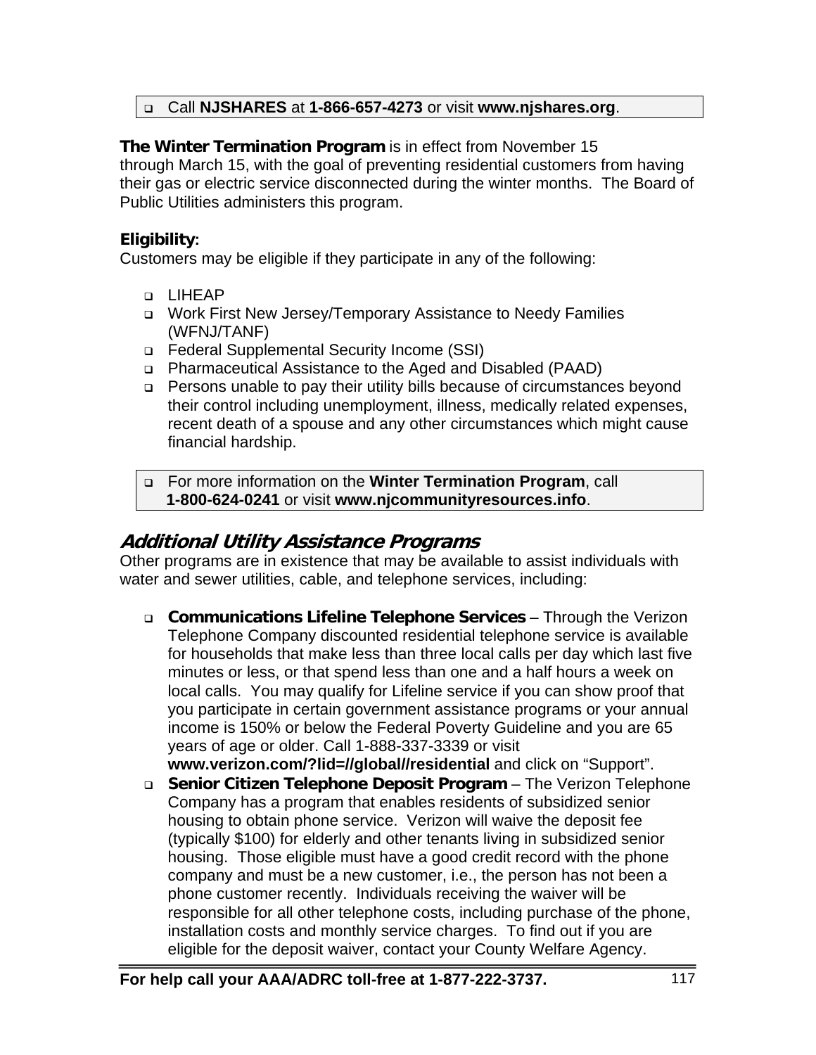- Call **NJSHARES** at **1-866-657-4273** or visit **www.njshares.org**.

**The Winter Termination Program** is in effect from November 15 through March 15, with the goal of preventing residential customers from having their gas or electric service disconnected during the winter months. The Board of Public Utilities administers this program.

**Eligibility:**
Customers may be eligible if they participate in any of the following:

- LIHEAP
- Work First New Jersey/Temporary Assistance to Needy Families (WFNJ/TANF)
- Federal Supplemental Security Income (SSI)
- Pharmaceutical Assistance to the Aged and Disabled (PAAD)
- Persons unable to pay their utility bills because of circumstances beyond their control including unemployment, illness, medically related expenses, recent death of a spouse and any other circumstances which might cause financial hardship.

- For more information on the **Winter Termination Program**, call **1-800-624-0241** or visit **www.njcommunityresources.info**.

## *Additional Utility Assistance Programs*

Other programs are in existence that may be available to assist individuals with water and sewer utilities, cable, and telephone services, including:

- **Communications Lifeline Telephone Services** – Through the Verizon Telephone Company discounted residential telephone service is available for households that make less than three local calls per day which last five minutes or less, or that spend less than one and a half hours a week on local calls. You may qualify for Lifeline service if you can show proof that you participate in certain government assistance programs or your annual income is 150% or below the Federal Poverty Guideline and you are 65 years of age or older. Call 1-888-337-3339 or visit **www.verizon.com/?lid=//global//residential** and click on "Support".
- **Senior Citizen Telephone Deposit Program** – The Verizon Telephone Company has a program that enables residents of subsidized senior housing to obtain phone service. Verizon will waive the deposit fee (typically $100) for elderly and other tenants living in subsidized senior housing. Those eligible must have a good credit record with the phone company and must be a new customer, i.e., the person has not been a phone customer recently. Individuals receiving the waiver will be responsible for all other telephone costs, including purchase of the phone, installation costs and monthly service charges. To find out if you are eligible for the deposit waiver, contact your County Welfare Agency.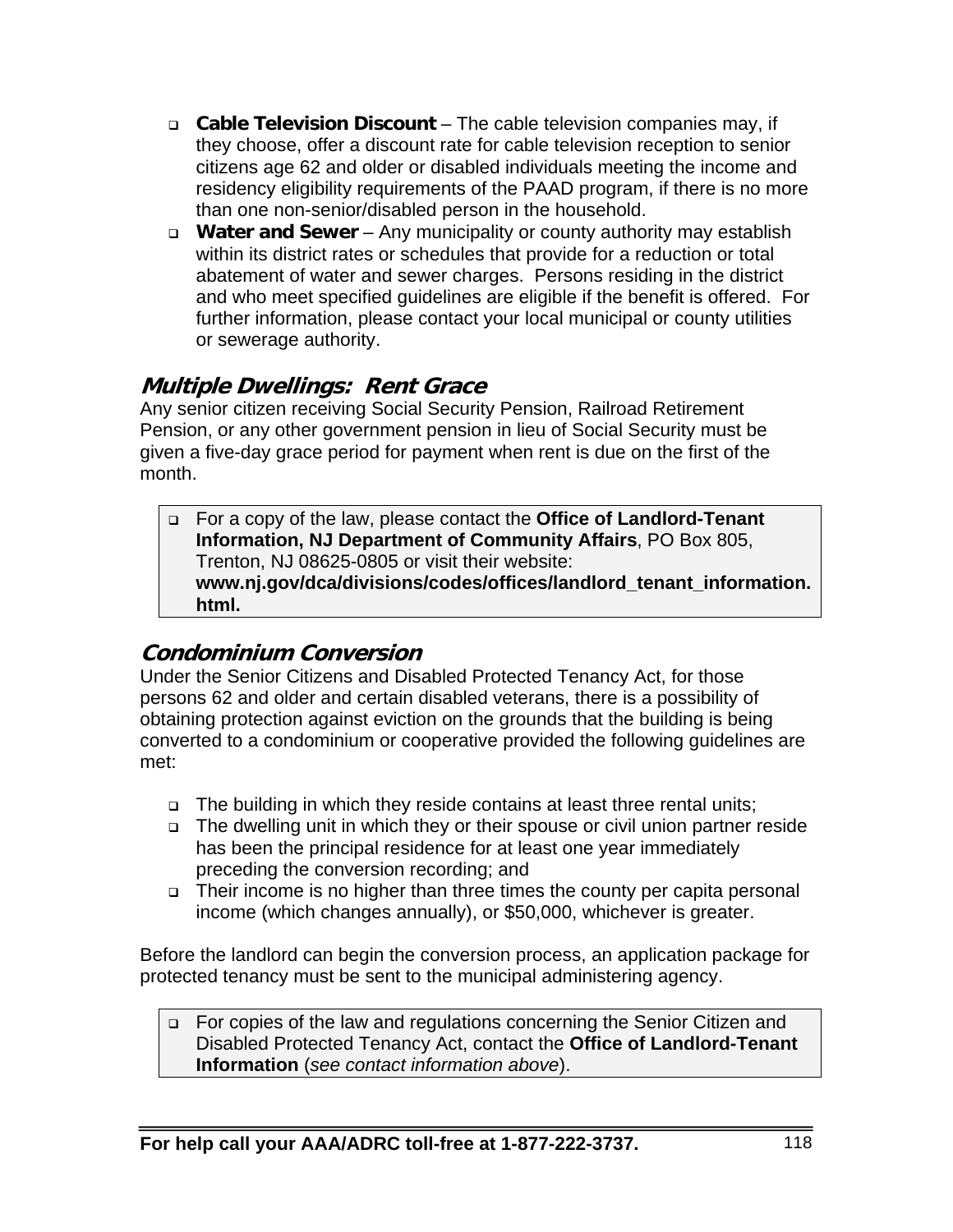- **Cable Television Discount** – The cable television companies may, if they choose, offer a discount rate for cable television reception to senior citizens age 62 and older or disabled individuals meeting the income and residency eligibility requirements of the PAAD program, if there is no more than one non-senior/disabled person in the household.
- **Water and Sewer** – Any municipality or county authority may establish within its district rates or schedules that provide for a reduction or total abatement of water and sewer charges. Persons residing in the district and who meet specified guidelines are eligible if the benefit is offered. For further information, please contact your local municipal or county utilities or sewerage authority.

## *Multiple Dwellings: Rent Grace*

Any senior citizen receiving Social Security Pension, Railroad Retirement Pension, or any other government pension in lieu of Social Security must be given a five-day grace period for payment when rent is due on the first of the month.

- For a copy of the law, please contact the **Office of Landlord-Tenant Information, NJ Department of Community Affairs**, PO Box 805, Trenton, NJ 08625-0805 or visit their website: **www.nj.gov/dca/divisions/codes/offices/landlord_tenant_information.html.**

## *Condominium Conversion*

Under the Senior Citizens and Disabled Protected Tenancy Act, for those persons 62 and older and certain disabled veterans, there is a possibility of obtaining protection against eviction on the grounds that the building is being converted to a condominium or cooperative provided the following guidelines are met:

- The building in which they reside contains at least three rental units;
- The dwelling unit in which they or their spouse or civil union partner reside has been the principal residence for at least one year immediately preceding the conversion recording; and
- Their income is no higher than three times the county per capita personal income (which changes annually), or $50,000, whichever is greater.

Before the landlord can begin the conversion process, an application package for protected tenancy must be sent to the municipal administering agency.

- For copies of the law and regulations concerning the Senior Citizen and Disabled Protected Tenancy Act, contact the **Office of Landlord-Tenant Information** (*see contact information above*).

**For help call your AAA/ADRC toll-free at 1-877-222-3737.**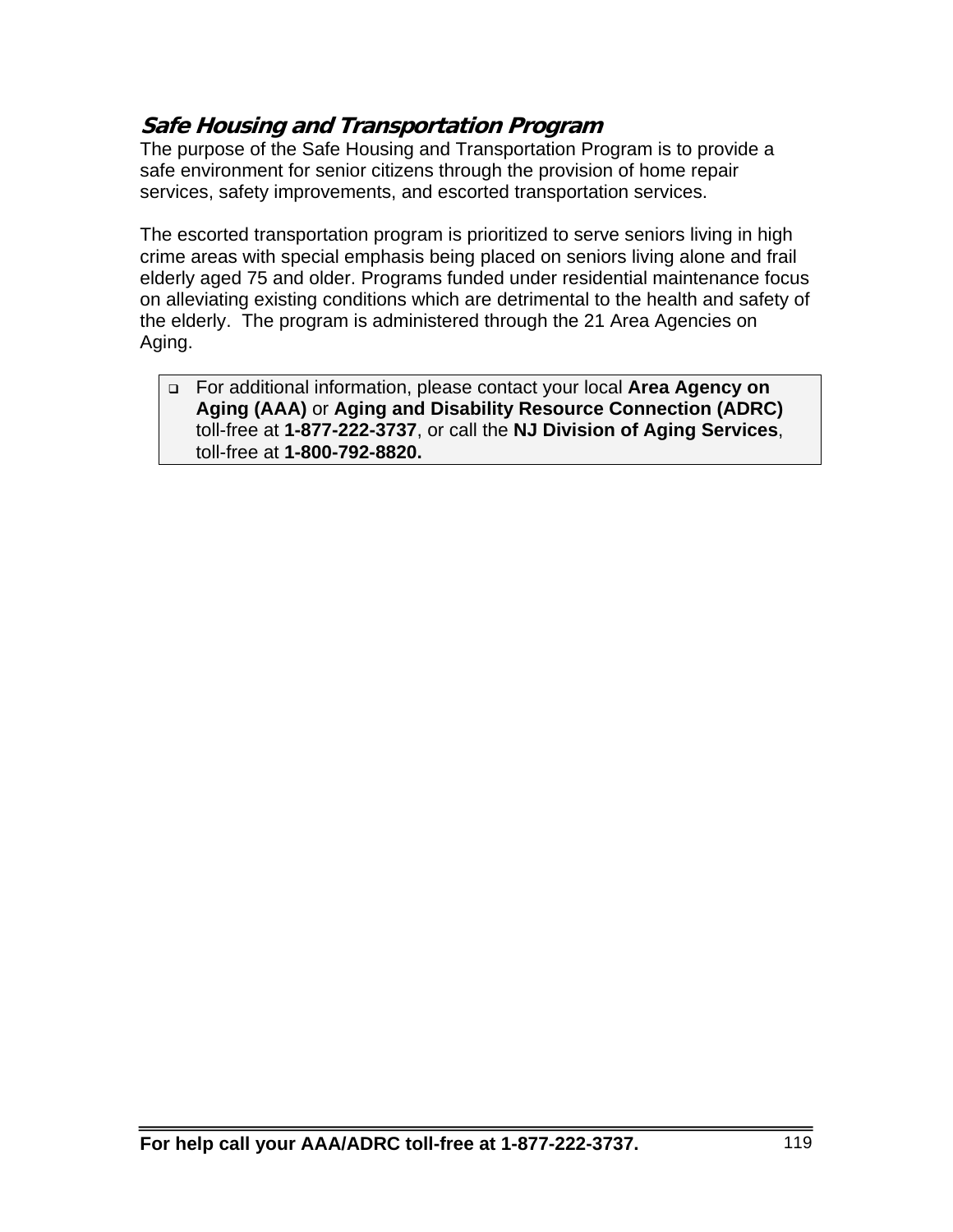### ***Safe Housing and Transportation Program***

The purpose of the Safe Housing and Transportation Program is to provide a safe environment for senior citizens through the provision of home repair services, safety improvements, and escorted transportation services.

The escorted transportation program is prioritized to serve seniors living in high crime areas with special emphasis being placed on seniors living alone and frail elderly aged 75 and older. Programs funded under residential maintenance focus on alleviating existing conditions which are detrimental to the health and safety of the elderly. The program is administered through the 21 Area Agencies on Aging.

- For additional information, please contact your local **Area Agency on Aging (AAA)** or **Aging and Disability Resource Connection (ADRC)** toll-free at **1-877-222-3737**, or call the **NJ Division of Aging Services**, toll-free at **1-800-792-8820.**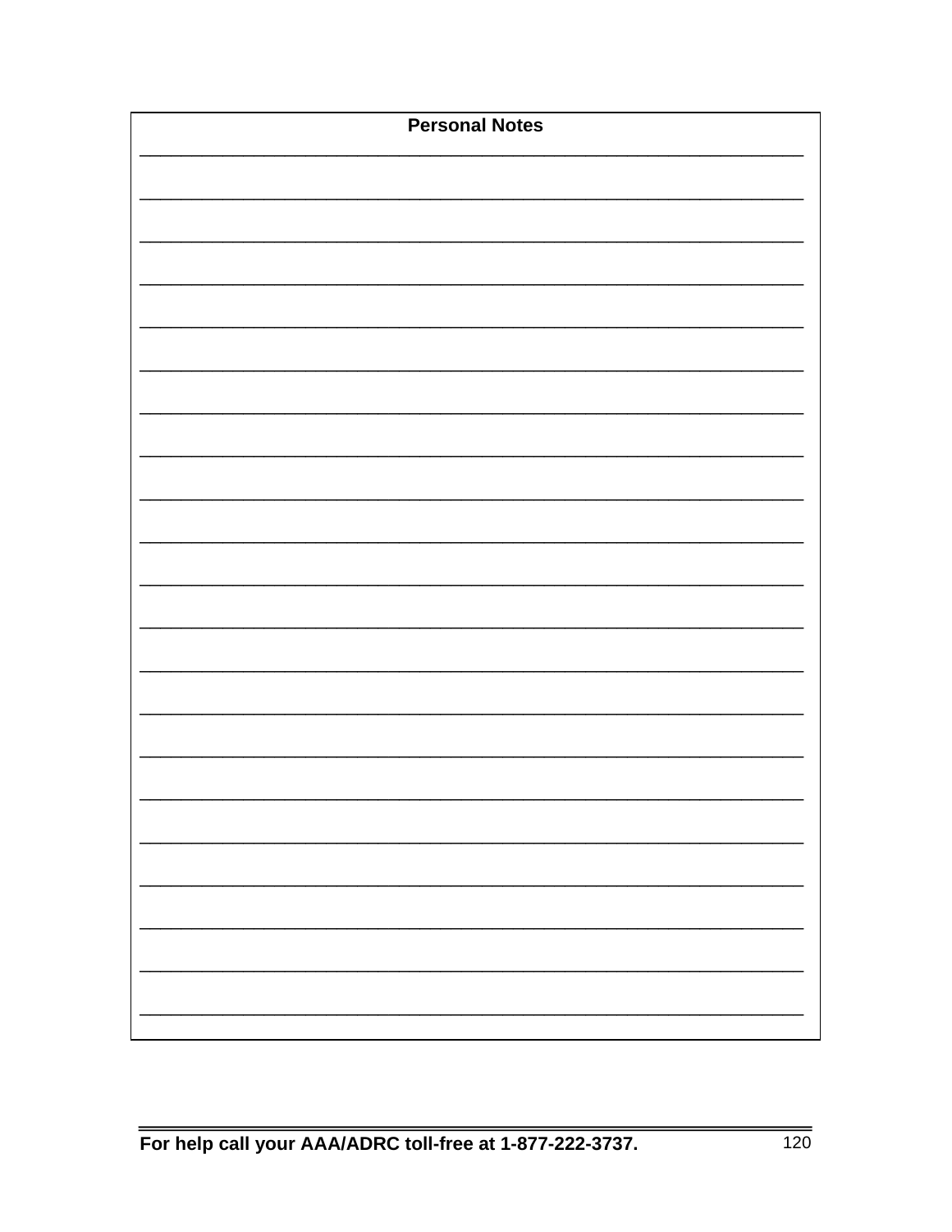**Personal Notes**

_______________________________________________________________________

_______________________________________________________________________

_______________________________________________________________________

_______________________________________________________________________

_______________________________________________________________________

_______________________________________________________________________

_______________________________________________________________________

_______________________________________________________________________

_______________________________________________________________________

_______________________________________________________________________

_______________________________________________________________________

_______________________________________________________________________

_______________________________________________________________________

_______________________________________________________________________

_______________________________________________________________________

_______________________________________________________________________

_______________________________________________________________________

_______________________________________________________________________

_______________________________________________________________________

_______________________________________________________________________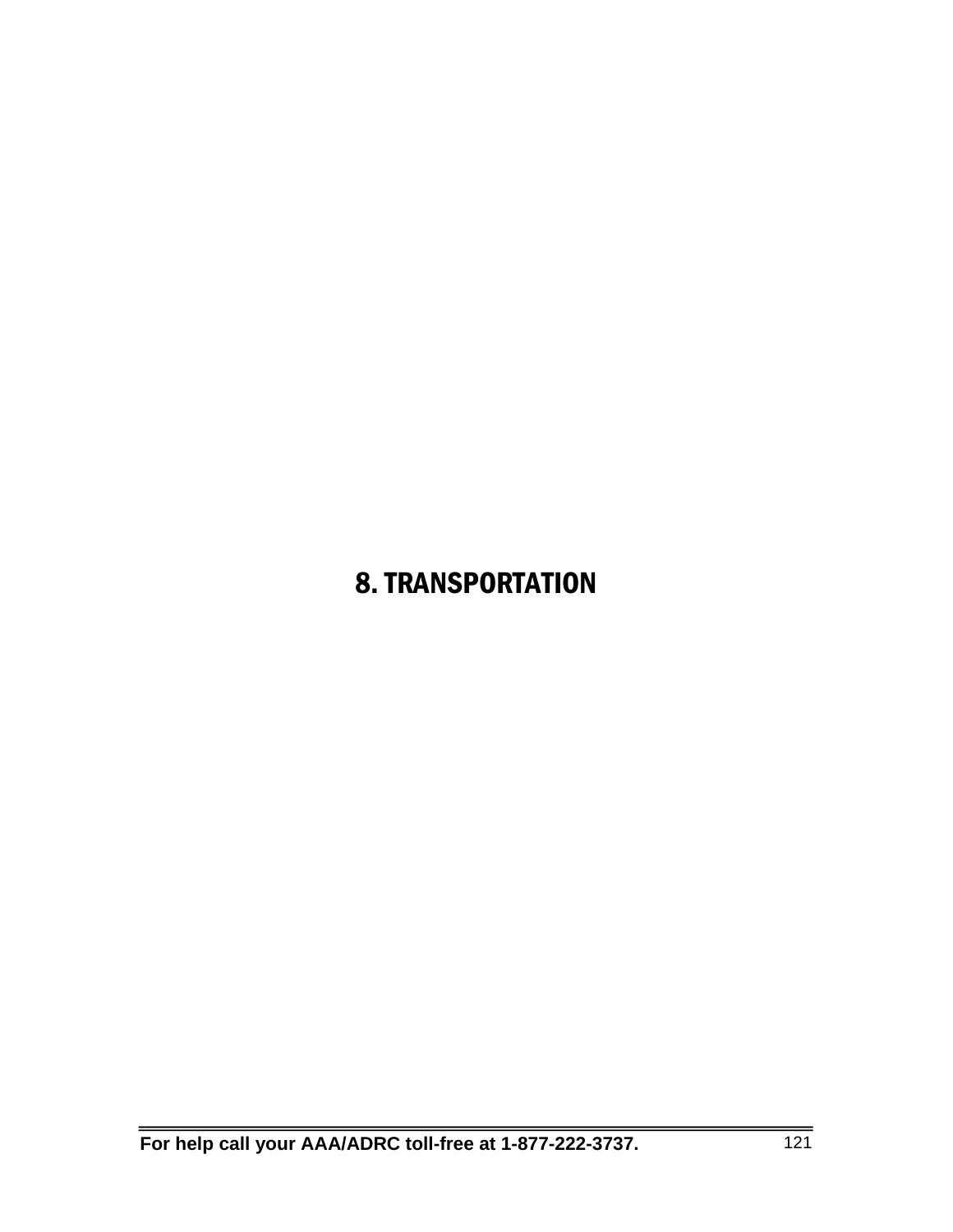# 8. TRANSPORTATION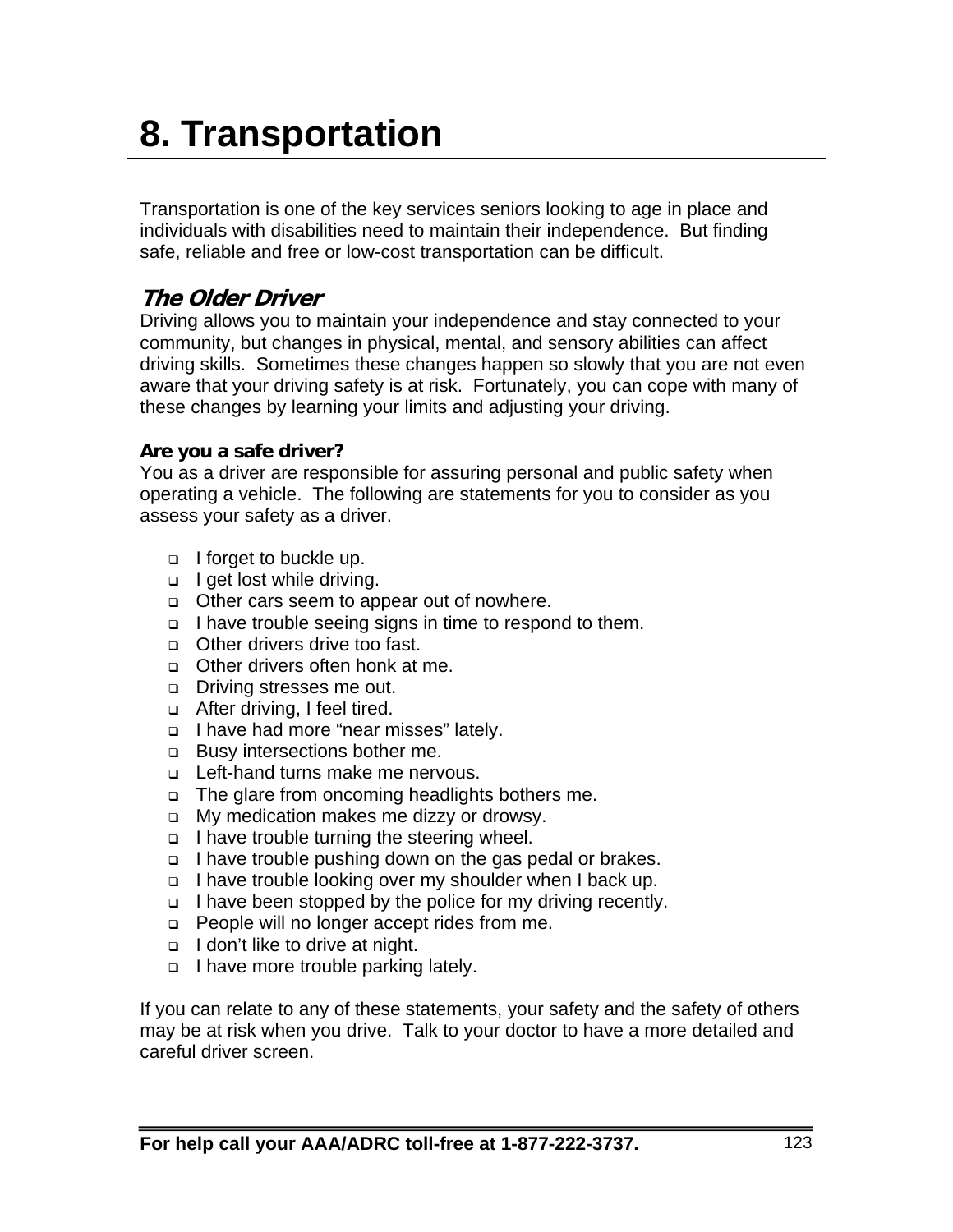# 8. Transportation

Transportation is one of the key services seniors looking to age in place and individuals with disabilities need to maintain their independence. But finding safe, reliable and free or low-cost transportation can be difficult.

## *The Older Driver*

Driving allows you to maintain your independence and stay connected to your community, but changes in physical, mental, and sensory abilities can affect driving skills. Sometimes these changes happen so slowly that you are not even aware that your driving safety is at risk. Fortunately, you can cope with many of these changes by learning your limits and adjusting your driving.

### Are you a safe driver?

You as a driver are responsible for assuring personal and public safety when operating a vehicle. The following are statements for you to consider as you assess your safety as a driver.

- ❑ I forget to buckle up.
- ❑ I get lost while driving.
- ❑ Other cars seem to appear out of nowhere.
- ❑ I have trouble seeing signs in time to respond to them.
- ❑ Other drivers drive too fast.
- ❑ Other drivers often honk at me.
- ❑ Driving stresses me out.
- ❑ After driving, I feel tired.
- ❑ I have had more "near misses" lately.
- ❑ Busy intersections bother me.
- ❑ Left-hand turns make me nervous.
- ❑ The glare from oncoming headlights bothers me.
- ❑ My medication makes me dizzy or drowsy.
- ❑ I have trouble turning the steering wheel.
- ❑ I have trouble pushing down on the gas pedal or brakes.
- ❑ I have trouble looking over my shoulder when I back up.
- ❑ I have been stopped by the police for my driving recently.
- ❑ People will no longer accept rides from me.
- ❑ I don't like to drive at night.
- ❑ I have more trouble parking lately.

If you can relate to any of these statements, your safety and the safety of others may be at risk when you drive. Talk to your doctor to have a more detailed and careful driver screen.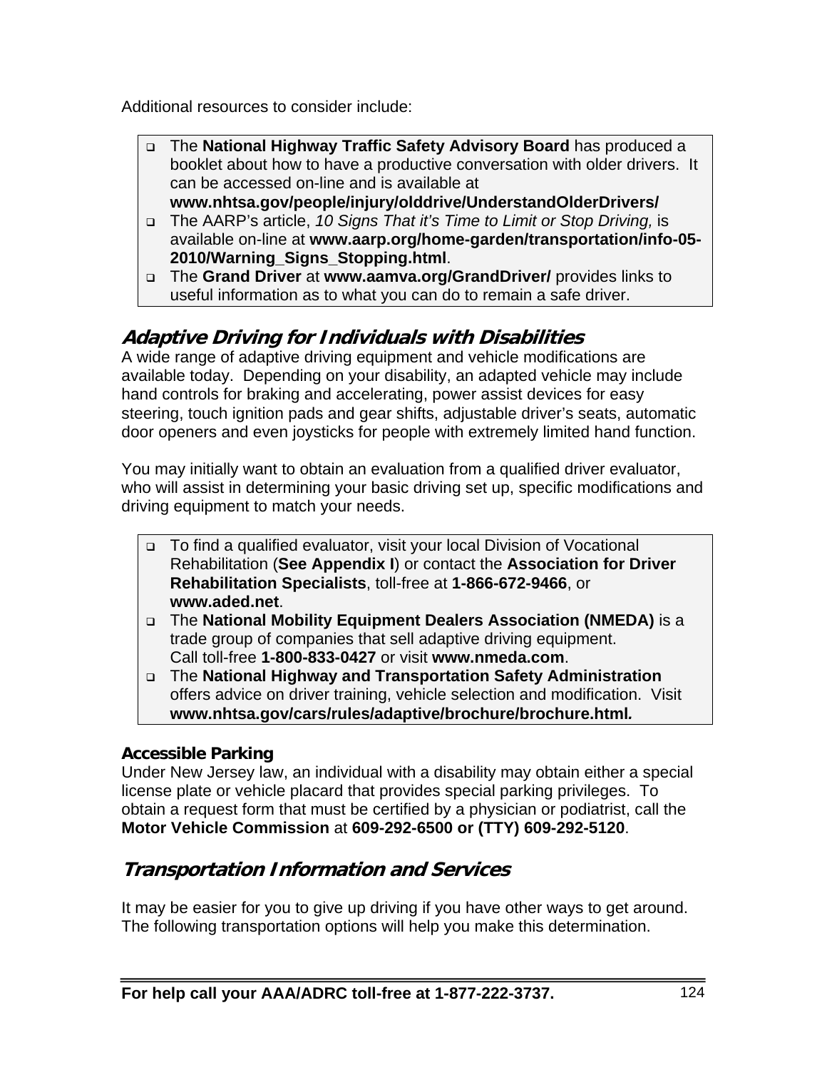Additional resources to consider include:

- The **National Highway Traffic Safety Advisory Board** has produced a booklet about how to have a productive conversation with older drivers. It can be accessed on-line and is available at **www.nhtsa.gov/people/injury/olddrive/UnderstandOlderDrivers/**
- The AARP's article, *10 Signs That it's Time to Limit or Stop Driving,* is available on-line at **www.aarp.org/home-garden/transportation/info-05-2010/Warning_Signs_Stopping.html**.
- The **Grand Driver** at **www.aamva.org/GrandDriver/** provides links to useful information as to what you can do to remain a safe driver.

## Adaptive Driving for Individuals with Disabilities

A wide range of adaptive driving equipment and vehicle modifications are available today. Depending on your disability, an adapted vehicle may include hand controls for braking and accelerating, power assist devices for easy steering, touch ignition pads and gear shifts, adjustable driver's seats, automatic door openers and even joysticks for people with extremely limited hand function.

You may initially want to obtain an evaluation from a qualified driver evaluator, who will assist in determining your basic driving set up, specific modifications and driving equipment to match your needs.

- To find a qualified evaluator, visit your local Division of Vocational Rehabilitation (**See Appendix I**) or contact the **Association for Driver Rehabilitation Specialists**, toll-free at **1-866-672-9466**, or **www.aded.net**.
- The **National Mobility Equipment Dealers Association (NMEDA)** is a trade group of companies that sell adaptive driving equipment. Call toll-free **1-800-833-0427** or visit **www.nmeda.com**.
- The **National Highway and Transportation Safety Administration** offers advice on driver training, vehicle selection and modification. Visit **www.nhtsa.gov/cars/rules/adaptive/brochure/brochure.html.**

### Accessible Parking

Under New Jersey law, an individual with a disability may obtain either a special license plate or vehicle placard that provides special parking privileges. To obtain a request form that must be certified by a physician or podiatrist, call the **Motor Vehicle Commission** at **609-292-6500 or (TTY) 609-292-5120**.

## Transportation Information and Services

It may be easier for you to give up driving if you have other ways to get around. The following transportation options will help you make this determination.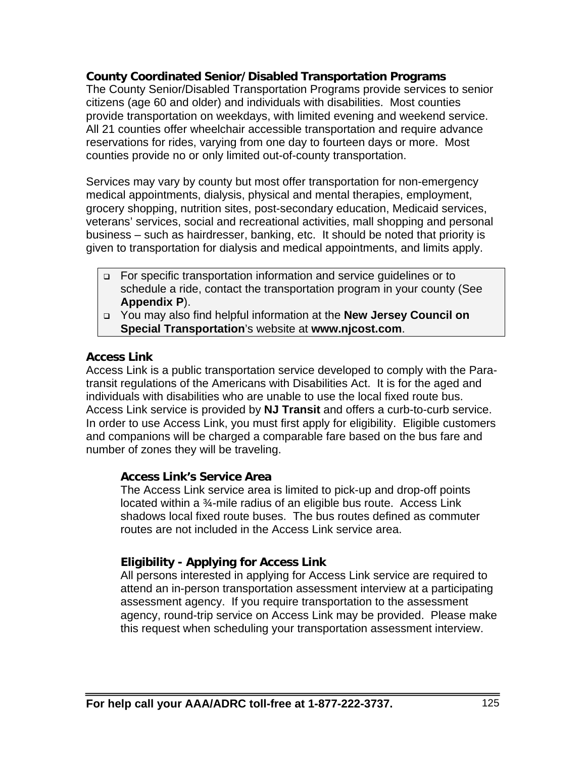## County Coordinated Senior/Disabled Transportation Programs

The County Senior/Disabled Transportation Programs provide services to senior citizens (age 60 and older) and individuals with disabilities. Most counties provide transportation on weekdays, with limited evening and weekend service. All 21 counties offer wheelchair accessible transportation and require advance reservations for rides, varying from one day to fourteen days or more. Most counties provide no or only limited out-of-county transportation.

Services may vary by county but most offer transportation for non-emergency medical appointments, dialysis, physical and mental therapies, employment, grocery shopping, nutrition sites, post-secondary education, Medicaid services, veterans' services, social and recreational activities, mall shopping and personal business – such as hairdresser, banking, etc. It should be noted that priority is given to transportation for dialysis and medical appointments, and limits apply.

- For specific transportation information and service guidelines or to schedule a ride, contact the transportation program in your county (See **Appendix P**).
- You may also find helpful information at the **New Jersey Council on Special Transportation**'s website at **www.njcost.com**.

## Access Link

Access Link is a public transportation service developed to comply with the Para-transit regulations of the Americans with Disabilities Act. It is for the aged and individuals with disabilities who are unable to use the local fixed route bus. Access Link service is provided by **NJ Transit** and offers a curb-to-curb service. In order to use Access Link, you must first apply for eligibility. Eligible customers and companions will be charged a comparable fare based on the bus fare and number of zones they will be traveling.

### Access Link's Service Area

The Access Link service area is limited to pick-up and drop-off points located within a ¾-mile radius of an eligible bus route. Access Link shadows local fixed route buses. The bus routes defined as commuter routes are not included in the Access Link service area.

### Eligibility - Applying for Access Link

All persons interested in applying for Access Link service are required to attend an in-person transportation assessment interview at a participating assessment agency. If you require transportation to the assessment agency, round-trip service on Access Link may be provided. Please make this request when scheduling your transportation assessment interview.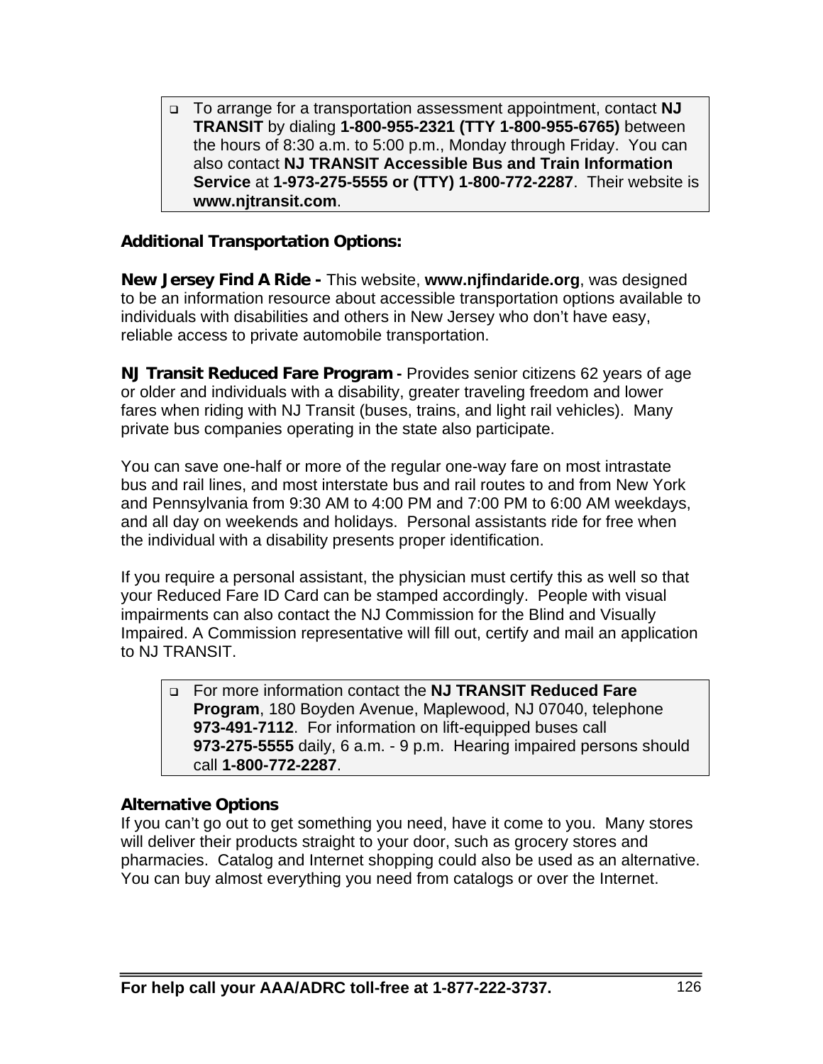- To arrange for a transportation assessment appointment, contact **NJ TRANSIT** by dialing **1-800-955-2321 (TTY 1-800-955-6765)** between the hours of 8:30 a.m. to 5:00 p.m., Monday through Friday. You can also contact **NJ TRANSIT Accessible Bus and Train Information Service** at **1-973-275-5555 or (TTY) 1-800-772-2287**. Their website is **www.njtransit.com**.

### Additional Transportation Options:

**New Jersey Find A Ride -** This website, **www.njfindaride.org**, was designed to be an information resource about accessible transportation options available to individuals with disabilities and others in New Jersey who don't have easy, reliable access to private automobile transportation.

**NJ Transit Reduced Fare Program -** Provides senior citizens 62 years of age or older and individuals with a disability, greater traveling freedom and lower fares when riding with NJ Transit (buses, trains, and light rail vehicles). Many private bus companies operating in the state also participate.

You can save one-half or more of the regular one-way fare on most intrastate bus and rail lines, and most interstate bus and rail routes to and from New York and Pennsylvania from 9:30 AM to 4:00 PM and 7:00 PM to 6:00 AM weekdays, and all day on weekends and holidays. Personal assistants ride for free when the individual with a disability presents proper identification.

If you require a personal assistant, the physician must certify this as well so that your Reduced Fare ID Card can be stamped accordingly. People with visual impairments can also contact the NJ Commission for the Blind and Visually Impaired. A Commission representative will fill out, certify and mail an application to NJ TRANSIT.

- For more information contact the **NJ TRANSIT Reduced Fare Program**, 180 Boyden Avenue, Maplewood, NJ 07040, telephone **973-491-7112**. For information on lift-equipped buses call **973-275-5555** daily, 6 a.m. - 9 p.m. Hearing impaired persons should call **1-800-772-2287**.

### Alternative Options

If you can't go out to get something you need, have it come to you. Many stores will deliver their products straight to your door, such as grocery stores and pharmacies. Catalog and Internet shopping could also be used as an alternative. You can buy almost everything you need from catalogs or over the Internet.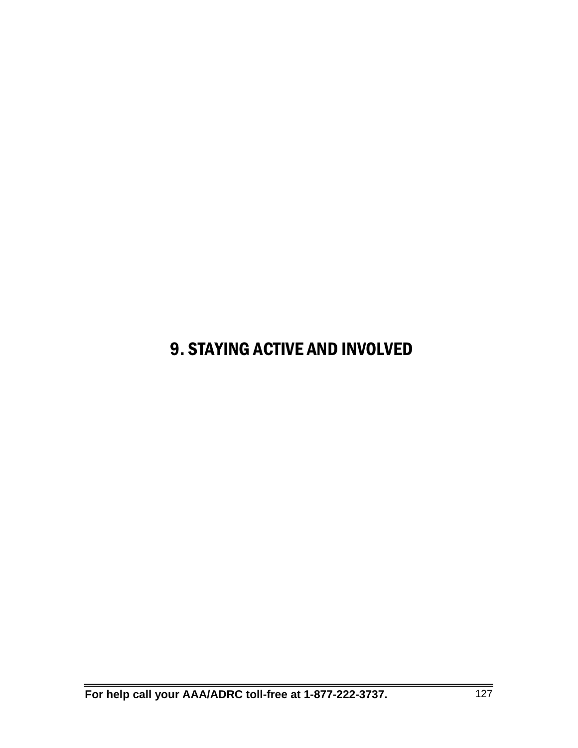# 9. STAYING ACTIVE AND INVOLVED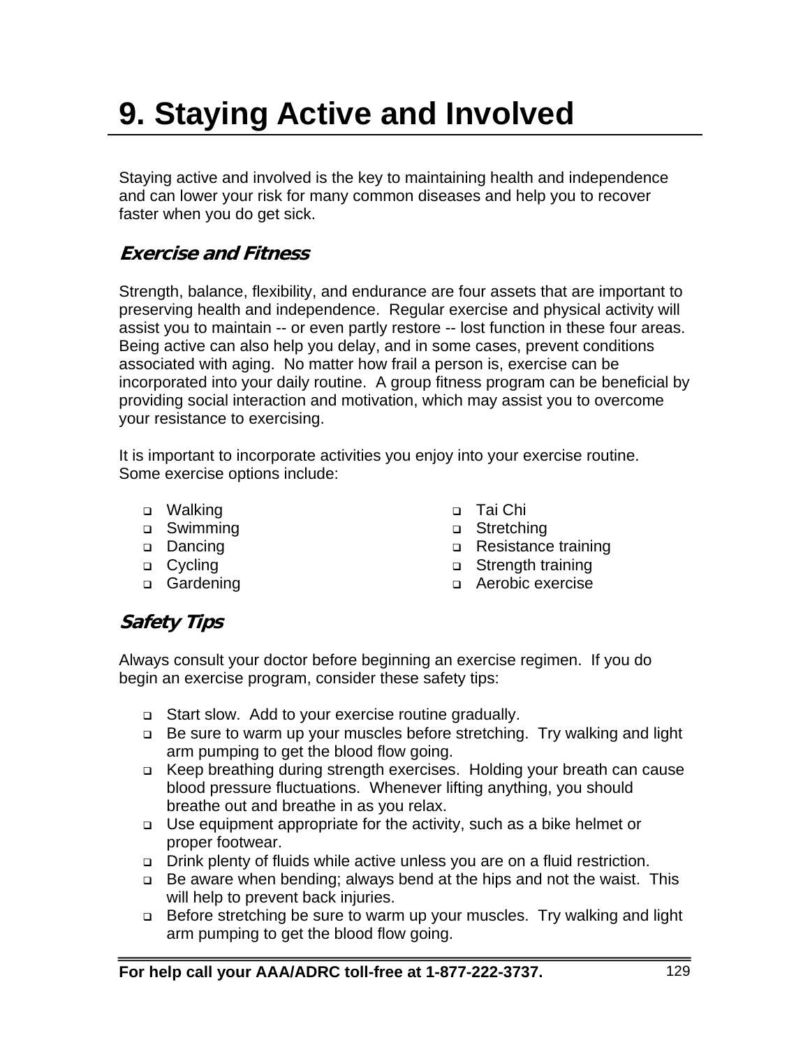# 9. Staying Active and Involved

Staying active and involved is the key to maintaining health and independence and can lower your risk for many common diseases and help you to recover faster when you do get sick.

## *Exercise and Fitness*

Strength, balance, flexibility, and endurance are four assets that are important to preserving health and independence. Regular exercise and physical activity will assist you to maintain -- or even partly restore -- lost function in these four areas. Being active can also help you delay, and in some cases, prevent conditions associated with aging. No matter how frail a person is, exercise can be incorporated into your daily routine. A group fitness program can be beneficial by providing social interaction and motivation, which may assist you to overcome your resistance to exercising.

It is important to incorporate activities you enjoy into your exercise routine. Some exercise options include:

- Walking
- Swimming
- Dancing
- Cycling
- Gardening
- Tai Chi
- Stretching
- Resistance training
- Strength training
- Aerobic exercise

## *Safety Tips*

Always consult your doctor before beginning an exercise regimen. If you do begin an exercise program, consider these safety tips:

- Start slow. Add to your exercise routine gradually.
- Be sure to warm up your muscles before stretching. Try walking and light arm pumping to get the blood flow going.
- Keep breathing during strength exercises. Holding your breath can cause blood pressure fluctuations. Whenever lifting anything, you should breathe out and breathe in as you relax.
- Use equipment appropriate for the activity, such as a bike helmet or proper footwear.
- Drink plenty of fluids while active unless you are on a fluid restriction.
- Be aware when bending; always bend at the hips and not the waist. This will help to prevent back injuries.
- Before stretching be sure to warm up your muscles. Try walking and light arm pumping to get the blood flow going.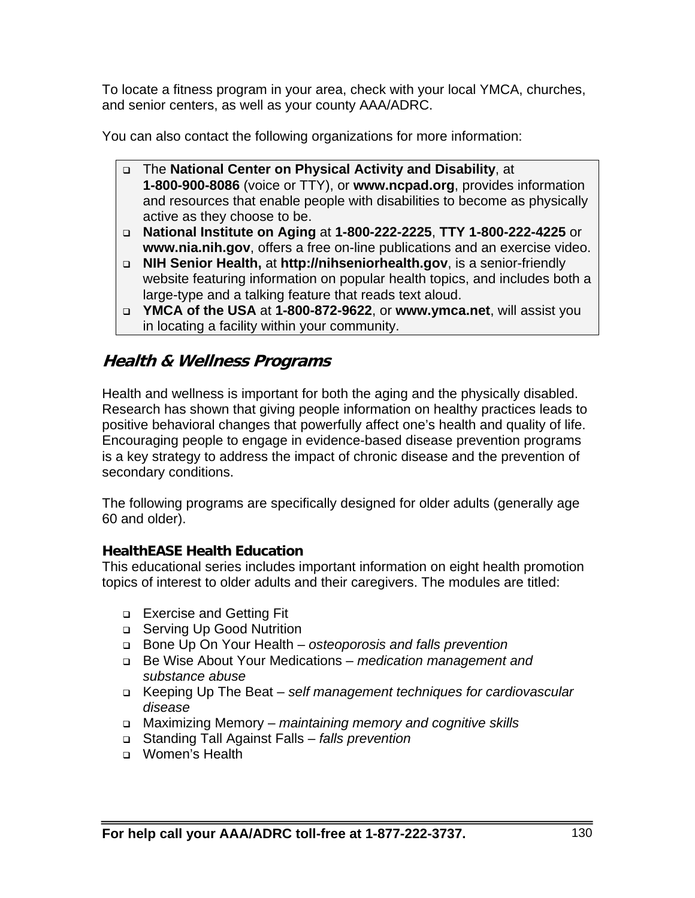To locate a fitness program in your area, check with your local YMCA, churches, and senior centers, as well as your county AAA/ADRC.

You can also contact the following organizations for more information:

- The **National Center on Physical Activity and Disability**, at **1-800-900-8086** (voice or TTY), or **www.ncpad.org**, provides information and resources that enable people with disabilities to become as physically active as they choose to be.
- **National Institute on Aging** at **1-800-222-2225**, **TTY 1-800-222-4225** or **www.nia.nih.gov**, offers a free on-line publications and an exercise video.
- **NIH Senior Health,** at **http://nihseniorhealth.gov**, is a senior-friendly website featuring information on popular health topics, and includes both a large-type and a talking feature that reads text aloud.
- **YMCA of the USA** at **1-800-872-9622**, or **www.ymca.net**, will assist you in locating a facility within your community.

## Health & Wellness Programs

Health and wellness is important for both the aging and the physically disabled. Research has shown that giving people information on healthy practices leads to positive behavioral changes that powerfully affect one's health and quality of life. Encouraging people to engage in evidence-based disease prevention programs is a key strategy to address the impact of chronic disease and the prevention of secondary conditions.

The following programs are specifically designed for older adults (generally age 60 and older).

### HealthEASE Health Education

This educational series includes important information on eight health promotion topics of interest to older adults and their caregivers. The modules are titled:

- Exercise and Getting Fit
- Serving Up Good Nutrition
- Bone Up On Your Health – *osteoporosis and falls prevention*
- Be Wise About Your Medications – *medication management and substance abuse*
- Keeping Up The Beat – *self management techniques for cardiovascular disease*
- Maximizing Memory – *maintaining memory and cognitive skills*
- Standing Tall Against Falls – *falls prevention*
- Women's Health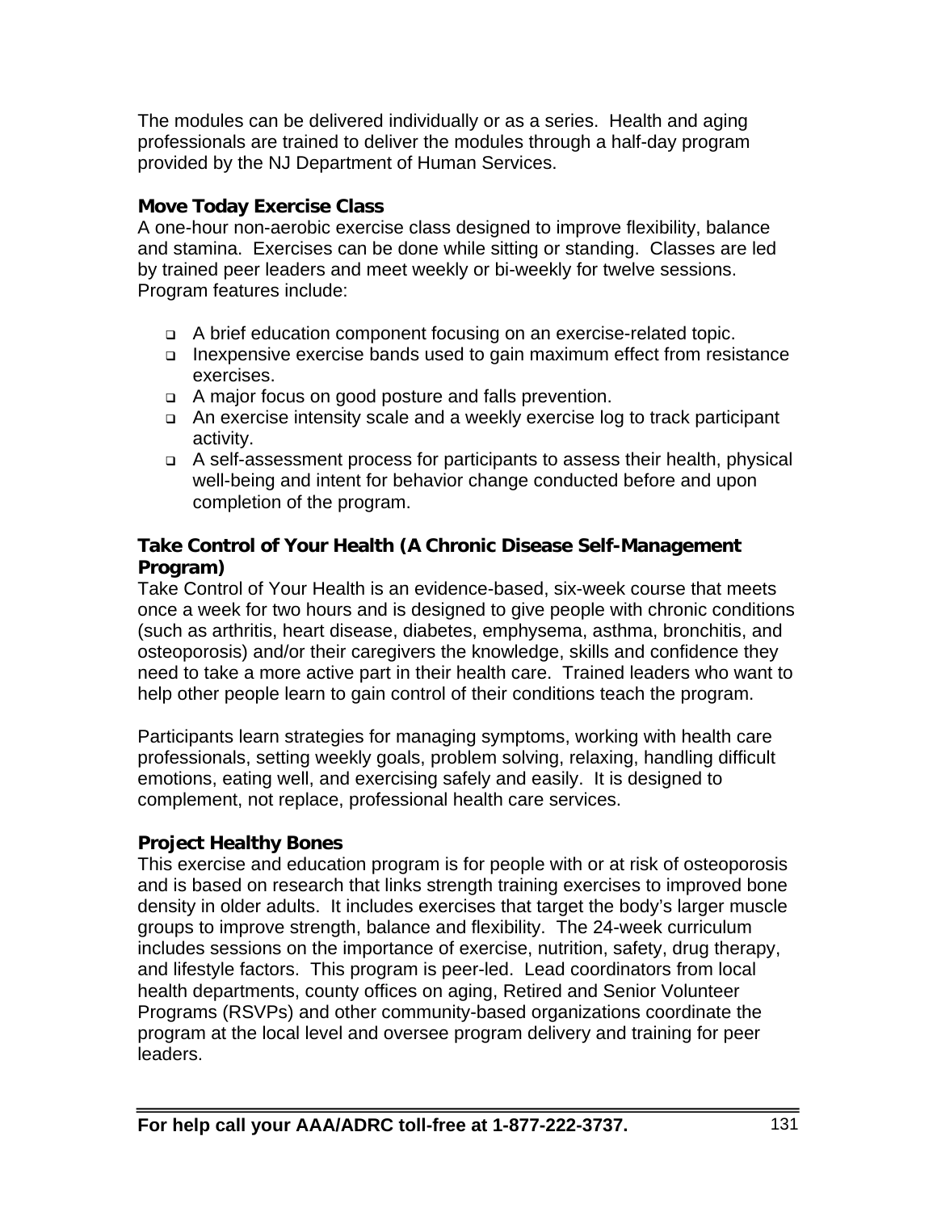The modules can be delivered individually or as a series. Health and aging professionals are trained to deliver the modules through a half-day program provided by the NJ Department of Human Services.

### Move Today Exercise Class

A one-hour non-aerobic exercise class designed to improve flexibility, balance and stamina. Exercises can be done while sitting or standing. Classes are led by trained peer leaders and meet weekly or bi-weekly for twelve sessions. Program features include:

- A brief education component focusing on an exercise-related topic.
- Inexpensive exercise bands used to gain maximum effect from resistance exercises.
- A major focus on good posture and falls prevention.
- An exercise intensity scale and a weekly exercise log to track participant activity.
- A self-assessment process for participants to assess their health, physical well-being and intent for behavior change conducted before and upon completion of the program.

### Take Control of Your Health (A Chronic Disease Self-Management Program)

Take Control of Your Health is an evidence-based, six-week course that meets once a week for two hours and is designed to give people with chronic conditions (such as arthritis, heart disease, diabetes, emphysema, asthma, bronchitis, and osteoporosis) and/or their caregivers the knowledge, skills and confidence they need to take a more active part in their health care. Trained leaders who want to help other people learn to gain control of their conditions teach the program.

Participants learn strategies for managing symptoms, working with health care professionals, setting weekly goals, problem solving, relaxing, handling difficult emotions, eating well, and exercising safely and easily. It is designed to complement, not replace, professional health care services.

### Project Healthy Bones

This exercise and education program is for people with or at risk of osteoporosis and is based on research that links strength training exercises to improved bone density in older adults. It includes exercises that target the body's larger muscle groups to improve strength, balance and flexibility. The 24-week curriculum includes sessions on the importance of exercise, nutrition, safety, drug therapy, and lifestyle factors. This program is peer-led. Lead coordinators from local health departments, county offices on aging, Retired and Senior Volunteer Programs (RSVPs) and other community-based organizations coordinate the program at the local level and oversee program delivery and training for peer leaders.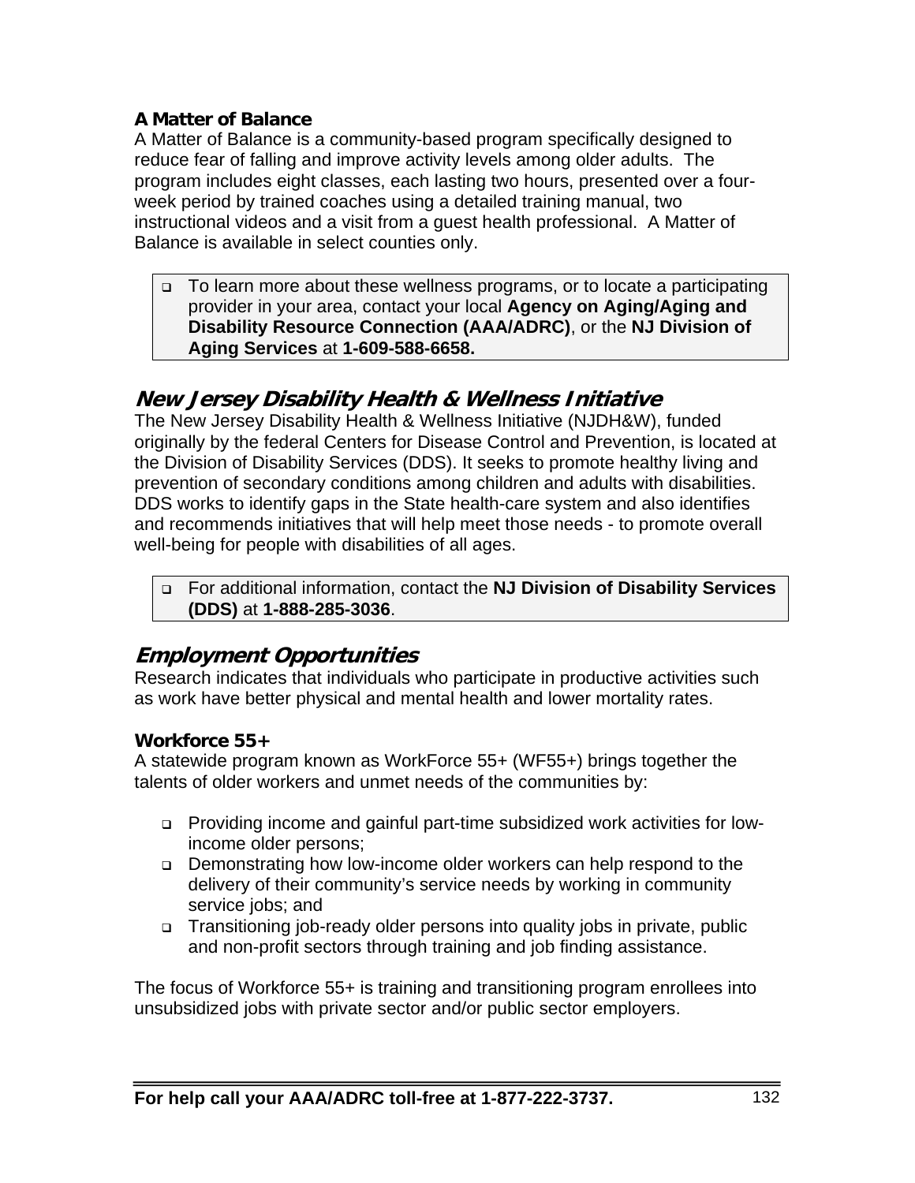**A Matter of Balance**

A Matter of Balance is a community-based program specifically designed to reduce fear of falling and improve activity levels among older adults. The program includes eight classes, each lasting two hours, presented over a four-week period by trained coaches using a detailed training manual, two instructional videos and a visit from a guest health professional. A Matter of Balance is available in select counties only.

- To learn more about these wellness programs, or to locate a participating provider in your area, contact your local **Agency on Aging/Aging and Disability Resource Connection (AAA/ADRC)**, or the **NJ Division of Aging Services** at **1-609-588-6658.**

## *New Jersey Disability Health & Wellness Initiative*

The New Jersey Disability Health & Wellness Initiative (NJDH&W), funded originally by the federal Centers for Disease Control and Prevention, is located at the Division of Disability Services (DDS). It seeks to promote healthy living and prevention of secondary conditions among children and adults with disabilities. DDS works to identify gaps in the State health-care system and also identifies and recommends initiatives that will help meet those needs - to promote overall well-being for people with disabilities of all ages.

- For additional information, contact the **NJ Division of Disability Services (DDS)** at **1-888-285-3036**.

## *Employment Opportunities*

Research indicates that individuals who participate in productive activities such as work have better physical and mental health and lower mortality rates.

**Workforce 55+**

A statewide program known as WorkForce 55+ (WF55+) brings together the talents of older workers and unmet needs of the communities by:

- Providing income and gainful part-time subsidized work activities for low-income older persons;
- Demonstrating how low-income older workers can help respond to the delivery of their community's service needs by working in community service jobs; and
- Transitioning job-ready older persons into quality jobs in private, public and non-profit sectors through training and job finding assistance.

The focus of Workforce 55+ is training and transitioning program enrollees into unsubsidized jobs with private sector and/or public sector employers.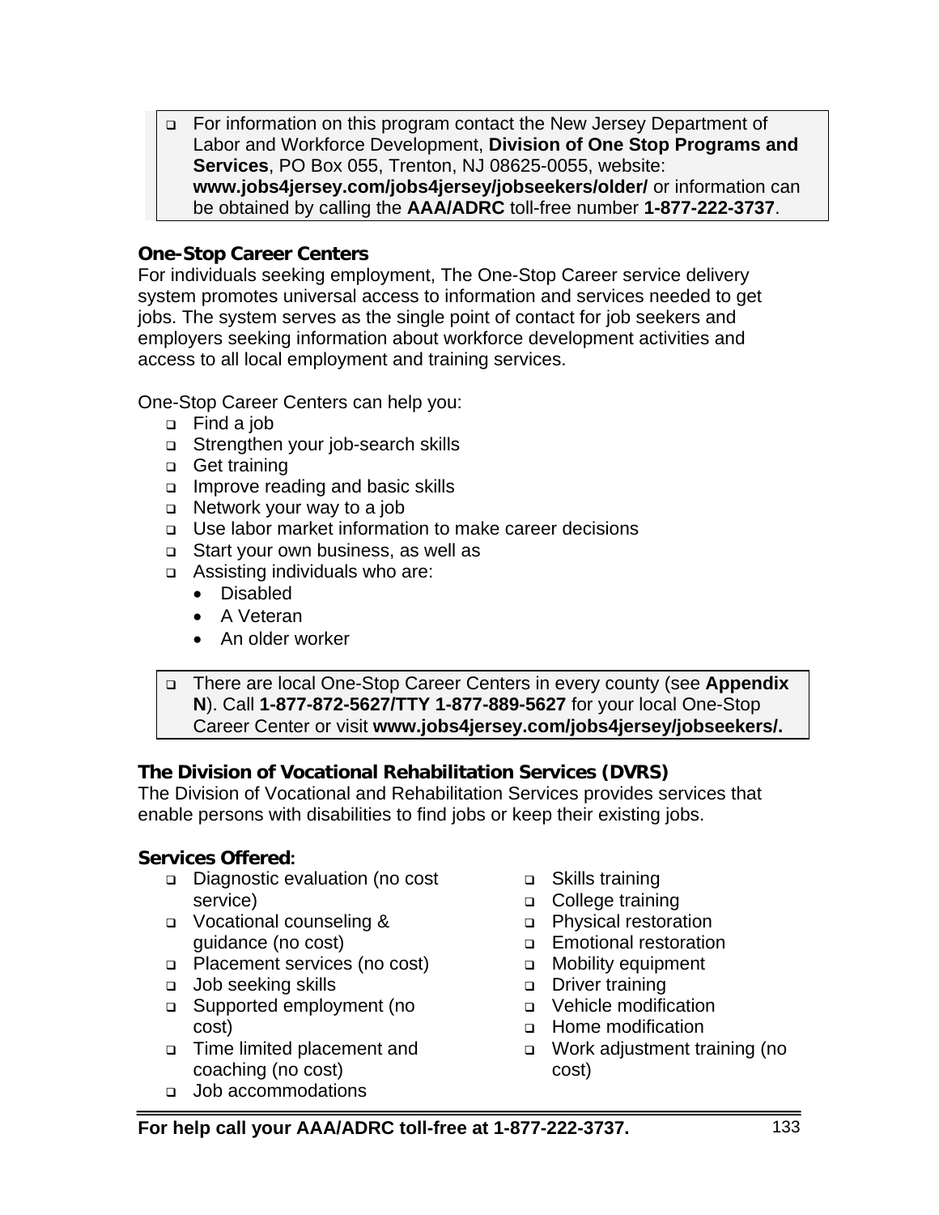- For information on this program contact the New Jersey Department of Labor and Workforce Development, **Division of One Stop Programs and Services**, PO Box 055, Trenton, NJ 08625-0055, website: **www.jobs4jersey.com/jobs4jersey/jobseekers/older/** or information can be obtained by calling the **AAA/ADRC** toll-free number **1-877-222-3737**.

### One-Stop Career Centers

For individuals seeking employment, The One-Stop Career service delivery system promotes universal access to information and services needed to get jobs. The system serves as the single point of contact for job seekers and employers seeking information about workforce development activities and access to all local employment and training services.

One-Stop Career Centers can help you:

- Find a job
- Strengthen your job-search skills
- Get training
- Improve reading and basic skills
- Network your way to a job
- Use labor market information to make career decisions
- Start your own business, as well as
- Assisting individuals who are:
  - Disabled
  - A Veteran
  - An older worker

- There are local One-Stop Career Centers in every county (see **Appendix N**). Call **1-877-872-5627/TTY 1-877-889-5627** for your local One-Stop Career Center or visit **www.jobs4jersey.com/jobs4jersey/jobseekers/.**

### The Division of Vocational Rehabilitation Services (DVRS)

The Division of Vocational and Rehabilitation Services provides services that enable persons with disabilities to find jobs or keep their existing jobs.

**Services Offered:**

- Diagnostic evaluation (no cost service)
- Vocational counseling & guidance (no cost)
- Placement services (no cost)
- Job seeking skills
- Supported employment (no cost)
- Time limited placement and coaching (no cost)
- Job accommodations
- Skills training
- College training
- Physical restoration
- Emotional restoration
- Mobility equipment
- Driver training
- Vehicle modification
- Home modification
- Work adjustment training (no cost)

**For help call your AAA/ADRC toll-free at 1-877-222-3737.**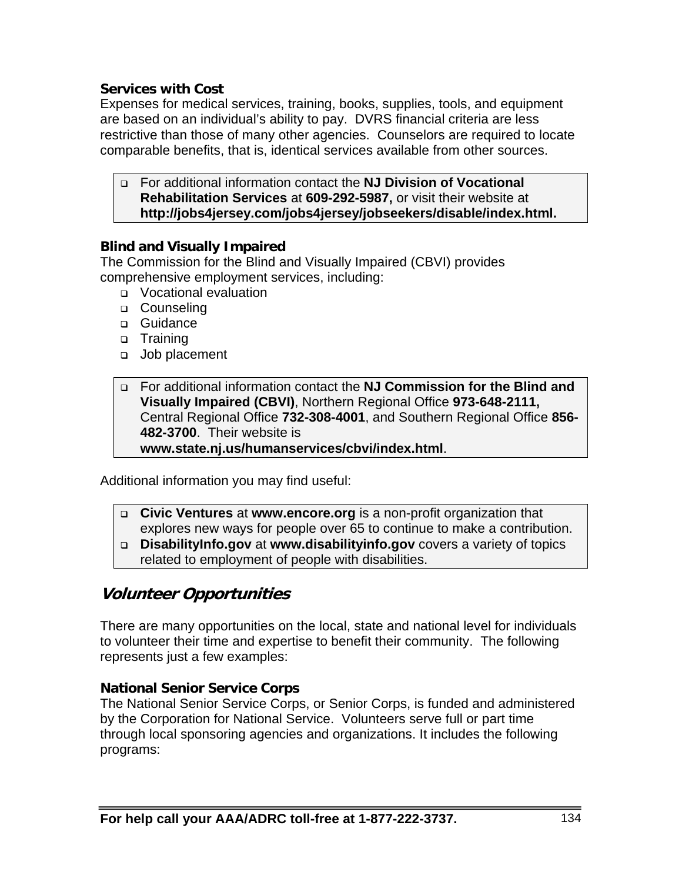### Services with Cost

Expenses for medical services, training, books, supplies, tools, and equipment are based on an individual's ability to pay. DVRS financial criteria are less restrictive than those of many other agencies. Counselors are required to locate comparable benefits, that is, identical services available from other sources.

- For additional information contact the **NJ Division of Vocational Rehabilitation Services** at **609-292-5987,** or visit their website at **http://jobs4jersey.com/jobs4jersey/jobseekers/disable/index.html.**

### Blind and Visually Impaired

The Commission for the Blind and Visually Impaired (CBVI) provides comprehensive employment services, including:

- Vocational evaluation
- Counseling
- Guidance
- Training
- Job placement

- For additional information contact the **NJ Commission for the Blind and Visually Impaired (CBVI)**, Northern Regional Office **973-648-2111,** Central Regional Office **732-308-4001**, and Southern Regional Office **856-482-3700**. Their website is **www.state.nj.us/humanservices/cbvi/index.html**.

Additional information you may find useful:

- **Civic Ventures** at **www.encore.org** is a non-profit organization that explores new ways for people over 65 to continue to make a contribution.
- **DisabilityInfo.gov** at **www.disabilityinfo.gov** covers a variety of topics related to employment of people with disabilities.

## *Volunteer Opportunities*

There are many opportunities on the local, state and national level for individuals to volunteer their time and expertise to benefit their community. The following represents just a few examples:

### National Senior Service Corps

The National Senior Service Corps, or Senior Corps, is funded and administered by the Corporation for National Service. Volunteers serve full or part time through local sponsoring agencies and organizations. It includes the following programs: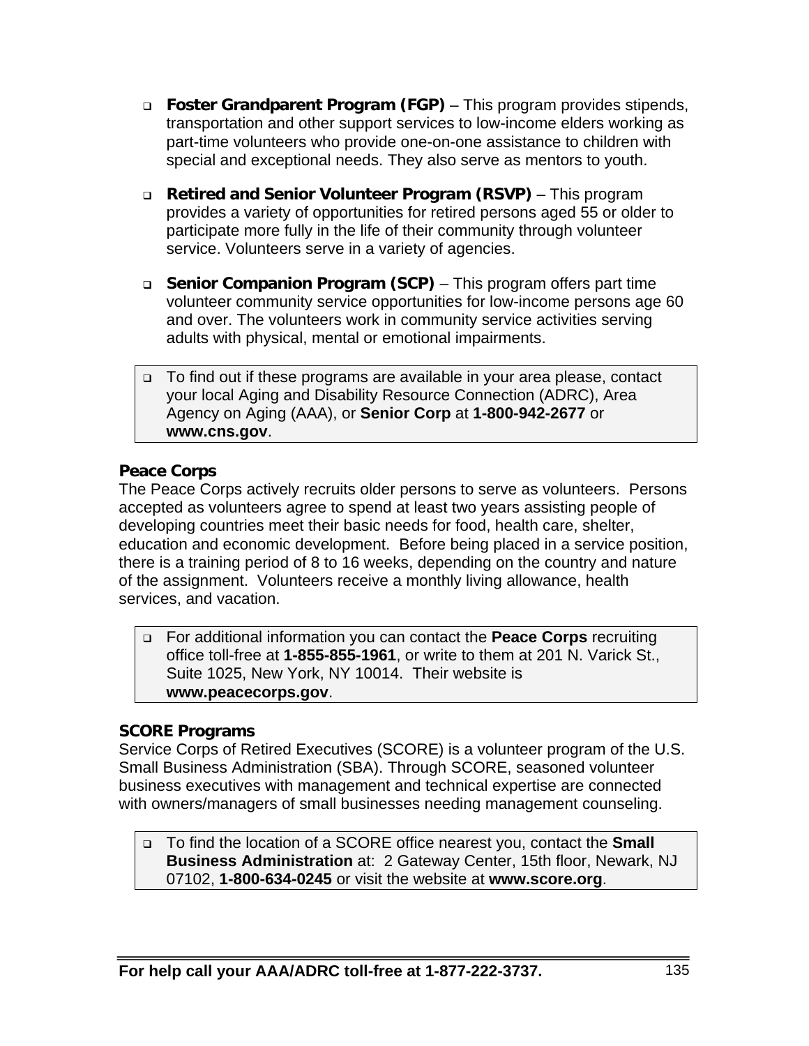- **Foster Grandparent Program (FGP)** – This program provides stipends, transportation and other support services to low-income elders working as part-time volunteers who provide one-on-one assistance to children with special and exceptional needs. They also serve as mentors to youth.

- **Retired and Senior Volunteer Program (RSVP)** – This program provides a variety of opportunities for retired persons aged 55 or older to participate more fully in the life of their community through volunteer service. Volunteers serve in a variety of agencies.

- **Senior Companion Program (SCP)** – This program offers part time volunteer community service opportunities for low-income persons age 60 and over. The volunteers work in community service activities serving adults with physical, mental or emotional impairments.

- To find out if these programs are available in your area please, contact your local Aging and Disability Resource Connection (ADRC), Area Agency on Aging (AAA), or **Senior Corp** at **1-800-942-2677** or **www.cns.gov**.

### Peace Corps

The Peace Corps actively recruits older persons to serve as volunteers. Persons accepted as volunteers agree to spend at least two years assisting people of developing countries meet their basic needs for food, health care, shelter, education and economic development. Before being placed in a service position, there is a training period of 8 to 16 weeks, depending on the country and nature of the assignment. Volunteers receive a monthly living allowance, health services, and vacation.

- For additional information you can contact the **Peace Corps** recruiting office toll-free at **1-855-855-1961**, or write to them at 201 N. Varick St., Suite 1025, New York, NY 10014. Their website is **www.peacecorps.gov**.

### SCORE Programs

Service Corps of Retired Executives (SCORE) is a volunteer program of the U.S. Small Business Administration (SBA). Through SCORE, seasoned volunteer business executives with management and technical expertise are connected with owners/managers of small businesses needing management counseling.

- To find the location of a SCORE office nearest you, contact the **Small Business Administration** at: 2 Gateway Center, 15th floor, Newark, NJ 07102, **1-800-634-0245** or visit the website at **www.score.org**.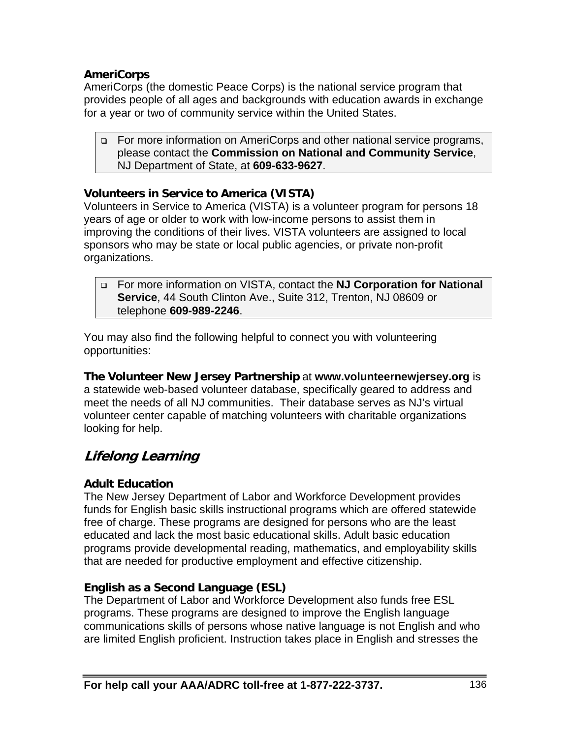### AmeriCorps

AmeriCorps (the domestic Peace Corps) is the national service program that provides people of all ages and backgrounds with education awards in exchange for a year or two of community service within the United States.

- For more information on AmeriCorps and other national service programs, please contact the **Commission on National and Community Service**, NJ Department of State, at **609-633-9627**.

### Volunteers in Service to America (VISTA)

Volunteers in Service to America (VISTA) is a volunteer program for persons 18 years of age or older to work with low-income persons to assist them in improving the conditions of their lives. VISTA volunteers are assigned to local sponsors who may be state or local public agencies, or private non-profit organizations.

- For more information on VISTA, contact the **NJ Corporation for National Service**, 44 South Clinton Ave., Suite 312, Trenton, NJ 08609 or telephone **609-989-2246**.

You may also find the following helpful to connect you with volunteering opportunities:

**The Volunteer New Jersey Partnership** at **www.volunteernewjersey.org** is a statewide web-based volunteer database, specifically geared to address and meet the needs of all NJ communities. Their database serves as NJ's virtual volunteer center capable of matching volunteers with charitable organizations looking for help.

## *Lifelong Learning*

### Adult Education

The New Jersey Department of Labor and Workforce Development provides funds for English basic skills instructional programs which are offered statewide free of charge. These programs are designed for persons who are the least educated and lack the most basic educational skills. Adult basic education programs provide developmental reading, mathematics, and employability skills that are needed for productive employment and effective citizenship.

### English as a Second Language (ESL)

The Department of Labor and Workforce Development also funds free ESL programs. These programs are designed to improve the English language communications skills of persons whose native language is not English and who are limited English proficient. Instruction takes place in English and stresses the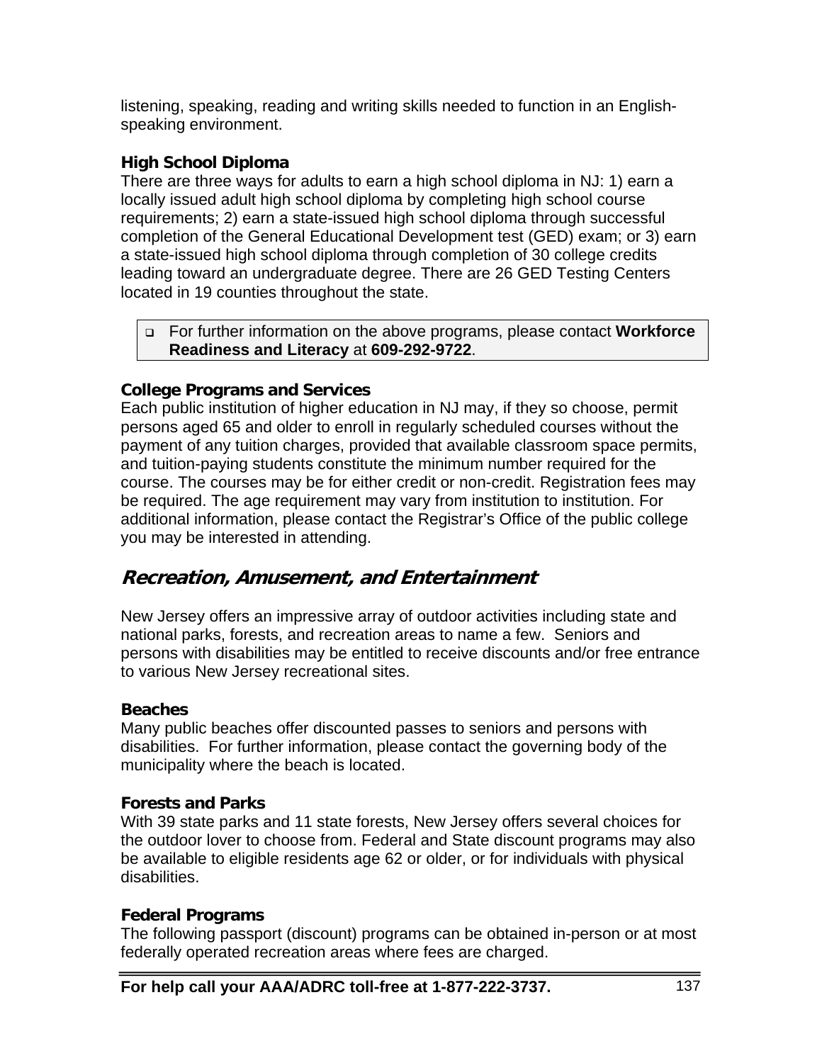listening, speaking, reading and writing skills needed to function in an English-speaking environment.

### High School Diploma

There are three ways for adults to earn a high school diploma in NJ: 1) earn a locally issued adult high school diploma by completing high school course requirements; 2) earn a state-issued high school diploma through successful completion of the General Educational Development test (GED) exam; or 3) earn a state-issued high school diploma through completion of 30 college credits leading toward an undergraduate degree. There are 26 GED Testing Centers located in 19 counties throughout the state.

- For further information on the above programs, please contact **Workforce Readiness and Literacy** at **609-292-9722**.

### College Programs and Services

Each public institution of higher education in NJ may, if they so choose, permit persons aged 65 and older to enroll in regularly scheduled courses without the payment of any tuition charges, provided that available classroom space permits, and tuition-paying students constitute the minimum number required for the course. The courses may be for either credit or non-credit. Registration fees may be required. The age requirement may vary from institution to institution. For additional information, please contact the Registrar's Office of the public college you may be interested in attending.

## Recreation, Amusement, and Entertainment

New Jersey offers an impressive array of outdoor activities including state and national parks, forests, and recreation areas to name a few. Seniors and persons with disabilities may be entitled to receive discounts and/or free entrance to various New Jersey recreational sites.

### Beaches

Many public beaches offer discounted passes to seniors and persons with disabilities. For further information, please contact the governing body of the municipality where the beach is located.

### Forests and Parks

With 39 state parks and 11 state forests, New Jersey offers several choices for the outdoor lover to choose from. Federal and State discount programs may also be available to eligible residents age 62 or older, or for individuals with physical disabilities.

### Federal Programs

The following passport (discount) programs can be obtained in-person or at most federally operated recreation areas where fees are charged.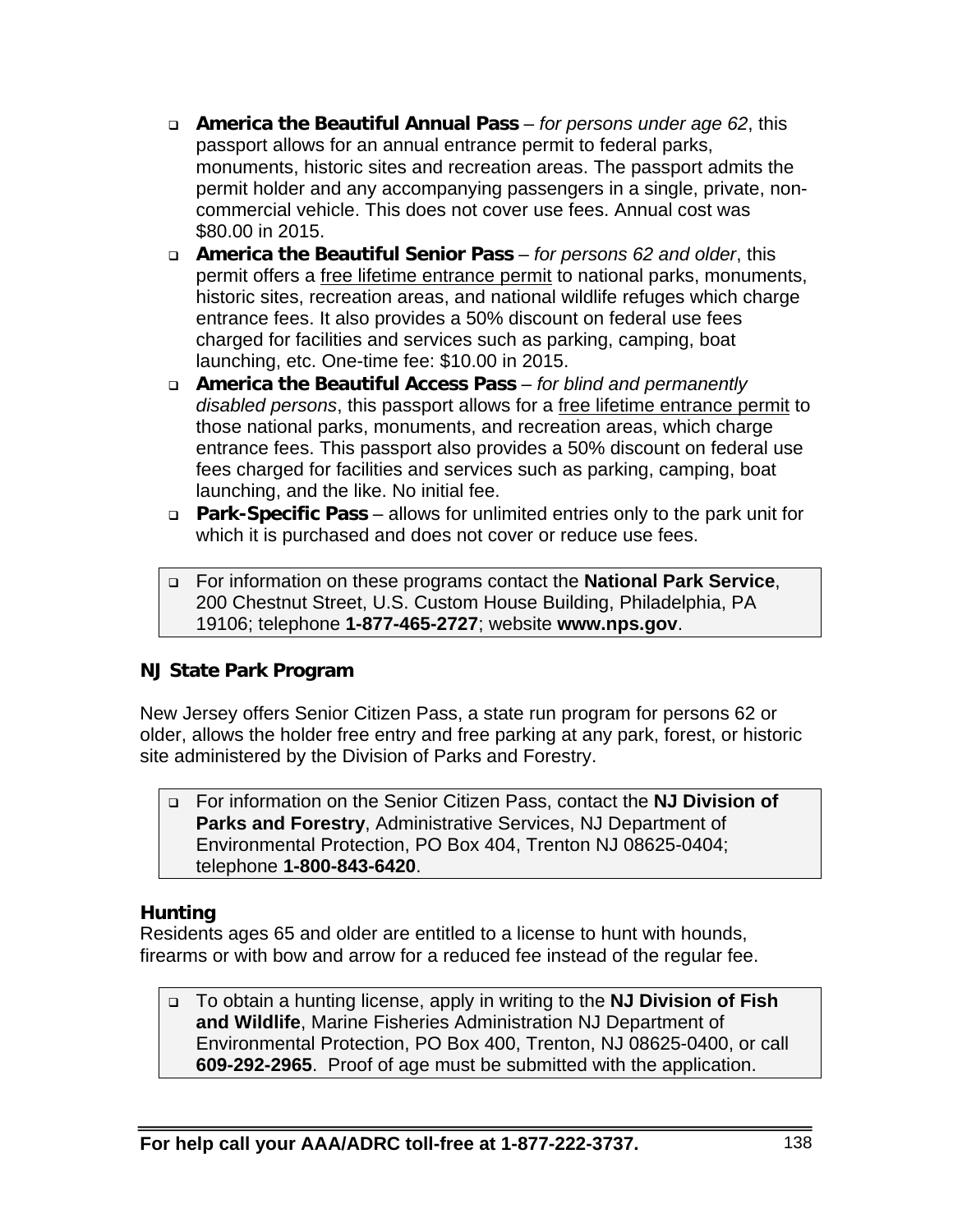- **America the Beautiful Annual Pass** – *for persons under age 62*, this passport allows for an annual entrance permit to federal parks, monuments, historic sites and recreation areas. The passport admits the permit holder and any accompanying passengers in a single, private, non-commercial vehicle. This does not cover use fees. Annual cost was $80.00 in 2015.
- **America the Beautiful Senior Pass** – *for persons 62 and older*, this permit offers a free lifetime entrance permit to national parks, monuments, historic sites, recreation areas, and national wildlife refuges which charge entrance fees. It also provides a 50% discount on federal use fees charged for facilities and services such as parking, camping, boat launching, etc. One-time fee: $10.00 in 2015.
- **America the Beautiful Access Pass** – *for blind and permanently disabled persons*, this passport allows for a free lifetime entrance permit to those national parks, monuments, and recreation areas, which charge entrance fees. This passport also provides a 50% discount on federal use fees charged for facilities and services such as parking, camping, boat launching, and the like. No initial fee.
- **Park-Specific Pass** – allows for unlimited entries only to the park unit for which it is purchased and does not cover or reduce use fees.

- For information on these programs contact the **National Park Service**, 200 Chestnut Street, U.S. Custom House Building, Philadelphia, PA 19106; telephone **1-877-465-2727**; website **www.nps.gov**.

### NJ State Park Program

New Jersey offers Senior Citizen Pass, a state run program for persons 62 or older, allows the holder free entry and free parking at any park, forest, or historic site administered by the Division of Parks and Forestry.

- For information on the Senior Citizen Pass, contact the **NJ Division of Parks and Forestry**, Administrative Services, NJ Department of Environmental Protection, PO Box 404, Trenton NJ 08625-0404; telephone **1-800-843-6420**.

### Hunting

Residents ages 65 and older are entitled to a license to hunt with hounds, firearms or with bow and arrow for a reduced fee instead of the regular fee.

- To obtain a hunting license, apply in writing to the **NJ Division of Fish and Wildlife**, Marine Fisheries Administration NJ Department of Environmental Protection, PO Box 400, Trenton, NJ 08625-0400, or call **609-292-2965**. Proof of age must be submitted with the application.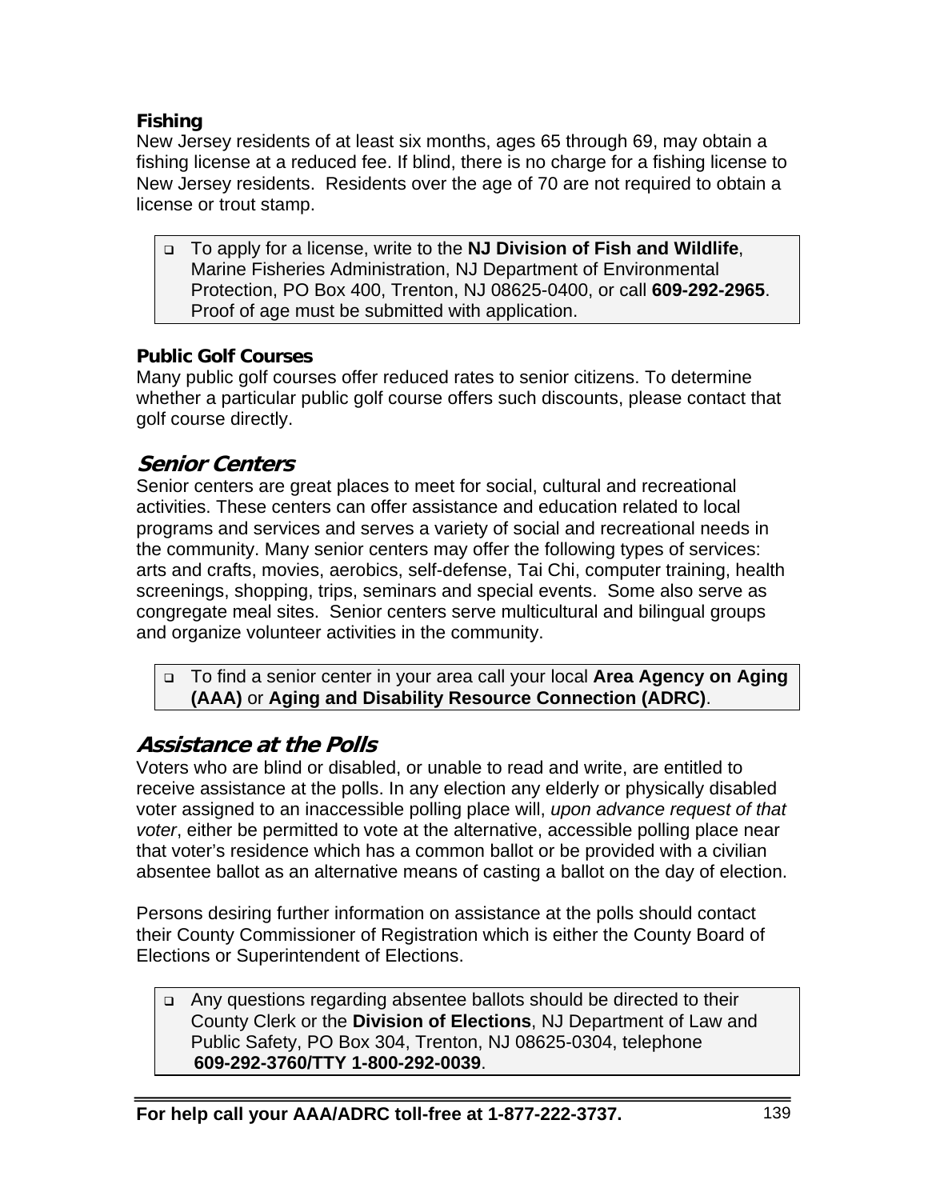### Fishing

New Jersey residents of at least six months, ages 65 through 69, may obtain a fishing license at a reduced fee. If blind, there is no charge for a fishing license to New Jersey residents. Residents over the age of 70 are not required to obtain a license or trout stamp.

- To apply for a license, write to the **NJ Division of Fish and Wildlife**, Marine Fisheries Administration, NJ Department of Environmental Protection, PO Box 400, Trenton, NJ 08625-0400, or call **609-292-2965**. Proof of age must be submitted with application.

### Public Golf Courses

Many public golf courses offer reduced rates to senior citizens. To determine whether a particular public golf course offers such discounts, please contact that golf course directly.

## *Senior Centers*

Senior centers are great places to meet for social, cultural and recreational activities. These centers can offer assistance and education related to local programs and services and serves a variety of social and recreational needs in the community. Many senior centers may offer the following types of services: arts and crafts, movies, aerobics, self-defense, Tai Chi, computer training, health screenings, shopping, trips, seminars and special events. Some also serve as congregate meal sites. Senior centers serve multicultural and bilingual groups and organize volunteer activities in the community.

- To find a senior center in your area call your local **Area Agency on Aging (AAA)** or **Aging and Disability Resource Connection (ADRC)**.

## *Assistance at the Polls*

Voters who are blind or disabled, or unable to read and write, are entitled to receive assistance at the polls. In any election any elderly or physically disabled voter assigned to an inaccessible polling place will, *upon advance request of that voter*, either be permitted to vote at the alternative, accessible polling place near that voter's residence which has a common ballot or be provided with a civilian absentee ballot as an alternative means of casting a ballot on the day of election.

Persons desiring further information on assistance at the polls should contact their County Commissioner of Registration which is either the County Board of Elections or Superintendent of Elections.

- Any questions regarding absentee ballots should be directed to their County Clerk or the **Division of Elections**, NJ Department of Law and Public Safety, PO Box 304, Trenton, NJ 08625-0304, telephone **609-292-3760/TTY 1-800-292-0039**.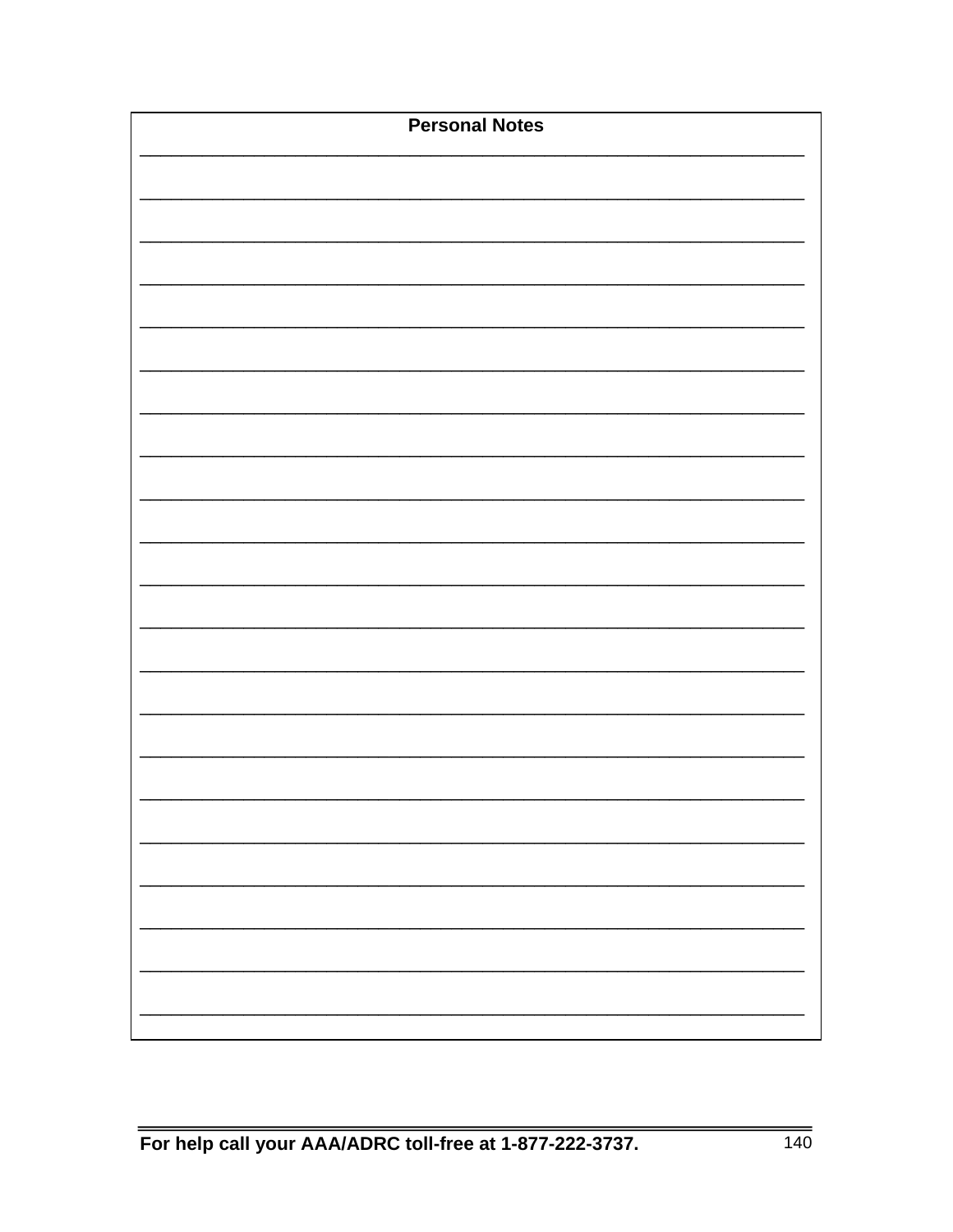**Personal Notes**

_______________________________________________________________________

_______________________________________________________________________

_______________________________________________________________________

_______________________________________________________________________

_______________________________________________________________________

_______________________________________________________________________

_______________________________________________________________________

_______________________________________________________________________

_______________________________________________________________________

_______________________________________________________________________

_______________________________________________________________________

_______________________________________________________________________

_______________________________________________________________________

_______________________________________________________________________

_______________________________________________________________________

_______________________________________________________________________

_______________________________________________________________________

_______________________________________________________________________

_______________________________________________________________________

_______________________________________________________________________

_______________________________________________________________________

**For help call your AAA/ADRC toll-free at 1-877-222-3737.**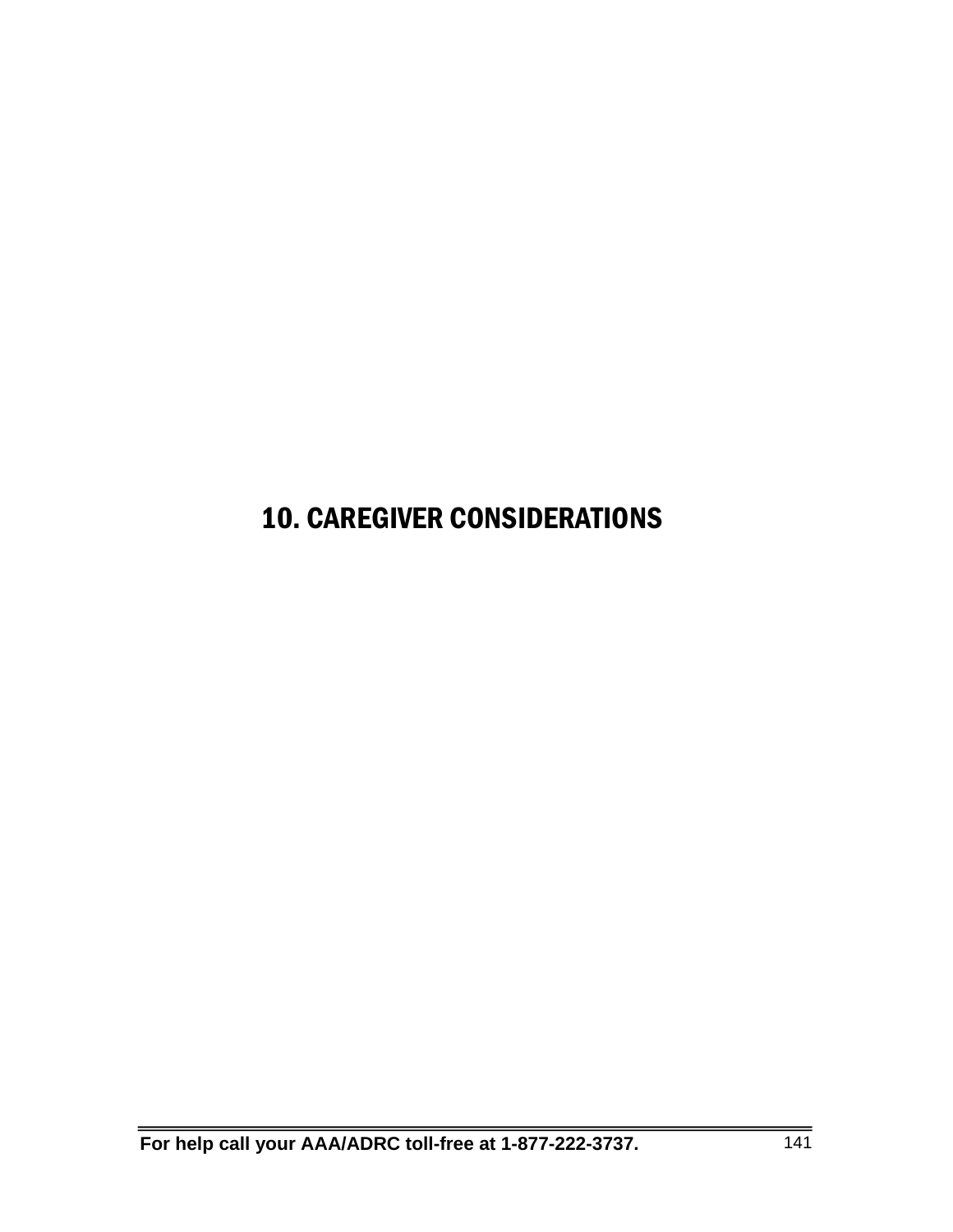# 10. CAREGIVER CONSIDERATIONS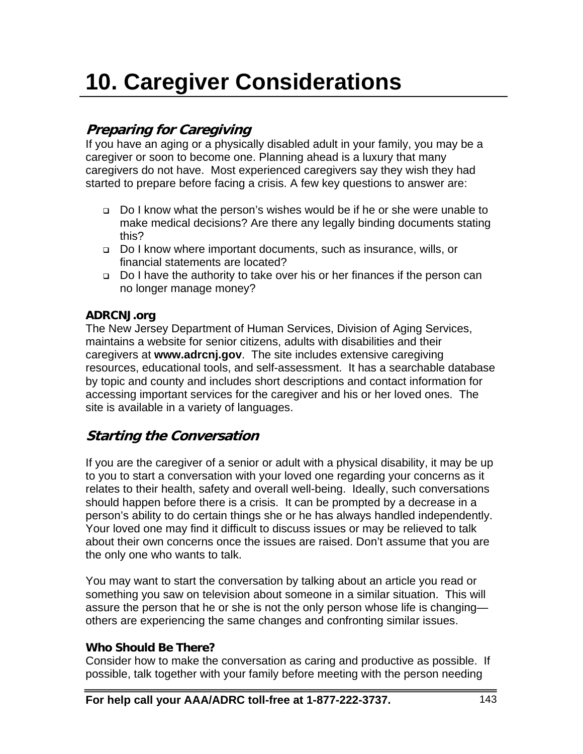# 10. Caregiver Considerations

## *Preparing for Caregiving*

If you have an aging or a physically disabled adult in your family, you may be a caregiver or soon to become one. Planning ahead is a luxury that many caregivers do not have. Most experienced caregivers say they wish they had started to prepare before facing a crisis. A few key questions to answer are:

- Do I know what the person's wishes would be if he or she were unable to make medical decisions? Are there any legally binding documents stating this?
- Do I know where important documents, such as insurance, wills, or financial statements are located?
- Do I have the authority to take over his or her finances if the person can no longer manage money?

**ADRCNJ.org**

The New Jersey Department of Human Services, Division of Aging Services, maintains a website for senior citizens, adults with disabilities and their caregivers at **www.adrcnj.gov**. The site includes extensive caregiving resources, educational tools, and self-assessment. It has a searchable database by topic and county and includes short descriptions and contact information for accessing important services for the caregiver and his or her loved ones. The site is available in a variety of languages.

## *Starting the Conversation*

If you are the caregiver of a senior or adult with a physical disability, it may be up to you to start a conversation with your loved one regarding your concerns as it relates to their health, safety and overall well-being. Ideally, such conversations should happen before there is a crisis. It can be prompted by a decrease in a person's ability to do certain things she or he has always handled independently. Your loved one may find it difficult to discuss issues or may be relieved to talk about their own concerns once the issues are raised. Don't assume that you are the only one who wants to talk.

You may want to start the conversation by talking about an article you read or something you saw on television about someone in a similar situation. This will assure the person that he or she is not the only person whose life is changing—others are experiencing the same changes and confronting similar issues.

**Who Should Be There?**

Consider how to make the conversation as caring and productive as possible. If possible, talk together with your family before meeting with the person needing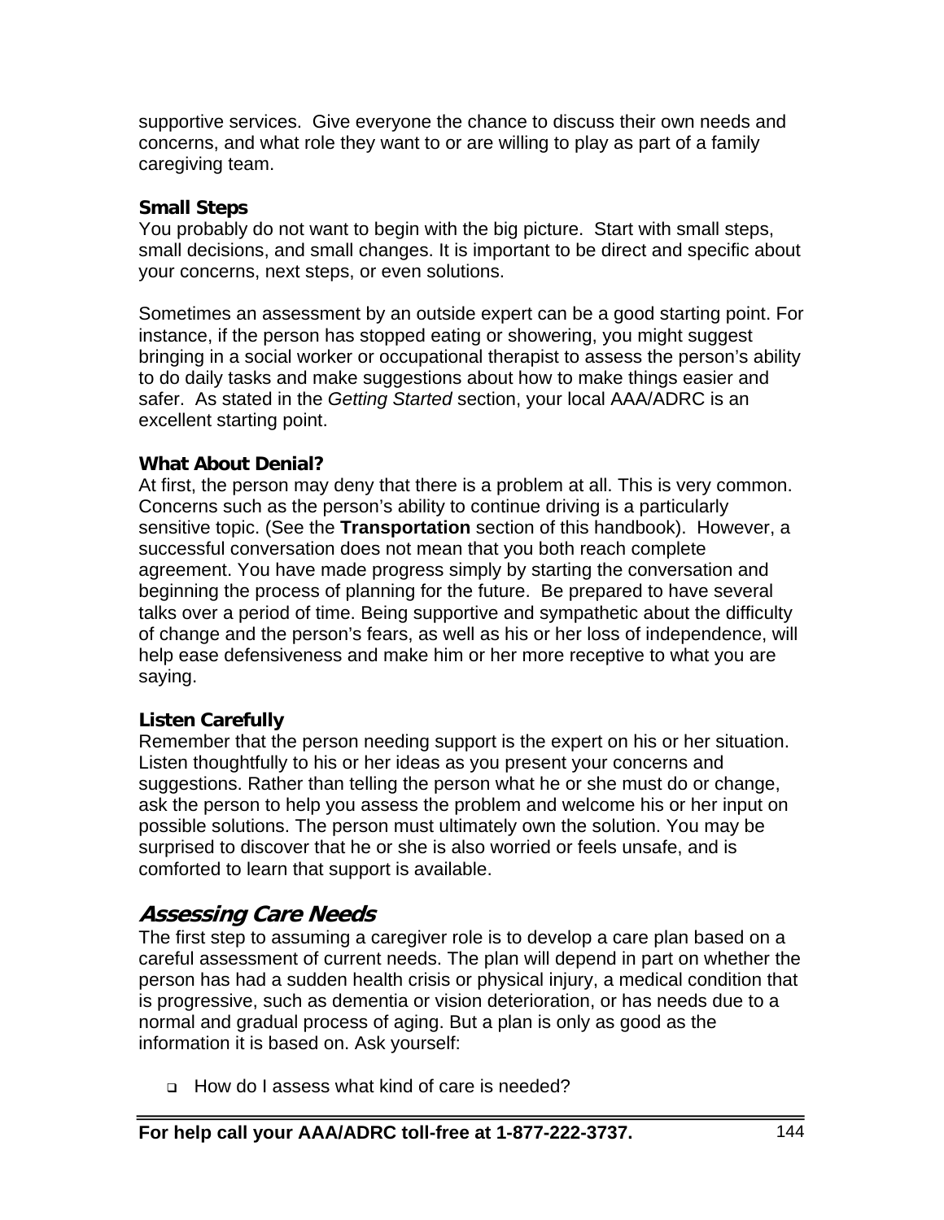supportive services. Give everyone the chance to discuss their own needs and concerns, and what role they want to or are willing to play as part of a family caregiving team.

### Small Steps

You probably do not want to begin with the big picture. Start with small steps, small decisions, and small changes. It is important to be direct and specific about your concerns, next steps, or even solutions.

Sometimes an assessment by an outside expert can be a good starting point. For instance, if the person has stopped eating or showering, you might suggest bringing in a social worker or occupational therapist to assess the person's ability to do daily tasks and make suggestions about how to make things easier and safer. As stated in the *Getting Started* section, your local AAA/ADRC is an excellent starting point.

### What About Denial?

At first, the person may deny that there is a problem at all. This is very common. Concerns such as the person's ability to continue driving is a particularly sensitive topic. (See the **Transportation** section of this handbook). However, a successful conversation does not mean that you both reach complete agreement. You have made progress simply by starting the conversation and beginning the process of planning for the future. Be prepared to have several talks over a period of time. Being supportive and sympathetic about the difficulty of change and the person's fears, as well as his or her loss of independence, will help ease defensiveness and make him or her more receptive to what you are saying.

### Listen Carefully

Remember that the person needing support is the expert on his or her situation. Listen thoughtfully to his or her ideas as you present your concerns and suggestions. Rather than telling the person what he or she must do or change, ask the person to help you assess the problem and welcome his or her input on possible solutions. The person must ultimately own the solution. You may be surprised to discover that he or she is also worried or feels unsafe, and is comforted to learn that support is available.

## *Assessing Care Needs*

The first step to assuming a caregiver role is to develop a care plan based on a careful assessment of current needs. The plan will depend in part on whether the person has had a sudden health crisis or physical injury, a medical condition that is progressive, such as dementia or vision deterioration, or has needs due to a normal and gradual process of aging. But a plan is only as good as the information it is based on. Ask yourself:

- How do I assess what kind of care is needed?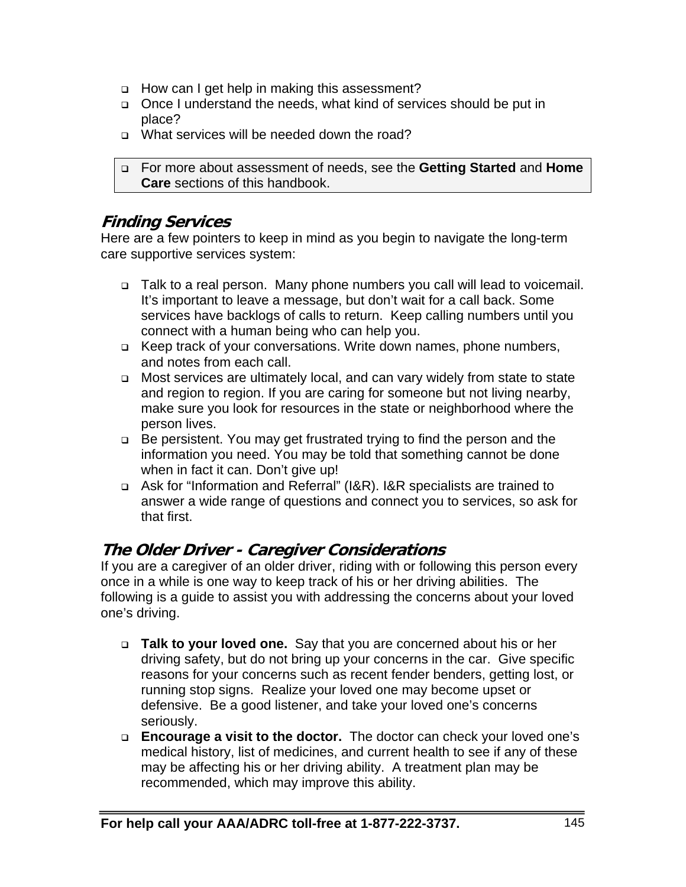- How can I get help in making this assessment?
- Once I understand the needs, what kind of services should be put in place?
- What services will be needed down the road?

> - For more about assessment of needs, see the **Getting Started** and **Home Care** sections of this handbook.

## *Finding Services*

Here are a few pointers to keep in mind as you begin to navigate the long-term care supportive services system:

- Talk to a real person. Many phone numbers you call will lead to voicemail. It's important to leave a message, but don't wait for a call back. Some services have backlogs of calls to return. Keep calling numbers until you connect with a human being who can help you.
- Keep track of your conversations. Write down names, phone numbers, and notes from each call.
- Most services are ultimately local, and can vary widely from state to state and region to region. If you are caring for someone but not living nearby, make sure you look for resources in the state or neighborhood where the person lives.
- Be persistent. You may get frustrated trying to find the person and the information you need. You may be told that something cannot be done when in fact it can. Don't give up!
- Ask for "Information and Referral" (I&R). I&R specialists are trained to answer a wide range of questions and connect you to services, so ask for that first.

## *The Older Driver - Caregiver Considerations*

If you are a caregiver of an older driver, riding with or following this person every once in a while is one way to keep track of his or her driving abilities. The following is a guide to assist you with addressing the concerns about your loved one's driving.

- **Talk to your loved one.** Say that you are concerned about his or her driving safety, but do not bring up your concerns in the car. Give specific reasons for your concerns such as recent fender benders, getting lost, or running stop signs. Realize your loved one may become upset or defensive. Be a good listener, and take your loved one's concerns seriously.
- **Encourage a visit to the doctor.** The doctor can check your loved one's medical history, list of medicines, and current health to see if any of these may be affecting his or her driving ability. A treatment plan may be recommended, which may improve this ability.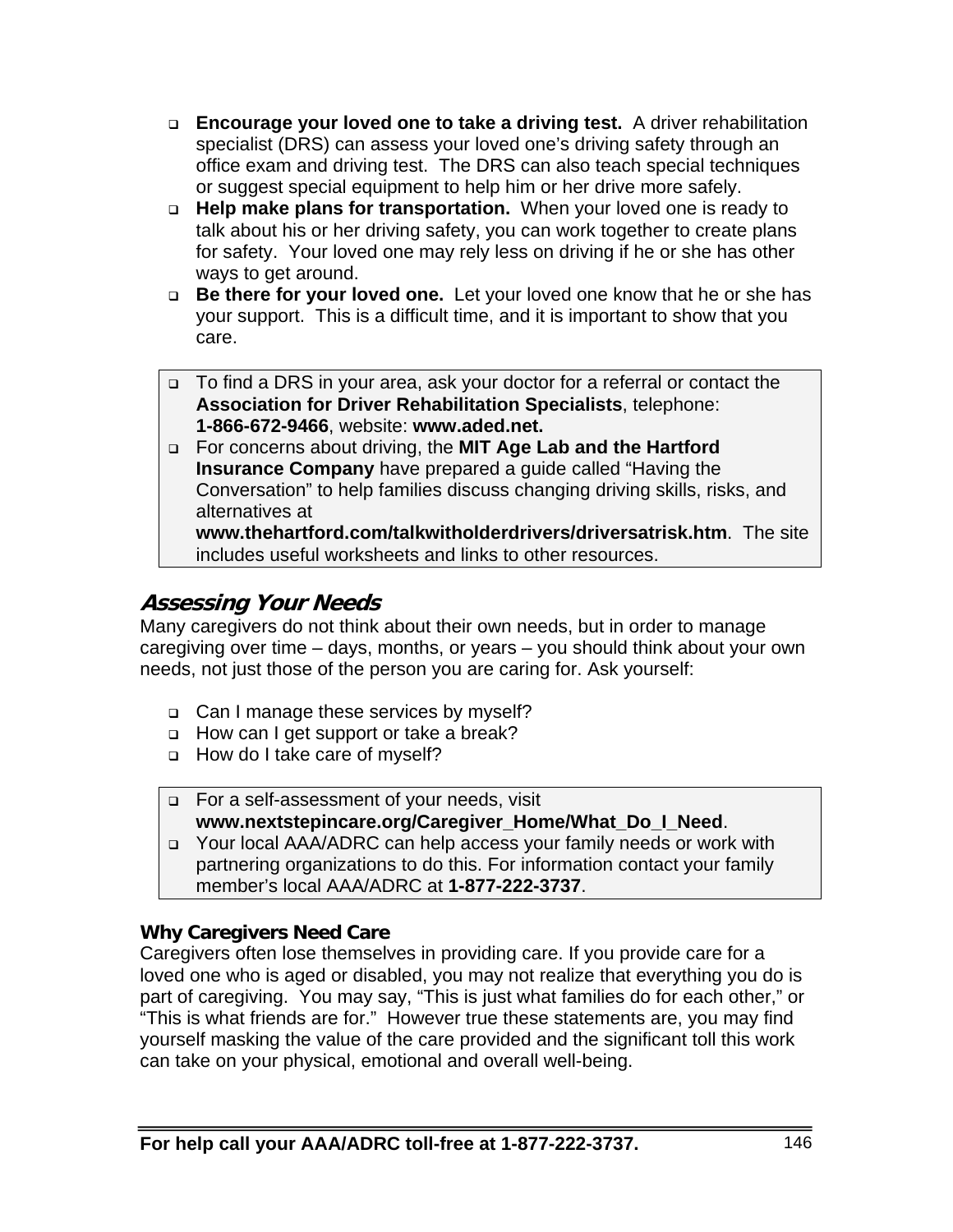- **Encourage your loved one to take a driving test.** A driver rehabilitation specialist (DRS) can assess your loved one's driving safety through an office exam and driving test. The DRS can also teach special techniques or suggest special equipment to help him or her drive more safely.
- **Help make plans for transportation.** When your loved one is ready to talk about his or her driving safety, you can work together to create plans for safety. Your loved one may rely less on driving if he or she has other ways to get around.
- **Be there for your loved one.** Let your loved one know that he or she has your support. This is a difficult time, and it is important to show that you care.

> - To find a DRS in your area, ask your doctor for a referral or contact the **Association for Driver Rehabilitation Specialists**, telephone: **1-866-672-9466**, website: **www.aded.net.**
> - For concerns about driving, the **MIT Age Lab and the Hartford Insurance Company** have prepared a guide called "Having the Conversation" to help families discuss changing driving skills, risks, and alternatives at **www.thehartford.com/talkwitholderdrivers/driversatrisk.htm**. The site includes useful worksheets and links to other resources.

## *Assessing Your Needs*

Many caregivers do not think about their own needs, but in order to manage caregiving over time – days, months, or years – you should think about your own needs, not just those of the person you are caring for. Ask yourself:

- Can I manage these services by myself?
- How can I get support or take a break?
- How do I take care of myself?

> - For a self-assessment of your needs, visit **www.nextstepincare.org/Caregiver_Home/What_Do_I_Need**.
> - Your local AAA/ADRC can help access your family needs or work with partnering organizations to do this. For information contact your family member's local AAA/ADRC at **1-877-222-3737**.

### Why Caregivers Need Care

Caregivers often lose themselves in providing care. If you provide care for a loved one who is aged or disabled, you may not realize that everything you do is part of caregiving. You may say, "This is just what families do for each other," or "This is what friends are for." However true these statements are, you may find yourself masking the value of the care provided and the significant toll this work can take on your physical, emotional and overall well-being.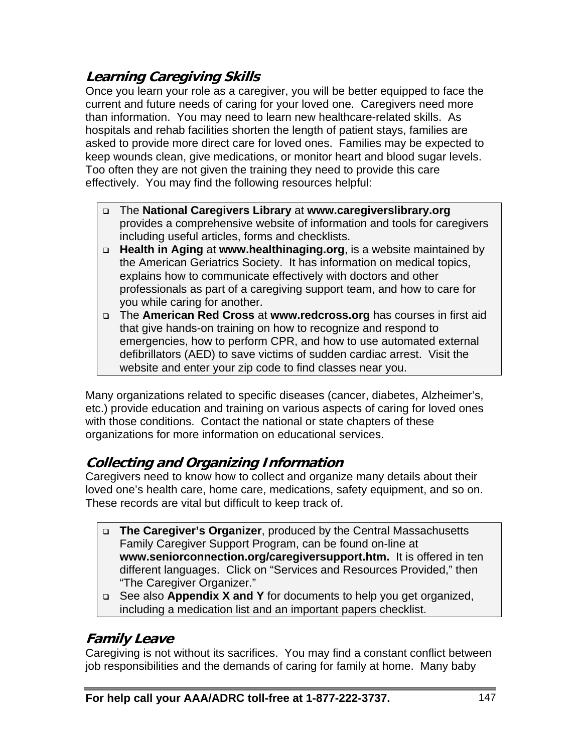### *Learning Caregiving Skills*

Once you learn your role as a caregiver, you will be better equipped to face the current and future needs of caring for your loved one. Caregivers need more than information. You may need to learn new healthcare-related skills. As hospitals and rehab facilities shorten the length of patient stays, families are asked to provide more direct care for loved ones. Families may be expected to keep wounds clean, give medications, or monitor heart and blood sugar levels. Too often they are not given the training they need to provide this care effectively. You may find the following resources helpful:

- The **National Caregivers Library** at **www.caregiverslibrary.org** provides a comprehensive website of information and tools for caregivers including useful articles, forms and checklists.
- **Health in Aging** at **www.healthinaging.org**, is a website maintained by the American Geriatrics Society. It has information on medical topics, explains how to communicate effectively with doctors and other professionals as part of a caregiving support team, and how to care for you while caring for another.
- The **American Red Cross** at **www.redcross.org** has courses in first aid that give hands-on training on how to recognize and respond to emergencies, how to perform CPR, and how to use automated external defibrillators (AED) to save victims of sudden cardiac arrest. Visit the website and enter your zip code to find classes near you.

Many organizations related to specific diseases (cancer, diabetes, Alzheimer's, etc.) provide education and training on various aspects of caring for loved ones with those conditions. Contact the national or state chapters of these organizations for more information on educational services.

### *Collecting and Organizing Information*

Caregivers need to know how to collect and organize many details about their loved one's health care, home care, medications, safety equipment, and so on. These records are vital but difficult to keep track of.

- **The Caregiver's Organizer**, produced by the Central Massachusetts Family Caregiver Support Program, can be found on-line at **www.seniorconnection.org/caregiversupport.htm.** It is offered in ten different languages. Click on "Services and Resources Provided," then "The Caregiver Organizer."
- See also **Appendix X and Y** for documents to help you get organized, including a medication list and an important papers checklist.

### *Family Leave*

Caregiving is not without its sacrifices. You may find a constant conflict between job responsibilities and the demands of caring for family at home. Many baby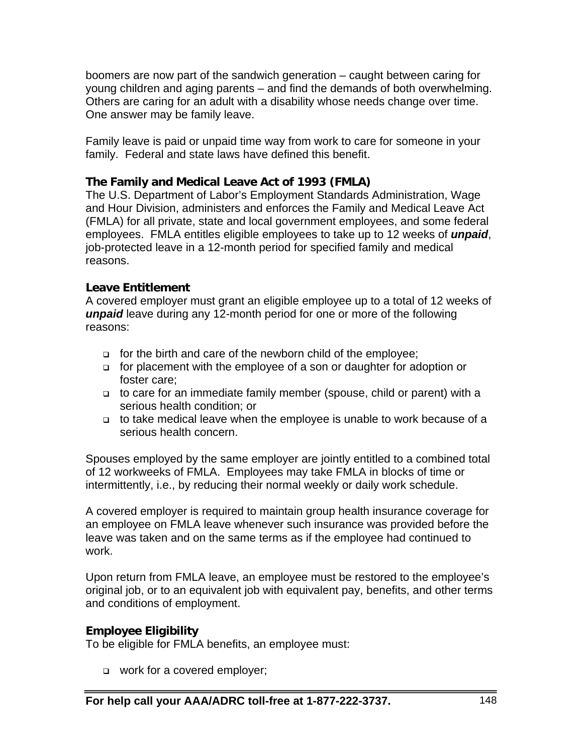boomers are now part of the sandwich generation – caught between caring for young children and aging parents – and find the demands of both overwhelming. Others are caring for an adult with a disability whose needs change over time. One answer may be family leave.

Family leave is paid or unpaid time way from work to care for someone in your family. Federal and state laws have defined this benefit.

### The Family and Medical Leave Act of 1993 (FMLA)

The U.S. Department of Labor's Employment Standards Administration, Wage and Hour Division, administers and enforces the Family and Medical Leave Act (FMLA) for all private, state and local government employees, and some federal employees. FMLA entitles eligible employees to take up to 12 weeks of ***unpaid***, job-protected leave in a 12-month period for specified family and medical reasons.

### Leave Entitlement

A covered employer must grant an eligible employee up to a total of 12 weeks of ***unpaid*** leave during any 12-month period for one or more of the following reasons:

- for the birth and care of the newborn child of the employee;
- for placement with the employee of a son or daughter for adoption or foster care;
- to care for an immediate family member (spouse, child or parent) with a serious health condition; or
- to take medical leave when the employee is unable to work because of a serious health concern.

Spouses employed by the same employer are jointly entitled to a combined total of 12 workweeks of FMLA. Employees may take FMLA in blocks of time or intermittently, i.e., by reducing their normal weekly or daily work schedule.

A covered employer is required to maintain group health insurance coverage for an employee on FMLA leave whenever such insurance was provided before the leave was taken and on the same terms as if the employee had continued to work.

Upon return from FMLA leave, an employee must be restored to the employee's original job, or to an equivalent job with equivalent pay, benefits, and other terms and conditions of employment.

### Employee Eligibility

To be eligible for FMLA benefits, an employee must:

- work for a covered employer;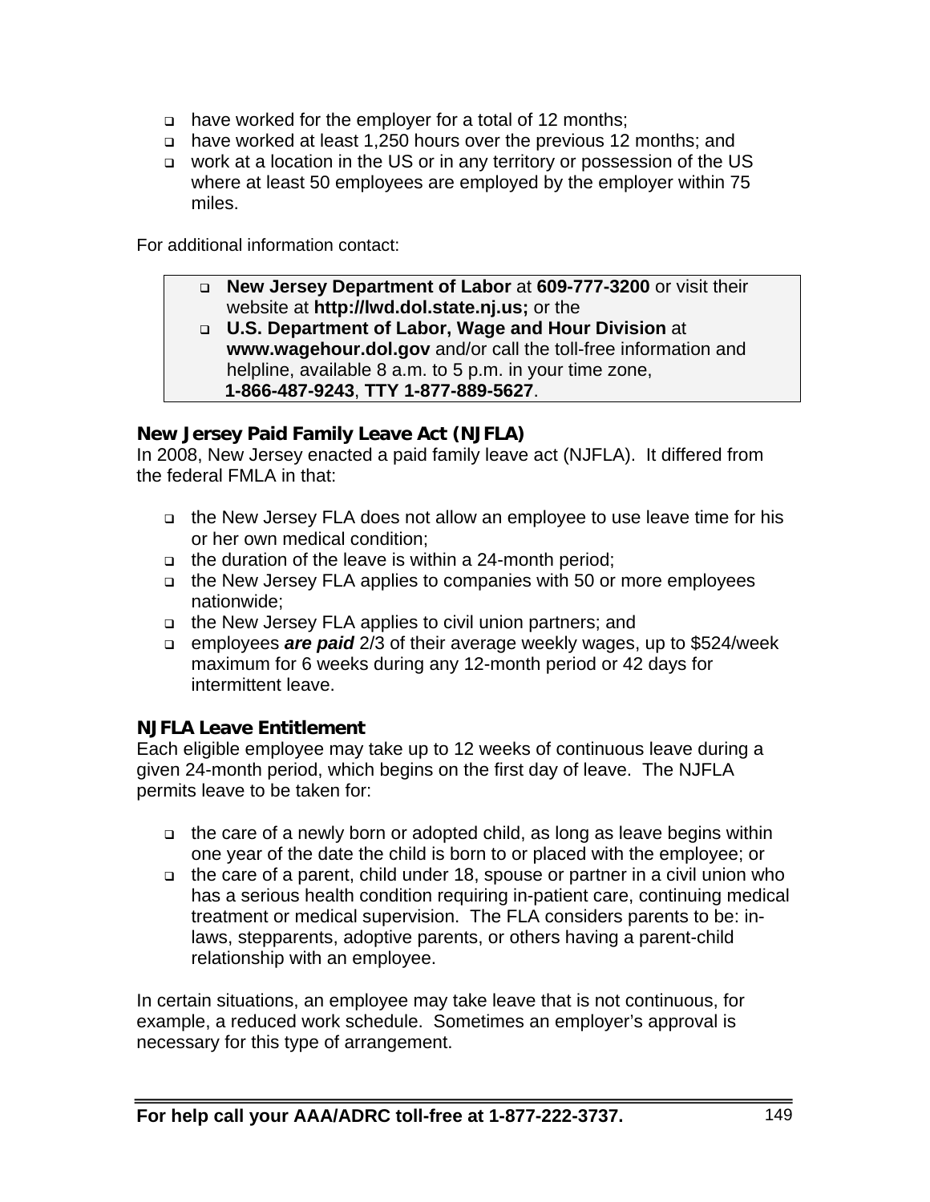- have worked for the employer for a total of 12 months;
- have worked at least 1,250 hours over the previous 12 months; and
- work at a location in the US or in any territory or possession of the US where at least 50 employees are employed by the employer within 75 miles.

For additional information contact:

- **New Jersey Department of Labor** at **609-777-3200** or visit their website at **http://lwd.dol.state.nj.us;** or the
- **U.S. Department of Labor, Wage and Hour Division** at **www.wagehour.dol.gov** and/or call the toll-free information and helpline, available 8 a.m. to 5 p.m. in your time zone, **1-866-487-9243**, **TTY 1-877-889-5627**.

### New Jersey Paid Family Leave Act (NJFLA)

In 2008, New Jersey enacted a paid family leave act (NJFLA). It differed from the federal FMLA in that:

- the New Jersey FLA does not allow an employee to use leave time for his or her own medical condition;
- the duration of the leave is within a 24-month period;
- the New Jersey FLA applies to companies with 50 or more employees nationwide;
- the New Jersey FLA applies to civil union partners; and
- employees ***are paid*** 2/3 of their average weekly wages, up to $524/week maximum for 6 weeks during any 12-month period or 42 days for intermittent leave.

### NJFLA Leave Entitlement

Each eligible employee may take up to 12 weeks of continuous leave during a given 24-month period, which begins on the first day of leave. The NJFLA permits leave to be taken for:

- the care of a newly born or adopted child, as long as leave begins within one year of the date the child is born to or placed with the employee; or
- the care of a parent, child under 18, spouse or partner in a civil union who has a serious health condition requiring in-patient care, continuing medical treatment or medical supervision. The FLA considers parents to be: in-laws, stepparents, adoptive parents, or others having a parent-child relationship with an employee.

In certain situations, an employee may take leave that is not continuous, for example, a reduced work schedule. Sometimes an employer's approval is necessary for this type of arrangement.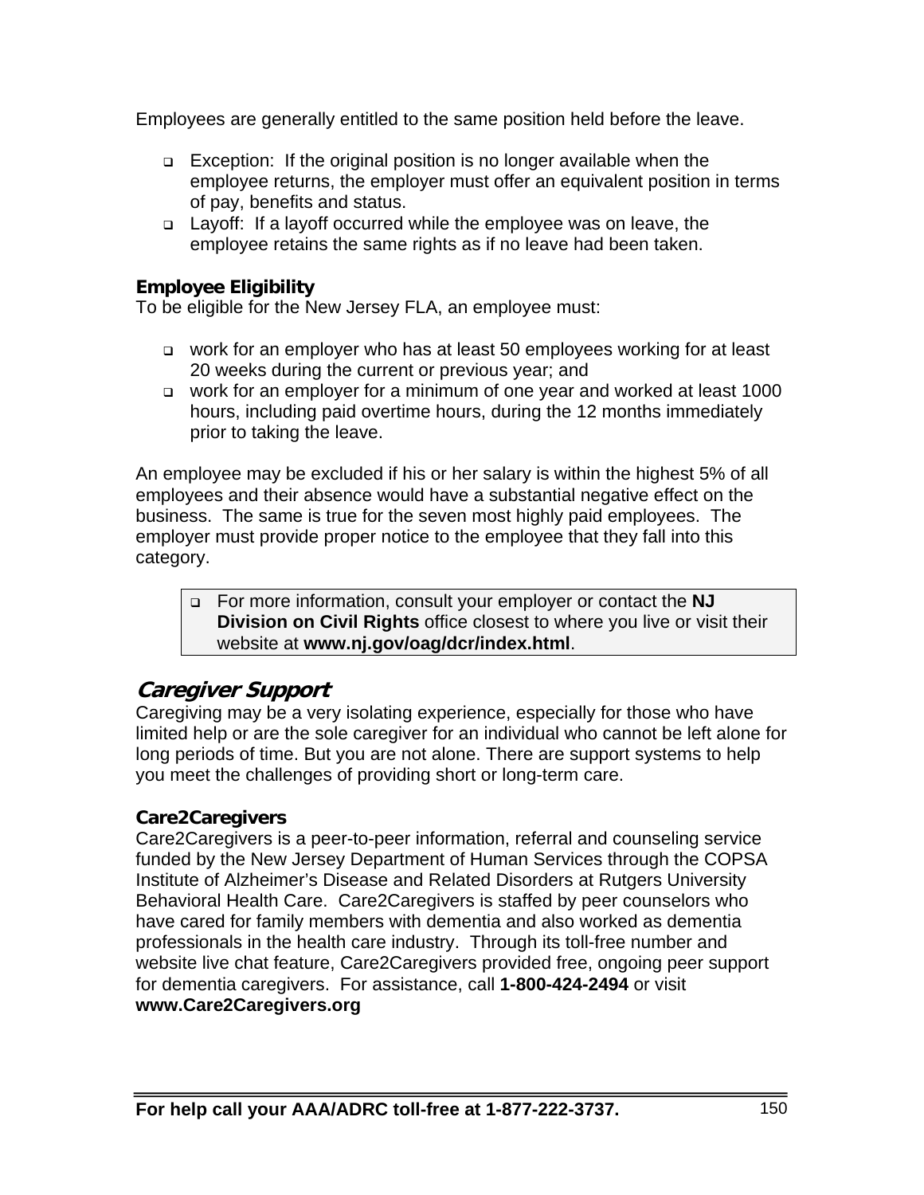Employees are generally entitled to the same position held before the leave.

- Exception: If the original position is no longer available when the employee returns, the employer must offer an equivalent position in terms of pay, benefits and status.
- Layoff: If a layoff occurred while the employee was on leave, the employee retains the same rights as if no leave had been taken.

### Employee Eligibility

To be eligible for the New Jersey FLA, an employee must:

- work for an employer who has at least 50 employees working for at least 20 weeks during the current or previous year; and
- work for an employer for a minimum of one year and worked at least 1000 hours, including paid overtime hours, during the 12 months immediately prior to taking the leave.

An employee may be excluded if his or her salary is within the highest 5% of all employees and their absence would have a substantial negative effect on the business. The same is true for the seven most highly paid employees. The employer must provide proper notice to the employee that they fall into this category.

- For more information, consult your employer or contact the **NJ Division on Civil Rights** office closest to where you live or visit their website at **www.nj.gov/oag/dcr/index.html**.

## Caregiver Support

Caregiving may be a very isolating experience, especially for those who have limited help or are the sole caregiver for an individual who cannot be left alone for long periods of time. But you are not alone. There are support systems to help you meet the challenges of providing short or long-term care.

### Care2Caregivers

Care2Caregivers is a peer-to-peer information, referral and counseling service funded by the New Jersey Department of Human Services through the COPSA Institute of Alzheimer's Disease and Related Disorders at Rutgers University Behavioral Health Care. Care2Caregivers is staffed by peer counselors who have cared for family members with dementia and also worked as dementia professionals in the health care industry. Through its toll-free number and website live chat feature, Care2Caregivers provided free, ongoing peer support for dementia caregivers. For assistance, call **1-800-424-2494** or visit **www.Care2Caregivers.org**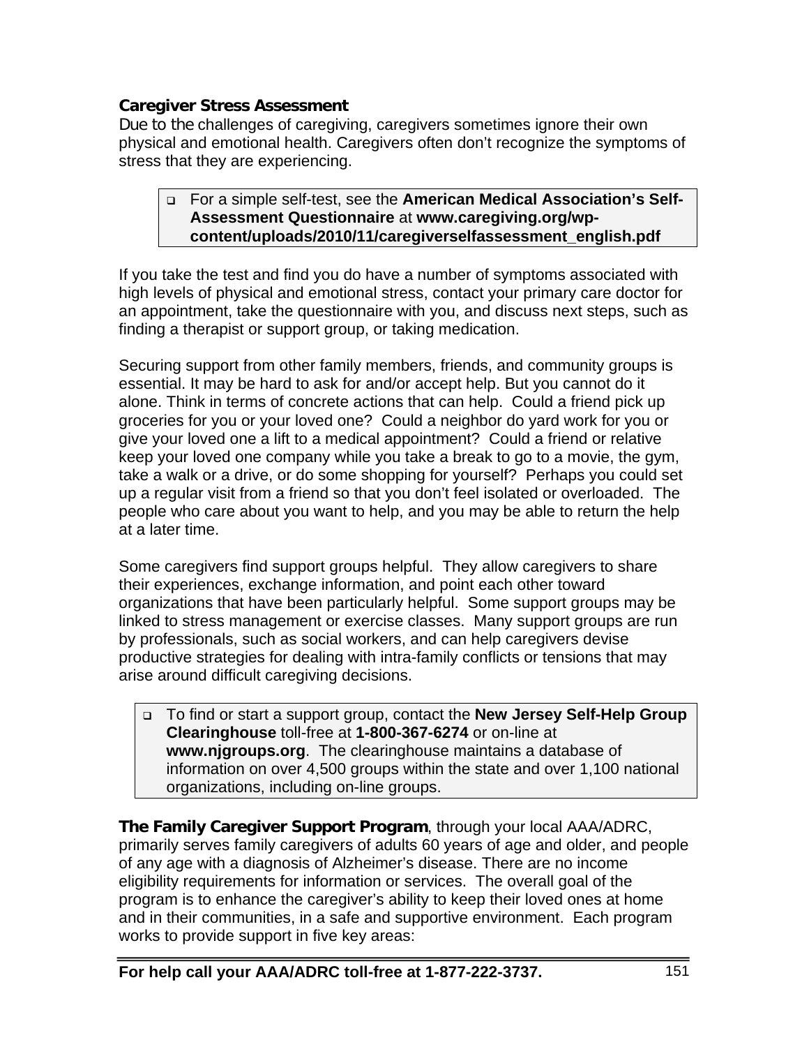### Caregiver Stress Assessment

Due to the challenges of caregiving, caregivers sometimes ignore their own physical and emotional health. Caregivers often don't recognize the symptoms of stress that they are experiencing.

- For a simple self-test, see the **American Medical Association's Self-Assessment Questionnaire** at **www.caregiving.org/wp-content/uploads/2010/11/caregiverselfassessment_english.pdf**

If you take the test and find you do have a number of symptoms associated with high levels of physical and emotional stress, contact your primary care doctor for an appointment, take the questionnaire with you, and discuss next steps, such as finding a therapist or support group, or taking medication.

Securing support from other family members, friends, and community groups is essential. It may be hard to ask for and/or accept help. But you cannot do it alone. Think in terms of concrete actions that can help. Could a friend pick up groceries for you or your loved one? Could a neighbor do yard work for you or give your loved one a lift to a medical appointment? Could a friend or relative keep your loved one company while you take a break to go to a movie, the gym, take a walk or a drive, or do some shopping for yourself? Perhaps you could set up a regular visit from a friend so that you don't feel isolated or overloaded. The people who care about you want to help, and you may be able to return the help at a later time.

Some caregivers find support groups helpful. They allow caregivers to share their experiences, exchange information, and point each other toward organizations that have been particularly helpful. Some support groups may be linked to stress management or exercise classes. Many support groups are run by professionals, such as social workers, and can help caregivers devise productive strategies for dealing with intra-family conflicts or tensions that may arise around difficult caregiving decisions.

- To find or start a support group, contact the **New Jersey Self-Help Group Clearinghouse** toll-free at **1-800-367-6274** or on-line at **www.njgroups.org**. The clearinghouse maintains a database of information on over 4,500 groups within the state and over 1,100 national organizations, including on-line groups.

**The Family Caregiver Support Program**, through your local AAA/ADRC, primarily serves family caregivers of adults 60 years of age and older, and people of any age with a diagnosis of Alzheimer's disease. There are no income eligibility requirements for information or services. The overall goal of the program is to enhance the caregiver's ability to keep their loved ones at home and in their communities, in a safe and supportive environment. Each program works to provide support in five key areas: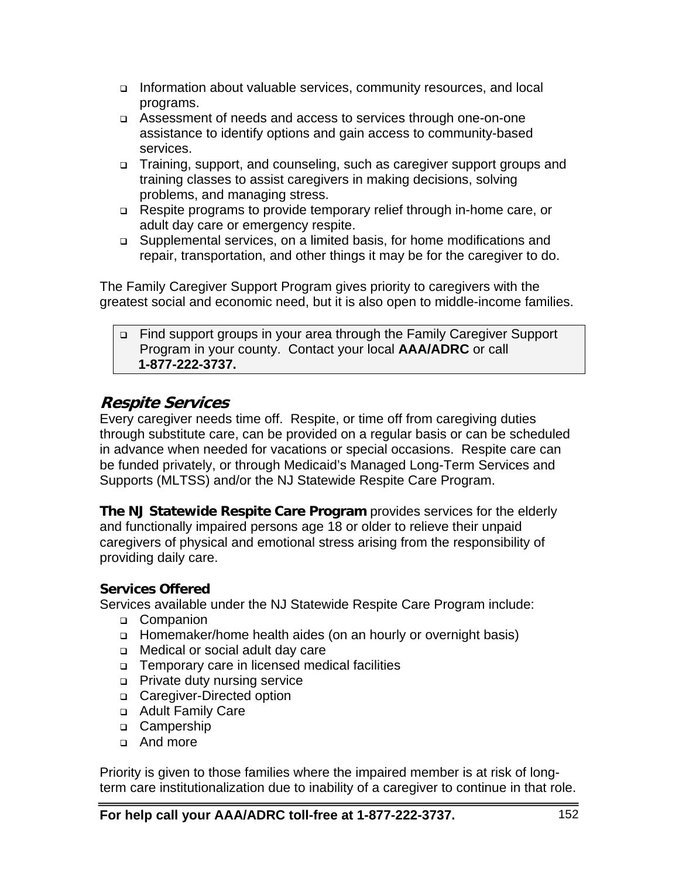- Information about valuable services, community resources, and local programs.
- Assessment of needs and access to services through one-on-one assistance to identify options and gain access to community-based services.
- Training, support, and counseling, such as caregiver support groups and training classes to assist caregivers in making decisions, solving problems, and managing stress.
- Respite programs to provide temporary relief through in-home care, or adult day care or emergency respite.
- Supplemental services, on a limited basis, for home modifications and repair, transportation, and other things it may be for the caregiver to do.

The Family Caregiver Support Program gives priority to caregivers with the greatest social and economic need, but it is also open to middle-income families.

> - Find support groups in your area through the Family Caregiver Support Program in your county. Contact your local **AAA/ADRC** or call **1-877-222-3737.**

## *Respite Services*

Every caregiver needs time off. Respite, or time off from caregiving duties through substitute care, can be provided on a regular basis or can be scheduled in advance when needed for vacations or special occasions. Respite care can be funded privately, or through Medicaid's Managed Long-Term Services and Supports (MLTSS) and/or the NJ Statewide Respite Care Program.

**The NJ Statewide Respite Care Program** provides services for the elderly and functionally impaired persons age 18 or older to relieve their unpaid caregivers of physical and emotional stress arising from the responsibility of providing daily care.

**Services Offered**

Services available under the NJ Statewide Respite Care Program include:

- Companion
- Homemaker/home health aides (on an hourly or overnight basis)
- Medical or social adult day care
- Temporary care in licensed medical facilities
- Private duty nursing service
- Caregiver-Directed option
- Adult Family Care
- Campership
- And more

Priority is given to those families where the impaired member is at risk of long-term care institutionalization due to inability of a caregiver to continue in that role.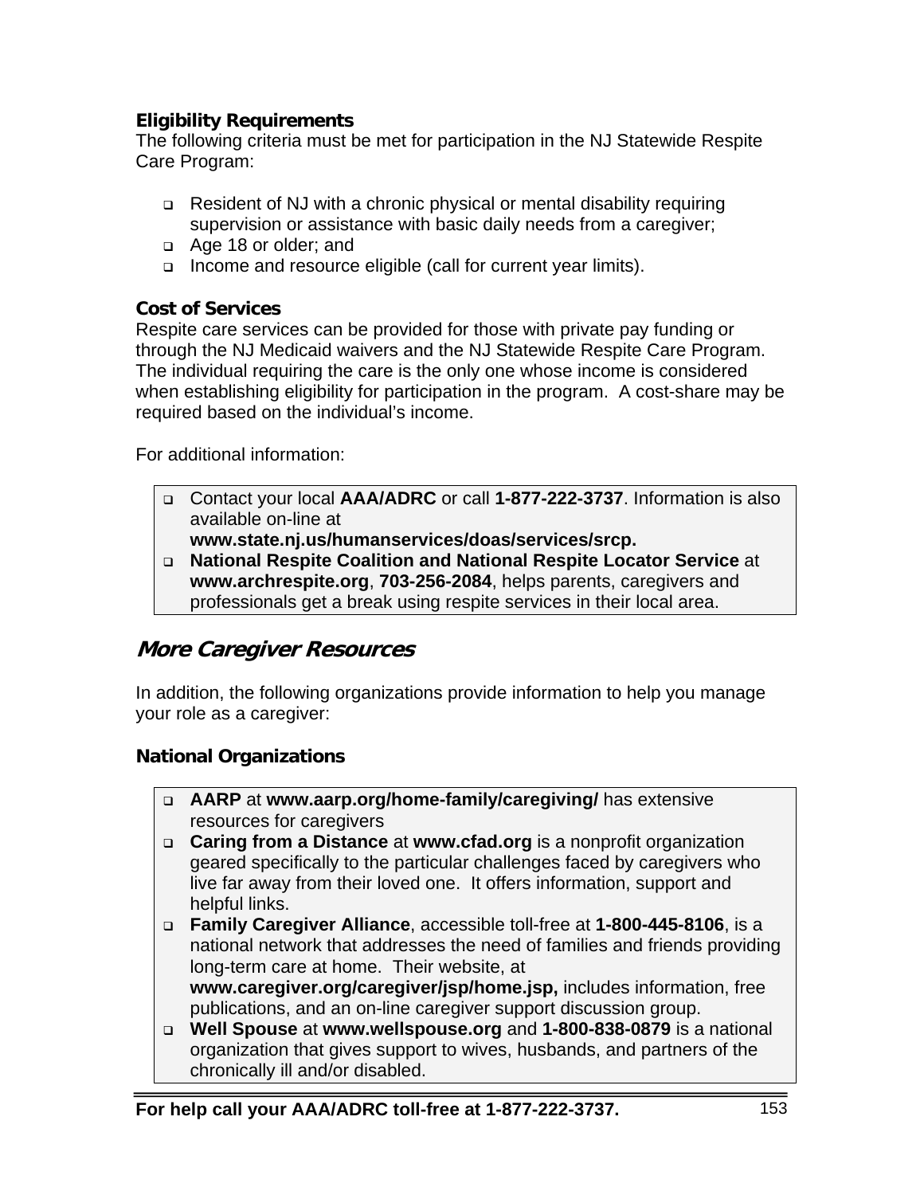### Eligibility Requirements

The following criteria must be met for participation in the NJ Statewide Respite Care Program:

- Resident of NJ with a chronic physical or mental disability requiring supervision or assistance with basic daily needs from a caregiver;
- Age 18 or older; and
- Income and resource eligible (call for current year limits).

### Cost of Services

Respite care services can be provided for those with private pay funding or through the NJ Medicaid waivers and the NJ Statewide Respite Care Program. The individual requiring the care is the only one whose income is considered when establishing eligibility for participation in the program. A cost-share may be required based on the individual's income.

For additional information:

- Contact your local **AAA/ADRC** or call **1-877-222-3737**. Information is also available on-line at **www.state.nj.us/humanservices/doas/services/srcp.**
- **National Respite Coalition and National Respite Locator Service** at **www.archrespite.org**, **703-256-2084**, helps parents, caregivers and professionals get a break using respite services in their local area.

## *More Caregiver Resources*

In addition, the following organizations provide information to help you manage your role as a caregiver:

### National Organizations

- **AARP** at **www.aarp.org/home-family/caregiving/** has extensive resources for caregivers
- **Caring from a Distance** at **www.cfad.org** is a nonprofit organization geared specifically to the particular challenges faced by caregivers who live far away from their loved one. It offers information, support and helpful links.
- **Family Caregiver Alliance**, accessible toll-free at **1-800-445-8106**, is a national network that addresses the need of families and friends providing long-term care at home. Their website, at **www.caregiver.org/caregiver/jsp/home.jsp,** includes information, free publications, and an on-line caregiver support discussion group.
- **Well Spouse** at **www.wellspouse.org** and **1-800-838-0879** is a national organization that gives support to wives, husbands, and partners of the chronically ill and/or disabled.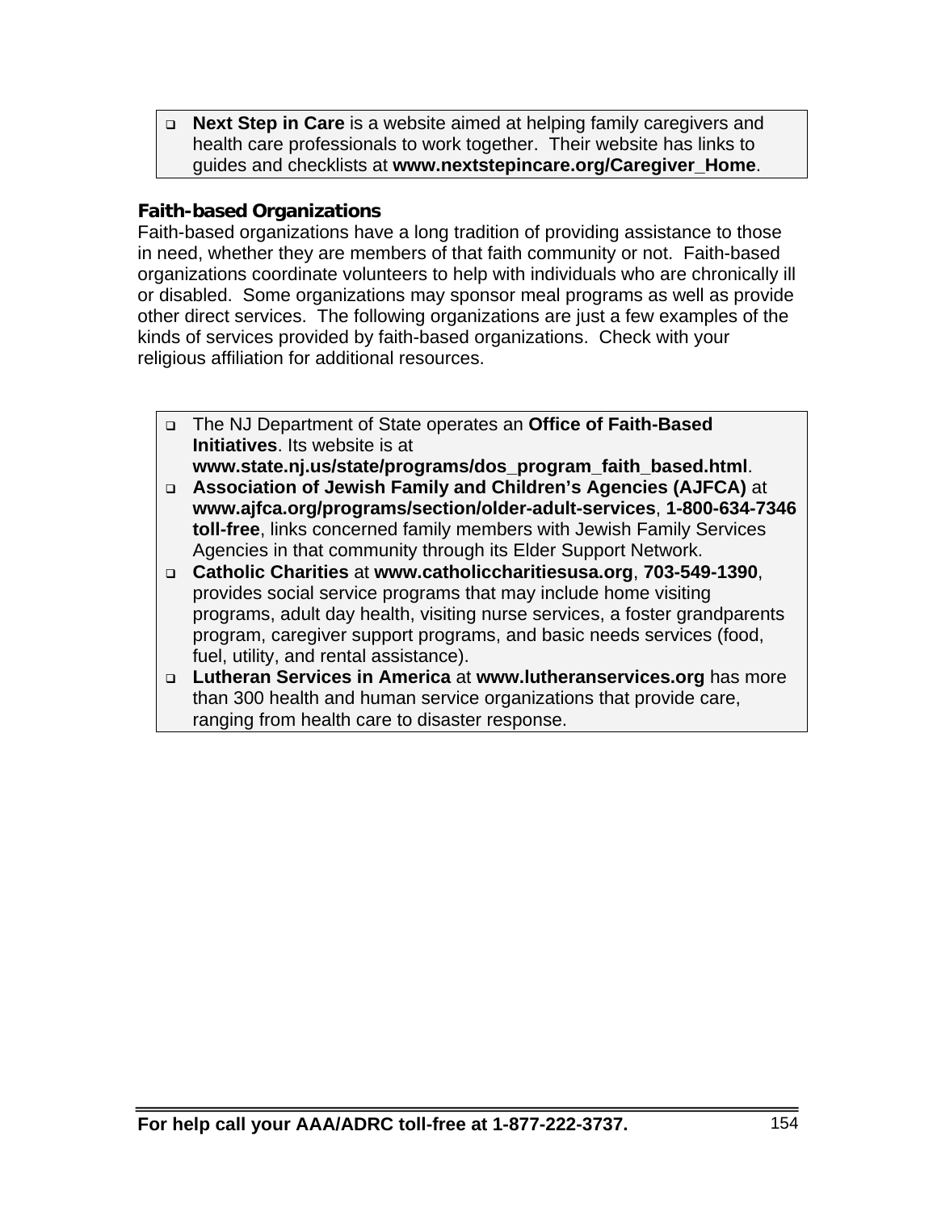- **Next Step in Care** is a website aimed at helping family caregivers and health care professionals to work together. Their website has links to guides and checklists at **www.nextstepincare.org/Caregiver_Home**.

### Faith-based Organizations

Faith-based organizations have a long tradition of providing assistance to those in need, whether they are members of that faith community or not. Faith-based organizations coordinate volunteers to help with individuals who are chronically ill or disabled. Some organizations may sponsor meal programs as well as provide other direct services. The following organizations are just a few examples of the kinds of services provided by faith-based organizations. Check with your religious affiliation for additional resources.

- The NJ Department of State operates an **Office of Faith-Based Initiatives**. Its website is at **www.state.nj.us/state/programs/dos_program_faith_based.html**.
- **Association of Jewish Family and Children's Agencies (AJFCA)** at **www.ajfca.org/programs/section/older-adult-services**, **1-800-634-7346 toll-free**, links concerned family members with Jewish Family Services Agencies in that community through its Elder Support Network.
- **Catholic Charities** at **www.catholiccharitiesusa.org**, **703-549-1390**, provides social service programs that may include home visiting programs, adult day health, visiting nurse services, a foster grandparents program, caregiver support programs, and basic needs services (food, fuel, utility, and rental assistance).
- **Lutheran Services in America** at **www.lutheranservices.org** has more than 300 health and human service organizations that provide care, ranging from health care to disaster response.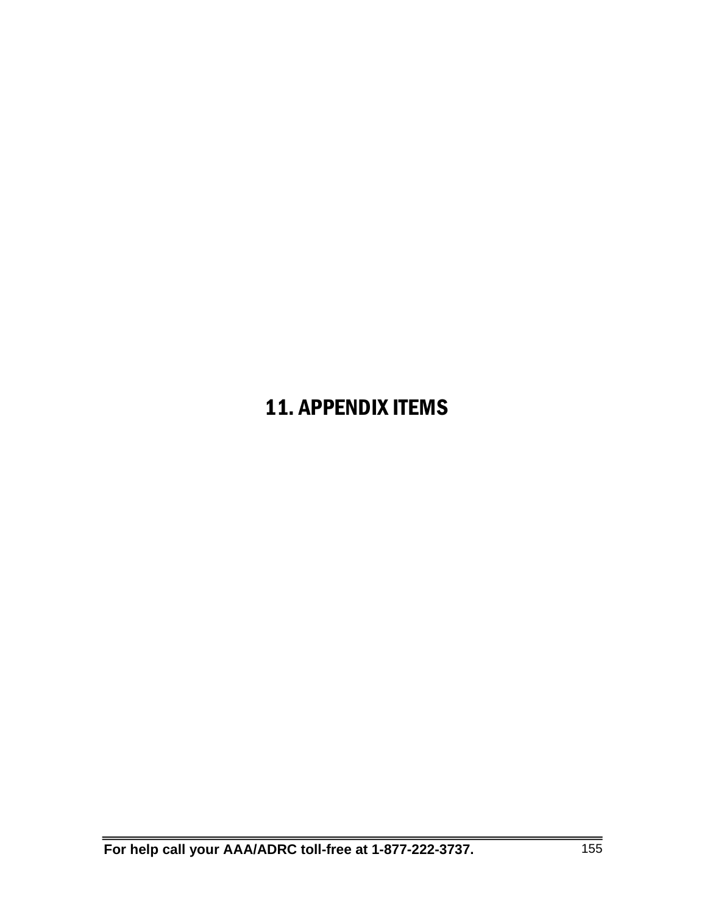# 11. APPENDIX ITEMS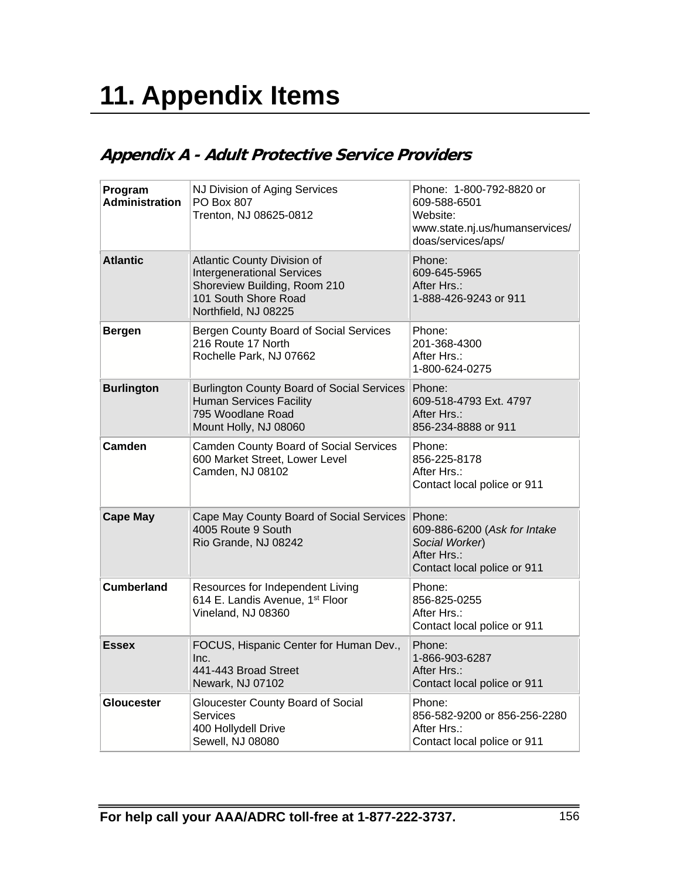# 11. Appendix Items

## *Appendix A - Adult Protective Service Providers*

| | | |
|---|---|---|
| **Program Administration** | NJ Division of Aging Services<br>PO Box 807<br>Trenton, NJ 08625-0812 | Phone: 1-800-792-8820 or 609-588-6501<br>Website:<br>www.state.nj.us/humanservices/doas/services/aps/ |
| **Atlantic** | Atlantic County Division of Intergenerational Services<br>Shoreview Building, Room 210<br>101 South Shore Road<br>Northfield, NJ 08225 | Phone:<br>609-645-5965<br>After Hrs.:<br>1-888-426-9243 or 911 |
| **Bergen** | Bergen County Board of Social Services<br>216 Route 17 North<br>Rochelle Park, NJ 07662 | Phone:<br>201-368-4300<br>After Hrs.:<br>1-800-624-0275 |
| **Burlington** | Burlington County Board of Social Services<br>Human Services Facility<br>795 Woodlane Road<br>Mount Holly, NJ 08060 | Phone:<br>609-518-4793 Ext. 4797<br>After Hrs.:<br>856-234-8888 or 911 |
| **Camden** | Camden County Board of Social Services<br>600 Market Street, Lower Level<br>Camden, NJ 08102 | Phone:<br>856-225-8178<br>After Hrs.:<br>Contact local police or 911 |
| **Cape May** | Cape May County Board of Social Services<br>4005 Route 9 South<br>Rio Grande, NJ 08242 | Phone:<br>609-886-6200 (*Ask for Intake Social Worker*)<br>After Hrs.:<br>Contact local police or 911 |
| **Cumberland** | Resources for Independent Living<br>614 E. Landis Avenue, 1st Floor<br>Vineland, NJ 08360 | Phone:<br>856-825-0255<br>After Hrs.:<br>Contact local police or 911 |
| **Essex** | FOCUS, Hispanic Center for Human Dev., Inc.<br>441-443 Broad Street<br>Newark, NJ 07102 | Phone:<br>1-866-903-6287<br>After Hrs.:<br>Contact local police or 911 |
| **Gloucester** | Gloucester County Board of Social Services<br>400 Hollydell Drive<br>Sewell, NJ 08080 | Phone:<br>856-582-9200 or 856-256-2280<br>After Hrs.:<br>Contact local police or 911 |

**For help call your AAA/ADRC toll-free at 1-877-222-3737.**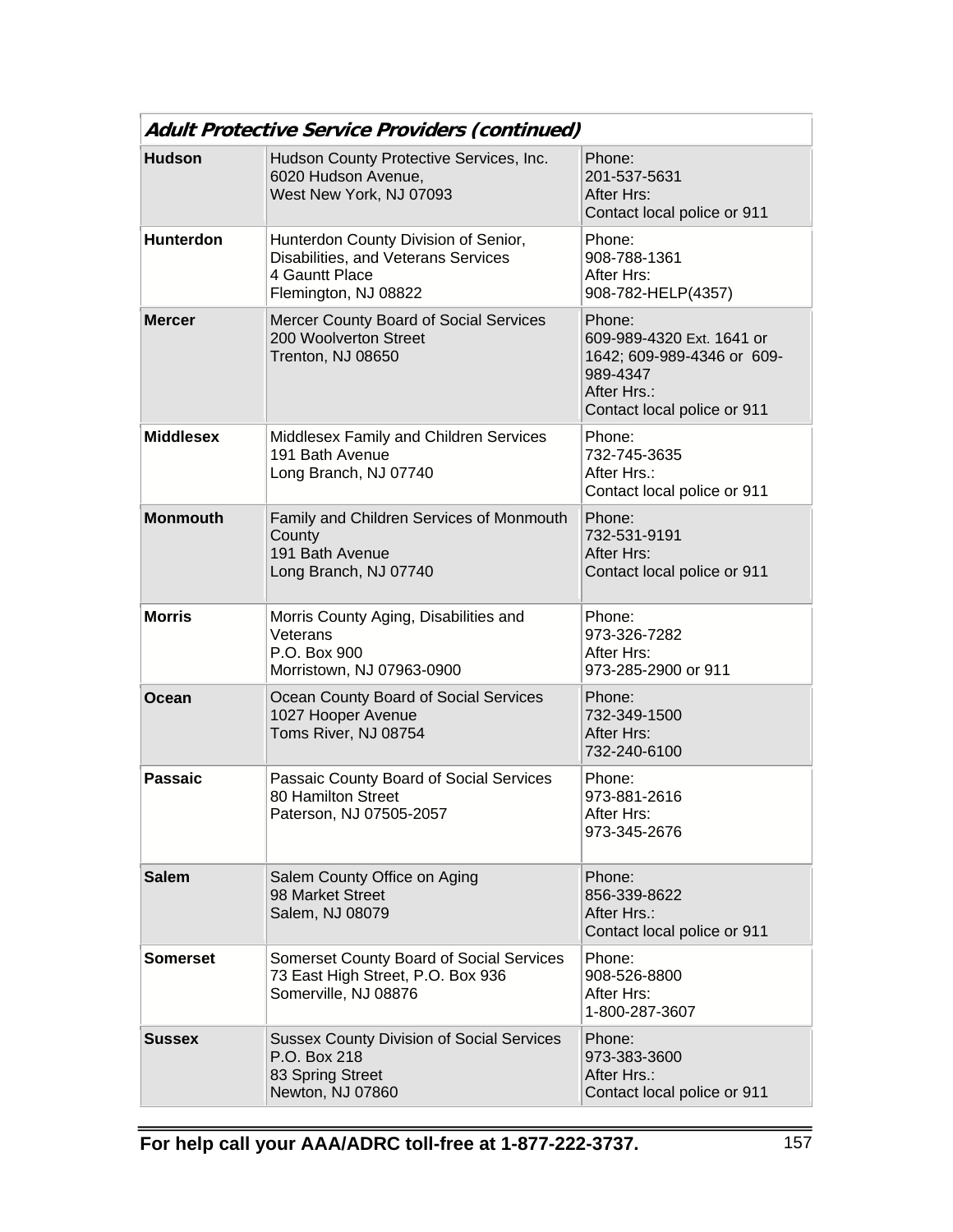| *Adult Protective Service Providers (continued)* | | |
|---|---|---|
| **Hudson** | Hudson County Protective Services, Inc.<br>6020 Hudson Avenue,<br>West New York, NJ 07093 | Phone:<br>201-537-5631<br>After Hrs:<br>Contact local police or 911 |
| **Hunterdon** | Hunterdon County Division of Senior, Disabilities, and Veterans Services<br>4 Gauntt Place<br>Flemington, NJ 08822 | Phone:<br>908-788-1361<br>After Hrs:<br>908-782-HELP(4357) |
| **Mercer** | Mercer County Board of Social Services<br>200 Woolverton Street<br>Trenton, NJ 08650 | Phone:<br>609-989-4320 Ext. 1641 or 1642; 609-989-4346 or 609-989-4347<br>After Hrs.:<br>Contact local police or 911 |
| **Middlesex** | Middlesex Family and Children Services<br>191 Bath Avenue<br>Long Branch, NJ 07740 | Phone:<br>732-745-3635<br>After Hrs.:<br>Contact local police or 911 |
| **Monmouth** | Family and Children Services of Monmouth County<br>191 Bath Avenue<br>Long Branch, NJ 07740 | Phone:<br>732-531-9191<br>After Hrs:<br>Contact local police or 911 |
| **Morris** | Morris County Aging, Disabilities and Veterans<br>P.O. Box 900<br>Morristown, NJ 07963-0900 | Phone:<br>973-326-7282<br>After Hrs:<br>973-285-2900 or 911 |
| **Ocean** | Ocean County Board of Social Services<br>1027 Hooper Avenue<br>Toms River, NJ 08754 | Phone:<br>732-349-1500<br>After Hrs:<br>732-240-6100 |
| **Passaic** | Passaic County Board of Social Services<br>80 Hamilton Street<br>Paterson, NJ 07505-2057 | Phone:<br>973-881-2616<br>After Hrs:<br>973-345-2676 |
| **Salem** | Salem County Office on Aging<br>98 Market Street<br>Salem, NJ 08079 | Phone:<br>856-339-8622<br>After Hrs.:<br>Contact local police or 911 |
| **Somerset** | Somerset County Board of Social Services<br>73 East High Street, P.O. Box 936<br>Somerville, NJ 08876 | Phone:<br>908-526-8800<br>After Hrs:<br>1-800-287-3607 |
| **Sussex** | Sussex County Division of Social Services<br>P.O. Box 218<br>83 Spring Street<br>Newton, NJ 07860 | Phone:<br>973-383-3600<br>After Hrs.:<br>Contact local police or 911 |

**For help call your AAA/ADRC toll-free at 1-877-222-3737.**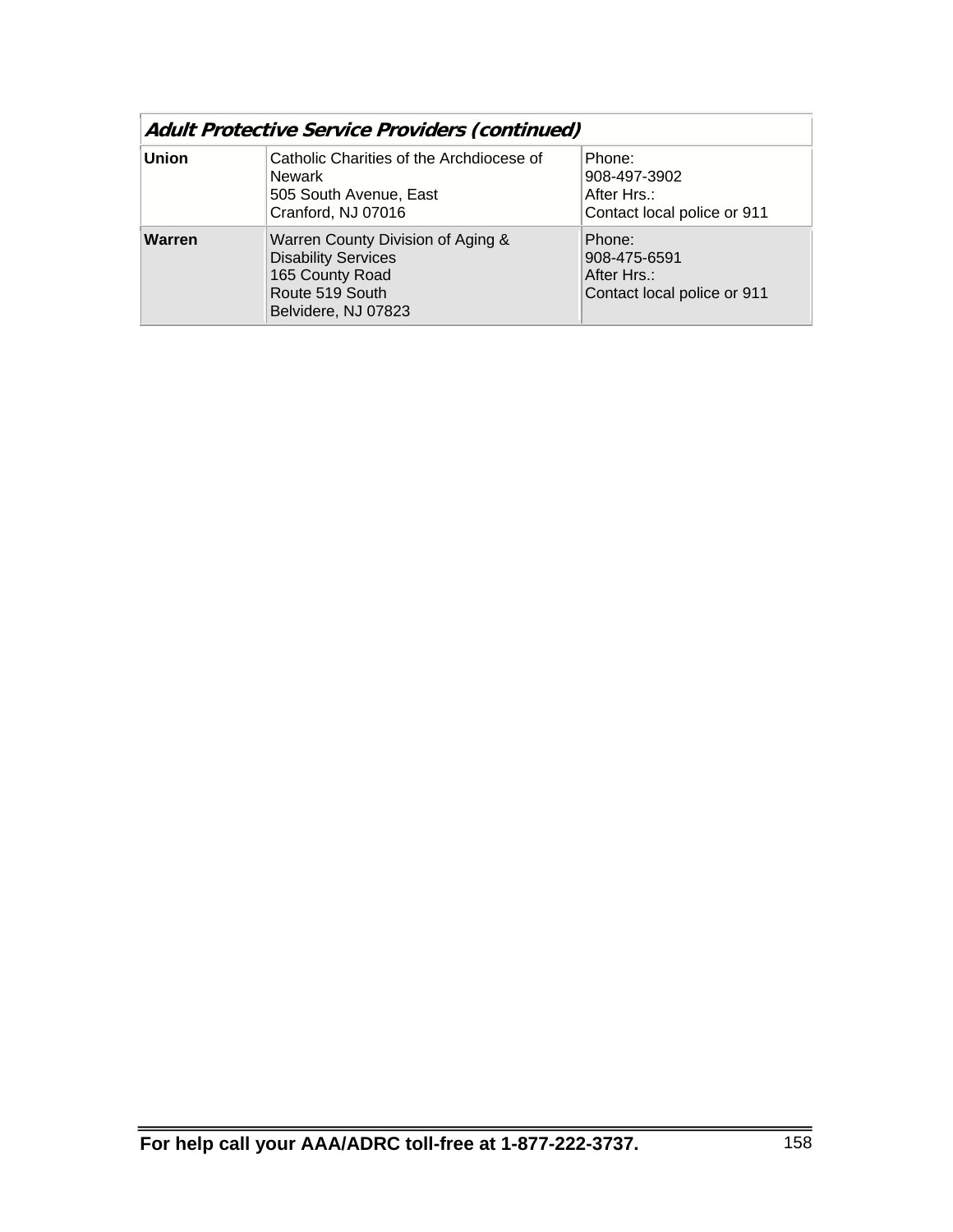| *Adult Protective Service Providers (continued)* | | |
|---|---|---|
| **Union** | Catholic Charities of the Archdiocese of Newark<br>505 South Avenue, East<br>Cranford, NJ 07016 | Phone:<br>908-497-3902<br>After Hrs.:<br>Contact local police or 911 |
| **Warren** | Warren County Division of Aging & Disability Services<br>165 County Road<br>Route 519 South<br>Belvidere, NJ 07823 | Phone:<br>908-475-6591<br>After Hrs.:<br>Contact local police or 911 |

**For help call your AAA/ADRC toll-free at 1-877-222-3737.**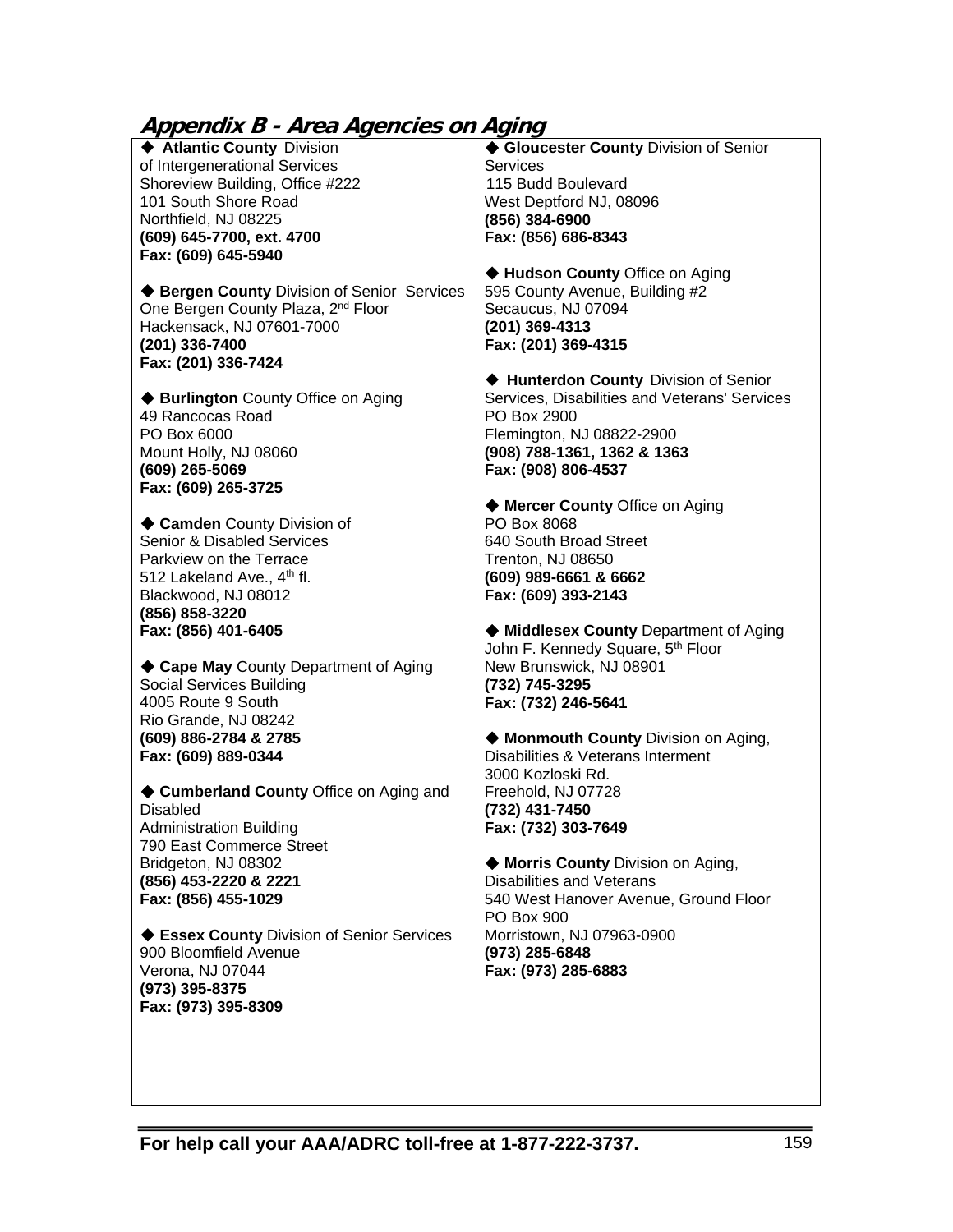## Appendix B - Area Agencies on Aging

◆ **Atlantic County** Division
of Intergenerational Services
Shoreview Building, Office #222
101 South Shore Road
Northfield, NJ 08225
**(609) 645-7700, ext. 4700**
**Fax: (609) 645-5940**

◆ **Bergen County** Division of Senior Services
One Bergen County Plaza, 2nd Floor
Hackensack, NJ 07601-7000
**(201) 336-7400**
**Fax: (201) 336-7424**

◆ **Burlington** County Office on Aging
49 Rancocas Road
PO Box 6000
Mount Holly, NJ 08060
**(609) 265-5069**
**Fax: (609) 265-3725**

◆ **Camden** County Division of
Senior & Disabled Services
Parkview on the Terrace
512 Lakeland Ave., 4th fl.
Blackwood, NJ 08012
**(856) 858-3220**
**Fax: (856) 401-6405**

◆ **Cape May** County Department of Aging
Social Services Building
4005 Route 9 South
Rio Grande, NJ 08242
**(609) 886-2784 & 2785**
**Fax: (609) 889-0344**

◆ **Cumberland County** Office on Aging and Disabled
Administration Building
790 East Commerce Street
Bridgeton, NJ 08302
**(856) 453-2220 & 2221**
**Fax: (856) 455-1029**

◆ **Essex County** Division of Senior Services
900 Bloomfield Avenue
Verona, NJ 07044
**(973) 395-8375**
**Fax: (973) 395-8309**

◆ **Gloucester County** Division of Senior Services
115 Budd Boulevard
West Deptford NJ, 08096
**(856) 384-6900**
**Fax: (856) 686-8343**

◆ **Hudson County** Office on Aging
595 County Avenue, Building #2
Secaucus, NJ 07094
**(201) 369-4313**
**Fax: (201) 369-4315**

◆ **Hunterdon County** Division of Senior Services, Disabilities and Veterans' Services
PO Box 2900
Flemington, NJ 08822-2900
**(908) 788-1361, 1362 & 1363**
**Fax: (908) 806-4537**

◆ **Mercer County** Office on Aging
PO Box 8068
640 South Broad Street
Trenton, NJ 08650
**(609) 989-6661 & 6662**
**Fax: (609) 393-2143**

◆ **Middlesex County** Department of Aging
John F. Kennedy Square, 5th Floor
New Brunswick, NJ 08901
**(732) 745-3295**
**Fax: (732) 246-5641**

◆ **Monmouth County** Division on Aging, Disabilities & Veterans Interment
3000 Kozloski Rd.
Freehold, NJ 07728
**(732) 431-7450**
**Fax: (732) 303-7649**

◆ **Morris County** Division on Aging, Disabilities and Veterans
540 West Hanover Avenue, Ground Floor
PO Box 900
Morristown, NJ 07963-0900
**(973) 285-6848**
**Fax: (973) 285-6883**

**For help call your AAA/ADRC toll-free at 1-877-222-3737.**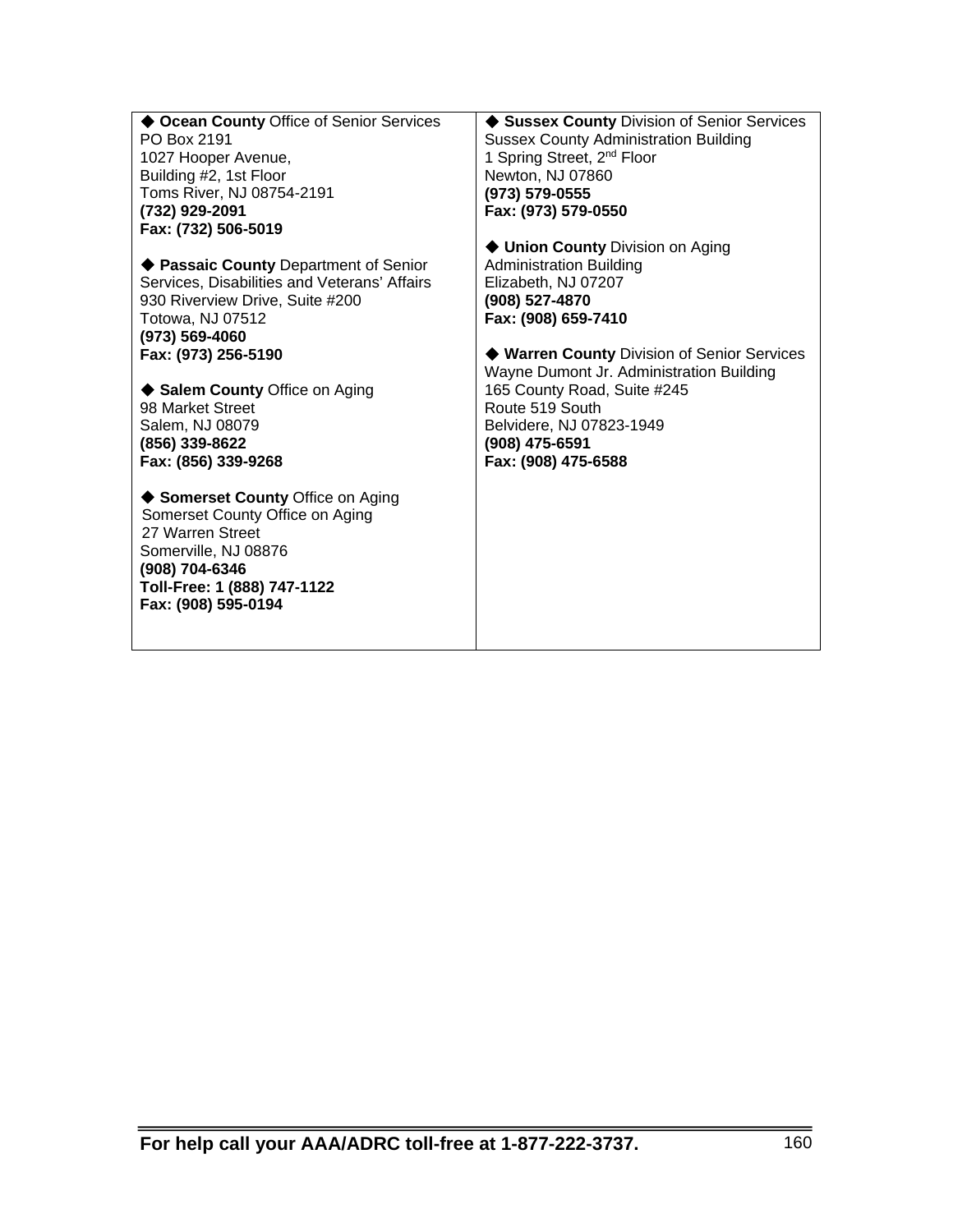◆ **Ocean County** Office of Senior Services
PO Box 2191
1027 Hooper Avenue,
Building #2, 1st Floor
Toms River, NJ 08754-2191
**(732) 929-2091**
**Fax: (732) 506-5019**

◆ **Passaic County** Department of Senior Services, Disabilities and Veterans' Affairs
930 Riverview Drive, Suite #200
Totowa, NJ 07512
**(973) 569-4060**
**Fax: (973) 256-5190**

◆ **Salem County** Office on Aging
98 Market Street
Salem, NJ 08079
**(856) 339-8622**
**Fax: (856) 339-9268**

◆ **Somerset County** Office on Aging
Somerset County Office on Aging
27 Warren Street
Somerville, NJ 08876
**(908) 704-6346**
**Toll-Free: 1 (888) 747-1122**
**Fax: (908) 595-0194**

◆ **Sussex County** Division of Senior Services
Sussex County Administration Building
1 Spring Street, 2nd Floor
Newton, NJ 07860
**(973) 579-0555**
**Fax: (973) 579-0550**

◆ **Union County** Division on Aging
Administration Building
Elizabeth, NJ 07207
**(908) 527-4870**
**Fax: (908) 659-7410**

◆ **Warren County** Division of Senior Services
Wayne Dumont Jr. Administration Building
165 County Road, Suite #245
Route 519 South
Belvidere, NJ 07823-1949
**(908) 475-6591**
**Fax: (908) 475-6588**

**For help call your AAA/ADRC toll-free at 1-877-222-3737.**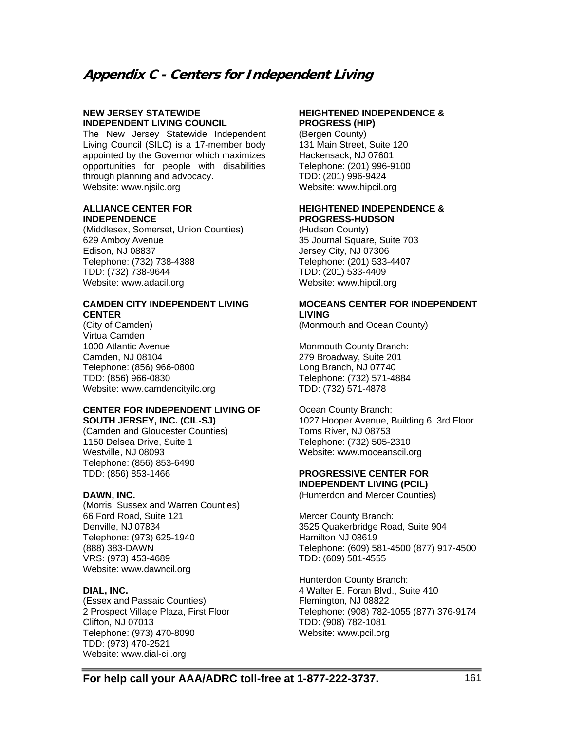# Appendix C - Centers for Independent Living

**NEW JERSEY STATEWIDE INDEPENDENT LIVING COUNCIL**
The New Jersey Statewide Independent Living Council (SILC) is a 17-member body appointed by the Governor which maximizes opportunities for people with disabilities through planning and advocacy.
Website: www.njsilc.org

**ALLIANCE CENTER FOR INDEPENDENCE**
(Middlesex, Somerset, Union Counties)
629 Amboy Avenue
Edison, NJ 08837
Telephone: (732) 738-4388
TDD: (732) 738-9644
Website: www.adacil.org

**CAMDEN CITY INDEPENDENT LIVING CENTER**
(City of Camden)
Virtua Camden
1000 Atlantic Avenue
Camden, NJ 08104
Telephone: (856) 966-0800
TDD: (856) 966-0830
Website: www.camdencityilc.org

**CENTER FOR INDEPENDENT LIVING OF SOUTH JERSEY, INC. (CIL-SJ)**
(Camden and Gloucester Counties)
1150 Delsea Drive, Suite 1
Westville, NJ 08093
Telephone: (856) 853-6490
TDD: (856) 853-1466

**DAWN, INC.**
(Morris, Sussex and Warren Counties)
66 Ford Road, Suite 121
Denville, NJ 07834
Telephone: (973) 625-1940
(888) 383-DAWN
VRS: (973) 453-4689
Website: www.dawncil.org

**DIAL, INC.**
(Essex and Passaic Counties)
2 Prospect Village Plaza, First Floor
Clifton, NJ 07013
Telephone: (973) 470-8090
TDD: (973) 470-2521
Website: www.dial-cil.org

**HEIGHTENED INDEPENDENCE & PROGRESS (HIP)**
(Bergen County)
131 Main Street, Suite 120
Hackensack, NJ 07601
Telephone: (201) 996-9100
TDD: (201) 996-9424
Website: www.hipcil.org

**HEIGHTENED INDEPENDENCE & PROGRESS-HUDSON**
(Hudson County)
35 Journal Square, Suite 703
Jersey City, NJ 07306
Telephone: (201) 533-4407
TDD: (201) 533-4409
Website: www.hipcil.org

**MOCEANS CENTER FOR INDEPENDENT LIVING**
(Monmouth and Ocean County)

Monmouth County Branch:
279 Broadway, Suite 201
Long Branch, NJ 07740
Telephone: (732) 571-4884
TDD: (732) 571-4878

Ocean County Branch:
1027 Hooper Avenue, Building 6, 3rd Floor
Toms River, NJ 08753
Telephone: (732) 505-2310
Website: www.moceanscil.org

**PROGRESSIVE CENTER FOR INDEPENDENT LIVING (PCIL)**
(Hunterdon and Mercer Counties)

Mercer County Branch:
3525 Quakerbridge Road, Suite 904
Hamilton NJ 08619
Telephone: (609) 581-4500 (877) 917-4500
TDD: (609) 581-4555

Hunterdon County Branch:
4 Walter E. Foran Blvd., Suite 410
Flemington, NJ 08822
Telephone: (908) 782-1055 (877) 376-9174
TDD: (908) 782-1081
Website: www.pcil.org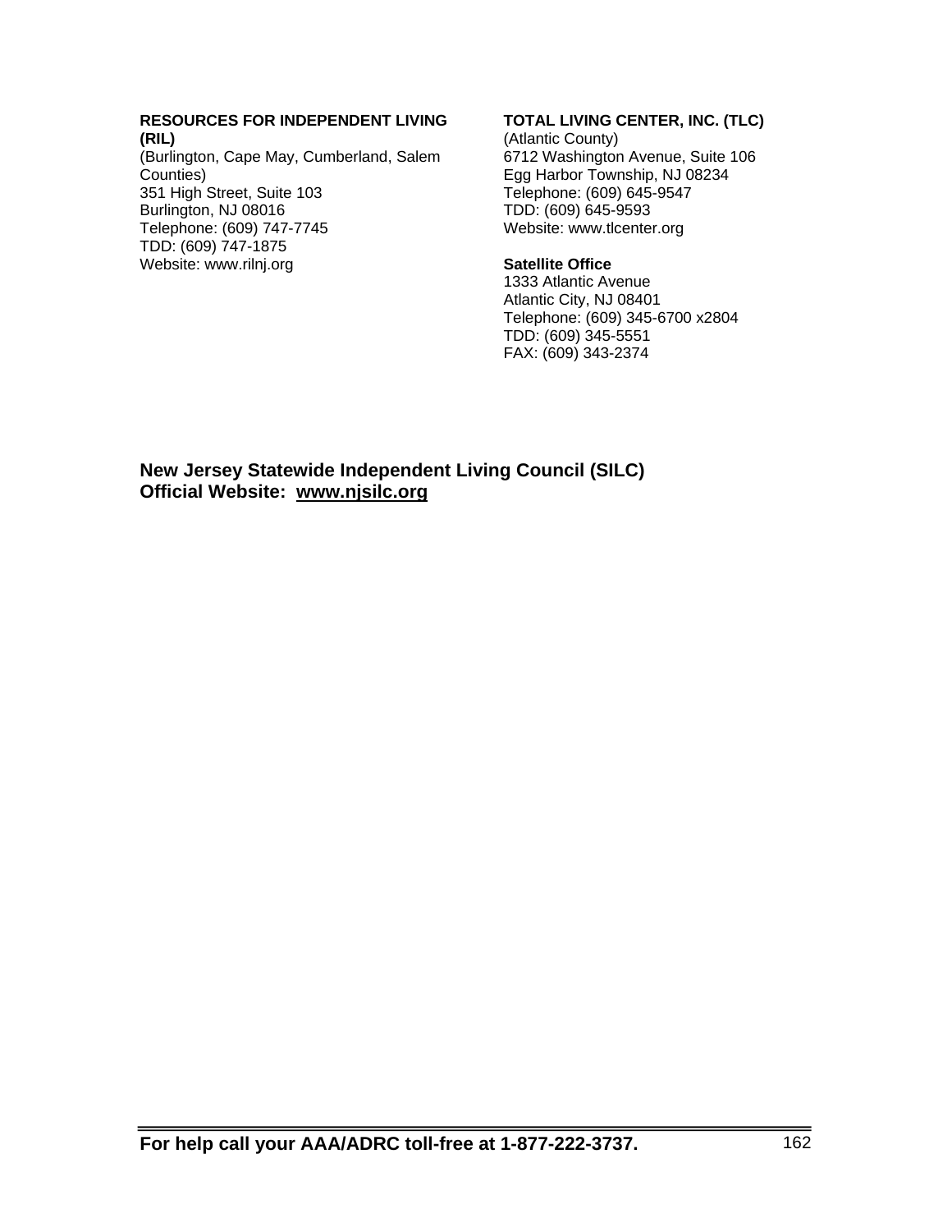**RESOURCES FOR INDEPENDENT LIVING (RIL)**
(Burlington, Cape May, Cumberland, Salem Counties)
351 High Street, Suite 103
Burlington, NJ 08016
Telephone: (609) 747-7745
TDD: (609) 747-1875
Website: www.rilnj.org

**TOTAL LIVING CENTER, INC. (TLC)**
(Atlantic County)
6712 Washington Avenue, Suite 106
Egg Harbor Township, NJ 08234
Telephone: (609) 645-9547
TDD: (609) 645-9593
Website: www.tlcenter.org

**Satellite Office**
1333 Atlantic Avenue
Atlantic City, NJ 08401
Telephone: (609) 345-6700 x2804
TDD: (609) 345-5551
FAX: (609) 343-2374

**New Jersey Statewide Independent Living Council (SILC)**
**Official Website: www.njsilc.org**

**For help call your AAA/ADRC toll-free at 1-877-222-3737.**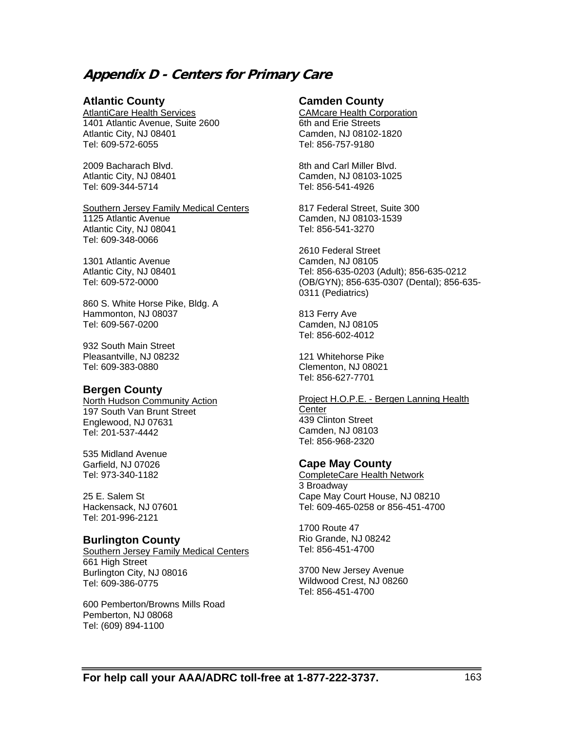# Appendix D - Centers for Primary Care

## Atlantic County

AtlantiCare Health Services
1401 Atlantic Avenue, Suite 2600
Atlantic City, NJ 08401
Tel: 609-572-6055

2009 Bacharach Blvd.
Atlantic City, NJ 08401
Tel: 609-344-5714

Southern Jersey Family Medical Centers
1125 Atlantic Avenue
Atlantic City, NJ 08041
Tel: 609-348-0066

1301 Atlantic Avenue
Atlantic City, NJ 08401
Tel: 609-572-0000

860 S. White Horse Pike, Bldg. A
Hammonton, NJ 08037
Tel: 609-567-0200

932 South Main Street
Pleasantville, NJ 08232
Tel: 609-383-0880

## Bergen County

North Hudson Community Action
197 South Van Brunt Street
Englewood, NJ 07631
Tel: 201-537-4442

535 Midland Avenue
Garfield, NJ 07026
Tel: 973-340-1182

25 E. Salem St
Hackensack, NJ 07601
Tel: 201-996-2121

## Burlington County

Southern Jersey Family Medical Centers
661 High Street
Burlington City, NJ 08016
Tel: 609-386-0775

600 Pemberton/Browns Mills Road
Pemberton, NJ 08068
Tel: (609) 894-1100

## Camden County

CAMcare Health Corporation
6th and Erie Streets
Camden, NJ 08102-1820
Tel: 856-757-9180

8th and Carl Miller Blvd.
Camden, NJ 08103-1025
Tel: 856-541-4926

817 Federal Street, Suite 300
Camden, NJ 08103-1539
Tel: 856-541-3270

2610 Federal Street
Camden, NJ 08105
Tel: 856-635-0203 (Adult); 856-635-0212 (OB/GYN); 856-635-0307 (Dental); 856-635-0311 (Pediatrics)

813 Ferry Ave
Camden, NJ 08105
Tel: 856-602-4012

121 Whitehorse Pike
Clementon, NJ 08021
Tel: 856-627-7701

Project H.O.P.E. - Bergen Lanning Health Center
439 Clinton Street
Camden, NJ 08103
Tel: 856-968-2320

## Cape May County

CompleteCare Health Network
3 Broadway
Cape May Court House, NJ 08210
Tel: 609-465-0258 or 856-451-4700

1700 Route 47
Rio Grande, NJ 08242
Tel: 856-451-4700

3700 New Jersey Avenue
Wildwood Crest, NJ 08260
Tel: 856-451-4700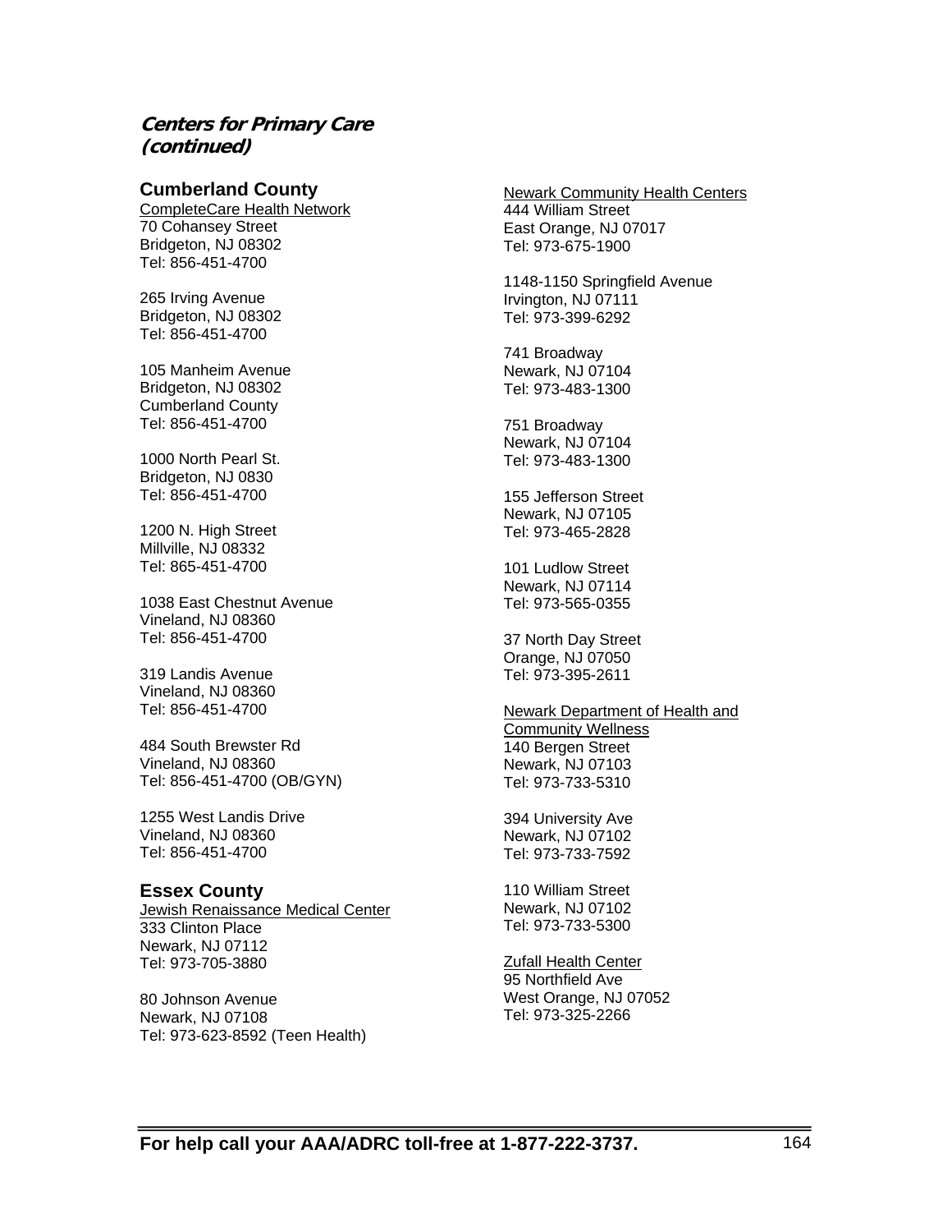### *Centers for Primary Care (continued)*

## Cumberland County

CompleteCare Health Network
70 Cohansey Street
Bridgeton, NJ 08302
Tel: 856-451-4700

265 Irving Avenue
Bridgeton, NJ 08302
Tel: 856-451-4700

105 Manheim Avenue
Bridgeton, NJ 08302
Cumberland County
Tel: 856-451-4700

1000 North Pearl St.
Bridgeton, NJ 0830
Tel: 856-451-4700

1200 N. High Street
Millville, NJ 08332
Tel: 865-451-4700

1038 East Chestnut Avenue
Vineland, NJ 08360
Tel: 856-451-4700

319 Landis Avenue
Vineland, NJ 08360
Tel: 856-451-4700

484 South Brewster Rd
Vineland, NJ 08360
Tel: 856-451-4700 (OB/GYN)

1255 West Landis Drive
Vineland, NJ 08360
Tel: 856-451-4700

## Essex County

Jewish Renaissance Medical Center
333 Clinton Place
Newark, NJ 07112
Tel: 973-705-3880

80 Johnson Avenue
Newark, NJ 07108
Tel: 973-623-8592 (Teen Health)

Newark Community Health Centers
444 William Street
East Orange, NJ 07017
Tel: 973-675-1900

1148-1150 Springfield Avenue
Irvington, NJ 07111
Tel: 973-399-6292

741 Broadway
Newark, NJ 07104
Tel: 973-483-1300

751 Broadway
Newark, NJ 07104
Tel: 973-483-1300

155 Jefferson Street
Newark, NJ 07105
Tel: 973-465-2828

101 Ludlow Street
Newark, NJ 07114
Tel: 973-565-0355

37 North Day Street
Orange, NJ 07050
Tel: 973-395-2611

Newark Department of Health and Community Wellness
140 Bergen Street
Newark, NJ 07103
Tel: 973-733-5310

394 University Ave
Newark, NJ 07102
Tel: 973-733-7592

110 William Street
Newark, NJ 07102
Tel: 973-733-5300

Zufall Health Center
95 Northfield Ave
West Orange, NJ 07052
Tel: 973-325-2266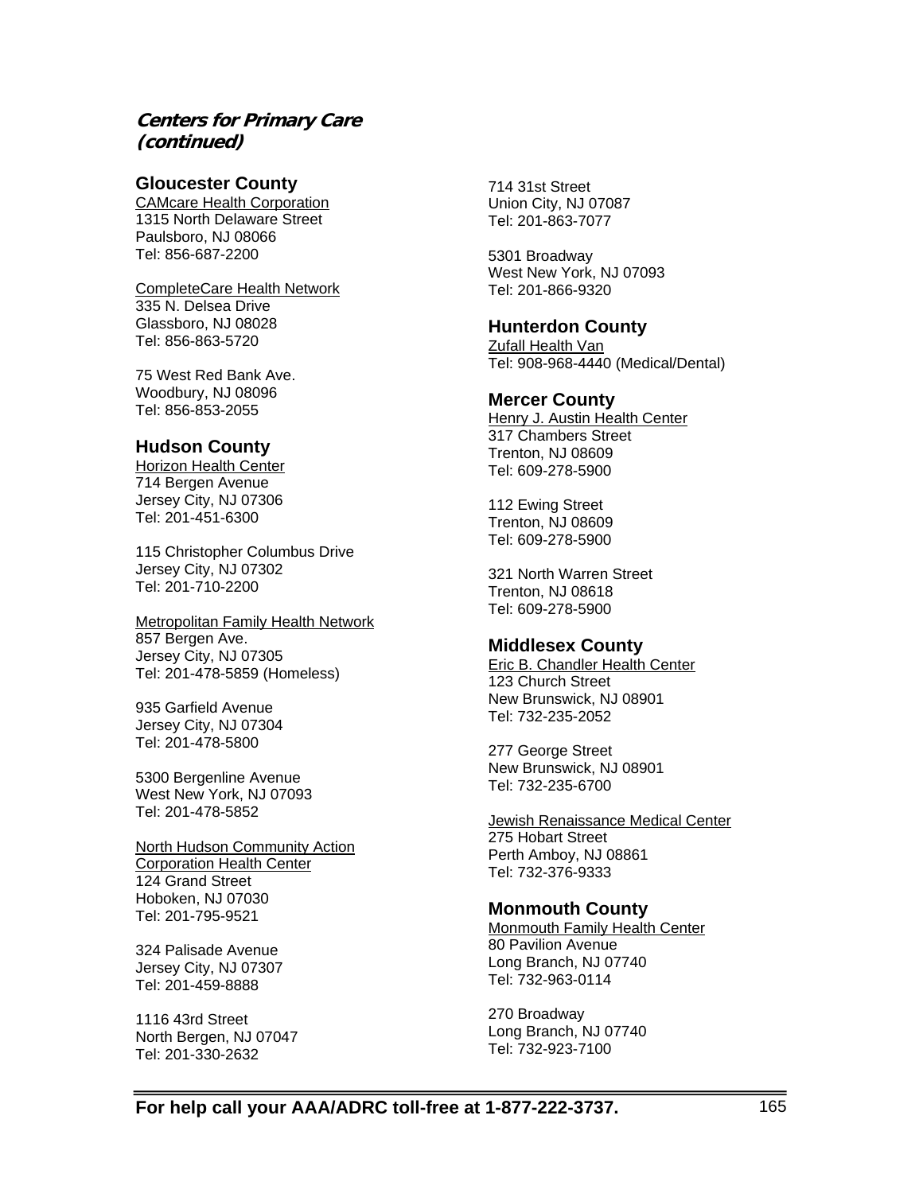## *Centers for Primary Care (continued)*

### Gloucester County

CAMcare Health Corporation
1315 North Delaware Street
Paulsboro, NJ 08066
Tel: 856-687-2200

CompleteCare Health Network
335 N. Delsea Drive
Glassboro, NJ 08028
Tel: 856-863-5720

75 West Red Bank Ave.
Woodbury, NJ 08096
Tel: 856-853-2055

### Hudson County

Horizon Health Center
714 Bergen Avenue
Jersey City, NJ 07306
Tel: 201-451-6300

115 Christopher Columbus Drive
Jersey City, NJ 07302
Tel: 201-710-2200

Metropolitan Family Health Network
857 Bergen Ave.
Jersey City, NJ 07305
Tel: 201-478-5859 (Homeless)

935 Garfield Avenue
Jersey City, NJ 07304
Tel: 201-478-5800

5300 Bergenline Avenue
West New York, NJ 07093
Tel: 201-478-5852

North Hudson Community Action Corporation Health Center
124 Grand Street
Hoboken, NJ 07030
Tel: 201-795-9521

324 Palisade Avenue
Jersey City, NJ 07307
Tel: 201-459-8888

1116 43rd Street
North Bergen, NJ 07047
Tel: 201-330-2632

714 31st Street
Union City, NJ 07087
Tel: 201-863-7077

5301 Broadway
West New York, NJ 07093
Tel: 201-866-9320

### Hunterdon County

Zufall Health Van
Tel: 908-968-4440 (Medical/Dental)

### Mercer County

Henry J. Austin Health Center
317 Chambers Street
Trenton, NJ 08609
Tel: 609-278-5900

112 Ewing Street
Trenton, NJ 08609
Tel: 609-278-5900

321 North Warren Street
Trenton, NJ 08618
Tel: 609-278-5900

### Middlesex County

Eric B. Chandler Health Center
123 Church Street
New Brunswick, NJ 08901
Tel: 732-235-2052

277 George Street
New Brunswick, NJ 08901
Tel: 732-235-6700

Jewish Renaissance Medical Center
275 Hobart Street
Perth Amboy, NJ 08861
Tel: 732-376-9333

### Monmouth County

Monmouth Family Health Center
80 Pavilion Avenue
Long Branch, NJ 07740
Tel: 732-963-0114

270 Broadway
Long Branch, NJ 07740
Tel: 732-923-7100

**For help call your AAA/ADRC toll-free at 1-877-222-3737.**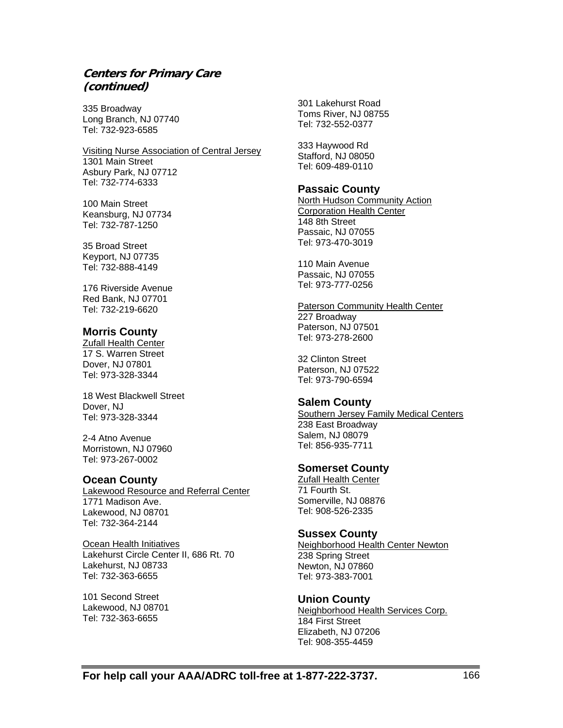## *Centers for Primary Care (continued)*

335 Broadway
Long Branch, NJ 07740
Tel: 732-923-6585

Visiting Nurse Association of Central Jersey
1301 Main Street
Asbury Park, NJ 07712
Tel: 732-774-6333

100 Main Street
Keansburg, NJ 07734
Tel: 732-787-1250

35 Broad Street
Keyport, NJ 07735
Tel: 732-888-4149

176 Riverside Avenue
Red Bank, NJ 07701
Tel: 732-219-6620

### Morris County

Zufall Health Center
17 S. Warren Street
Dover, NJ 07801
Tel: 973-328-3344

18 West Blackwell Street
Dover, NJ
Tel: 973-328-3344

2-4 Atno Avenue
Morristown, NJ 07960
Tel: 973-267-0002

### Ocean County

Lakewood Resource and Referral Center
1771 Madison Ave.
Lakewood, NJ 08701
Tel: 732-364-2144

Ocean Health Initiatives
Lakehurst Circle Center II, 686 Rt. 70
Lakehurst, NJ 08733
Tel: 732-363-6655

101 Second Street
Lakewood, NJ 08701
Tel: 732-363-6655

301 Lakehurst Road
Toms River, NJ 08755
Tel: 732-552-0377

333 Haywood Rd
Stafford, NJ 08050
Tel: 609-489-0110

### Passaic County

North Hudson Community Action Corporation Health Center
148 8th Street
Passaic, NJ 07055
Tel: 973-470-3019

110 Main Avenue
Passaic, NJ 07055
Tel: 973-777-0256

Paterson Community Health Center
227 Broadway
Paterson, NJ 07501
Tel: 973-278-2600

32 Clinton Street
Paterson, NJ 07522
Tel: 973-790-6594

### Salem County

Southern Jersey Family Medical Centers
238 East Broadway
Salem, NJ 08079
Tel: 856-935-7711

### Somerset County

Zufall Health Center
71 Fourth St.
Somerville, NJ 08876
Tel: 908-526-2335

### Sussex County

Neighborhood Health Center Newton
238 Spring Street
Newton, NJ 07860
Tel: 973-383-7001

### Union County

Neighborhood Health Services Corp.
184 First Street
Elizabeth, NJ 07206
Tel: 908-355-4459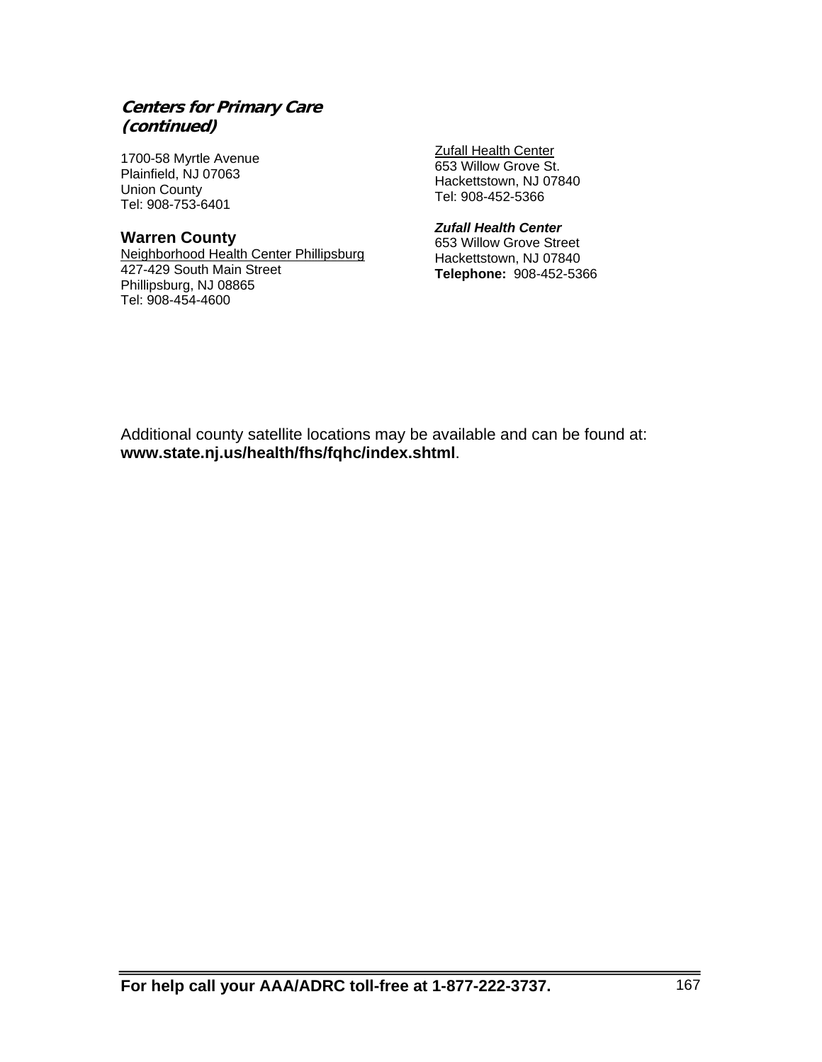## *Centers for Primary Care (continued)*

1700-58 Myrtle Avenue
Plainfield, NJ 07063
Union County
Tel: 908-753-6401

### Warren County

Neighborhood Health Center Phillipsburg
427-429 South Main Street
Phillipsburg, NJ 08865
Tel: 908-454-4600

Zufall Health Center
653 Willow Grove St.
Hackettstown, NJ 07840
Tel: 908-452-5366

***Zufall Health Center***
653 Willow Grove Street
Hackettstown, NJ 07840
**Telephone:** 908-452-5366

Additional county satellite locations may be available and can be found at: **www.state.nj.us/health/fhs/fqhc/index.shtml**.

**For help call your AAA/ADRC toll-free at 1-877-222-3737.**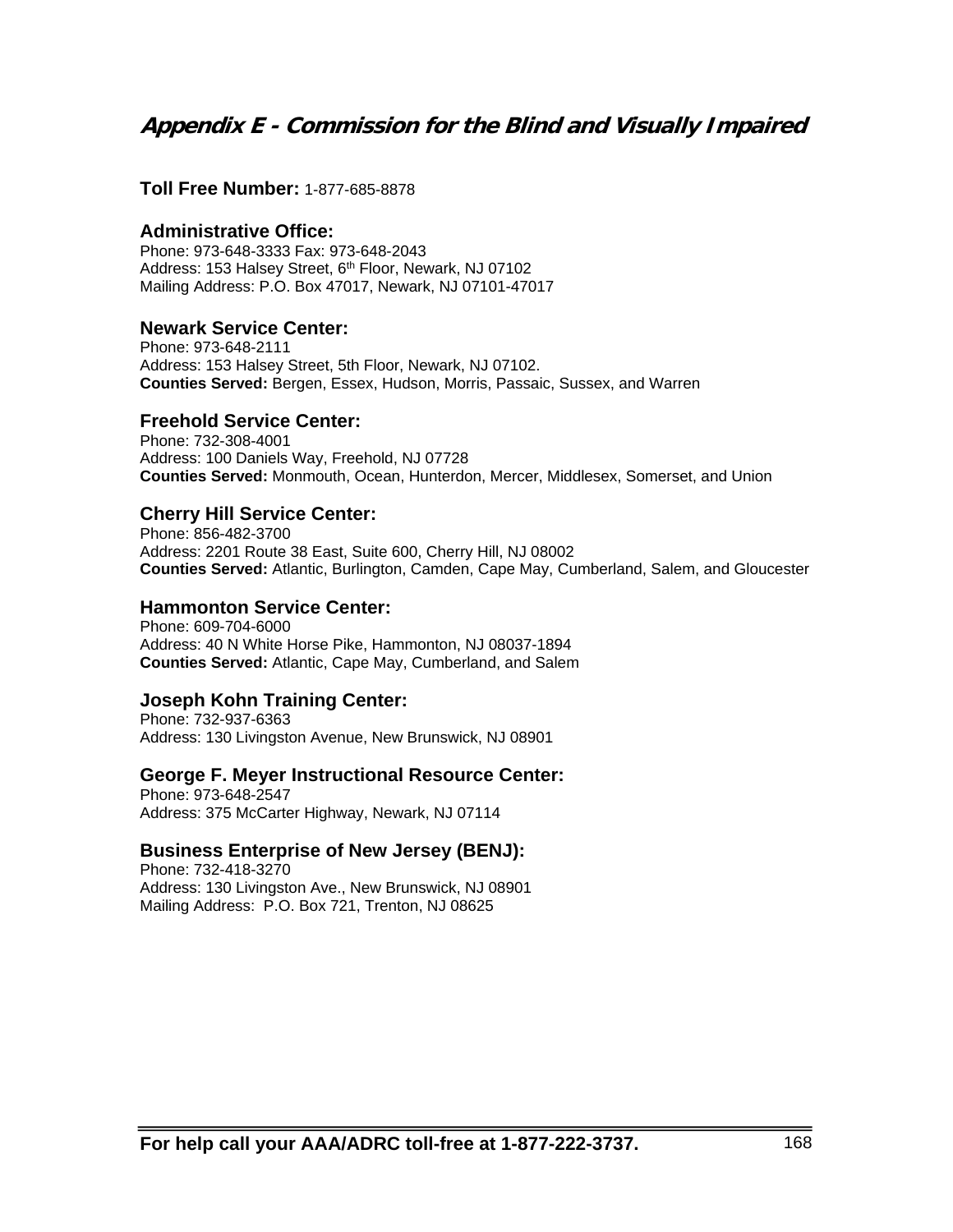# *Appendix E - Commission for the Blind and Visually Impaired*

**Toll Free Number:** 1-877-685-8878

### Administrative Office:

Phone: 973-648-3333 Fax: 973-648-2043
Address: 153 Halsey Street, 6th Floor, Newark, NJ 07102
Mailing Address: P.O. Box 47017, Newark, NJ 07101-47017

### Newark Service Center:

Phone: 973-648-2111
Address: 153 Halsey Street, 5th Floor, Newark, NJ 07102.
**Counties Served:** Bergen, Essex, Hudson, Morris, Passaic, Sussex, and Warren

### Freehold Service Center:

Phone: 732-308-4001
Address: 100 Daniels Way, Freehold, NJ 07728
**Counties Served:** Monmouth, Ocean, Hunterdon, Mercer, Middlesex, Somerset, and Union

### Cherry Hill Service Center:

Phone: 856-482-3700
Address: 2201 Route 38 East, Suite 600, Cherry Hill, NJ 08002
**Counties Served:** Atlantic, Burlington, Camden, Cape May, Cumberland, Salem, and Gloucester

### Hammonton Service Center:

Phone: 609-704-6000
Address: 40 N White Horse Pike, Hammonton, NJ 08037-1894
**Counties Served:** Atlantic, Cape May, Cumberland, and Salem

### Joseph Kohn Training Center:

Phone: 732-937-6363
Address: 130 Livingston Avenue, New Brunswick, NJ 08901

### George F. Meyer Instructional Resource Center:

Phone: 973-648-2547
Address: 375 McCarter Highway, Newark, NJ 07114

### Business Enterprise of New Jersey (BENJ):

Phone: 732-418-3270
Address: 130 Livingston Ave., New Brunswick, NJ 08901
Mailing Address: P.O. Box 721, Trenton, NJ 08625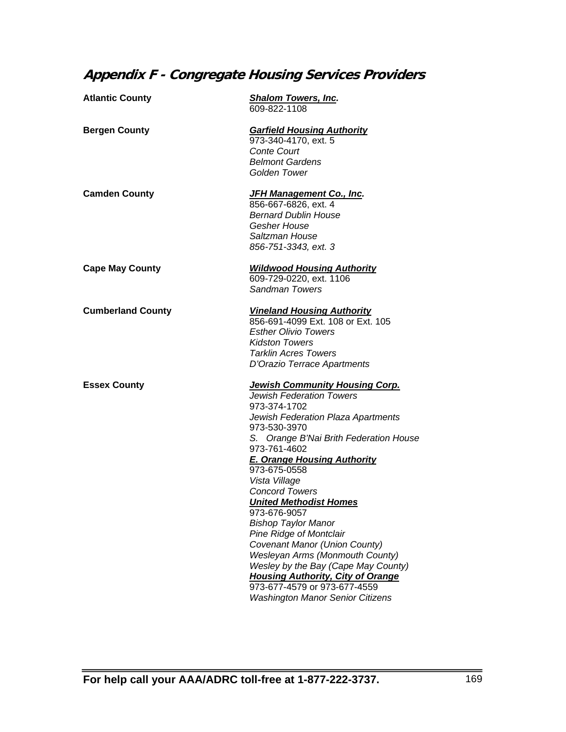# Appendix F - Congregate Housing Services Providers

**Atlantic County**

***Shalom Towers, Inc.***
609-822-1108

**Bergen County**

***Garfield Housing Authority***
973-340-4170, ext. 5
*Conte Court*
*Belmont Gardens*
*Golden Tower*

**Camden County**

***JFH Management Co., Inc.***
856-667-6826, ext. 4
*Bernard Dublin House*
*Gesher House*
*Saltzman House*
*856-751-3343, ext. 3*

**Cape May County**

***Wildwood Housing Authority***
609-729-0220, ext. 1106
*Sandman Towers*

**Cumberland County**

***Vineland Housing Authority***
856-691-4099 Ext. 108 or Ext. 105
*Esther Olivio Towers*
*Kidston Towers*
*Tarklin Acres Towers*
*D'Orazio Terrace Apartments*

**Essex County**

***Jewish Community Housing Corp.***
*Jewish Federation Towers*
973-374-1702
*Jewish Federation Plaza Apartments*
973-530-3970
*S. Orange B'Nai Brith Federation House*
973-761-4602

***E. Orange Housing Authority***
973-675-0558
*Vista Village*
*Concord Towers*

***United Methodist Homes***
973-676-9057
*Bishop Taylor Manor*
*Pine Ridge of Montclair*
*Covenant Manor (Union County)*
*Wesleyan Arms (Monmouth County)*
*Wesley by the Bay (Cape May County)*

***Housing Authority, City of Orange***
973-677-4579 or 973-677-4559
*Washington Manor Senior Citizens*

**For help call your AAA/ADRC toll-free at 1-877-222-3737.**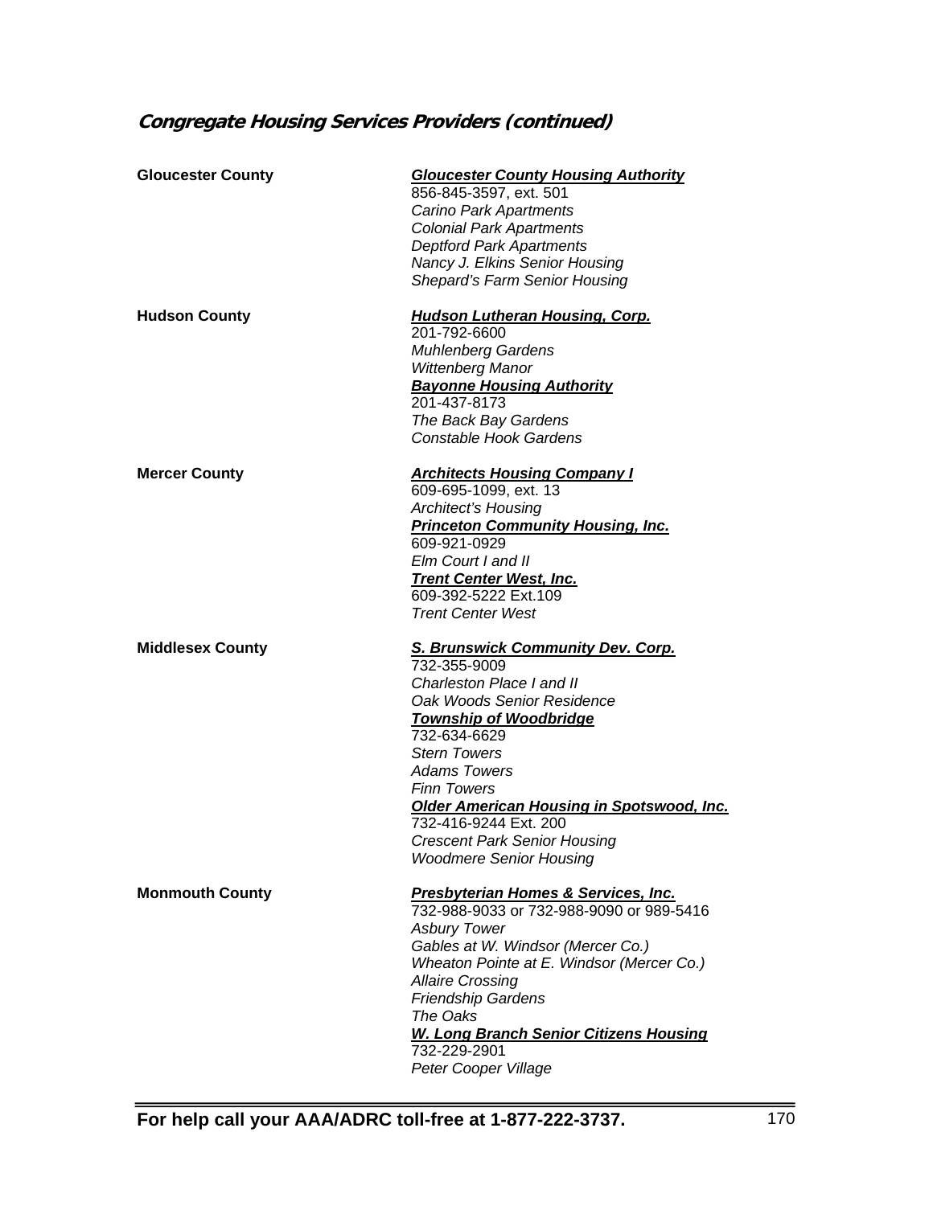## *Congregate Housing Services Providers (continued)*

**Gloucester County**

***Gloucester County Housing Authority***
856-845-3597, ext. 501
*Carino Park Apartments*
*Colonial Park Apartments*
*Deptford Park Apartments*
*Nancy J. Elkins Senior Housing*
*Shepard's Farm Senior Housing*

**Hudson County**

***Hudson Lutheran Housing, Corp.***
201-792-6600
*Muhlenberg Gardens*
*Wittenberg Manor*

***Bayonne Housing Authority***
201-437-8173
*The Back Bay Gardens*
*Constable Hook Gardens*

**Mercer County**

***Architects Housing Company I***
609-695-1099, ext. 13
*Architect's Housing*

***Princeton Community Housing, Inc.***
609-921-0929
*Elm Court I and II*

***Trent Center West, Inc.***
609-392-5222 Ext.109
*Trent Center West*

**Middlesex County**

***S. Brunswick Community Dev. Corp.***
732-355-9009
*Charleston Place I and II*
*Oak Woods Senior Residence*

***Township of Woodbridge***
732-634-6629
*Stern Towers*
*Adams Towers*
*Finn Towers*

***Older American Housing in Spotswood, Inc.***
732-416-9244 Ext. 200
*Crescent Park Senior Housing*
*Woodmere Senior Housing*

**Monmouth County**

***Presbyterian Homes & Services, Inc.***
732-988-9033 or 732-988-9090 or 989-5416
*Asbury Tower*
*Gables at W. Windsor (Mercer Co.)*
*Wheaton Pointe at E. Windsor (Mercer Co.)*
*Allaire Crossing*
*Friendship Gardens*
*The Oaks*

***W. Long Branch Senior Citizens Housing***
732-229-2901
*Peter Cooper Village*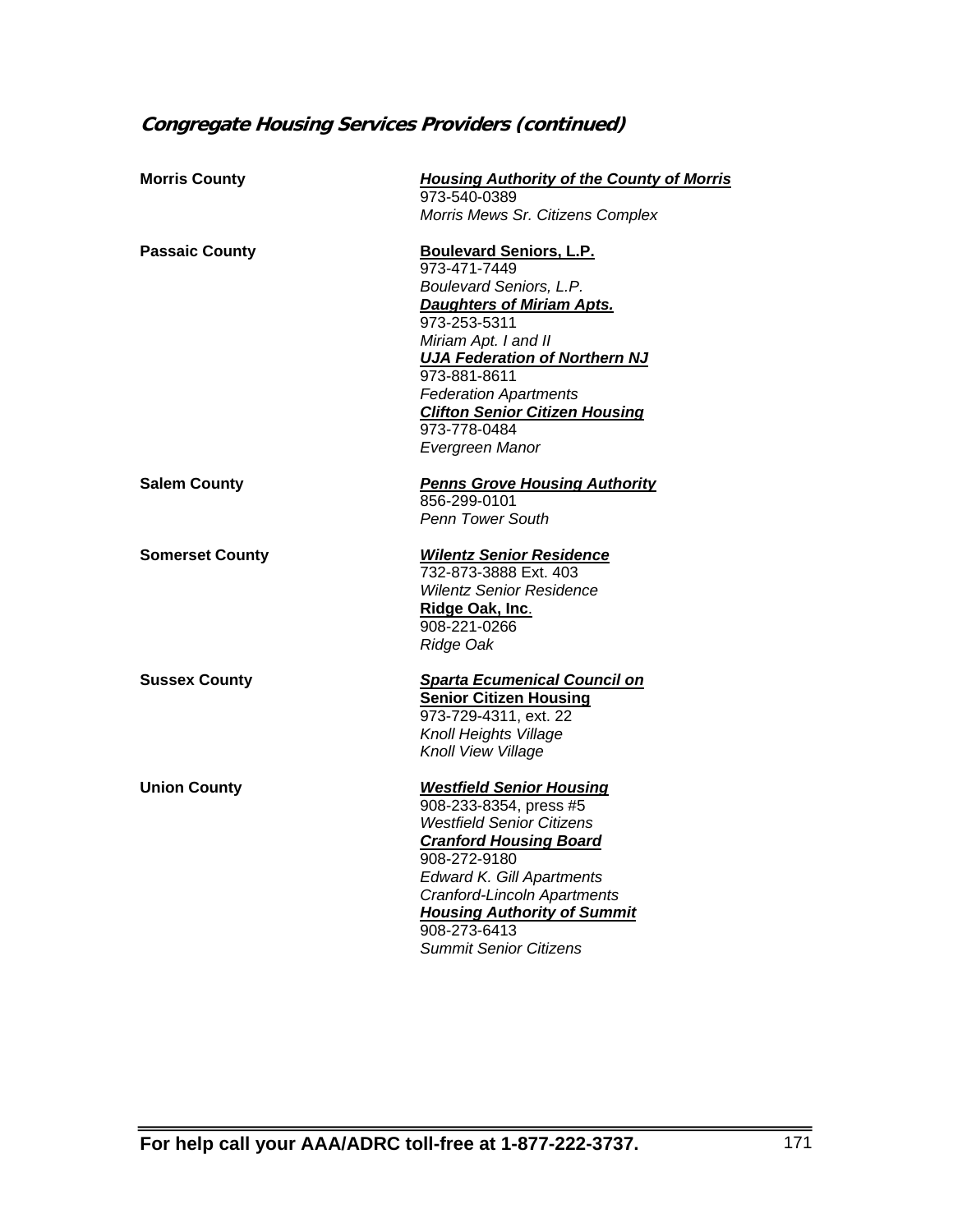## *Congregate Housing Services Providers (continued)*

**Morris County**

***Housing Authority of the County of Morris***
973-540-0389
*Morris Mews Sr. Citizens Complex*

**Passaic County**

**Boulevard Seniors, L.P.**
973-471-7449
*Boulevard Seniors, L.P.*

***Daughters of Miriam Apts.***
973-253-5311
*Miriam Apt. I and II*

***UJA Federation of Northern NJ***
973-881-8611
*Federation Apartments*

***Clifton Senior Citizen Housing***
973-778-0484
*Evergreen Manor*

**Salem County**

***Penns Grove Housing Authority***
856-299-0101
*Penn Tower South*

**Somerset County**

***Wilentz Senior Residence***
732-873-3888 Ext. 403
*Wilentz Senior Residence*

**Ridge Oak, Inc**.
908-221-0266
*Ridge Oak*

**Sussex County**

***Sparta Ecumenical Council on*** **Senior Citizen Housing**
973-729-4311, ext. 22
*Knoll Heights Village*
*Knoll View Village*

**Union County**

***Westfield Senior Housing***
908-233-8354, press #5
*Westfield Senior Citizens*

***Cranford Housing Board***
908-272-9180
*Edward K. Gill Apartments*
*Cranford-Lincoln Apartments*

***Housing Authority of Summit***
908-273-6413
*Summit Senior Citizens*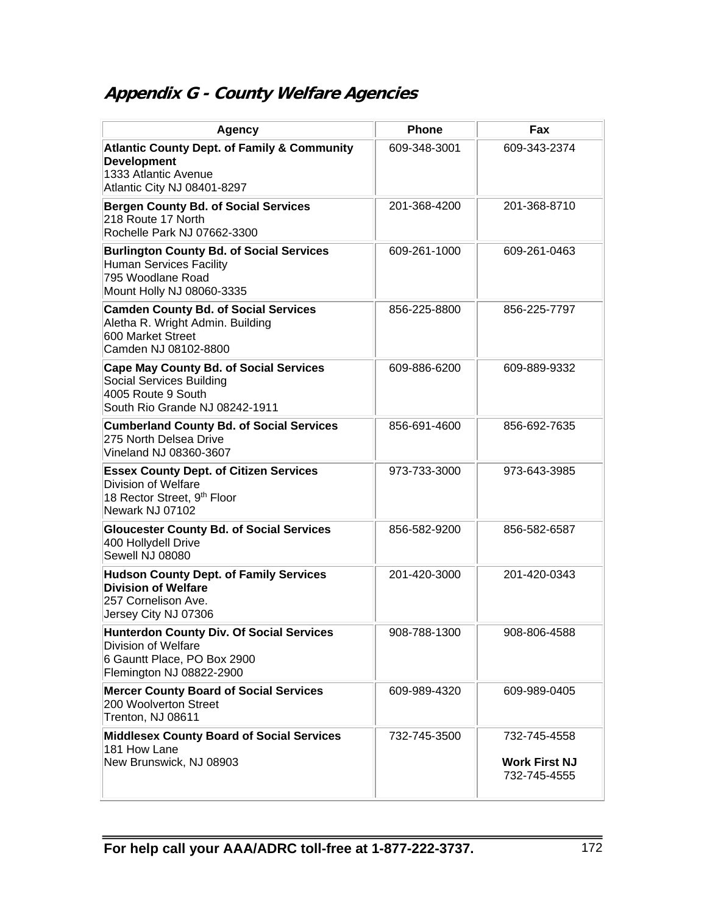## *Appendix G - County Welfare Agencies*

| Agency | Phone | Fax |
|---|---|---|
| **Atlantic County Dept. of Family & Community Development**<br>1333 Atlantic Avenue<br>Atlantic City NJ 08401-8297 | 609-348-3001 | 609-343-2374 |
| **Bergen County Bd. of Social Services**<br>218 Route 17 North<br>Rochelle Park NJ 07662-3300 | 201-368-4200 | 201-368-8710 |
| **Burlington County Bd. of Social Services**<br>Human Services Facility<br>795 Woodlane Road<br>Mount Holly NJ 08060-3335 | 609-261-1000 | 609-261-0463 |
| **Camden County Bd. of Social Services**<br>Aletha R. Wright Admin. Building<br>600 Market Street<br>Camden NJ 08102-8800 | 856-225-8800 | 856-225-7797 |
| **Cape May County Bd. of Social Services**<br>Social Services Building<br>4005 Route 9 South<br>South Rio Grande NJ 08242-1911 | 609-886-6200 | 609-889-9332 |
| **Cumberland County Bd. of Social Services**<br>275 North Delsea Drive<br>Vineland NJ 08360-3607 | 856-691-4600 | 856-692-7635 |
| **Essex County Dept. of Citizen Services**<br>Division of Welfare<br>18 Rector Street, 9th Floor<br>Newark NJ 07102 | 973-733-3000 | 973-643-3985 |
| **Gloucester County Bd. of Social Services**<br>400 Hollydell Drive<br>Sewell NJ 08080 | 856-582-9200 | 856-582-6587 |
| **Hudson County Dept. of Family Services**<br>**Division of Welfare**<br>257 Cornelison Ave.<br>Jersey City NJ 07306 | 201-420-3000 | 201-420-0343 |
| **Hunterdon County Div. Of Social Services**<br>Division of Welfare<br>6 Gauntt Place, PO Box 2900<br>Flemington NJ 08822-2900 | 908-788-1300 | 908-806-4588 |
| **Mercer County Board of Social Services**<br>200 Woolverton Street<br>Trenton, NJ 08611 | 609-989-4320 | 609-989-0405 |
| **Middlesex County Board of Social Services**<br>181 How Lane<br>New Brunswick, NJ 08903 | 732-745-3500 | 732-745-4558<br>**Work First NJ**<br>732-745-4555 |

**For help call your AAA/ADRC toll-free at 1-877-222-3737.**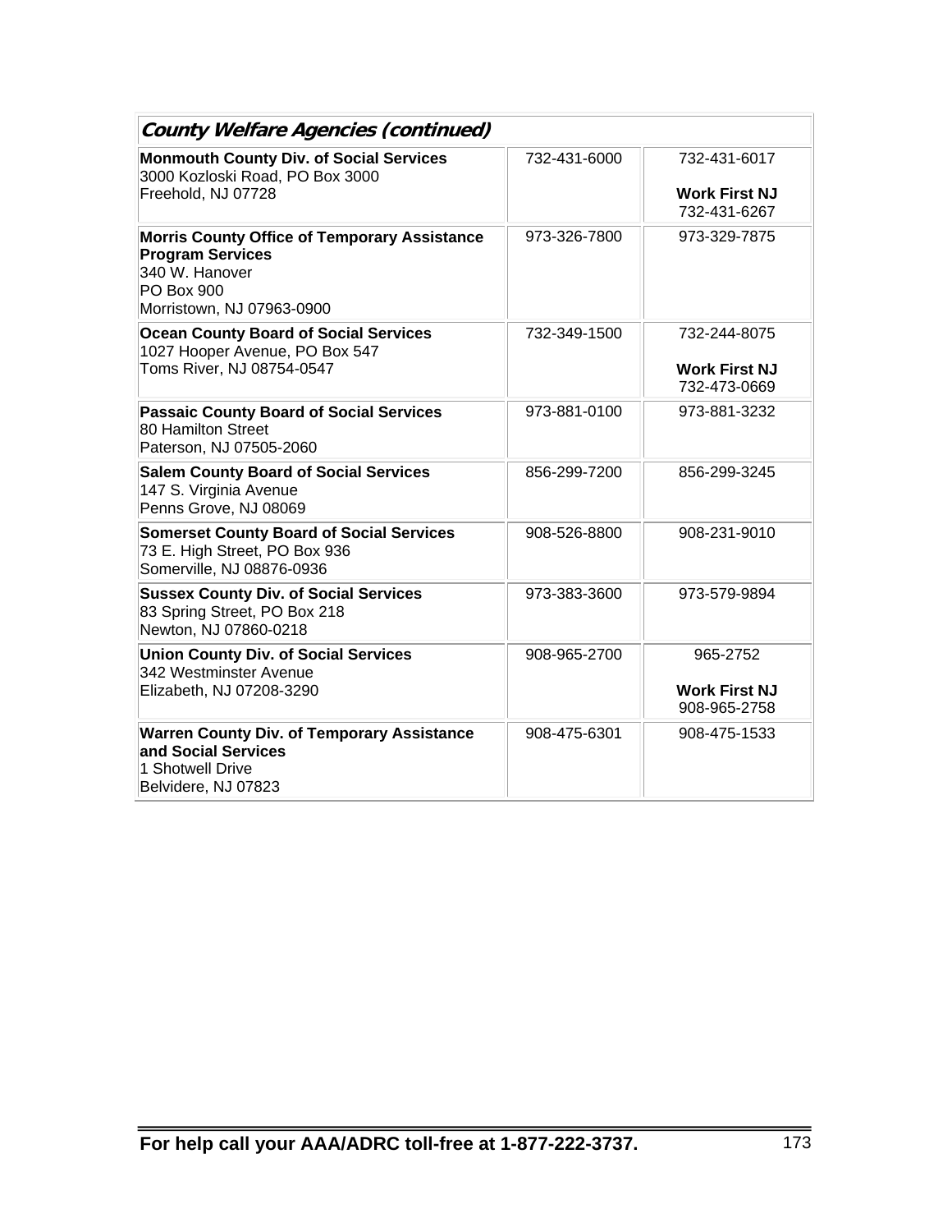| *County Welfare Agencies (continued)* | | |
|---|---|---|
| **Monmouth County Div. of Social Services**<br>3000 Kozloski Road, PO Box 3000<br>Freehold, NJ 07728 | 732-431-6000 | 732-431-6017<br><br>**Work First NJ**<br>732-431-6267 |
| **Morris County Office of Temporary Assistance Program Services**<br>340 W. Hanover<br>PO Box 900<br>Morristown, NJ 07963-0900 | 973-326-7800 | 973-329-7875 |
| **Ocean County Board of Social Services**<br>1027 Hooper Avenue, PO Box 547<br>Toms River, NJ 08754-0547 | 732-349-1500 | 732-244-8075<br><br>**Work First NJ**<br>732-473-0669 |
| **Passaic County Board of Social Services**<br>80 Hamilton Street<br>Paterson, NJ 07505-2060 | 973-881-0100 | 973-881-3232 |
| **Salem County Board of Social Services**<br>147 S. Virginia Avenue<br>Penns Grove, NJ 08069 | 856-299-7200 | 856-299-3245 |
| **Somerset County Board of Social Services**<br>73 E. High Street, PO Box 936<br>Somerville, NJ 08876-0936 | 908-526-8800 | 908-231-9010 |
| **Sussex County Div. of Social Services**<br>83 Spring Street, PO Box 218<br>Newton, NJ 07860-0218 | 973-383-3600 | 973-579-9894 |
| **Union County Div. of Social Services**<br>342 Westminster Avenue<br>Elizabeth, NJ 07208-3290 | 908-965-2700 | 965-2752<br><br>**Work First NJ**<br>908-965-2758 |
| **Warren County Div. of Temporary Assistance and Social Services**<br>1 Shotwell Drive<br>Belvidere, NJ 07823 | 908-475-6301 | 908-475-1533 |

**For help call your AAA/ADRC toll-free at 1-877-222-3737.**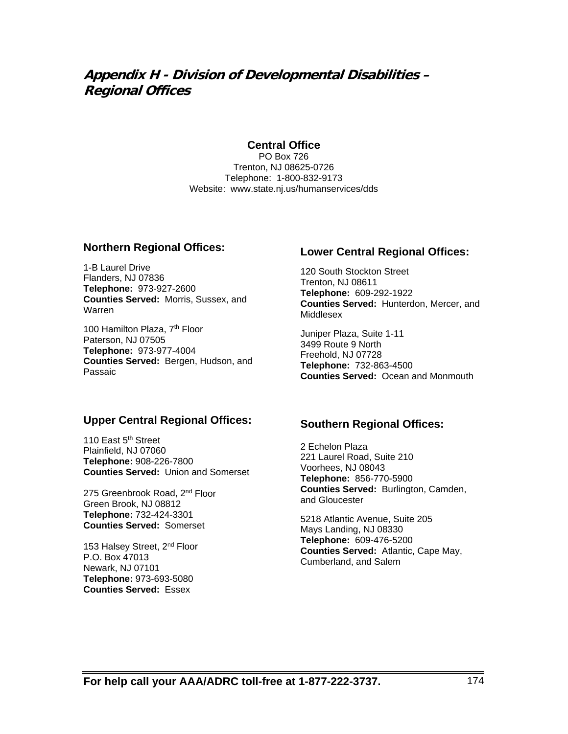# *Appendix H - Division of Developmental Disabilities – Regional Offices*

**Central Office**
PO Box 726
Trenton, NJ 08625-0726
Telephone: 1-800-832-9173
Website: www.state.nj.us/humanservices/dds

### Northern Regional Offices:

1-B Laurel Drive
Flanders, NJ 07836
**Telephone:** 973-927-2600
**Counties Served:** Morris, Sussex, and Warren

100 Hamilton Plaza, 7th Floor
Paterson, NJ 07505
**Telephone:** 973-977-4004
**Counties Served:** Bergen, Hudson, and Passaic

### Upper Central Regional Offices:

110 East 5th Street
Plainfield, NJ 07060
**Telephone:** 908-226-7800
**Counties Served:** Union and Somerset

275 Greenbrook Road, 2nd Floor
Green Brook, NJ 08812
**Telephone:** 732-424-3301
**Counties Served:** Somerset

153 Halsey Street, 2nd Floor
P.O. Box 47013
Newark, NJ 07101
**Telephone:** 973-693-5080
**Counties Served:** Essex

### Lower Central Regional Offices:

120 South Stockton Street
Trenton, NJ 08611
**Telephone:** 609-292-1922
**Counties Served:** Hunterdon, Mercer, and Middlesex

Juniper Plaza, Suite 1-11
3499 Route 9 North
Freehold, NJ 07728
**Telephone:** 732-863-4500
**Counties Served:** Ocean and Monmouth

### Southern Regional Offices:

2 Echelon Plaza
221 Laurel Road, Suite 210
Voorhees, NJ 08043
**Telephone:** 856-770-5900
**Counties Served:** Burlington, Camden, and Gloucester

5218 Atlantic Avenue, Suite 205
Mays Landing, NJ 08330
**Telephone:** 609-476-5200
**Counties Served:** Atlantic, Cape May, Cumberland, and Salem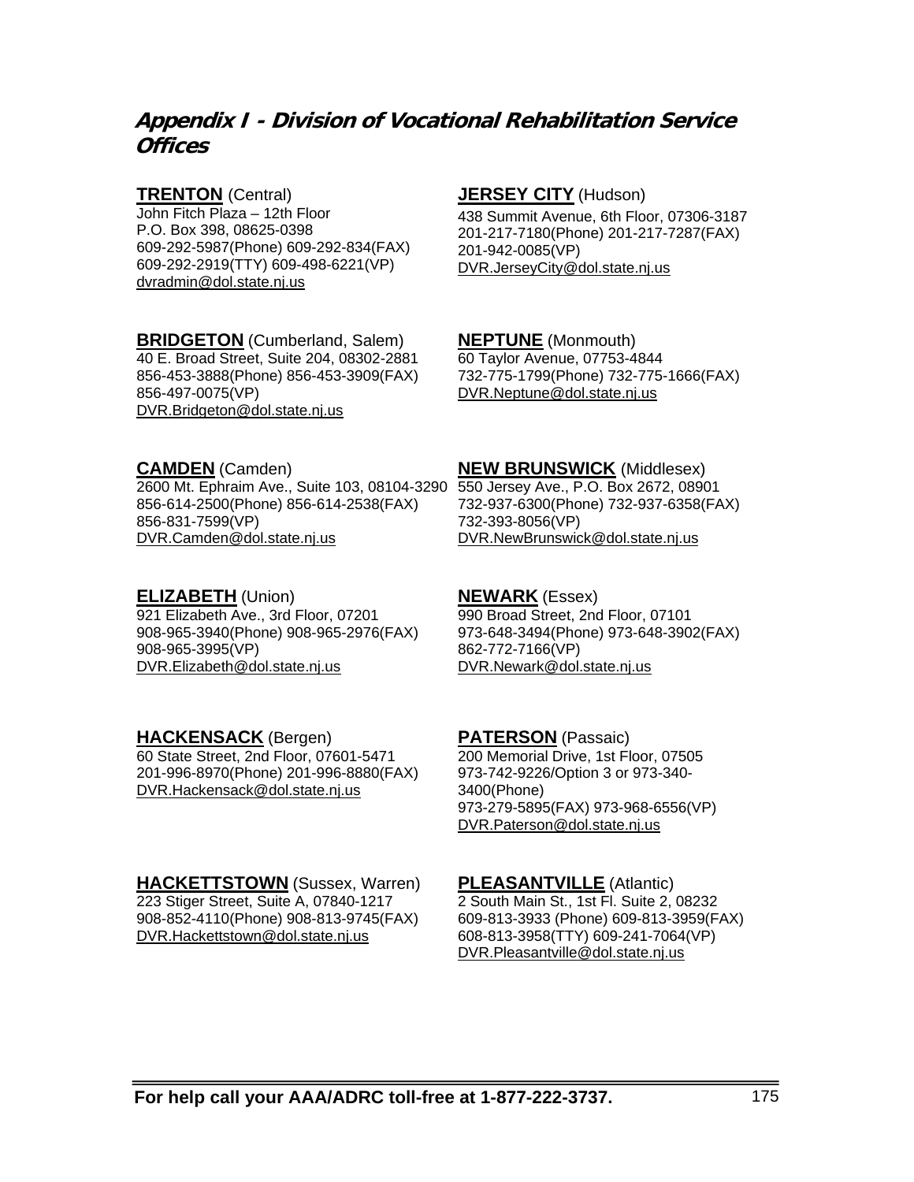## *Appendix I - Division of Vocational Rehabilitation Service Offices*

**TRENTON** (Central)
John Fitch Plaza – 12th Floor
P.O. Box 398, 08625-0398
609-292-5987(Phone) 609-292-834(FAX)
609-292-2919(TTY) 609-498-6221(VP)
dvradmin@dol.state.nj.us

**BRIDGETON** (Cumberland, Salem)
40 E. Broad Street, Suite 204, 08302-2881
856-453-3888(Phone) 856-453-3909(FAX)
856-497-0075(VP)
DVR.Bridgeton@dol.state.nj.us

**CAMDEN** (Camden)
2600 Mt. Ephraim Ave., Suite 103, 08104-3290
856-614-2500(Phone) 856-614-2538(FAX)
856-831-7599(VP)
DVR.Camden@dol.state.nj.us

**ELIZABETH** (Union)
921 Elizabeth Ave., 3rd Floor, 07201
908-965-3940(Phone) 908-965-2976(FAX)
908-965-3995(VP)
DVR.Elizabeth@dol.state.nj.us

**HACKENSACK** (Bergen)
60 State Street, 2nd Floor, 07601-5471
201-996-8970(Phone) 201-996-8880(FAX)
DVR.Hackensack@dol.state.nj.us

**HACKETTSTOWN** (Sussex, Warren)
223 Stiger Street, Suite A, 07840-1217
908-852-4110(Phone) 908-813-9745(FAX)
DVR.Hackettstown@dol.state.nj.us

**JERSEY CITY** (Hudson)
438 Summit Avenue, 6th Floor, 07306-3187
201-217-7180(Phone) 201-217-7287(FAX)
201-942-0085(VP)
DVR.JerseyCity@dol.state.nj.us

**NEPTUNE** (Monmouth)
60 Taylor Avenue, 07753-4844
732-775-1799(Phone) 732-775-1666(FAX)
DVR.Neptune@dol.state.nj.us

**NEW BRUNSWICK** (Middlesex)
550 Jersey Ave., P.O. Box 2672, 08901
732-937-6300(Phone) 732-937-6358(FAX)
732-393-8056(VP)
DVR.NewBrunswick@dol.state.nj.us

**NEWARK** (Essex)
990 Broad Street, 2nd Floor, 07101
973-648-3494(Phone) 973-648-3902(FAX)
862-772-7166(VP)
DVR.Newark@dol.state.nj.us

**PATERSON** (Passaic)
200 Memorial Drive, 1st Floor, 07505
973-742-9226/Option 3 or 973-340-3400(Phone)
973-279-5895(FAX) 973-968-6556(VP)
DVR.Paterson@dol.state.nj.us

**PLEASANTVILLE** (Atlantic)
2 South Main St., 1st Fl. Suite 2, 08232
609-813-3933 (Phone) 609-813-3959(FAX)
608-813-3958(TTY) 609-241-7064(VP)
DVR.Pleasantville@dol.state.nj.us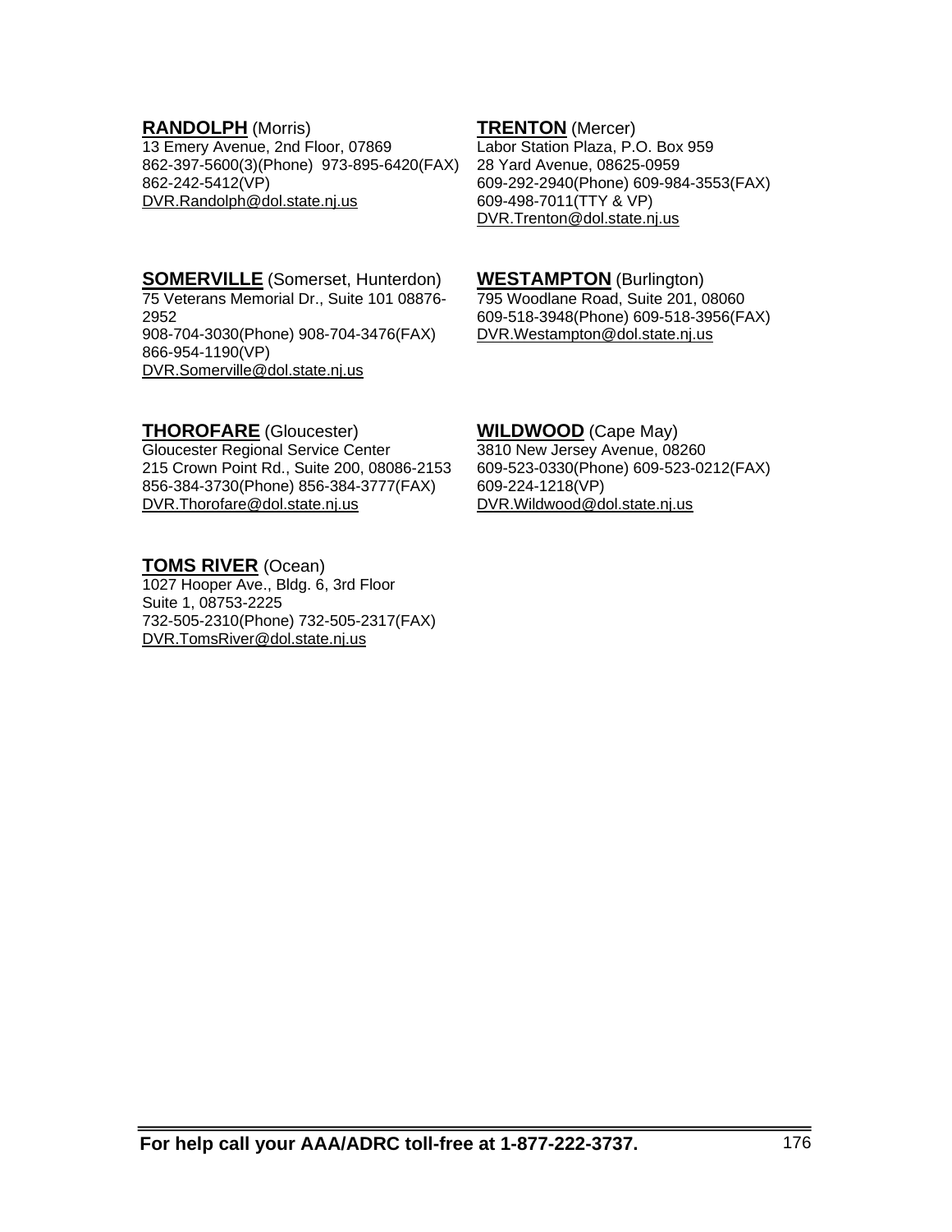**RANDOLPH** (Morris)
13 Emery Avenue, 2nd Floor, 07869
862-397-5600(3)(Phone) 973-895-6420(FAX)
862-242-5412(VP)
DVR.Randolph@dol.state.nj.us

**SOMERVILLE** (Somerset, Hunterdon)
75 Veterans Memorial Dr., Suite 101 08876-2952
908-704-3030(Phone) 908-704-3476(FAX)
866-954-1190(VP)
DVR.Somerville@dol.state.nj.us

**THOROFARE** (Gloucester)
Gloucester Regional Service Center
215 Crown Point Rd., Suite 200, 08086-2153
856-384-3730(Phone) 856-384-3777(FAX)
DVR.Thorofare@dol.state.nj.us

**TOMS RIVER** (Ocean)
1027 Hooper Ave., Bldg. 6, 3rd Floor
Suite 1, 08753-2225
732-505-2310(Phone) 732-505-2317(FAX)
DVR.TomsRiver@dol.state.nj.us

**TRENTON** (Mercer)
Labor Station Plaza, P.O. Box 959
28 Yard Avenue, 08625-0959
609-292-2940(Phone) 609-984-3553(FAX)
609-498-7011(TTY & VP)
DVR.Trenton@dol.state.nj.us

**WESTAMPTON** (Burlington)
795 Woodlane Road, Suite 201, 08060
609-518-3948(Phone) 609-518-3956(FAX)
DVR.Westampton@dol.state.nj.us

**WILDWOOD** (Cape May)
3810 New Jersey Avenue, 08260
609-523-0330(Phone) 609-523-0212(FAX)
609-224-1218(VP)
DVR.Wildwood@dol.state.nj.us

**For help call your AAA/ADRC toll-free at 1-877-222-3737.**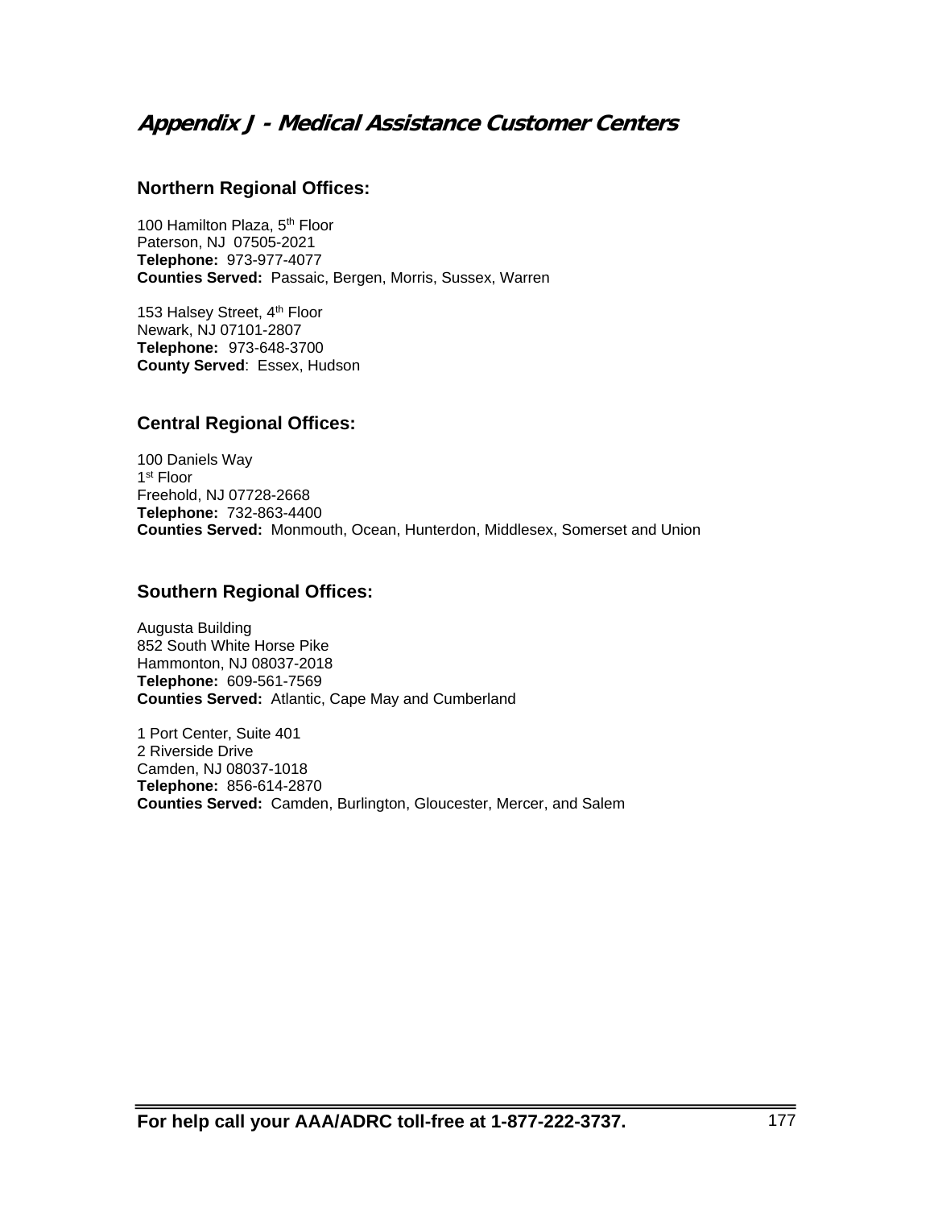# Appendix J - Medical Assistance Customer Centers

## Northern Regional Offices:

100 Hamilton Plaza, 5th Floor
Paterson, NJ 07505-2021
**Telephone:** 973-977-4077
**Counties Served:** Passaic, Bergen, Morris, Sussex, Warren

153 Halsey Street, 4th Floor
Newark, NJ 07101-2807
**Telephone:** 973-648-3700
**County Served**: Essex, Hudson

## Central Regional Offices:

100 Daniels Way
1st Floor
Freehold, NJ 07728-2668
**Telephone:** 732-863-4400
**Counties Served:** Monmouth, Ocean, Hunterdon, Middlesex, Somerset and Union

## Southern Regional Offices:

Augusta Building
852 South White Horse Pike
Hammonton, NJ 08037-2018
**Telephone:** 609-561-7569
**Counties Served:** Atlantic, Cape May and Cumberland

1 Port Center, Suite 401
2 Riverside Drive
Camden, NJ 08037-1018
**Telephone:** 856-614-2870
**Counties Served:** Camden, Burlington, Gloucester, Mercer, and Salem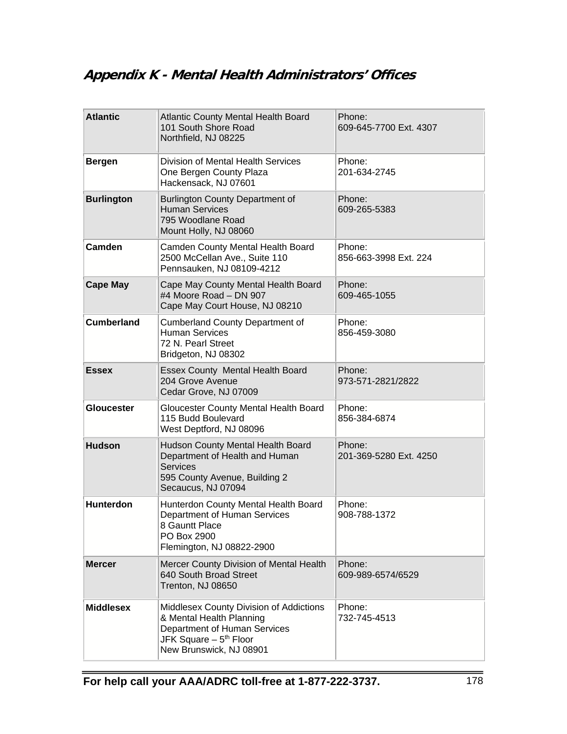## *Appendix K - Mental Health Administrators' Offices*

| County | Office | Phone |
|---|---|---|
| **Atlantic** | Atlantic County Mental Health Board<br>101 South Shore Road<br>Northfield, NJ 08225 | Phone:<br>609-645-7700 Ext. 4307 |
| **Bergen** | Division of Mental Health Services<br>One Bergen County Plaza<br>Hackensack, NJ 07601 | Phone:<br>201-634-2745 |
| **Burlington** | Burlington County Department of Human Services<br>795 Woodlane Road<br>Mount Holly, NJ 08060 | Phone:<br>609-265-5383 |
| **Camden** | Camden County Mental Health Board<br>2500 McCellan Ave., Suite 110<br>Pennsauken, NJ 08109-4212 | Phone:<br>856-663-3998 Ext. 224 |
| **Cape May** | Cape May County Mental Health Board<br>#4 Moore Road – DN 907<br>Cape May Court House, NJ 08210 | Phone:<br>609-465-1055 |
| **Cumberland** | Cumberland County Department of Human Services<br>72 N. Pearl Street<br>Bridgeton, NJ 08302 | Phone:<br>856-459-3080 |
| **Essex** | Essex County Mental Health Board<br>204 Grove Avenue<br>Cedar Grove, NJ 07009 | Phone:<br>973-571-2821/2822 |
| **Gloucester** | Gloucester County Mental Health Board<br>115 Budd Boulevard<br>West Deptford, NJ 08096 | Phone:<br>856-384-6874 |
| **Hudson** | Hudson County Mental Health Board<br>Department of Health and Human Services<br>595 County Avenue, Building 2<br>Secaucus, NJ 07094 | Phone:<br>201-369-5280 Ext. 4250 |
| **Hunterdon** | Hunterdon County Mental Health Board<br>Department of Human Services<br>8 Gauntt Place<br>PO Box 2900<br>Flemington, NJ 08822-2900 | Phone:<br>908-788-1372 |
| **Mercer** | Mercer County Division of Mental Health<br>640 South Broad Street<br>Trenton, NJ 08650 | Phone:<br>609-989-6574/6529 |
| **Middlesex** | Middlesex County Division of Addictions & Mental Health Planning<br>Department of Human Services<br>JFK Square – 5th Floor<br>New Brunswick, NJ 08901 | Phone:<br>732-745-4513 |

**For help call your AAA/ADRC toll-free at 1-877-222-3737.**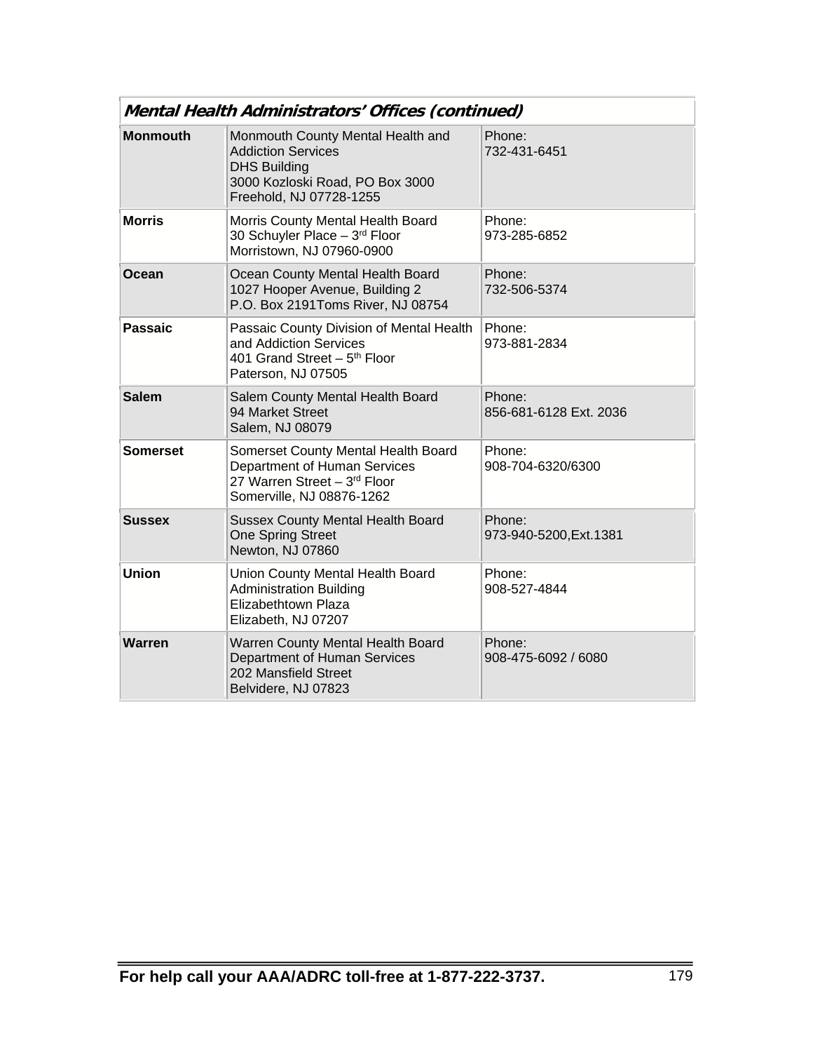| *Mental Health Administrators' Offices (continued)* | | |
|---|---|---|
| **Monmouth** | Monmouth County Mental Health and Addiction Services<br>DHS Building<br>3000 Kozloski Road, PO Box 3000<br>Freehold, NJ 07728-1255 | Phone:<br>732-431-6451 |
| **Morris** | Morris County Mental Health Board<br>30 Schuyler Place – 3rd Floor<br>Morristown, NJ 07960-0900 | Phone:<br>973-285-6852 |
| **Ocean** | Ocean County Mental Health Board<br>1027 Hooper Avenue, Building 2<br>P.O. Box 2191Toms River, NJ 08754 | Phone:<br>732-506-5374 |
| **Passaic** | Passaic County Division of Mental Health and Addiction Services<br>401 Grand Street – 5th Floor<br>Paterson, NJ 07505 | Phone:<br>973-881-2834 |
| **Salem** | Salem County Mental Health Board<br>94 Market Street<br>Salem, NJ 08079 | Phone:<br>856-681-6128 Ext. 2036 |
| **Somerset** | Somerset County Mental Health Board<br>Department of Human Services<br>27 Warren Street – 3rd Floor<br>Somerville, NJ 08876-1262 | Phone:<br>908-704-6320/6300 |
| **Sussex** | Sussex County Mental Health Board<br>One Spring Street<br>Newton, NJ 07860 | Phone:<br>973-940-5200,Ext.1381 |
| **Union** | Union County Mental Health Board<br>Administration Building<br>Elizabethtown Plaza<br>Elizabeth, NJ 07207 | Phone:<br>908-527-4844 |
| **Warren** | Warren County Mental Health Board<br>Department of Human Services<br>202 Mansfield Street<br>Belvidere, NJ 07823 | Phone:<br>908-475-6092 / 6080 |

**For help call your AAA/ADRC toll-free at 1-877-222-3737.**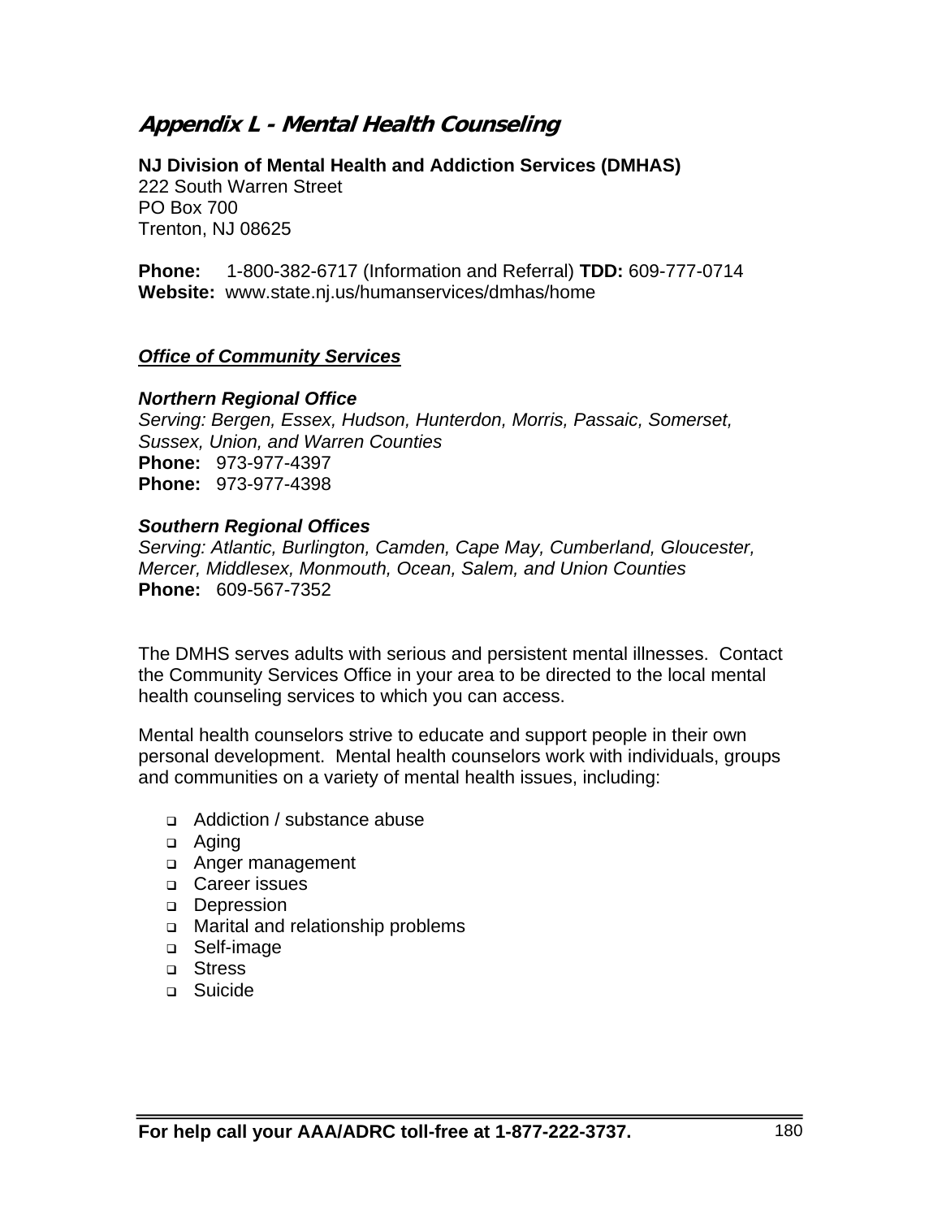## *Appendix L - Mental Health Counseling*

**NJ Division of Mental Health and Addiction Services (DMHAS)**
222 South Warren Street
PO Box 700
Trenton, NJ 08625

**Phone:** 1-800-382-6717 (Information and Referral) **TDD:** 609-777-0714
**Website:** www.state.nj.us/humanservices/dmhas/home

***Office of Community Services***

***Northern Regional Office***
*Serving: Bergen, Essex, Hudson, Hunterdon, Morris, Passaic, Somerset, Sussex, Union, and Warren Counties*
**Phone:** 973-977-4397
**Phone:** 973-977-4398

***Southern Regional Offices***
*Serving: Atlantic, Burlington, Camden, Cape May, Cumberland, Gloucester, Mercer, Middlesex, Monmouth, Ocean, Salem, and Union Counties*
**Phone:** 609-567-7352

The DMHS serves adults with serious and persistent mental illnesses. Contact the Community Services Office in your area to be directed to the local mental health counseling services to which you can access.

Mental health counselors strive to educate and support people in their own personal development. Mental health counselors work with individuals, groups and communities on a variety of mental health issues, including:

- Addiction / substance abuse
- Aging
- Anger management
- Career issues
- Depression
- Marital and relationship problems
- Self-image
- Stress
- Suicide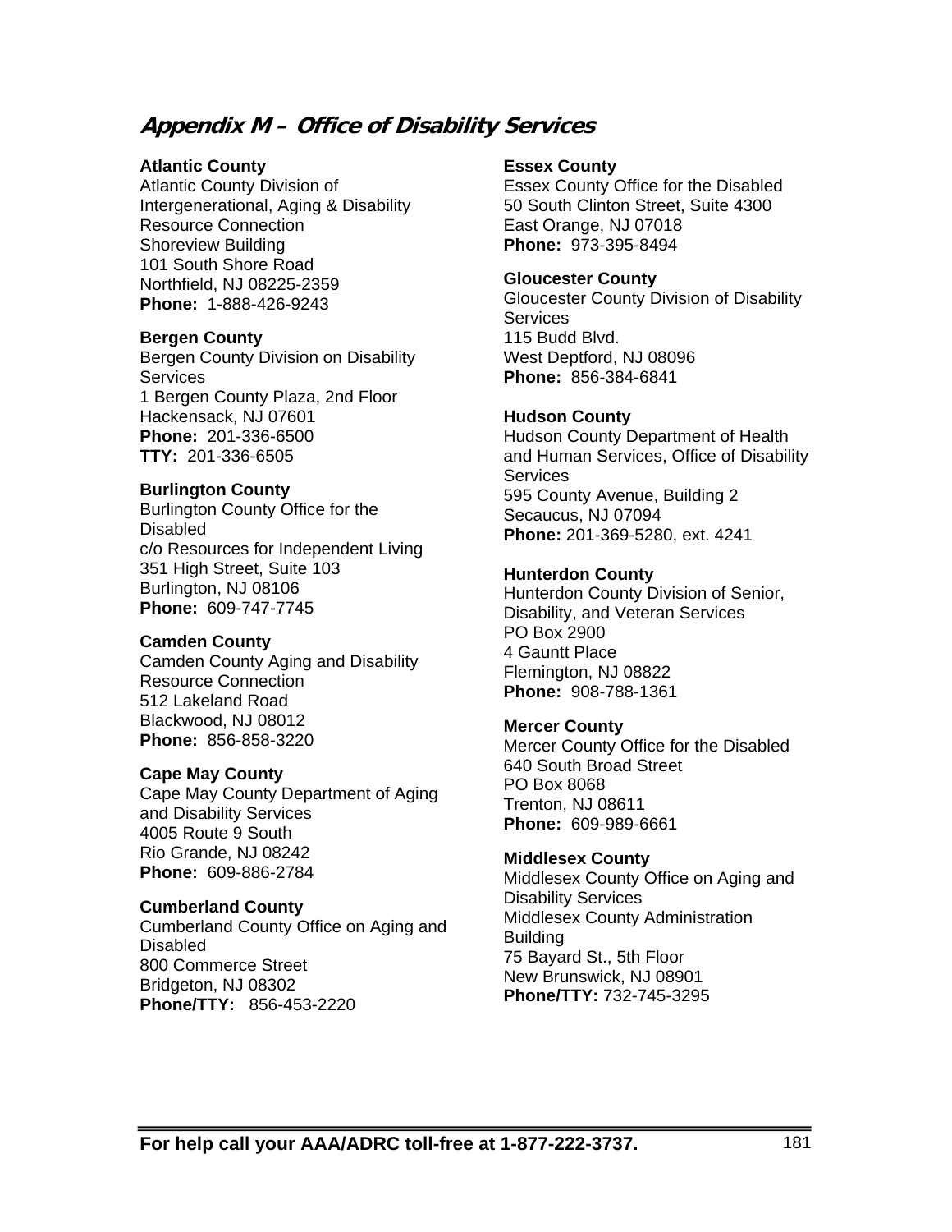## Appendix M – Office of Disability Services

**Atlantic County**
Atlantic County Division of Intergenerational, Aging & Disability Resource Connection
Shoreview Building
101 South Shore Road
Northfield, NJ 08225-2359
**Phone:** 1-888-426-9243

**Bergen County**
Bergen County Division on Disability Services
1 Bergen County Plaza, 2nd Floor
Hackensack, NJ 07601
**Phone:** 201-336-6500
**TTY:** 201-336-6505

**Burlington County**
Burlington County Office for the Disabled
c/o Resources for Independent Living
351 High Street, Suite 103
Burlington, NJ 08106
**Phone:** 609-747-7745

**Camden County**
Camden County Aging and Disability Resource Connection
512 Lakeland Road
Blackwood, NJ 08012
**Phone:** 856-858-3220

**Cape May County**
Cape May County Department of Aging and Disability Services
4005 Route 9 South
Rio Grande, NJ 08242
**Phone:** 609-886-2784

**Cumberland County**
Cumberland County Office on Aging and Disabled
800 Commerce Street
Bridgeton, NJ 08302
**Phone/TTY:** 856-453-2220

**Essex County**
Essex County Office for the Disabled
50 South Clinton Street, Suite 4300
East Orange, NJ 07018
**Phone:** 973-395-8494

**Gloucester County**
Gloucester County Division of Disability Services
115 Budd Blvd.
West Deptford, NJ 08096
**Phone:** 856-384-6841

**Hudson County**
Hudson County Department of Health and Human Services, Office of Disability Services
595 County Avenue, Building 2
Secaucus, NJ 07094
**Phone:** 201-369-5280, ext. 4241

**Hunterdon County**
Hunterdon County Division of Senior, Disability, and Veteran Services
PO Box 2900
4 Gauntt Place
Flemington, NJ 08822
**Phone:** 908-788-1361

**Mercer County**
Mercer County Office for the Disabled
640 South Broad Street
PO Box 8068
Trenton, NJ 08611
**Phone:** 609-989-6661

**Middlesex County**
Middlesex County Office on Aging and Disability Services
Middlesex County Administration Building
75 Bayard St., 5th Floor
New Brunswick, NJ 08901
**Phone/TTY:** 732-745-3295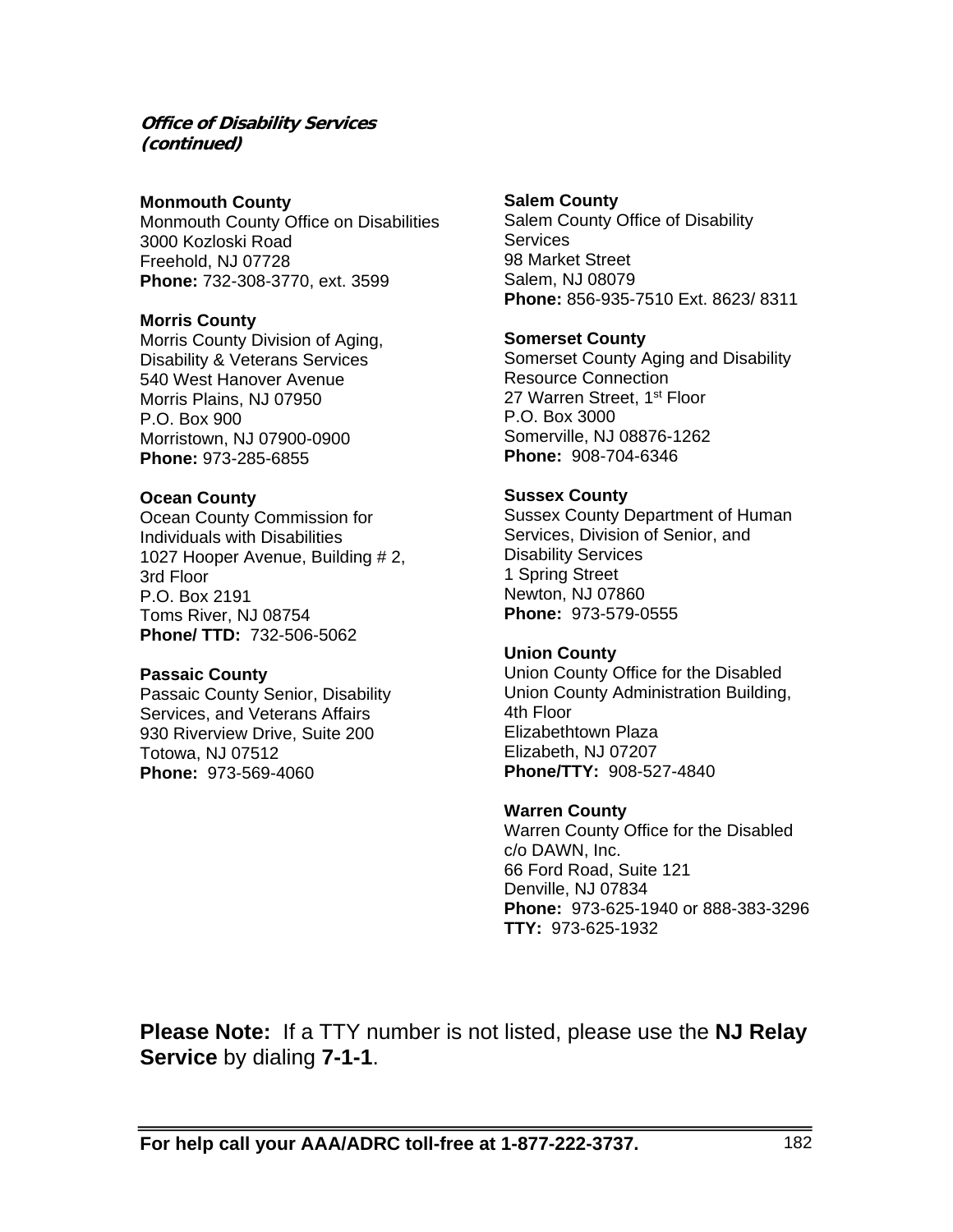***Office of Disability Services (continued)***

**Monmouth County**
Monmouth County Office on Disabilities
3000 Kozloski Road
Freehold, NJ 07728
**Phone:** 732-308-3770, ext. 3599

**Morris County**
Morris County Division of Aging, Disability & Veterans Services
540 West Hanover Avenue
Morris Plains, NJ 07950
P.O. Box 900
Morristown, NJ 07900-0900
**Phone:** 973-285-6855

**Ocean County**
Ocean County Commission for Individuals with Disabilities
1027 Hooper Avenue, Building # 2, 3rd Floor
P.O. Box 2191
Toms River, NJ 08754
**Phone/ TTD:** 732-506-5062

**Passaic County**
Passaic County Senior, Disability Services, and Veterans Affairs
930 Riverview Drive, Suite 200
Totowa, NJ 07512
**Phone:** 973-569-4060

**Salem County**
Salem County Office of Disability Services
98 Market Street
Salem, NJ 08079
**Phone:** 856-935-7510 Ext. 8623/ 8311

**Somerset County**
Somerset County Aging and Disability Resource Connection
27 Warren Street, 1st Floor
P.O. Box 3000
Somerville, NJ 08876-1262
**Phone:** 908-704-6346

**Sussex County**
Sussex County Department of Human Services, Division of Senior, and Disability Services
1 Spring Street
Newton, NJ 07860
**Phone:** 973-579-0555

**Union County**
Union County Office for the Disabled
Union County Administration Building, 4th Floor
Elizabethtown Plaza
Elizabeth, NJ 07207
**Phone/TTY:** 908-527-4840

**Warren County**
Warren County Office for the Disabled
c/o DAWN, Inc.
66 Ford Road, Suite 121
Denville, NJ 07834
**Phone:** 973-625-1940 or 888-383-3296
**TTY:** 973-625-1932

**Please Note:** If a TTY number is not listed, please use the **NJ Relay Service** by dialing **7-1-1**.

**For help call your AAA/ADRC toll-free at 1-877-222-3737.**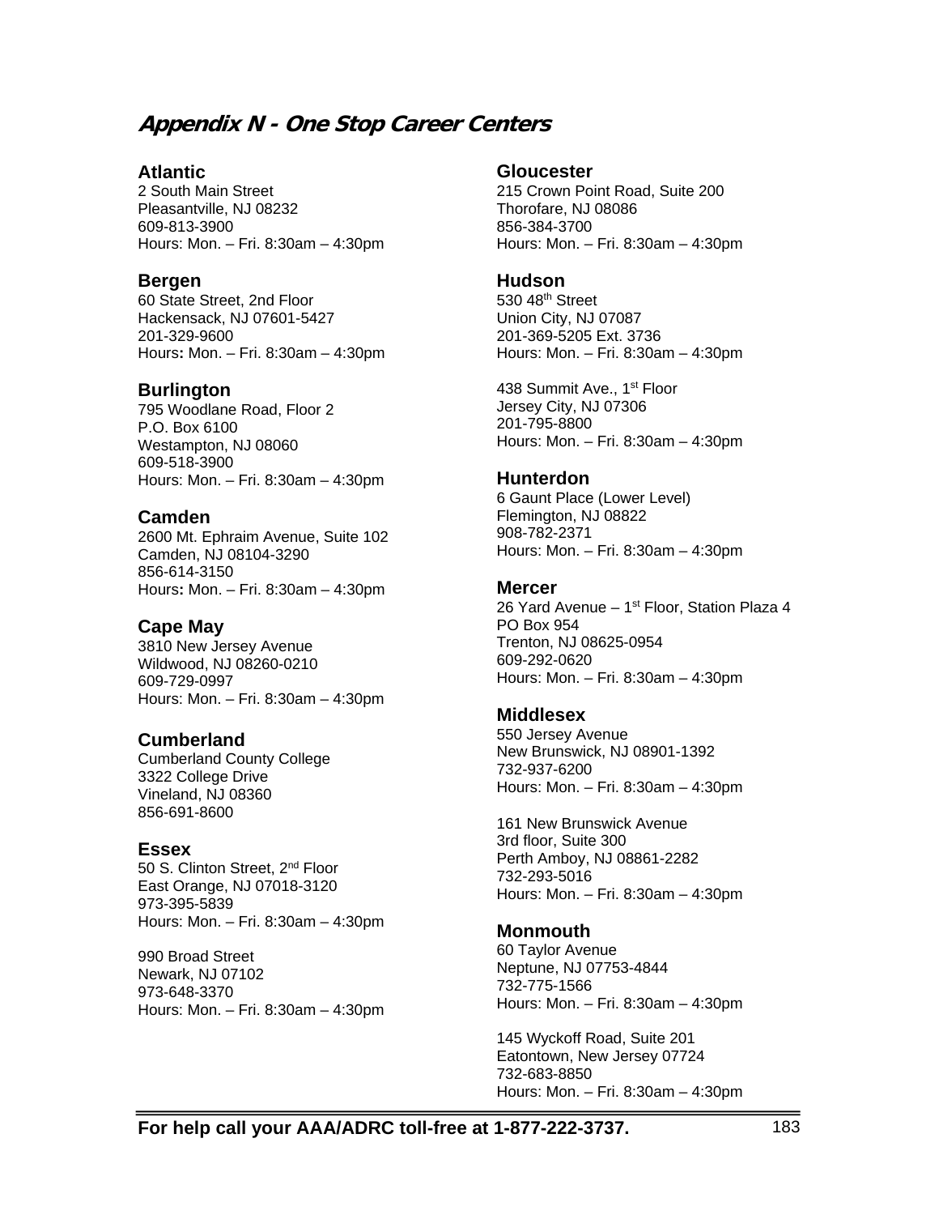## Appendix N - One Stop Career Centers

**Atlantic**
2 South Main Street
Pleasantville, NJ 08232
609-813-3900
Hours: Mon. – Fri. 8:30am – 4:30pm

**Bergen**
60 State Street, 2nd Floor
Hackensack, NJ 07601-5427
201-329-9600
Hours**:** Mon. – Fri. 8:30am – 4:30pm

**Burlington**
795 Woodlane Road, Floor 2
P.O. Box 6100
Westampton, NJ 08060
609-518-3900
Hours: Mon. – Fri. 8:30am – 4:30pm

**Camden**
2600 Mt. Ephraim Avenue, Suite 102
Camden, NJ 08104-3290
856-614-3150
Hours**:** Mon. – Fri. 8:30am – 4:30pm

**Cape May**
3810 New Jersey Avenue
Wildwood, NJ 08260-0210
609-729-0997
Hours: Mon. – Fri. 8:30am – 4:30pm

**Cumberland**
Cumberland County College
3322 College Drive
Vineland, NJ 08360
856-691-8600

**Essex**
50 S. Clinton Street, 2nd Floor
East Orange, NJ 07018-3120
973-395-5839
Hours: Mon. – Fri. 8:30am – 4:30pm

990 Broad Street
Newark, NJ 07102
973-648-3370
Hours: Mon. – Fri. 8:30am – 4:30pm

**Gloucester**
215 Crown Point Road, Suite 200
Thorofare, NJ 08086
856-384-3700
Hours: Mon. – Fri. 8:30am – 4:30pm

**Hudson**
530 48th Street
Union City, NJ 07087
201-369-5205 Ext. 3736
Hours: Mon. – Fri. 8:30am – 4:30pm

438 Summit Ave., 1st Floor
Jersey City, NJ 07306
201-795-8800
Hours: Mon. – Fri. 8:30am – 4:30pm

**Hunterdon**
6 Gaunt Place (Lower Level)
Flemington, NJ 08822
908-782-2371
Hours: Mon. – Fri. 8:30am – 4:30pm

**Mercer**
26 Yard Avenue – 1st Floor, Station Plaza 4
PO Box 954
Trenton, NJ 08625-0954
609-292-0620
Hours: Mon. – Fri. 8:30am – 4:30pm

**Middlesex**
550 Jersey Avenue
New Brunswick, NJ 08901-1392
732-937-6200
Hours: Mon. – Fri. 8:30am – 4:30pm

161 New Brunswick Avenue
3rd floor, Suite 300
Perth Amboy, NJ 08861-2282
732-293-5016
Hours: Mon. – Fri. 8:30am – 4:30pm

**Monmouth**
60 Taylor Avenue
Neptune, NJ 07753-4844
732-775-1566
Hours: Mon. – Fri. 8:30am – 4:30pm

145 Wyckoff Road, Suite 201
Eatontown, New Jersey 07724
732-683-8850
Hours: Mon. – Fri. 8:30am – 4:30pm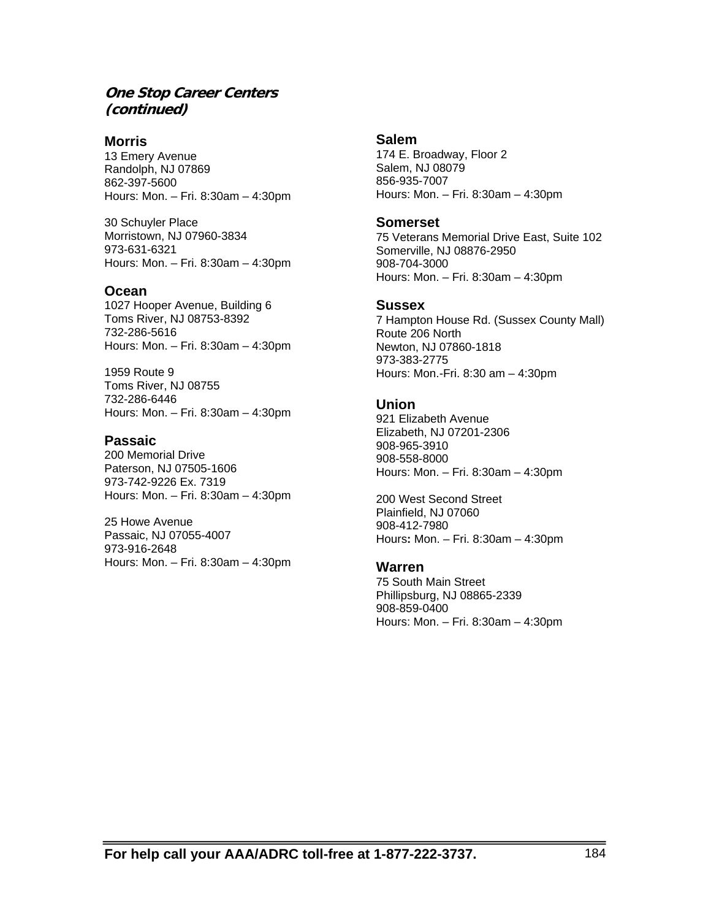## *One Stop Career Centers (continued)*

### Morris

13 Emery Avenue
Randolph, NJ 07869
862-397-5600
Hours: Mon. – Fri. 8:30am – 4:30pm

30 Schuyler Place
Morristown, NJ 07960-3834
973-631-6321
Hours: Mon. – Fri. 8:30am – 4:30pm

### Ocean

1027 Hooper Avenue, Building 6
Toms River, NJ 08753-8392
732-286-5616
Hours: Mon. – Fri. 8:30am – 4:30pm

1959 Route 9
Toms River, NJ 08755
732-286-6446
Hours: Mon. – Fri. 8:30am – 4:30pm

### Passaic

200 Memorial Drive
Paterson, NJ 07505-1606
973-742-9226 Ex. 7319
Hours: Mon. – Fri. 8:30am – 4:30pm

25 Howe Avenue
Passaic, NJ 07055-4007
973-916-2648
Hours: Mon. – Fri. 8:30am – 4:30pm

### Salem

174 E. Broadway, Floor 2
Salem, NJ 08079
856-935-7007
Hours: Mon. – Fri. 8:30am – 4:30pm

### Somerset

75 Veterans Memorial Drive East, Suite 102
Somerville, NJ 08876-2950
908-704-3000
Hours: Mon. – Fri. 8:30am – 4:30pm

### Sussex

7 Hampton House Rd. (Sussex County Mall)
Route 206 North
Newton, NJ 07860-1818
973-383-2775
Hours: Mon.-Fri. 8:30 am – 4:30pm

### Union

921 Elizabeth Avenue
Elizabeth, NJ 07201-2306
908-965-3910
908-558-8000
Hours: Mon. – Fri. 8:30am – 4:30pm

200 West Second Street
Plainfield, NJ 07060
908-412-7980
Hours**:** Mon. – Fri. 8:30am – 4:30pm

### Warren

75 South Main Street
Phillipsburg, NJ 08865-2339
908-859-0400
Hours: Mon. – Fri. 8:30am – 4:30pm

**For help call your AAA/ADRC toll-free at 1-877-222-3737.**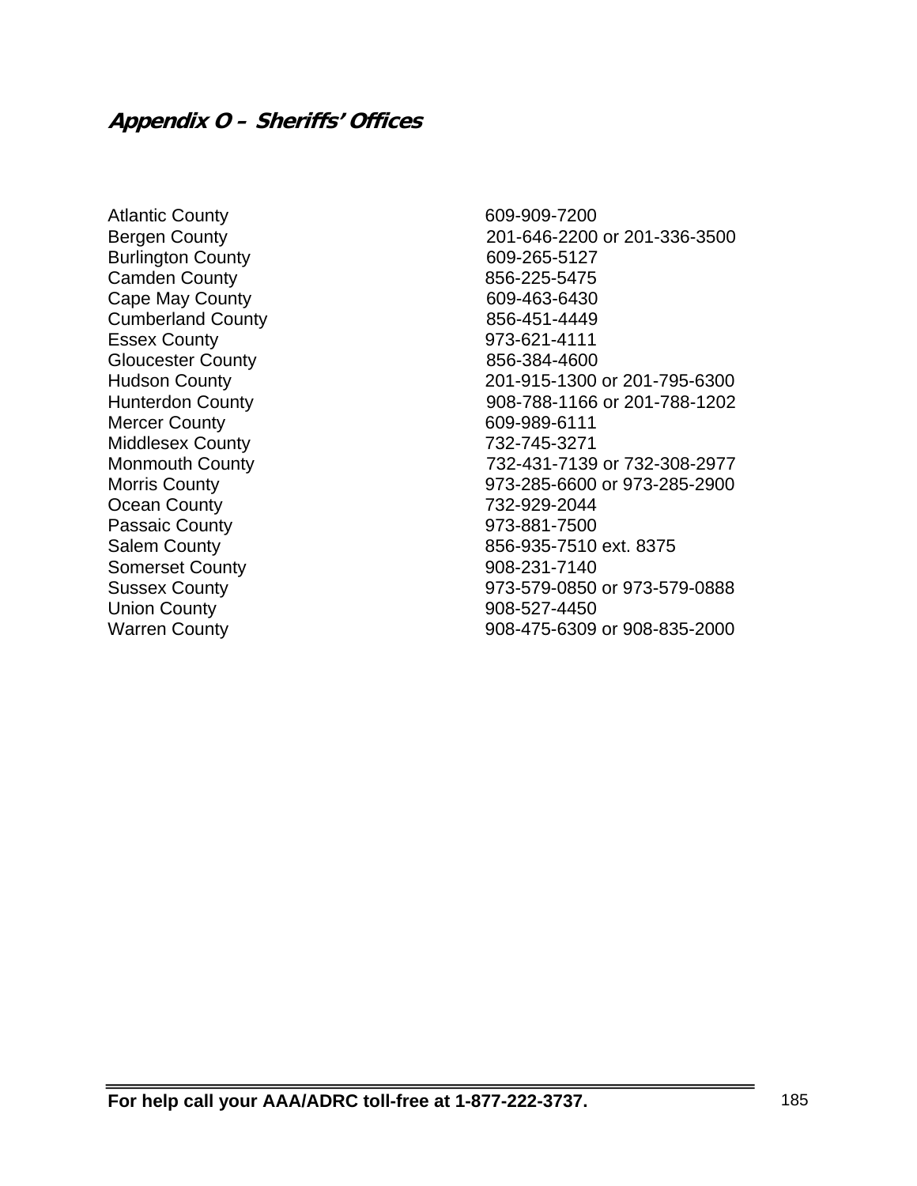## *Appendix O – Sheriffs' Offices*

| | |
|---|---|
| Atlantic County | 609-909-7200 |
| Bergen County | 201-646-2200 or 201-336-3500 |
| Burlington County | 609-265-5127 |
| Camden County | 856-225-5475 |
| Cape May County | 609-463-6430 |
| Cumberland County | 856-451-4449 |
| Essex County | 973-621-4111 |
| Gloucester County | 856-384-4600 |
| Hudson County | 201-915-1300 or 201-795-6300 |
| Hunterdon County | 908-788-1166 or 201-788-1202 |
| Mercer County | 609-989-6111 |
| Middlesex County | 732-745-3271 |
| Monmouth County | 732-431-7139 or 732-308-2977 |
| Morris County | 973-285-6600 or 973-285-2900 |
| Ocean County | 732-929-2044 |
| Passaic County | 973-881-7500 |
| Salem County | 856-935-7510 ext. 8375 |
| Somerset County | 908-231-7140 |
| Sussex County | 973-579-0850 or 973-579-0888 |
| Union County | 908-527-4450 |
| Warren County | 908-475-6309 or 908-835-2000 |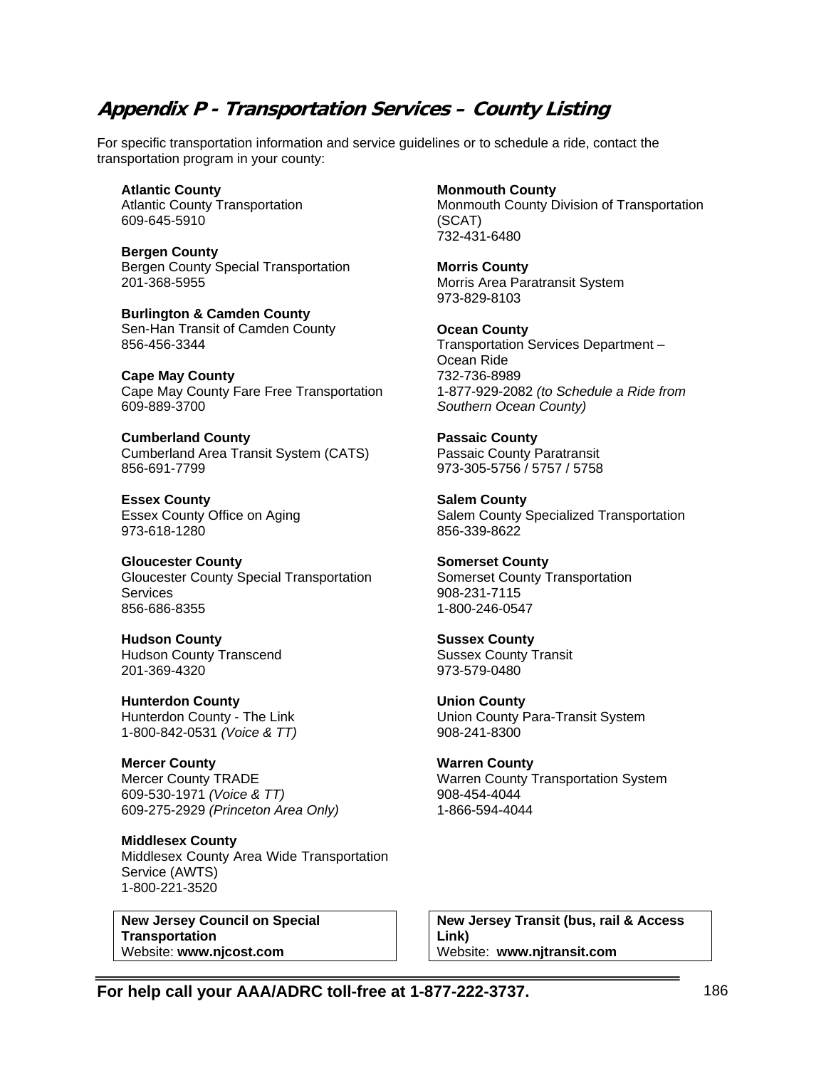## *Appendix P - Transportation Services – County Listing*

For specific transportation information and service guidelines or to schedule a ride, contact the transportation program in your county:

**Atlantic County**
Atlantic County Transportation
609-645-5910

**Bergen County**
Bergen County Special Transportation
201-368-5955

**Burlington & Camden County**
Sen-Han Transit of Camden County
856-456-3344

**Cape May County**
Cape May County Fare Free Transportation
609-889-3700

**Cumberland County**
Cumberland Area Transit System (CATS)
856-691-7799

**Essex County**
Essex County Office on Aging
973-618-1280

**Gloucester County**
Gloucester County Special Transportation Services
856-686-8355

**Hudson County**
Hudson County Transcend
201-369-4320

**Hunterdon County**
Hunterdon County - The Link
1-800-842-0531 *(Voice & TT)*

**Mercer County**
Mercer County TRADE
609-530-1971 *(Voice & TT)*
609-275-2929 *(Princeton Area Only)*

**Middlesex County**
Middlesex County Area Wide Transportation Service (AWTS)
1-800-221-3520

**Monmouth County**
Monmouth County Division of Transportation (SCAT)
732-431-6480

**Morris County**
Morris Area Paratransit System
973-829-8103

**Ocean County**
Transportation Services Department – Ocean Ride
732-736-8989
1-877-929-2082 *(to Schedule a Ride from Southern Ocean County)*

**Passaic County**
Passaic County Paratransit
973-305-5756 / 5757 / 5758

**Salem County**
Salem County Specialized Transportation
856-339-8622

**Somerset County**
Somerset County Transportation
908-231-7115
1-800-246-0547

**Sussex County**
Sussex County Transit
973-579-0480

**Union County**
Union County Para-Transit System
908-241-8300

**Warren County**
Warren County Transportation System
908-454-4044
1-866-594-4044

**New Jersey Council on Special Transportation**
Website: **www.njcost.com**

**New Jersey Transit (bus, rail & Access Link)**
Website: **www.njtransit.com**

**For help call your AAA/ADRC toll-free at 1-877-222-3737.**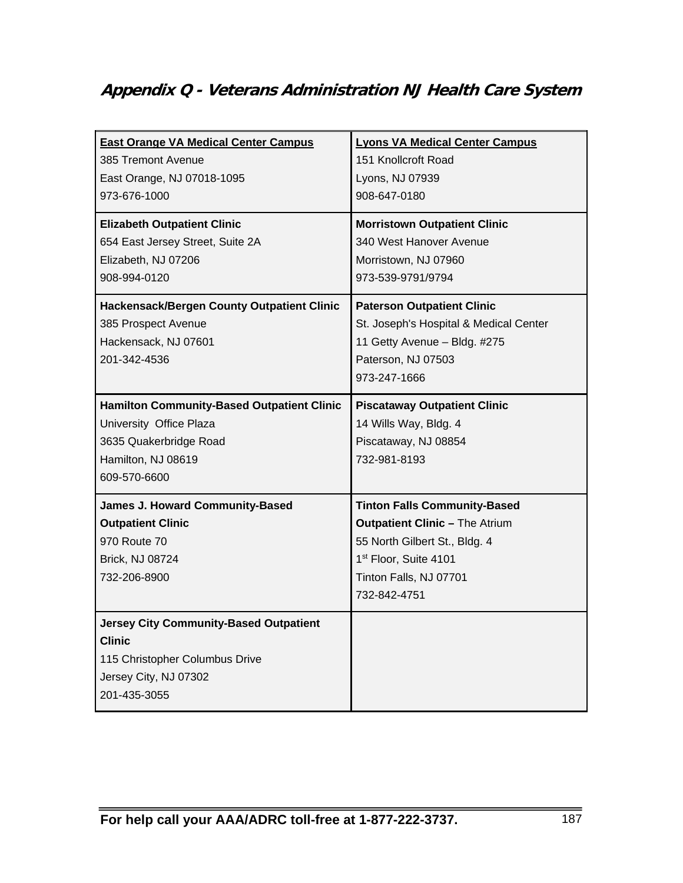## *Appendix Q - Veterans Administration NJ Health Care System*

| | |
|---|---|
| **East Orange VA Medical Center Campus**<br>385 Tremont Avenue<br>East Orange, NJ 07018-1095<br>973-676-1000 | **Lyons VA Medical Center Campus**<br>151 Knollcroft Road<br>Lyons, NJ 07939<br>908-647-0180 |
| **Elizabeth Outpatient Clinic**<br>654 East Jersey Street, Suite 2A<br>Elizabeth, NJ 07206<br>908-994-0120 | **Morristown Outpatient Clinic**<br>340 West Hanover Avenue<br>Morristown, NJ 07960<br>973-539-9791/9794 |
| **Hackensack/Bergen County Outpatient Clinic**<br>385 Prospect Avenue<br>Hackensack, NJ 07601<br>201-342-4536 | **Paterson Outpatient Clinic**<br>St. Joseph's Hospital & Medical Center<br>11 Getty Avenue – Bldg. #275<br>Paterson, NJ 07503<br>973-247-1666 |
| **Hamilton Community-Based Outpatient Clinic**<br>University Office Plaza<br>3635 Quakerbridge Road<br>Hamilton, NJ 08619<br>609-570-6600 | **Piscataway Outpatient Clinic**<br>14 Wills Way, Bldg. 4<br>Piscataway, NJ 08854<br>732-981-8193 |
| **James J. Howard Community-Based Outpatient Clinic**<br>970 Route 70<br>Brick, NJ 08724<br>732-206-8900 | **Tinton Falls Community-Based Outpatient Clinic –** The Atrium<br>55 North Gilbert St., Bldg. 4<br>1st Floor, Suite 4101<br>Tinton Falls, NJ 07701<br>732-842-4751 |
| **Jersey City Community-Based Outpatient Clinic**<br>115 Christopher Columbus Drive<br>Jersey City, NJ 07302<br>201-435-3055 | |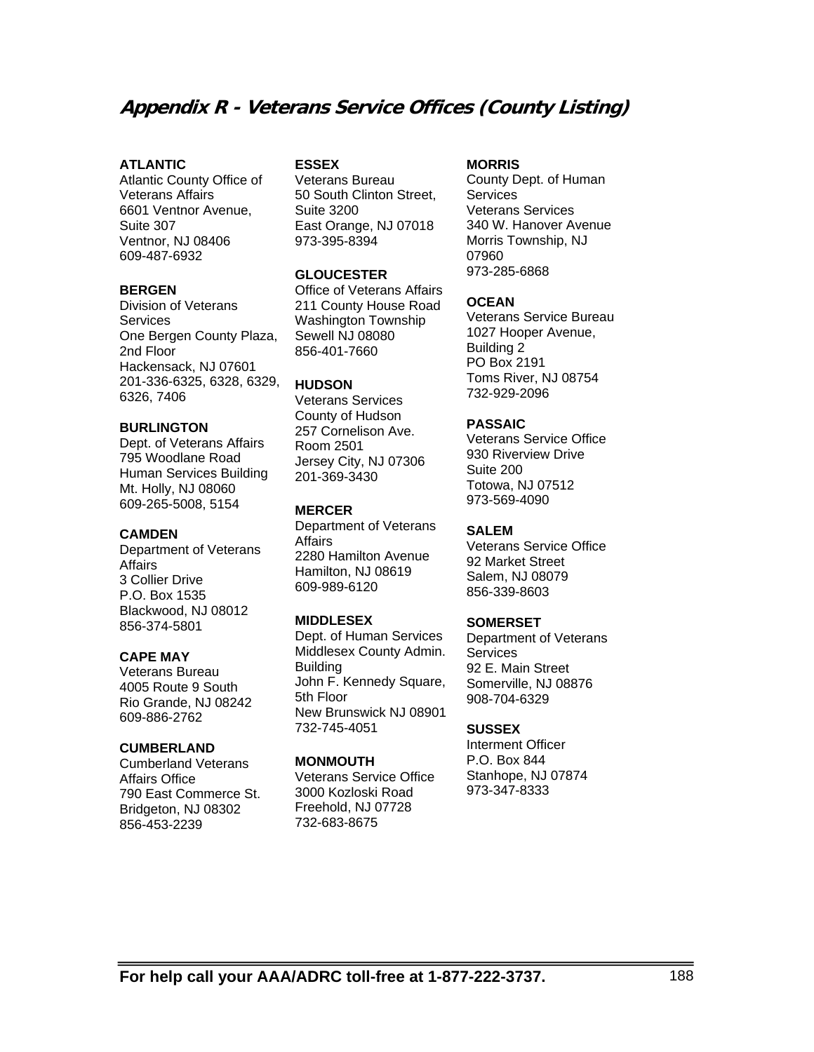## Appendix R - Veterans Service Offices (County Listing)

**ATLANTIC**
Atlantic County Office of Veterans Affairs
6601 Ventnor Avenue, Suite 307
Ventnor, NJ 08406
609-487-6932

**BERGEN**
Division of Veterans Services
One Bergen County Plaza, 2nd Floor
Hackensack, NJ 07601
201-336-6325, 6328, 6329, 6326, 7406

**BURLINGTON**
Dept. of Veterans Affairs
795 Woodlane Road
Human Services Building
Mt. Holly, NJ 08060
609-265-5008, 5154

**CAMDEN**
Department of Veterans Affairs
3 Collier Drive
P.O. Box 1535
Blackwood, NJ 08012
856-374-5801

**CAPE MAY**
Veterans Bureau
4005 Route 9 South
Rio Grande, NJ 08242
609-886-2762

**CUMBERLAND**
Cumberland Veterans Affairs Office
790 East Commerce St.
Bridgeton, NJ 08302
856-453-2239

**ESSEX**
Veterans Bureau
50 South Clinton Street, Suite 3200
East Orange, NJ 07018
973-395-8394

**GLOUCESTER**
Office of Veterans Affairs
211 County House Road
Washington Township
Sewell NJ 08080
856-401-7660

**HUDSON**
Veterans Services
County of Hudson
257 Cornelison Ave.
Room 2501
Jersey City, NJ 07306
201-369-3430

**MERCER**
Department of Veterans Affairs
2280 Hamilton Avenue
Hamilton, NJ 08619
609-989-6120

**MIDDLESEX**
Dept. of Human Services
Middlesex County Admin. Building
John F. Kennedy Square, 5th Floor
New Brunswick NJ 08901
732-745-4051

**MONMOUTH**
Veterans Service Office
3000 Kozloski Road
Freehold, NJ 07728
732-683-8675

**MORRIS**
County Dept. of Human Services
Veterans Services
340 W. Hanover Avenue
Morris Township, NJ 07960
973-285-6868

**OCEAN**
Veterans Service Bureau
1027 Hooper Avenue, Building 2
PO Box 2191
Toms River, NJ 08754
732-929-2096

**PASSAIC**
Veterans Service Office
930 Riverview Drive
Suite 200
Totowa, NJ 07512
973-569-4090

**SALEM**
Veterans Service Office
92 Market Street
Salem, NJ 08079
856-339-8603

**SOMERSET**
Department of Veterans Services
92 E. Main Street
Somerville, NJ 08876
908-704-6329

**SUSSEX**
Interment Officer
P.O. Box 844
Stanhope, NJ 07874
973-347-8333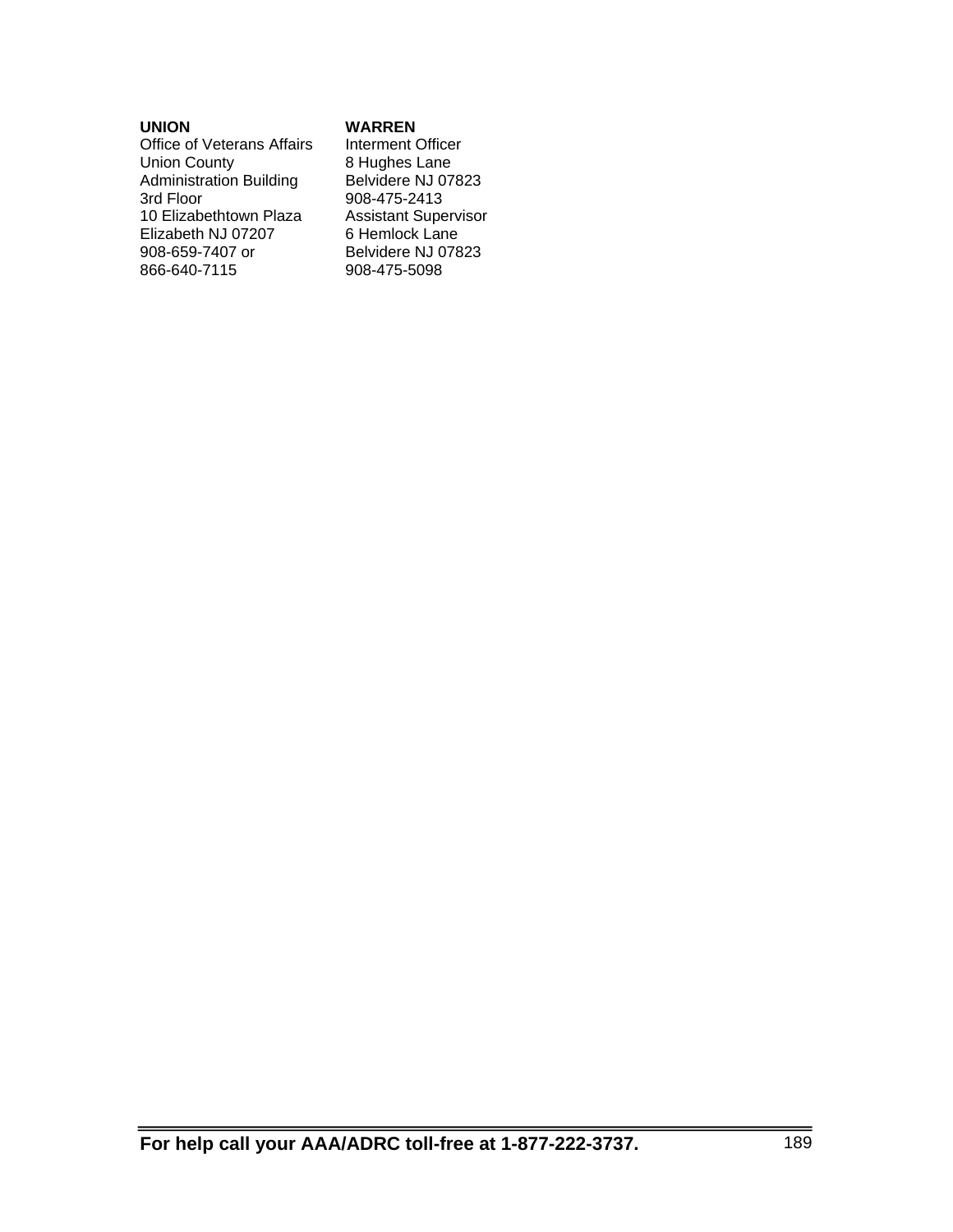**UNION**
Office of Veterans Affairs
Union County
Administration Building
3rd Floor
10 Elizabethtown Plaza
Elizabeth NJ 07207
908-659-7407 or
866-640-7115

**WARREN**
Interment Officer
8 Hughes Lane
Belvidere NJ 07823
908-475-2413
Assistant Supervisor
6 Hemlock Lane
Belvidere NJ 07823
908-475-5098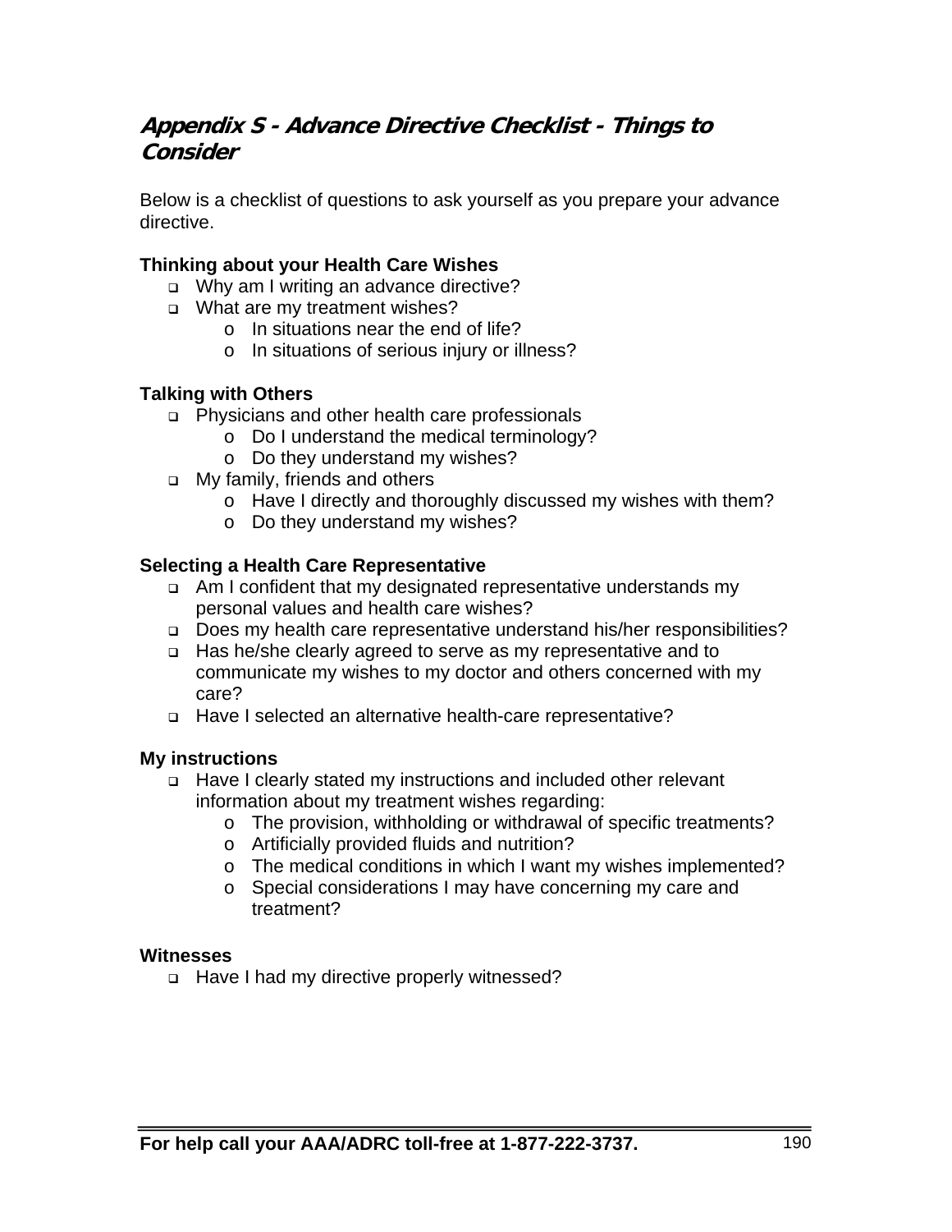## *Appendix S - Advance Directive Checklist - Things to Consider*

Below is a checklist of questions to ask yourself as you prepare your advance directive.

**Thinking about your Health Care Wishes**

- Why am I writing an advance directive?
- What are my treatment wishes?
    - In situations near the end of life?
    - In situations of serious injury or illness?

**Talking with Others**

- Physicians and other health care professionals
    - Do I understand the medical terminology?
    - Do they understand my wishes?
- My family, friends and others
    - Have I directly and thoroughly discussed my wishes with them?
    - Do they understand my wishes?

**Selecting a Health Care Representative**

- Am I confident that my designated representative understands my personal values and health care wishes?
- Does my health care representative understand his/her responsibilities?
- Has he/she clearly agreed to serve as my representative and to communicate my wishes to my doctor and others concerned with my care?
- Have I selected an alternative health-care representative?

**My instructions**

- Have I clearly stated my instructions and included other relevant information about my treatment wishes regarding:
    - The provision, withholding or withdrawal of specific treatments?
    - Artificially provided fluids and nutrition?
    - The medical conditions in which I want my wishes implemented?
    - Special considerations I may have concerning my care and treatment?

**Witnesses**

- Have I had my directive properly witnessed?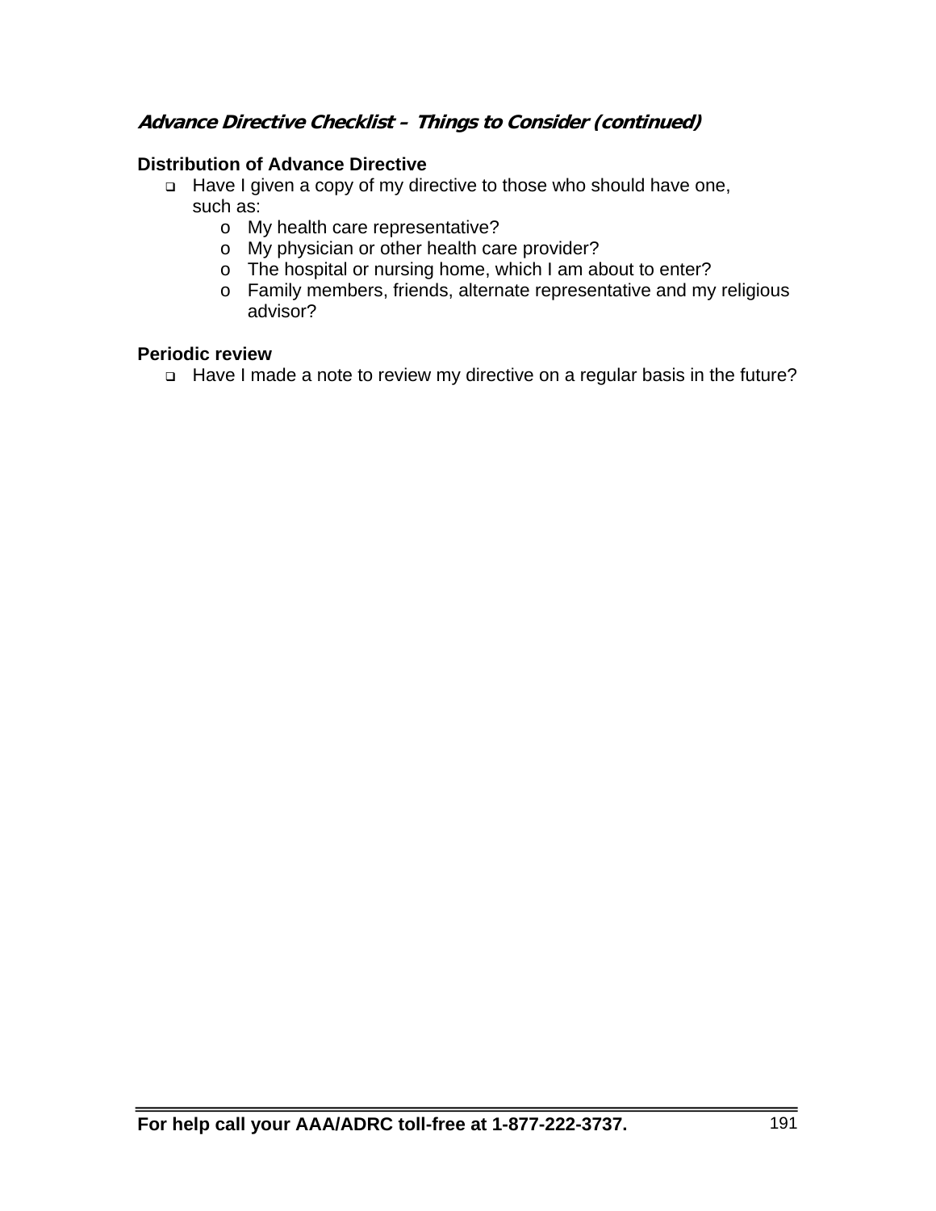### *Advance Directive Checklist – Things to Consider (continued)*

**Distribution of Advance Directive**

- Have I given a copy of my directive to those who should have one, such as:
  - My health care representative?
  - My physician or other health care provider?
  - The hospital or nursing home, which I am about to enter?
  - Family members, friends, alternate representative and my religious advisor?

**Periodic review**

- Have I made a note to review my directive on a regular basis in the future?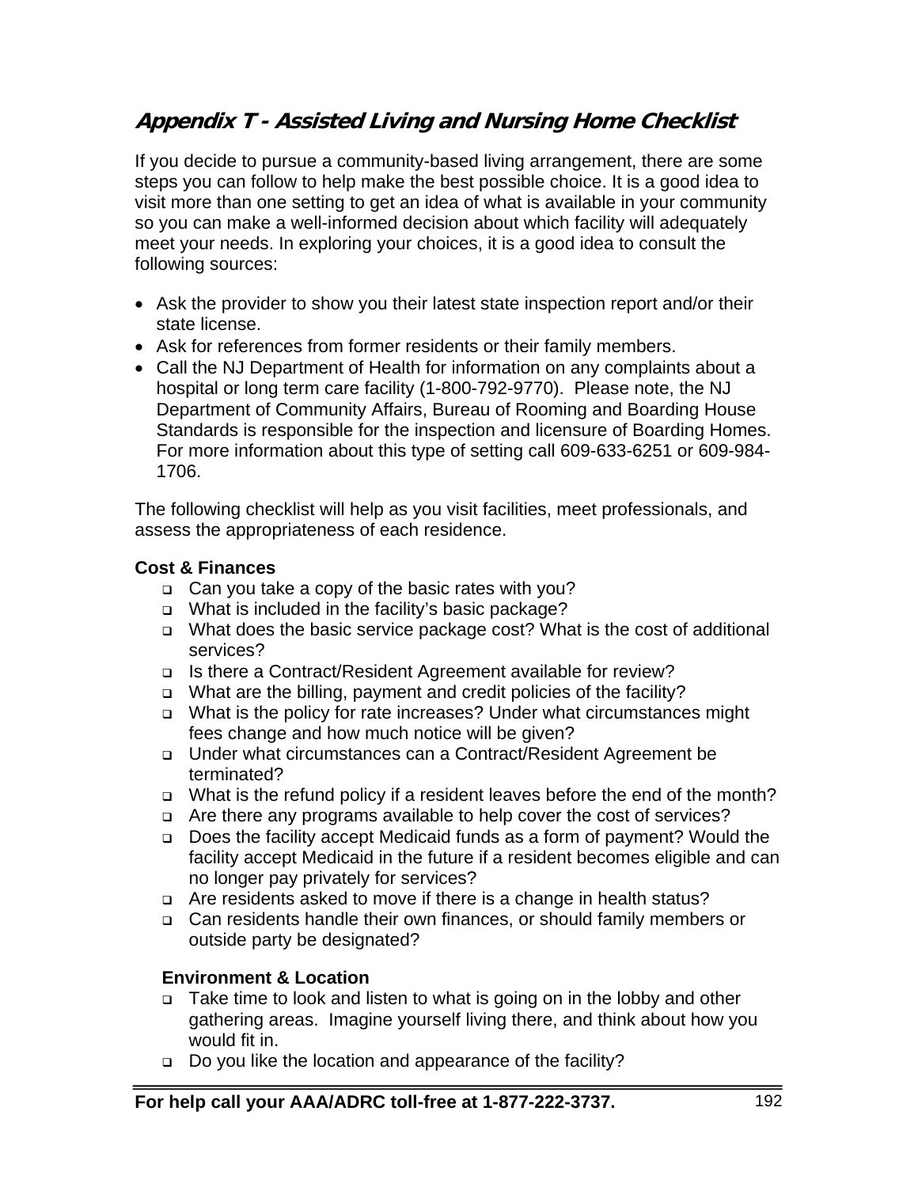## *Appendix T - Assisted Living and Nursing Home Checklist*

If you decide to pursue a community-based living arrangement, there are some steps you can follow to help make the best possible choice. It is a good idea to visit more than one setting to get an idea of what is available in your community so you can make a well-informed decision about which facility will adequately meet your needs. In exploring your choices, it is a good idea to consult the following sources:

- Ask the provider to show you their latest state inspection report and/or their state license.
- Ask for references from former residents or their family members.
- Call the NJ Department of Health for information on any complaints about a hospital or long term care facility (1-800-792-9770). Please note, the NJ Department of Community Affairs, Bureau of Rooming and Boarding House Standards is responsible for the inspection and licensure of Boarding Homes. For more information about this type of setting call 609-633-6251 or 609-984-1706.

The following checklist will help as you visit facilities, meet professionals, and assess the appropriateness of each residence.

**Cost & Finances**

- ❑ Can you take a copy of the basic rates with you?
- ❑ What is included in the facility's basic package?
- ❑ What does the basic service package cost? What is the cost of additional services?
- ❑ Is there a Contract/Resident Agreement available for review?
- ❑ What are the billing, payment and credit policies of the facility?
- ❑ What is the policy for rate increases? Under what circumstances might fees change and how much notice will be given?
- ❑ Under what circumstances can a Contract/Resident Agreement be terminated?
- ❑ What is the refund policy if a resident leaves before the end of the month?
- ❑ Are there any programs available to help cover the cost of services?
- ❑ Does the facility accept Medicaid funds as a form of payment? Would the facility accept Medicaid in the future if a resident becomes eligible and can no longer pay privately for services?
- ❑ Are residents asked to move if there is a change in health status?
- ❑ Can residents handle their own finances, or should family members or outside party be designated?

**Environment & Location**

- ❑ Take time to look and listen to what is going on in the lobby and other gathering areas. Imagine yourself living there, and think about how you would fit in.
- ❑ Do you like the location and appearance of the facility?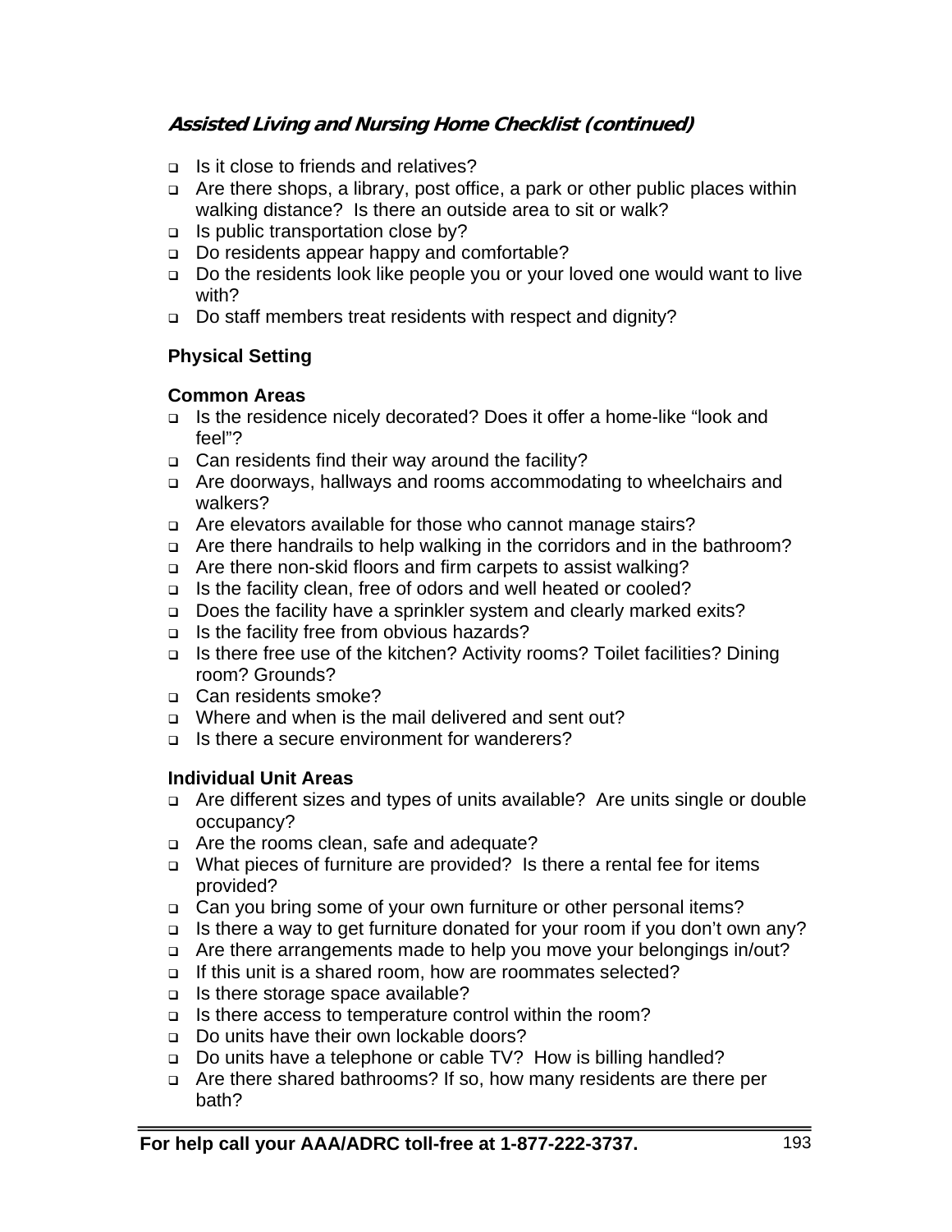***Assisted Living and Nursing Home Checklist (continued)***

- Is it close to friends and relatives?
- Are there shops, a library, post office, a park or other public places within walking distance? Is there an outside area to sit or walk?
- Is public transportation close by?
- Do residents appear happy and comfortable?
- Do the residents look like people you or your loved one would want to live with?
- Do staff members treat residents with respect and dignity?

**Physical Setting**

**Common Areas**

- Is the residence nicely decorated? Does it offer a home-like "look and feel"?
- Can residents find their way around the facility?
- Are doorways, hallways and rooms accommodating to wheelchairs and walkers?
- Are elevators available for those who cannot manage stairs?
- Are there handrails to help walking in the corridors and in the bathroom?
- Are there non-skid floors and firm carpets to assist walking?
- Is the facility clean, free of odors and well heated or cooled?
- Does the facility have a sprinkler system and clearly marked exits?
- Is the facility free from obvious hazards?
- Is there free use of the kitchen? Activity rooms? Toilet facilities? Dining room? Grounds?
- Can residents smoke?
- Where and when is the mail delivered and sent out?
- Is there a secure environment for wanderers?

**Individual Unit Areas**

- Are different sizes and types of units available? Are units single or double occupancy?
- Are the rooms clean, safe and adequate?
- What pieces of furniture are provided? Is there a rental fee for items provided?
- Can you bring some of your own furniture or other personal items?
- Is there a way to get furniture donated for your room if you don't own any?
- Are there arrangements made to help you move your belongings in/out?
- If this unit is a shared room, how are roommates selected?
- Is there storage space available?
- Is there access to temperature control within the room?
- Do units have their own lockable doors?
- Do units have a telephone or cable TV? How is billing handled?
- Are there shared bathrooms? If so, how many residents are there per bath?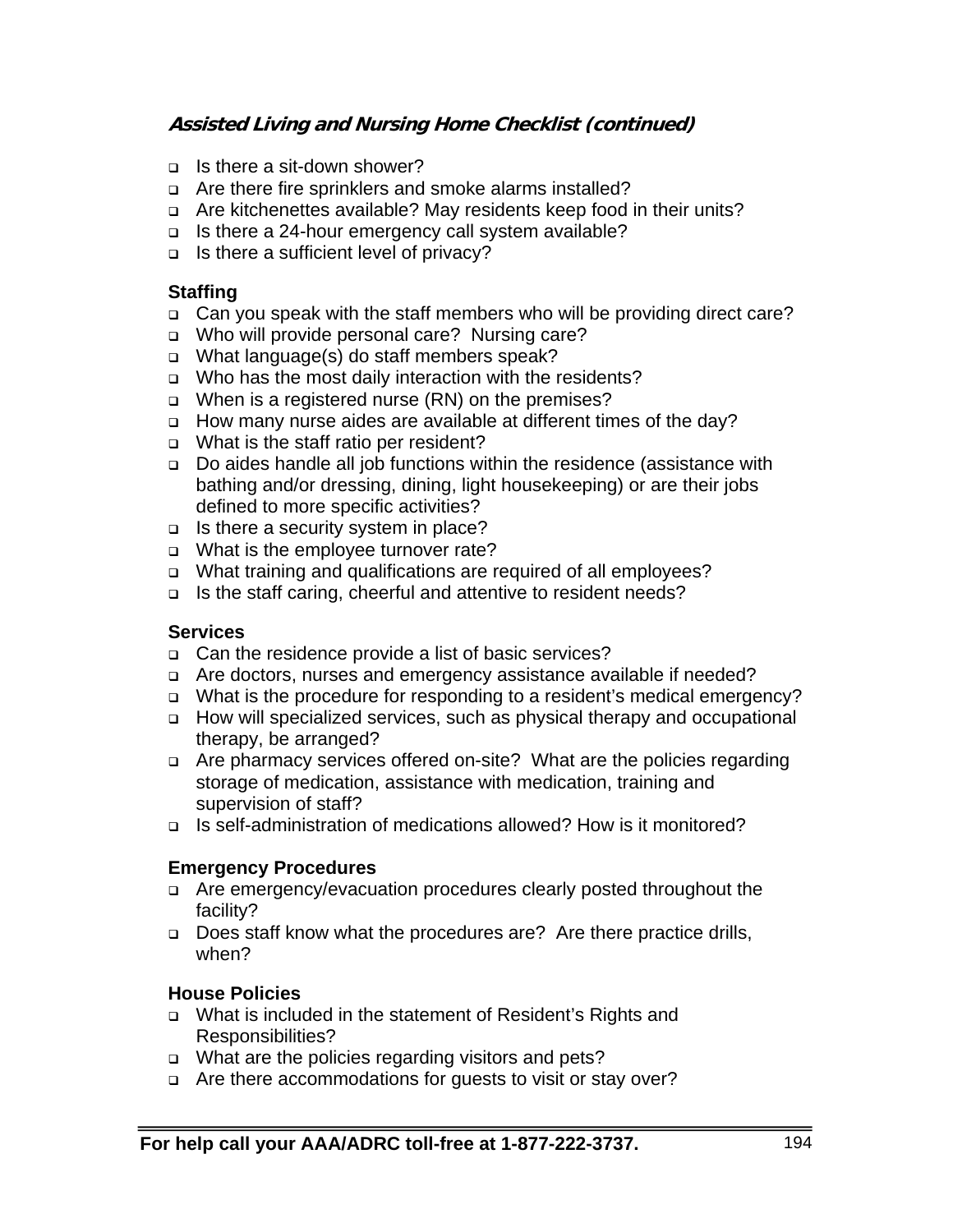***Assisted Living and Nursing Home Checklist (continued)***

- Is there a sit-down shower?
- Are there fire sprinklers and smoke alarms installed?
- Are kitchenettes available? May residents keep food in their units?
- Is there a 24-hour emergency call system available?
- Is there a sufficient level of privacy?

**Staffing**

- Can you speak with the staff members who will be providing direct care?
- Who will provide personal care? Nursing care?
- What language(s) do staff members speak?
- Who has the most daily interaction with the residents?
- When is a registered nurse (RN) on the premises?
- How many nurse aides are available at different times of the day?
- What is the staff ratio per resident?
- Do aides handle all job functions within the residence (assistance with bathing and/or dressing, dining, light housekeeping) or are their jobs defined to more specific activities?
- Is there a security system in place?
- What is the employee turnover rate?
- What training and qualifications are required of all employees?
- Is the staff caring, cheerful and attentive to resident needs?

**Services**

- Can the residence provide a list of basic services?
- Are doctors, nurses and emergency assistance available if needed?
- What is the procedure for responding to a resident's medical emergency?
- How will specialized services, such as physical therapy and occupational therapy, be arranged?
- Are pharmacy services offered on-site? What are the policies regarding storage of medication, assistance with medication, training and supervision of staff?
- Is self-administration of medications allowed? How is it monitored?

**Emergency Procedures**

- Are emergency/evacuation procedures clearly posted throughout the facility?
- Does staff know what the procedures are? Are there practice drills, when?

**House Policies**

- What is included in the statement of Resident's Rights and Responsibilities?
- What are the policies regarding visitors and pets?
- Are there accommodations for guests to visit or stay over?

**For help call your AAA/ADRC toll-free at 1-877-222-3737.**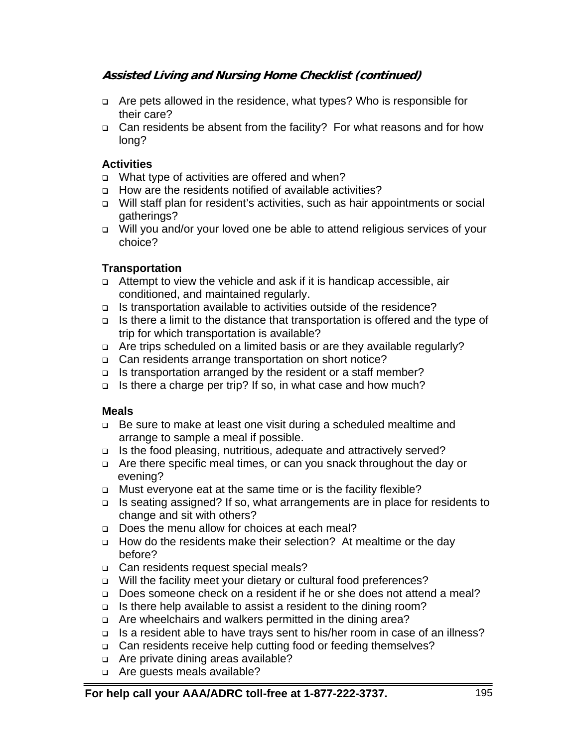### *Assisted Living and Nursing Home Checklist (continued)*

- Are pets allowed in the residence, what types? Who is responsible for their care?
- Can residents be absent from the facility? For what reasons and for how long?

**Activities**

- What type of activities are offered and when?
- How are the residents notified of available activities?
- Will staff plan for resident's activities, such as hair appointments or social gatherings?
- Will you and/or your loved one be able to attend religious services of your choice?

**Transportation**

- Attempt to view the vehicle and ask if it is handicap accessible, air conditioned, and maintained regularly.
- Is transportation available to activities outside of the residence?
- Is there a limit to the distance that transportation is offered and the type of trip for which transportation is available?
- Are trips scheduled on a limited basis or are they available regularly?
- Can residents arrange transportation on short notice?
- Is transportation arranged by the resident or a staff member?
- Is there a charge per trip? If so, in what case and how much?

**Meals**

- Be sure to make at least one visit during a scheduled mealtime and arrange to sample a meal if possible.
- Is the food pleasing, nutritious, adequate and attractively served?
- Are there specific meal times, or can you snack throughout the day or evening?
- Must everyone eat at the same time or is the facility flexible?
- Is seating assigned? If so, what arrangements are in place for residents to change and sit with others?
- Does the menu allow for choices at each meal?
- How do the residents make their selection? At mealtime or the day before?
- Can residents request special meals?
- Will the facility meet your dietary or cultural food preferences?
- Does someone check on a resident if he or she does not attend a meal?
- Is there help available to assist a resident to the dining room?
- Are wheelchairs and walkers permitted in the dining area?
- Is a resident able to have trays sent to his/her room in case of an illness?
- Can residents receive help cutting food or feeding themselves?
- Are private dining areas available?
- Are guests meals available?

**For help call your AAA/ADRC toll-free at 1-877-222-3737.**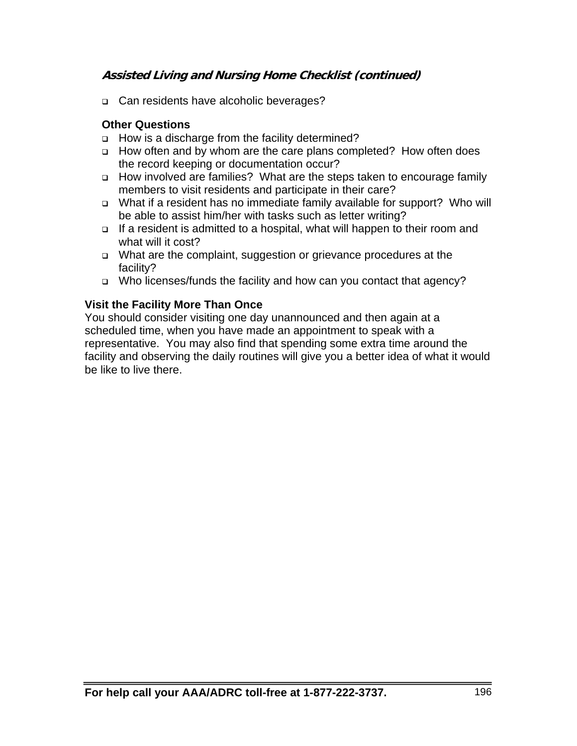### *Assisted Living and Nursing Home Checklist (continued)*

- Can residents have alcoholic beverages?

**Other Questions**

- How is a discharge from the facility determined?
- How often and by whom are the care plans completed? How often does the record keeping or documentation occur?
- How involved are families? What are the steps taken to encourage family members to visit residents and participate in their care?
- What if a resident has no immediate family available for support? Who will be able to assist him/her with tasks such as letter writing?
- If a resident is admitted to a hospital, what will happen to their room and what will it cost?
- What are the complaint, suggestion or grievance procedures at the facility?
- Who licenses/funds the facility and how can you contact that agency?

**Visit the Facility More Than Once**

You should consider visiting one day unannounced and then again at a scheduled time, when you have made an appointment to speak with a representative. You may also find that spending some extra time around the facility and observing the daily routines will give you a better idea of what it would be like to live there.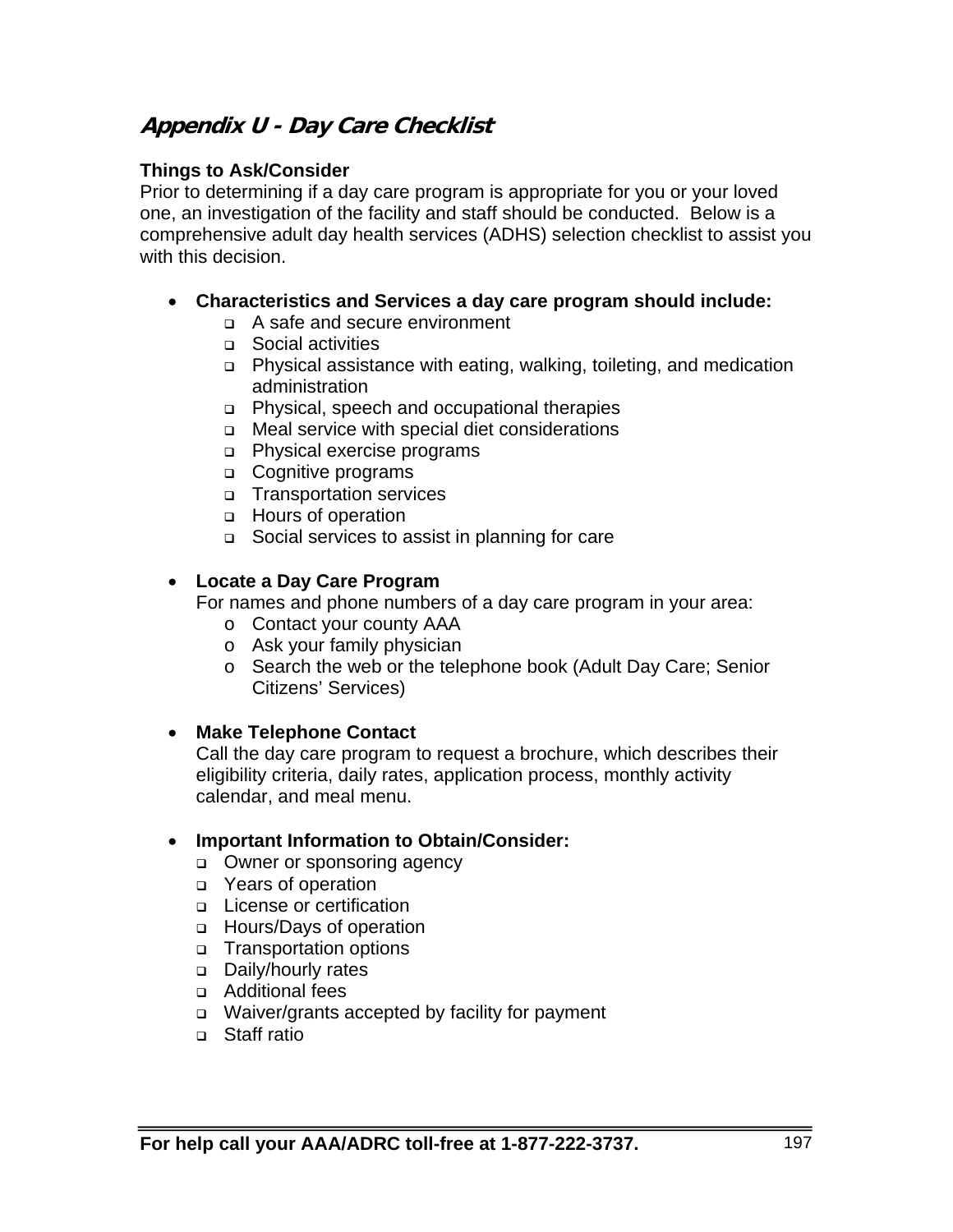## *Appendix U - Day Care Checklist*

**Things to Ask/Consider**

Prior to determining if a day care program is appropriate for you or your loved one, an investigation of the facility and staff should be conducted. Below is a comprehensive adult day health services (ADHS) selection checklist to assist you with this decision.

- **Characteristics and Services a day care program should include:**
  - A safe and secure environment
  - Social activities
  - Physical assistance with eating, walking, toileting, and medication administration
  - Physical, speech and occupational therapies
  - Meal service with special diet considerations
  - Physical exercise programs
  - Cognitive programs
  - Transportation services
  - Hours of operation
  - Social services to assist in planning for care

- **Locate a Day Care Program**

  For names and phone numbers of a day care program in your area:
  - Contact your county AAA
  - Ask your family physician
  - Search the web or the telephone book (Adult Day Care; Senior Citizens' Services)

- **Make Telephone Contact**

  Call the day care program to request a brochure, which describes their eligibility criteria, daily rates, application process, monthly activity calendar, and meal menu.

- **Important Information to Obtain/Consider:**
  - Owner or sponsoring agency
  - Years of operation
  - License or certification
  - Hours/Days of operation
  - Transportation options
  - Daily/hourly rates
  - Additional fees
  - Waiver/grants accepted by facility for payment
  - Staff ratio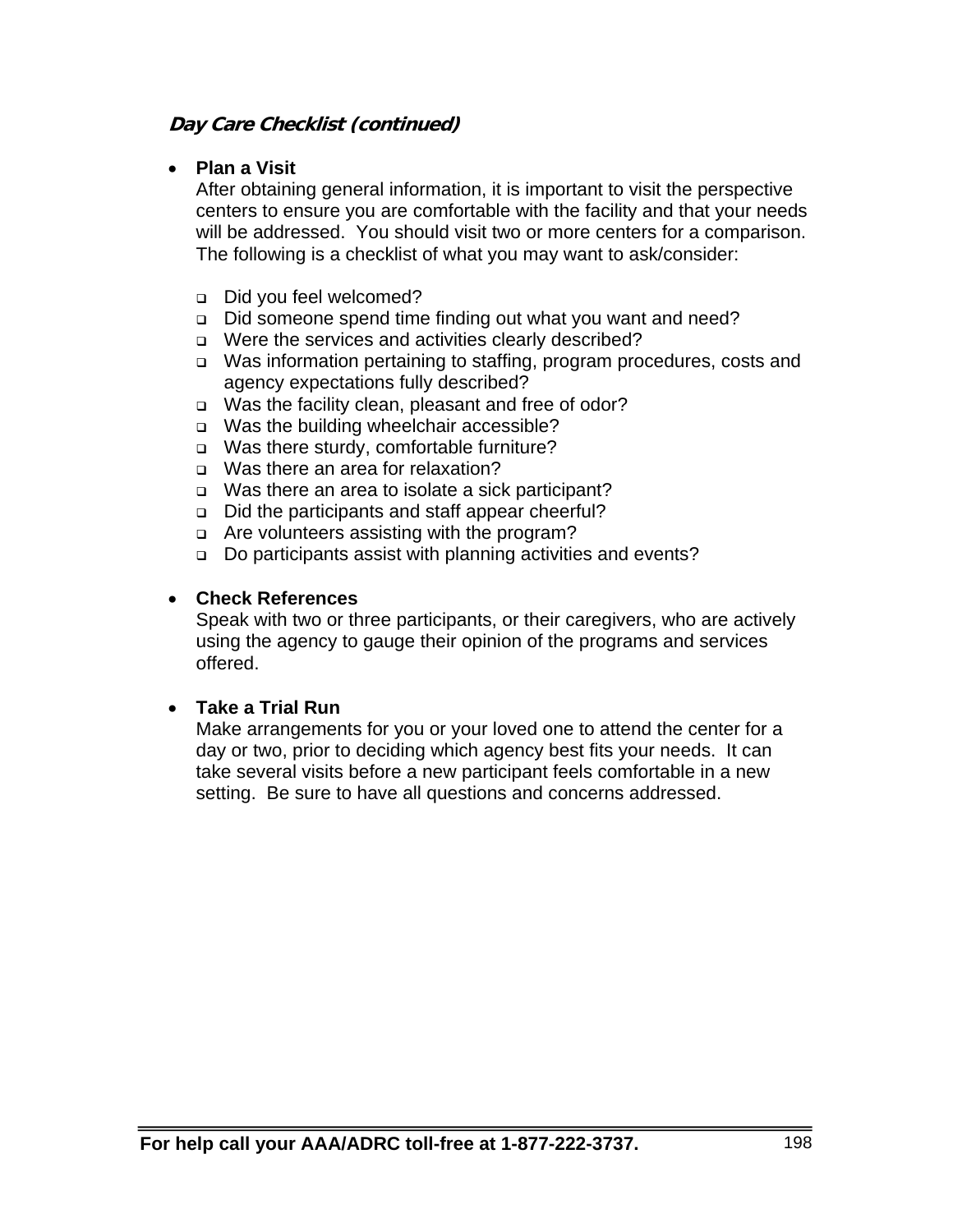### *Day Care Checklist (continued)*

- **Plan a Visit**
  After obtaining general information, it is important to visit the perspective centers to ensure you are comfortable with the facility and that your needs will be addressed. You should visit two or more centers for a comparison. The following is a checklist of what you may want to ask/consider:

  - ❑ Did you feel welcomed?
  - ❑ Did someone spend time finding out what you want and need?
  - ❑ Were the services and activities clearly described?
  - ❑ Was information pertaining to staffing, program procedures, costs and agency expectations fully described?
  - ❑ Was the facility clean, pleasant and free of odor?
  - ❑ Was the building wheelchair accessible?
  - ❑ Was there sturdy, comfortable furniture?
  - ❑ Was there an area for relaxation?
  - ❑ Was there an area to isolate a sick participant?
  - ❑ Did the participants and staff appear cheerful?
  - ❑ Are volunteers assisting with the program?
  - ❑ Do participants assist with planning activities and events?

- **Check References**
  Speak with two or three participants, or their caregivers, who are actively using the agency to gauge their opinion of the programs and services offered.

- **Take a Trial Run**
  Make arrangements for you or your loved one to attend the center for a day or two, prior to deciding which agency best fits your needs. It can take several visits before a new participant feels comfortable in a new setting. Be sure to have all questions and concerns addressed.

**For help call your AAA/ADRC toll-free at 1-877-222-3737.**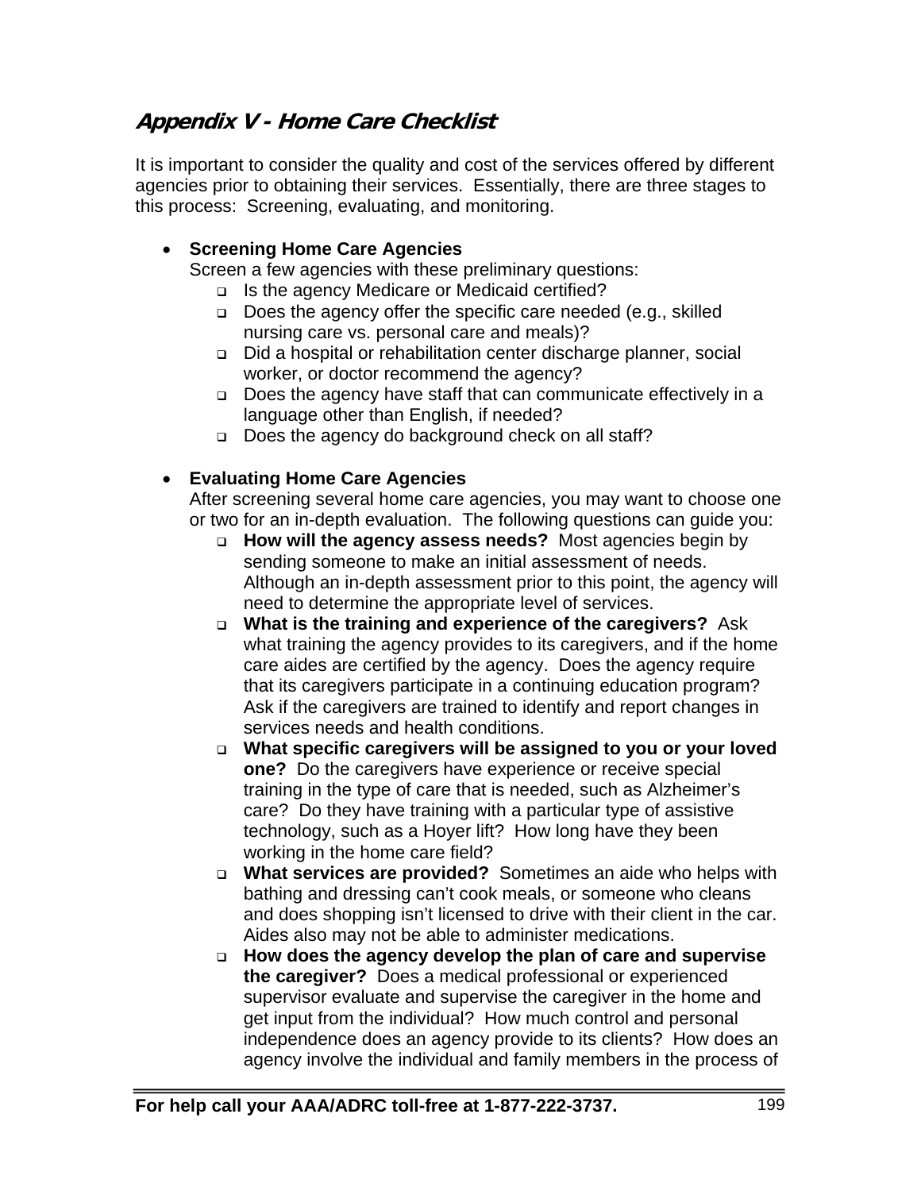## *Appendix V - Home Care Checklist*

It is important to consider the quality and cost of the services offered by different agencies prior to obtaining their services. Essentially, there are three stages to this process: Screening, evaluating, and monitoring.

- **Screening Home Care Agencies**
  Screen a few agencies with these preliminary questions:
  - Is the agency Medicare or Medicaid certified?
  - Does the agency offer the specific care needed (e.g., skilled nursing care vs. personal care and meals)?
  - Did a hospital or rehabilitation center discharge planner, social worker, or doctor recommend the agency?
  - Does the agency have staff that can communicate effectively in a language other than English, if needed?
  - Does the agency do background check on all staff?

- **Evaluating Home Care Agencies**
  After screening several home care agencies, you may want to choose one or two for an in-depth evaluation. The following questions can guide you:
  - **How will the agency assess needs?** Most agencies begin by sending someone to make an initial assessment of needs. Although an in-depth assessment prior to this point, the agency will need to determine the appropriate level of services.
  - **What is the training and experience of the caregivers?** Ask what training the agency provides to its caregivers, and if the home care aides are certified by the agency. Does the agency require that its caregivers participate in a continuing education program? Ask if the caregivers are trained to identify and report changes in services needs and health conditions.
  - **What specific caregivers will be assigned to you or your loved one?** Do the caregivers have experience or receive special training in the type of care that is needed, such as Alzheimer's care? Do they have training with a particular type of assistive technology, such as a Hoyer lift? How long have they been working in the home care field?
  - **What services are provided?** Sometimes an aide who helps with bathing and dressing can't cook meals, or someone who cleans and does shopping isn't licensed to drive with their client in the car. Aides also may not be able to administer medications.
  - **How does the agency develop the plan of care and supervise the caregiver?** Does a medical professional or experienced supervisor evaluate and supervise the caregiver in the home and get input from the individual? How much control and personal independence does an agency provide to its clients? How does an agency involve the individual and family members in the process of

**For help call your AAA/ADRC toll-free at 1-877-222-3737.**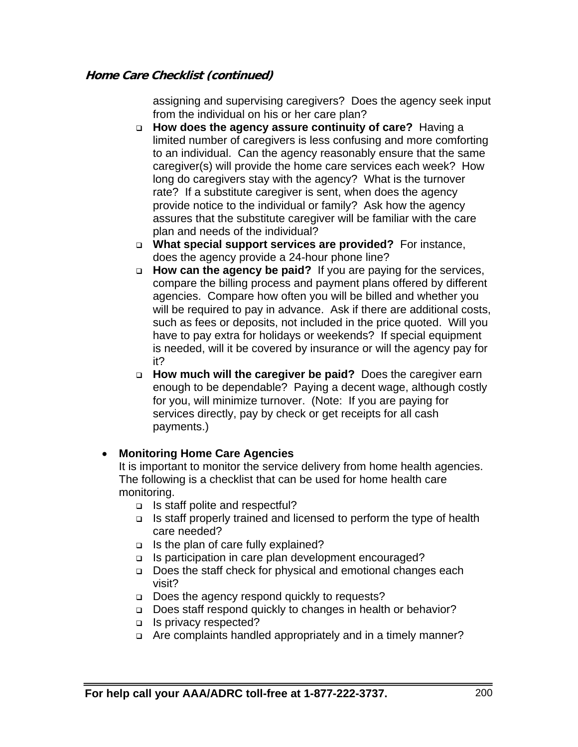### *Home Care Checklist (continued)*

assigning and supervising caregivers? Does the agency seek input from the individual on his or her care plan?

- ❑ **How does the agency assure continuity of care?** Having a limited number of caregivers is less confusing and more comforting to an individual. Can the agency reasonably ensure that the same caregiver(s) will provide the home care services each week? How long do caregivers stay with the agency? What is the turnover rate? If a substitute caregiver is sent, when does the agency provide notice to the individual or family? Ask how the agency assures that the substitute caregiver will be familiar with the care plan and needs of the individual?
- ❑ **What special support services are provided?** For instance, does the agency provide a 24-hour phone line?
- ❑ **How can the agency be paid?** If you are paying for the services, compare the billing process and payment plans offered by different agencies. Compare how often you will be billed and whether you will be required to pay in advance. Ask if there are additional costs, such as fees or deposits, not included in the price quoted. Will you have to pay extra for holidays or weekends? If special equipment is needed, will it be covered by insurance or will the agency pay for it?
- ❑ **How much will the caregiver be paid?** Does the caregiver earn enough to be dependable? Paying a decent wage, although costly for you, will minimize turnover. (Note: If you are paying for services directly, pay by check or get receipts for all cash payments.)

- **Monitoring Home Care Agencies**
  It is important to monitor the service delivery from home health agencies. The following is a checklist that can be used for home health care monitoring.
  - ❑ Is staff polite and respectful?
  - ❑ Is staff properly trained and licensed to perform the type of health care needed?
  - ❑ Is the plan of care fully explained?
  - ❑ Is participation in care plan development encouraged?
  - ❑ Does the staff check for physical and emotional changes each visit?
  - ❑ Does the agency respond quickly to requests?
  - ❑ Does staff respond quickly to changes in health or behavior?
  - ❑ Is privacy respected?
  - ❑ Are complaints handled appropriately and in a timely manner?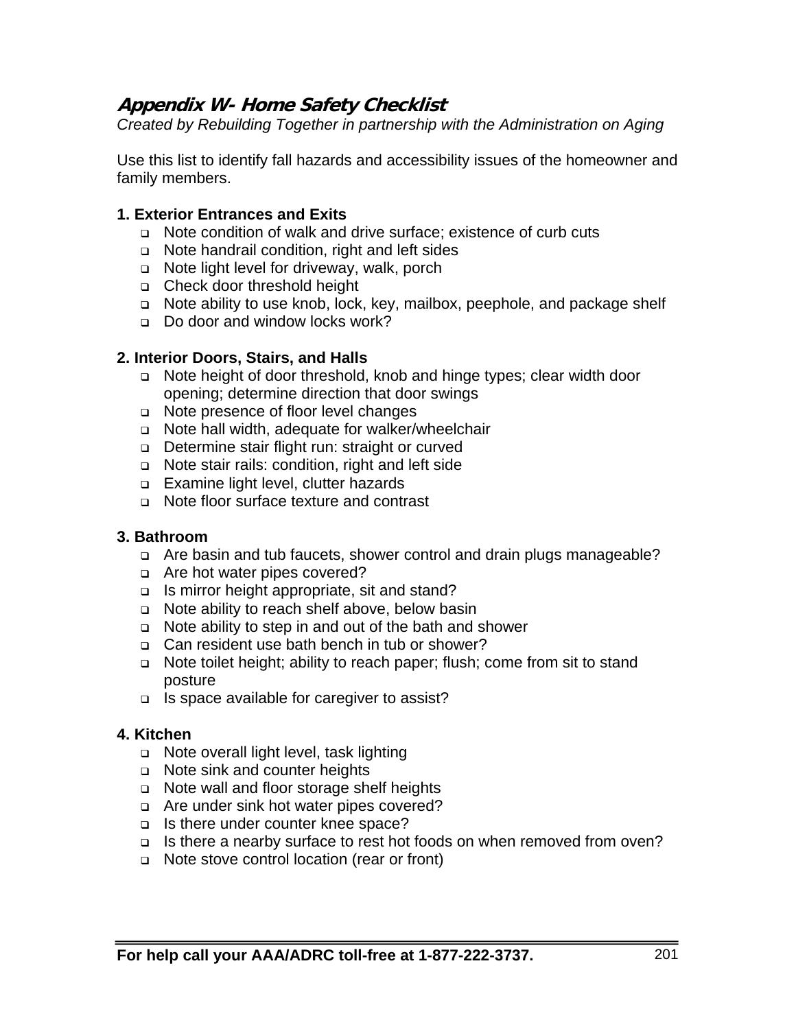## *Appendix W- Home Safety Checklist*

*Created by Rebuilding Together in partnership with the Administration on Aging*

Use this list to identify fall hazards and accessibility issues of the homeowner and family members.

**1. Exterior Entrances and Exits**

- Note condition of walk and drive surface; existence of curb cuts
- Note handrail condition, right and left sides
- Note light level for driveway, walk, porch
- Check door threshold height
- Note ability to use knob, lock, key, mailbox, peephole, and package shelf
- Do door and window locks work?

**2. Interior Doors, Stairs, and Halls**

- Note height of door threshold, knob and hinge types; clear width door opening; determine direction that door swings
- Note presence of floor level changes
- Note hall width, adequate for walker/wheelchair
- Determine stair flight run: straight or curved
- Note stair rails: condition, right and left side
- Examine light level, clutter hazards
- Note floor surface texture and contrast

**3. Bathroom**

- Are basin and tub faucets, shower control and drain plugs manageable?
- Are hot water pipes covered?
- Is mirror height appropriate, sit and stand?
- Note ability to reach shelf above, below basin
- Note ability to step in and out of the bath and shower
- Can resident use bath bench in tub or shower?
- Note toilet height; ability to reach paper; flush; come from sit to stand posture
- Is space available for caregiver to assist?

**4. Kitchen**

- Note overall light level, task lighting
- Note sink and counter heights
- Note wall and floor storage shelf heights
- Are under sink hot water pipes covered?
- Is there under counter knee space?
- Is there a nearby surface to rest hot foods on when removed from oven?
- Note stove control location (rear or front)

**For help call your AAA/ADRC toll-free at 1-877-222-3737.**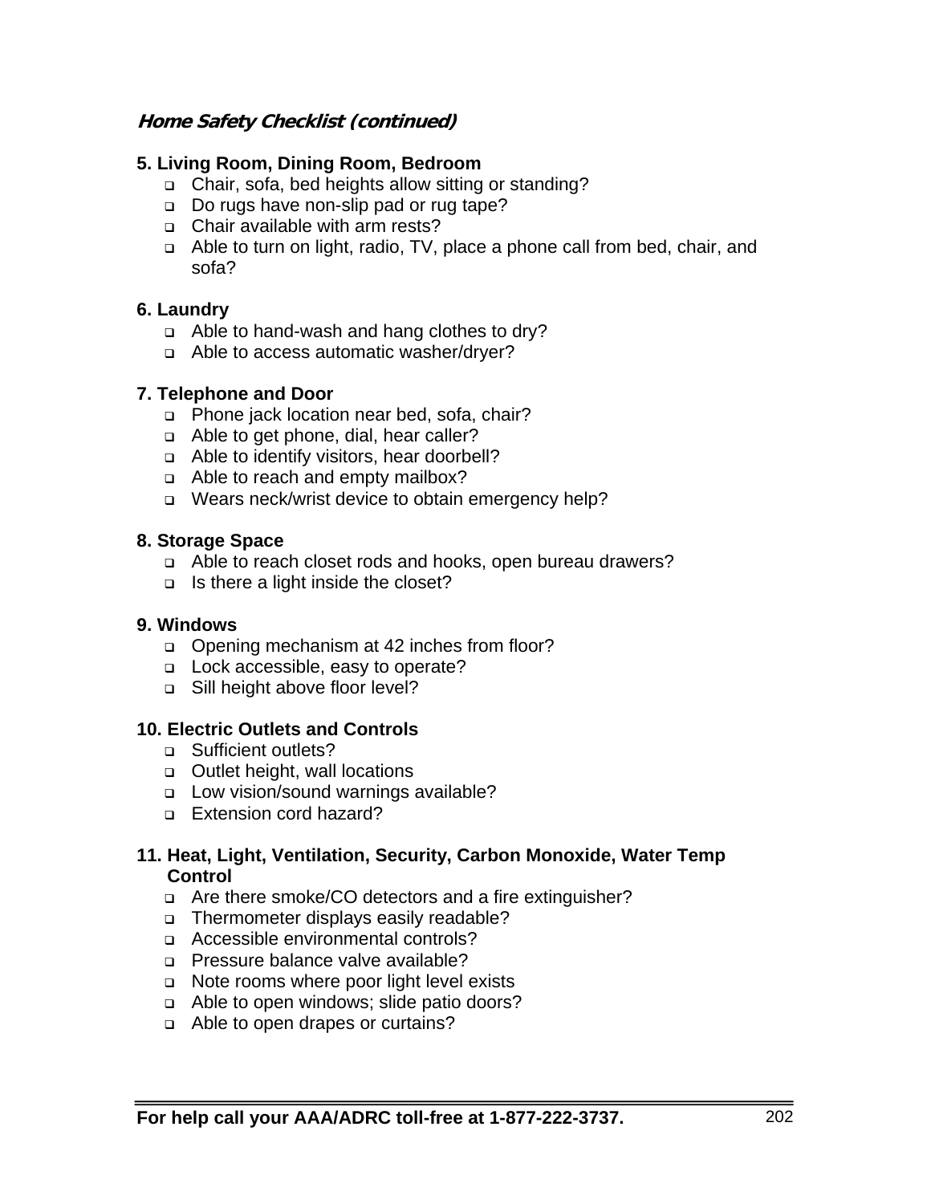***Home Safety Checklist (continued)***

**5. Living Room, Dining Room, Bedroom**

- Chair, sofa, bed heights allow sitting or standing?
- Do rugs have non-slip pad or rug tape?
- Chair available with arm rests?
- Able to turn on light, radio, TV, place a phone call from bed, chair, and sofa?

**6. Laundry**

- Able to hand-wash and hang clothes to dry?
- Able to access automatic washer/dryer?

**7. Telephone and Door**

- Phone jack location near bed, sofa, chair?
- Able to get phone, dial, hear caller?
- Able to identify visitors, hear doorbell?
- Able to reach and empty mailbox?
- Wears neck/wrist device to obtain emergency help?

**8. Storage Space**

- Able to reach closet rods and hooks, open bureau drawers?
- Is there a light inside the closet?

**9. Windows**

- Opening mechanism at 42 inches from floor?
- Lock accessible, easy to operate?
- Sill height above floor level?

**10. Electric Outlets and Controls**

- Sufficient outlets?
- Outlet height, wall locations
- Low vision/sound warnings available?
- Extension cord hazard?

**11. Heat, Light, Ventilation, Security, Carbon Monoxide, Water Temp Control**

- Are there smoke/CO detectors and a fire extinguisher?
- Thermometer displays easily readable?
- Accessible environmental controls?
- Pressure balance valve available?
- Note rooms where poor light level exists
- Able to open windows; slide patio doors?
- Able to open drapes or curtains?

**For help call your AAA/ADRC toll-free at 1-877-222-3737.**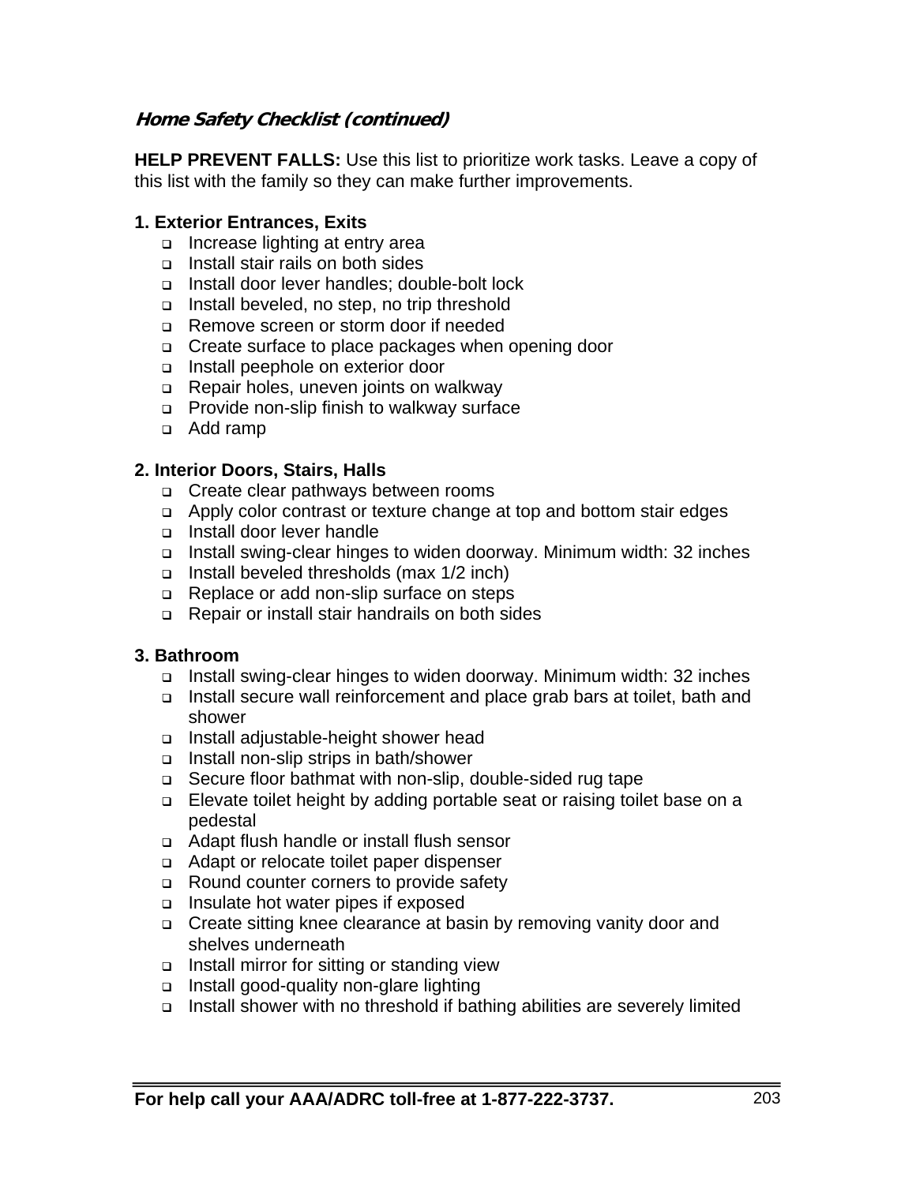***Home Safety Checklist (continued)***

**HELP PREVENT FALLS:** Use this list to prioritize work tasks. Leave a copy of this list with the family so they can make further improvements.

**1. Exterior Entrances, Exits**

- Increase lighting at entry area
- Install stair rails on both sides
- Install door lever handles; double-bolt lock
- Install beveled, no step, no trip threshold
- Remove screen or storm door if needed
- Create surface to place packages when opening door
- Install peephole on exterior door
- Repair holes, uneven joints on walkway
- Provide non-slip finish to walkway surface
- Add ramp

**2. Interior Doors, Stairs, Halls**

- Create clear pathways between rooms
- Apply color contrast or texture change at top and bottom stair edges
- Install door lever handle
- Install swing-clear hinges to widen doorway. Minimum width: 32 inches
- Install beveled thresholds (max 1/2 inch)
- Replace or add non-slip surface on steps
- Repair or install stair handrails on both sides

**3. Bathroom**

- Install swing-clear hinges to widen doorway. Minimum width: 32 inches
- Install secure wall reinforcement and place grab bars at toilet, bath and shower
- Install adjustable-height shower head
- Install non-slip strips in bath/shower
- Secure floor bathmat with non-slip, double-sided rug tape
- Elevate toilet height by adding portable seat or raising toilet base on a pedestal
- Adapt flush handle or install flush sensor
- Adapt or relocate toilet paper dispenser
- Round counter corners to provide safety
- Insulate hot water pipes if exposed
- Create sitting knee clearance at basin by removing vanity door and shelves underneath
- Install mirror for sitting or standing view
- Install good-quality non-glare lighting
- Install shower with no threshold if bathing abilities are severely limited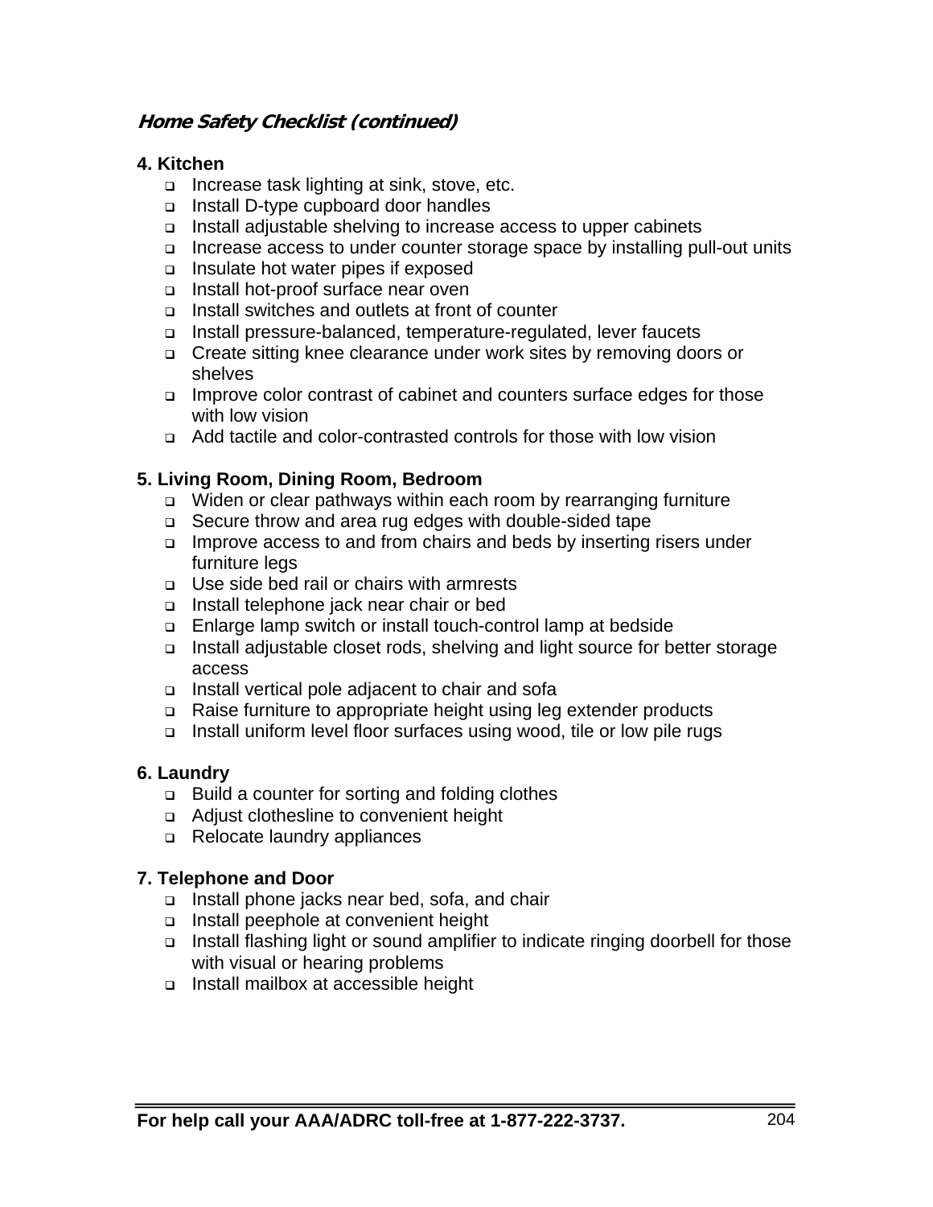***Home Safety Checklist (continued)***

**4. Kitchen**

- Increase task lighting at sink, stove, etc.
- Install D-type cupboard door handles
- Install adjustable shelving to increase access to upper cabinets
- Increase access to under counter storage space by installing pull-out units
- Insulate hot water pipes if exposed
- Install hot-proof surface near oven
- Install switches and outlets at front of counter
- Install pressure-balanced, temperature-regulated, lever faucets
- Create sitting knee clearance under work sites by removing doors or shelves
- Improve color contrast of cabinet and counters surface edges for those with low vision
- Add tactile and color-contrasted controls for those with low vision

**5. Living Room, Dining Room, Bedroom**

- Widen or clear pathways within each room by rearranging furniture
- Secure throw and area rug edges with double-sided tape
- Improve access to and from chairs and beds by inserting risers under furniture legs
- Use side bed rail or chairs with armrests
- Install telephone jack near chair or bed
- Enlarge lamp switch or install touch-control lamp at bedside
- Install adjustable closet rods, shelving and light source for better storage access
- Install vertical pole adjacent to chair and sofa
- Raise furniture to appropriate height using leg extender products
- Install uniform level floor surfaces using wood, tile or low pile rugs

**6. Laundry**

- Build a counter for sorting and folding clothes
- Adjust clothesline to convenient height
- Relocate laundry appliances

**7. Telephone and Door**

- Install phone jacks near bed, sofa, and chair
- Install peephole at convenient height
- Install flashing light or sound amplifier to indicate ringing doorbell for those with visual or hearing problems
- Install mailbox at accessible height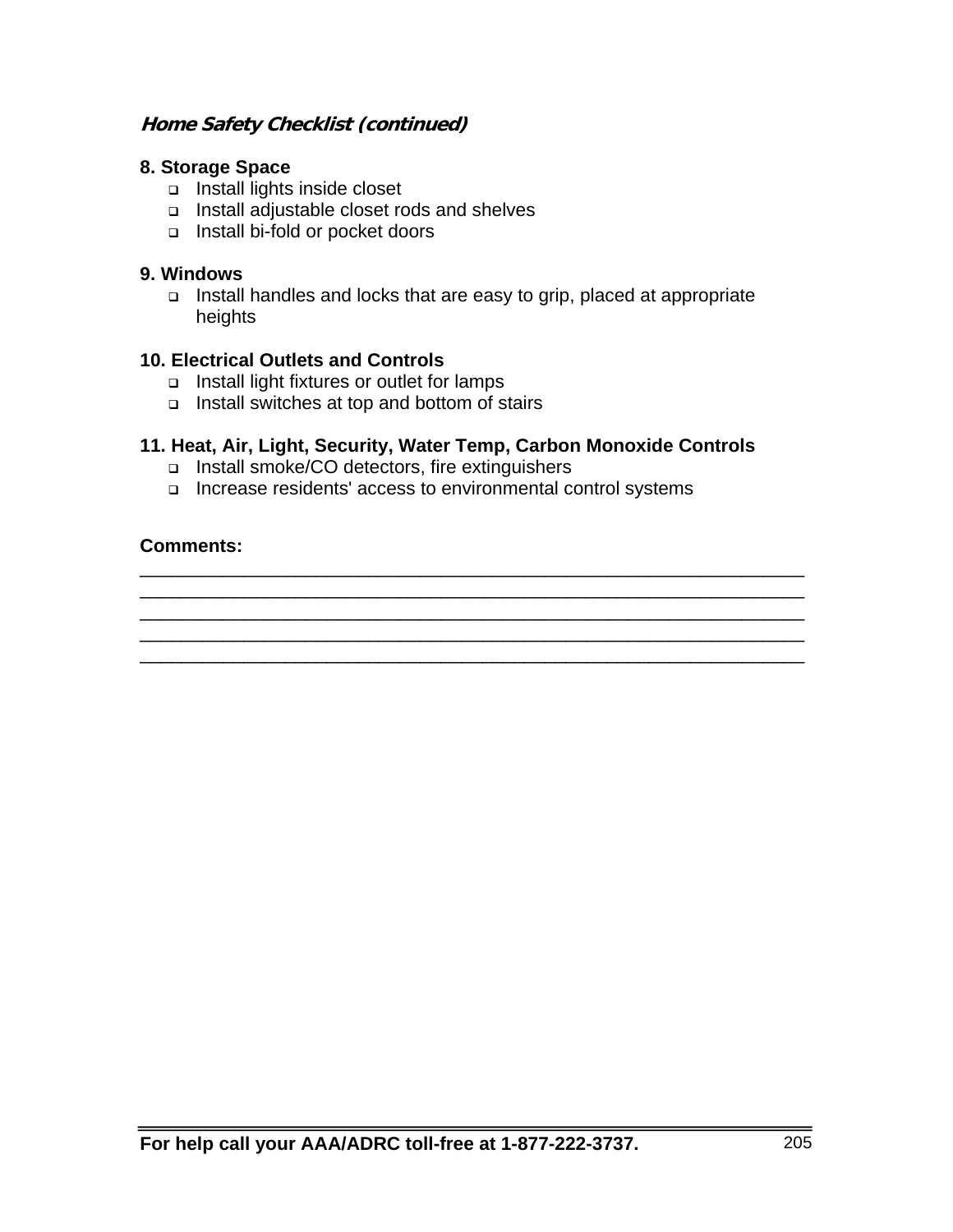***Home Safety Checklist (continued)***

**8. Storage Space**

- Install lights inside closet
- Install adjustable closet rods and shelves
- Install bi-fold or pocket doors

**9. Windows**

- Install handles and locks that are easy to grip, placed at appropriate heights

**10. Electrical Outlets and Controls**

- Install light fixtures or outlet for lamps
- Install switches at top and bottom of stairs

**11. Heat, Air, Light, Security, Water Temp, Carbon Monoxide Controls**

- Install smoke/CO detectors, fire extinguishers
- Increase residents' access to environmental control systems

**Comments:**

_______________________________________________________________
_______________________________________________________________
_______________________________________________________________
_______________________________________________________________
_______________________________________________________________

**For help call your AAA/ADRC toll-free at 1-877-222-3737.**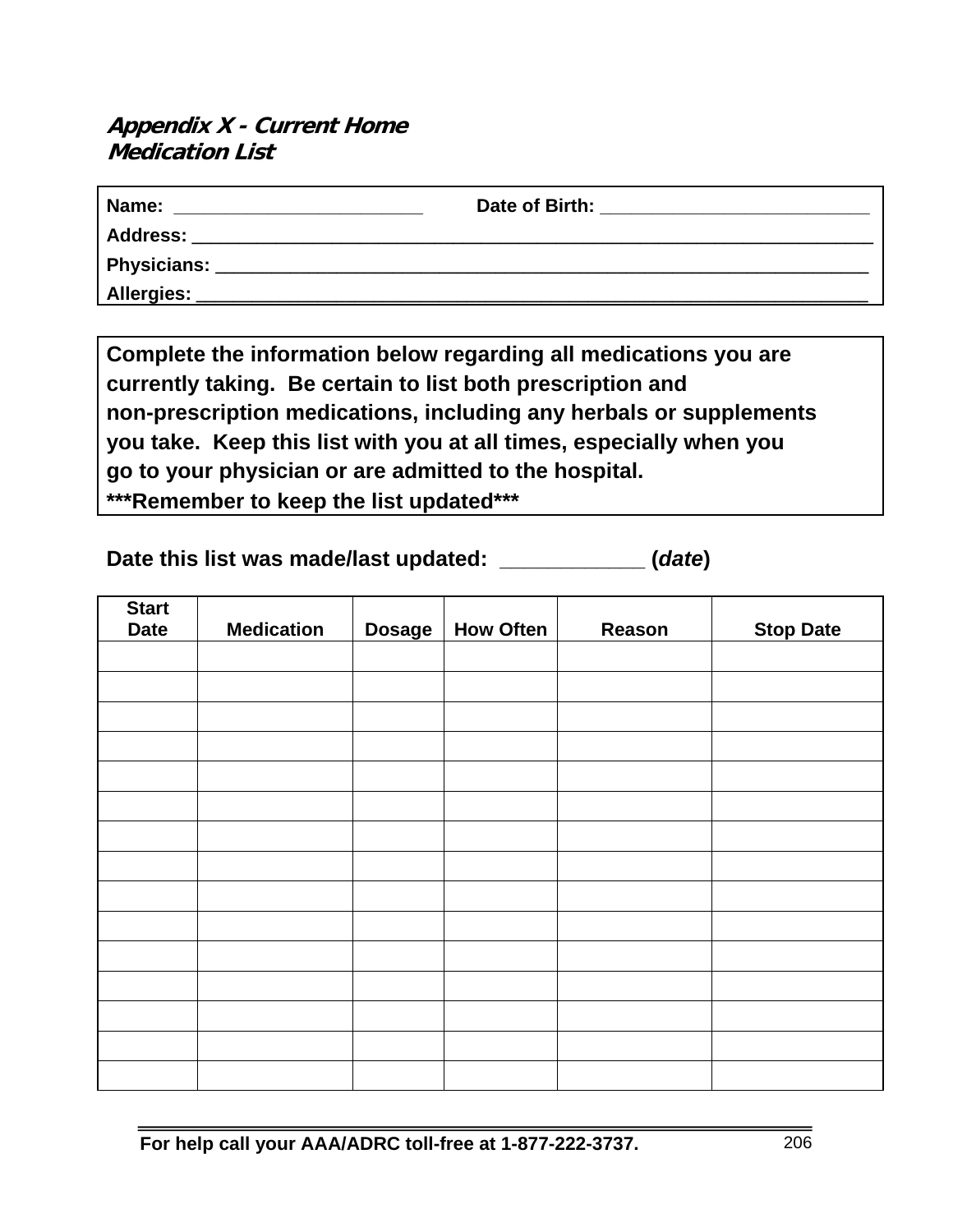## *Appendix X - Current Home Medication List*

**Name:** ________________________ **Date of Birth:** __________________________

**Address:** ____________________________________________________________________

**Physicians:** __________________________________________________________________

**Allergies:** ___________________________________________________________________

**Complete the information below regarding all medications you are currently taking. Be certain to list both prescription and non-prescription medications, including any herbals or supplements you take. Keep this list with you at all times, especially when you go to your physician or are admitted to the hospital.**
**\*\*\*Remember to keep the list updated\*\*\***

**Date this list was made/last updated: ____________ (*date*)**

| Start Date | Medication | Dosage | How Often | Reason | Stop Date |
|---|---|---|---|---|---|
| | | | | | |
| | | | | | |
| | | | | | |
| | | | | | |
| | | | | | |
| | | | | | |
| | | | | | |
| | | | | | |
| | | | | | |
| | | | | | |
| | | | | | |
| | | | | | |
| | | | | | |
| | | | | | |
| | | | | | |

**For help call your AAA/ADRC toll-free at 1-877-222-3737.**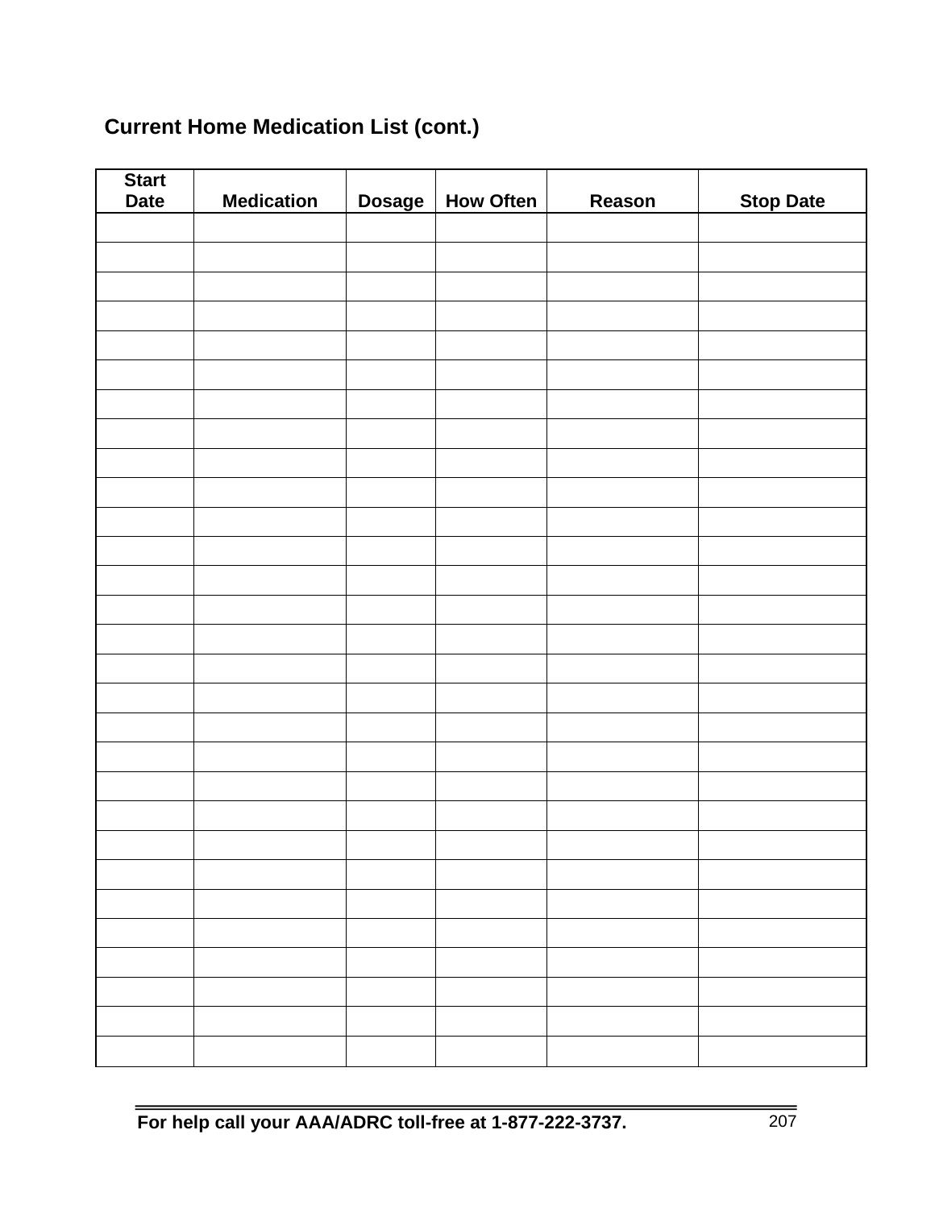**Current Home Medication List (cont.)**

| Start Date | Medication | Dosage | How Often | Reason | Stop Date |
|---|---|---|---|---|---|
| | | | | | |
| | | | | | |
| | | | | | |
| | | | | | |
| | | | | | |
| | | | | | |
| | | | | | |
| | | | | | |
| | | | | | |
| | | | | | |
| | | | | | |
| | | | | | |
| | | | | | |
| | | | | | |
| | | | | | |
| | | | | | |
| | | | | | |
| | | | | | |
| | | | | | |
| | | | | | |
| | | | | | |
| | | | | | |
| | | | | | |
| | | | | | |
| | | | | | |
| | | | | | |
| | | | | | |
| | | | | | |
| | | | | | |

**For help call your AAA/ADRC toll-free at 1-877-222-3737.**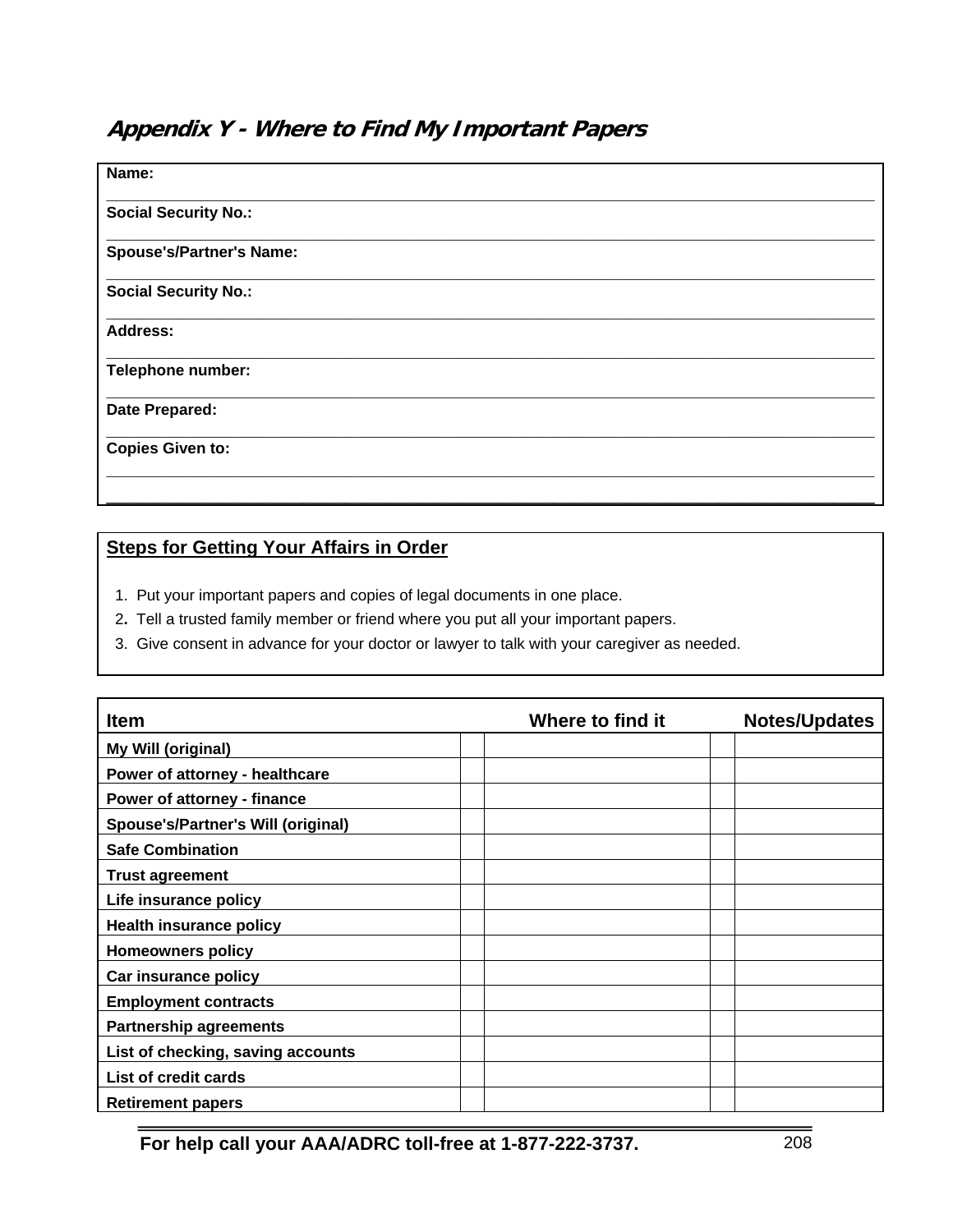## *Appendix Y - Where to Find My Important Papers*

**Name:**

**Social Security No.:**

**Spouse's/Partner's Name:**

**Social Security No.:**

**Address:**

**Telephone number:**

**Date Prepared:**

**Copies Given to:**

**Steps for Getting Your Affairs in Order**

1. Put your important papers and copies of legal documents in one place.
2. Tell a trusted family member or friend where you put all your important papers.
3. Give consent in advance for your doctor or lawyer to talk with your caregiver as needed.

| Item | Where to find it | Notes/Updates |
|---|---|---|
| **My Will (original)** | | |
| **Power of attorney - healthcare** | | |
| **Power of attorney - finance** | | |
| **Spouse's/Partner's Will (original)** | | |
| **Safe Combination** | | |
| **Trust agreement** | | |
| **Life insurance policy** | | |
| **Health insurance policy** | | |
| **Homeowners policy** | | |
| **Car insurance policy** | | |
| **Employment contracts** | | |
| **Partnership agreements** | | |
| **List of checking, saving accounts** | | |
| **List of credit cards** | | |
| **Retirement papers** | | |

**For help call your AAA/ADRC toll-free at 1-877-222-3737.**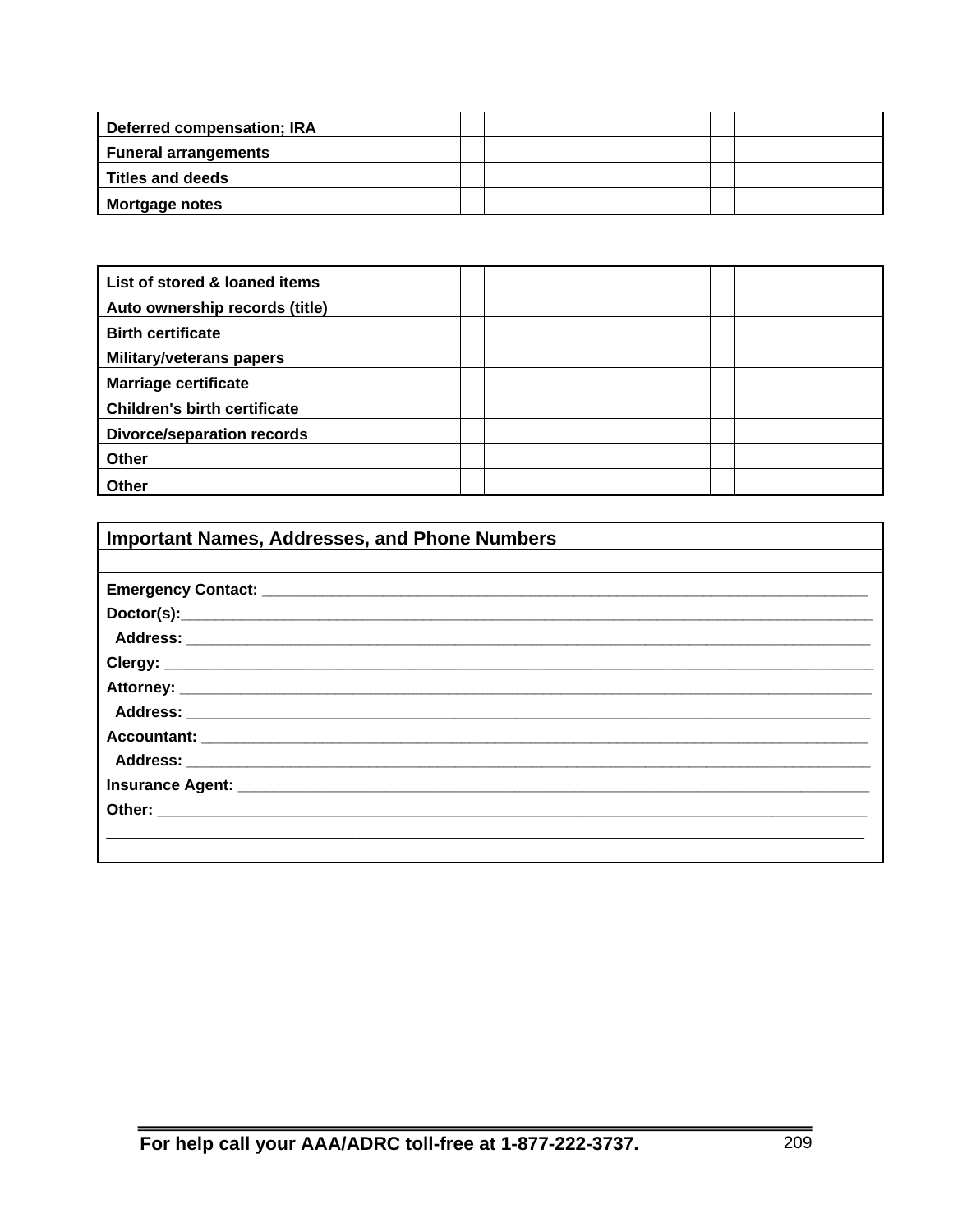| Deferred compensation; IRA | | | | |
|---|---|---|---|---|
| Funeral arrangements | | | | |
| Titles and deeds | | | | |
| Mortgage notes | | | | |

| List of stored & loaned items | | | | |
|---|---|---|---|---|
| Auto ownership records (title) | | | | |
| Birth certificate | | | | |
| Military/veterans papers | | | | |
| Marriage certificate | | | | |
| Children's birth certificate | | | | |
| Divorce/separation records | | | | |
| Other | | | | |
| Other | | | | |

## Important Names, Addresses, and Phone Numbers

**Emergency Contact:** ______________________________________________________________________

**Doctor(s):**______________________________________________________________________________

**Address:** ______________________________________________________________________________

**Clergy:** _______________________________________________________________________________

**Attorney:** ______________________________________________________________________________

**Address:** ______________________________________________________________________________

**Accountant:** ____________________________________________________________________________

**Address:** ______________________________________________________________________________

**Insurance Agent:** ________________________________________________________________________

**Other:** ________________________________________________________________________________

___________________________________________________________________________________________

**For help call your AAA/ADRC toll-free at 1-877-222-3737.**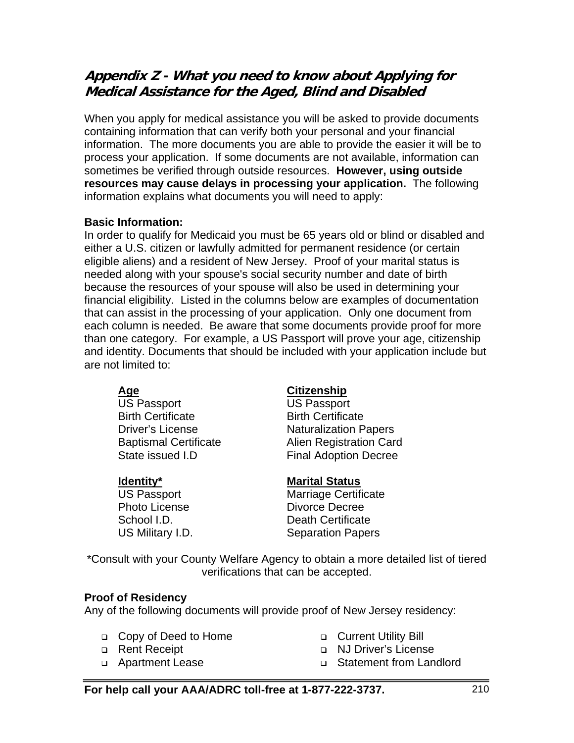## *Appendix Z - What you need to know about Applying for Medical Assistance for the Aged, Blind and Disabled*

When you apply for medical assistance you will be asked to provide documents containing information that can verify both your personal and your financial information. The more documents you are able to provide the easier it will be to process your application. If some documents are not available, information can sometimes be verified through outside resources. **However, using outside resources may cause delays in processing your application.** The following information explains what documents you will need to apply:

**Basic Information:**

In order to qualify for Medicaid you must be 65 years old or blind or disabled and either a U.S. citizen or lawfully admitted for permanent residence (or certain eligible aliens) and a resident of New Jersey. Proof of your marital status is needed along with your spouse's social security number and date of birth because the resources of your spouse will also be used in determining your financial eligibility. Listed in the columns below are examples of documentation that can assist in the processing of your application. Only one document from each column is needed. Be aware that some documents provide proof for more than one category. For example, a US Passport will prove your age, citizenship and identity. Documents that should be included with your application include but are not limited to:

| **Age** | **Citizenship** |
|---|---|
| US Passport | US Passport |
| Birth Certificate | Birth Certificate |
| Driver's License | Naturalization Papers |
| Baptismal Certificate | Alien Registration Card |
| State issued I.D | Final Adoption Decree |

| **Identity*** | **Marital Status** |
|---|---|
| US Passport | Marriage Certificate |
| Photo License | Divorce Decree |
| School I.D. | Death Certificate |
| US Military I.D. | Separation Papers |

*Consult with your County Welfare Agency to obtain a more detailed list of tiered verifications that can be accepted.

**Proof of Residency**

Any of the following documents will provide proof of New Jersey residency:

- Copy of Deed to Home
- Rent Receipt
- Apartment Lease
- Current Utility Bill
- NJ Driver's License
- Statement from Landlord

**For help call your AAA/ADRC toll-free at 1-877-222-3737.**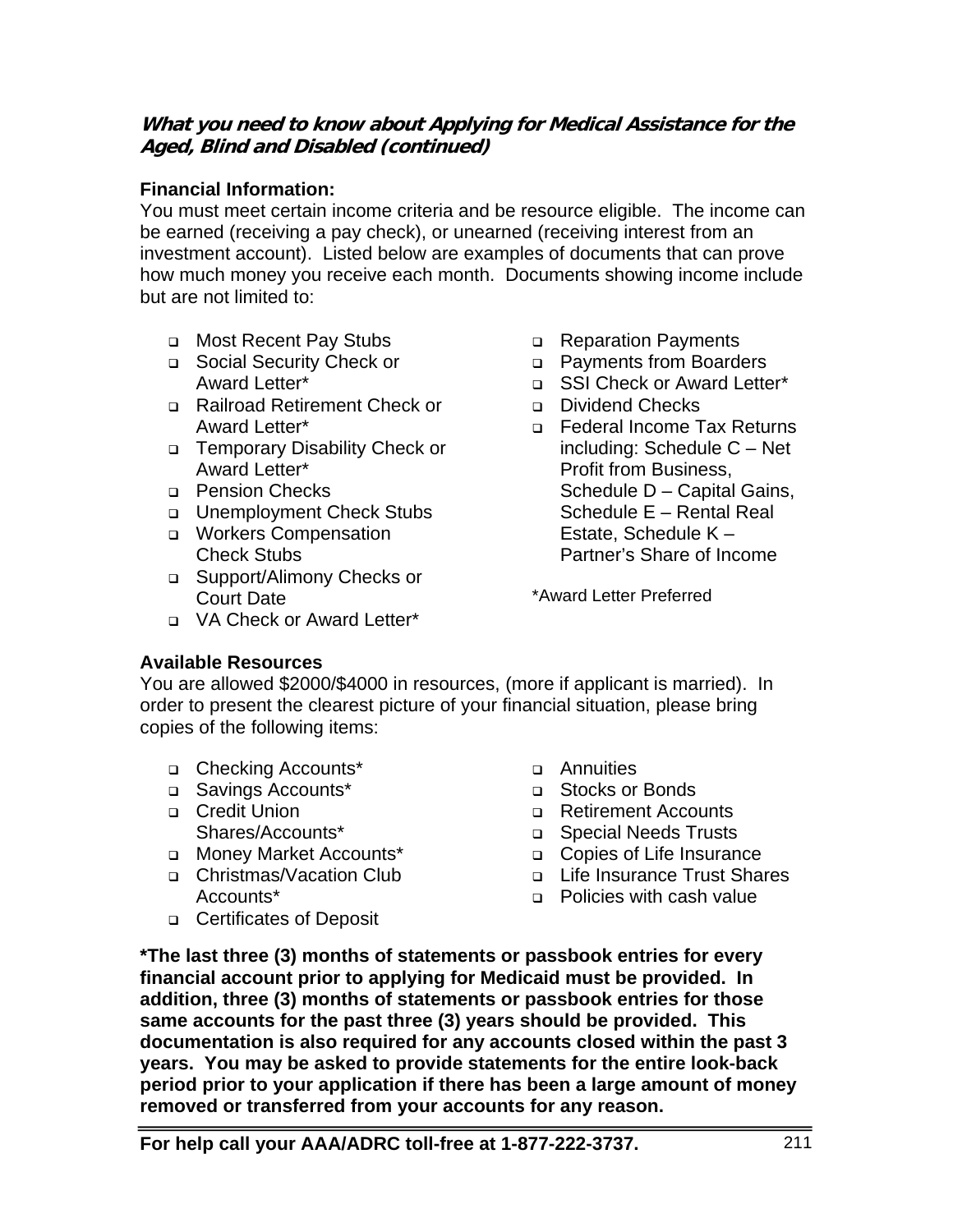### *What you need to know about Applying for Medical Assistance for the Aged, Blind and Disabled (continued)*

**Financial Information:**
You must meet certain income criteria and be resource eligible. The income can be earned (receiving a pay check), or unearned (receiving interest from an investment account). Listed below are examples of documents that can prove how much money you receive each month. Documents showing income include but are not limited to:

- Most Recent Pay Stubs
- Social Security Check or Award Letter*
- Railroad Retirement Check or Award Letter*
- Temporary Disability Check or Award Letter*
- Pension Checks
- Unemployment Check Stubs
- Workers Compensation Check Stubs
- Support/Alimony Checks or Court Date
- VA Check or Award Letter*
- Reparation Payments
- Payments from Boarders
- SSI Check or Award Letter*
- Dividend Checks
- Federal Income Tax Returns including: Schedule C – Net Profit from Business, Schedule D – Capital Gains, Schedule E – Rental Real Estate, Schedule K – Partner's Share of Income

*Award Letter Preferred

**Available Resources**
You are allowed $2000/$4000 in resources, (more if applicant is married). In order to present the clearest picture of your financial situation, please bring copies of the following items:

- Checking Accounts*
- Savings Accounts*
- Credit Union Shares/Accounts*
- Money Market Accounts*
- Christmas/Vacation Club Accounts*
- Certificates of Deposit
- Annuities
- Stocks or Bonds
- Retirement Accounts
- Special Needs Trusts
- Copies of Life Insurance
- Life Insurance Trust Shares
- Policies with cash value

**\*The last three (3) months of statements or passbook entries for every financial account prior to applying for Medicaid must be provided. In addition, three (3) months of statements or passbook entries for those same accounts for the past three (3) years should be provided. This documentation is also required for any accounts closed within the past 3 years. You may be asked to provide statements for the entire look-back period prior to your application if there has been a large amount of money removed or transferred from your accounts for any reason.**

**For help call your AAA/ADRC toll-free at 1-877-222-3737.**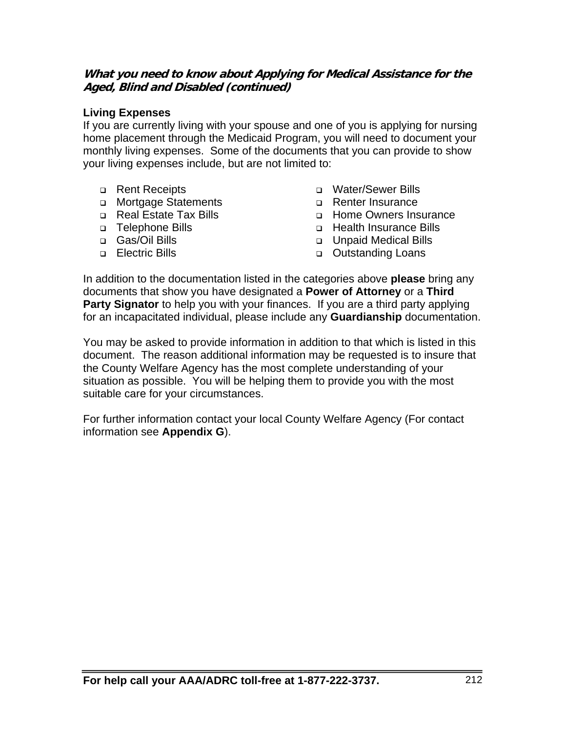### *What you need to know about Applying for Medical Assistance for the Aged, Blind and Disabled (continued)*

**Living Expenses**

If you are currently living with your spouse and one of you is applying for nursing home placement through the Medicaid Program, you will need to document your monthly living expenses. Some of the documents that you can provide to show your living expenses include, but are not limited to:

- Rent Receipts
- Mortgage Statements
- Real Estate Tax Bills
- Telephone Bills
- Gas/Oil Bills
- Electric Bills
- Water/Sewer Bills
- Renter Insurance
- Home Owners Insurance
- Health Insurance Bills
- Unpaid Medical Bills
- Outstanding Loans

In addition to the documentation listed in the categories above **please** bring any documents that show you have designated a **Power of Attorney** or a **Third Party Signator** to help you with your finances. If you are a third party applying for an incapacitated individual, please include any **Guardianship** documentation.

You may be asked to provide information in addition to that which is listed in this document. The reason additional information may be requested is to insure that the County Welfare Agency has the most complete understanding of your situation as possible. You will be helping them to provide you with the most suitable care for your circumstances.

For further information contact your local County Welfare Agency (For contact information see **Appendix G**).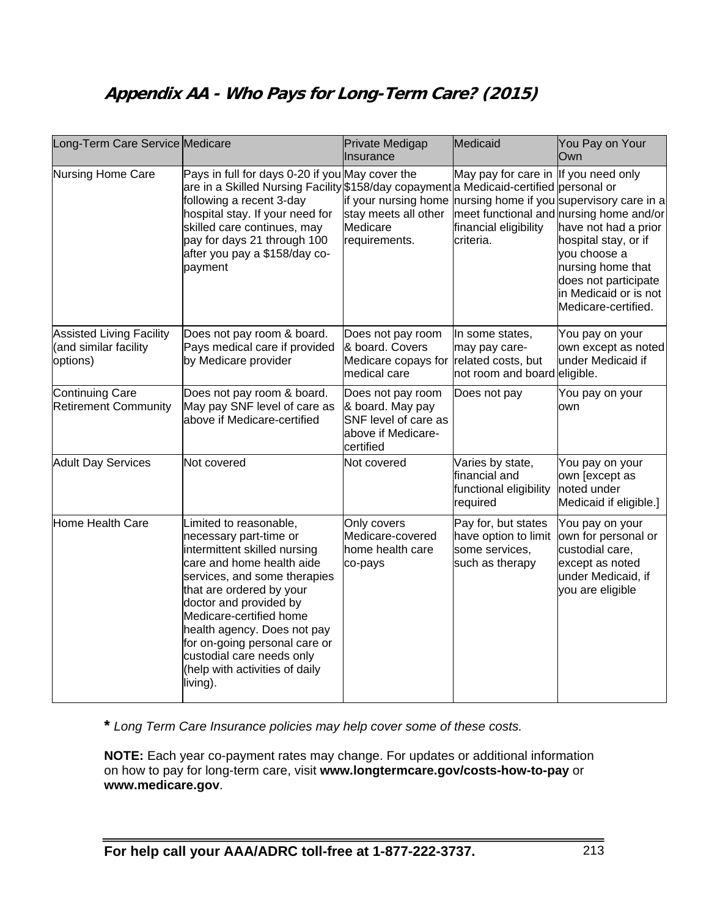## Appendix AA - Who Pays for Long-Term Care? (2015)

| Long-Term Care Service | Medicare | Private Medigap Insurance | Medicaid | You Pay on Your Own |
|---|---|---|---|---|
| Nursing Home Care | Pays in full for days 0-20 if you are in a Skilled Nursing Facility following a recent 3-day hospital stay. If your need for skilled care continues, may pay for days 21 through 100 after you pay a $158/day co-payment | May cover the $158/day copayment if your nursing home stay meets all other Medicare requirements. | May pay for care in a Medicaid-certified nursing home if you meet functional and financial eligibility criteria. | If you need only personal or supervisory care in a nursing home and/or have not had a prior hospital stay, or if you choose a nursing home that does not participate in Medicaid or is not Medicare-certified. |
| Assisted Living Facility (and similar facility options) | Does not pay room & board. Pays medical care if provided by Medicare provider | Does not pay room & board. Covers Medicare copays for medical care | In some states, may pay care-related costs, but not room and board | You pay on your own except as noted under Medicaid if eligible. |
| Continuing Care Retirement Community | Does not pay room & board. May pay SNF level of care as above if Medicare-certified | Does not pay room & board. May pay SNF level of care as above if Medicare-certified | Does not pay | You pay on your own |
| Adult Day Services | Not covered | Not covered | Varies by state, financial and functional eligibility required | You pay on your own [except as noted under Medicaid if eligible.] |
| Home Health Care | Limited to reasonable, necessary part-time or intermittent skilled nursing care and home health aide services, and some therapies that are ordered by your doctor and provided by Medicare-certified home health agency. Does not pay for on-going personal care or custodial care needs only (help with activities of daily living). | Only covers Medicare-covered home health care co-pays | Pay for, but states have option to limit some services, such as therapy | You pay on your own for personal or custodial care, except as noted under Medicaid, if you are eligible |

**\*** *Long Term Care Insurance policies may help cover some of these costs.*

**NOTE:** Each year co-payment rates may change. For updates or additional information on how to pay for long-term care, visit **www.longtermcare.gov/costs-how-to-pay** or **www.medicare.gov**.

**For help call your AAA/ADRC toll-free at 1-877-222-3737.**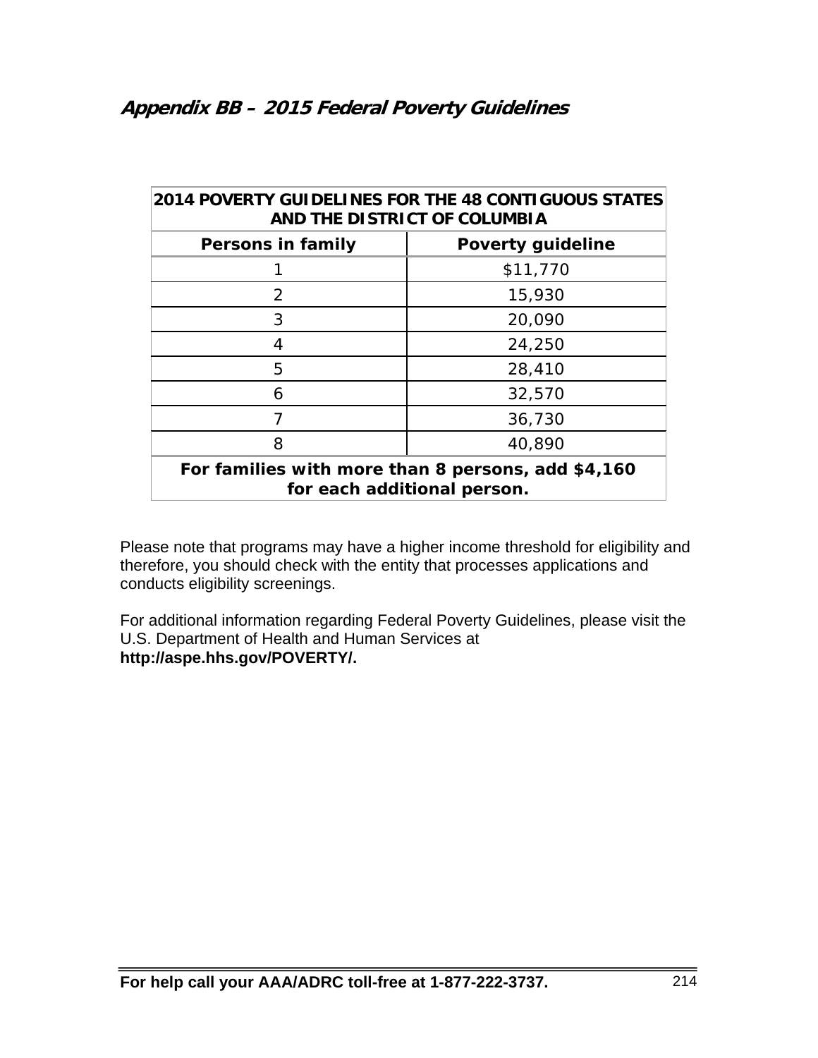## *Appendix BB – 2015 Federal Poverty Guidelines*

| 2014 POVERTY GUIDELINES FOR THE 48 CONTIGUOUS STATES AND THE DISTRICT OF COLUMBIA | |
|---|---|
| **Persons in family** | **Poverty guideline** |
| 1 | $11,770 |
| 2 | 15,930 |
| 3 | 20,090 |
| 4 | 24,250 |
| 5 | 28,410 |
| 6 | 32,570 |
| 7 | 36,730 |
| 8 | 40,890 |
| **For families with more than 8 persons, add $4,160 for each additional person.** | |

Please note that programs may have a higher income threshold for eligibility and therefore, you should check with the entity that processes applications and conducts eligibility screenings.

For additional information regarding Federal Poverty Guidelines, please visit the U.S. Department of Health and Human Services at **http://aspe.hhs.gov/POVERTY/.**